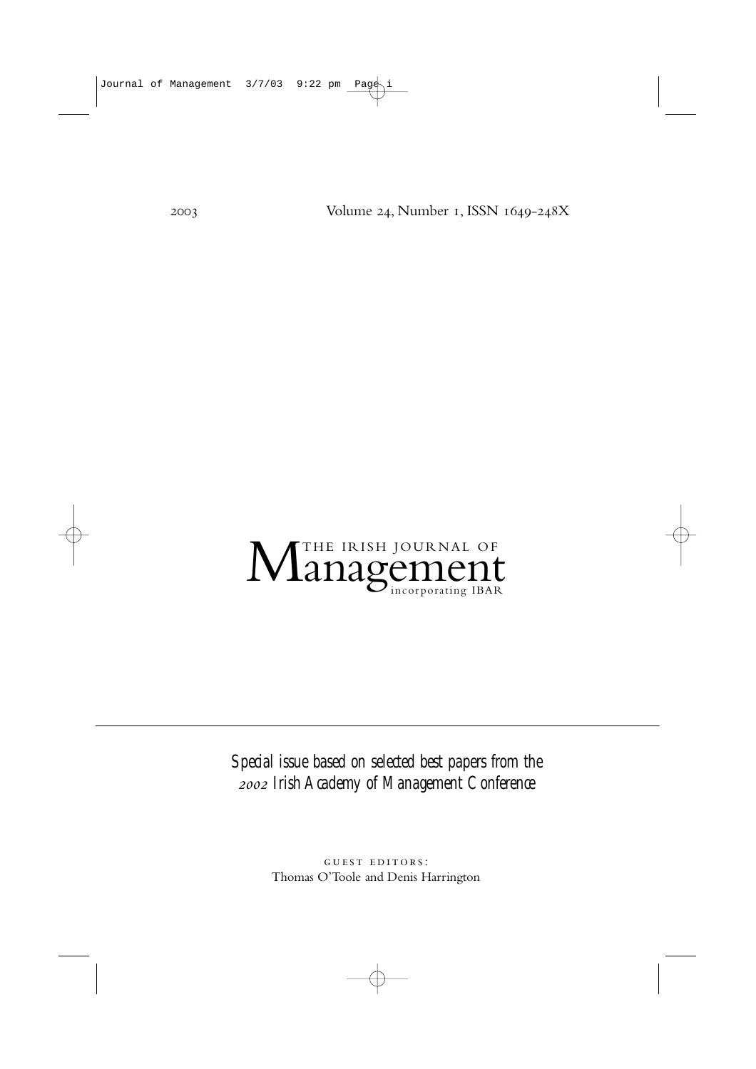2003 Volume 24, Number 1, ISSN 1649-248X

# The Irish Journal of Management

incorporating IBAR

*Special issue based on selected best papers from the 2002 Irish Academy of Management Conference*

GUEST EDITORS:
Thomas O'Toole and Denis Harrington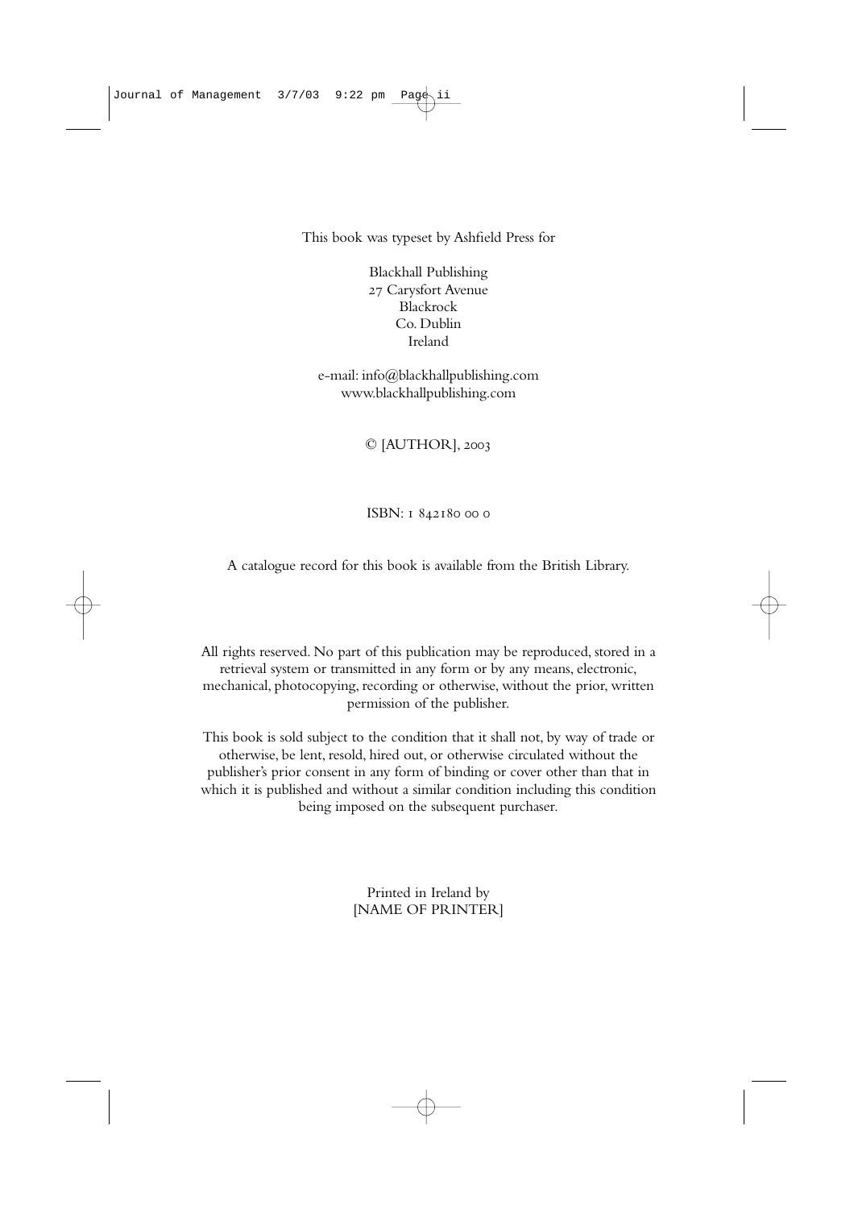This book was typeset by Ashfield Press for

Blackhall Publishing
27 Carysfort Avenue
Blackrock
Co. Dublin
Ireland

e-mail: info@blackhallpublishing.com
www.blackhallpublishing.com

© [AUTHOR], 2003

ISBN: 1 842180 00 0

A catalogue record for this book is available from the British Library.

All rights reserved. No part of this publication may be reproduced, stored in a retrieval system or transmitted in any form or by any means, electronic, mechanical, photocopying, recording or otherwise, without the prior, written permission of the publisher.

This book is sold subject to the condition that it shall not, by way of trade or otherwise, be lent, resold, hired out, or otherwise circulated without the publisher's prior consent in any form of binding or cover other than that in which it is published and without a similar condition including this condition being imposed on the subsequent purchaser.

Printed in Ireland by
[NAME OF PRINTER]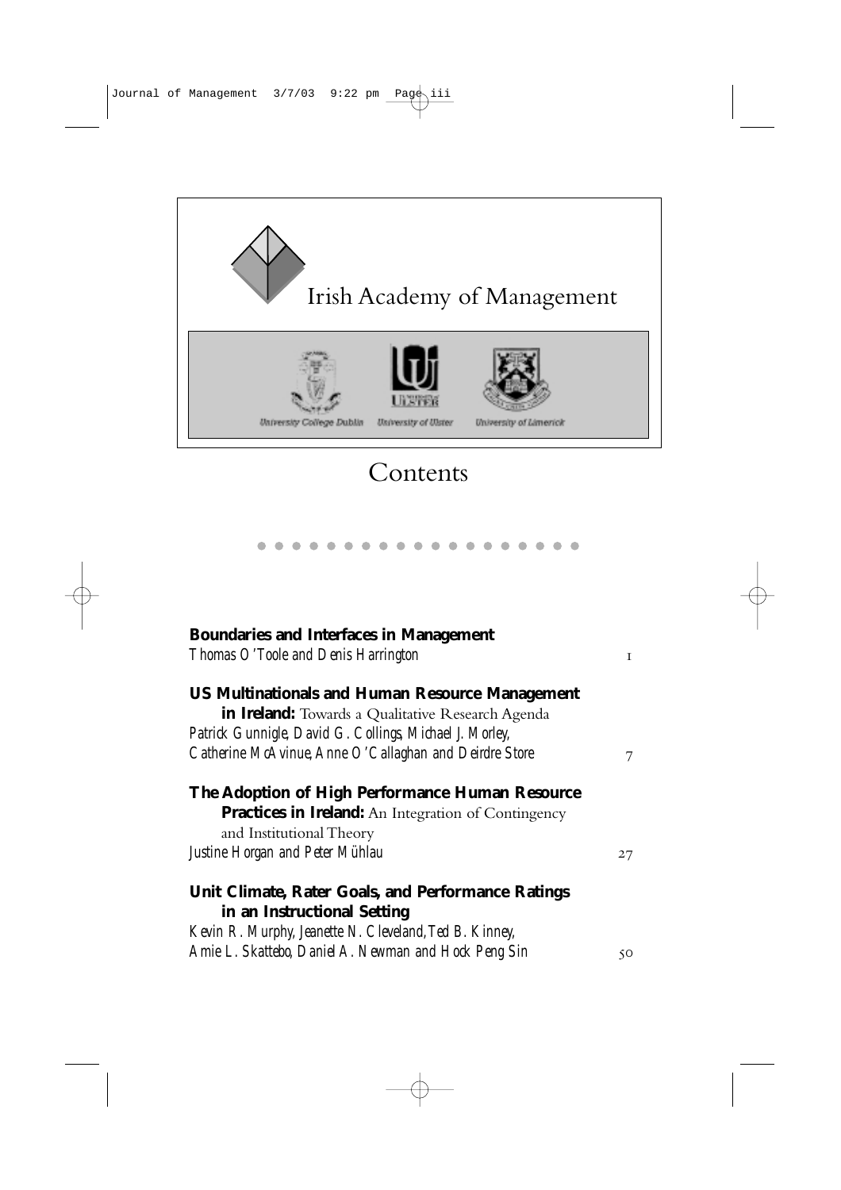Irish Academy of Management

University College Dublin    University of Ulster    University of Limerick

# Contents

**Boundaries and Interfaces in Management**
*Thomas O'Toole and Denis Harrington* 1

**US Multinationals and Human Resource Management in Ireland:** Towards a Qualitative Research Agenda
*Patrick Gunnigle, David G. Collings, Michael J. Morley, Catherine McAvinue, Anne O'Callaghan and Deirdre Store* 7

**The Adoption of High Performance Human Resource Practices in Ireland:** An Integration of Contingency and Institutional Theory
*Justine Horgan and Peter Mühlau* 27

**Unit Climate, Rater Goals, and Performance Ratings in an Instructional Setting**
*Kevin R. Murphy, Jeanette N. Cleveland, Ted B. Kinney, Amie L. Skattebo, Daniel A. Newman and Hock Peng Sin* 50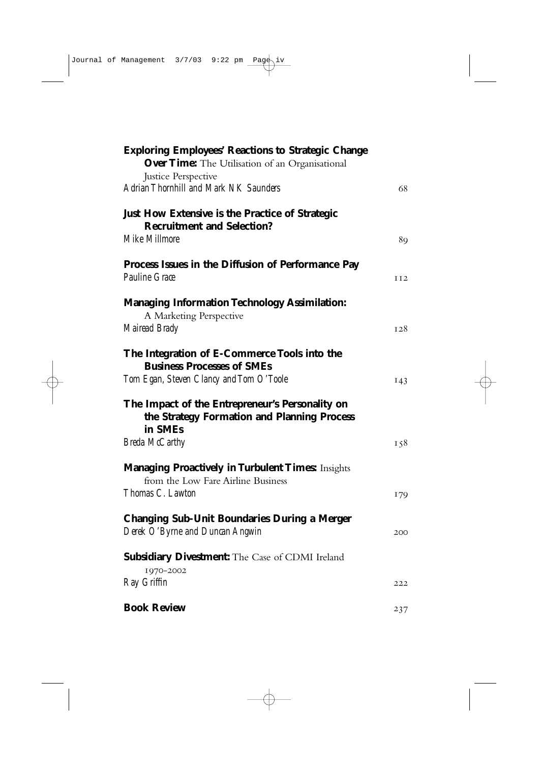**Exploring Employees' Reactions to Strategic Change Over Time:** The Utilisation of an Organisational Justice Perspective
*Adrian Thornhill and Mark NK Saunders* — 68

**Just How Extensive is the Practice of Strategic Recruitment and Selection?**
*Mike Millmore* — 89

**Process Issues in the Diffusion of Performance Pay**
*Pauline Grace* — 112

**Managing Information Technology Assimilation:** A Marketing Perspective
*Mairead Brady* — 128

**The Integration of E-Commerce Tools into the Business Processes of SMEs**
*Tom Egan, Steven Clancy and Tom O'Toole* — 143

**The Impact of the Entrepreneur's Personality on the Strategy Formation and Planning Process in SMEs**
*Breda McCarthy* — 158

**Managing Proactively in Turbulent Times:** Insights from the Low Fare Airline Business
*Thomas C. Lawton* — 179

**Changing Sub-Unit Boundaries During a Merger**
*Derek O'Byrne and Duncan Angwin* — 200

**Subsidiary Divestment:** The Case of CDMI Ireland 1970–2002
*Ray Griffin* — 222

**Book Review** — 237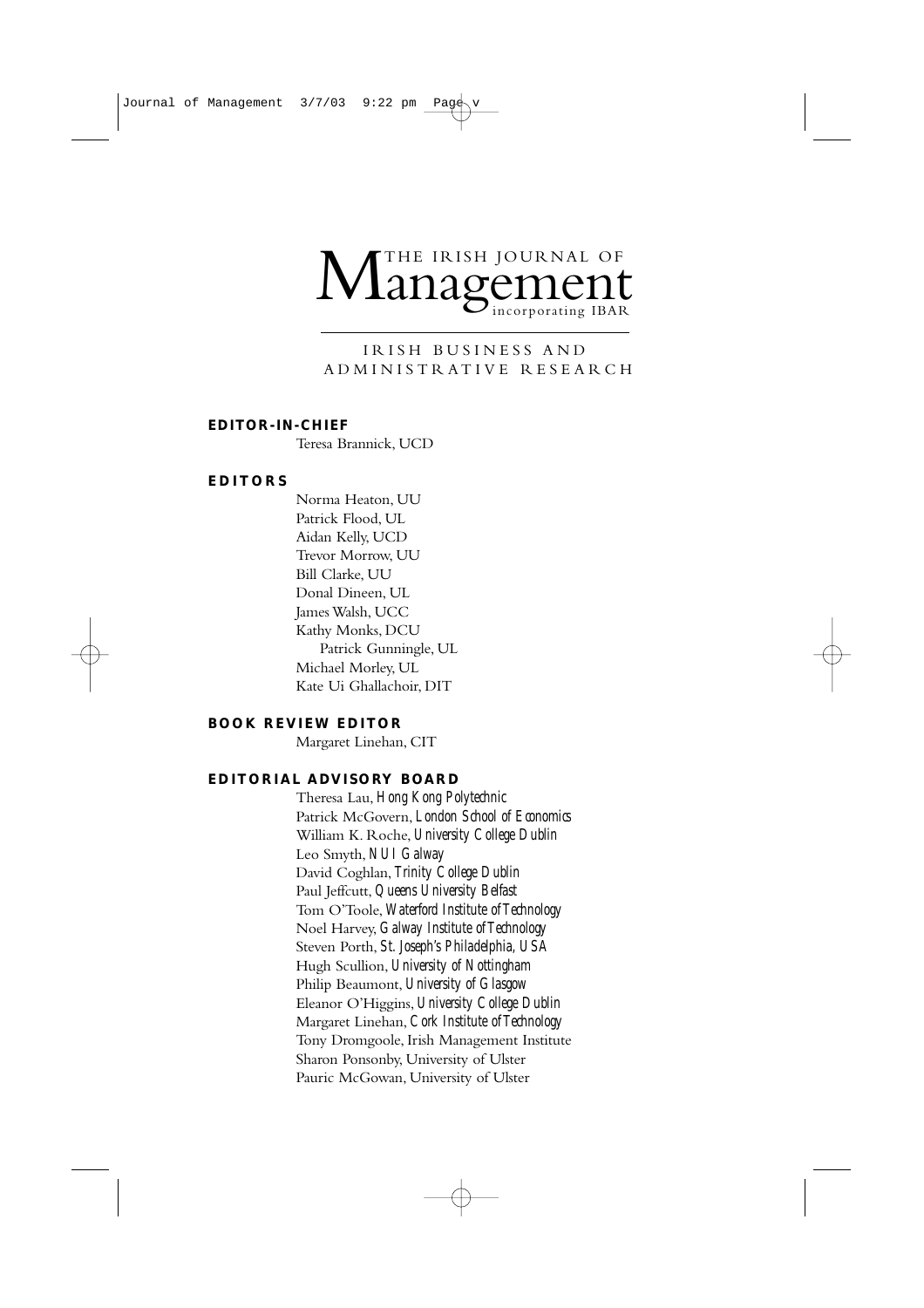# The Irish Journal of Management

incorporating IBAR

IRISH BUSINESS AND ADMINISTRATIVE RESEARCH

**EDITOR-IN-CHIEF**

Teresa Brannick, UCD

**EDITORS**

Norma Heaton, UU
Patrick Flood, UL
Aidan Kelly, UCD
Trevor Morrow, UU
Bill Clarke, UU
Donal Dineen, UL
James Walsh, UCC
Kathy Monks, DCU
Patrick Gunningle, UL
Michael Morley, UL
Kate Ui Ghallachoir, DIT

**BOOK REVIEW EDITOR**

Margaret Linehan, CIT

**EDITORIAL ADVISORY BOARD**

Theresa Lau, *Hong Kong Polytechnic*
Patrick McGovern, *London School of Economics*
William K. Roche, *University College Dublin*
Leo Smyth, *NUI Galway*
David Coghlan, *Trinity College Dublin*
Paul Jeffcutt, *Queens University Belfast*
Tom O'Toole, *Waterford Institute of Technology*
Noel Harvey, *Galway Institute of Technology*
Steven Porth, *St. Joseph's Philadelphia, USA*
Hugh Scullion, *University of Nottingham*
Philip Beaumont, *University of Glasgow*
Eleanor O'Higgins, *University College Dublin*
Margaret Linehan, *Cork Institute of Technology*
Tony Dromgoole, Irish Management Institute
Sharon Ponsonby, University of Ulster
Pauric McGowan, University of Ulster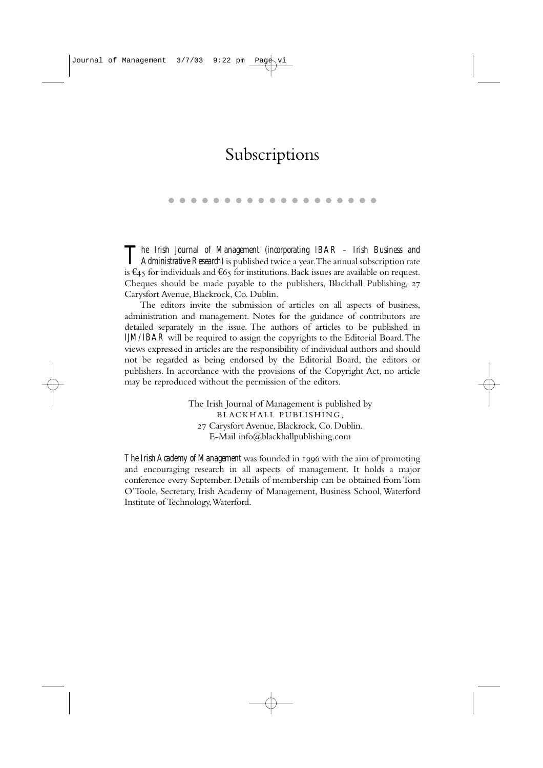# Subscriptions

*The Irish Journal of Management (incorporating IBAR – Irish Business and Administrative Research)* is published twice a year. The annual subscription rate is €45 for individuals and €65 for institutions. Back issues are available on request. Cheques should be made payable to the publishers, Blackhall Publishing, 27 Carysfort Avenue, Blackrock, Co. Dublin.

The editors invite the submission of articles on all aspects of business, administration and management. Notes for the guidance of contributors are detailed separately in the issue. The authors of articles to be published in *IJM/IBAR* will be required to assign the copyrights to the Editorial Board. The views expressed in articles are the responsibility of individual authors and should not be regarded as being endorsed by the Editorial Board, the editors or publishers. In accordance with the provisions of the Copyright Act, no article may be reproduced without the permission of the editors.

The Irish Journal of Management is published by
BLACKHALL PUBLISHING,
27 Carysfort Avenue, Blackrock, Co. Dublin.
E-Mail info@blackhallpublishing.com

*The Irish Academy of Management* was founded in 1996 with the aim of promoting and encouraging research in all aspects of management. It holds a major conference every September. Details of membership can be obtained from Tom O'Toole, Secretary, Irish Academy of Management, Business School, Waterford Institute of Technology, Waterford.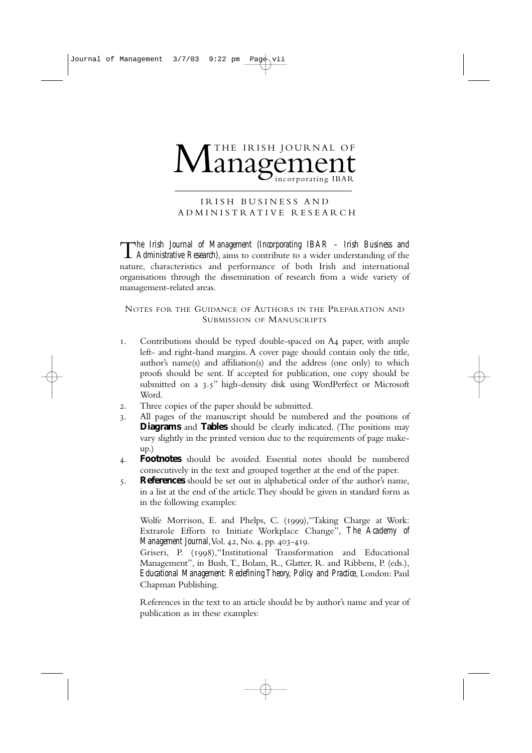# THE IRISH JOURNAL OF Management incorporating IBAR

## IRISH BUSINESS AND ADMINISTRATIVE RESEARCH

*The Irish Journal of Management (Incorporating IBAR – Irish Business and Administrative Research)*, aims to contribute to a wider understanding of the nature, characteristics and performance of both Irish and international organisations through the dissemination of research from a wide variety of management-related areas.

### NOTES FOR THE GUIDANCE OF AUTHORS IN THE PREPARATION AND SUBMISSION OF MANUSCRIPTS

1. Contributions should be typed double-spaced on A4 paper, with ample left- and right-hand margins. A cover page should contain only the title, author's name(s) and affiliation(s) and the address (one only) to which proofs should be sent. If accepted for publication, one copy should be submitted on a 3.5" high-density disk using WordPerfect or Microsoft Word.
2. Three copies of the paper should be submitted.
3. All pages of the manuscript should be numbered and the positions of **Diagrams** and **Tables** should be clearly indicated. (The positions may vary slightly in the printed version due to the requirements of page make-up.)
4. **Footnotes** should be avoided. Essential notes should be numbered consecutively in the text and grouped together at the end of the paper.
5. **References** should be set out in alphabetical order of the author's name, in a list at the end of the article. They should be given in standard form as in the following examples:

   Wolfe Morrison, E. and Phelps, C. (1999), "Taking Charge at Work: Extrarole Efforts to Initiate Workplace Change", *The Academy of Management Journal*, Vol. 42, No. 4, pp. 403-419.

   Griseri, P. (1998), "Institutional Transformation and Educational Management", in Bush, T., Bolam, R., Glatter, R. and Ribbens, P. (eds.), *Educational Management: Redefining Theory, Policy and Practice*, London: Paul Chapman Publishing.

   References in the text to an article should be by author's name and year of publication as in these examples: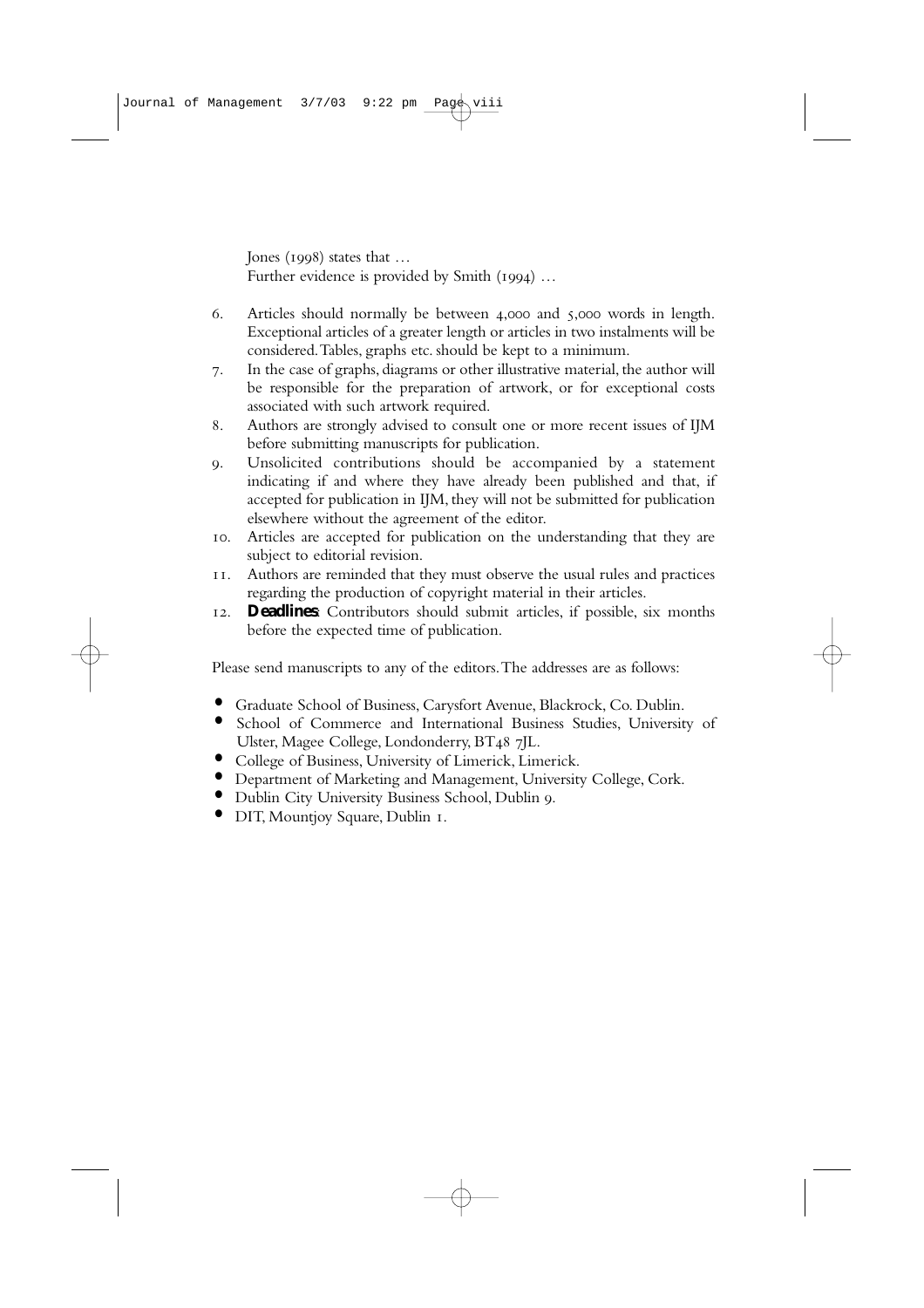Jones (1998) states that …
Further evidence is provided by Smith (1994) …

6. Articles should normally be between 4,000 and 5,000 words in length. Exceptional articles of a greater length or articles in two instalments will be considered. Tables, graphs etc. should be kept to a minimum.
7. In the case of graphs, diagrams or other illustrative material, the author will be responsible for the preparation of artwork, or for exceptional costs associated with such artwork required.
8. Authors are strongly advised to consult one or more recent issues of IJM before submitting manuscripts for publication.
9. Unsolicited contributions should be accompanied by a statement indicating if and where they have already been published and that, if accepted for publication in IJM, they will not be submitted for publication elsewhere without the agreement of the editor.
10. Articles are accepted for publication on the understanding that they are subject to editorial revision.
11. Authors are reminded that they must observe the usual rules and practices regarding the production of copyright material in their articles.
12. **Deadlines**: Contributors should submit articles, if possible, six months before the expected time of publication.

Please send manuscripts to any of the editors. The addresses are as follows:

- Graduate School of Business, Carysfort Avenue, Blackrock, Co. Dublin.
- School of Commerce and International Business Studies, University of Ulster, Magee College, Londonderry, BT48 7JL.
- College of Business, University of Limerick, Limerick.
- Department of Marketing and Management, University College, Cork.
- Dublin City University Business School, Dublin 9.
- DIT, Mountjoy Square, Dublin 1.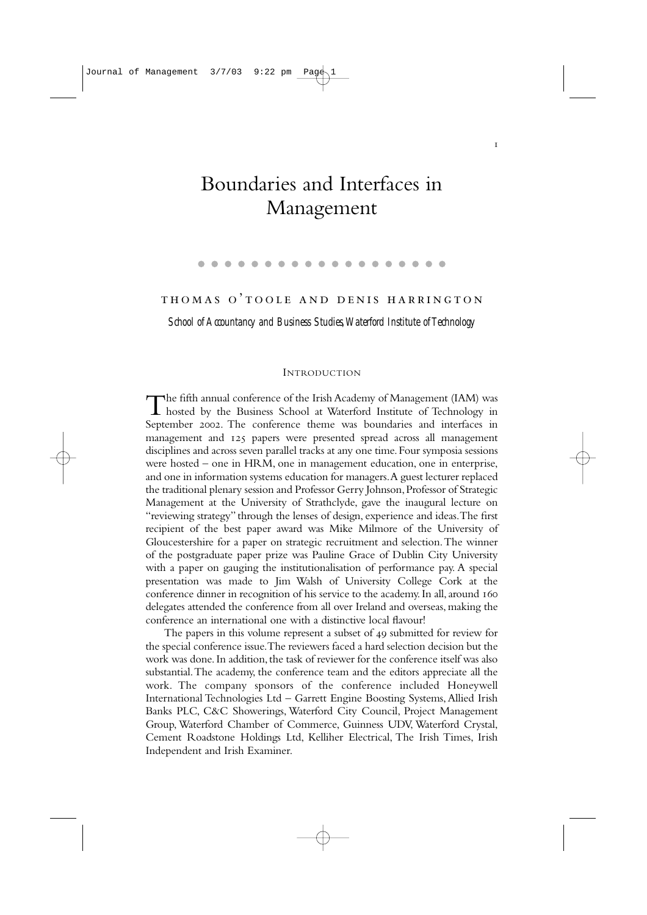# Boundaries and Interfaces in Management

THOMAS O'TOOLE AND DENIS HARRINGTON

*School of Accountancy and Business Studies, Waterford Institute of Technology*

## INTRODUCTION

The fifth annual conference of the Irish Academy of Management (IAM) was hosted by the Business School at Waterford Institute of Technology in September 2002. The conference theme was boundaries and interfaces in management and 125 papers were presented spread across all management disciplines and across seven parallel tracks at any one time. Four symposia sessions were hosted – one in HRM, one in management education, one in enterprise, and one in information systems education for managers. A guest lecturer replaced the traditional plenary session and Professor Gerry Johnson, Professor of Strategic Management at the University of Strathclyde, gave the inaugural lecture on "reviewing strategy" through the lenses of design, experience and ideas. The first recipient of the best paper award was Mike Milmore of the University of Gloucestershire for a paper on strategic recruitment and selection. The winner of the postgraduate paper prize was Pauline Grace of Dublin City University with a paper on gauging the institutionalisation of performance pay. A special presentation was made to Jim Walsh of University College Cork at the conference dinner in recognition of his service to the academy. In all, around 160 delegates attended the conference from all over Ireland and overseas, making the conference an international one with a distinctive local flavour!

The papers in this volume represent a subset of 49 submitted for review for the special conference issue. The reviewers faced a hard selection decision but the work was done. In addition, the task of reviewer for the conference itself was also substantial. The academy, the conference team and the editors appreciate all the work. The company sponsors of the conference included Honeywell International Technologies Ltd – Garrett Engine Boosting Systems, Allied Irish Banks PLC, C&C Showerings, Waterford City Council, Project Management Group, Waterford Chamber of Commerce, Guinness UDV, Waterford Crystal, Cement Roadstone Holdings Ltd, Kelliher Electrical, The Irish Times, Irish Independent and Irish Examiner.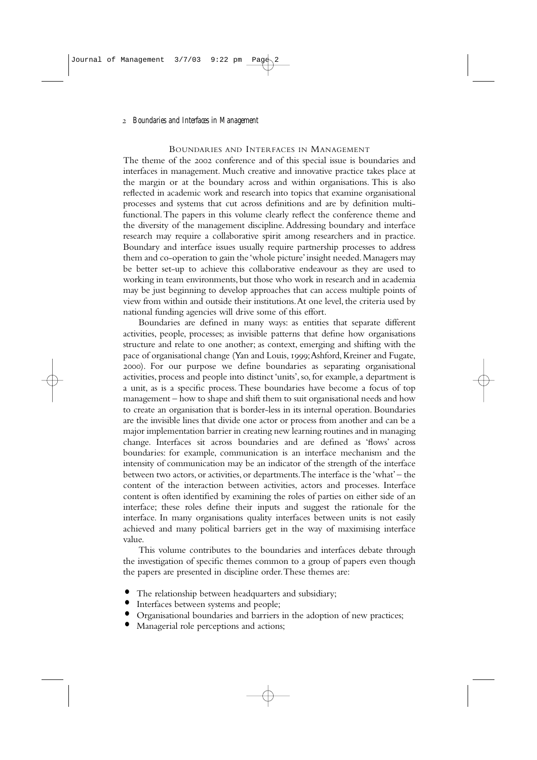## Boundaries and Interfaces in Management

The theme of the 2002 conference and of this special issue is boundaries and interfaces in management. Much creative and innovative practice takes place at the margin or at the boundary across and within organisations. This is also reflected in academic work and research into topics that examine organisational processes and systems that cut across definitions and are by definition multi-functional. The papers in this volume clearly reflect the conference theme and the diversity of the management discipline. Addressing boundary and interface research may require a collaborative spirit among researchers and in practice. Boundary and interface issues usually require partnership processes to address them and co-operation to gain the 'whole picture' insight needed. Managers may be better set-up to achieve this collaborative endeavour as they are used to working in team environments, but those who work in research and in academia may be just beginning to develop approaches that can access multiple points of view from within and outside their institutions. At one level, the criteria used by national funding agencies will drive some of this effort.

Boundaries are defined in many ways: as entities that separate different activities, people, processes; as invisible patterns that define how organisations structure and relate to one another; as context, emerging and shifting with the pace of organisational change (Yan and Louis, 1999; Ashford, Kreiner and Fugate, 2000). For our purpose we define boundaries as separating organisational activities, process and people into distinct 'units', so, for example, a department is a unit, as is a specific process. These boundaries have become a focus of top management – how to shape and shift them to suit organisational needs and how to create an organisation that is border-less in its internal operation. Boundaries are the invisible lines that divide one actor or process from another and can be a major implementation barrier in creating new learning routines and in managing change. Interfaces sit across boundaries and are defined as 'flows' across boundaries: for example, communication is an interface mechanism and the intensity of communication may be an indicator of the strength of the interface between two actors, or activities, or departments. The interface is the 'what' – the content of the interaction between activities, actors and processes. Interface content is often identified by examining the roles of parties on either side of an interface; these roles define their inputs and suggest the rationale for the interface. In many organisations quality interfaces between units is not easily achieved and many political barriers get in the way of maximising interface value.

This volume contributes to the boundaries and interfaces debate through the investigation of specific themes common to a group of papers even though the papers are presented in discipline order. These themes are:

- The relationship between headquarters and subsidiary;
- Interfaces between systems and people;
- Organisational boundaries and barriers in the adoption of new practices;
- Managerial role perceptions and actions;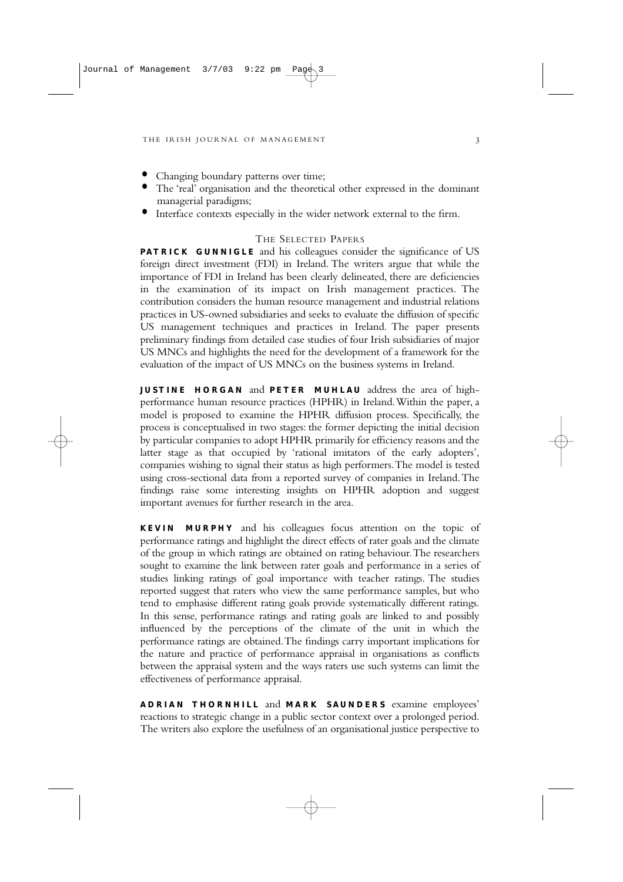- Changing boundary patterns over time;
- The 'real' organisation and the theoretical other expressed in the dominant managerial paradigms;
- Interface contexts especially in the wider network external to the firm.

## The Selected Papers

**PATRICK GUNNIGLE** and his colleagues consider the significance of US foreign direct investment (FDI) in Ireland. The writers argue that while the importance of FDI in Ireland has been clearly delineated, there are deficiencies in the examination of its impact on Irish management practices. The contribution considers the human resource management and industrial relations practices in US-owned subsidiaries and seeks to evaluate the diffusion of specific US management techniques and practices in Ireland. The paper presents preliminary findings from detailed case studies of four Irish subsidiaries of major US MNCs and highlights the need for the development of a framework for the evaluation of the impact of US MNCs on the business systems in Ireland.

**JUSTINE HORGAN** and **PETER MUHLAU** address the area of high-performance human resource practices (HPHR) in Ireland. Within the paper, a model is proposed to examine the HPHR diffusion process. Specifically, the process is conceptualised in two stages: the former depicting the initial decision by particular companies to adopt HPHR primarily for efficiency reasons and the latter stage as that occupied by 'rational imitators of the early adopters', companies wishing to signal their status as high performers. The model is tested using cross-sectional data from a reported survey of companies in Ireland. The findings raise some interesting insights on HPHR adoption and suggest important avenues for further research in the area.

**KEVIN MURPHY** and his colleagues focus attention on the topic of performance ratings and highlight the direct effects of rater goals and the climate of the group in which ratings are obtained on rating behaviour. The researchers sought to examine the link between rater goals and performance in a series of studies linking ratings of goal importance with teacher ratings. The studies reported suggest that raters who view the same performance samples, but who tend to emphasise different rating goals provide systematically different ratings. In this sense, performance ratings and rating goals are linked to and possibly influenced by the perceptions of the climate of the unit in which the performance ratings are obtained. The findings carry important implications for the nature and practice of performance appraisal in organisations as conflicts between the appraisal system and the ways raters use such systems can limit the effectiveness of performance appraisal.

**ADRIAN THORNHILL** and **MARK SAUNDERS** examine employees' reactions to strategic change in a public sector context over a prolonged period. The writers also explore the usefulness of an organisational justice perspective to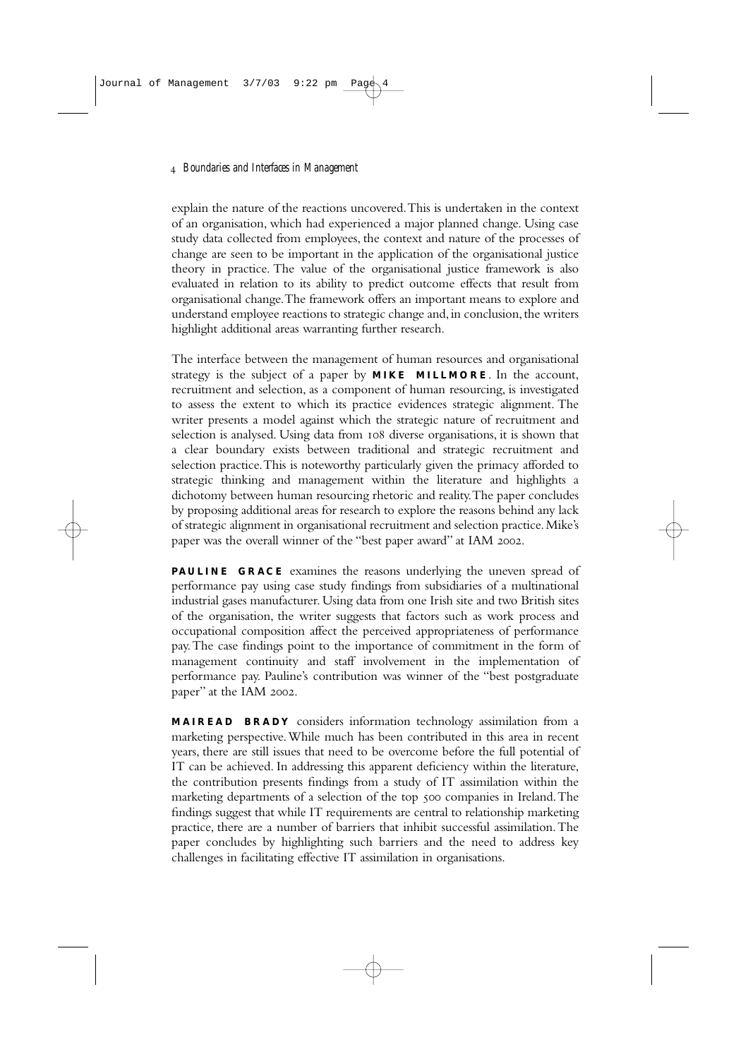explain the nature of the reactions uncovered. This is undertaken in the context of an organisation, which had experienced a major planned change. Using case study data collected from employees, the context and nature of the processes of change are seen to be important in the application of the organisational justice theory in practice. The value of the organisational justice framework is also evaluated in relation to its ability to predict outcome effects that result from organisational change. The framework offers an important means to explore and understand employee reactions to strategic change and, in conclusion, the writers highlight additional areas warranting further research.

The interface between the management of human resources and organisational strategy is the subject of a paper by **MIKE MILLMORE**. In the account, recruitment and selection, as a component of human resourcing, is investigated to assess the extent to which its practice evidences strategic alignment. The writer presents a model against which the strategic nature of recruitment and selection is analysed. Using data from 108 diverse organisations, it is shown that a clear boundary exists between traditional and strategic recruitment and selection practice. This is noteworthy particularly given the primacy afforded to strategic thinking and management within the literature and highlights a dichotomy between human resourcing rhetoric and reality. The paper concludes by proposing additional areas for research to explore the reasons behind any lack of strategic alignment in organisational recruitment and selection practice. Mike's paper was the overall winner of the "best paper award" at IAM 2002.

**PAULINE GRACE** examines the reasons underlying the uneven spread of performance pay using case study findings from subsidiaries of a multinational industrial gases manufacturer. Using data from one Irish site and two British sites of the organisation, the writer suggests that factors such as work process and occupational composition affect the perceived appropriateness of performance pay. The case findings point to the importance of commitment in the form of management continuity and staff involvement in the implementation of performance pay. Pauline's contribution was winner of the "best postgraduate paper" at the IAM 2002.

**MAIREAD BRADY** considers information technology assimilation from a marketing perspective. While much has been contributed in this area in recent years, there are still issues that need to be overcome before the full potential of IT can be achieved. In addressing this apparent deficiency within the literature, the contribution presents findings from a study of IT assimilation within the marketing departments of a selection of the top 500 companies in Ireland. The findings suggest that while IT requirements are central to relationship marketing practice, there are a number of barriers that inhibit successful assimilation. The paper concludes by highlighting such barriers and the need to address key challenges in facilitating effective IT assimilation in organisations.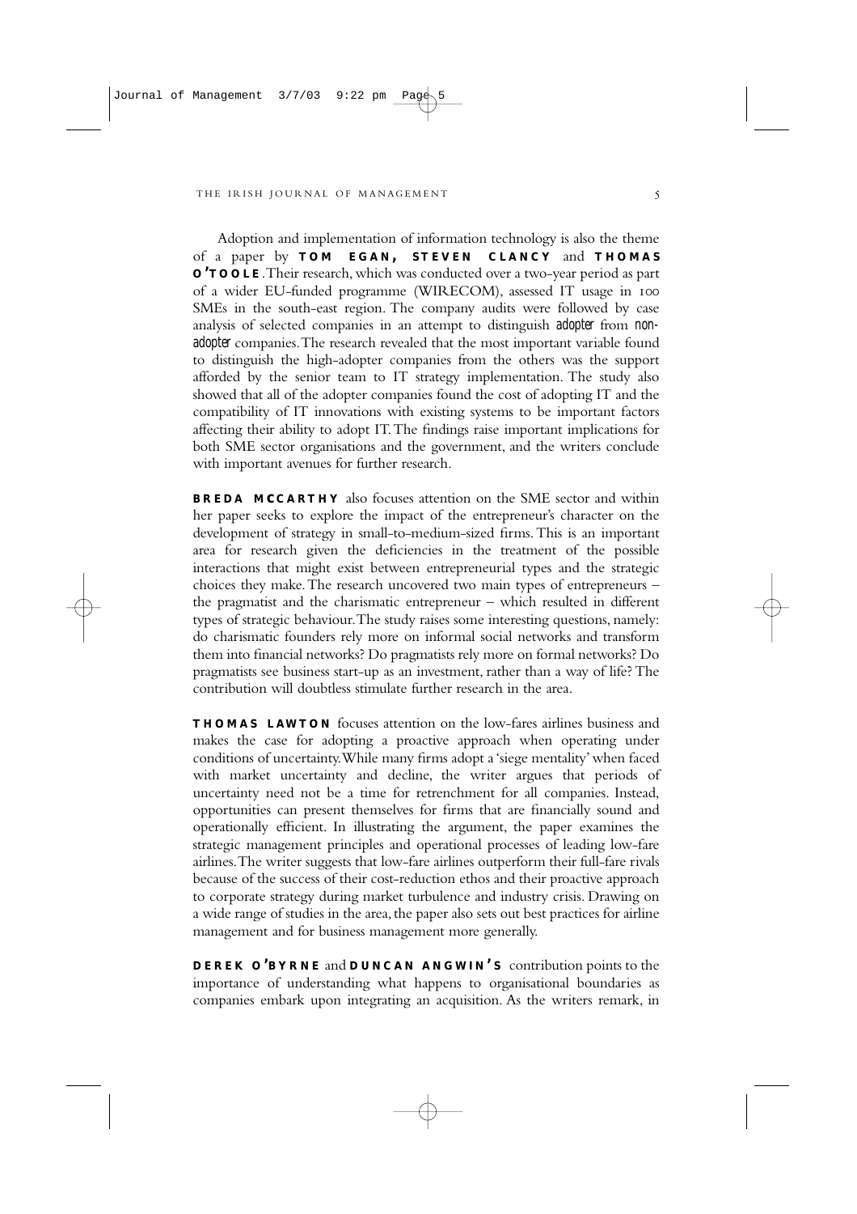Adoption and implementation of information technology is also the theme of a paper by **TOM EGAN, STEVEN CLANCY** and **THOMAS O'TOOLE**. Their research, which was conducted over a two-year period as part of a wider EU-funded programme (WIRECOM), assessed IT usage in 100 SMEs in the south-east region. The company audits were followed by case analysis of selected companies in an attempt to distinguish *adopter* from *non-adopter* companies. The research revealed that the most important variable found to distinguish the high-adopter companies from the others was the support afforded by the senior team to IT strategy implementation. The study also showed that all of the adopter companies found the cost of adopting IT and the compatibility of IT innovations with existing systems to be important factors affecting their ability to adopt IT. The findings raise important implications for both SME sector organisations and the government, and the writers conclude with important avenues for further research.

**BREDA MCCARTHY** also focuses attention on the SME sector and within her paper seeks to explore the impact of the entrepreneur's character on the development of strategy in small-to-medium-sized firms. This is an important area for research given the deficiencies in the treatment of the possible interactions that might exist between entrepreneurial types and the strategic choices they make. The research uncovered two main types of entrepreneurs – the pragmatist and the charismatic entrepreneur – which resulted in different types of strategic behaviour. The study raises some interesting questions, namely: do charismatic founders rely more on informal social networks and transform them into financial networks? Do pragmatists rely more on formal networks? Do pragmatists see business start-up as an investment, rather than a way of life? The contribution will doubtless stimulate further research in the area.

**THOMAS LAWTON** focuses attention on the low-fares airlines business and makes the case for adopting a proactive approach when operating under conditions of uncertainty. While many firms adopt a 'siege mentality' when faced with market uncertainty and decline, the writer argues that periods of uncertainty need not be a time for retrenchment for all companies. Instead, opportunities can present themselves for firms that are financially sound and operationally efficient. In illustrating the argument, the paper examines the strategic management principles and operational processes of leading low-fare airlines. The writer suggests that low-fare airlines outperform their full-fare rivals because of the success of their cost-reduction ethos and their proactive approach to corporate strategy during market turbulence and industry crisis. Drawing on a wide range of studies in the area, the paper also sets out best practices for airline management and for business management more generally.

**DEREK O'BYRNE** and **DUNCAN ANGWIN'S** contribution points to the importance of understanding what happens to organisational boundaries as companies embark upon integrating an acquisition. As the writers remark, in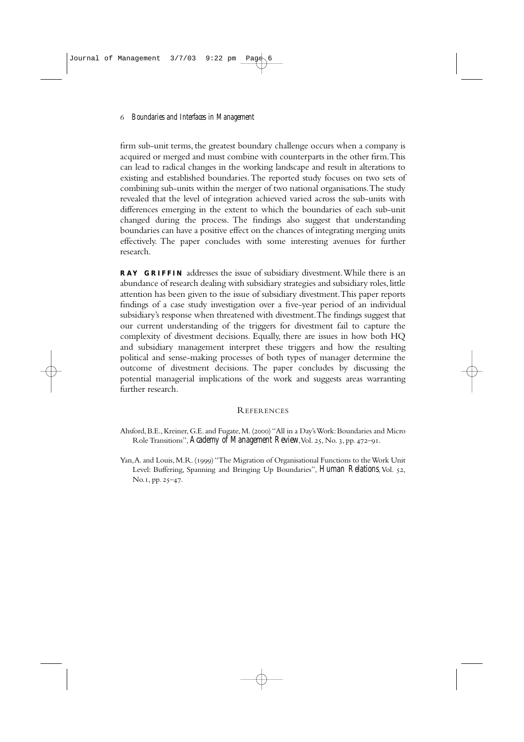firm sub-unit terms, the greatest boundary challenge occurs when a company is acquired or merged and must combine with counterparts in the other firm. This can lead to radical changes in the working landscape and result in alterations to existing and established boundaries. The reported study focuses on two sets of combining sub-units within the merger of two national organisations. The study revealed that the level of integration achieved varied across the sub-units with differences emerging in the extent to which the boundaries of each sub-unit changed during the process. The findings also suggest that understanding boundaries can have a positive effect on the chances of integrating merging units effectively. The paper concludes with some interesting avenues for further research.

**RAY GRIFFIN** addresses the issue of subsidiary divestment. While there is an abundance of research dealing with subsidiary strategies and subsidiary roles, little attention has been given to the issue of subsidiary divestment. This paper reports findings of a case study investigation over a five-year period of an individual subsidiary's response when threatened with divestment. The findings suggest that our current understanding of the triggers for divestment fail to capture the complexity of divestment decisions. Equally, there are issues in how both HQ and subsidiary management interpret these triggers and how the resulting political and sense-making processes of both types of manager determine the outcome of divestment decisions. The paper concludes by discussing the potential managerial implications of the work and suggests areas warranting further research.

## References

Ahsford, B.E., Kreiner, G.E. and Fugate, M. (2000) "All in a Day's Work: Boundaries and Micro Role Transitions", *Academy of Management Review*, Vol. 25, No. 3, pp. 472–91.

Yan, A. and Louis, M.R. (1999) "The Migration of Organisational Functions to the Work Unit Level: Buffering, Spanning and Bringing Up Boundaries", *Human Relations*, Vol. 52, No. 1, pp. 25–47.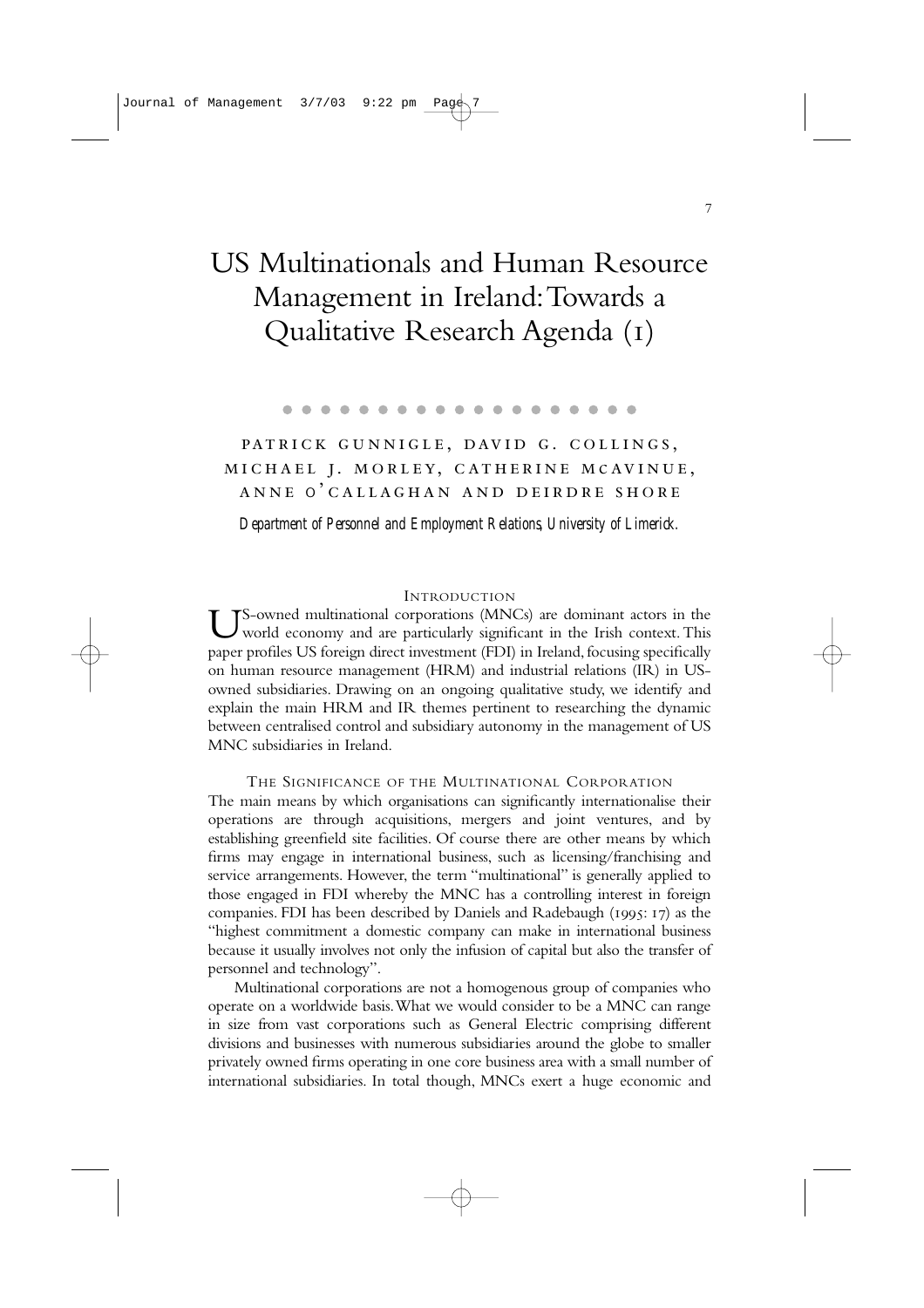# US Multinationals and Human Resource Management in Ireland: Towards a Qualitative Research Agenda (1)

PATRICK GUNNIGLE, DAVID G. COLLINGS, MICHAEL J. MORLEY, CATHERINE MCAVINUE, ANNE O'CALLAGHAN AND DEIRDRE SHORE

*Department of Personnel and Employment Relations, University of Limerick.*

## INTRODUCTION

US-owned multinational corporations (MNCs) are dominant actors in the world economy and are particularly significant in the Irish context. This paper profiles US foreign direct investment (FDI) in Ireland, focusing specifically on human resource management (HRM) and industrial relations (IR) in US-owned subsidiaries. Drawing on an ongoing qualitative study, we identify and explain the main HRM and IR themes pertinent to researching the dynamic between centralised control and subsidiary autonomy in the management of US MNC subsidiaries in Ireland.

## THE SIGNIFICANCE OF THE MULTINATIONAL CORPORATION

The main means by which organisations can significantly internationalise their operations are through acquisitions, mergers and joint ventures, and by establishing greenfield site facilities. Of course there are other means by which firms may engage in international business, such as licensing/franchising and service arrangements. However, the term "multinational" is generally applied to those engaged in FDI whereby the MNC has a controlling interest in foreign companies. FDI has been described by Daniels and Radebaugh (1995: 17) as the "highest commitment a domestic company can make in international business because it usually involves not only the infusion of capital but also the transfer of personnel and technology".

Multinational corporations are not a homogenous group of companies who operate on a worldwide basis. What we would consider to be a MNC can range in size from vast corporations such as General Electric comprising different divisions and businesses with numerous subsidiaries around the globe to smaller privately owned firms operating in one core business area with a small number of international subsidiaries. In total though, MNCs exert a huge economic and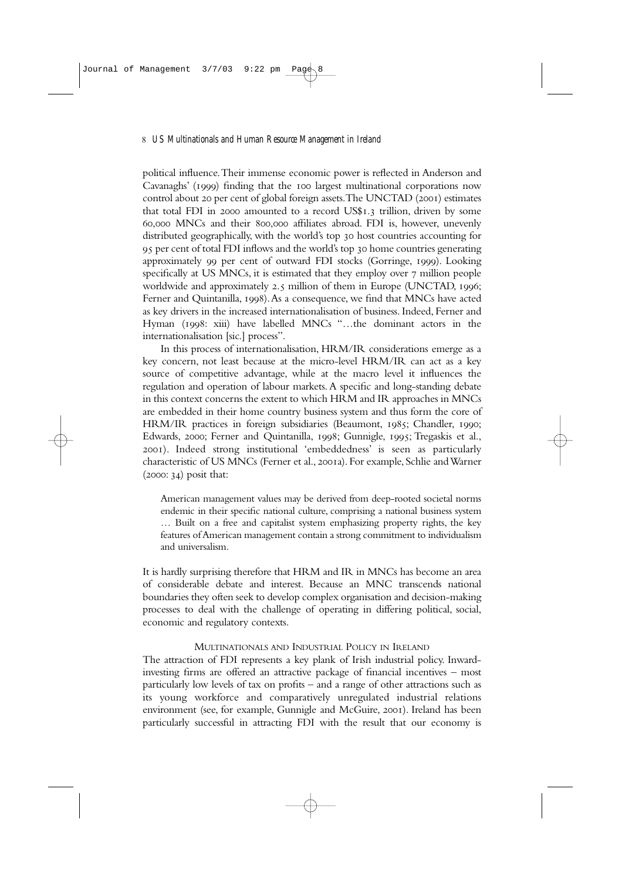political influence. Their immense economic power is reflected in Anderson and Cavanaghs' (1999) finding that the 100 largest multinational corporations now control about 20 per cent of global foreign assets. The UNCTAD (2001) estimates that total FDI in 2000 amounted to a record US$1.3 trillion, driven by some 60,000 MNCs and their 800,000 affiliates abroad. FDI is, however, unevenly distributed geographically, with the world's top 30 host countries accounting for 95 per cent of total FDI inflows and the world's top 30 home countries generating approximately 99 per cent of outward FDI stocks (Gorringe, 1999). Looking specifically at US MNCs, it is estimated that they employ over 7 million people worldwide and approximately 2.5 million of them in Europe (UNCTAD, 1996; Ferner and Quintanilla, 1998). As a consequence, we find that MNCs have acted as key drivers in the increased internationalisation of business. Indeed, Ferner and Hyman (1998: xiii) have labelled MNCs "…the dominant actors in the internationalisation [sic.] process".

In this process of internationalisation, HRM/IR considerations emerge as a key concern, not least because at the micro-level HRM/IR can act as a key source of competitive advantage, while at the macro level it influences the regulation and operation of labour markets. A specific and long-standing debate in this context concerns the extent to which HRM and IR approaches in MNCs are embedded in their home country business system and thus form the core of HRM/IR practices in foreign subsidiaries (Beaumont, 1985; Chandler, 1990; Edwards, 2000; Ferner and Quintanilla, 1998; Gunnigle, 1995; Tregaskis et al., 2001). Indeed strong institutional 'embeddedness' is seen as particularly characteristic of US MNCs (Ferner et al., 2001a). For example, Schlie and Warner (2000: 34) posit that:

> American management values may be derived from deep-rooted societal norms endemic in their specific national culture, comprising a national business system … Built on a free and capitalist system emphasizing property rights, the key features of American management contain a strong commitment to individualism and universalism.

It is hardly surprising therefore that HRM and IR in MNCs has become an area of considerable debate and interest. Because an MNC transcends national boundaries they often seek to develop complex organisation and decision-making processes to deal with the challenge of operating in differing political, social, economic and regulatory contexts.

## Multinationals and Industrial Policy in Ireland

The attraction of FDI represents a key plank of Irish industrial policy. Inward-investing firms are offered an attractive package of financial incentives – most particularly low levels of tax on profits – and a range of other attractions such as its young workforce and comparatively unregulated industrial relations environment (see, for example, Gunnigle and McGuire, 2001). Ireland has been particularly successful in attracting FDI with the result that our economy is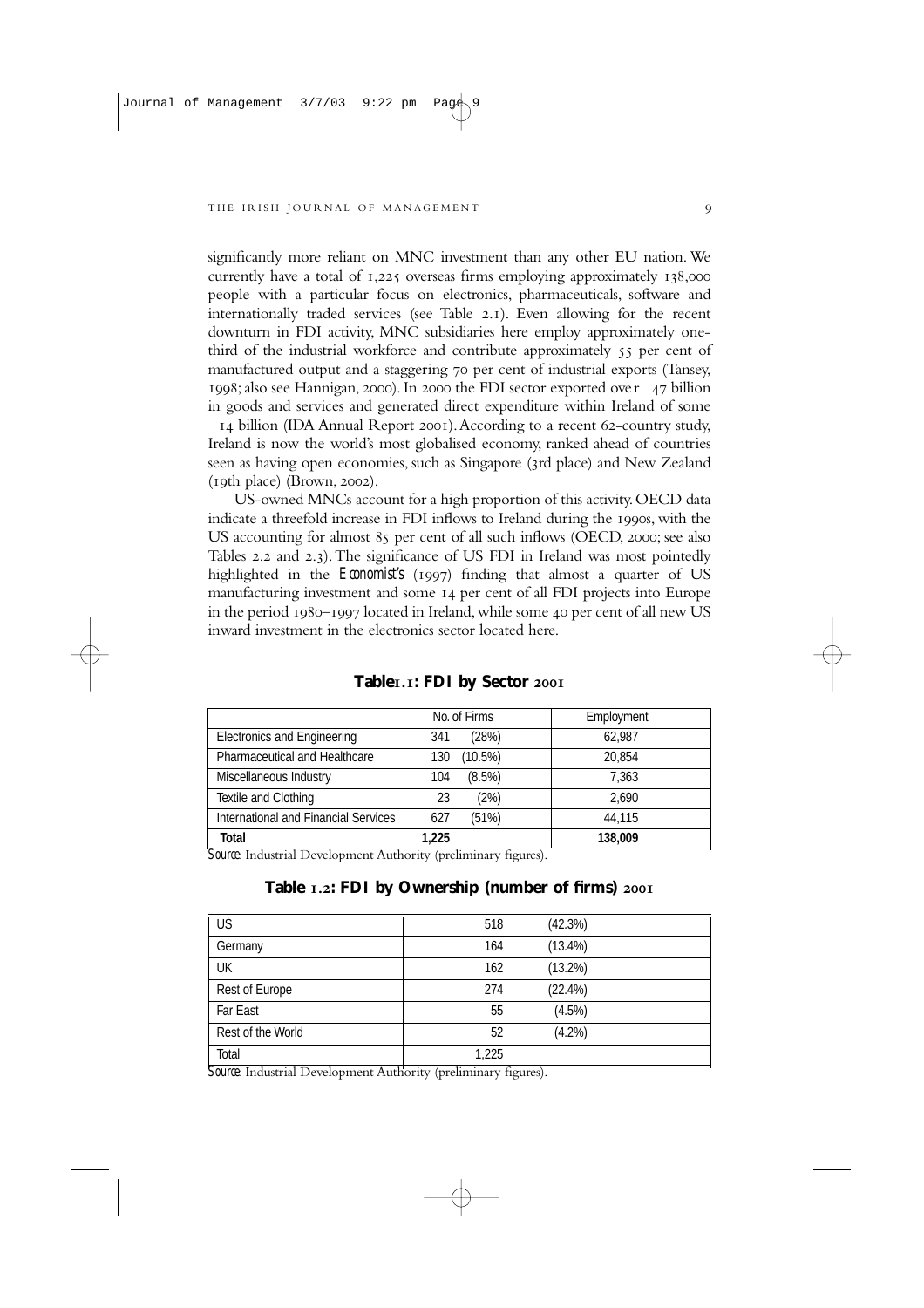significantly more reliant on MNC investment than any other EU nation. We currently have a total of 1,225 overseas firms employing approximately 138,000 people with a particular focus on electronics, pharmaceuticals, software and internationally traded services (see Table 2.1). Even allowing for the recent downturn in FDI activity, MNC subsidiaries here employ approximately one-third of the industrial workforce and contribute approximately 55 per cent of manufactured output and a staggering 70 per cent of industrial exports (Tansey, 1998; also see Hannigan, 2000). In 2000 the FDI sector exported over 47 billion in goods and services and generated direct expenditure within Ireland of some 14 billion (IDA Annual Report 2001). According to a recent 62-country study, Ireland is now the world's most globalised economy, ranked ahead of countries seen as having open economies, such as Singapore (3rd place) and New Zealand (19th place) (Brown, 2002).

US-owned MNCs account for a high proportion of this activity. OECD data indicate a threefold increase in FDI inflows to Ireland during the 1990s, with the US accounting for almost 85 per cent of all such inflows (OECD, 2000; see also Tables 2.2 and 2.3). The significance of US FDI in Ireland was most pointedly highlighted in the *Economist's* (1997) finding that almost a quarter of US manufacturing investment and some 14 per cent of all FDI projects into Europe in the period 1980–1997 located in Ireland, while some 40 per cent of all new US inward investment in the electronics sector located here.

**Table 1.1: FDI by Sector 2001**

| | No. of Firms | Employment |
|---|---|---|
| Electronics and Engineering | 341 (28%) | 62,987 |
| Pharmaceutical and Healthcare | 130 (10.5%) | 20,854 |
| Miscellaneous Industry | 104 (8.5%) | 7,363 |
| Textile and Clothing | 23 (2%) | 2,690 |
| International and Financial Services | 627 (51%) | 44,115 |
| **Total** | **1,225** | **138,009** |

*Source*: Industrial Development Authority (preliminary figures).

**Table 1.2: FDI by Ownership (number of firms) 2001**

| | | |
|---|---|---|
| US | 518 | (42.3%) |
| Germany | 164 | (13.4%) |
| UK | 162 | (13.2%) |
| Rest of Europe | 274 | (22.4%) |
| Far East | 55 | (4.5%) |
| Rest of the World | 52 | (4.2%) |
| Total | 1,225 | |

*Source*: Industrial Development Authority (preliminary figures).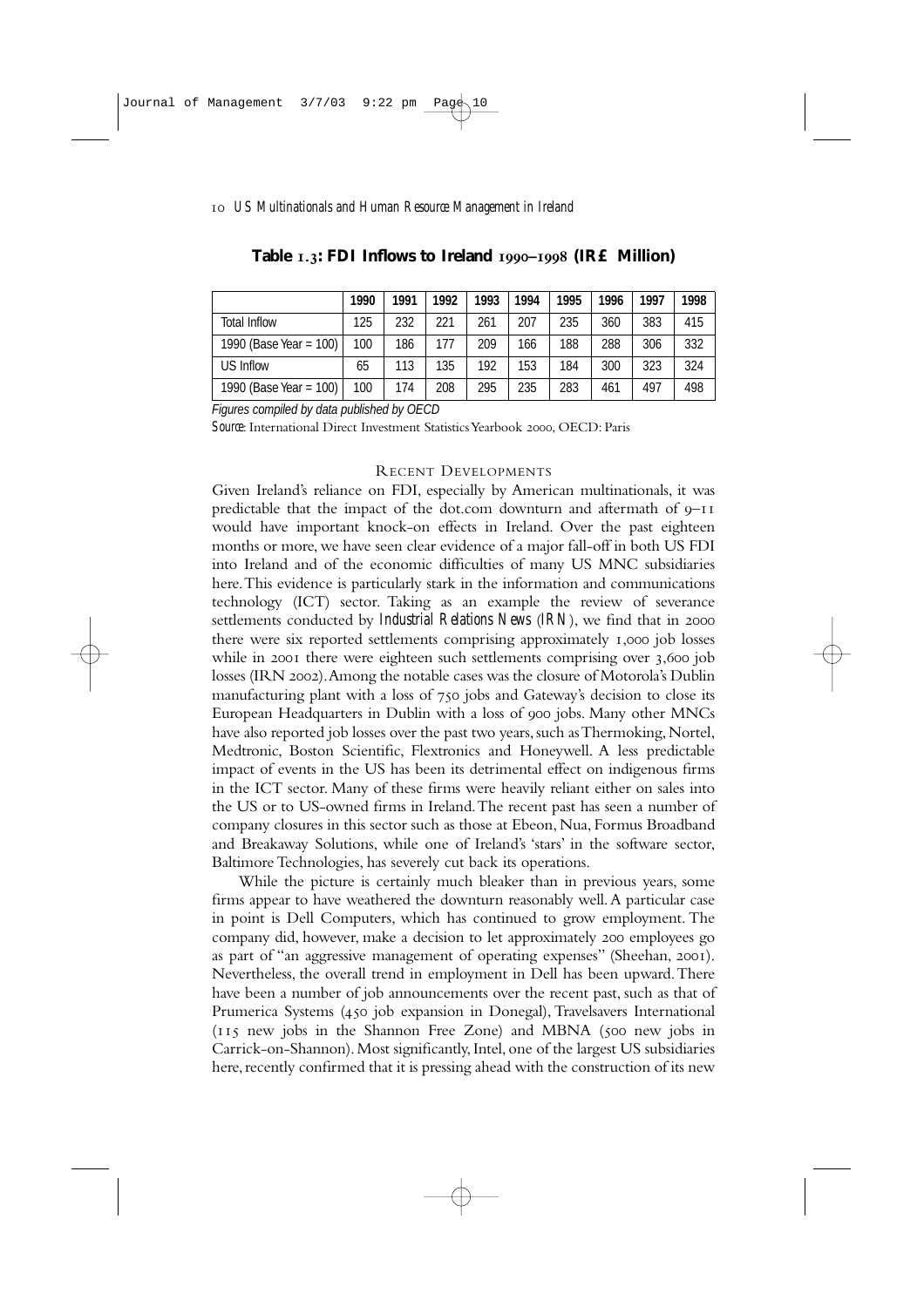**Table 1.3: FDI Inflows to Ireland 1990–1998 (IR£ Million)**

| | 1990 | 1991 | 1992 | 1993 | 1994 | 1995 | 1996 | 1997 | 1998 |
|---|---|---|---|---|---|---|---|---|---|
| Total Inflow | 125 | 232 | 221 | 261 | 207 | 235 | 360 | 383 | 415 |
| 1990 (Base Year = 100) | 100 | 186 | 177 | 209 | 166 | 188 | 288 | 306 | 332 |
| US Inflow | 65 | 113 | 135 | 192 | 153 | 184 | 300 | 323 | 324 |
| 1990 (Base Year = 100) | 100 | 174 | 208 | 295 | 235 | 283 | 461 | 497 | 498 |

*Figures compiled by data published by OECD*

*Source:* International Direct Investment Statistics Yearbook 2000, OECD: Paris

## Recent Developments

Given Ireland's reliance on FDI, especially by American multinationals, it was predictable that the impact of the dot.com downturn and aftermath of 9–11 would have important knock-on effects in Ireland. Over the past eighteen months or more, we have seen clear evidence of a major fall-off in both US FDI into Ireland and of the economic difficulties of many US MNC subsidiaries here. This evidence is particularly stark in the information and communications technology (ICT) sector. Taking as an example the review of severance settlements conducted by *Industrial Relations News* (*IRN*), we find that in 2000 there were six reported settlements comprising approximately 1,000 job losses while in 2001 there were eighteen such settlements comprising over 3,600 job losses (IRN 2002). Among the notable cases was the closure of Motorola's Dublin manufacturing plant with a loss of 750 jobs and Gateway's decision to close its European Headquarters in Dublin with a loss of 900 jobs. Many other MNCs have also reported job losses over the past two years, such as Thermoking, Nortel, Medtronic, Boston Scientific, Flextronics and Honeywell. A less predictable impact of events in the US has been its detrimental effect on indigenous firms in the ICT sector. Many of these firms were heavily reliant either on sales into the US or to US-owned firms in Ireland. The recent past has seen a number of company closures in this sector such as those at Ebeon, Nua, Formus Broadband and Breakaway Solutions, while one of Ireland's 'stars' in the software sector, Baltimore Technologies, has severely cut back its operations.

While the picture is certainly much bleaker than in previous years, some firms appear to have weathered the downturn reasonably well. A particular case in point is Dell Computers, which has continued to grow employment. The company did, however, make a decision to let approximately 200 employees go as part of "an aggressive management of operating expenses" (Sheehan, 2001). Nevertheless, the overall trend in employment in Dell has been upward. There have been a number of job announcements over the recent past, such as that of Prumerica Systems (450 job expansion in Donegal), Travelsavers International (115 new jobs in the Shannon Free Zone) and MBNA (500 new jobs in Carrick-on-Shannon). Most significantly, Intel, one of the largest US subsidiaries here, recently confirmed that it is pressing ahead with the construction of its new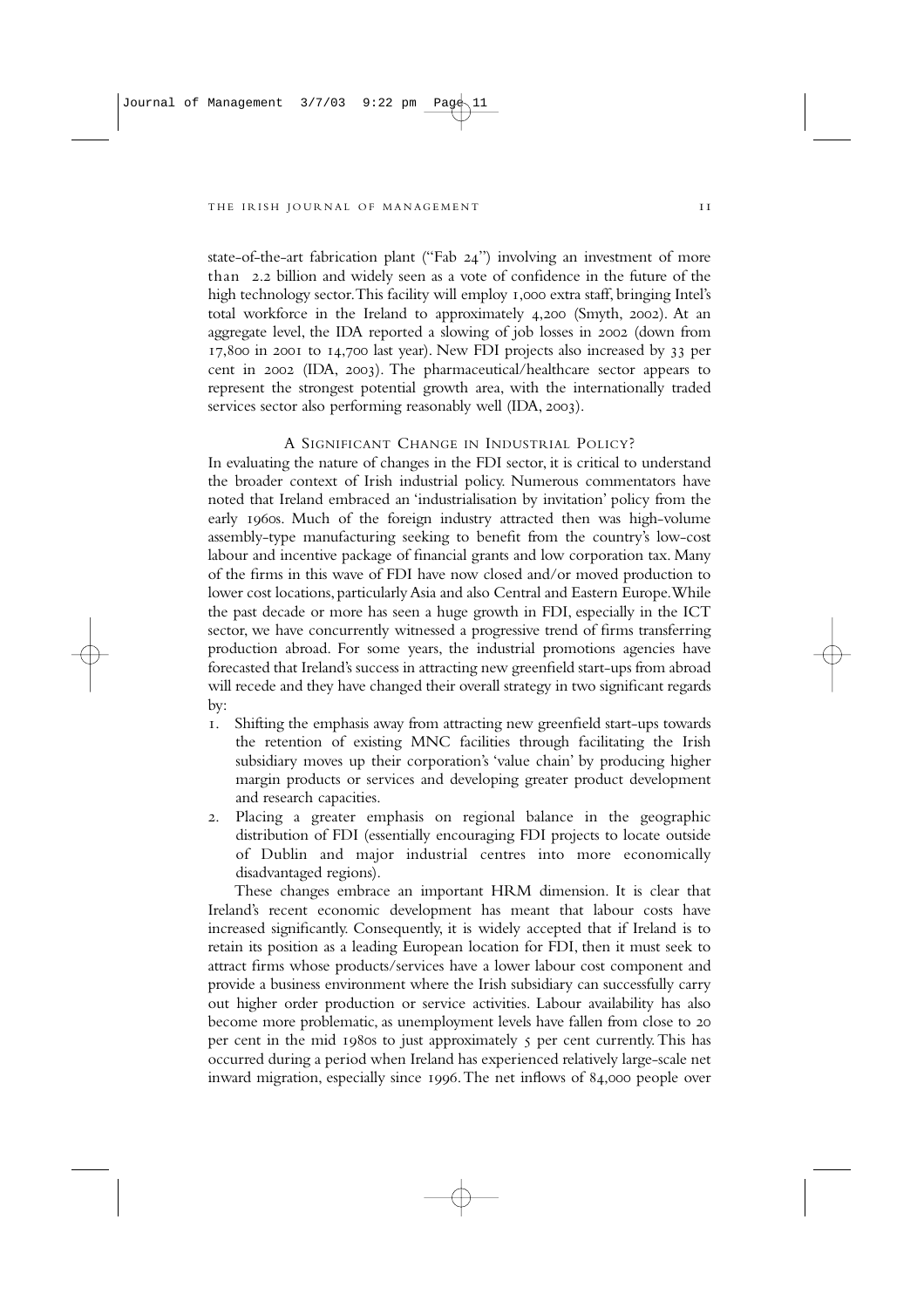state-of-the-art fabrication plant ("Fab 24") involving an investment of more than 2.2 billion and widely seen as a vote of confidence in the future of the high technology sector. This facility will employ 1,000 extra staff, bringing Intel's total workforce in the Ireland to approximately 4,200 (Smyth, 2002). At an aggregate level, the IDA reported a slowing of job losses in 2002 (down from 17,800 in 2001 to 14,700 last year). New FDI projects also increased by 33 per cent in 2002 (IDA, 2003). The pharmaceutical/healthcare sector appears to represent the strongest potential growth area, with the internationally traded services sector also performing reasonably well (IDA, 2003).

## A Significant Change in Industrial Policy?

In evaluating the nature of changes in the FDI sector, it is critical to understand the broader context of Irish industrial policy. Numerous commentators have noted that Ireland embraced an 'industrialisation by invitation' policy from the early 1960s. Much of the foreign industry attracted then was high-volume assembly-type manufacturing seeking to benefit from the country's low-cost labour and incentive package of financial grants and low corporation tax. Many of the firms in this wave of FDI have now closed and/or moved production to lower cost locations, particularly Asia and also Central and Eastern Europe. While the past decade or more has seen a huge growth in FDI, especially in the ICT sector, we have concurrently witnessed a progressive trend of firms transferring production abroad. For some years, the industrial promotions agencies have forecasted that Ireland's success in attracting new greenfield start-ups from abroad will recede and they have changed their overall strategy in two significant regards by:

1. Shifting the emphasis away from attracting new greenfield start-ups towards the retention of existing MNC facilities through facilitating the Irish subsidiary moves up their corporation's 'value chain' by producing higher margin products or services and developing greater product development and research capacities.
2. Placing a greater emphasis on regional balance in the geographic distribution of FDI (essentially encouraging FDI projects to locate outside of Dublin and major industrial centres into more economically disadvantaged regions).

These changes embrace an important HRM dimension. It is clear that Ireland's recent economic development has meant that labour costs have increased significantly. Consequently, it is widely accepted that if Ireland is to retain its position as a leading European location for FDI, then it must seek to attract firms whose products/services have a lower labour cost component and provide a business environment where the Irish subsidiary can successfully carry out higher order production or service activities. Labour availability has also become more problematic, as unemployment levels have fallen from close to 20 per cent in the mid 1980s to just approximately 5 per cent currently. This has occurred during a period when Ireland has experienced relatively large-scale net inward migration, especially since 1996. The net inflows of 84,000 people over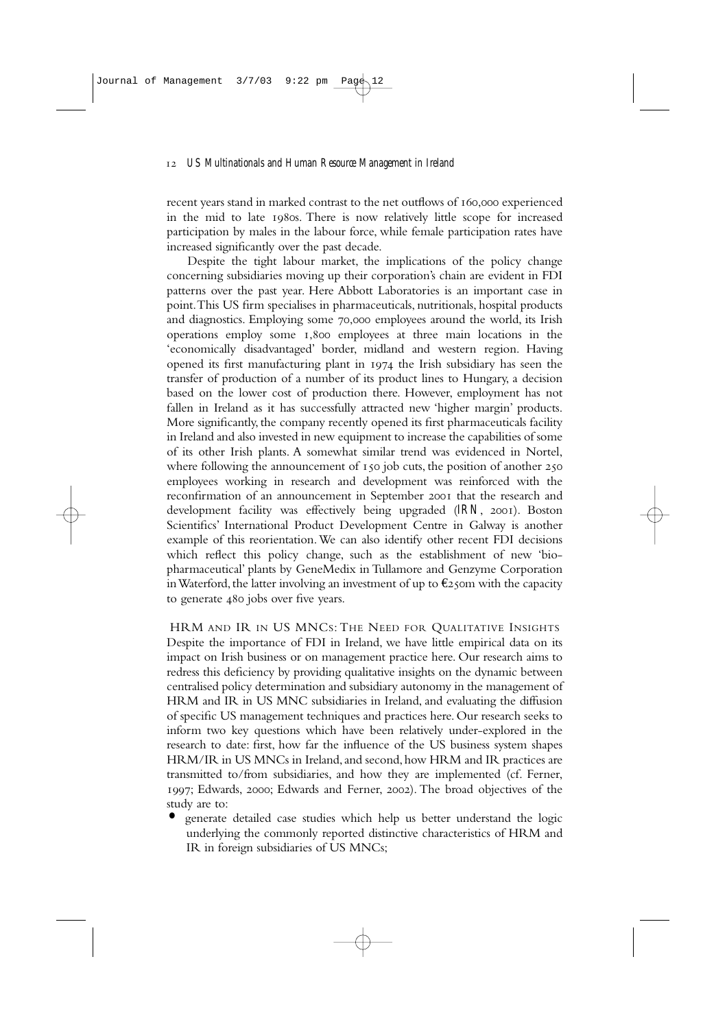recent years stand in marked contrast to the net outflows of 160,000 experienced in the mid to late 1980s. There is now relatively little scope for increased participation by males in the labour force, while female participation rates have increased significantly over the past decade.

Despite the tight labour market, the implications of the policy change concerning subsidiaries moving up their corporation's chain are evident in FDI patterns over the past year. Here Abbott Laboratories is an important case in point. This US firm specialises in pharmaceuticals, nutritionals, hospital products and diagnostics. Employing some 70,000 employees around the world, its Irish operations employ some 1,800 employees at three main locations in the 'economically disadvantaged' border, midland and western region. Having opened its first manufacturing plant in 1974 the Irish subsidiary has seen the transfer of production of a number of its product lines to Hungary, a decision based on the lower cost of production there. However, employment has not fallen in Ireland as it has successfully attracted new 'higher margin' products. More significantly, the company recently opened its first pharmaceuticals facility in Ireland and also invested in new equipment to increase the capabilities of some of its other Irish plants. A somewhat similar trend was evidenced in Nortel, where following the announcement of 150 job cuts, the position of another 250 employees working in research and development was reinforced with the reconfirmation of an announcement in September 2001 that the research and development facility was effectively being upgraded (*IRN*, 2001). Boston Scientifics' International Product Development Centre in Galway is another example of this reorientation. We can also identify other recent FDI decisions which reflect this policy change, such as the establishment of new 'bio-pharmaceutical' plants by GeneMedix in Tullamore and Genzyme Corporation in Waterford, the latter involving an investment of up to €250m with the capacity to generate 480 jobs over five years.

## HRM and IR in US MNCs: The Need for Qualitative Insights

Despite the importance of FDI in Ireland, we have little empirical data on its impact on Irish business or on management practice here. Our research aims to redress this deficiency by providing qualitative insights on the dynamic between centralised policy determination and subsidiary autonomy in the management of HRM and IR in US MNC subsidiaries in Ireland, and evaluating the diffusion of specific US management techniques and practices here. Our research seeks to inform two key questions which have been relatively under-explored in the research to date: first, how far the influence of the US business system shapes HRM/IR in US MNCs in Ireland, and second, how HRM and IR practices are transmitted to/from subsidiaries, and how they are implemented (cf. Ferner, 1997; Edwards, 2000; Edwards and Ferner, 2002). The broad objectives of the study are to:

- generate detailed case studies which help us better understand the logic underlying the commonly reported distinctive characteristics of HRM and IR in foreign subsidiaries of US MNCs;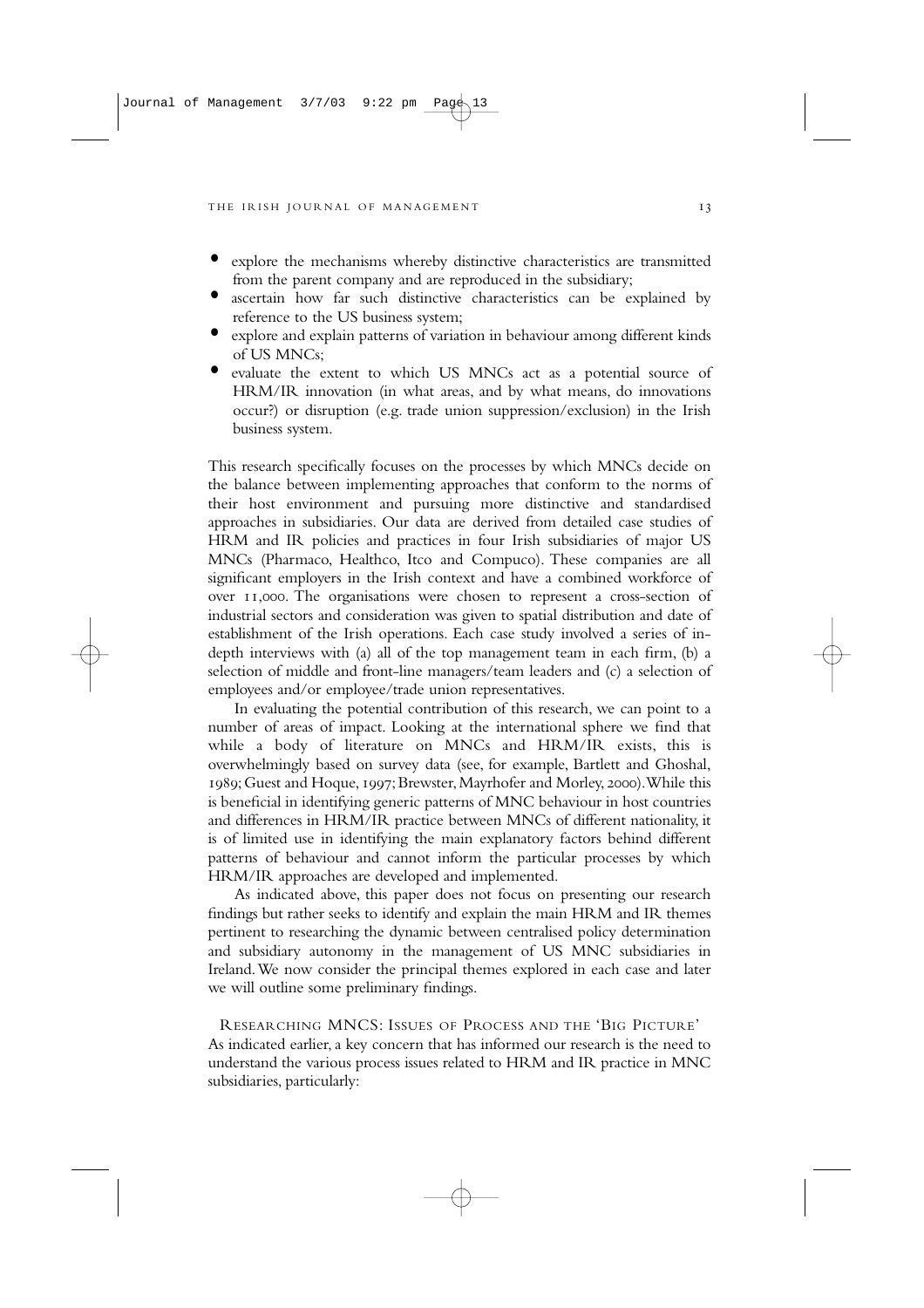- explore the mechanisms whereby distinctive characteristics are transmitted from the parent company and are reproduced in the subsidiary;
- ascertain how far such distinctive characteristics can be explained by reference to the US business system;
- explore and explain patterns of variation in behaviour among different kinds of US MNCs;
- evaluate the extent to which US MNCs act as a potential source of HRM/IR innovation (in what areas, and by what means, do innovations occur?) or disruption (e.g. trade union suppression/exclusion) in the Irish business system.

This research specifically focuses on the processes by which MNCs decide on the balance between implementing approaches that conform to the norms of their host environment and pursuing more distinctive and standardised approaches in subsidiaries. Our data are derived from detailed case studies of HRM and IR policies and practices in four Irish subsidiaries of major US MNCs (Pharmaco, Healthco, Itco and Compuco). These companies are all significant employers in the Irish context and have a combined workforce of over 11,000. The organisations were chosen to represent a cross-section of industrial sectors and consideration was given to spatial distribution and date of establishment of the Irish operations. Each case study involved a series of in-depth interviews with (a) all of the top management team in each firm, (b) a selection of middle and front-line managers/team leaders and (c) a selection of employees and/or employee/trade union representatives.

In evaluating the potential contribution of this research, we can point to a number of areas of impact. Looking at the international sphere we find that while a body of literature on MNCs and HRM/IR exists, this is overwhelmingly based on survey data (see, for example, Bartlett and Ghoshal, 1989; Guest and Hoque, 1997; Brewster, Mayrhofer and Morley, 2000). While this is beneficial in identifying generic patterns of MNC behaviour in host countries and differences in HRM/IR practice between MNCs of different nationality, it is of limited use in identifying the main explanatory factors behind different patterns of behaviour and cannot inform the particular processes by which HRM/IR approaches are developed and implemented.

As indicated above, this paper does not focus on presenting our research findings but rather seeks to identify and explain the main HRM and IR themes pertinent to researching the dynamic between centralised policy determination and subsidiary autonomy in the management of US MNC subsidiaries in Ireland. We now consider the principal themes explored in each case and later we will outline some preliminary findings.

## Researching MNCs: Issues of Process and the 'Big Picture'

As indicated earlier, a key concern that has informed our research is the need to understand the various process issues related to HRM and IR practice in MNC subsidiaries, particularly: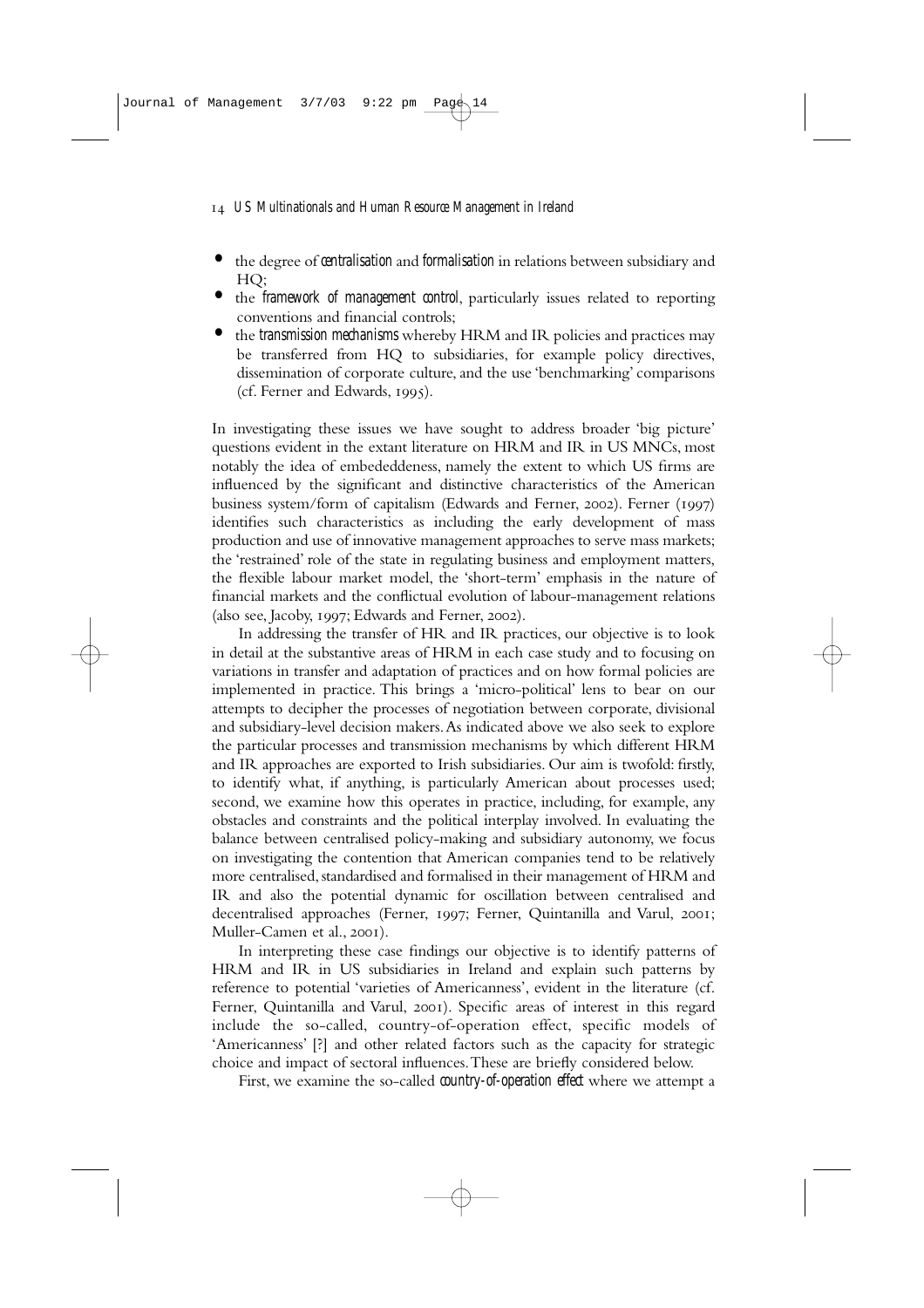- the degree of *centralisation* and *formalisation* in relations between subsidiary and HQ;
- the *framework of management control*, particularly issues related to reporting conventions and financial controls;
- the *transmission mechanisms* whereby HRM and IR policies and practices may be transferred from HQ to subsidiaries, for example policy directives, dissemination of corporate culture, and the use 'benchmarking' comparisons (cf. Ferner and Edwards, 1995).

In investigating these issues we have sought to address broader 'big picture' questions evident in the extant literature on HRM and IR in US MNCs, most notably the idea of embededdeness, namely the extent to which US firms are influenced by the significant and distinctive characteristics of the American business system/form of capitalism (Edwards and Ferner, 2002). Ferner (1997) identifies such characteristics as including the early development of mass production and use of innovative management approaches to serve mass markets; the 'restrained' role of the state in regulating business and employment matters, the flexible labour market model, the 'short-term' emphasis in the nature of financial markets and the conflictual evolution of labour-management relations (also see, Jacoby, 1997; Edwards and Ferner, 2002).

In addressing the transfer of HR and IR practices, our objective is to look in detail at the substantive areas of HRM in each case study and to focusing on variations in transfer and adaptation of practices and on how formal policies are implemented in practice. This brings a 'micro-political' lens to bear on our attempts to decipher the processes of negotiation between corporate, divisional and subsidiary-level decision makers. As indicated above we also seek to explore the particular processes and transmission mechanisms by which different HRM and IR approaches are exported to Irish subsidiaries. Our aim is twofold: firstly, to identify what, if anything, is particularly American about processes used; second, we examine how this operates in practice, including, for example, any obstacles and constraints and the political interplay involved. In evaluating the balance between centralised policy-making and subsidiary autonomy, we focus on investigating the contention that American companies tend to be relatively more centralised, standardised and formalised in their management of HRM and IR and also the potential dynamic for oscillation between centralised and decentralised approaches (Ferner, 1997; Ferner, Quintanilla and Varul, 2001; Muller-Camen et al., 2001).

In interpreting these case findings our objective is to identify patterns of HRM and IR in US subsidiaries in Ireland and explain such patterns by reference to potential 'varieties of Americanness', evident in the literature (cf. Ferner, Quintanilla and Varul, 2001). Specific areas of interest in this regard include the so-called, country-of-operation effect, specific models of 'Americanness' [?] and other related factors such as the capacity for strategic choice and impact of sectoral influences. These are briefly considered below.

First, we examine the so-called *country-of-operation effect* where we attempt a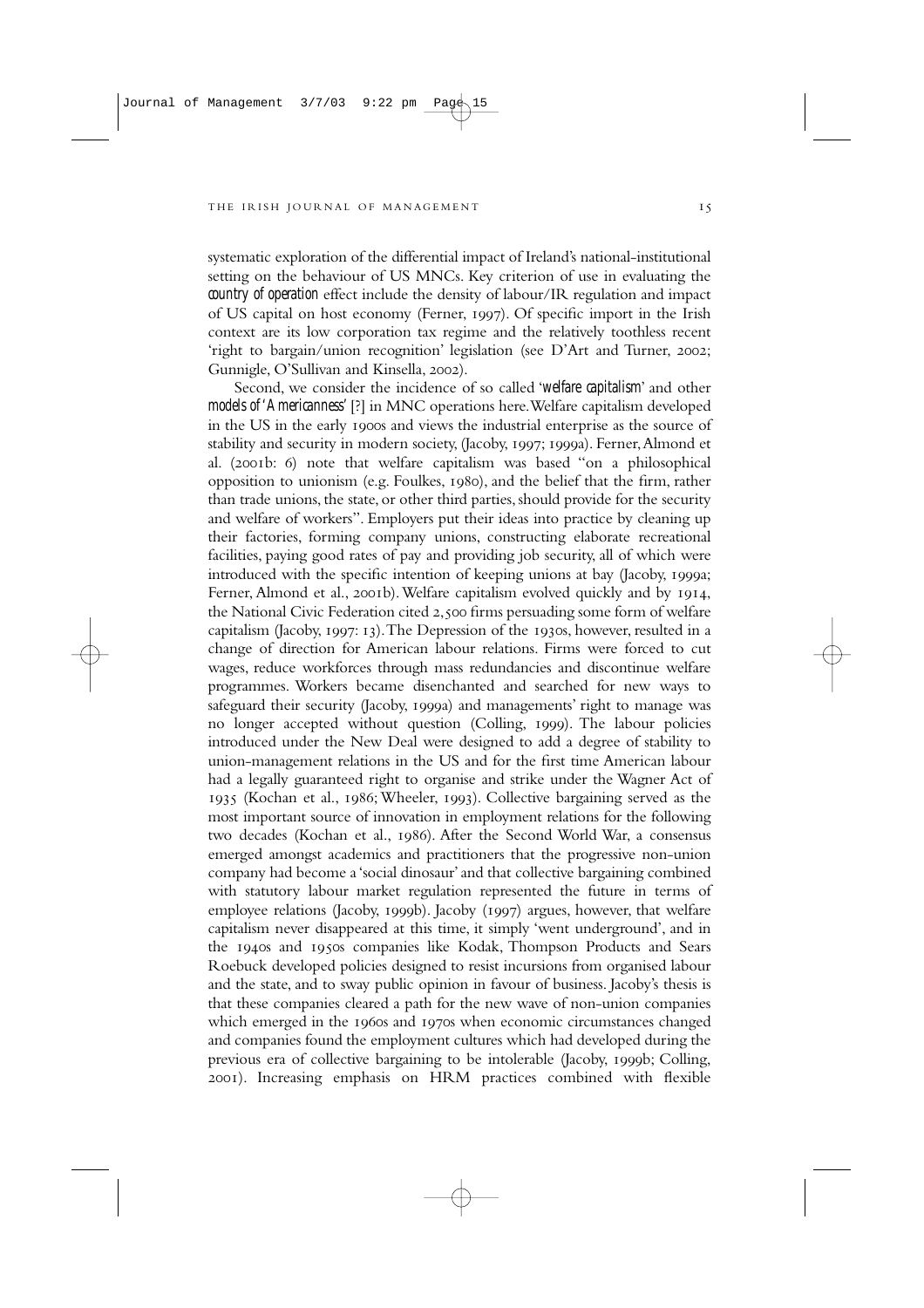systematic exploration of the differential impact of Ireland's national-institutional setting on the behaviour of US MNCs. Key criterion of use in evaluating the *country of operation* effect include the density of labour/IR regulation and impact of US capital on host economy (Ferner, 1997). Of specific import in the Irish context are its low corporation tax regime and the relatively toothless recent 'right to bargain/union recognition' legislation (see D'Art and Turner, 2002; Gunnigle, O'Sullivan and Kinsella, 2002).

Second, we consider the incidence of so called '*welfare capitalism*' and other *models of 'Americanness'* [?] in MNC operations here. Welfare capitalism developed in the US in the early 1900s and views the industrial enterprise as the source of stability and security in modern society, (Jacoby, 1997; 1999a). Ferner, Almond et al. (2001b: 6) note that welfare capitalism was based "on a philosophical opposition to unionism (e.g. Foulkes, 1980), and the belief that the firm, rather than trade unions, the state, or other third parties, should provide for the security and welfare of workers". Employers put their ideas into practice by cleaning up their factories, forming company unions, constructing elaborate recreational facilities, paying good rates of pay and providing job security, all of which were introduced with the specific intention of keeping unions at bay (Jacoby, 1999a; Ferner, Almond et al., 2001b). Welfare capitalism evolved quickly and by 1914, the National Civic Federation cited 2,500 firms persuading some form of welfare capitalism (Jacoby, 1997: 13). The Depression of the 1930s, however, resulted in a change of direction for American labour relations. Firms were forced to cut wages, reduce workforces through mass redundancies and discontinue welfare programmes. Workers became disenchanted and searched for new ways to safeguard their security (Jacoby, 1999a) and managements' right to manage was no longer accepted without question (Colling, 1999). The labour policies introduced under the New Deal were designed to add a degree of stability to union-management relations in the US and for the first time American labour had a legally guaranteed right to organise and strike under the Wagner Act of 1935 (Kochan et al., 1986; Wheeler, 1993). Collective bargaining served as the most important source of innovation in employment relations for the following two decades (Kochan et al., 1986). After the Second World War, a consensus emerged amongst academics and practitioners that the progressive non-union company had become a 'social dinosaur' and that collective bargaining combined with statutory labour market regulation represented the future in terms of employee relations (Jacoby, 1999b). Jacoby (1997) argues, however, that welfare capitalism never disappeared at this time, it simply 'went underground', and in the 1940s and 1950s companies like Kodak, Thompson Products and Sears Roebuck developed policies designed to resist incursions from organised labour and the state, and to sway public opinion in favour of business. Jacoby's thesis is that these companies cleared a path for the new wave of non-union companies which emerged in the 1960s and 1970s when economic circumstances changed and companies found the employment cultures which had developed during the previous era of collective bargaining to be intolerable (Jacoby, 1999b; Colling, 2001). Increasing emphasis on HRM practices combined with flexible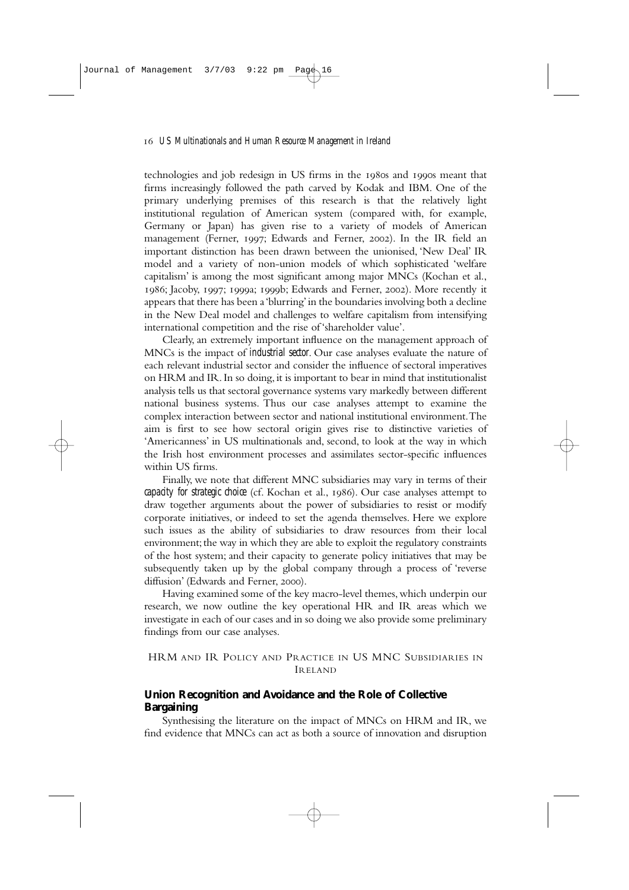technologies and job redesign in US firms in the 1980s and 1990s meant that firms increasingly followed the path carved by Kodak and IBM. One of the primary underlying premises of this research is that the relatively light institutional regulation of American system (compared with, for example, Germany or Japan) has given rise to a variety of models of American management (Ferner, 1997; Edwards and Ferner, 2002). In the IR field an important distinction has been drawn between the unionised, 'New Deal' IR model and a variety of non-union models of which sophisticated 'welfare capitalism' is among the most significant among major MNCs (Kochan et al., 1986; Jacoby, 1997; 1999a; 1999b; Edwards and Ferner, 2002). More recently it appears that there has been a 'blurring' in the boundaries involving both a decline in the New Deal model and challenges to welfare capitalism from intensifying international competition and the rise of 'shareholder value'.

Clearly, an extremely important influence on the management approach of MNCs is the impact of *industrial sector*. Our case analyses evaluate the nature of each relevant industrial sector and consider the influence of sectoral imperatives on HRM and IR. In so doing, it is important to bear in mind that institutionalist analysis tells us that sectoral governance systems vary markedly between different national business systems. Thus our case analyses attempt to examine the complex interaction between sector and national institutional environment. The aim is first to see how sectoral origin gives rise to distinctive varieties of 'Americanness' in US multinationals and, second, to look at the way in which the Irish host environment processes and assimilates sector-specific influences within US firms.

Finally, we note that different MNC subsidiaries may vary in terms of their *capacity for strategic choice* (cf. Kochan et al., 1986). Our case analyses attempt to draw together arguments about the power of subsidiaries to resist or modify corporate initiatives, or indeed to set the agenda themselves. Here we explore such issues as the ability of subsidiaries to draw resources from their local environment; the way in which they are able to exploit the regulatory constraints of the host system; and their capacity to generate policy initiatives that may be subsequently taken up by the global company through a process of 'reverse diffusion' (Edwards and Ferner, 2000).

Having examined some of the key macro-level themes, which underpin our research, we now outline the key operational HR and IR areas which we investigate in each of our cases and in so doing we also provide some preliminary findings from our case analyses.

## HRM and IR Policy and Practice in US MNC Subsidiaries in Ireland

### Union Recognition and Avoidance and the Role of Collective Bargaining

Synthesising the literature on the impact of MNCs on HRM and IR, we find evidence that MNCs can act as both a source of innovation and disruption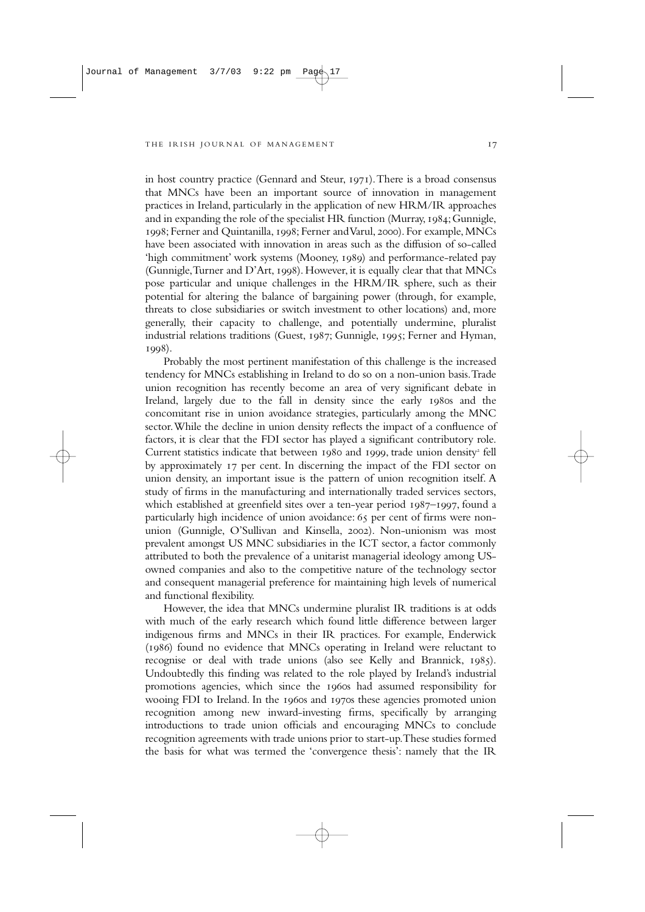in host country practice (Gennard and Steur, 1971). There is a broad consensus that MNCs have been an important source of innovation in management practices in Ireland, particularly in the application of new HRM/IR approaches and in expanding the role of the specialist HR function (Murray, 1984; Gunnigle, 1998; Ferner and Quintanilla, 1998; Ferner and Varul, 2000). For example, MNCs have been associated with innovation in areas such as the diffusion of so-called 'high commitment' work systems (Mooney, 1989) and performance-related pay (Gunnigle, Turner and D'Art, 1998). However, it is equally clear that that MNCs pose particular and unique challenges in the HRM/IR sphere, such as their potential for altering the balance of bargaining power (through, for example, threats to close subsidiaries or switch investment to other locations) and, more generally, their capacity to challenge, and potentially undermine, pluralist industrial relations traditions (Guest, 1987; Gunnigle, 1995; Ferner and Hyman, 1998).

Probably the most pertinent manifestation of this challenge is the increased tendency for MNCs establishing in Ireland to do so on a non-union basis. Trade union recognition has recently become an area of very significant debate in Ireland, largely due to the fall in density since the early 1980s and the concomitant rise in union avoidance strategies, particularly among the MNC sector. While the decline in union density reflects the impact of a confluence of factors, it is clear that the FDI sector has played a significant contributory role. Current statistics indicate that between 1980 and 1999, trade union density[2] fell by approximately 17 per cent. In discerning the impact of the FDI sector on union density, an important issue is the pattern of union recognition itself. A study of firms in the manufacturing and internationally traded services sectors, which established at greenfield sites over a ten-year period 1987–1997, found a particularly high incidence of union avoidance: 65 per cent of firms were non-union (Gunnigle, O'Sullivan and Kinsella, 2002). Non-unionism was most prevalent amongst US MNC subsidiaries in the ICT sector, a factor commonly attributed to both the prevalence of a unitarist managerial ideology among US-owned companies and also to the competitive nature of the technology sector and consequent managerial preference for maintaining high levels of numerical and functional flexibility.

However, the idea that MNCs undermine pluralist IR traditions is at odds with much of the early research which found little difference between larger indigenous firms and MNCs in their IR practices. For example, Enderwick (1986) found no evidence that MNCs operating in Ireland were reluctant to recognise or deal with trade unions (also see Kelly and Brannick, 1985). Undoubtedly this finding was related to the role played by Ireland's industrial promotions agencies, which since the 1960s had assumed responsibility for wooing FDI to Ireland. In the 1960s and 1970s these agencies promoted union recognition among new inward-investing firms, specifically by arranging introductions to trade union officials and encouraging MNCs to conclude recognition agreements with trade unions prior to start-up. These studies formed the basis for what was termed the 'convergence thesis': namely that the IR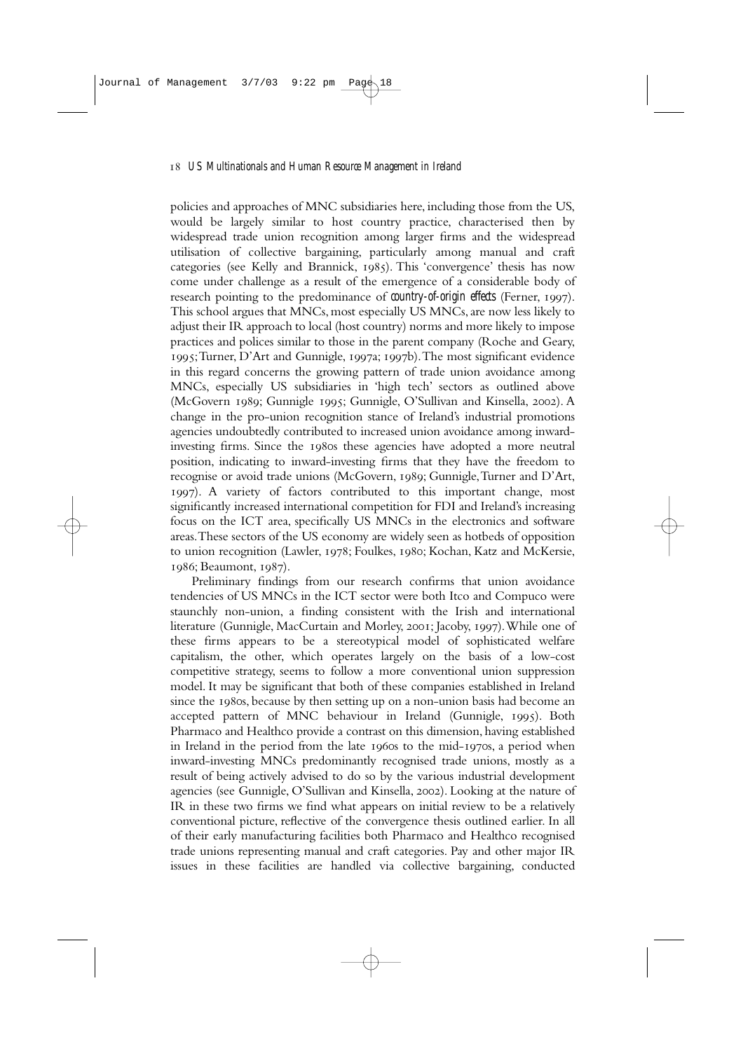policies and approaches of MNC subsidiaries here, including those from the US, would be largely similar to host country practice, characterised then by widespread trade union recognition among larger firms and the widespread utilisation of collective bargaining, particularly among manual and craft categories (see Kelly and Brannick, 1985). This 'convergence' thesis has now come under challenge as a result of the emergence of a considerable body of research pointing to the predominance of *country-of-origin effects* (Ferner, 1997). This school argues that MNCs, most especially US MNCs, are now less likely to adjust their IR approach to local (host country) norms and more likely to impose practices and polices similar to those in the parent company (Roche and Geary, 1995; Turner, D'Art and Gunnigle, 1997a; 1997b). The most significant evidence in this regard concerns the growing pattern of trade union avoidance among MNCs, especially US subsidiaries in 'high tech' sectors as outlined above (McGovern 1989; Gunnigle 1995; Gunnigle, O'Sullivan and Kinsella, 2002). A change in the pro-union recognition stance of Ireland's industrial promotions agencies undoubtedly contributed to increased union avoidance among inward-investing firms. Since the 1980s these agencies have adopted a more neutral position, indicating to inward-investing firms that they have the freedom to recognise or avoid trade unions (McGovern, 1989; Gunnigle, Turner and D'Art, 1997). A variety of factors contributed to this important change, most significantly increased international competition for FDI and Ireland's increasing focus on the ICT area, specifically US MNCs in the electronics and software areas. These sectors of the US economy are widely seen as hotbeds of opposition to union recognition (Lawler, 1978; Foulkes, 1980; Kochan, Katz and McKersie, 1986; Beaumont, 1987).

Preliminary findings from our research confirms that union avoidance tendencies of US MNCs in the ICT sector were both Itco and Compuco were staunchly non-union, a finding consistent with the Irish and international literature (Gunnigle, MacCurtain and Morley, 2001; Jacoby, 1997). While one of these firms appears to be a stereotypical model of sophisticated welfare capitalism, the other, which operates largely on the basis of a low-cost competitive strategy, seems to follow a more conventional union suppression model. It may be significant that both of these companies established in Ireland since the 1980s, because by then setting up on a non-union basis had become an accepted pattern of MNC behaviour in Ireland (Gunnigle, 1995). Both Pharmaco and Healthco provide a contrast on this dimension, having established in Ireland in the period from the late 1960s to the mid-1970s, a period when inward-investing MNCs predominantly recognised trade unions, mostly as a result of being actively advised to do so by the various industrial development agencies (see Gunnigle, O'Sullivan and Kinsella, 2002). Looking at the nature of IR in these two firms we find what appears on initial review to be a relatively conventional picture, reflective of the convergence thesis outlined earlier. In all of their early manufacturing facilities both Pharmaco and Healthco recognised trade unions representing manual and craft categories. Pay and other major IR issues in these facilities are handled via collective bargaining, conducted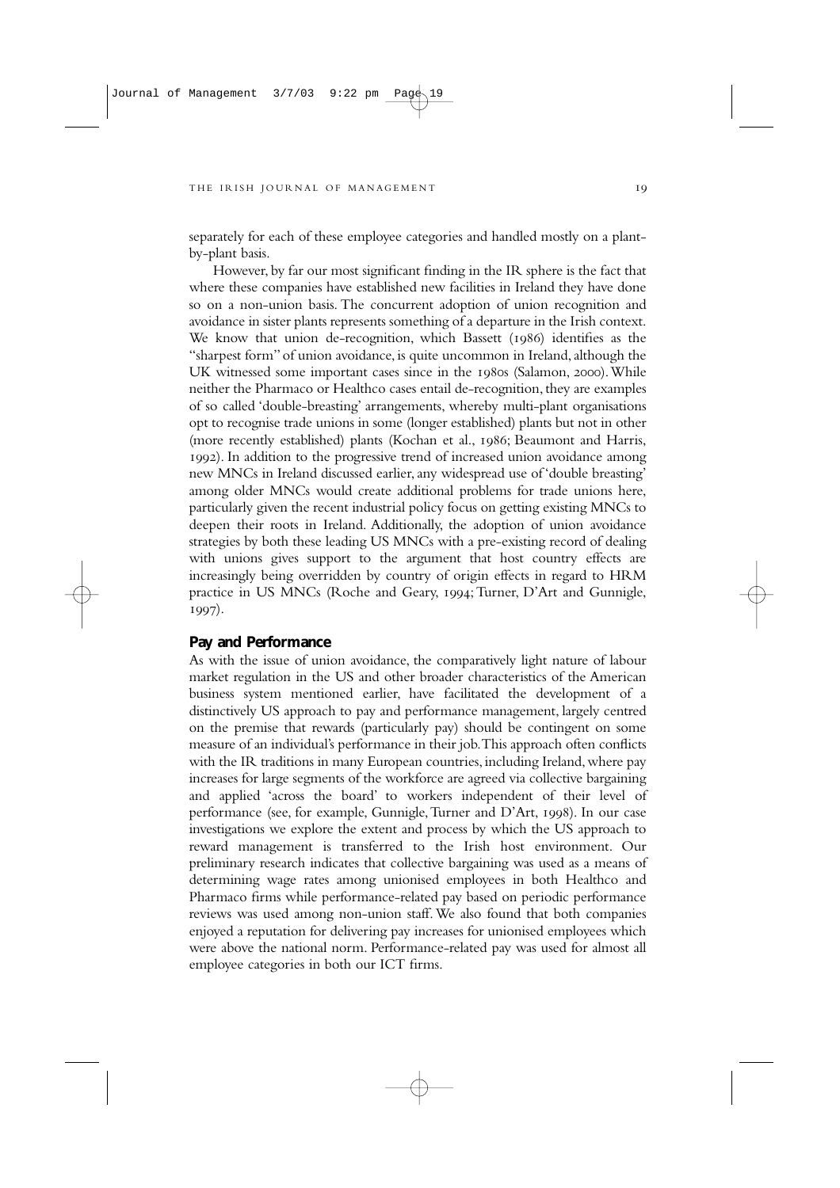separately for each of these employee categories and handled mostly on a plant-by-plant basis.

However, by far our most significant finding in the IR sphere is the fact that where these companies have established new facilities in Ireland they have done so on a non-union basis. The concurrent adoption of union recognition and avoidance in sister plants represents something of a departure in the Irish context. We know that union de-recognition, which Bassett (1986) identifies as the "sharpest form" of union avoidance, is quite uncommon in Ireland, although the UK witnessed some important cases since in the 1980s (Salamon, 2000). While neither the Pharmaco or Healthco cases entail de-recognition, they are examples of so called 'double-breasting' arrangements, whereby multi-plant organisations opt to recognise trade unions in some (longer established) plants but not in other (more recently established) plants (Kochan et al., 1986; Beaumont and Harris, 1992). In addition to the progressive trend of increased union avoidance among new MNCs in Ireland discussed earlier, any widespread use of 'double breasting' among older MNCs would create additional problems for trade unions here, particularly given the recent industrial policy focus on getting existing MNCs to deepen their roots in Ireland. Additionally, the adoption of union avoidance strategies by both these leading US MNCs with a pre-existing record of dealing with unions gives support to the argument that host country effects are increasingly being overridden by country of origin effects in regard to HRM practice in US MNCs (Roche and Geary, 1994; Turner, D'Art and Gunnigle, 1997).

## Pay and Performance

As with the issue of union avoidance, the comparatively light nature of labour market regulation in the US and other broader characteristics of the American business system mentioned earlier, have facilitated the development of a distinctively US approach to pay and performance management, largely centred on the premise that rewards (particularly pay) should be contingent on some measure of an individual's performance in their job. This approach often conflicts with the IR traditions in many European countries, including Ireland, where pay increases for large segments of the workforce are agreed via collective bargaining and applied 'across the board' to workers independent of their level of performance (see, for example, Gunnigle, Turner and D'Art, 1998). In our case investigations we explore the extent and process by which the US approach to reward management is transferred to the Irish host environment. Our preliminary research indicates that collective bargaining was used as a means of determining wage rates among unionised employees in both Healthco and Pharmaco firms while performance-related pay based on periodic performance reviews was used among non-union staff. We also found that both companies enjoyed a reputation for delivering pay increases for unionised employees which were above the national norm. Performance-related pay was used for almost all employee categories in both our ICT firms.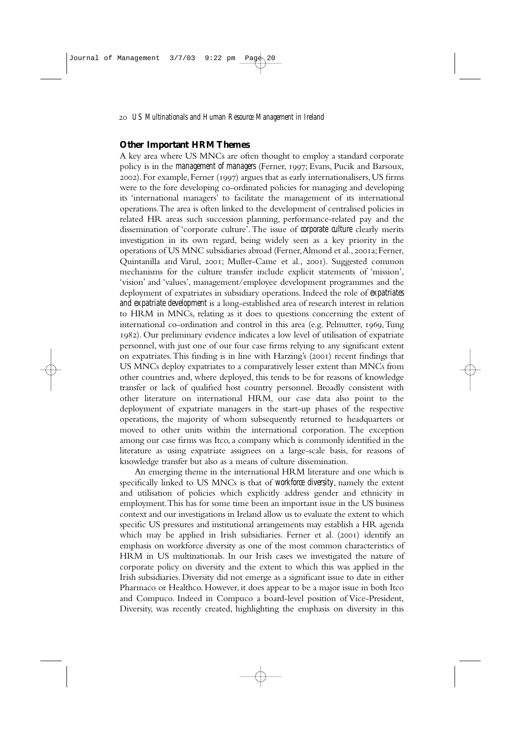## Other Important HRM Themes

A key area where US MNCs are often thought to employ a standard corporate policy is in the *management of managers* (Ferner, 1997; Evans, Pucik and Barsoux, 2002). For example, Ferner (1997) argues that as early internationalisers, US firms were to the fore developing co-ordinated policies for managing and developing its 'international managers' to facilitate the management of its international operations. The area is often linked to the development of centralised policies in related HR areas such succession planning, performance-related pay and the dissemination of 'corporate culture'. The issue of *corporate culture* clearly merits investigation in its own regard, being widely seen as a key priority in the operations of US MNC subsidiaries abroad (Ferner, Almond et al., 2001a; Ferner, Quintanilla and Varul, 2001; Muller-Came et al., 2001). Suggested common mechanisms for the culture transfer include explicit statements of 'mission', 'vision' and 'values', management/employee development programmes and the deployment of expatriates in subsidiary operations. Indeed the role of *expatriates and expatriate development* is a long-established area of research interest in relation to HRM in MNCs, relating as it does to questions concerning the extent of international co-ordination and control in this area (e.g. Pelmutter, 1969, Tung 1982). Our preliminary evidence indicates a low level of utilisation of expatriate personnel, with just one of our four case firms relying to any significant extent on expatriates. This finding is in line with Harzing's (2001) recent findings that US MNCs deploy expatriates to a comparatively lesser extent than MNCs from other countries and, where deployed, this tends to be for reasons of knowledge transfer or lack of qualified host country personnel. Broadly consistent with other literature on international HRM, our case data also point to the deployment of expatriate managers in the start-up phases of the respective operations, the majority of whom subsequently returned to headquarters or moved to other units within the international corporation. The exception among our case firms was Itco, a company which is commonly identified in the literature as using expatriate assignees on a large-scale basis, for reasons of knowledge transfer but also as a means of culture dissemination.

An emerging theme in the international HRM literature and one which is specifically linked to US MNCs is that of *workforce diversity*, namely the extent and utilisation of policies which explicitly address gender and ethnicity in employment. This has for some time been an important issue in the US business context and our investigations in Ireland allow us to evaluate the extent to which specific US pressures and institutional arrangements may establish a HR agenda which may be applied in Irish subsidiaries. Ferner et al. (2001) identify an emphasis on workforce diversity as one of the most common characteristics of HRM in US multinationals. In our Irish cases we investigated the nature of corporate policy on diversity and the extent to which this was applied in the Irish subsidiaries. Diversity did not emerge as a significant issue to date in either Pharmaco or Healthco. However, it does appear to be a major issue in both Itco and Compuco. Indeed in Compuco a board-level position of Vice-President, Diversity, was recently created, highlighting the emphasis on diversity in this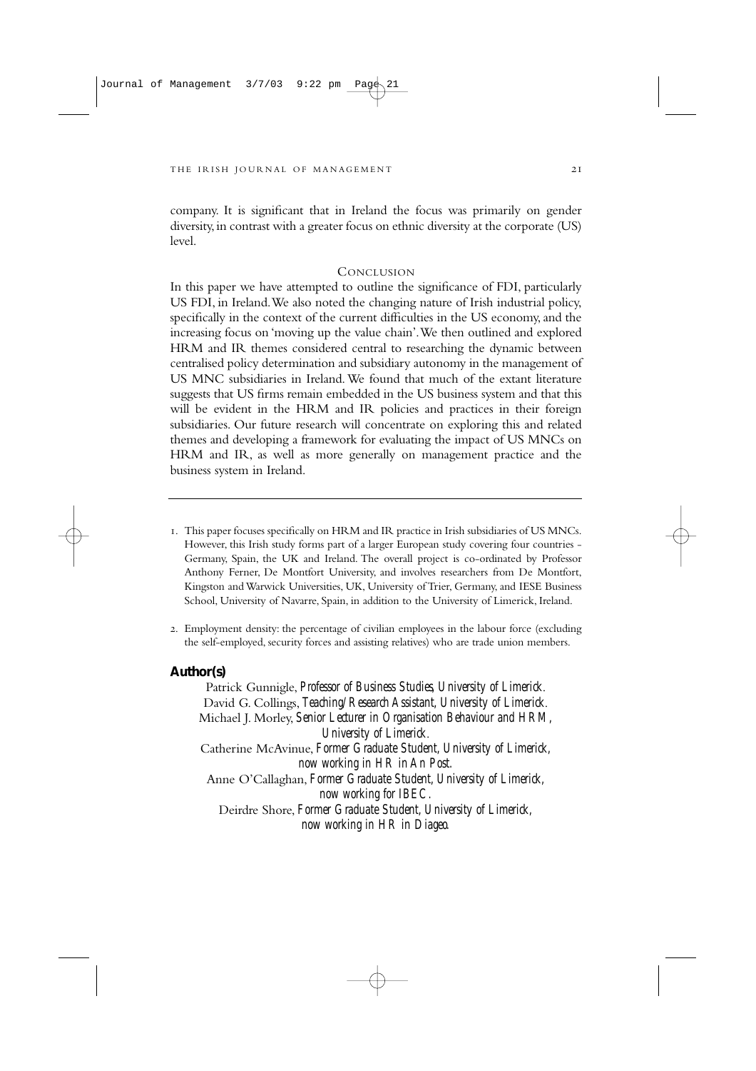company. It is significant that in Ireland the focus was primarily on gender diversity, in contrast with a greater focus on ethnic diversity at the corporate (US) level.

## CONCLUSION

In this paper we have attempted to outline the significance of FDI, particularly US FDI, in Ireland. We also noted the changing nature of Irish industrial policy, specifically in the context of the current difficulties in the US economy, and the increasing focus on 'moving up the value chain'. We then outlined and explored HRM and IR themes considered central to researching the dynamic between centralised policy determination and subsidiary autonomy in the management of US MNC subsidiaries in Ireland. We found that much of the extant literature suggests that US firms remain embedded in the US business system and that this will be evident in the HRM and IR policies and practices in their foreign subsidiaries. Our future research will concentrate on exploring this and related themes and developing a framework for evaluating the impact of US MNCs on HRM and IR, as well as more generally on management practice and the business system in Ireland.

---

1. This paper focuses specifically on HRM and IR practice in Irish subsidiaries of US MNCs. However, this Irish study forms part of a larger European study covering four countries - Germany, Spain, the UK and Ireland. The overall project is co-ordinated by Professor Anthony Ferner, De Montfort University, and involves researchers from De Montfort, Kingston and Warwick Universities, UK, University of Trier, Germany, and IESE Business School, University of Navarre, Spain, in addition to the University of Limerick, Ireland.

2. Employment density: the percentage of civilian employees in the labour force (excluding the self-employed, security forces and assisting relatives) who are trade union members.

**Author(s)**

Patrick Gunnigle, *Professor of Business Studies, University of Limerick.*
David G. Collings, *Teaching/Research Assistant, University of Limerick.*
Michael J. Morley, *Senior Lecturer in Organisation Behaviour and HRM, University of Limerick.*
Catherine McAvinue, *Former Graduate Student, University of Limerick, now working in HR in An Post.*
Anne O'Callaghan, *Former Graduate Student, University of Limerick, now working for IBEC.*
Deirdre Shore, *Former Graduate Student, University of Limerick, now working in HR in Diageo.*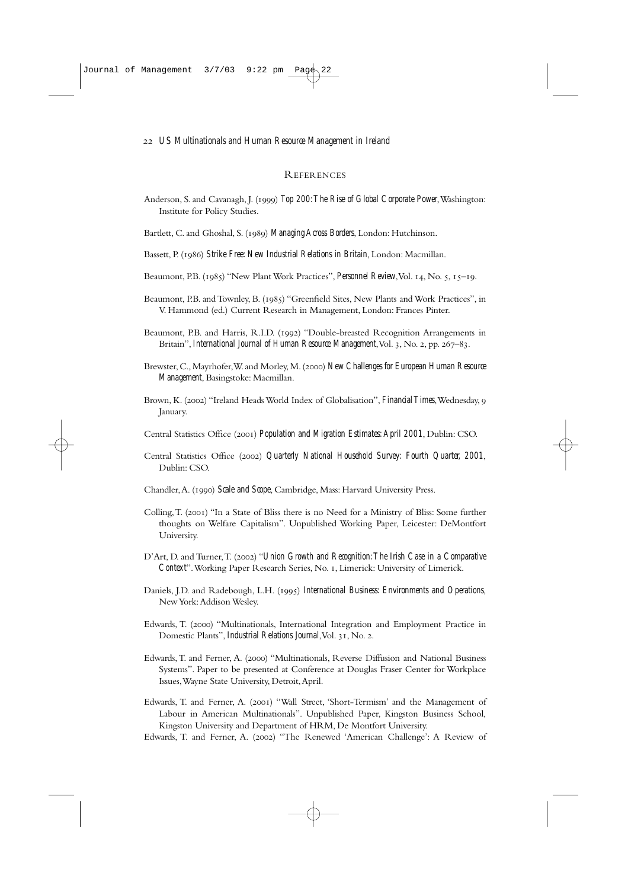## REFERENCES

Anderson, S. and Cavanagh, J. (1999) *Top 200: The Rise of Global Corporate Power*, Washington: Institute for Policy Studies.

Bartlett, C. and Ghoshal, S. (1989) *Managing Across Borders*, London: Hutchinson.

Bassett, P. (1986) *Strike Free: New Industrial Relations in Britain*, London: Macmillan.

Beaumont, P.B. (1985) "New Plant Work Practices", *Personnel Review*, Vol. 14, No. 5, 15–19.

Beaumont, P.B. and Townley, B. (1985) "Greenfield Sites, New Plants and Work Practices", in V. Hammond (ed.) Current Research in Management, London: Frances Pinter.

Beaumont, P.B. and Harris, R.I.D. (1992) "Double-breasted Recognition Arrangements in Britain", *International Journal of Human Resource Management*, Vol. 3, No. 2, pp. 267–83.

Brewster, C., Mayrhofer, W. and Morley, M. (2000) *New Challenges for European Human Resource Management*, Basingstoke: Macmillan.

Brown, K. (2002) "Ireland Heads World Index of Globalisation", *Financial Times*, Wednesday, 9 January.

Central Statistics Office (2001) *Population and Migration Estimates: April 2001*, Dublin: CSO.

Central Statistics Office (2002) *Quarterly National Household Survey: Fourth Quarter, 2001*, Dublin: CSO.

Chandler, A. (1990) *Scale and Scope*, Cambridge, Mass: Harvard University Press.

Colling, T. (2001) "In a State of Bliss there is no Need for a Ministry of Bliss: Some further thoughts on Welfare Capitalism". Unpublished Working Paper, Leicester: DeMontfort University.

D'Art, D. and Turner, T. (2002) "*Union Growth and Recognition: The Irish Case in a Comparative Context*". Working Paper Research Series, No. 1, Limerick: University of Limerick.

Daniels, J.D. and Radebough, L.H. (1995) *International Business: Environments and Operations*, New York: Addison Wesley.

Edwards, T. (2000) "Multinationals, International Integration and Employment Practice in Domestic Plants", *Industrial Relations Journal*, Vol. 31, No. 2.

Edwards, T. and Ferner, A. (2000) "Multinationals, Reverse Diffusion and National Business Systems". Paper to be presented at Conference at Douglas Fraser Center for Workplace Issues, Wayne State University, Detroit, April.

Edwards, T. and Ferner, A. (2001) "Wall Street, 'Short-Termism' and the Management of Labour in American Multinationals". Unpublished Paper, Kingston Business School, Kingston University and Department of HRM, De Montfort University.

Edwards, T. and Ferner, A. (2002) "The Renewed 'American Challenge': A Review of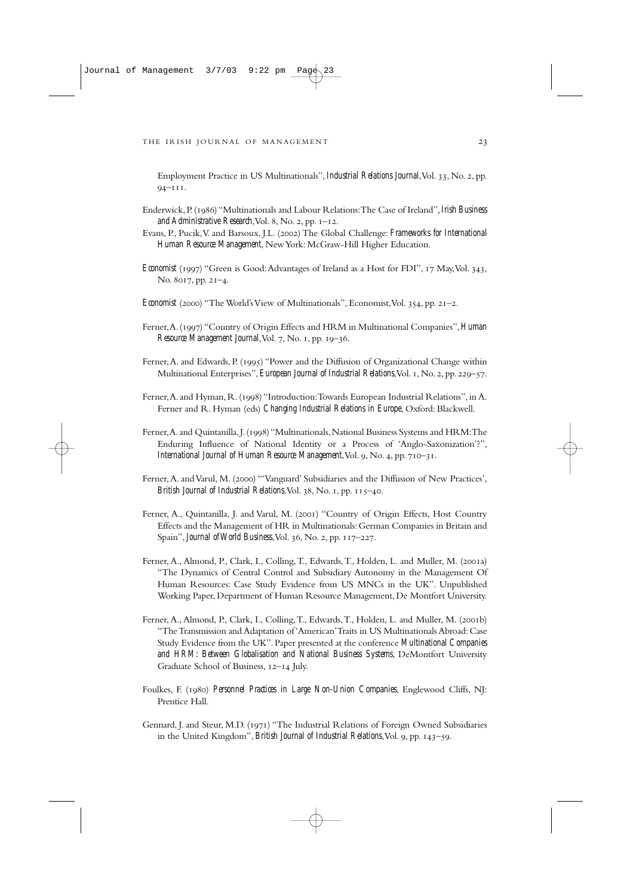Employment Practice in US Multinationals", *Industrial Relations Journal*, Vol. 33, No. 2, pp. 94–111.

Enderwick, P. (1986) "Multinationals and Labour Relations: The Case of Ireland", *Irish Business and Administrative Research*, Vol. 8, No. 2, pp. 1–12.

Evans, P., Pucik, V. and Barsoux, J.L. (2002) The Global Challenge: *Frameworks for International Human Resource Management*, New York: McGraw-Hill Higher Education.

*Economist* (1997) "Green is Good: Advantages of Ireland as a Host for FDI", 17 May, Vol. 343, No. 8017, pp. 21–4.

*Economist* (2000) "The World's View of Multinationals", Economist, Vol. 354, pp. 21–2.

Ferner, A. (1997) "Country of Origin Effects and HRM in Multinational Companies", *Human Resource Management Journal*, Vol. 7, No. 1, pp. 19–36.

Ferner, A. and Edwards, P. (1995) "Power and the Diffusion of Organizational Change within Multinational Enterprises", *European Journal of Industrial Relations*, Vol. 1, No. 2, pp. 229–57.

Ferner, A. and Hyman, R. (1998) "Introduction: Towards European Industrial Relations", in A. Ferner and R. Hyman (eds) *Changing Industrial Relations in Europe*, Oxford: Blackwell.

Ferner, A. and Quintanilla, J. (1998) "Multinationals, National Business Systems and HRM: The Enduring Influence of National Identity or a Process of 'Anglo-Saxonization'?", *International Journal of Human Resource Management*, Vol. 9, No. 4, pp. 710–31.

Ferner, A. and Varul, M. (2000) "'Vanguard' Subsidiaries and the Diffusion of New Practices', *British Journal of Industrial Relations*, Vol. 38, No. 1, pp. 115–40.

Ferner, A., Quintanilla, J. and Varul, M. (2001) "Country of Origin Effects, Host Country Effects and the Management of HR in Multinationals: German Companies in Britain and Spain", *Journal of World Business*, Vol. 36, No. 2, pp. 117–227.

Ferner, A., Almond, P., Clark, I., Colling, T., Edwards, T., Holden, L. and Muller, M. (2001a) "The Dynamics of Central Control and Subsidiary Autonomy in the Management Of Human Resources: Case Study Evidence from US MNCs in the UK". Unpublished Working Paper, Department of Human Resource Management, De Montfort University.

Ferner, A., Almond, P., Clark, I., Colling, T., Edwards, T., Holden, L. and Muller, M. (2001b) "The Transmission and Adaptation of 'American' Traits in US Multinationals Abroad: Case Study Evidence from the UK". Paper presented at the conference *Multinational Companies and HRM: Between Globalisation and National Business Systems*, DeMontfort University Graduate School of Business, 12–14 July.

Foulkes, F. (1980) *Personnel Practices in Large Non-Union Companies*, Englewood Cliffs, NJ: Prentice Hall.

Gennard, J. and Steur, M.D. (1971) "The Industrial Relations of Foreign Owned Subsidiaries in the United Kingdom", *British Journal of Industrial Relations*, Vol. 9, pp. 143–59.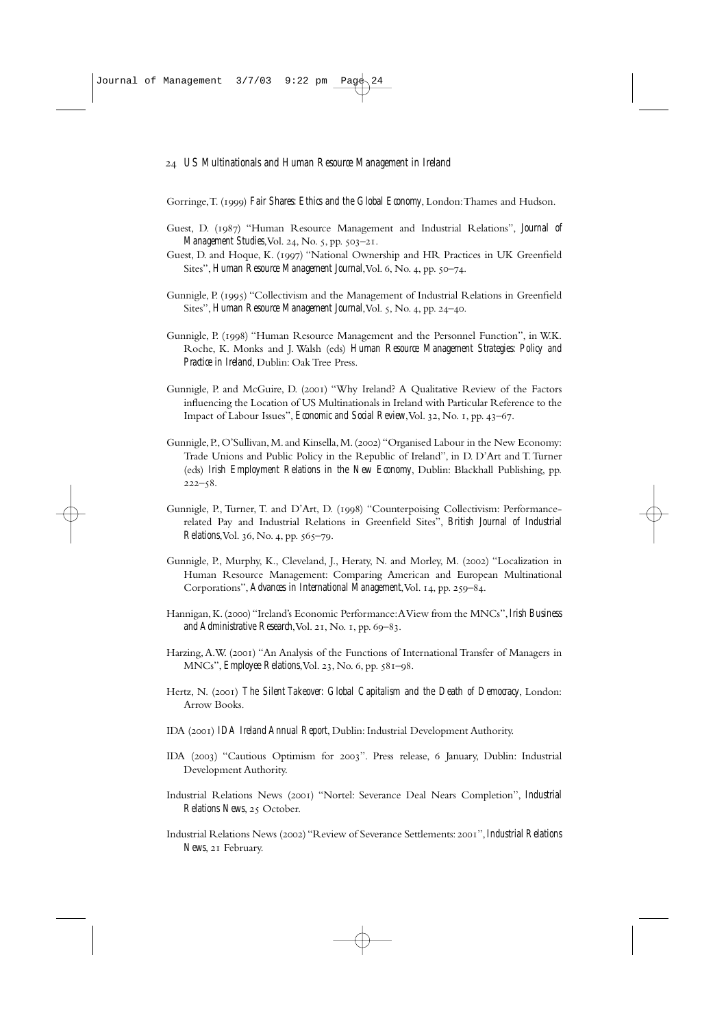Gorringe, T. (1999) *Fair Shares: Ethics and the Global Economy*, London: Thames and Hudson.

Guest, D. (1987) "Human Resource Management and Industrial Relations", *Journal of Management Studies*, Vol. 24, No. 5, pp. 503–21.

Guest, D. and Hoque, K. (1997) "National Ownership and HR Practices in UK Greenfield Sites", *Human Resource Management Journal*, Vol. 6, No. 4, pp. 50–74.

Gunnigle, P. (1995) "Collectivism and the Management of Industrial Relations in Greenfield Sites", *Human Resource Management Journal*, Vol. 5, No. 4, pp. 24–40.

Gunnigle, P. (1998) "Human Resource Management and the Personnel Function", in W.K. Roche, K. Monks and J. Walsh (eds) *Human Resource Management Strategies: Policy and Practice in Ireland*, Dublin: Oak Tree Press.

Gunnigle, P. and McGuire, D. (2001) "Why Ireland? A Qualitative Review of the Factors influencing the Location of US Multinationals in Ireland with Particular Reference to the Impact of Labour Issues", *Economic and Social Review*, Vol. 32, No. 1, pp. 43–67.

Gunnigle, P., O'Sullivan, M. and Kinsella, M. (2002) "Organised Labour in the New Economy: Trade Unions and Public Policy in the Republic of Ireland", in D. D'Art and T. Turner (eds) *Irish Employment Relations in the New Economy*, Dublin: Blackhall Publishing, pp. 222–58.

Gunnigle, P., Turner, T. and D'Art, D. (1998) "Counterpoising Collectivism: Performance-related Pay and Industrial Relations in Greenfield Sites", *British Journal of Industrial Relations*, Vol. 36, No. 4, pp. 565–79.

Gunnigle, P., Murphy, K., Cleveland, J., Heraty, N. and Morley, M. (2002) "Localization in Human Resource Management: Comparing American and European Multinational Corporations", *Advances in International Management*, Vol. 14, pp. 259–84.

Hannigan, K. (2000) "Ireland's Economic Performance: A View from the MNCs", *Irish Business and Administrative Research*, Vol. 21, No. 1, pp. 69–83.

Harzing, A.W. (2001) "An Analysis of the Functions of International Transfer of Managers in MNCs", *Employee Relations*, Vol. 23, No. 6, pp. 581–98.

Hertz, N. (2001) *The Silent Takeover: Global Capitalism and the Death of Democracy*, London: Arrow Books.

IDA (2001) *IDA Ireland Annual Report*, Dublin: Industrial Development Authority.

IDA (2003) "Cautious Optimism for 2003". Press release, 6 January, Dublin: Industrial Development Authority.

Industrial Relations News (2001) "Nortel: Severance Deal Nears Completion", *Industrial Relations News*, 25 October.

Industrial Relations News (2002) "Review of Severance Settlements: 2001", *Industrial Relations News*, 21 February.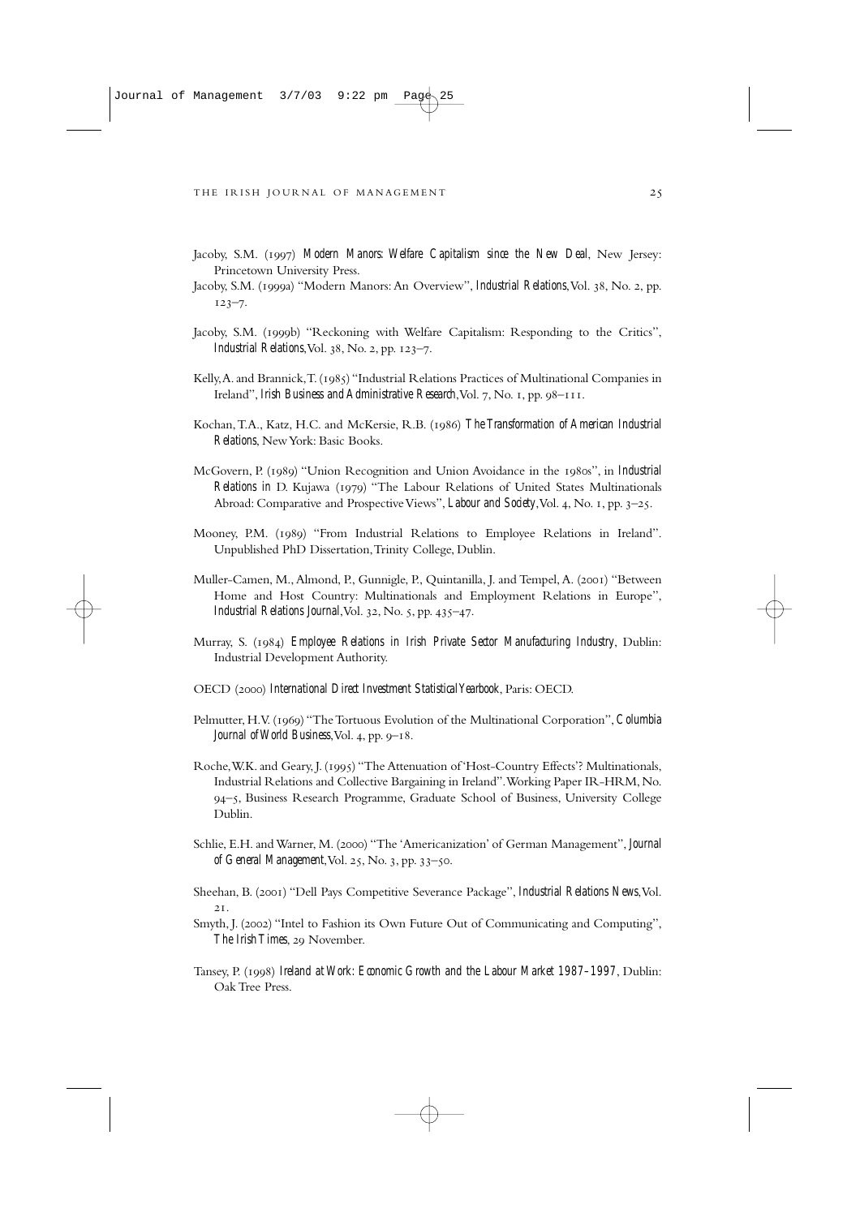Jacoby, S.M. (1997) *Modern Manors: Welfare Capitalism since the New Deal*, New Jersey: Princetown University Press.

Jacoby, S.M. (1999a) "Modern Manors: An Overview", *Industrial Relations*, Vol. 38, No. 2, pp. 123–7.

Jacoby, S.M. (1999b) "Reckoning with Welfare Capitalism: Responding to the Critics", *Industrial Relations*, Vol. 38, No. 2, pp. 123–7.

Kelly, A. and Brannick, T. (1985) "Industrial Relations Practices of Multinational Companies in Ireland", *Irish Business and Administrative Research*, Vol. 7, No. 1, pp. 98–111.

Kochan, T.A., Katz, H.C. and McKersie, R.B. (1986) *The Transformation of American Industrial Relations*, New York: Basic Books.

McGovern, P. (1989) "Union Recognition and Union Avoidance in the 1980s", in *Industrial Relations in* D. Kujawa (1979) "The Labour Relations of United States Multinationals Abroad: Comparative and Prospective Views", *Labour and Society*, Vol. 4, No. 1, pp. 3–25.

Mooney, P.M. (1989) "From Industrial Relations to Employee Relations in Ireland". Unpublished PhD Dissertation, Trinity College, Dublin.

Muller-Camen, M., Almond, P., Gunnigle, P., Quintanilla, J. and Tempel, A. (2001) "Between Home and Host Country: Multinationals and Employment Relations in Europe", *Industrial Relations Journal*, Vol. 32, No. 5, pp. 435–47.

Murray, S. (1984) *Employee Relations in Irish Private Sector Manufacturing Industry*, Dublin: Industrial Development Authority.

OECD (2000) *International Direct Investment Statistical Yearbook*, Paris: OECD.

Pelmutter, H.V. (1969) "The Tortuous Evolution of the Multinational Corporation", *Columbia Journal of World Business*, Vol. 4, pp. 9–18.

Roche, W.K. and Geary, J. (1995) "The Attenuation of 'Host-Country Effects'? Multinationals, Industrial Relations and Collective Bargaining in Ireland". Working Paper IR-HRM, No. 94–5, Business Research Programme, Graduate School of Business, University College Dublin.

Schlie, E.H. and Warner, M. (2000) "The 'Americanization' of German Management", *Journal of General Management*, Vol. 25, No. 3, pp. 33–50.

Sheehan, B. (2001) "Dell Pays Competitive Severance Package", *Industrial Relations News*, Vol. 21.

Smyth, J. (2002) "Intel to Fashion its Own Future Out of Communicating and Computing", *The Irish Times*, 29 November.

Tansey, P. (1998) *Ireland at Work: Economic Growth and the Labour Market 1987–1997*, Dublin: Oak Tree Press.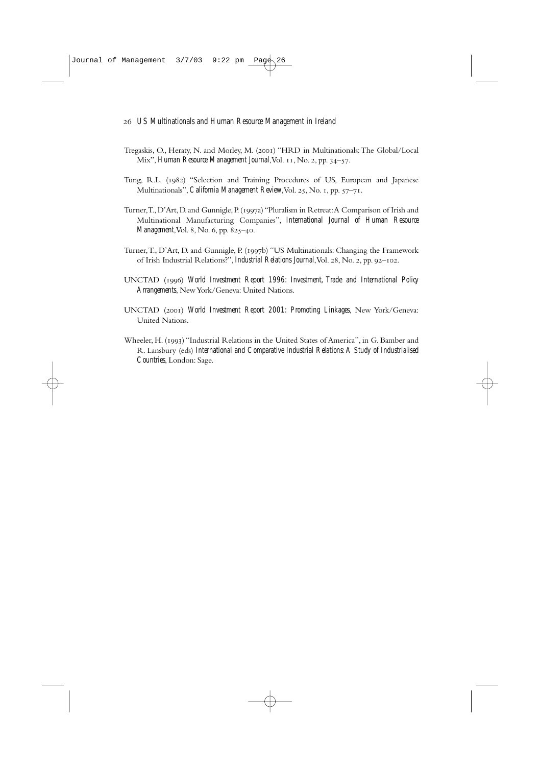Tregaskis, O., Heraty, N. and Morley, M. (2001) "HRD in Multinationals: The Global/Local Mix", *Human Resource Management Journal*, Vol. 11, No. 2, pp. 34–57.

Tung, R.L. (1982) "Selection and Training Procedures of US, European and Japanese Multinationals", *California Management Review*, Vol. 25, No. 1, pp. 57–71.

Turner, T., D'Art, D. and Gunnigle, P. (1997a) "Pluralism in Retreat: A Comparison of Irish and Multinational Manufacturing Companies", *International Journal of Human Resource Management*, Vol. 8, No. 6, pp. 825–40.

Turner, T., D'Art, D. and Gunnigle, P. (1997b) "US Multinationals: Changing the Framework of Irish Industrial Relations?", *Industrial Relations Journal*, Vol. 28, No. 2, pp. 92–102.

UNCTAD (1996) *World Investment Report 1996: Investment, Trade and International Policy Arrangements*, New York/Geneva: United Nations.

UNCTAD (2001) *World Investment Report 2001: Promoting Linkages*, New York/Geneva: United Nations.

Wheeler, H. (1993) "Industrial Relations in the United States of America", in G. Bamber and R. Lansbury (eds) *International and Comparative Industrial Relations: A Study of Industrialised Countries*, London: Sage.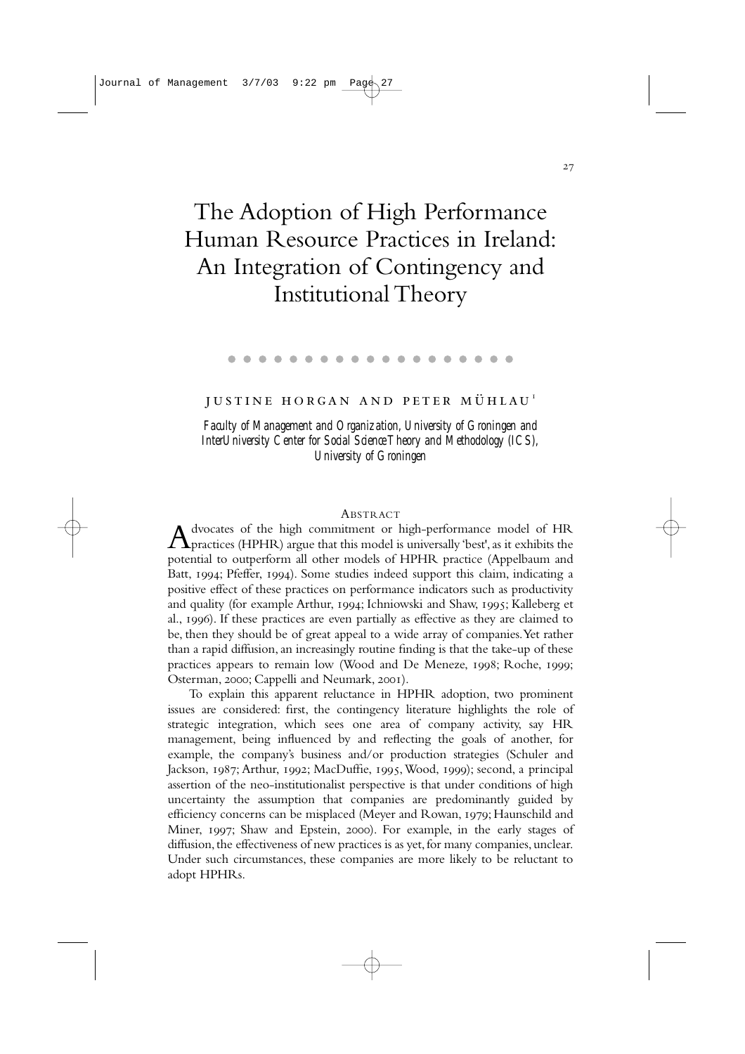# The Adoption of High Performance Human Resource Practices in Ireland: An Integration of Contingency and Institutional Theory

JUSTINE HORGAN AND PETER MÜHLAU[1]

*Faculty of Management and Organization, University of Groningen and InterUniversity Center for Social Science Theory and Methodology (ICS), University of Groningen*

## ABSTRACT

Advocates of the high commitment or high-performance model of HR practices (HPHR) argue that this model is universally 'best', as it exhibits the potential to outperform all other models of HPHR practice (Appelbaum and Batt, 1994; Pfeffer, 1994). Some studies indeed support this claim, indicating a positive effect of these practices on performance indicators such as productivity and quality (for example Arthur, 1994; Ichniowski and Shaw, 1995; Kalleberg et al., 1996). If these practices are even partially as effective as they are claimed to be, then they should be of great appeal to a wide array of companies. Yet rather than a rapid diffusion, an increasingly routine finding is that the take-up of these practices appears to remain low (Wood and De Meneze, 1998; Roche, 1999; Osterman, 2000; Cappelli and Neumark, 2001).

To explain this apparent reluctance in HPHR adoption, two prominent issues are considered: first, the contingency literature highlights the role of strategic integration, which sees one area of company activity, say HR management, being influenced by and reflecting the goals of another, for example, the company's business and/or production strategies (Schuler and Jackson, 1987; Arthur, 1992; MacDuffie, 1995, Wood, 1999); second, a principal assertion of the neo-institutionalist perspective is that under conditions of high uncertainty the assumption that companies are predominantly guided by efficiency concerns can be misplaced (Meyer and Rowan, 1979; Haunschild and Miner, 1997; Shaw and Epstein, 2000). For example, in the early stages of diffusion, the effectiveness of new practices is as yet, for many companies, unclear. Under such circumstances, these companies are more likely to be reluctant to adopt HPHRs.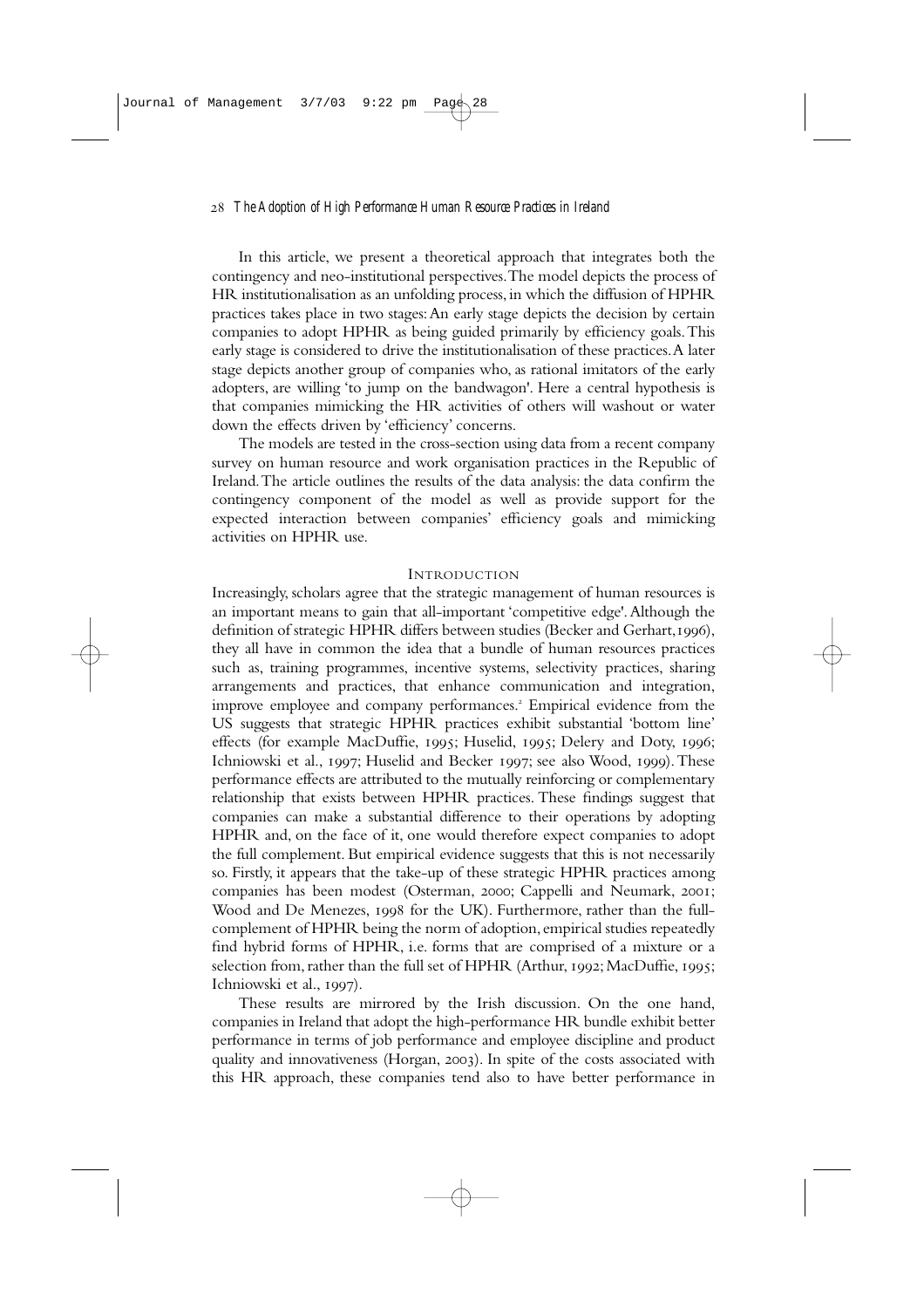In this article, we present a theoretical approach that integrates both the contingency and neo-institutional perspectives. The model depicts the process of HR institutionalisation as an unfolding process, in which the diffusion of HPHR practices takes place in two stages: An early stage depicts the decision by certain companies to adopt HPHR as being guided primarily by efficiency goals. This early stage is considered to drive the institutionalisation of these practices. A later stage depicts another group of companies who, as rational imitators of the early adopters, are willing 'to jump on the bandwagon'. Here a central hypothesis is that companies mimicking the HR activities of others will washout or water down the effects driven by 'efficiency' concerns.

The models are tested in the cross-section using data from a recent company survey on human resource and work organisation practices in the Republic of Ireland. The article outlines the results of the data analysis: the data confirm the contingency component of the model as well as provide support for the expected interaction between companies' efficiency goals and mimicking activities on HPHR use.

## Introduction

Increasingly, scholars agree that the strategic management of human resources is an important means to gain that all-important 'competitive edge'. Although the definition of strategic HPHR differs between studies (Becker and Gerhart, 1996), they all have in common the idea that a bundle of human resources practices such as, training programmes, incentive systems, selectivity practices, sharing arrangements and practices, that enhance communication and integration, improve employee and company performances.[2] Empirical evidence from the US suggests that strategic HPHR practices exhibit substantial 'bottom line' effects (for example MacDuffie, 1995; Huselid, 1995; Delery and Doty, 1996; Ichniowski et al., 1997; Huselid and Becker 1997; see also Wood, 1999). These performance effects are attributed to the mutually reinforcing or complementary relationship that exists between HPHR practices. These findings suggest that companies can make a substantial difference to their operations by adopting HPHR and, on the face of it, one would therefore expect companies to adopt the full complement. But empirical evidence suggests that this is not necessarily so. Firstly, it appears that the take-up of these strategic HPHR practices among companies has been modest (Osterman, 2000; Cappelli and Neumark, 2001; Wood and De Menezes, 1998 for the UK). Furthermore, rather than the full-complement of HPHR being the norm of adoption, empirical studies repeatedly find hybrid forms of HPHR, i.e. forms that are comprised of a mixture or a selection from, rather than the full set of HPHR (Arthur, 1992; MacDuffie, 1995; Ichniowski et al., 1997).

These results are mirrored by the Irish discussion. On the one hand, companies in Ireland that adopt the high-performance HR bundle exhibit better performance in terms of job performance and employee discipline and product quality and innovativeness (Horgan, 2003). In spite of the costs associated with this HR approach, these companies tend also to have better performance in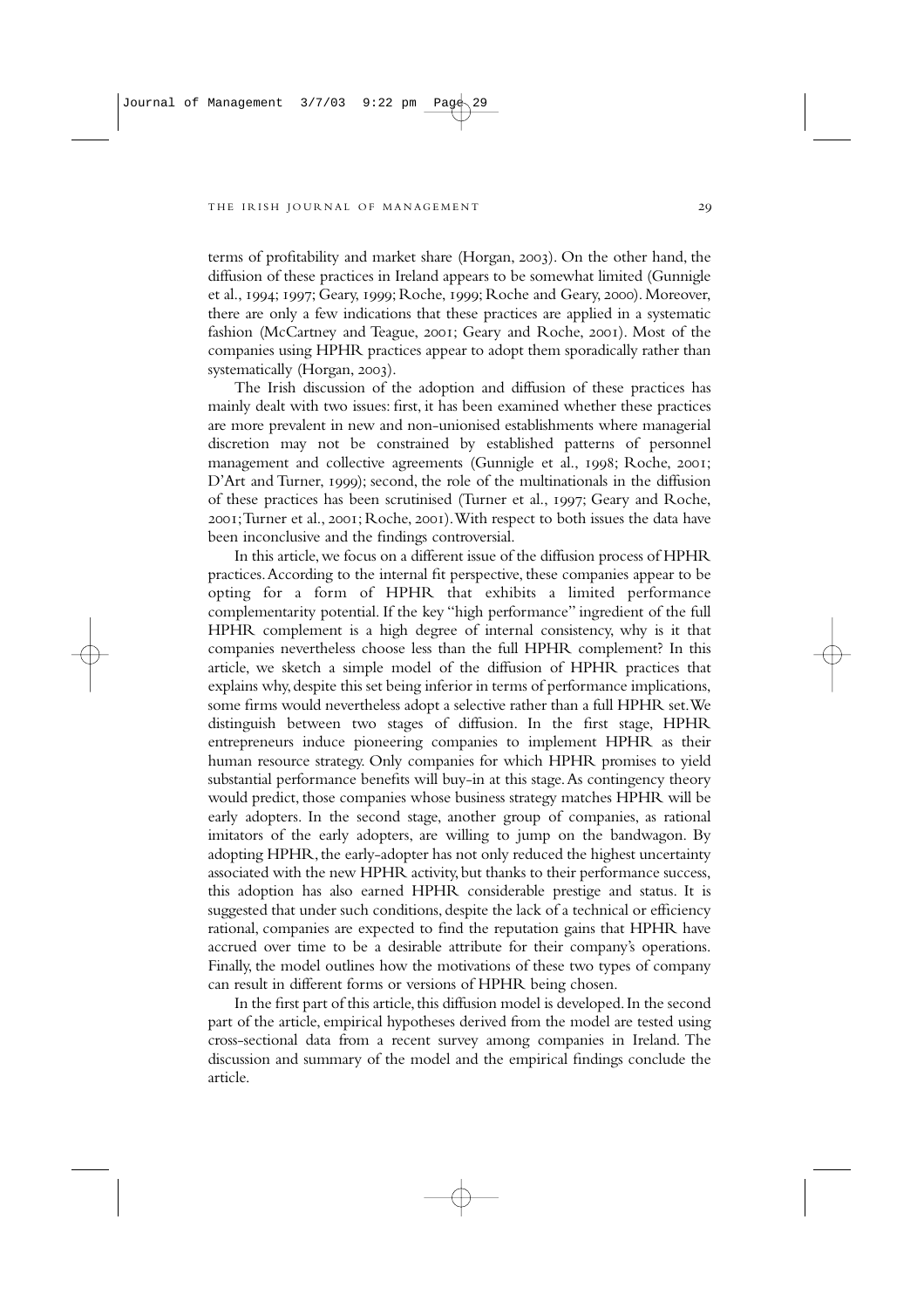terms of profitability and market share (Horgan, 2003). On the other hand, the diffusion of these practices in Ireland appears to be somewhat limited (Gunnigle et al., 1994; 1997; Geary, 1999; Roche, 1999; Roche and Geary, 2000). Moreover, there are only a few indications that these practices are applied in a systematic fashion (McCartney and Teague, 2001; Geary and Roche, 2001). Most of the companies using HPHR practices appear to adopt them sporadically rather than systematically (Horgan, 2003).

The Irish discussion of the adoption and diffusion of these practices has mainly dealt with two issues: first, it has been examined whether these practices are more prevalent in new and non-unionised establishments where managerial discretion may not be constrained by established patterns of personnel management and collective agreements (Gunnigle et al., 1998; Roche, 2001; D'Art and Turner, 1999); second, the role of the multinationals in the diffusion of these practices has been scrutinised (Turner et al., 1997; Geary and Roche, 2001; Turner et al., 2001; Roche, 2001). With respect to both issues the data have been inconclusive and the findings controversial.

In this article, we focus on a different issue of the diffusion process of HPHR practices. According to the internal fit perspective, these companies appear to be opting for a form of HPHR that exhibits a limited performance complementarity potential. If the key "high performance" ingredient of the full HPHR complement is a high degree of internal consistency, why is it that companies nevertheless choose less than the full HPHR complement? In this article, we sketch a simple model of the diffusion of HPHR practices that explains why, despite this set being inferior in terms of performance implications, some firms would nevertheless adopt a selective rather than a full HPHR set. We distinguish between two stages of diffusion. In the first stage, HPHR entrepreneurs induce pioneering companies to implement HPHR as their human resource strategy. Only companies for which HPHR promises to yield substantial performance benefits will buy-in at this stage. As contingency theory would predict, those companies whose business strategy matches HPHR will be early adopters. In the second stage, another group of companies, as rational imitators of the early adopters, are willing to jump on the bandwagon. By adopting HPHR, the early-adopter has not only reduced the highest uncertainty associated with the new HPHR activity, but thanks to their performance success, this adoption has also earned HPHR considerable prestige and status. It is suggested that under such conditions, despite the lack of a technical or efficiency rational, companies are expected to find the reputation gains that HPHR have accrued over time to be a desirable attribute for their company's operations. Finally, the model outlines how the motivations of these two types of company can result in different forms or versions of HPHR being chosen.

In the first part of this article, this diffusion model is developed. In the second part of the article, empirical hypotheses derived from the model are tested using cross-sectional data from a recent survey among companies in Ireland. The discussion and summary of the model and the empirical findings conclude the article.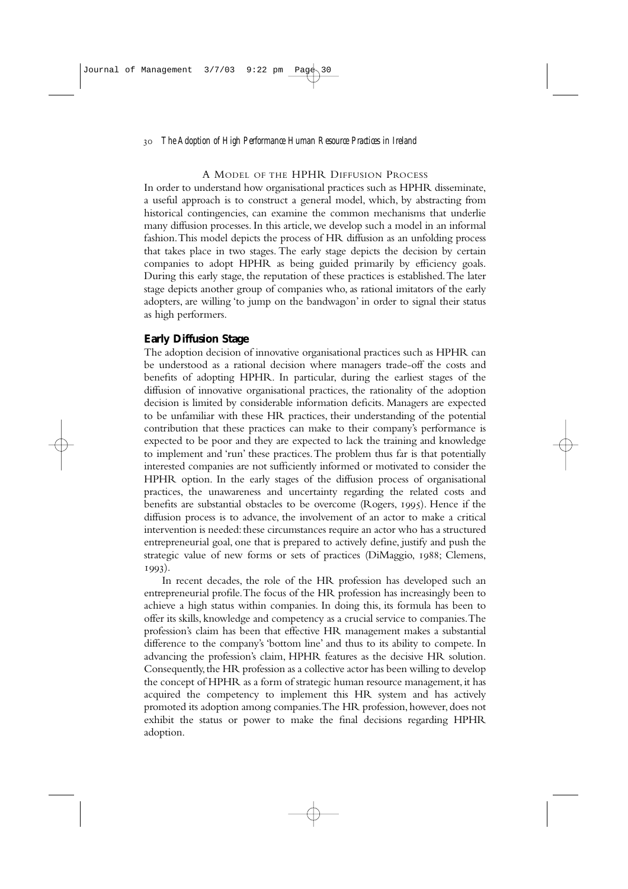## A Model of the HPHR Diffusion Process

In order to understand how organisational practices such as HPHR disseminate, a useful approach is to construct a general model, which, by abstracting from historical contingencies, can examine the common mechanisms that underlie many diffusion processes. In this article, we develop such a model in an informal fashion. This model depicts the process of HR diffusion as an unfolding process that takes place in two stages. The early stage depicts the decision by certain companies to adopt HPHR as being guided primarily by efficiency goals. During this early stage, the reputation of these practices is established. The later stage depicts another group of companies who, as rational imitators of the early adopters, are willing 'to jump on the bandwagon' in order to signal their status as high performers.

### Early Diffusion Stage

The adoption decision of innovative organisational practices such as HPHR can be understood as a rational decision where managers trade-off the costs and benefits of adopting HPHR. In particular, during the earliest stages of the diffusion of innovative organisational practices, the rationality of the adoption decision is limited by considerable information deficits. Managers are expected to be unfamiliar with these HR practices, their understanding of the potential contribution that these practices can make to their company's performance is expected to be poor and they are expected to lack the training and knowledge to implement and 'run' these practices. The problem thus far is that potentially interested companies are not sufficiently informed or motivated to consider the HPHR option. In the early stages of the diffusion process of organisational practices, the unawareness and uncertainty regarding the related costs and benefits are substantial obstacles to be overcome (Rogers, 1995). Hence if the diffusion process is to advance, the involvement of an actor to make a critical intervention is needed: these circumstances require an actor who has a structured entrepreneurial goal, one that is prepared to actively define, justify and push the strategic value of new forms or sets of practices (DiMaggio, 1988; Clemens, 1993).

In recent decades, the role of the HR profession has developed such an entrepreneurial profile. The focus of the HR profession has increasingly been to achieve a high status within companies. In doing this, its formula has been to offer its skills, knowledge and competency as a crucial service to companies. The profession's claim has been that effective HR management makes a substantial difference to the company's 'bottom line' and thus to its ability to compete. In advancing the profession's claim, HPHR features as the decisive HR solution. Consequently, the HR profession as a collective actor has been willing to develop the concept of HPHR as a form of strategic human resource management, it has acquired the competency to implement this HR system and has actively promoted its adoption among companies. The HR profession, however, does not exhibit the status or power to make the final decisions regarding HPHR adoption.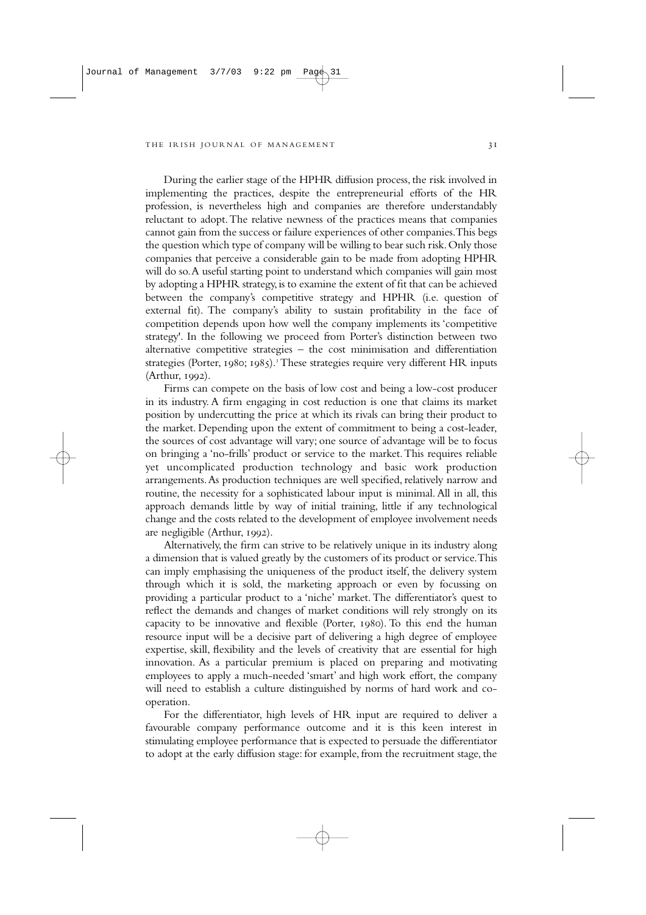During the earlier stage of the HPHR diffusion process, the risk involved in implementing the practices, despite the entrepreneurial efforts of the HR profession, is nevertheless high and companies are therefore understandably reluctant to adopt. The relative newness of the practices means that companies cannot gain from the success or failure experiences of other companies. This begs the question which type of company will be willing to bear such risk. Only those companies that perceive a considerable gain to be made from adopting HPHR will do so. A useful starting point to understand which companies will gain most by adopting a HPHR strategy, is to examine the extent of fit that can be achieved between the company's competitive strategy and HPHR (i.e. question of external fit). The company's ability to sustain profitability in the face of competition depends upon how well the company implements its 'competitive strategy'. In the following we proceed from Porter's distinction between two alternative competitive strategies – the cost minimisation and differentiation strategies (Porter, 1980; 1985).[3] These strategies require very different HR inputs (Arthur, 1992).

Firms can compete on the basis of low cost and being a low-cost producer in its industry. A firm engaging in cost reduction is one that claims its market position by undercutting the price at which its rivals can bring their product to the market. Depending upon the extent of commitment to being a cost-leader, the sources of cost advantage will vary; one source of advantage will be to focus on bringing a 'no-frills' product or service to the market. This requires reliable yet uncomplicated production technology and basic work production arrangements. As production techniques are well specified, relatively narrow and routine, the necessity for a sophisticated labour input is minimal. All in all, this approach demands little by way of initial training, little if any technological change and the costs related to the development of employee involvement needs are negligible (Arthur, 1992).

Alternatively, the firm can strive to be relatively unique in its industry along a dimension that is valued greatly by the customers of its product or service. This can imply emphasising the uniqueness of the product itself, the delivery system through which it is sold, the marketing approach or even by focussing on providing a particular product to a 'niche' market. The differentiator's quest to reflect the demands and changes of market conditions will rely strongly on its capacity to be innovative and flexible (Porter, 1980). To this end the human resource input will be a decisive part of delivering a high degree of employee expertise, skill, flexibility and the levels of creativity that are essential for high innovation. As a particular premium is placed on preparing and motivating employees to apply a much-needed 'smart' and high work effort, the company will need to establish a culture distinguished by norms of hard work and co-operation.

For the differentiator, high levels of HR input are required to deliver a favourable company performance outcome and it is this keen interest in stimulating employee performance that is expected to persuade the differentiator to adopt at the early diffusion stage: for example, from the recruitment stage, the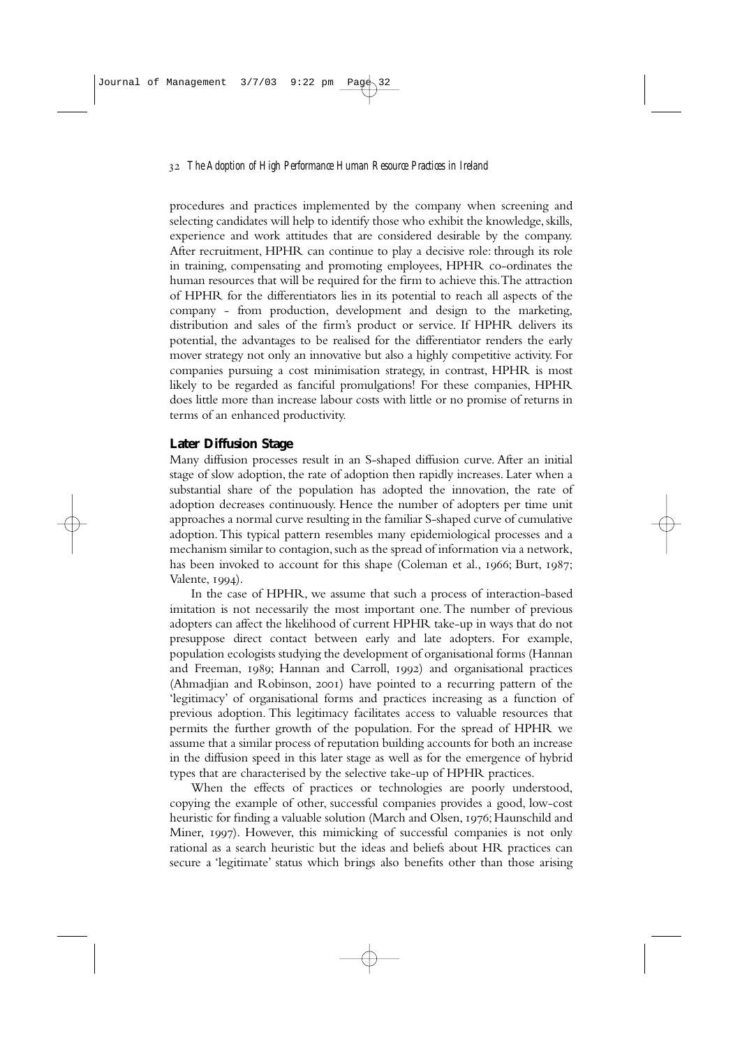procedures and practices implemented by the company when screening and selecting candidates will help to identify those who exhibit the knowledge, skills, experience and work attitudes that are considered desirable by the company. After recruitment, HPHR can continue to play a decisive role: through its role in training, compensating and promoting employees, HPHR co-ordinates the human resources that will be required for the firm to achieve this. The attraction of HPHR for the differentiators lies in its potential to reach all aspects of the company - from production, development and design to the marketing, distribution and sales of the firm's product or service. If HPHR delivers its potential, the advantages to be realised for the differentiator renders the early mover strategy not only an innovative but also a highly competitive activity. For companies pursuing a cost minimisation strategy, in contrast, HPHR is most likely to be regarded as fanciful promulgations! For these companies, HPHR does little more than increase labour costs with little or no promise of returns in terms of an enhanced productivity.

## Later Diffusion Stage

Many diffusion processes result in an S-shaped diffusion curve. After an initial stage of slow adoption, the rate of adoption then rapidly increases. Later when a substantial share of the population has adopted the innovation, the rate of adoption decreases continuously. Hence the number of adopters per time unit approaches a normal curve resulting in the familiar S-shaped curve of cumulative adoption. This typical pattern resembles many epidemiological processes and a mechanism similar to contagion, such as the spread of information via a network, has been invoked to account for this shape (Coleman et al., 1966; Burt, 1987; Valente, 1994).

In the case of HPHR, we assume that such a process of interaction-based imitation is not necessarily the most important one. The number of previous adopters can affect the likelihood of current HPHR take-up in ways that do not presuppose direct contact between early and late adopters. For example, population ecologists studying the development of organisational forms (Hannan and Freeman, 1989; Hannan and Carroll, 1992) and organisational practices (Ahmadjian and Robinson, 2001) have pointed to a recurring pattern of the 'legitimacy' of organisational forms and practices increasing as a function of previous adoption. This legitimacy facilitates access to valuable resources that permits the further growth of the population. For the spread of HPHR we assume that a similar process of reputation building accounts for both an increase in the diffusion speed in this later stage as well as for the emergence of hybrid types that are characterised by the selective take-up of HPHR practices.

When the effects of practices or technologies are poorly understood, copying the example of other, successful companies provides a good, low-cost heuristic for finding a valuable solution (March and Olsen, 1976; Haunschild and Miner, 1997). However, this mimicking of successful companies is not only rational as a search heuristic but the ideas and beliefs about HR practices can secure a 'legitimate' status which brings also benefits other than those arising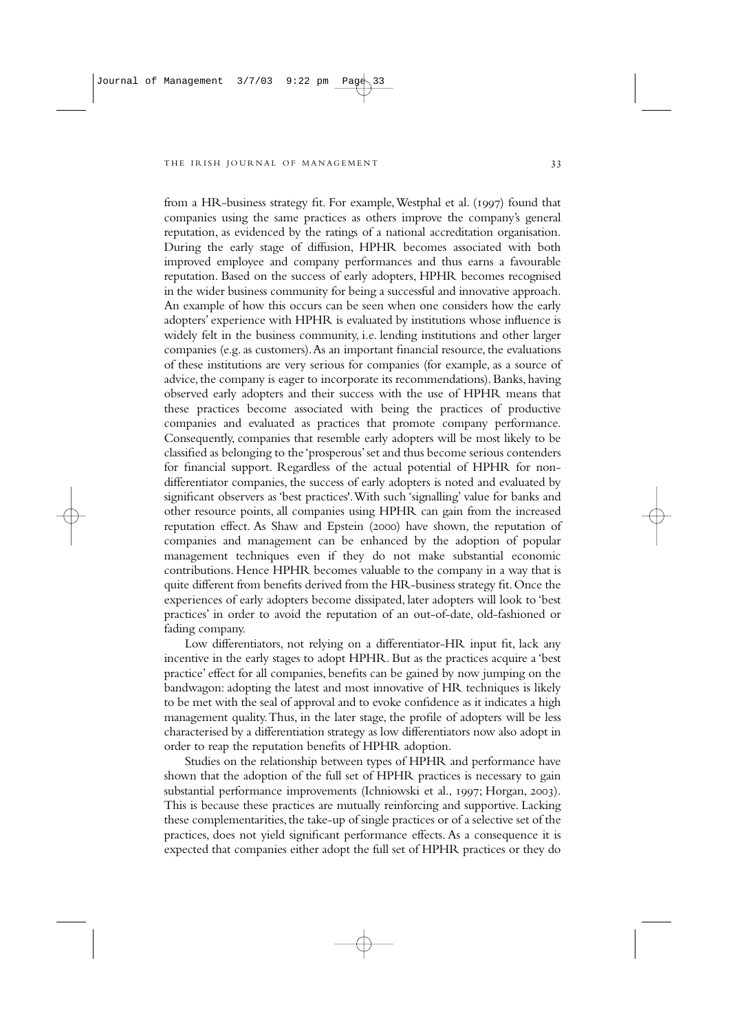from a HR-business strategy fit. For example, Westphal et al. (1997) found that companies using the same practices as others improve the company's general reputation, as evidenced by the ratings of a national accreditation organisation. During the early stage of diffusion, HPHR becomes associated with both improved employee and company performances and thus earns a favourable reputation. Based on the success of early adopters, HPHR becomes recognised in the wider business community for being a successful and innovative approach. An example of how this occurs can be seen when one considers how the early adopters' experience with HPHR is evaluated by institutions whose influence is widely felt in the business community, i.e. lending institutions and other larger companies (e.g. as customers). As an important financial resource, the evaluations of these institutions are very serious for companies (for example, as a source of advice, the company is eager to incorporate its recommendations). Banks, having observed early adopters and their success with the use of HPHR means that these practices become associated with being the practices of productive companies and evaluated as practices that promote company performance. Consequently, companies that resemble early adopters will be most likely to be classified as belonging to the 'prosperous' set and thus become serious contenders for financial support. Regardless of the actual potential of HPHR for non-differentiator companies, the success of early adopters is noted and evaluated by significant observers as 'best practices'. With such 'signalling' value for banks and other resource points, all companies using HPHR can gain from the increased reputation effect. As Shaw and Epstein (2000) have shown, the reputation of companies and management can be enhanced by the adoption of popular management techniques even if they do not make substantial economic contributions. Hence HPHR becomes valuable to the company in a way that is quite different from benefits derived from the HR-business strategy fit. Once the experiences of early adopters become dissipated, later adopters will look to 'best practices' in order to avoid the reputation of an out-of-date, old-fashioned or fading company.

Low differentiators, not relying on a differentiator-HR input fit, lack any incentive in the early stages to adopt HPHR. But as the practices acquire a 'best practice' effect for all companies, benefits can be gained by now jumping on the bandwagon: adopting the latest and most innovative of HR techniques is likely to be met with the seal of approval and to evoke confidence as it indicates a high management quality. Thus, in the later stage, the profile of adopters will be less characterised by a differentiation strategy as low differentiators now also adopt in order to reap the reputation benefits of HPHR adoption.

Studies on the relationship between types of HPHR and performance have shown that the adoption of the full set of HPHR practices is necessary to gain substantial performance improvements (Ichniowski et al., 1997; Horgan, 2003). This is because these practices are mutually reinforcing and supportive. Lacking these complementarities, the take-up of single practices or of a selective set of the practices, does not yield significant performance effects. As a consequence it is expected that companies either adopt the full set of HPHR practices or they do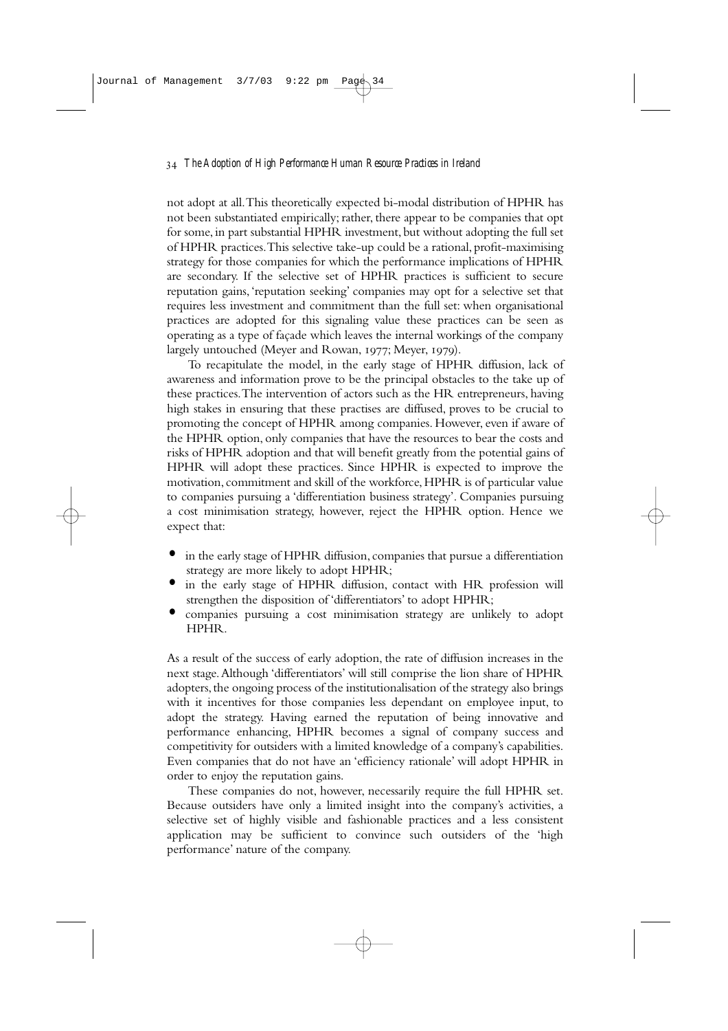not adopt at all. This theoretically expected bi-modal distribution of HPHR has not been substantiated empirically; rather, there appear to be companies that opt for some, in part substantial HPHR investment, but without adopting the full set of HPHR practices. This selective take-up could be a rational, profit-maximising strategy for those companies for which the performance implications of HPHR are secondary. If the selective set of HPHR practices is sufficient to secure reputation gains, 'reputation seeking' companies may opt for a selective set that requires less investment and commitment than the full set: when organisational practices are adopted for this signaling value these practices can be seen as operating as a type of façade which leaves the internal workings of the company largely untouched (Meyer and Rowan, 1977; Meyer, 1979).

To recapitulate the model, in the early stage of HPHR diffusion, lack of awareness and information prove to be the principal obstacles to the take up of these practices. The intervention of actors such as the HR entrepreneurs, having high stakes in ensuring that these practises are diffused, proves to be crucial to promoting the concept of HPHR among companies. However, even if aware of the HPHR option, only companies that have the resources to bear the costs and risks of HPHR adoption and that will benefit greatly from the potential gains of HPHR will adopt these practices. Since HPHR is expected to improve the motivation, commitment and skill of the workforce, HPHR is of particular value to companies pursuing a 'differentiation business strategy'. Companies pursuing a cost minimisation strategy, however, reject the HPHR option. Hence we expect that:

- in the early stage of HPHR diffusion, companies that pursue a differentiation strategy are more likely to adopt HPHR;
- in the early stage of HPHR diffusion, contact with HR profession will strengthen the disposition of 'differentiators' to adopt HPHR;
- companies pursuing a cost minimisation strategy are unlikely to adopt HPHR.

As a result of the success of early adoption, the rate of diffusion increases in the next stage. Although 'differentiators' will still comprise the lion share of HPHR adopters, the ongoing process of the institutionalisation of the strategy also brings with it incentives for those companies less dependant on employee input, to adopt the strategy. Having earned the reputation of being innovative and performance enhancing, HPHR becomes a signal of company success and competitivity for outsiders with a limited knowledge of a company's capabilities. Even companies that do not have an 'efficiency rationale' will adopt HPHR in order to enjoy the reputation gains.

These companies do not, however, necessarily require the full HPHR set. Because outsiders have only a limited insight into the company's activities, a selective set of highly visible and fashionable practices and a less consistent application may be sufficient to convince such outsiders of the 'high performance' nature of the company.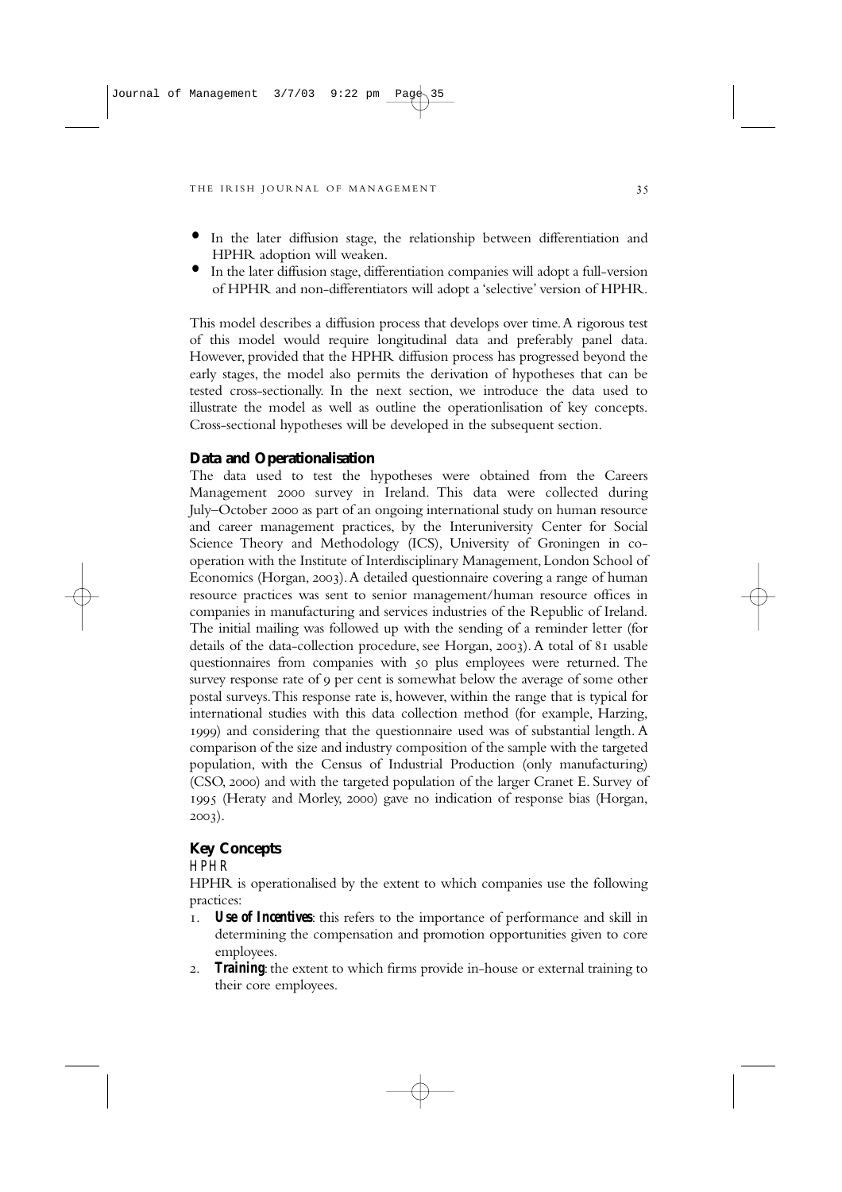- In the later diffusion stage, the relationship between differentiation and HPHR adoption will weaken.
- In the later diffusion stage, differentiation companies will adopt a full-version of HPHR and non-differentiators will adopt a 'selective' version of HPHR.

This model describes a diffusion process that develops over time. A rigorous test of this model would require longitudinal data and preferably panel data. However, provided that the HPHR diffusion process has progressed beyond the early stages, the model also permits the derivation of hypotheses that can be tested cross-sectionally. In the next section, we introduce the data used to illustrate the model as well as outline the operationlisation of key concepts. Cross-sectional hypotheses will be developed in the subsequent section.

## Data and Operationalisation

The data used to test the hypotheses were obtained from the Careers Management 2000 survey in Ireland. This data were collected during July–October 2000 as part of an ongoing international study on human resource and career management practices, by the Interuniversity Center for Social Science Theory and Methodology (ICS), University of Groningen in co-operation with the Institute of Interdisciplinary Management, London School of Economics (Horgan, 2003). A detailed questionnaire covering a range of human resource practices was sent to senior management/human resource offices in companies in manufacturing and services industries of the Republic of Ireland. The initial mailing was followed up with the sending of a reminder letter (for details of the data-collection procedure, see Horgan, 2003). A total of 81 usable questionnaires from companies with 50 plus employees were returned. The survey response rate of 9 per cent is somewhat below the average of some other postal surveys. This response rate is, however, within the range that is typical for international studies with this data collection method (for example, Harzing, 1999) and considering that the questionnaire used was of substantial length. A comparison of the size and industry composition of the sample with the targeted population, with the Census of Industrial Production (only manufacturing) (CSO, 2000) and with the targeted population of the larger Cranet E. Survey of 1995 (Heraty and Morley, 2000) gave no indication of response bias (Horgan, 2003).

## Key Concepts

### *HPHR*

HPHR is operationalised by the extent to which companies use the following practices:

1. ***Use of Incentives***: this refers to the importance of performance and skill in determining the compensation and promotion opportunities given to core employees.
2. ***Training***: the extent to which firms provide in-house or external training to their core employees.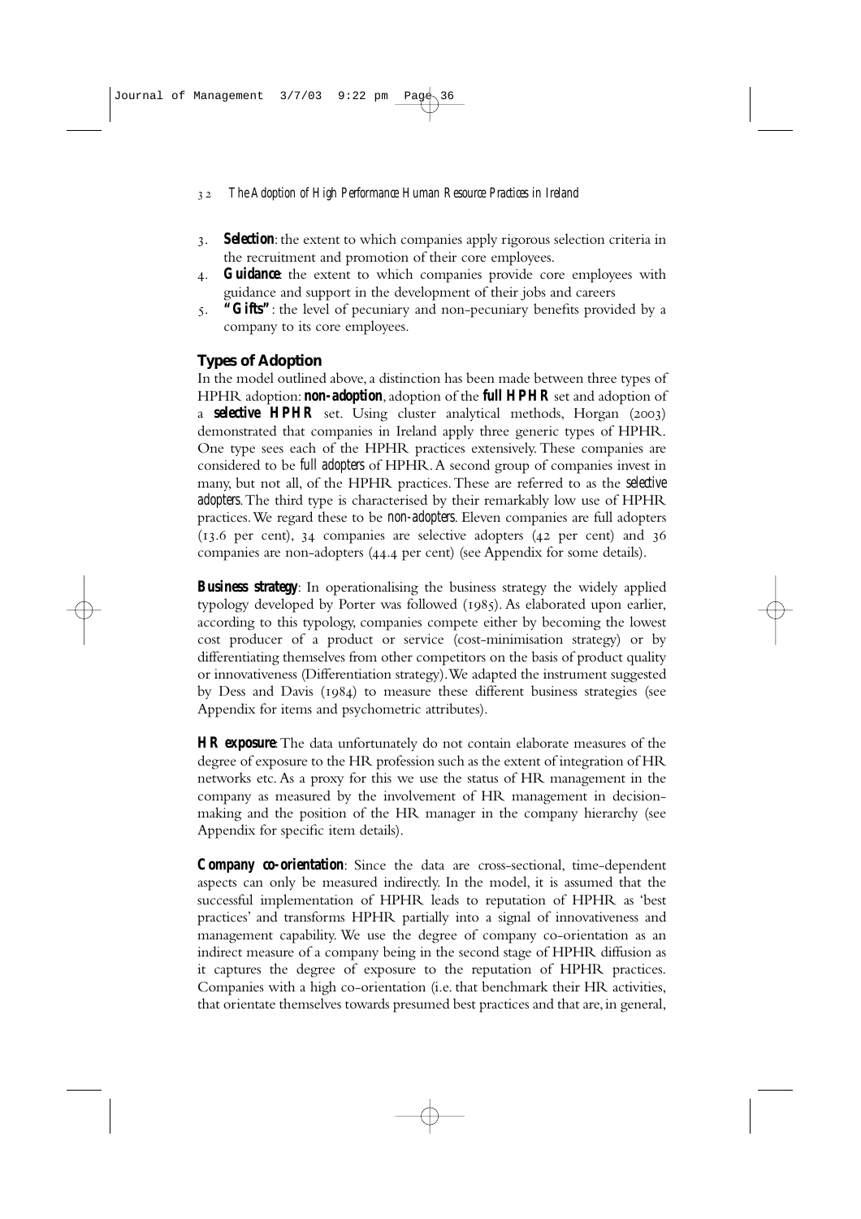3. ***Selection***: the extent to which companies apply rigorous selection criteria in the recruitment and promotion of their core employees.
4. ***Guidance***: the extent to which companies provide core employees with guidance and support in the development of their jobs and careers
5. ***"Gifts"***: the level of pecuniary and non-pecuniary benefits provided by a company to its core employees.

## Types of Adoption

In the model outlined above, a distinction has been made between three types of HPHR adoption: ***non-adoption***, adoption of the ***full HPHR*** set and adoption of a ***selective HPHR*** set. Using cluster analytical methods, Horgan (2003) demonstrated that companies in Ireland apply three generic types of HPHR. One type sees each of the HPHR practices extensively. These companies are considered to be *full adopters* of HPHR. A second group of companies invest in many, but not all, of the HPHR practices. These are referred to as the *selective adopters*. The third type is characterised by their remarkably low use of HPHR practices. We regard these to be *non-adopters*. Eleven companies are full adopters (13.6 per cent), 34 companies are selective adopters (42 per cent) and 36 companies are non-adopters (44.4 per cent) (see Appendix for some details).

***Business strategy***: In operationalising the business strategy the widely applied typology developed by Porter was followed (1985). As elaborated upon earlier, according to this typology, companies compete either by becoming the lowest cost producer of a product or service (cost-minimisation strategy) or by differentiating themselves from other competitors on the basis of product quality or innovativeness (Differentiation strategy). We adapted the instrument suggested by Dess and Davis (1984) to measure these different business strategies (see Appendix for items and psychometric attributes).

***HR exposure***: The data unfortunately do not contain elaborate measures of the degree of exposure to the HR profession such as the extent of integration of HR networks etc. As a proxy for this we use the status of HR management in the company as measured by the involvement of HR management in decision-making and the position of the HR manager in the company hierarchy (see Appendix for specific item details).

***Company co-orientation***: Since the data are cross-sectional, time-dependent aspects can only be measured indirectly. In the model, it is assumed that the successful implementation of HPHR leads to reputation of HPHR as 'best practices' and transforms HPHR partially into a signal of innovativeness and management capability. We use the degree of company co-orientation as an indirect measure of a company being in the second stage of HPHR diffusion as it captures the degree of exposure to the reputation of HPHR practices. Companies with a high co-orientation (i.e. that benchmark their HR activities, that orientate themselves towards presumed best practices and that are, in general,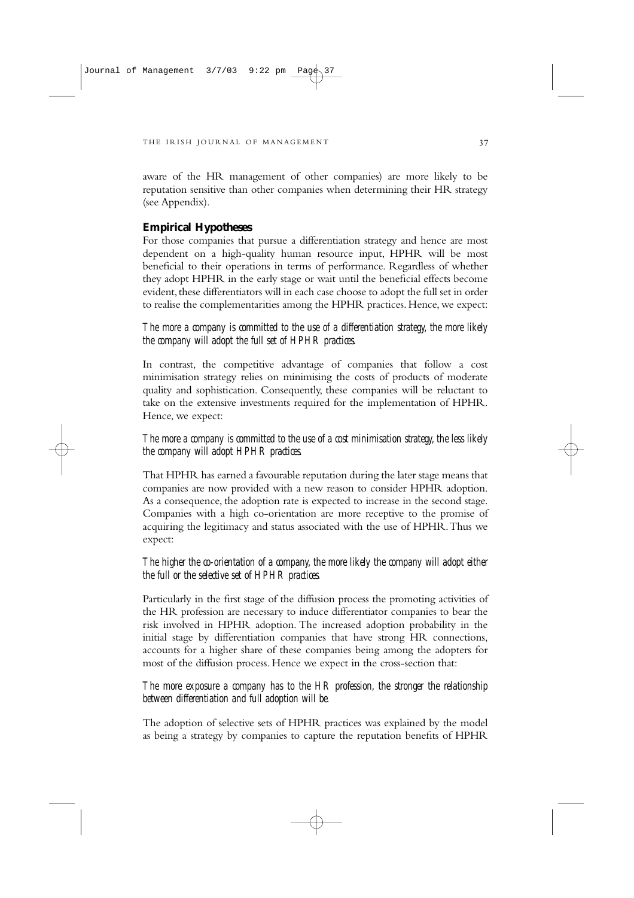aware of the HR management of other companies) are more likely to be reputation sensitive than other companies when determining their HR strategy (see Appendix).

## Empirical Hypotheses

For those companies that pursue a differentiation strategy and hence are most dependent on a high-quality human resource input, HPHR will be most beneficial to their operations in terms of performance. Regardless of whether they adopt HPHR in the early stage or wait until the beneficial effects become evident, these differentiators will in each case choose to adopt the full set in order to realise the complementarities among the HPHR practices. Hence, we expect:

*The more a company is committed to the use of a differentiation strategy, the more likely the company will adopt the full set of HPHR practices.*

In contrast, the competitive advantage of companies that follow a cost minimisation strategy relies on minimising the costs of products of moderate quality and sophistication. Consequently, these companies will be reluctant to take on the extensive investments required for the implementation of HPHR. Hence, we expect:

*The more a company is committed to the use of a cost minimisation strategy, the less likely the company will adopt HPHR practices.*

That HPHR has earned a favourable reputation during the later stage means that companies are now provided with a new reason to consider HPHR adoption. As a consequence, the adoption rate is expected to increase in the second stage. Companies with a high co-orientation are more receptive to the promise of acquiring the legitimacy and status associated with the use of HPHR. Thus we expect:

*The higher the co-orientation of a company, the more likely the company will adopt either the full or the selective set of HPHR practices.*

Particularly in the first stage of the diffusion process the promoting activities of the HR profession are necessary to induce differentiator companies to bear the risk involved in HPHR adoption. The increased adoption probability in the initial stage by differentiation companies that have strong HR connections, accounts for a higher share of these companies being among the adopters for most of the diffusion process. Hence we expect in the cross-section that:

*The more exposure a company has to the HR profession, the stronger the relationship between differentiation and full adoption will be.*

The adoption of selective sets of HPHR practices was explained by the model as being a strategy by companies to capture the reputation benefits of HPHR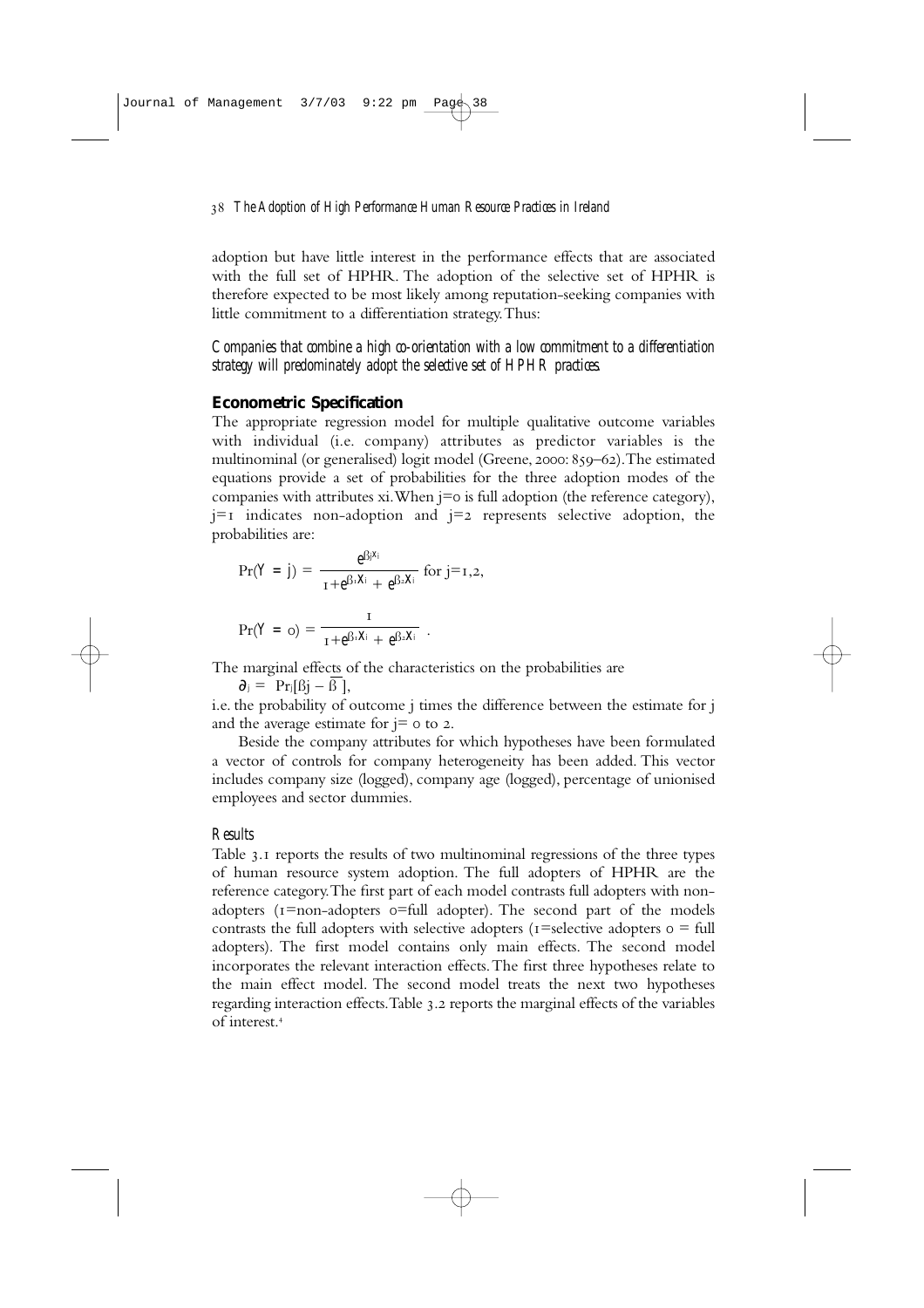adoption but have little interest in the performance effects that are associated with the full set of HPHR. The adoption of the selective set of HPHR is therefore expected to be most likely among reputation-seeking companies with little commitment to a differentiation strategy. Thus:

*Companies that combine a high co-orientation with a low commitment to a differentiation strategy will predominately adopt the selective set of HPHR practices.*

## Econometric Specification

The appropriate regression model for multiple qualitative outcome variables with individual (i.e. company) attributes as predictor variables is the multinominal (or generalised) logit model (Greene, 2000: 859–62). The estimated equations provide a set of probabilities for the three adoption modes of the companies with attributes xi. When j=0 is full adoption (the reference category), j=1 indicates non-adoption and j=2 represents selective adoption, the probabilities are:

$$\Pr(Y = j) = \frac{e^{\beta_j x_i}}{1 + e^{\beta_1 x_i} + e^{\beta_2 x_i}} \text{ for } j=1,2,$$

$$\Pr(Y = 0) = \frac{1}{1 + e^{\beta_1 x_i} + e^{\beta_2 x_i}} .$$

The marginal effects of the characteristics on the probabilities are

$\partial_j = \Pr_j[\beta j - \overline{\beta}]$,

i.e. the probability of outcome j times the difference between the estimate for j and the average estimate for j= 0 to 2.

Beside the company attributes for which hypotheses have been formulated a vector of controls for company heterogeneity has been added. This vector includes company size (logged), company age (logged), percentage of unionised employees and sector dummies.

### *Results*

Table 3.1 reports the results of two multinominal regressions of the three types of human resource system adoption. The full adopters of HPHR are the reference category. The first part of each model contrasts full adopters with non-adopters (1=non-adopters 0=full adopter). The second part of the models contrasts the full adopters with selective adopters (1=selective adopters 0 = full adopters). The first model contains only main effects. The second model incorporates the relevant interaction effects. The first three hypotheses relate to the main effect model. The second model treats the next two hypotheses regarding interaction effects. Table 3.2 reports the marginal effects of the variables of interest.[4]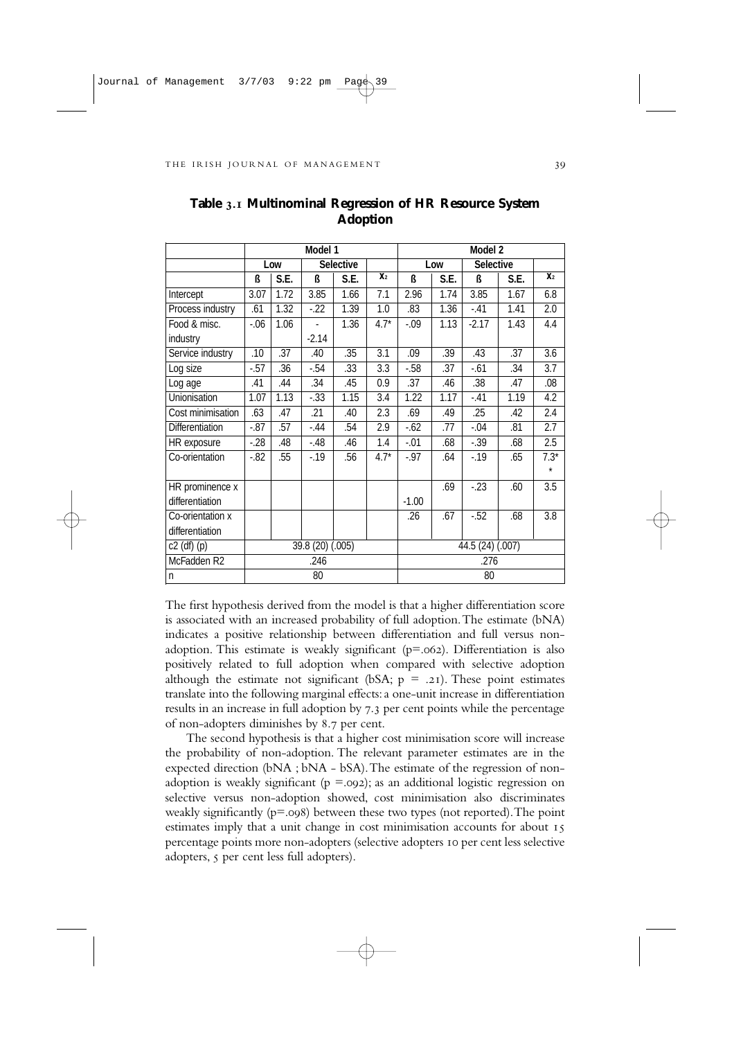**Table 3.1 Multinominal Regression of HR Resource System Adoption**

| | Model 1 | | | | | Model 2 | | | | |
|---|---|---|---|---|---|---|---|---|---|---|
| | Low | | Selective | | | Low | | Selective | | |
| | ß | S.E. | ß | S.E. | $X_2$ | ß | S.E. | ß | S.E. | $X_2$ |
| Intercept | 3.07 | 1.72 | 3.85 | 1.66 | 7.1 | 2.96 | 1.74 | 3.85 | 1.67 | 6.8 |
| Process industry | .61 | 1.32 | -.22 | 1.39 | 1.0 | .83 | 1.36 | -.41 | 1.41 | 2.0 |
| Food & misc. industry | -.06 | 1.06 | -2.14 | 1.36 | 4.7* | -.09 | 1.13 | -2.17 | 1.43 | 4.4 |
| Service industry | .10 | .37 | .40 | .35 | 3.1 | .09 | .39 | .43 | .37 | 3.6 |
| Log size | -.57 | .36 | -.54 | .33 | 3.3 | -.58 | .37 | -.61 | .34 | 3.7 |
| Log age | .41 | .44 | .34 | .45 | 0.9 | .37 | .46 | .38 | .47 | .08 |
| Unionisation | 1.07 | 1.13 | -.33 | 1.15 | 3.4 | 1.22 | 1.17 | -.41 | 1.19 | 4.2 |
| Cost minimisation | .63 | .47 | .21 | .40 | 2.3 | .69 | .49 | .25 | .42 | 2.4 |
| Differentiation | -.87 | .57 | -.44 | .54 | 2.9 | -.62 | .77 | -.04 | .81 | 2.7 |
| HR exposure | -.28 | .48 | -.48 | .46 | 1.4 | -.01 | .68 | -.39 | .68 | 2.5 |
| Co-orientation | -.82 | .55 | -.19 | .56 | 4.7* | -.97 | .64 | -.19 | .65 | 7.3** |
| HR prominence x differentiation | | | | | | -1.00 | .69 | -.23 | .60 | 3.5 |
| Co-orientation x differentiation | | | | | | .26 | .67 | -.52 | .68 | 3.8 |
| c2 (df) (p) | 39.8 (20) (.005) | | | | | 44.5 (24) (.007) | | | | |
| McFadden R2 | .246 | | | | | .276 | | | | |
| n | 80 | | | | | 80 | | | | |

The first hypothesis derived from the model is that a higher differentiation score is associated with an increased probability of full adoption. The estimate (bNA) indicates a positive relationship between differentiation and full versus non-adoption. This estimate is weakly significant ($p=.062$). Differentiation is also positively related to full adoption when compared with selective adoption although the estimate not significant (bSA; $p = .21$). These point estimates translate into the following marginal effects: a one-unit increase in differentiation results in an increase in full adoption by 7.3 per cent points while the percentage of non-adopters diminishes by 8.7 per cent.

The second hypothesis is that a higher cost minimisation score will increase the probability of non-adoption. The relevant parameter estimates are in the expected direction (bNA ; bNA - bSA). The estimate of the regression of non-adoption is weakly significant ($p =.092$); as an additional logistic regression on selective versus non-adoption showed, cost minimisation also discriminates weakly significantly ($p=.098$) between these two types (not reported). The point estimates imply that a unit change in cost minimisation accounts for about 15 percentage points more non-adopters (selective adopters 10 per cent less selective adopters, 5 per cent less full adopters).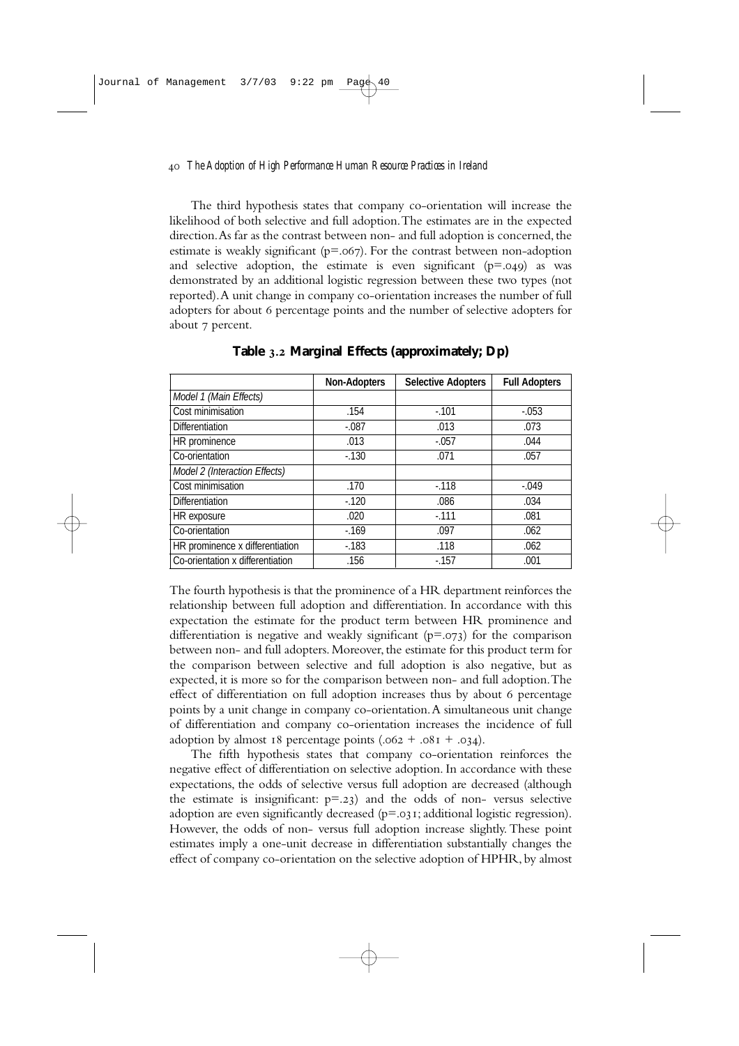The third hypothesis states that company co-orientation will increase the likelihood of both selective and full adoption. The estimates are in the expected direction. As far as the contrast between non- and full adoption is concerned, the estimate is weakly significant ($p=.067$). For the contrast between non-adoption and selective adoption, the estimate is even significant ($p=.049$) as was demonstrated by an additional logistic regression between these two types (not reported). A unit change in company co-orientation increases the number of full adopters for about 6 percentage points and the number of selective adopters for about 7 percent.

**Table 3.2 Marginal Effects (approximately; Dp)**

| | Non-Adopters | Selective Adopters | Full Adopters |
|---|---|---|---|
| *Model 1 (Main Effects)* | | | |
| Cost minimisation | .154 | -.101 | -.053 |
| Differentiation | -.087 | .013 | .073 |
| HR prominence | .013 | -.057 | .044 |
| Co-orientation | -.130 | .071 | .057 |
| *Model 2 (Interaction Effects)* | | | |
| Cost minimisation | .170 | -.118 | -.049 |
| Differentiation | -.120 | .086 | .034 |
| HR exposure | .020 | -.111 | .081 |
| Co-orientation | -.169 | .097 | .062 |
| HR prominence x differentiation | -.183 | .118 | .062 |
| Co-orientation x differentiation | .156 | -.157 | .001 |

The fourth hypothesis is that the prominence of a HR department reinforces the relationship between full adoption and differentiation. In accordance with this expectation the estimate for the product term between HR prominence and differentiation is negative and weakly significant ($p=.073$) for the comparison between non- and full adopters. Moreover, the estimate for this product term for the comparison between selective and full adoption is also negative, but as expected, it is more so for the comparison between non- and full adoption. The effect of differentiation on full adoption increases thus by about 6 percentage points by a unit change in company co-orientation. A simultaneous unit change of differentiation and company co-orientation increases the incidence of full adoption by almost 18 percentage points (.062 + .081 + .034).

The fifth hypothesis states that company co-orientation reinforces the negative effect of differentiation on selective adoption. In accordance with these expectations, the odds of selective versus full adoption are decreased (although the estimate is insignificant: $p=.23$) and the odds of non- versus selective adoption are even significantly decreased ($p=.031$; additional logistic regression). However, the odds of non- versus full adoption increase slightly. These point estimates imply a one-unit decrease in differentiation substantially changes the effect of company co-orientation on the selective adoption of HPHR, by almost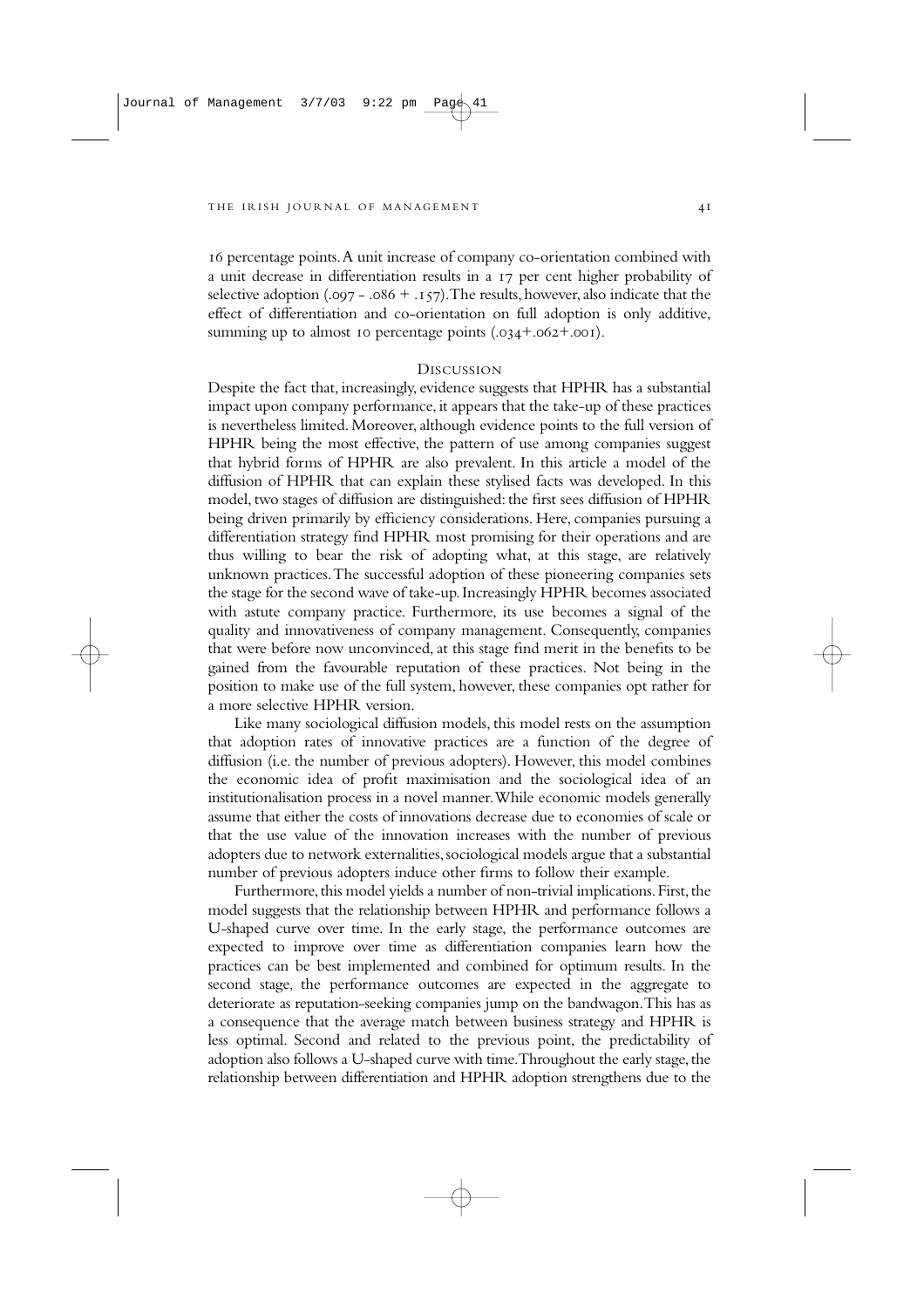16 percentage points. A unit increase of company co-orientation combined with a unit decrease in differentiation results in a 17 per cent higher probability of selective adoption (.097 - .086 + .157). The results, however, also indicate that the effect of differentiation and co-orientation on full adoption is only additive, summing up to almost 10 percentage points (.034+.062+.001).

## Discussion

Despite the fact that, increasingly, evidence suggests that HPHR has a substantial impact upon company performance, it appears that the take-up of these practices is nevertheless limited. Moreover, although evidence points to the full version of HPHR being the most effective, the pattern of use among companies suggest that hybrid forms of HPHR are also prevalent. In this article a model of the diffusion of HPHR that can explain these stylised facts was developed. In this model, two stages of diffusion are distinguished: the first sees diffusion of HPHR being driven primarily by efficiency considerations. Here, companies pursuing a differentiation strategy find HPHR most promising for their operations and are thus willing to bear the risk of adopting what, at this stage, are relatively unknown practices. The successful adoption of these pioneering companies sets the stage for the second wave of take-up. Increasingly HPHR becomes associated with astute company practice. Furthermore, its use becomes a signal of the quality and innovativeness of company management. Consequently, companies that were before now unconvinced, at this stage find merit in the benefits to be gained from the favourable reputation of these practices. Not being in the position to make use of the full system, however, these companies opt rather for a more selective HPHR version.

Like many sociological diffusion models, this model rests on the assumption that adoption rates of innovative practices are a function of the degree of diffusion (i.e. the number of previous adopters). However, this model combines the economic idea of profit maximisation and the sociological idea of an institutionalisation process in a novel manner. While economic models generally assume that either the costs of innovations decrease due to economies of scale or that the use value of the innovation increases with the number of previous adopters due to network externalities, sociological models argue that a substantial number of previous adopters induce other firms to follow their example.

Furthermore, this model yields a number of non-trivial implications. First, the model suggests that the relationship between HPHR and performance follows a U-shaped curve over time. In the early stage, the performance outcomes are expected to improve over time as differentiation companies learn how the practices can be best implemented and combined for optimum results. In the second stage, the performance outcomes are expected in the aggregate to deteriorate as reputation-seeking companies jump on the bandwagon. This has as a consequence that the average match between business strategy and HPHR is less optimal. Second and related to the previous point, the predictability of adoption also follows a U-shaped curve with time. Throughout the early stage, the relationship between differentiation and HPHR adoption strengthens due to the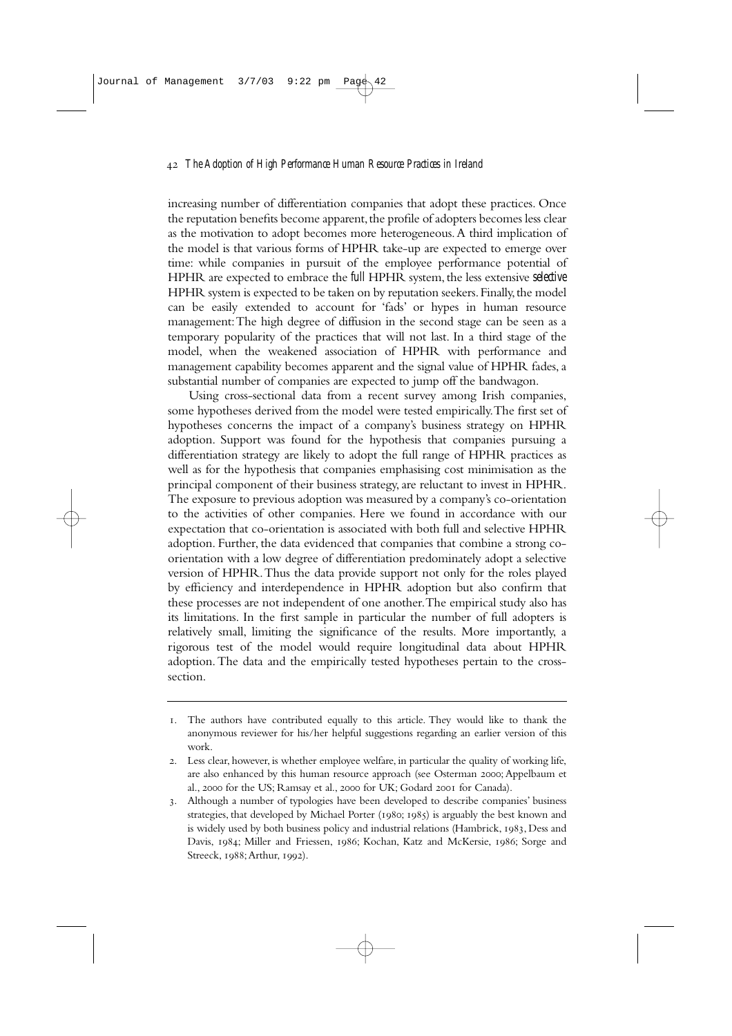increasing number of differentiation companies that adopt these practices. Once the reputation benefits become apparent, the profile of adopters becomes less clear as the motivation to adopt becomes more heterogeneous. A third implication of the model is that various forms of HPHR take-up are expected to emerge over time: while companies in pursuit of the employee performance potential of HPHR are expected to embrace the *full* HPHR system, the less extensive *selective* HPHR system is expected to be taken on by reputation seekers. Finally, the model can be easily extended to account for 'fads' or hypes in human resource management: The high degree of diffusion in the second stage can be seen as a temporary popularity of the practices that will not last. In a third stage of the model, when the weakened association of HPHR with performance and management capability becomes apparent and the signal value of HPHR fades, a substantial number of companies are expected to jump off the bandwagon.

Using cross-sectional data from a recent survey among Irish companies, some hypotheses derived from the model were tested empirically. The first set of hypotheses concerns the impact of a company's business strategy on HPHR adoption. Support was found for the hypothesis that companies pursuing a differentiation strategy are likely to adopt the full range of HPHR practices as well as for the hypothesis that companies emphasising cost minimisation as the principal component of their business strategy, are reluctant to invest in HPHR. The exposure to previous adoption was measured by a company's co-orientation to the activities of other companies. Here we found in accordance with our expectation that co-orientation is associated with both full and selective HPHR adoption. Further, the data evidenced that companies that combine a strong co-orientation with a low degree of differentiation predominately adopt a selective version of HPHR. Thus the data provide support not only for the roles played by efficiency and interdependence in HPHR adoption but also confirm that these processes are not independent of one another. The empirical study also has its limitations. In the first sample in particular the number of full adopters is relatively small, limiting the significance of the results. More importantly, a rigorous test of the model would require longitudinal data about HPHR adoption. The data and the empirically tested hypotheses pertain to the cross-section.

---

1. The authors have contributed equally to this article. They would like to thank the anonymous reviewer for his/her helpful suggestions regarding an earlier version of this work.
2. Less clear, however, is whether employee welfare, in particular the quality of working life, are also enhanced by this human resource approach (see Osterman 2000; Appelbaum et al., 2000 for the US; Ramsay et al., 2000 for UK; Godard 2001 for Canada).
3. Although a number of typologies have been developed to describe companies' business strategies, that developed by Michael Porter (1980; 1985) is arguably the best known and is widely used by both business policy and industrial relations (Hambrick, 1983, Dess and Davis, 1984; Miller and Friessen, 1986; Kochan, Katz and McKersie, 1986; Sorge and Streeck, 1988; Arthur, 1992).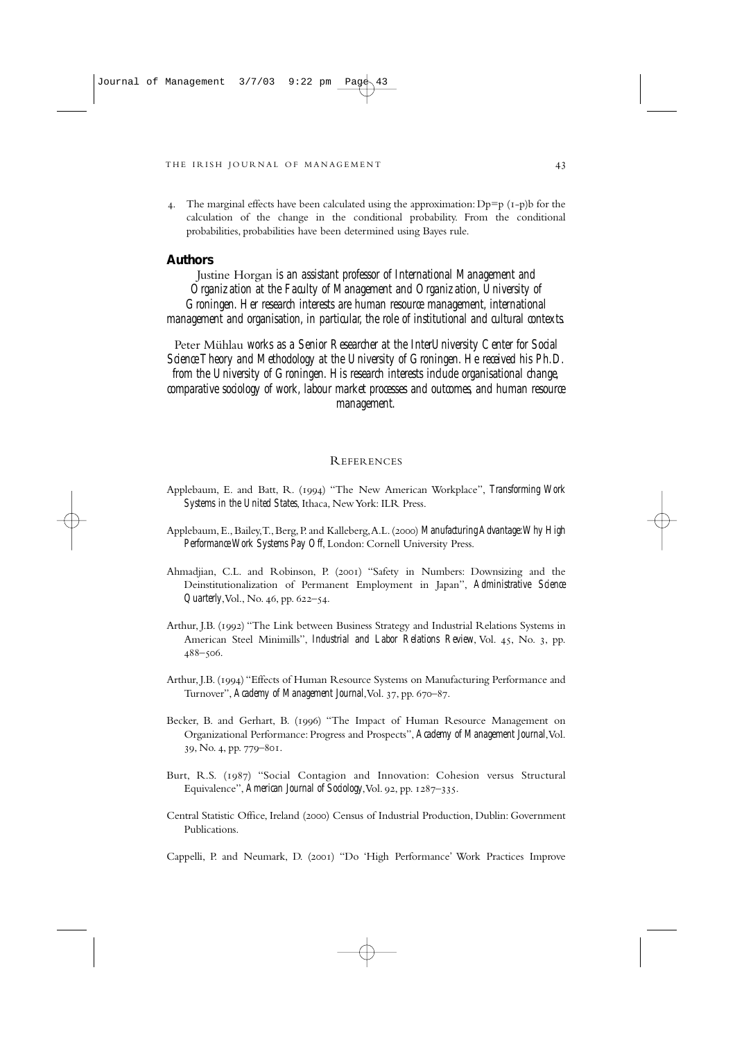4. The marginal effects have been calculated using the approximation: $Dp=p\ (1-p)b$ for the calculation of the change in the conditional probability. From the conditional probabilities, probabilities have been determined using Bayes rule.

## Authors

Justine Horgan *is an assistant professor of International Management and Organization at the Faculty of Management and Organization, University of Groningen. Her research interests are human resource management, international management and organisation, in particular, the role of institutional and cultural contexts.*

Peter Mühlau *works as a Senior Researcher at the InterUniversity Center for Social Science Theory and Methodology at the University of Groningen. He received his Ph.D. from the University of Groningen. His research interests include organisational change, comparative sociology of work, labour market processes and outcomes, and human resource management.*

## References

Applebaum, E. and Batt, R. (1994) "The New American Workplace", *Transforming Work Systems in the United States*, Ithaca, New York: ILR Press.

Applebaum, E., Bailey, T., Berg, P. and Kalleberg, A.L. (2000) *Manufacturing Advantage: Why High Performance Work Systems Pay Off*, London: Cornell University Press.

Ahmadjian, C.L. and Robinson, P. (2001) "Safety in Numbers: Downsizing and the Deinstitutionalization of Permanent Employment in Japan", *Administrative Science Quarterly*, Vol., No. 46, pp. 622–54.

Arthur, J.B. (1992) "The Link between Business Strategy and Industrial Relations Systems in American Steel Minimills", *Industrial and Labor Relations Review*, Vol. 45, No. 3, pp. 488–506.

Arthur, J.B. (1994) "Effects of Human Resource Systems on Manufacturing Performance and Turnover", *Academy of Management Journal*, Vol. 37, pp. 670–87.

Becker, B. and Gerhart, B. (1996) "The Impact of Human Resource Management on Organizational Performance: Progress and Prospects", *Academy of Management Journal*, Vol. 39, No. 4, pp. 779–801.

Burt, R.S. (1987) "Social Contagion and Innovation: Cohesion versus Structural Equivalence", *American Journal of Sociology*, Vol. 92, pp. 1287–335.

Central Statistic Office, Ireland (2000) Census of Industrial Production, Dublin: Government Publications.

Cappelli, P. and Neumark, D. (2001) "Do 'High Performance' Work Practices Improve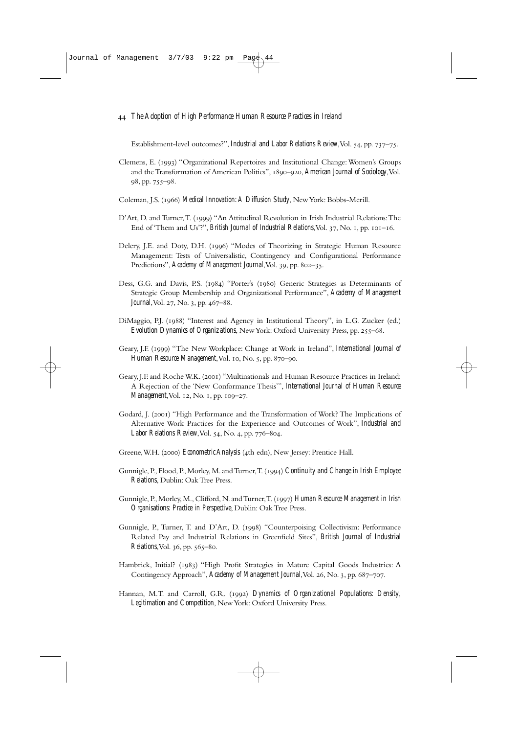Establishment-level outcomes?", *Industrial and Labor Relations Review*, Vol. 54, pp. 737–75.

Clemens, E. (1993) "Organizational Repertoires and Institutional Change: Women's Groups and the Transformation of American Politics", 1890–920, *American Journal of Sociology*, Vol. 98, pp. 755–98.

Coleman, J.S. (1966) *Medical Innovation: A Diffusion Study*, New York: Bobbs-Merill.

D'Art, D. and Turner, T. (1999) "An Attitudinal Revolution in Irish Industrial Relations: The End of 'Them and Us'?", *British Journal of Industrial Relations*, Vol. 37, No. 1, pp. 101–16.

Delery, J.E. and Doty, D.H. (1996) "Modes of Theorizing in Strategic Human Resource Management: Tests of Universalistic, Contingency and Configurational Performance Predictions", *Academy of Management Journal*, Vol. 39, pp. 802–35.

Dess, G.G. and Davis, P.S. (1984) "Porter's (1980) Generic Strategies as Determinants of Strategic Group Membership and Organizational Performance", *Academy of Management Journal*, Vol. 27, No. 3, pp. 467–88.

DiMaggio, P.J. (1988) "Interest and Agency in Institutional Theory", in L.G. Zucker (ed.) *Evolution Dynamics of Organizations*, New York: Oxford University Press, pp. 255–68.

Geary, J.F. (1999) "The New Workplace: Change at Work in Ireland", *International Journal of Human Resource Management*, Vol. 10, No. 5, pp. 870–90.

Geary, J.F. and Roche W.K. (2001) "Multinationals and Human Resource Practices in Ireland: A Rejection of the 'New Conformance Thesis'", *International Journal of Human Resource Management*, Vol. 12, No. 1, pp. 109–27.

Godard, J. (2001) "High Performance and the Transformation of Work? The Implications of Alternative Work Practices for the Experience and Outcomes of Work", *Industrial and Labor Relations Review*, Vol. 54, No. 4, pp. 776–804.

Greene, W.H. (2000) *Econometric Analysis* (4th edn), New Jersey: Prentice Hall.

Gunnigle, P., Flood, P., Morley, M. and Turner, T. (1994) *Continuity and Change in Irish Employee Relations*, Dublin: Oak Tree Press.

Gunnigle, P., Morley, M., Clifford, N. and Turner, T. (1997) *Human Resource Management in Irish Organisations: Practice in Perspective*, Dublin: Oak Tree Press.

Gunnigle, P., Turner, T. and D'Art, D. (1998) "Counterpoising Collectivism: Performance Related Pay and Industrial Relations in Greenfield Sites", *British Journal of Industrial Relations*, Vol. 36, pp. 565–80.

Hambrick, Initial? (1983) "High Profit Strategies in Mature Capital Goods Industries: A Contingency Approach", *Academy of Management Journal*, Vol. 26, No. 3, pp. 687–707.

Hannan, M.T. and Carroll, G.R. (1992) *Dynamics of Organizational Populations: Density, Legitimation and Competition*, New York: Oxford University Press.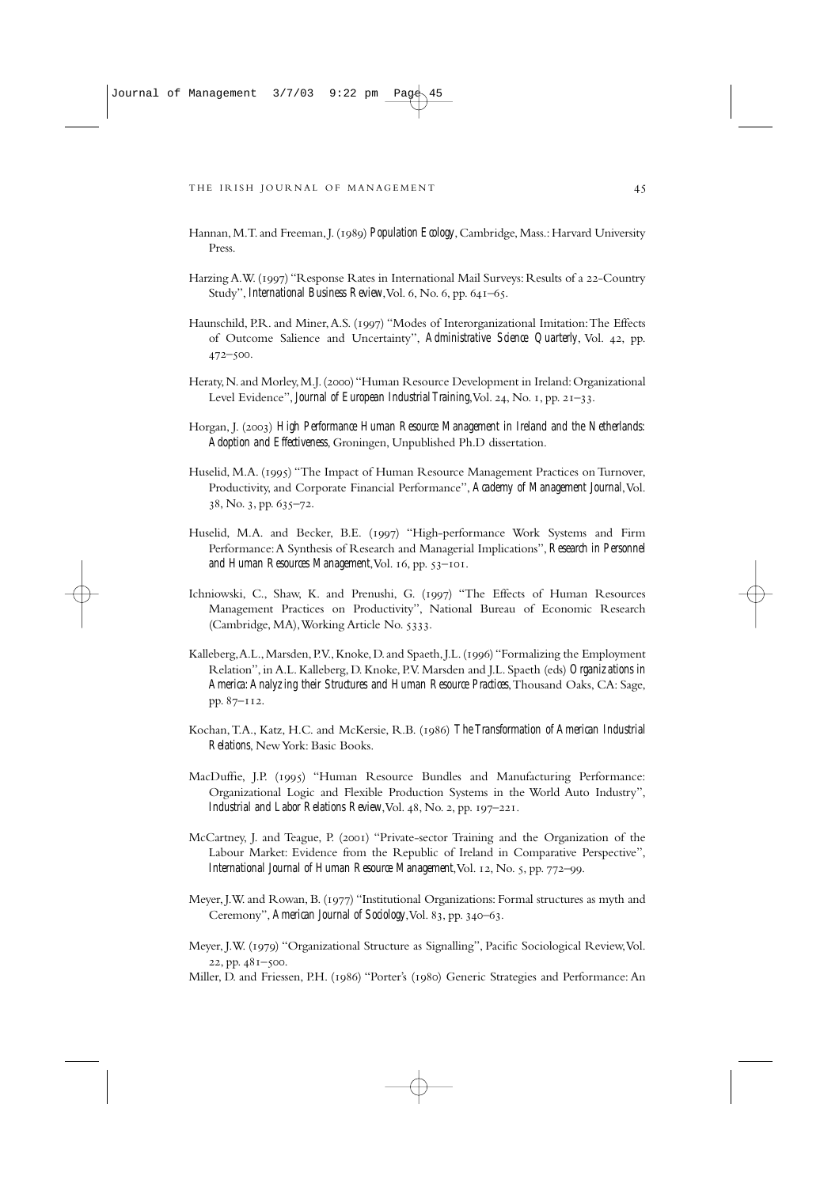Hannan, M.T. and Freeman, J. (1989) *Population Ecology*, Cambridge, Mass.: Harvard University Press.

Harzing A.W. (1997) "Response Rates in International Mail Surveys: Results of a 22-Country Study", *International Business Review*, Vol. 6, No. 6, pp. 641–65.

Haunschild, P.R. and Miner, A.S. (1997) "Modes of Interorganizational Imitation: The Effects of Outcome Salience and Uncertainty", *Administrative Science Quarterly*, Vol. 42, pp. 472–500.

Heraty, N. and Morley, M.J. (2000) "Human Resource Development in Ireland: Organizational Level Evidence", *Journal of European Industrial Training*, Vol. 24, No. 1, pp. 21–33.

Horgan, J. (2003) *High Performance Human Resource Management in Ireland and the Netherlands: Adoption and Effectiveness*, Groningen, Unpublished Ph.D dissertation.

Huselid, M.A. (1995) "The Impact of Human Resource Management Practices on Turnover, Productivity, and Corporate Financial Performance", *Academy of Management Journal*, Vol. 38, No. 3, pp. 635–72.

Huselid, M.A. and Becker, B.E. (1997) "High-performance Work Systems and Firm Performance: A Synthesis of Research and Managerial Implications", *Research in Personnel and Human Resources Management*, Vol. 16, pp. 53–101.

Ichniowski, C., Shaw, K. and Prenushi, G. (1997) "The Effects of Human Resources Management Practices on Productivity", National Bureau of Economic Research (Cambridge, MA), Working Article No. 5333.

Kalleberg, A.L., Marsden, P.V., Knoke, D. and Spaeth, J.L. (1996) "Formalizing the Employment Relation", in A.L. Kalleberg, D. Knoke, P.V. Marsden and J.L. Spaeth (eds) *Organizations in America: Analyzing their Structures and Human Resource Practices*, Thousand Oaks, CA: Sage, pp. 87–112.

Kochan, T.A., Katz, H.C. and McKersie, R.B. (1986) *The Transformation of American Industrial Relations*, New York: Basic Books.

MacDuffie, J.P. (1995) "Human Resource Bundles and Manufacturing Performance: Organizational Logic and Flexible Production Systems in the World Auto Industry", *Industrial and Labor Relations Review*, Vol. 48, No. 2, pp. 197–221.

McCartney, J. and Teague, P. (2001) "Private-sector Training and the Organization of the Labour Market: Evidence from the Republic of Ireland in Comparative Perspective", *International Journal of Human Resource Management*, Vol. 12, No. 5, pp. 772–99.

Meyer, J.W. and Rowan, B. (1977) "Institutional Organizations: Formal structures as myth and Ceremony", *American Journal of Sociology*, Vol. 83, pp. 340–63.

Meyer, J.W. (1979) "Organizational Structure as Signalling", Pacific Sociological Review, Vol. 22, pp. 481–500.

Miller, D. and Friessen, P.H. (1986) "Porter's (1980) Generic Strategies and Performance: An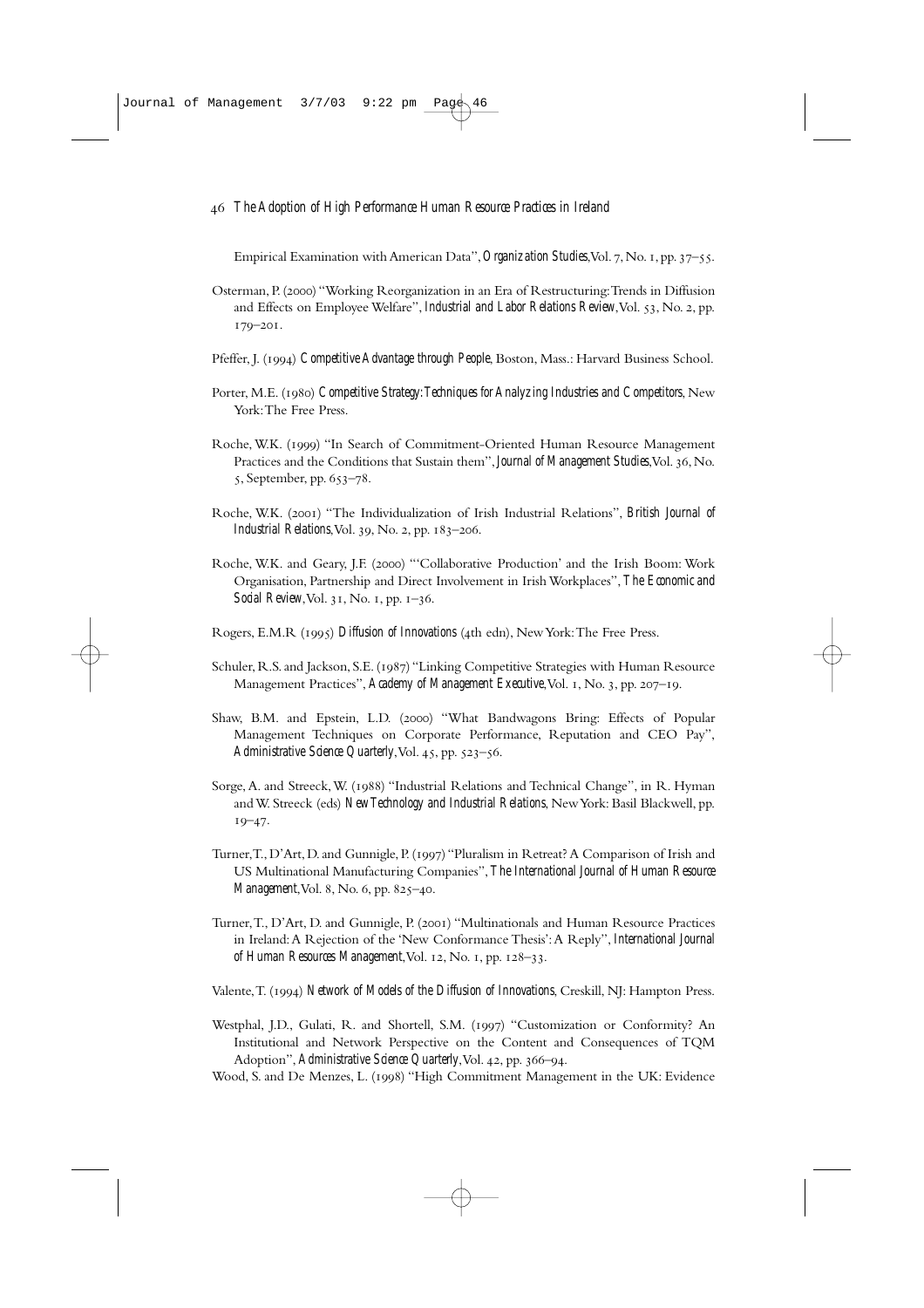Empirical Examination with American Data", *Organization Studies*, Vol. 7, No. 1, pp. 37–55.

Osterman, P. (2000) "Working Reorganization in an Era of Restructuring: Trends in Diffusion and Effects on Employee Welfare", *Industrial and Labor Relations Review*, Vol. 53, No. 2, pp. 179–201.

Pfeffer, J. (1994) *Competitive Advantage through People*, Boston, Mass.: Harvard Business School.

Porter, M.E. (1980) *Competitive Strategy: Techniques for Analyzing Industries and Competitors*, New York: The Free Press.

Roche, W.K. (1999) "In Search of Commitment-Oriented Human Resource Management Practices and the Conditions that Sustain them", *Journal of Management Studies*, Vol. 36, No. 5, September, pp. 653–78.

Roche, W.K. (2001) "The Individualization of Irish Industrial Relations", *British Journal of Industrial Relations*, Vol. 39, No. 2, pp. 183–206.

Roche, W.K. and Geary, J.F. (2000) "'Collaborative Production' and the Irish Boom: Work Organisation, Partnership and Direct Involvement in Irish Workplaces", *The Economic and Social Review*, Vol. 31, No. 1, pp. 1–36.

Rogers, E.M.R (1995) *Diffusion of Innovations* (4th edn), New York: The Free Press.

Schuler, R.S. and Jackson, S.E. (1987) "Linking Competitive Strategies with Human Resource Management Practices", *Academy of Management Executive*, Vol. 1, No. 3, pp. 207–19.

Shaw, B.M. and Epstein, L.D. (2000) "What Bandwagons Bring: Effects of Popular Management Techniques on Corporate Performance, Reputation and CEO Pay", *Administrative Science Quarterly*, Vol. 45, pp. 523–56.

Sorge, A. and Streeck, W. (1988) "Industrial Relations and Technical Change", in R. Hyman and W. Streeck (eds) *New Technology and Industrial Relations*, New York: Basil Blackwell, pp. 19–47.

Turner, T., D'Art, D. and Gunnigle, P. (1997) "Pluralism in Retreat? A Comparison of Irish and US Multinational Manufacturing Companies", *The International Journal of Human Resource Management*, Vol. 8, No. 6, pp. 825–40.

Turner, T., D'Art, D. and Gunnigle, P. (2001) "Multinationals and Human Resource Practices in Ireland: A Rejection of the 'New Conformance Thesis': A Reply", *International Journal of Human Resources Management*, Vol. 12, No. 1, pp. 128–33.

Valente, T. (1994) *Network of Models of the Diffusion of Innovations*, Creskill, NJ: Hampton Press.

Westphal, J.D., Gulati, R. and Shortell, S.M. (1997) "Customization or Conformity? An Institutional and Network Perspective on the Content and Consequences of TQM Adoption", *Administrative Science Quarterly*, Vol. 42, pp. 366–94.

Wood, S. and De Menzes, L. (1998) "High Commitment Management in the UK: Evidence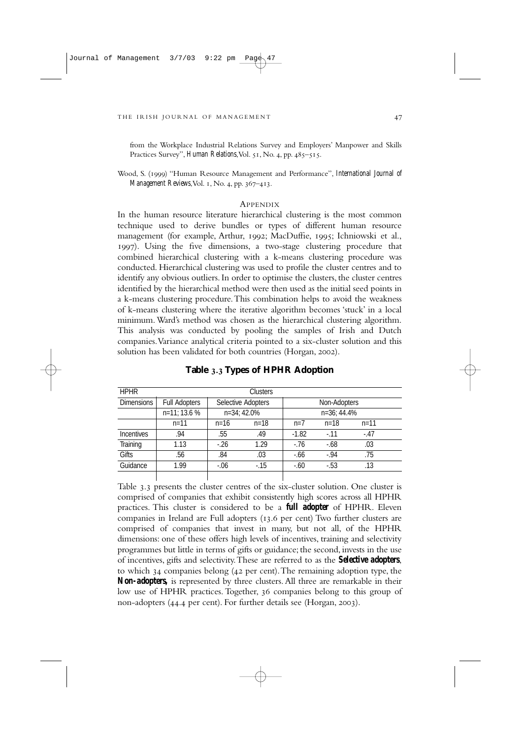from the Workplace Industrial Relations Survey and Employers' Manpower and Skills Practices Survey", *Human Relations*, Vol. 51, No. 4, pp. 485–515.

Wood, S. (1999) "Human Resource Management and Performance", *International Journal of Management Reviews*, Vol. 1, No. 4, pp. 367–413.

## Appendix

In the human resource literature hierarchical clustering is the most common technique used to derive bundles or types of different human resource management (for example, Arthur, 1992; MacDuffie, 1995; Ichniowski et al., 1997). Using the five dimensions, a two-stage clustering procedure that combined hierarchical clustering with a k-means clustering procedure was conducted. Hierarchical clustering was used to profile the cluster centres and to identify any obvious outliers. In order to optimise the clusters, the cluster centres identified by the hierarchical method were then used as the initial seed points in a k-means clustering procedure. This combination helps to avoid the weakness of k-means clustering where the iterative algorithm becomes 'stuck' in a local minimum. Ward's method was chosen as the hierarchical clustering algorithm. This analysis was conducted by pooling the samples of Irish and Dutch companies. Variance analytical criteria pointed to a six-cluster solution and this solution has been validated for both countries (Horgan, 2002).

**Table 3.3 Types of HPHR Adoption**

| HPHR | Clusters | | | | | |
|---|---|---|---|---|---|---|
| Dimensions | Full Adopters | Selective Adopters | | Non-Adopters | | |
| | n=11; 13.6 % | n=34; 42.0% | | n=36; 44.4% | | |
| | n=11 | n=16 | n=18 | n=7 | n=18 | n=11 |
| Incentives | .94 | .55 | .49 | -1.82 | -.11 | -.47 |
| Training | 1.13 | -.26 | 1.29 | -.76 | -.68 | .03 |
| Gifts | .56 | .84 | .03 | -.66 | -.94 | .75 |
| Guidance | 1.99 | -.06 | -.15 | -.60 | -.53 | .13 |

Table 3.3 presents the cluster centres of the six-cluster solution. One cluster is comprised of companies that exhibit consistently high scores across all HPHR practices. This cluster is considered to be a **full adopter** of HPHR. Eleven companies in Ireland are Full adopters (13.6 per cent) Two further clusters are comprised of companies that invest in many, but not all, of the HPHR dimensions: one of these offers high levels of incentives, training and selectivity programmes but little in terms of gifts or guidance; the second, invests in the use of incentives, gifts and selectivity. These are referred to as the **Selective adopters**, to which 34 companies belong (42 per cent). The remaining adoption type, the **Non-adopters,** is represented by three clusters. All three are remarkable in their low use of HPHR practices. Together, 36 companies belong to this group of non-adopters (44.4 per cent). For further details see (Horgan, 2003).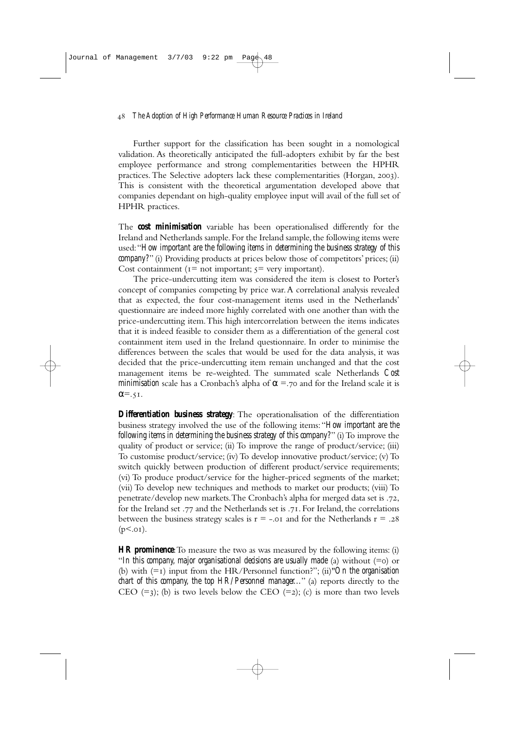Further support for the classification has been sought in a nomological validation. As theoretically anticipated the full-adopters exhibit by far the best employee performance and strong complementarities between the HPHR practices. The Selective adopters lack these complementarities (Horgan, 2003). This is consistent with the theoretical argumentation developed above that companies dependant on high-quality employee input will avail of the full set of HPHR practices.

The **cost minimisation** variable has been operationalised differently for the Ireland and Netherlands sample. For the Ireland sample, the following items were used: "*How important are the following items in determining the business strategy of this company?*" (i) Providing products at prices below those of competitors' prices; (ii) Cost containment (1= not important; 5= very important).

The price-undercutting item was considered the item is closest to Porter's concept of companies competing by price war. A correlational analysis revealed that as expected, the four cost-management items used in the Netherlands' questionnaire are indeed more highly correlated with one another than with the price-undercutting item. This high intercorrelation between the items indicates that it is indeed feasible to consider them as a differentiation of the general cost containment item used in the Ireland questionnaire. In order to minimise the differences between the scales that would be used for the data analysis, it was decided that the price-undercutting item remain unchanged and that the cost management items be re-weighted. The summated scale Netherlands *Cost minimisation* scale has a Cronbach's alpha of $\alpha = .70$ and for the Ireland scale it is $\alpha = .51$.

**Differentiation business strategy**: The operationalisation of the differentiation business strategy involved the use of the following items: "*How important are the following items in determining the business strategy of this company?*" (i) To improve the quality of product or service; (ii) To improve the range of product/service; (iii) To customise product/service; (iv) To develop innovative product/service; (v) To switch quickly between production of different product/service requirements; (vi) To produce product/service for the higher-priced segments of the market; (vii) To develop new techniques and methods to market our products; (viii) To penetrate/develop new markets. The Cronbach's alpha for merged data set is .72, for the Ireland set .77 and the Netherlands set is .71. For Ireland, the correlations between the business strategy scales is $r = -.01$ and for the Netherlands $r = .28$ ($p < .01$).

**HR prominence**: To measure the two as was measured by the following items: (i) "*In this company, major organisational decisions are usually made* (a) without (=0) or (b) with (=1) input from the HR/Personnel function?"; (ii) "*On the organisation chart of this company, the top HR/Personnel manager...*" (a) reports directly to the CEO (=3); (b) is two levels below the CEO (=2); (c) is more than two levels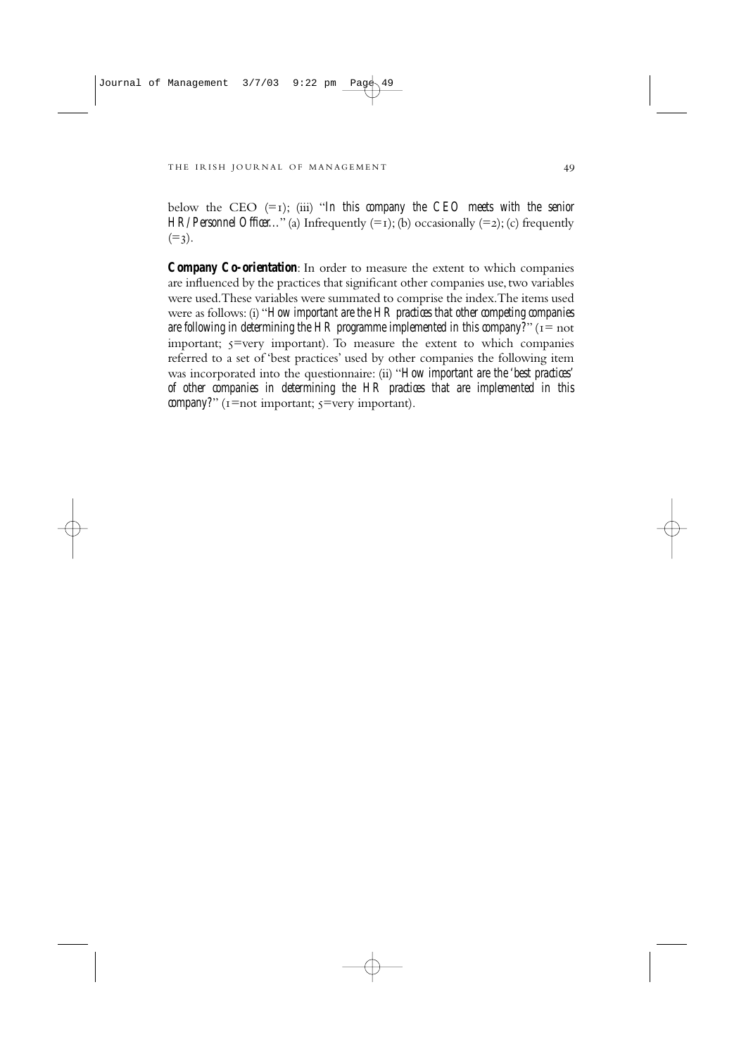below the CEO (=1); (iii) "*In this company the CEO meets with the senior HR/Personnel Officer...*" (a) Infrequently (=1); (b) occasionally (=2); (c) frequently (=3).

**Company Co-orientation**: In order to measure the extent to which companies are influenced by the practices that significant other companies use, two variables were used. These variables were summated to comprise the index. The items used were as follows: (i) "*How important are the HR practices that other competing companies are following in determining the HR programme implemented in this company?*" (1= not important; 5=very important). To measure the extent to which companies referred to a set of 'best practices' used by other companies the following item was incorporated into the questionnaire: (ii) "*How important are the 'best practices' of other companies in determining the HR practices that are implemented in this company?*" (1=not important; 5=very important).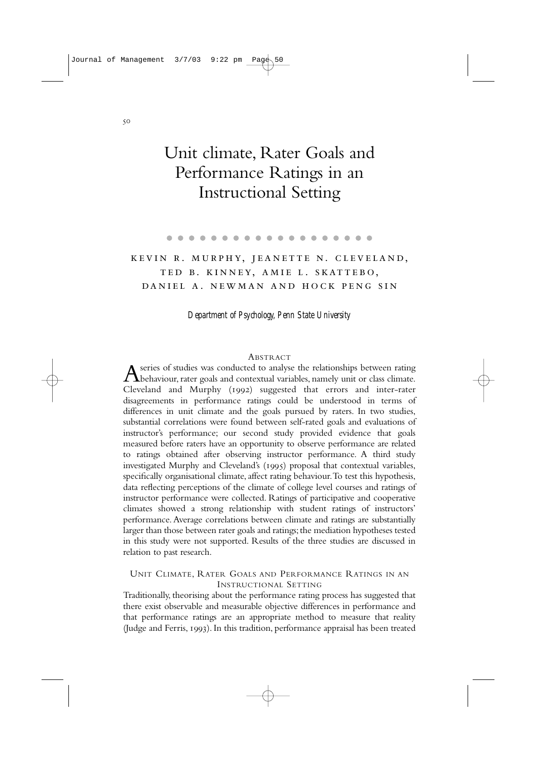# Unit climate, Rater Goals and Performance Ratings in an Instructional Setting

KEVIN R. MURPHY, JEANETTE N. CLEVELAND, TED B. KINNEY, AMIE L. SKATTEBO, DANIEL A. NEWMAN AND HOCK PENG SIN

*Department of Psychology, Penn State University*

## Abstract

A series of studies was conducted to analyse the relationships between rating behaviour, rater goals and contextual variables, namely unit or class climate. Cleveland and Murphy (1992) suggested that errors and inter-rater disagreements in performance ratings could be understood in terms of differences in unit climate and the goals pursued by raters. In two studies, substantial correlations were found between self-rated goals and evaluations of instructor's performance; our second study provided evidence that goals measured before raters have an opportunity to observe performance are related to ratings obtained after observing instructor performance. A third study investigated Murphy and Cleveland's (1995) proposal that contextual variables, specifically organisational climate, affect rating behaviour. To test this hypothesis, data reflecting perceptions of the climate of college level courses and ratings of instructor performance were collected. Ratings of participative and cooperative climates showed a strong relationship with student ratings of instructors' performance. Average correlations between climate and ratings are substantially larger than those between rater goals and ratings; the mediation hypotheses tested in this study were not supported. Results of the three studies are discussed in relation to past research.

## Unit Climate, Rater Goals and Performance Ratings in an Instructional Setting

Traditionally, theorising about the performance rating process has suggested that there exist observable and measurable objective differences in performance and that performance ratings are an appropriate method to measure that reality (Judge and Ferris, 1993). In this tradition, performance appraisal has been treated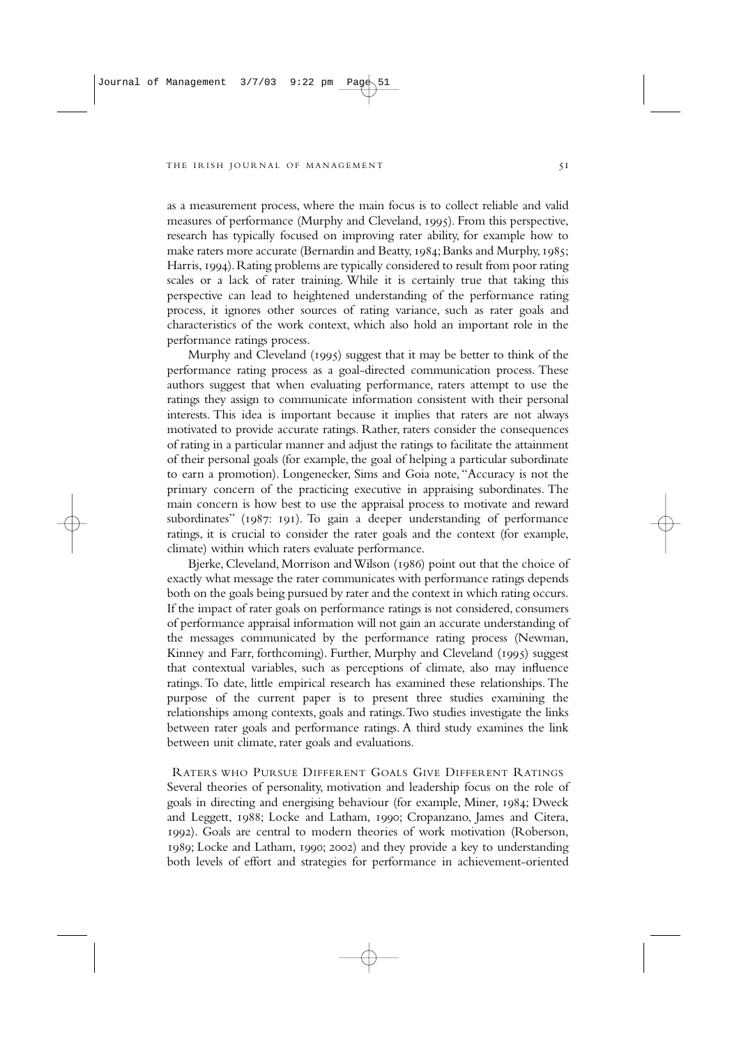as a measurement process, where the main focus is to collect reliable and valid measures of performance (Murphy and Cleveland, 1995). From this perspective, research has typically focused on improving rater ability, for example how to make raters more accurate (Bernardin and Beatty, 1984; Banks and Murphy, 1985; Harris, 1994). Rating problems are typically considered to result from poor rating scales or a lack of rater training. While it is certainly true that taking this perspective can lead to heightened understanding of the performance rating process, it ignores other sources of rating variance, such as rater goals and characteristics of the work context, which also hold an important role in the performance ratings process.

Murphy and Cleveland (1995) suggest that it may be better to think of the performance rating process as a goal-directed communication process. These authors suggest that when evaluating performance, raters attempt to use the ratings they assign to communicate information consistent with their personal interests. This idea is important because it implies that raters are not always motivated to provide accurate ratings. Rather, raters consider the consequences of rating in a particular manner and adjust the ratings to facilitate the attainment of their personal goals (for example, the goal of helping a particular subordinate to earn a promotion). Longenecker, Sims and Goia note, "Accuracy is not the primary concern of the practicing executive in appraising subordinates. The main concern is how best to use the appraisal process to motivate and reward subordinates" (1987: 191). To gain a deeper understanding of performance ratings, it is crucial to consider the rater goals and the context (for example, climate) within which raters evaluate performance.

Bjerke, Cleveland, Morrison and Wilson (1986) point out that the choice of exactly what message the rater communicates with performance ratings depends both on the goals being pursued by rater and the context in which rating occurs. If the impact of rater goals on performance ratings is not considered, consumers of performance appraisal information will not gain an accurate understanding of the messages communicated by the performance rating process (Newman, Kinney and Farr, forthcoming). Further, Murphy and Cleveland (1995) suggest that contextual variables, such as perceptions of climate, also may influence ratings. To date, little empirical research has examined these relationships. The purpose of the current paper is to present three studies examining the relationships among contexts, goals and ratings. Two studies investigate the links between rater goals and performance ratings. A third study examines the link between unit climate, rater goals and evaluations.

## Raters who Pursue Different Goals Give Different Ratings

Several theories of personality, motivation and leadership focus on the role of goals in directing and energising behaviour (for example, Miner, 1984; Dweck and Leggett, 1988; Locke and Latham, 1990; Cropanzano, James and Citera, 1992). Goals are central to modern theories of work motivation (Roberson, 1989; Locke and Latham, 1990; 2002) and they provide a key to understanding both levels of effort and strategies for performance in achievement-oriented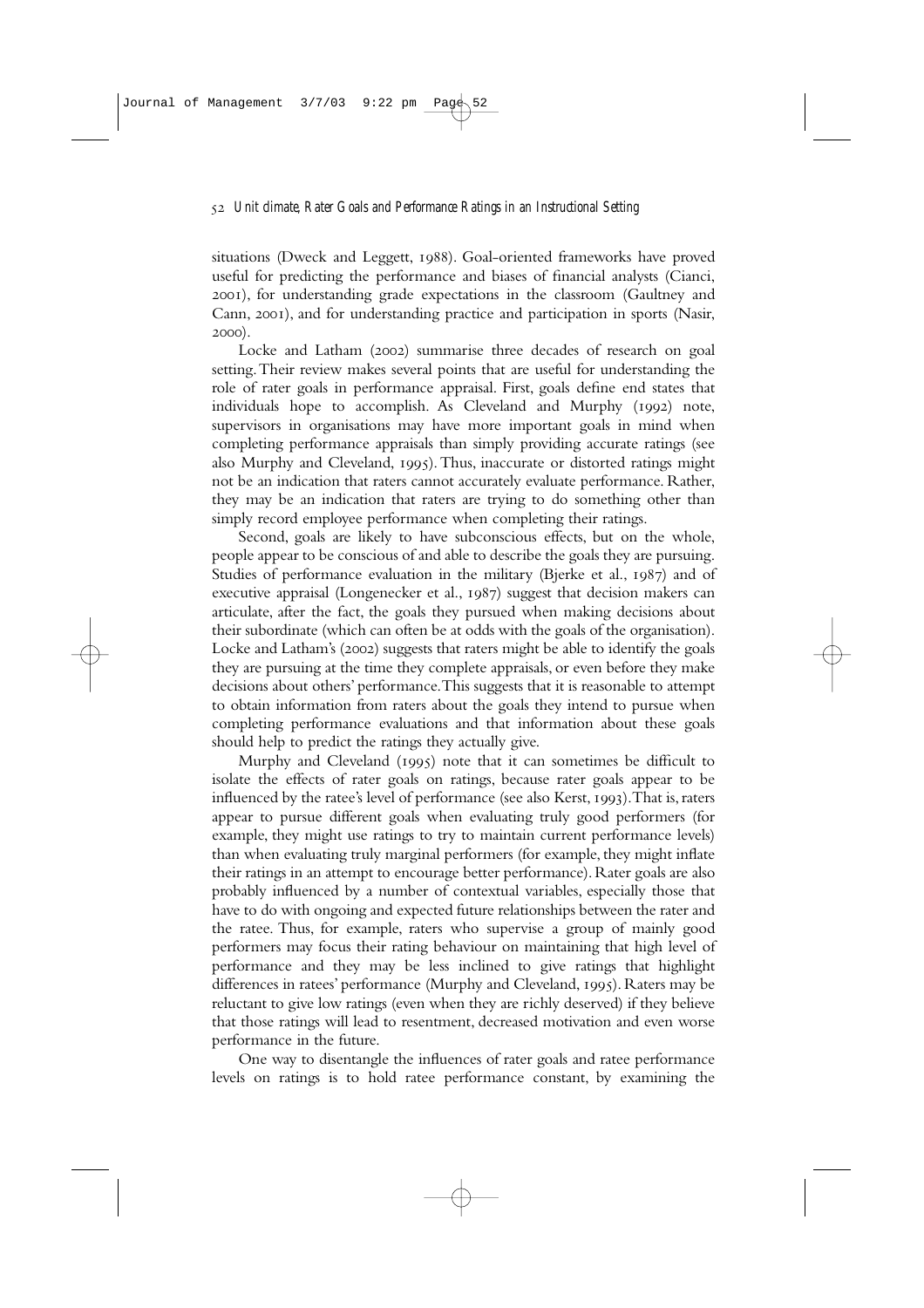situations (Dweck and Leggett, 1988). Goal-oriented frameworks have proved useful for predicting the performance and biases of financial analysts (Cianci, 2001), for understanding grade expectations in the classroom (Gaultney and Cann, 2001), and for understanding practice and participation in sports (Nasir, 2000).

Locke and Latham (2002) summarise three decades of research on goal setting. Their review makes several points that are useful for understanding the role of rater goals in performance appraisal. First, goals define end states that individuals hope to accomplish. As Cleveland and Murphy (1992) note, supervisors in organisations may have more important goals in mind when completing performance appraisals than simply providing accurate ratings (see also Murphy and Cleveland, 1995). Thus, inaccurate or distorted ratings might not be an indication that raters cannot accurately evaluate performance. Rather, they may be an indication that raters are trying to do something other than simply record employee performance when completing their ratings.

Second, goals are likely to have subconscious effects, but on the whole, people appear to be conscious of and able to describe the goals they are pursuing. Studies of performance evaluation in the military (Bjerke et al., 1987) and of executive appraisal (Longenecker et al., 1987) suggest that decision makers can articulate, after the fact, the goals they pursued when making decisions about their subordinate (which can often be at odds with the goals of the organisation). Locke and Latham's (2002) suggests that raters might be able to identify the goals they are pursuing at the time they complete appraisals, or even before they make decisions about others' performance. This suggests that it is reasonable to attempt to obtain information from raters about the goals they intend to pursue when completing performance evaluations and that information about these goals should help to predict the ratings they actually give.

Murphy and Cleveland (1995) note that it can sometimes be difficult to isolate the effects of rater goals on ratings, because rater goals appear to be influenced by the ratee's level of performance (see also Kerst, 1993). That is, raters appear to pursue different goals when evaluating truly good performers (for example, they might use ratings to try to maintain current performance levels) than when evaluating truly marginal performers (for example, they might inflate their ratings in an attempt to encourage better performance). Rater goals are also probably influenced by a number of contextual variables, especially those that have to do with ongoing and expected future relationships between the rater and the ratee. Thus, for example, raters who supervise a group of mainly good performers may focus their rating behaviour on maintaining that high level of performance and they may be less inclined to give ratings that highlight differences in ratees' performance (Murphy and Cleveland, 1995). Raters may be reluctant to give low ratings (even when they are richly deserved) if they believe that those ratings will lead to resentment, decreased motivation and even worse performance in the future.

One way to disentangle the influences of rater goals and ratee performance levels on ratings is to hold ratee performance constant, by examining the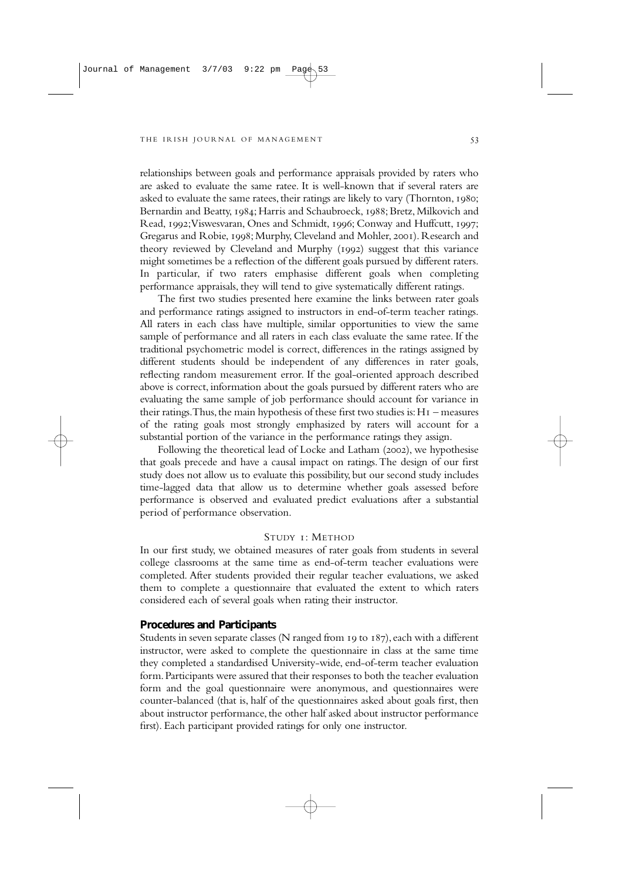relationships between goals and performance appraisals provided by raters who are asked to evaluate the same ratee. It is well-known that if several raters are asked to evaluate the same ratees, their ratings are likely to vary (Thornton, 1980; Bernardin and Beatty, 1984; Harris and Schaubroeck, 1988; Bretz, Milkovich and Read, 1992; Viswesvaran, Ones and Schmidt, 1996; Conway and Huffcutt, 1997; Gregarus and Robie, 1998; Murphy, Cleveland and Mohler, 2001). Research and theory reviewed by Cleveland and Murphy (1992) suggest that this variance might sometimes be a reflection of the different goals pursued by different raters. In particular, if two raters emphasise different goals when completing performance appraisals, they will tend to give systematically different ratings.

The first two studies presented here examine the links between rater goals and performance ratings assigned to instructors in end-of-term teacher ratings. All raters in each class have multiple, similar opportunities to view the same sample of performance and all raters in each class evaluate the same ratee. If the traditional psychometric model is correct, differences in the ratings assigned by different students should be independent of any differences in rater goals, reflecting random measurement error. If the goal-oriented approach described above is correct, information about the goals pursued by different raters who are evaluating the same sample of job performance should account for variance in their ratings. Thus, the main hypothesis of these first two studies is: H1 – measures of the rating goals most strongly emphasized by raters will account for a substantial portion of the variance in the performance ratings they assign.

Following the theoretical lead of Locke and Latham (2002), we hypothesise that goals precede and have a causal impact on ratings. The design of our first study does not allow us to evaluate this possibility, but our second study includes time-lagged data that allow us to determine whether goals assessed before performance is observed and evaluated predict evaluations after a substantial period of performance observation.

## STUDY 1: METHOD

In our first study, we obtained measures of rater goals from students in several college classrooms at the same time as end-of-term teacher evaluations were completed. After students provided their regular teacher evaluations, we asked them to complete a questionnaire that evaluated the extent to which raters considered each of several goals when rating their instructor.

### Procedures and Participants

Students in seven separate classes (N ranged from 19 to 187), each with a different instructor, were asked to complete the questionnaire in class at the same time they completed a standardised University-wide, end-of-term teacher evaluation form. Participants were assured that their responses to both the teacher evaluation form and the goal questionnaire were anonymous, and questionnaires were counter-balanced (that is, half of the questionnaires asked about goals first, then about instructor performance, the other half asked about instructor performance first). Each participant provided ratings for only one instructor.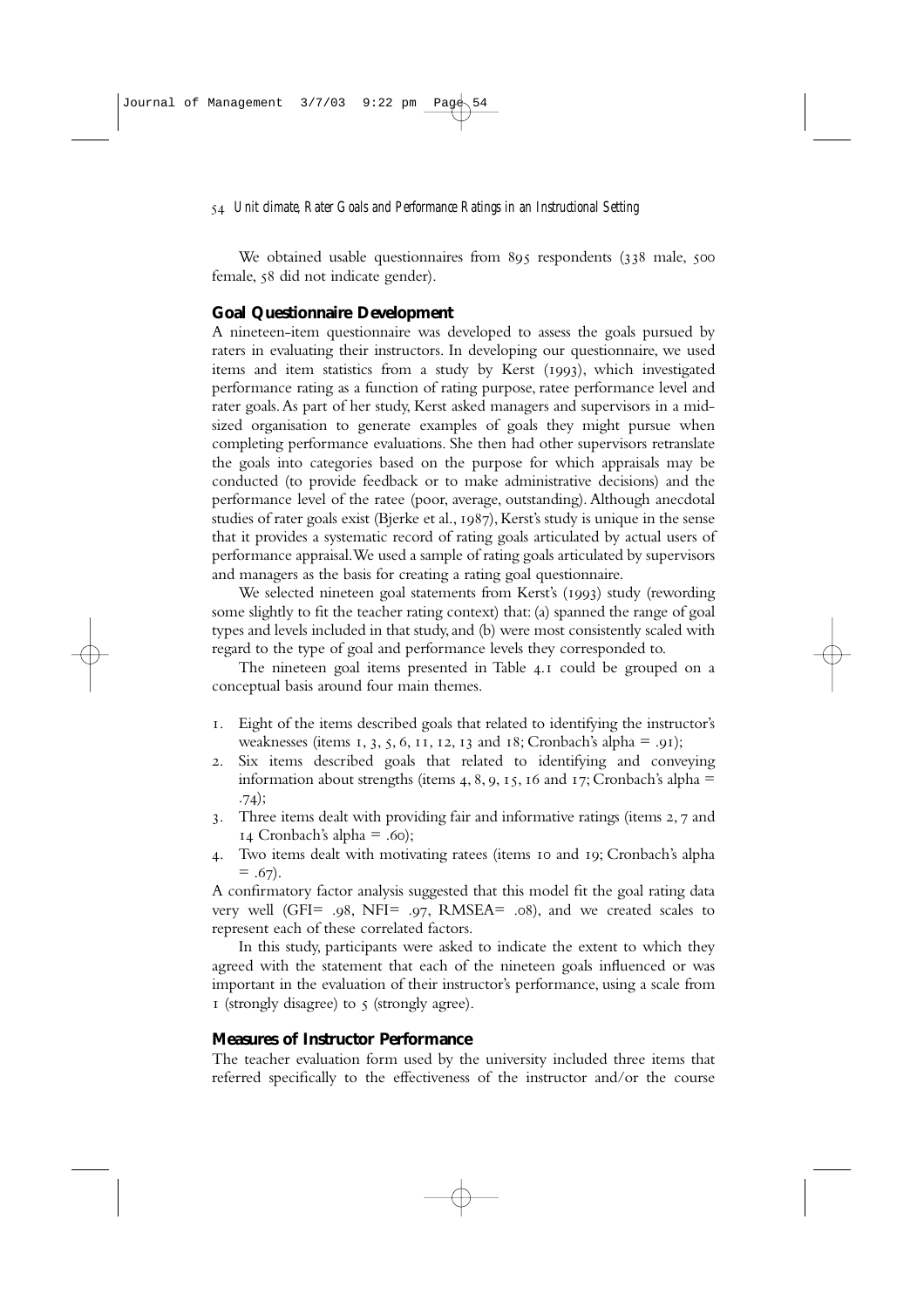We obtained usable questionnaires from 895 respondents (338 male, 500 female, 58 did not indicate gender).

## Goal Questionnaire Development

A nineteen-item questionnaire was developed to assess the goals pursued by raters in evaluating their instructors. In developing our questionnaire, we used items and item statistics from a study by Kerst (1993), which investigated performance rating as a function of rating purpose, ratee performance level and rater goals. As part of her study, Kerst asked managers and supervisors in a mid-sized organisation to generate examples of goals they might pursue when completing performance evaluations. She then had other supervisors retranslate the goals into categories based on the purpose for which appraisals may be conducted (to provide feedback or to make administrative decisions) and the performance level of the ratee (poor, average, outstanding). Although anecdotal studies of rater goals exist (Bjerke et al., 1987), Kerst's study is unique in the sense that it provides a systematic record of rating goals articulated by actual users of performance appraisal. We used a sample of rating goals articulated by supervisors and managers as the basis for creating a rating goal questionnaire.

We selected nineteen goal statements from Kerst's (1993) study (rewording some slightly to fit the teacher rating context) that: (a) spanned the range of goal types and levels included in that study, and (b) were most consistently scaled with regard to the type of goal and performance levels they corresponded to.

The nineteen goal items presented in Table 4.1 could be grouped on a conceptual basis around four main themes.

1. Eight of the items described goals that related to identifying the instructor's weaknesses (items 1, 3, 5, 6, 11, 12, 13 and 18; Cronbach's alpha = .91);
2. Six items described goals that related to identifying and conveying information about strengths (items 4, 8, 9, 15, 16 and 17; Cronbach's alpha = .74);
3. Three items dealt with providing fair and informative ratings (items 2, 7 and 14 Cronbach's alpha = .60);
4. Two items dealt with motivating ratees (items 10 and 19; Cronbach's alpha = .67).

A confirmatory factor analysis suggested that this model fit the goal rating data very well (GFI= .98, NFI= .97, RMSEA= .08), and we created scales to represent each of these correlated factors.

In this study, participants were asked to indicate the extent to which they agreed with the statement that each of the nineteen goals influenced or was important in the evaluation of their instructor's performance, using a scale from 1 (strongly disagree) to 5 (strongly agree).

## Measures of Instructor Performance

The teacher evaluation form used by the university included three items that referred specifically to the effectiveness of the instructor and/or the course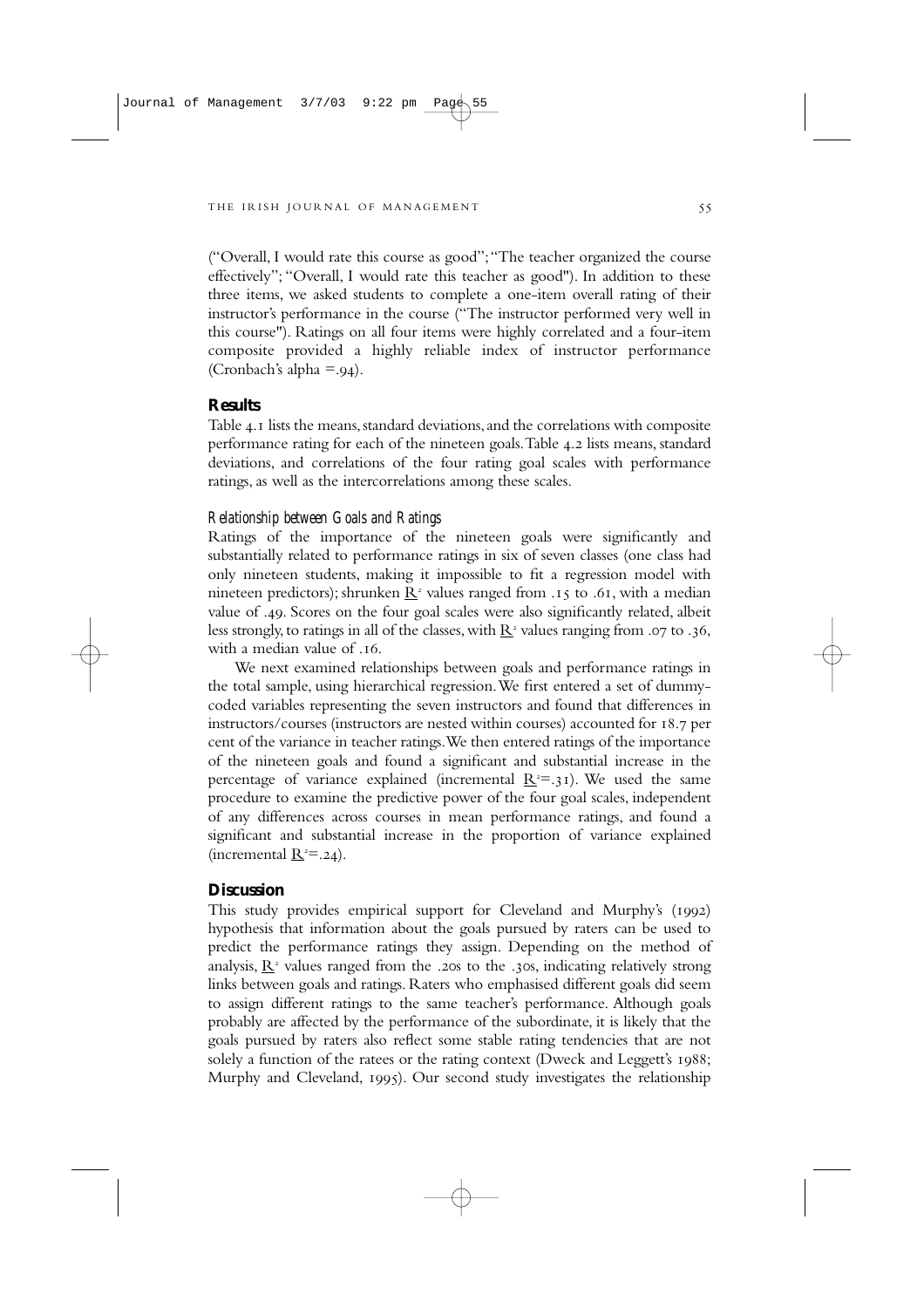("Overall, I would rate this course as good"; "The teacher organized the course effectively"; "Overall, I would rate this teacher as good"). In addition to these three items, we asked students to complete a one-item overall rating of their instructor's performance in the course ("The instructor performed very well in this course"). Ratings on all four items were highly correlated and a four-item composite provided a highly reliable index of instructor performance (Cronbach's alpha =.94).

## Results

Table 4.1 lists the means, standard deviations, and the correlations with composite performance rating for each of the nineteen goals. Table 4.2 lists means, standard deviations, and correlations of the four rating goal scales with performance ratings, as well as the intercorrelations among these scales.

### *Relationship between Goals and Ratings*

Ratings of the importance of the nineteen goals were significantly and substantially related to performance ratings in six of seven classes (one class had only nineteen students, making it impossible to fit a regression model with nineteen predictors); shrunken $\underline{R}^2$ values ranged from .15 to .61, with a median value of .49. Scores on the four goal scales were also significantly related, albeit less strongly, to ratings in all of the classes, with $\underline{R}^2$ values ranging from .07 to .36, with a median value of .16.

We next examined relationships between goals and performance ratings in the total sample, using hierarchical regression. We first entered a set of dummy-coded variables representing the seven instructors and found that differences in instructors/courses (instructors are nested within courses) accounted for 18.7 per cent of the variance in teacher ratings. We then entered ratings of the importance of the nineteen goals and found a significant and substantial increase in the percentage of variance explained (incremental $\underline{R}^2$=.31). We used the same procedure to examine the predictive power of the four goal scales, independent of any differences across courses in mean performance ratings, and found a significant and substantial increase in the proportion of variance explained (incremental $\underline{R}^2$=.24).

## Discussion

This study provides empirical support for Cleveland and Murphy's (1992) hypothesis that information about the goals pursued by raters can be used to predict the performance ratings they assign. Depending on the method of analysis, $\underline{R}^2$ values ranged from the .20s to the .30s, indicating relatively strong links between goals and ratings. Raters who emphasised different goals did seem to assign different ratings to the same teacher's performance. Although goals probably are affected by the performance of the subordinate, it is likely that the goals pursued by raters also reflect some stable rating tendencies that are not solely a function of the ratees or the rating context (Dweck and Leggett's 1988; Murphy and Cleveland, 1995). Our second study investigates the relationship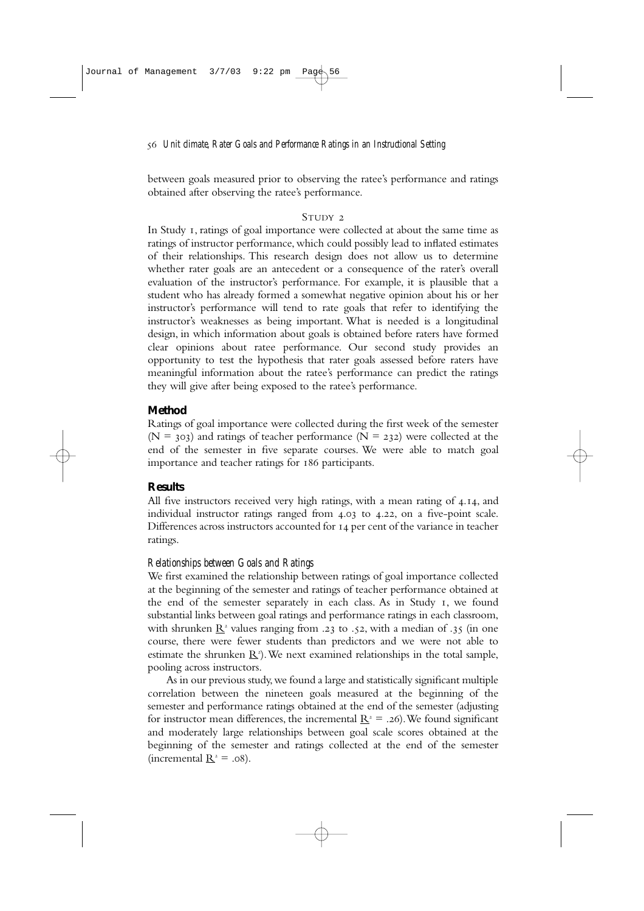between goals measured prior to observing the ratee's performance and ratings obtained after observing the ratee's performance.

## Study 2

In Study 1, ratings of goal importance were collected at about the same time as ratings of instructor performance, which could possibly lead to inflated estimates of their relationships. This research design does not allow us to determine whether rater goals are an antecedent or a consequence of the rater's overall evaluation of the instructor's performance. For example, it is plausible that a student who has already formed a somewhat negative opinion about his or her instructor's performance will tend to rate goals that refer to identifying the instructor's weaknesses as being important. What is needed is a longitudinal design, in which information about goals is obtained before raters have formed clear opinions about ratee performance. Our second study provides an opportunity to test the hypothesis that rater goals assessed before raters have meaningful information about the ratee's performance can predict the ratings they will give after being exposed to the ratee's performance.

### Method

Ratings of goal importance were collected during the first week of the semester ($N = 303$) and ratings of teacher performance ($N = 232$) were collected at the end of the semester in five separate courses. We were able to match goal importance and teacher ratings for 186 participants.

### Results

All five instructors received very high ratings, with a mean rating of 4.14, and individual instructor ratings ranged from 4.03 to 4.22, on a five-point scale. Differences across instructors accounted for 14 per cent of the variance in teacher ratings.

#### *Relationships between Goals and Ratings*

We first examined the relationship between ratings of goal importance collected at the beginning of the semester and ratings of teacher performance obtained at the end of the semester separately in each class. As in Study 1, we found substantial links between goal ratings and performance ratings in each classroom, with shrunken $\underline{R}^2$ values ranging from .23 to .52, with a median of .35 (in one course, there were fewer students than predictors and we were not able to estimate the shrunken $\underline{R}^2$). We next examined relationships in the total sample, pooling across instructors.

As in our previous study, we found a large and statistically significant multiple correlation between the nineteen goals measured at the beginning of the semester and performance ratings obtained at the end of the semester (adjusting for instructor mean differences, the incremental $\underline{R}^2 = .26$). We found significant and moderately large relationships between goal scale scores obtained at the beginning of the semester and ratings collected at the end of the semester (incremental $\underline{R}^2 = .08$).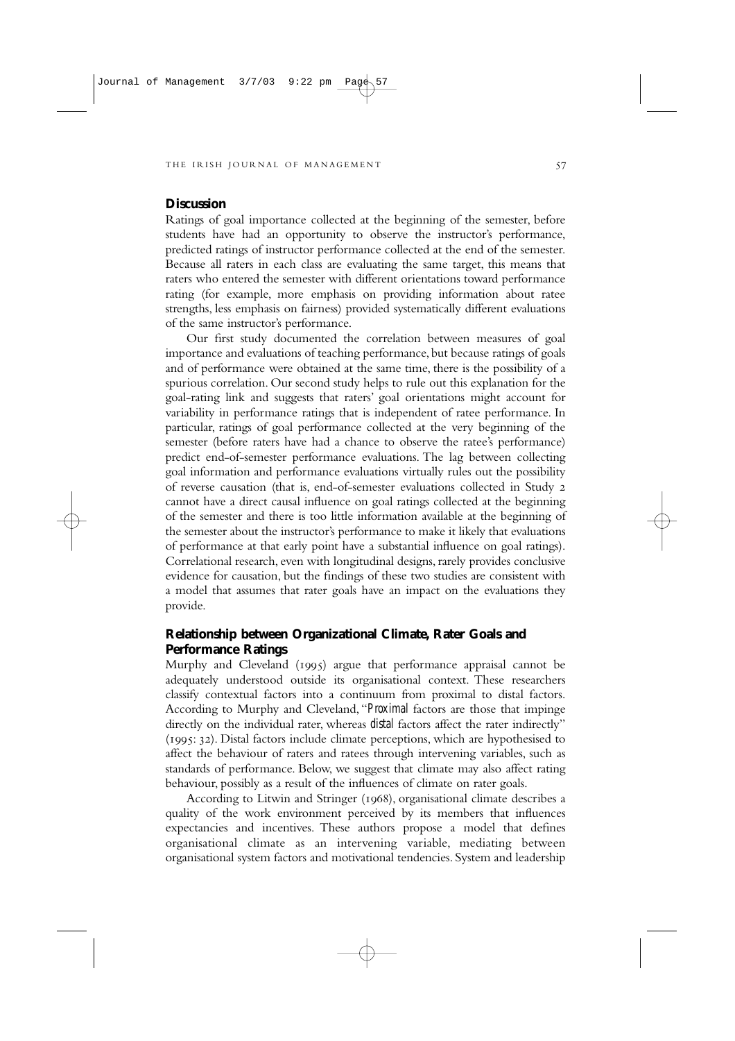## Discussion

Ratings of goal importance collected at the beginning of the semester, before students have had an opportunity to observe the instructor's performance, predicted ratings of instructor performance collected at the end of the semester. Because all raters in each class are evaluating the same target, this means that raters who entered the semester with different orientations toward performance rating (for example, more emphasis on providing information about ratee strengths, less emphasis on fairness) provided systematically different evaluations of the same instructor's performance.

Our first study documented the correlation between measures of goal importance and evaluations of teaching performance, but because ratings of goals and of performance were obtained at the same time, there is the possibility of a spurious correlation. Our second study helps to rule out this explanation for the goal-rating link and suggests that raters' goal orientations might account for variability in performance ratings that is independent of ratee performance. In particular, ratings of goal performance collected at the very beginning of the semester (before raters have had a chance to observe the ratee's performance) predict end-of-semester performance evaluations. The lag between collecting goal information and performance evaluations virtually rules out the possibility of reverse causation (that is, end-of-semester evaluations collected in Study 2 cannot have a direct causal influence on goal ratings collected at the beginning of the semester and there is too little information available at the beginning of the semester about the instructor's performance to make it likely that evaluations of performance at that early point have a substantial influence on goal ratings). Correlational research, even with longitudinal designs, rarely provides conclusive evidence for causation, but the findings of these two studies are consistent with a model that assumes that rater goals have an impact on the evaluations they provide.

## Relationship between Organizational Climate, Rater Goals and Performance Ratings

Murphy and Cleveland (1995) argue that performance appraisal cannot be adequately understood outside its organisational context. These researchers classify contextual factors into a continuum from proximal to distal factors. According to Murphy and Cleveland, "*Proximal* factors are those that impinge directly on the individual rater, whereas *distal* factors affect the rater indirectly" (1995: 32). Distal factors include climate perceptions, which are hypothesised to affect the behaviour of raters and ratees through intervening variables, such as standards of performance. Below, we suggest that climate may also affect rating behaviour, possibly as a result of the influences of climate on rater goals.

According to Litwin and Stringer (1968), organisational climate describes a quality of the work environment perceived by its members that influences expectancies and incentives. These authors propose a model that defines organisational climate as an intervening variable, mediating between organisational system factors and motivational tendencies. System and leadership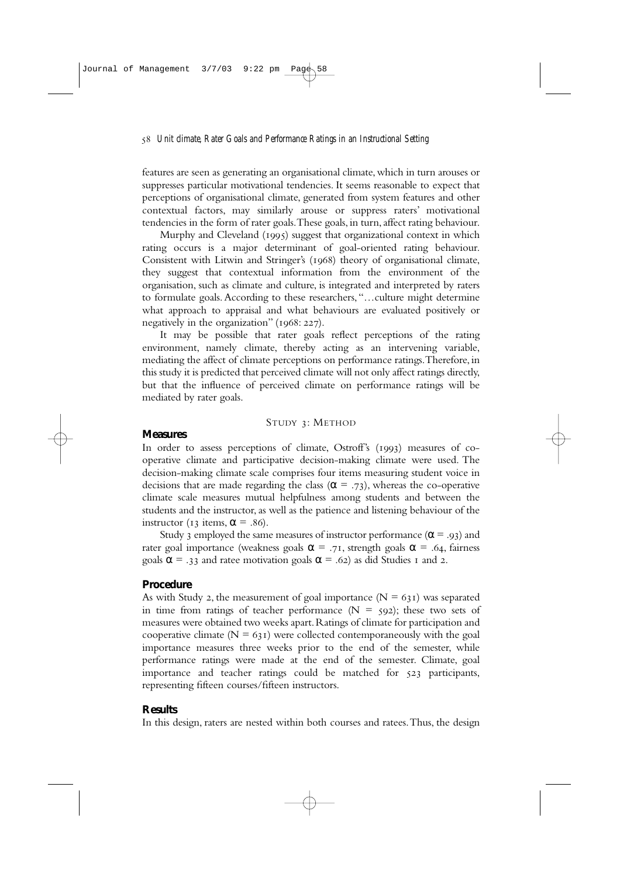features are seen as generating an organisational climate, which in turn arouses or suppresses particular motivational tendencies. It seems reasonable to expect that perceptions of organisational climate, generated from system features and other contextual factors, may similarly arouse or suppress raters' motivational tendencies in the form of rater goals. These goals, in turn, affect rating behaviour.

Murphy and Cleveland (1995) suggest that organizational context in which rating occurs is a major determinant of goal-oriented rating behaviour. Consistent with Litwin and Stringer's (1968) theory of organisational climate, they suggest that contextual information from the environment of the organisation, such as climate and culture, is integrated and interpreted by raters to formulate goals. According to these researchers, "…culture might determine what approach to appraisal and what behaviours are evaluated positively or negatively in the organization" (1968: 227).

It may be possible that rater goals reflect perceptions of the rating environment, namely climate, thereby acting as an intervening variable, mediating the affect of climate perceptions on performance ratings. Therefore, in this study it is predicted that perceived climate will not only affect ratings directly, but that the influence of perceived climate on performance ratings will be mediated by rater goals.

## Study 3: Method

### Measures

In order to assess perceptions of climate, Ostroff's (1993) measures of co-operative climate and participative decision-making climate were used. The decision-making climate scale comprises four items measuring student voice in decisions that are made regarding the class ($\alpha = .73$), whereas the co-operative climate scale measures mutual helpfulness among students and between the students and the instructor, as well as the patience and listening behaviour of the instructor (13 items, $\alpha = .86$).

Study 3 employed the same measures of instructor performance ($\alpha = .93$) and rater goal importance (weakness goals $\alpha = .71$, strength goals $\alpha = .64$, fairness goals $\alpha = .33$ and ratee motivation goals $\alpha = .62$) as did Studies 1 and 2.

### Procedure

As with Study 2, the measurement of goal importance ($N = 631$) was separated in time from ratings of teacher performance ($N = 592$); these two sets of measures were obtained two weeks apart. Ratings of climate for participation and cooperative climate ($N = 631$) were collected contemporaneously with the goal importance measures three weeks prior to the end of the semester, while performance ratings were made at the end of the semester. Climate, goal importance and teacher ratings could be matched for 523 participants, representing fifteen courses/fifteen instructors.

### Results

In this design, raters are nested within both courses and ratees. Thus, the design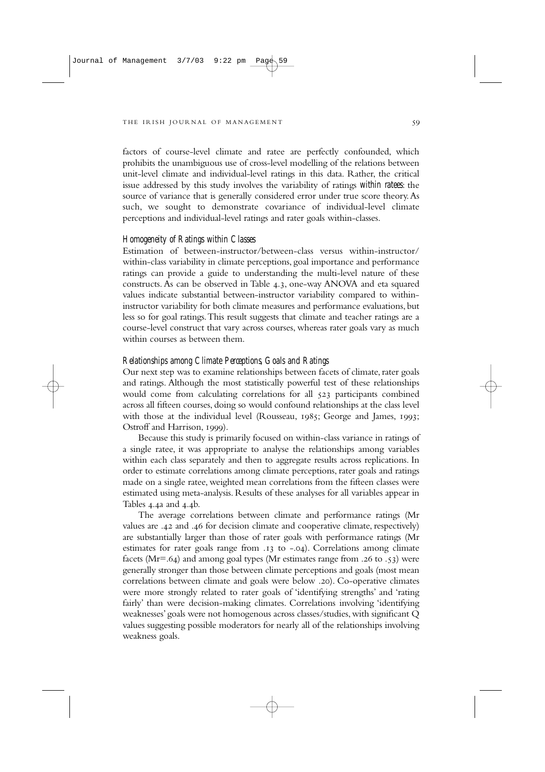factors of course-level climate and ratee are perfectly confounded, which prohibits the unambiguous use of cross-level modelling of the relations between unit-level climate and individual-level ratings in this data. Rather, the critical issue addressed by this study involves the variability of ratings *within ratees*: the source of variance that is generally considered error under true score theory. As such, we sought to demonstrate covariance of individual-level climate perceptions and individual-level ratings and rater goals within-classes.

### *Homogeneity of Ratings within Classes*

Estimation of between-instructor/between-class versus within-instructor/within-class variability in climate perceptions, goal importance and performance ratings can provide a guide to understanding the multi-level nature of these constructs. As can be observed in Table 4.3, one-way ANOVA and eta squared values indicate substantial between-instructor variability compared to within-instructor variability for both climate measures and performance evaluations, but less so for goal ratings. This result suggests that climate and teacher ratings are a course-level construct that vary across courses, whereas rater goals vary as much within courses as between them.

### *Relationships among Climate Perceptions, Goals and Ratings*

Our next step was to examine relationships between facets of climate, rater goals and ratings. Although the most statistically powerful test of these relationships would come from calculating correlations for all 523 participants combined across all fifteen courses, doing so would confound relationships at the class level with those at the individual level (Rousseau, 1985; George and James, 1993; Ostroff and Harrison, 1999).

Because this study is primarily focused on within-class variance in ratings of a single ratee, it was appropriate to analyse the relationships among variables within each class separately and then to aggregate results across replications. In order to estimate correlations among climate perceptions, rater goals and ratings made on a single ratee, weighted mean correlations from the fifteen classes were estimated using meta-analysis. Results of these analyses for all variables appear in Tables 4.4a and 4.4b.

The average correlations between climate and performance ratings (Mr values are .42 and .46 for decision climate and cooperative climate, respectively) are substantially larger than those of rater goals with performance ratings (Mr estimates for rater goals range from .13 to -.04). Correlations among climate facets (Mr=.64) and among goal types (Mr estimates range from .26 to .53) were generally stronger than those between climate perceptions and goals (most mean correlations between climate and goals were below .20). Co-operative climates were more strongly related to rater goals of 'identifying strengths' and 'rating fairly' than were decision-making climates. Correlations involving 'identifying weaknesses' goals were not homogenous across classes/studies, with significant Q values suggesting possible moderators for nearly all of the relationships involving weakness goals.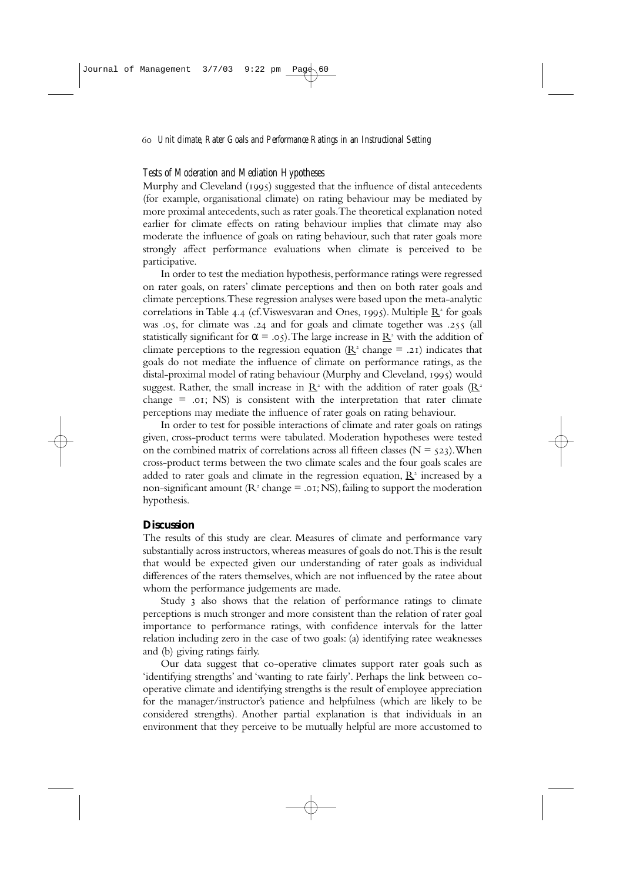### *Tests of Moderation and Mediation Hypotheses*

Murphy and Cleveland (1995) suggested that the influence of distal antecedents (for example, organisational climate) on rating behaviour may be mediated by more proximal antecedents, such as rater goals. The theoretical explanation noted earlier for climate effects on rating behaviour implies that climate may also moderate the influence of goals on rating behaviour, such that rater goals more strongly affect performance evaluations when climate is perceived to be participative.

In order to test the mediation hypothesis, performance ratings were regressed on rater goals, on raters' climate perceptions and then on both rater goals and climate perceptions. These regression analyses were based upon the meta-analytic correlations in Table 4.4 (cf. Viswesvaran and Ones, 1995). Multiple $\underline{R}^2$ for goals was .05, for climate was .24 and for goals and climate together was .255 (all statistically significant for $\alpha = .05$). The large increase in $\underline{R}^2$ with the addition of climate perceptions to the regression equation ($\underline{R}^2$ change = .21) indicates that goals do not mediate the influence of climate on performance ratings, as the distal-proximal model of rating behaviour (Murphy and Cleveland, 1995) would suggest. Rather, the small increase in $\underline{R}^2$ with the addition of rater goals ($\underline{R}^2$ change = .01; NS) is consistent with the interpretation that rater climate perceptions may mediate the influence of rater goals on rating behaviour.

In order to test for possible interactions of climate and rater goals on ratings given, cross-product terms were tabulated. Moderation hypotheses were tested on the combined matrix of correlations across all fifteen classes ($N = 523$). When cross-product terms between the two climate scales and the four goals scales are added to rater goals and climate in the regression equation, $\underline{R}^2$ increased by a non-significant amount ($R^2$ change = .01; NS), failing to support the moderation hypothesis.

## Discussion

The results of this study are clear. Measures of climate and performance vary substantially across instructors, whereas measures of goals do not. This is the result that would be expected given our understanding of rater goals as individual differences of the raters themselves, which are not influenced by the ratee about whom the performance judgements are made.

Study 3 also shows that the relation of performance ratings to climate perceptions is much stronger and more consistent than the relation of rater goal importance to performance ratings, with confidence intervals for the latter relation including zero in the case of two goals: (a) identifying ratee weaknesses and (b) giving ratings fairly.

Our data suggest that co-operative climates support rater goals such as 'identifying strengths' and 'wanting to rate fairly'. Perhaps the link between co-operative climate and identifying strengths is the result of employee appreciation for the manager/instructor's patience and helpfulness (which are likely to be considered strengths). Another partial explanation is that individuals in an environment that they perceive to be mutually helpful are more accustomed to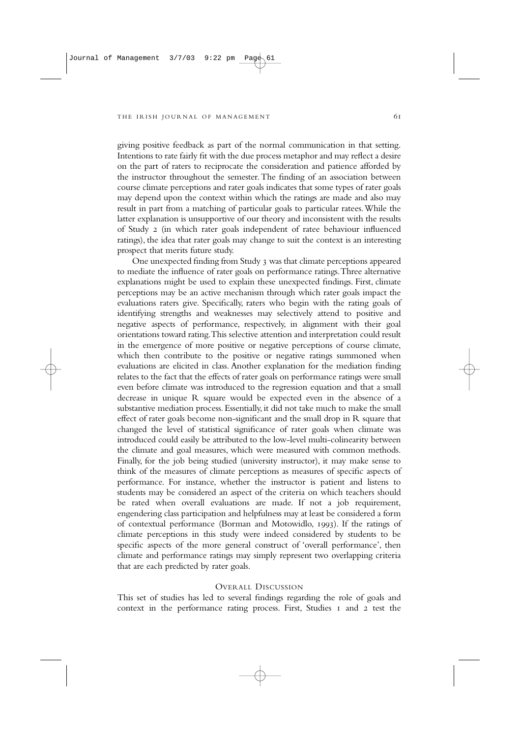giving positive feedback as part of the normal communication in that setting. Intentions to rate fairly fit with the due process metaphor and may reflect a desire on the part of raters to reciprocate the consideration and patience afforded by the instructor throughout the semester. The finding of an association between course climate perceptions and rater goals indicates that some types of rater goals may depend upon the context within which the ratings are made and also may result in part from a matching of particular goals to particular ratees. While the latter explanation is unsupportive of our theory and inconsistent with the results of Study 2 (in which rater goals independent of ratee behaviour influenced ratings), the idea that rater goals may change to suit the context is an interesting prospect that merits future study.

One unexpected finding from Study 3 was that climate perceptions appeared to mediate the influence of rater goals on performance ratings. Three alternative explanations might be used to explain these unexpected findings. First, climate perceptions may be an active mechanism through which rater goals impact the evaluations raters give. Specifically, raters who begin with the rating goals of identifying strengths and weaknesses may selectively attend to positive and negative aspects of performance, respectively, in alignment with their goal orientations toward rating. This selective attention and interpretation could result in the emergence of more positive or negative perceptions of course climate, which then contribute to the positive or negative ratings summoned when evaluations are elicited in class. Another explanation for the mediation finding relates to the fact that the effects of rater goals on performance ratings were small even before climate was introduced to the regression equation and that a small decrease in unique R square would be expected even in the absence of a substantive mediation process. Essentially, it did not take much to make the small effect of rater goals become non-significant and the small drop in R square that changed the level of statistical significance of rater goals when climate was introduced could easily be attributed to the low-level multi-colinearity between the climate and goal measures, which were measured with common methods. Finally, for the job being studied (university instructor), it may make sense to think of the measures of climate perceptions as measures of specific aspects of performance. For instance, whether the instructor is patient and listens to students may be considered an aspect of the criteria on which teachers should be rated when overall evaluations are made. If not a job requirement, engendering class participation and helpfulness may at least be considered a form of contextual performance (Borman and Motowidlo, 1993). If the ratings of climate perceptions in this study were indeed considered by students to be specific aspects of the more general construct of 'overall performance', then climate and performance ratings may simply represent two overlapping criteria that are each predicted by rater goals.

## Overall Discussion

This set of studies has led to several findings regarding the role of goals and context in the performance rating process. First, Studies 1 and 2 test the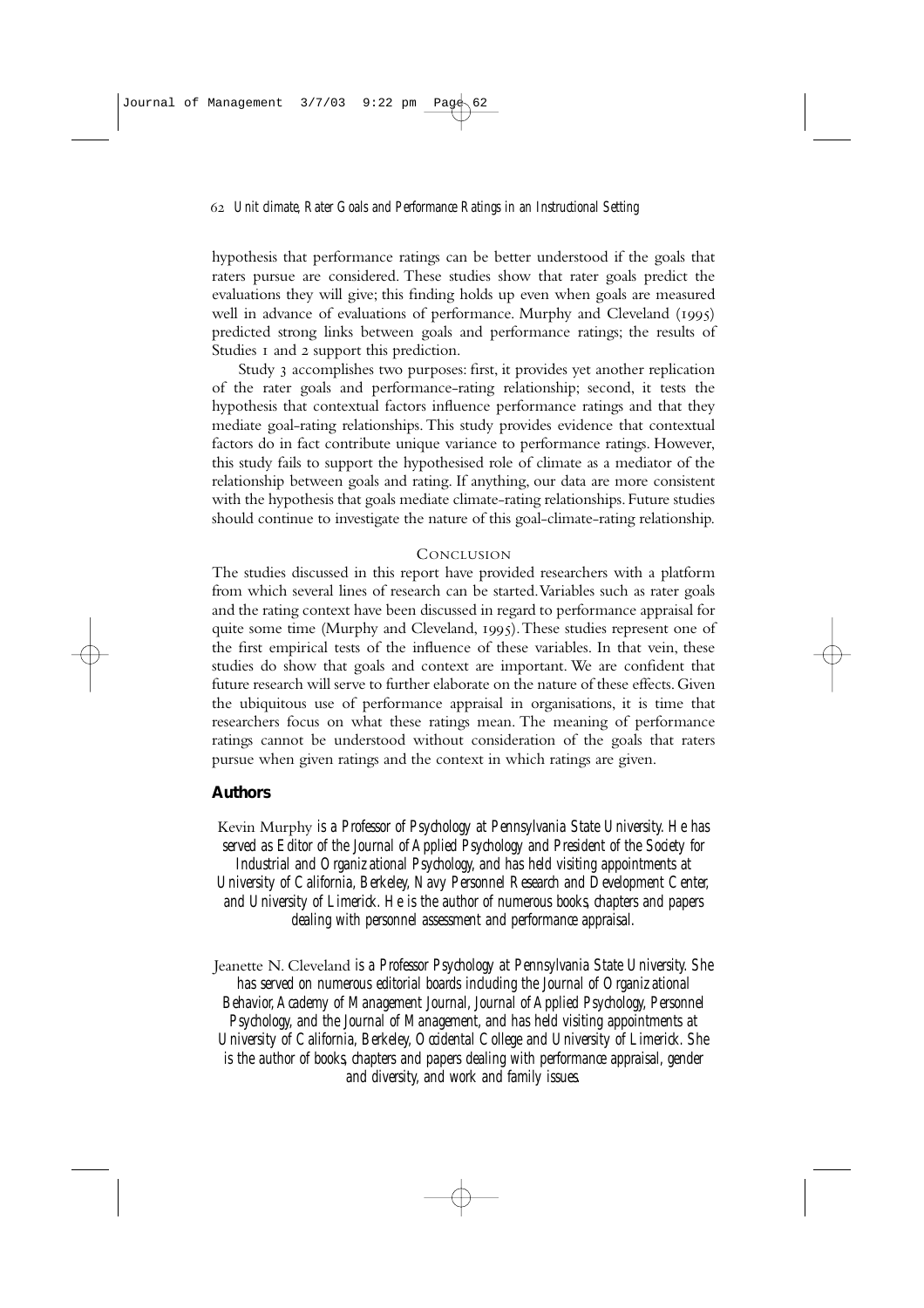hypothesis that performance ratings can be better understood if the goals that raters pursue are considered. These studies show that rater goals predict the evaluations they will give; this finding holds up even when goals are measured well in advance of evaluations of performance. Murphy and Cleveland (1995) predicted strong links between goals and performance ratings; the results of Studies 1 and 2 support this prediction.

Study 3 accomplishes two purposes: first, it provides yet another replication of the rater goals and performance-rating relationship; second, it tests the hypothesis that contextual factors influence performance ratings and that they mediate goal-rating relationships. This study provides evidence that contextual factors do in fact contribute unique variance to performance ratings. However, this study fails to support the hypothesised role of climate as a mediator of the relationship between goals and rating. If anything, our data are more consistent with the hypothesis that goals mediate climate-rating relationships. Future studies should continue to investigate the nature of this goal-climate-rating relationship.

## Conclusion

The studies discussed in this report have provided researchers with a platform from which several lines of research can be started. Variables such as rater goals and the rating context have been discussed in regard to performance appraisal for quite some time (Murphy and Cleveland, 1995). These studies represent one of the first empirical tests of the influence of these variables. In that vein, these studies do show that goals and context are important. We are confident that future research will serve to further elaborate on the nature of these effects. Given the ubiquitous use of performance appraisal in organisations, it is time that researchers focus on what these ratings mean. The meaning of performance ratings cannot be understood without consideration of the goals that raters pursue when given ratings and the context in which ratings are given.

## Authors

Kevin Murphy *is a Professor of Psychology at Pennsylvania State University. He has served as Editor of the Journal of Applied Psychology and President of the Society for Industrial and Organizational Psychology, and has held visiting appointments at University of California, Berkeley, Navy Personnel Research and Development Center, and University of Limerick. He is the author of numerous books, chapters and papers dealing with personnel assessment and performance appraisal.*

Jeanette N. Cleveland *is a Professor Psychology at Pennsylvania State University. She has served on numerous editorial boards including the Journal of Organizational Behavior, Academy of Management Journal, Journal of Applied Psychology, Personnel Psychology, and the Journal of Management, and has held visiting appointments at University of California, Berkeley, Occidental College and University of Limerick. She is the author of books, chapters and papers dealing with performance appraisal, gender and diversity, and work and family issues.*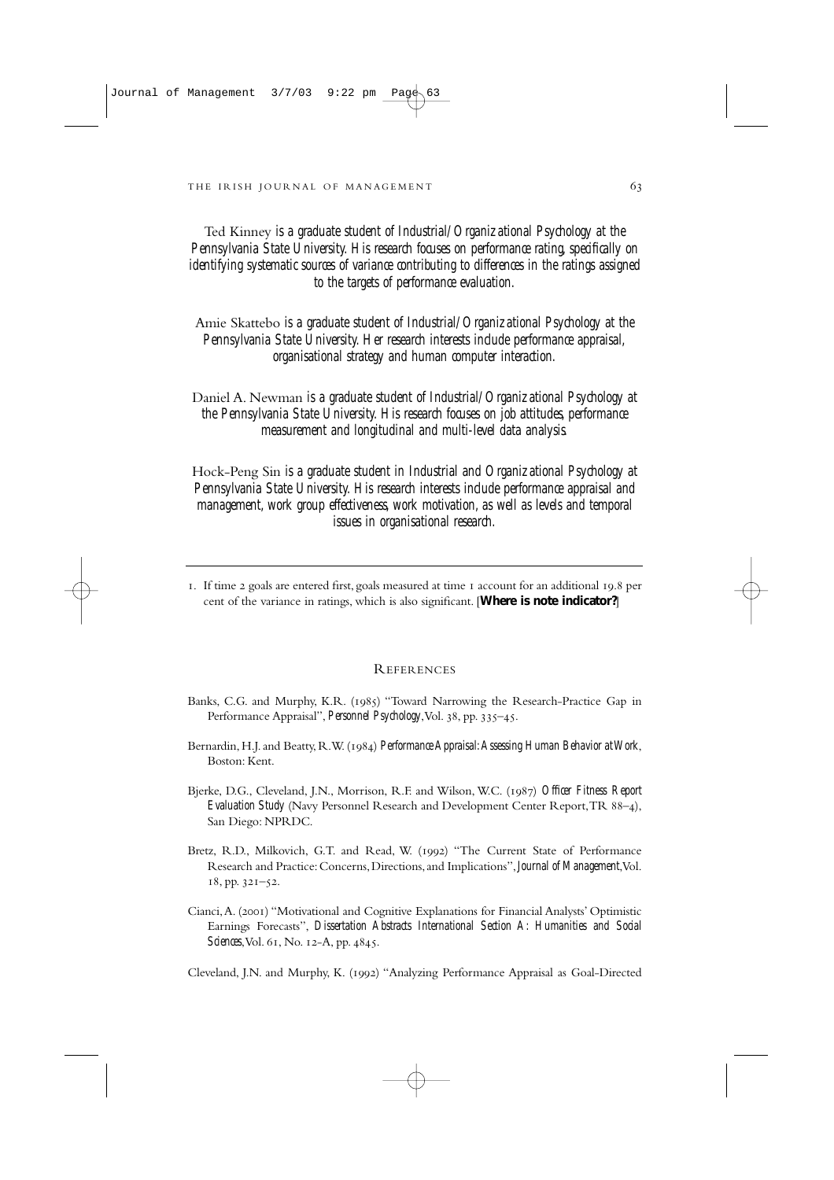Ted Kinney *is a graduate student of Industrial/Organizational Psychology at the Pennsylvania State University. His research focuses on performance rating, specifically on identifying systematic sources of variance contributing to differences in the ratings assigned to the targets of performance evaluation.*

Amie Skattebo *is a graduate student of Industrial/Organizational Psychology at the Pennsylvania State University. Her research interests include performance appraisal, organisational strategy and human computer interaction.*

Daniel A. Newman *is a graduate student of Industrial/Organizational Psychology at the Pennsylvania State University. His research focuses on job attitudes, performance measurement and longitudinal and multi-level data analysis.*

Hock-Peng Sin *is a graduate student in Industrial and Organizational Psychology at Pennsylvania State University. His research interests include performance appraisal and management, work group effectiveness, work motivation, as well as levels and temporal issues in organisational research.*

---

1. If time 2 goals are entered first, goals measured at time 1 account for an additional 19.8 per cent of the variance in ratings, which is also significant. [**Where is note indicator?**]

## References

Banks, C.G. and Murphy, K.R. (1985) "Toward Narrowing the Research-Practice Gap in Performance Appraisal", *Personnel Psychology*, Vol. 38, pp. 335–45.

Bernardin, H.J. and Beatty, R.W. (1984) *Performance Appraisal: Assessing Human Behavior at Work*, Boston: Kent.

Bjerke, D.G., Cleveland, J.N., Morrison, R.F. and Wilson, W.C. (1987) *Officer Fitness Report Evaluation Study* (Navy Personnel Research and Development Center Report, TR 88–4), San Diego: NPRDC.

Bretz, R.D., Milkovich, G.T. and Read, W. (1992) "The Current State of Performance Research and Practice: Concerns, Directions, and Implications", *Journal of Management*, Vol. 18, pp. 321–52.

Cianci, A. (2001) "Motivational and Cognitive Explanations for Financial Analysts' Optimistic Earnings Forecasts", *Dissertation Abstracts International Section A: Humanities and Social Sciences*, Vol. 61, No. 12-A, pp. 4845.

Cleveland, J.N. and Murphy, K. (1992) "Analyzing Performance Appraisal as Goal-Directed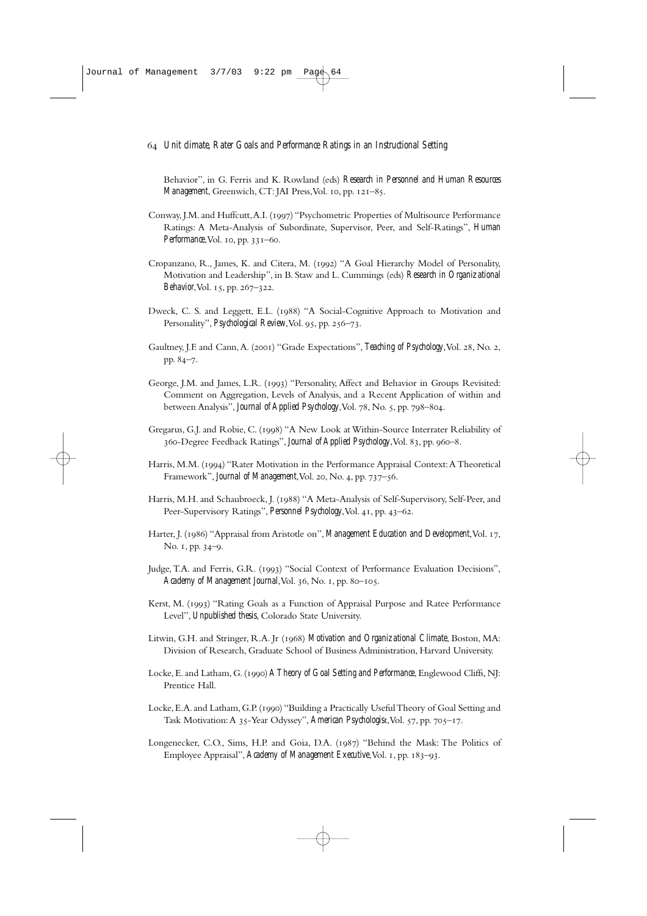Behavior", in G. Ferris and K. Rowland (eds) *Research in Personnel and Human Resources Management*, Greenwich, CT: JAI Press, Vol. 10, pp. 121–85.

Conway, J.M. and Huffcutt, A.I. (1997) "Psychometric Properties of Multisource Performance Ratings: A Meta-Analysis of Subordinate, Supervisor, Peer, and Self-Ratings", *Human Performance*, Vol. 10, pp. 331–60.

Cropanzano, R., James, K. and Citera, M. (1992) "A Goal Hierarchy Model of Personality, Motivation and Leadership", in B. Staw and L. Cummings (eds) *Research in Organizational Behavior*, Vol. 15, pp. 267–322.

Dweck, C. S. and Leggett, E.L. (1988) "A Social-Cognitive Approach to Motivation and Personality", *Psychological Review*, Vol. 95, pp. 256–73.

Gaultney, J.F. and Cann, A. (2001) "Grade Expectations", *Teaching of Psychology*, Vol. 28, No. 2, pp. 84–7.

George, J.M. and James, L.R. (1993) "Personality, Affect and Behavior in Groups Revisited: Comment on Aggregation, Levels of Analysis, and a Recent Application of within and between Analysis", *Journal of Applied Psychology*, Vol. 78, No. 5, pp. 798–804.

Gregarus, G.J. and Robie, C. (1998) "A New Look at Within-Source Interrater Reliability of 360-Degree Feedback Ratings", *Journal of Applied Psychology*, Vol. 83, pp. 960–8.

Harris, M.M. (1994) "Rater Motivation in the Performance Appraisal Context: A Theoretical Framework", *Journal of Management*, Vol. 20, No. 4, pp. 737–56.

Harris, M.H. and Schaubroeck, J. (1988) "A Meta-Analysis of Self-Supervisory, Self-Peer, and Peer-Supervisory Ratings", *Personnel Psychology*, Vol. 41, pp. 43–62.

Harter, J. (1986) "Appraisal from Aristotle on", *Management Education and Development*, Vol. 17, No. 1, pp. 34–9.

Judge, T.A. and Ferris, G.R. (1993) "Social Context of Performance Evaluation Decisions", *Academy of Management Journal*, Vol. 36, No. 1, pp. 80–105.

Kerst, M. (1993) "Rating Goals as a Function of Appraisal Purpose and Ratee Performance Level", *Unpublished thesis*, Colorado State University.

Litwin, G.H. and Stringer, R.A. Jr (1968) *Motivation and Organizational Climate*, Boston, MA: Division of Research, Graduate School of Business Administration, Harvard University.

Locke, E. and Latham, G. (1990) *A Theory of Goal Setting and Performance*, Englewood Cliffs, NJ: Prentice Hall.

Locke, E.A. and Latham, G.P. (1990) "Building a Practically Useful Theory of Goal Setting and Task Motivation: A 35-Year Odyssey", *American Psychologist*, Vol. 57, pp. 705–17.

Longenecker, C.O., Sims, H.P. and Goia, D.A. (1987) "Behind the Mask: The Politics of Employee Appraisal", *Academy of Management Executive*, Vol. 1, pp. 183–93.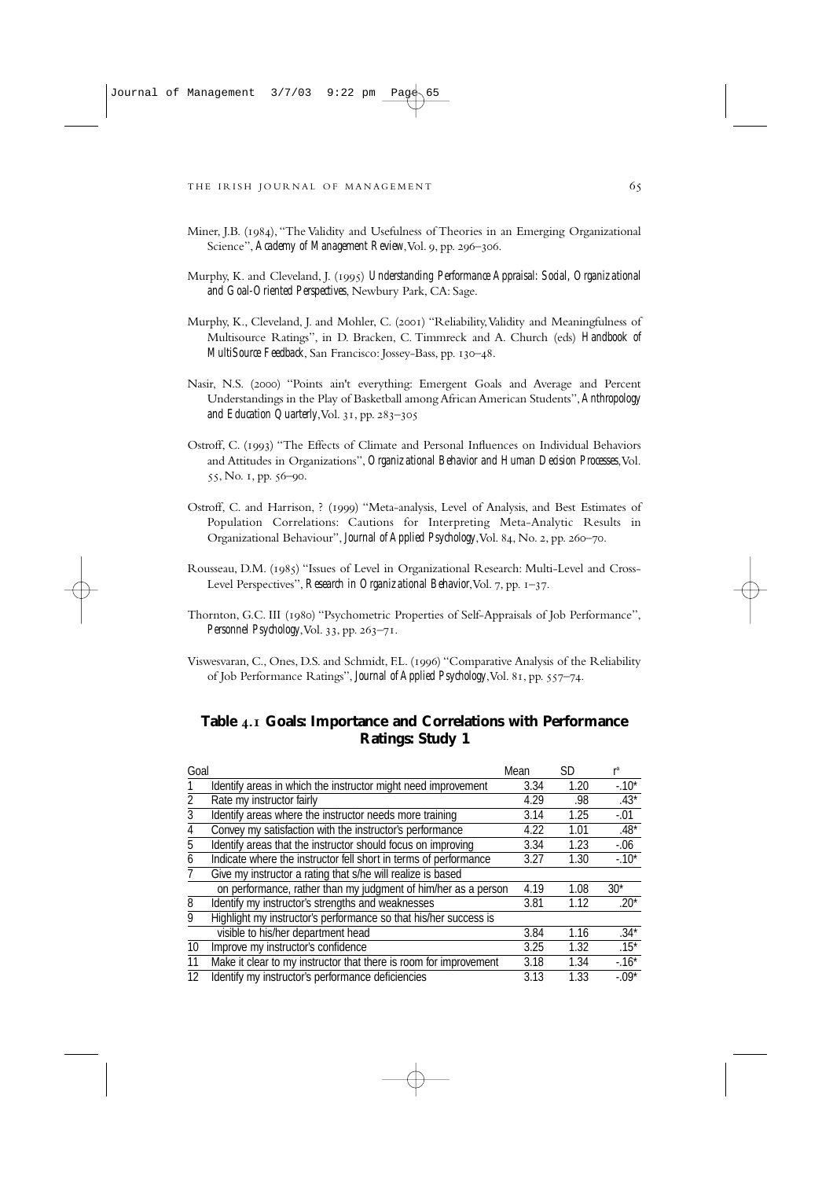Miner, J.B. (1984), "The Validity and Usefulness of Theories in an Emerging Organizational Science", *Academy of Management Review*, Vol. 9, pp. 296–306.

Murphy, K. and Cleveland, J. (1995) *Understanding Performance Appraisal: Social, Organizational and Goal-Oriented Perspectives*, Newbury Park, CA: Sage.

Murphy, K., Cleveland, J. and Mohler, C. (2001) "Reliability, Validity and Meaningfulness of Multisource Ratings", in D. Bracken, C. Timmreck and A. Church (eds) *Handbook of MultiSource Feedback*, San Francisco: Jossey-Bass, pp. 130–48.

Nasir, N.S. (2000) "Points ain't everything: Emergent Goals and Average and Percent Understandings in the Play of Basketball among African American Students", *Anthropology and Education Quarterly*, Vol. 31, pp. 283–305

Ostroff, C. (1993) "The Effects of Climate and Personal Influences on Individual Behaviors and Attitudes in Organizations", *Organizational Behavior and Human Decision Processes*, Vol. 55, No. 1, pp. 56–90.

Ostroff, C. and Harrison, ? (1999) "Meta-analysis, Level of Analysis, and Best Estimates of Population Correlations: Cautions for Interpreting Meta-Analytic Results in Organizational Behaviour", *Journal of Applied Psychology*, Vol. 84, No. 2, pp. 260–70.

Rousseau, D.M. (1985) "Issues of Level in Organizational Research: Multi-Level and Cross-Level Perspectives", *Research in Organizational Behavior*, Vol. 7, pp. 1–37.

Thornton, G.C. III (1980) "Psychometric Properties of Self-Appraisals of Job Performance", *Personnel Psychology*, Vol. 33, pp. 263–71.

Viswesvaran, C., Ones, D.S. and Schmidt, F.L. (1996) "Comparative Analysis of the Reliability of Job Performance Ratings", *Journal of Applied Psychology*, Vol. 81, pp. 557–74.

## Table 4.1 Goals: Importance and Correlations with Performance Ratings: Study 1

| Goal | | Mean | SD | r[a] |
|---|---|---|---|---|
| 1 | Identify areas in which the instructor might need improvement | 3.34 | 1.20 | -.10* |
| 2 | Rate my instructor fairly | 4.29 | .98 | .43* |
| 3 | Identify areas where the instructor needs more training | 3.14 | 1.25 | -.01 |
| 4 | Convey my satisfaction with the instructor's performance | 4.22 | 1.01 | .48* |
| 5 | Identify areas that the instructor should focus on improving | 3.34 | 1.23 | -.06 |
| 6 | Indicate where the instructor fell short in terms of performance | 3.27 | 1.30 | -.10* |
| 7 | Give my instructor a rating that s/he will realize is based on performance, rather than my judgment of him/her as a person | 4.19 | 1.08 | 30* |
| 8 | Identify my instructor's strengths and weaknesses | 3.81 | 1.12 | .20* |
| 9 | Highlight my instructor's performance so that his/her success is visible to his/her department head | 3.84 | 1.16 | .34* |
| 10 | Improve my instructor's confidence | 3.25 | 1.32 | .15* |
| 11 | Make it clear to my instructor that there is room for improvement | 3.18 | 1.34 | -.16* |
| 12 | Identify my instructor's performance deficiencies | 3.13 | 1.33 | -.09* |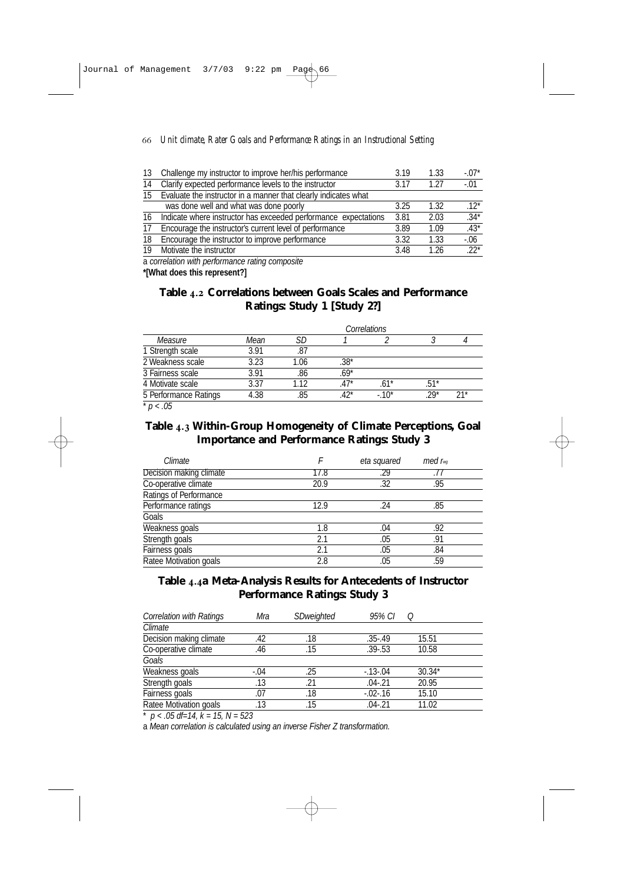| 13 | Challenge my instructor to improve her/his performance | 3.19 | 1.33 | -.07* |
|---|---|---|---|---|
| 14 | Clarify expected performance levels to the instructor | 3.17 | 1.27 | -.01 |
| 15 | Evaluate the instructor in a manner that clearly indicates what was done well and what was done poorly | 3.25 | 1.32 | .12* |
| 16 | Indicate where instructor has exceeded performance expectations | 3.81 | 2.03 | .34* |
| 17 | Encourage the instructor's current level of performance | 3.89 | 1.09 | .43* |
| 18 | Encourage the instructor to improve performance | 3.32 | 1.33 | -.06 |
| 19 | Motivate the instructor | 3.48 | 1.26 | .22* |

a *correlation with performance rating composite*

**\*[What does this represent?]**

## Table 4.2 Correlations between Goals Scales and Performance Ratings: Study 1 [Study 2?]

| | | | Correlations | | | |
|---|---|---|---|---|---|---|
| *Measure* | *Mean* | *SD* | *1* | *2* | *3* | *4* |
| 1 Strength scale | 3.91 | .87 | | | | |
| 2 Weakness scale | 3.23 | 1.06 | .38* | | | |
| 3 Fairness scale | 3.91 | .86 | .69* | | | |
| 4 Motivate scale | 3.37 | 1.12 | .47* | .61* | .51* | |
| 5 Performance Ratings | 4.38 | .85 | .42* | -.10* | .29* | 21* |

\* $p < .05$

## Table 4.3 Within-Group Homogeneity of Climate Perceptions, Goal Importance and Performance Ratings: Study 3

| *Climate* | *F* | *eta squared* | *med* $r_{wg}$ |
|---|---|---|---|
| Decision making climate | 17.8 | .29 | .77 |
| Co-operative climate | 20.9 | .32 | .95 |
| Ratings of Performance | | | |
| Performance ratings | 12.9 | .24 | .85 |
| Goals | | | |
| Weakness goals | 1.8 | .04 | .92 |
| Strength goals | 2.1 | .05 | .91 |
| Fairness goals | 2.1 | .05 | .84 |
| Ratee Motivation goals | 2.8 | .05 | .59 |

## Table 4.4a Meta-Analysis Results for Antecedents of Instructor Performance Ratings: Study 3

| *Correlation with Ratings* | *Mra* | *SDweighted* | *95% CI* | *Q* |
|---|---|---|---|---|
| *Climate* | | | | |
| Decision making climate | .42 | .18 | .35-.49 | 15.51 |
| Co-operative climate | .46 | .15 | .39-.53 | 10.58 |
| *Goals* | | | | |
| Weakness goals | -.04 | .25 | -.13-.04 | 30.34* |
| Strength goals | .13 | .21 | .04-.21 | 20.95 |
| Fairness goals | .07 | .18 | -.02-.16 | 15.10 |
| Ratee Motivation goals | .13 | .15 | .04-.21 | 11.02 |

\* $p < .05$ $df=14$, $k = 15$, $N = 523$

a *Mean correlation is calculated using an inverse Fisher Z transformation.*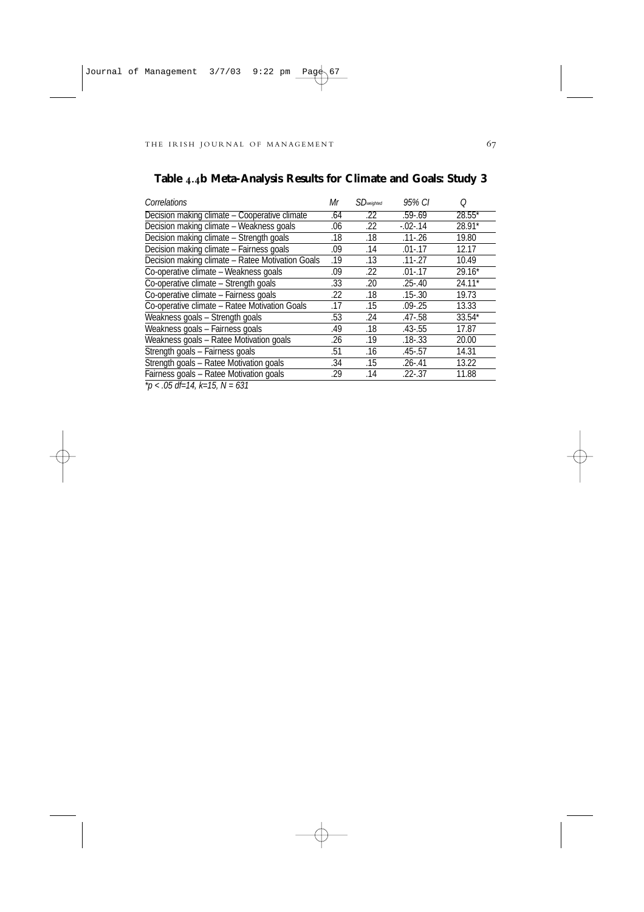## Table 4.4b Meta-Analysis Results for Climate and Goals: Study 3

| *Correlations* | *Mr* | $SD_{weighted}$ | *95% CI* | *Q* |
|---|---|---|---|---|
| Decision making climate – Cooperative climate | .64 | .22 | .59-.69 | 28.55* |
| Decision making climate – Weakness goals | .06 | .22 | -.02-.14 | 28.91* |
| Decision making climate – Strength goals | .18 | .18 | .11-.26 | 19.80 |
| Decision making climate – Fairness goals | .09 | .14 | .01-.17 | 12.17 |
| Decision making climate – Ratee Motivation Goals | .19 | .13 | .11-.27 | 10.49 |
| Co-operative climate – Weakness goals | .09 | .22 | .01-.17 | 29.16* |
| Co-operative climate – Strength goals | .33 | .20 | .25-.40 | 24.11* |
| Co-operative climate – Fairness goals | .22 | .18 | .15-.30 | 19.73 |
| Co-operative climate – Ratee Motivation Goals | .17 | .15 | .09-.25 | 13.33 |
| Weakness goals – Strength goals | .53 | .24 | .47-.58 | 33.54* |
| Weakness goals – Fairness goals | .49 | .18 | .43-.55 | 17.87 |
| Weakness goals – Ratee Motivation goals | .26 | .19 | .18-.33 | 20.00 |
| Strength goals – Fairness goals | .51 | .16 | .45-.57 | 14.31 |
| Strength goals – Ratee Motivation goals | .34 | .15 | .26-.41 | 13.22 |
| Fairness goals – Ratee Motivation goals | .29 | .14 | .22-.37 | 11.88 |

*$p < .05$ $df=14$, $k=15$, $N = 631$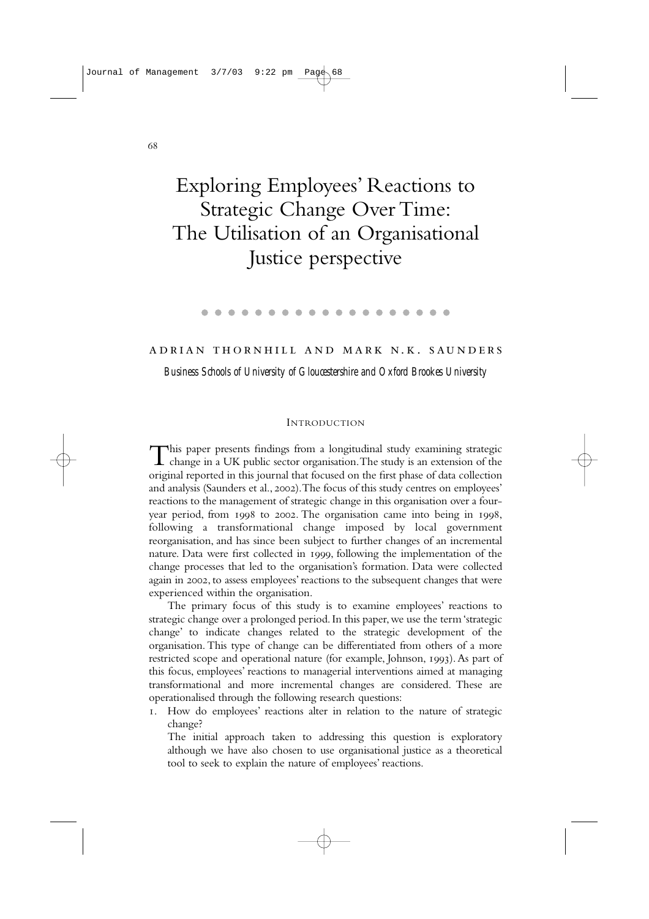# Exploring Employees' Reactions to Strategic Change Over Time: The Utilisation of an Organisational Justice perspective

ADRIAN THORNHILL AND MARK N.K. SAUNDERS

*Business Schools of University of Gloucestershire and Oxford Brookes University*

## INTRODUCTION

This paper presents findings from a longitudinal study examining strategic change in a UK public sector organisation. The study is an extension of the original reported in this journal that focused on the first phase of data collection and analysis (Saunders et al., 2002). The focus of this study centres on employees' reactions to the management of strategic change in this organisation over a four-year period, from 1998 to 2002. The organisation came into being in 1998, following a transformational change imposed by local government reorganisation, and has since been subject to further changes of an incremental nature. Data were first collected in 1999, following the implementation of the change processes that led to the organisation's formation. Data were collected again in 2002, to assess employees' reactions to the subsequent changes that were experienced within the organisation.

The primary focus of this study is to examine employees' reactions to strategic change over a prolonged period. In this paper, we use the term 'strategic change' to indicate changes related to the strategic development of the organisation. This type of change can be differentiated from others of a more restricted scope and operational nature (for example, Johnson, 1993). As part of this focus, employees' reactions to managerial interventions aimed at managing transformational and more incremental changes are considered. These are operationalised through the following research questions:

1. How do employees' reactions alter in relation to the nature of strategic change?

   The initial approach taken to addressing this question is exploratory although we have also chosen to use organisational justice as a theoretical tool to seek to explain the nature of employees' reactions.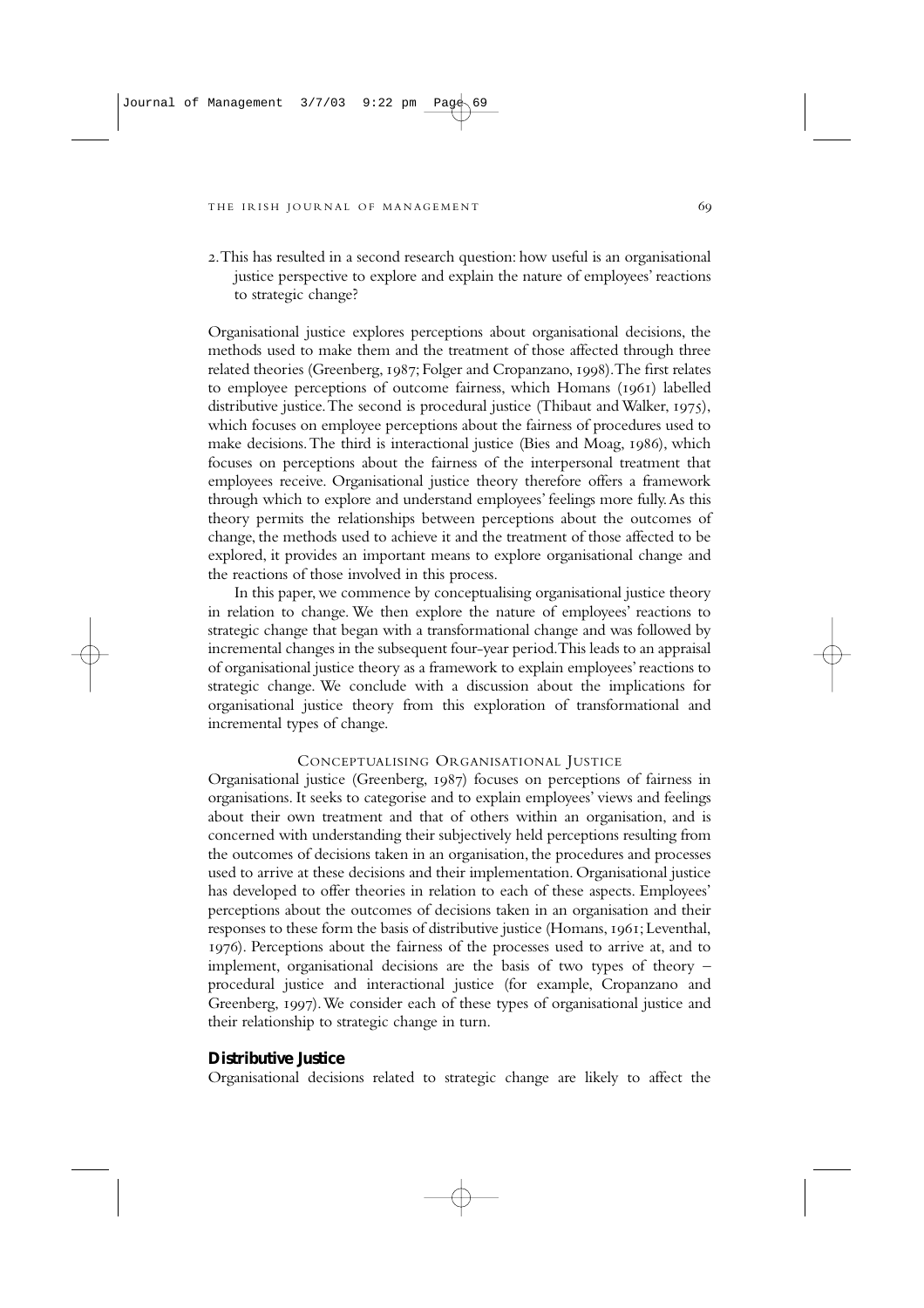2. This has resulted in a second research question: how useful is an organisational justice perspective to explore and explain the nature of employees' reactions to strategic change?

Organisational justice explores perceptions about organisational decisions, the methods used to make them and the treatment of those affected through three related theories (Greenberg, 1987; Folger and Cropanzano, 1998). The first relates to employee perceptions of outcome fairness, which Homans (1961) labelled distributive justice. The second is procedural justice (Thibaut and Walker, 1975), which focuses on employee perceptions about the fairness of procedures used to make decisions. The third is interactional justice (Bies and Moag, 1986), which focuses on perceptions about the fairness of the interpersonal treatment that employees receive. Organisational justice theory therefore offers a framework through which to explore and understand employees' feelings more fully. As this theory permits the relationships between perceptions about the outcomes of change, the methods used to achieve it and the treatment of those affected to be explored, it provides an important means to explore organisational change and the reactions of those involved in this process.

In this paper, we commence by conceptualising organisational justice theory in relation to change. We then explore the nature of employees' reactions to strategic change that began with a transformational change and was followed by incremental changes in the subsequent four-year period. This leads to an appraisal of organisational justice theory as a framework to explain employees' reactions to strategic change. We conclude with a discussion about the implications for organisational justice theory from this exploration of transformational and incremental types of change.

## Conceptualising Organisational Justice

Organisational justice (Greenberg, 1987) focuses on perceptions of fairness in organisations. It seeks to categorise and to explain employees' views and feelings about their own treatment and that of others within an organisation, and is concerned with understanding their subjectively held perceptions resulting from the outcomes of decisions taken in an organisation, the procedures and processes used to arrive at these decisions and their implementation. Organisational justice has developed to offer theories in relation to each of these aspects. Employees' perceptions about the outcomes of decisions taken in an organisation and their responses to these form the basis of distributive justice (Homans, 1961; Leventhal, 1976). Perceptions about the fairness of the processes used to arrive at, and to implement, organisational decisions are the basis of two types of theory – procedural justice and interactional justice (for example, Cropanzano and Greenberg, 1997). We consider each of these types of organisational justice and their relationship to strategic change in turn.

### Distributive Justice

Organisational decisions related to strategic change are likely to affect the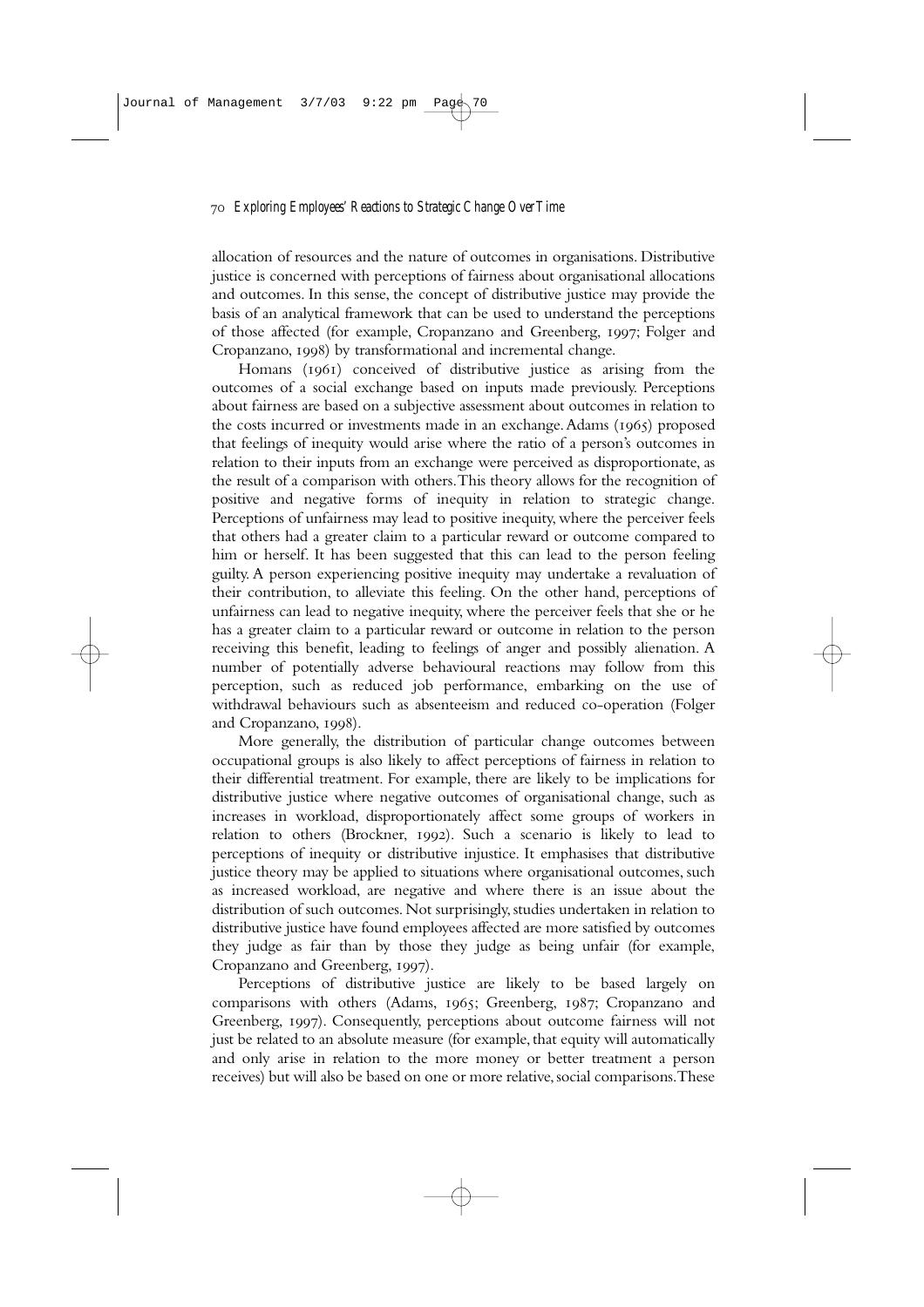allocation of resources and the nature of outcomes in organisations. Distributive justice is concerned with perceptions of fairness about organisational allocations and outcomes. In this sense, the concept of distributive justice may provide the basis of an analytical framework that can be used to understand the perceptions of those affected (for example, Cropanzano and Greenberg, 1997; Folger and Cropanzano, 1998) by transformational and incremental change.

Homans (1961) conceived of distributive justice as arising from the outcomes of a social exchange based on inputs made previously. Perceptions about fairness are based on a subjective assessment about outcomes in relation to the costs incurred or investments made in an exchange. Adams (1965) proposed that feelings of inequity would arise where the ratio of a person's outcomes in relation to their inputs from an exchange were perceived as disproportionate, as the result of a comparison with others. This theory allows for the recognition of positive and negative forms of inequity in relation to strategic change. Perceptions of unfairness may lead to positive inequity, where the perceiver feels that others had a greater claim to a particular reward or outcome compared to him or herself. It has been suggested that this can lead to the person feeling guilty. A person experiencing positive inequity may undertake a revaluation of their contribution, to alleviate this feeling. On the other hand, perceptions of unfairness can lead to negative inequity, where the perceiver feels that she or he has a greater claim to a particular reward or outcome in relation to the person receiving this benefit, leading to feelings of anger and possibly alienation. A number of potentially adverse behavioural reactions may follow from this perception, such as reduced job performance, embarking on the use of withdrawal behaviours such as absenteeism and reduced co-operation (Folger and Cropanzano, 1998).

More generally, the distribution of particular change outcomes between occupational groups is also likely to affect perceptions of fairness in relation to their differential treatment. For example, there are likely to be implications for distributive justice where negative outcomes of organisational change, such as increases in workload, disproportionately affect some groups of workers in relation to others (Brockner, 1992). Such a scenario is likely to lead to perceptions of inequity or distributive injustice. It emphasises that distributive justice theory may be applied to situations where organisational outcomes, such as increased workload, are negative and where there is an issue about the distribution of such outcomes. Not surprisingly, studies undertaken in relation to distributive justice have found employees affected are more satisfied by outcomes they judge as fair than by those they judge as being unfair (for example, Cropanzano and Greenberg, 1997).

Perceptions of distributive justice are likely to be based largely on comparisons with others (Adams, 1965; Greenberg, 1987; Cropanzano and Greenberg, 1997). Consequently, perceptions about outcome fairness will not just be related to an absolute measure (for example, that equity will automatically and only arise in relation to the more money or better treatment a person receives) but will also be based on one or more relative, social comparisons. These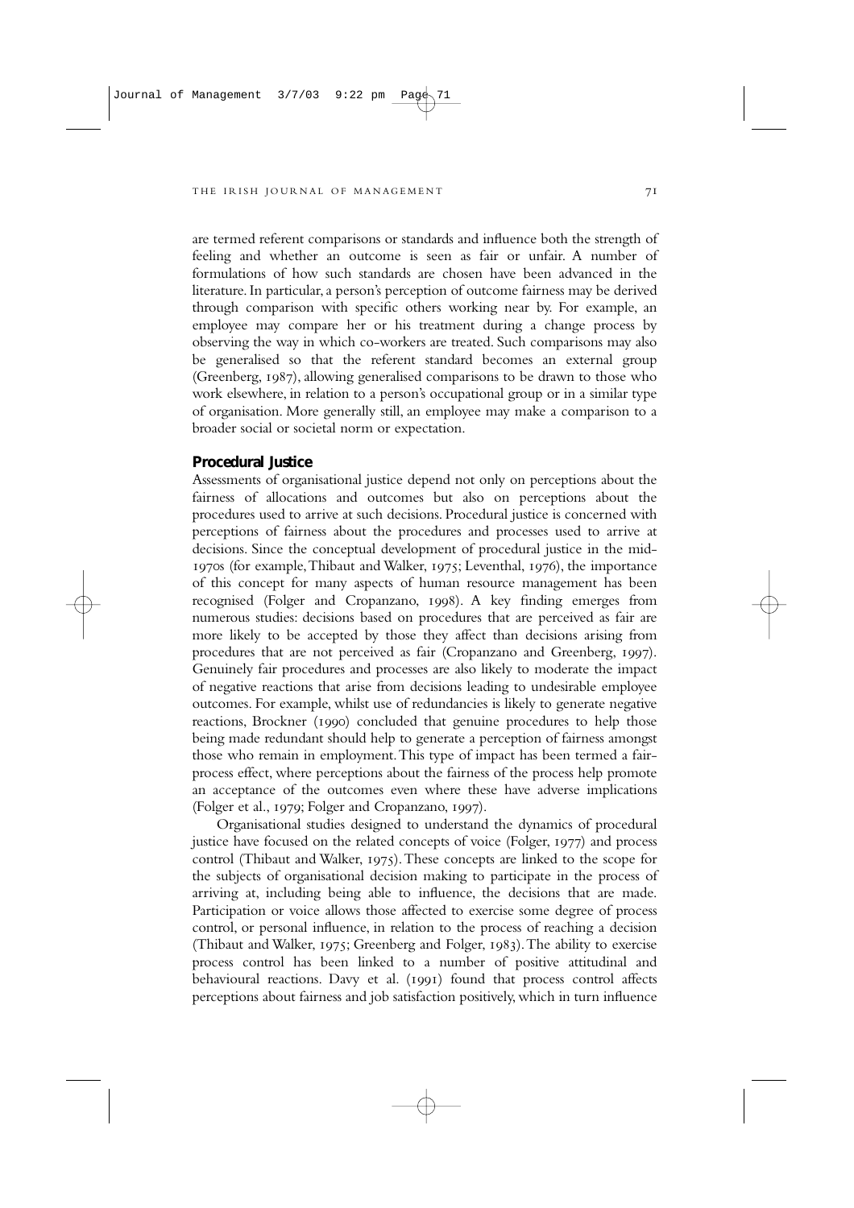are termed referent comparisons or standards and influence both the strength of feeling and whether an outcome is seen as fair or unfair. A number of formulations of how such standards are chosen have been advanced in the literature. In particular, a person's perception of outcome fairness may be derived through comparison with specific others working near by. For example, an employee may compare her or his treatment during a change process by observing the way in which co-workers are treated. Such comparisons may also be generalised so that the referent standard becomes an external group (Greenberg, 1987), allowing generalised comparisons to be drawn to those who work elsewhere, in relation to a person's occupational group or in a similar type of organisation. More generally still, an employee may make a comparison to a broader social or societal norm or expectation.

### Procedural Justice

Assessments of organisational justice depend not only on perceptions about the fairness of allocations and outcomes but also on perceptions about the procedures used to arrive at such decisions. Procedural justice is concerned with perceptions of fairness about the procedures and processes used to arrive at decisions. Since the conceptual development of procedural justice in the mid-1970s (for example, Thibaut and Walker, 1975; Leventhal, 1976), the importance of this concept for many aspects of human resource management has been recognised (Folger and Cropanzano, 1998). A key finding emerges from numerous studies: decisions based on procedures that are perceived as fair are more likely to be accepted by those they affect than decisions arising from procedures that are not perceived as fair (Cropanzano and Greenberg, 1997). Genuinely fair procedures and processes are also likely to moderate the impact of negative reactions that arise from decisions leading to undesirable employee outcomes. For example, whilst use of redundancies is likely to generate negative reactions, Brockner (1990) concluded that genuine procedures to help those being made redundant should help to generate a perception of fairness amongst those who remain in employment. This type of impact has been termed a fair-process effect, where perceptions about the fairness of the process help promote an acceptance of the outcomes even where these have adverse implications (Folger et al., 1979; Folger and Cropanzano, 1997).

Organisational studies designed to understand the dynamics of procedural justice have focused on the related concepts of voice (Folger, 1977) and process control (Thibaut and Walker, 1975). These concepts are linked to the scope for the subjects of organisational decision making to participate in the process of arriving at, including being able to influence, the decisions that are made. Participation or voice allows those affected to exercise some degree of process control, or personal influence, in relation to the process of reaching a decision (Thibaut and Walker, 1975; Greenberg and Folger, 1983). The ability to exercise process control has been linked to a number of positive attitudinal and behavioural reactions. Davy et al. (1991) found that process control affects perceptions about fairness and job satisfaction positively, which in turn influence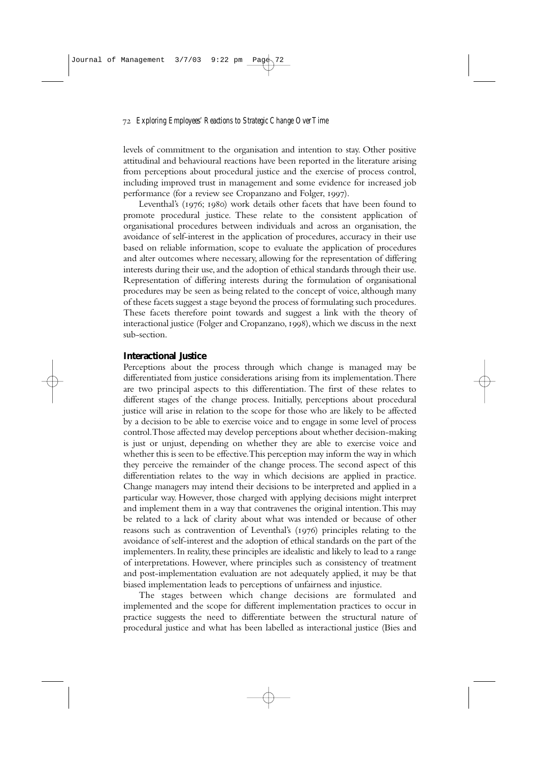levels of commitment to the organisation and intention to stay. Other positive attitudinal and behavioural reactions have been reported in the literature arising from perceptions about procedural justice and the exercise of process control, including improved trust in management and some evidence for increased job performance (for a review see Cropanzano and Folger, 1997).

Leventhal's (1976; 1980) work details other facets that have been found to promote procedural justice. These relate to the consistent application of organisational procedures between individuals and across an organisation, the avoidance of self-interest in the application of procedures, accuracy in their use based on reliable information, scope to evaluate the application of procedures and alter outcomes where necessary, allowing for the representation of differing interests during their use, and the adoption of ethical standards through their use. Representation of differing interests during the formulation of organisational procedures may be seen as being related to the concept of voice, although many of these facets suggest a stage beyond the process of formulating such procedures. These facets therefore point towards and suggest a link with the theory of interactional justice (Folger and Cropanzano, 1998), which we discuss in the next sub-section.

### Interactional Justice

Perceptions about the process through which change is managed may be differentiated from justice considerations arising from its implementation. There are two principal aspects to this differentiation. The first of these relates to different stages of the change process. Initially, perceptions about procedural justice will arise in relation to the scope for those who are likely to be affected by a decision to be able to exercise voice and to engage in some level of process control. Those affected may develop perceptions about whether decision-making is just or unjust, depending on whether they are able to exercise voice and whether this is seen to be effective. This perception may inform the way in which they perceive the remainder of the change process. The second aspect of this differentiation relates to the way in which decisions are applied in practice. Change managers may intend their decisions to be interpreted and applied in a particular way. However, those charged with applying decisions might interpret and implement them in a way that contravenes the original intention. This may be related to a lack of clarity about what was intended or because of other reasons such as contravention of Leventhal's (1976) principles relating to the avoidance of self-interest and the adoption of ethical standards on the part of the implementers. In reality, these principles are idealistic and likely to lead to a range of interpretations. However, where principles such as consistency of treatment and post-implementation evaluation are not adequately applied, it may be that biased implementation leads to perceptions of unfairness and injustice.

The stages between which change decisions are formulated and implemented and the scope for different implementation practices to occur in practice suggests the need to differentiate between the structural nature of procedural justice and what has been labelled as interactional justice (Bies and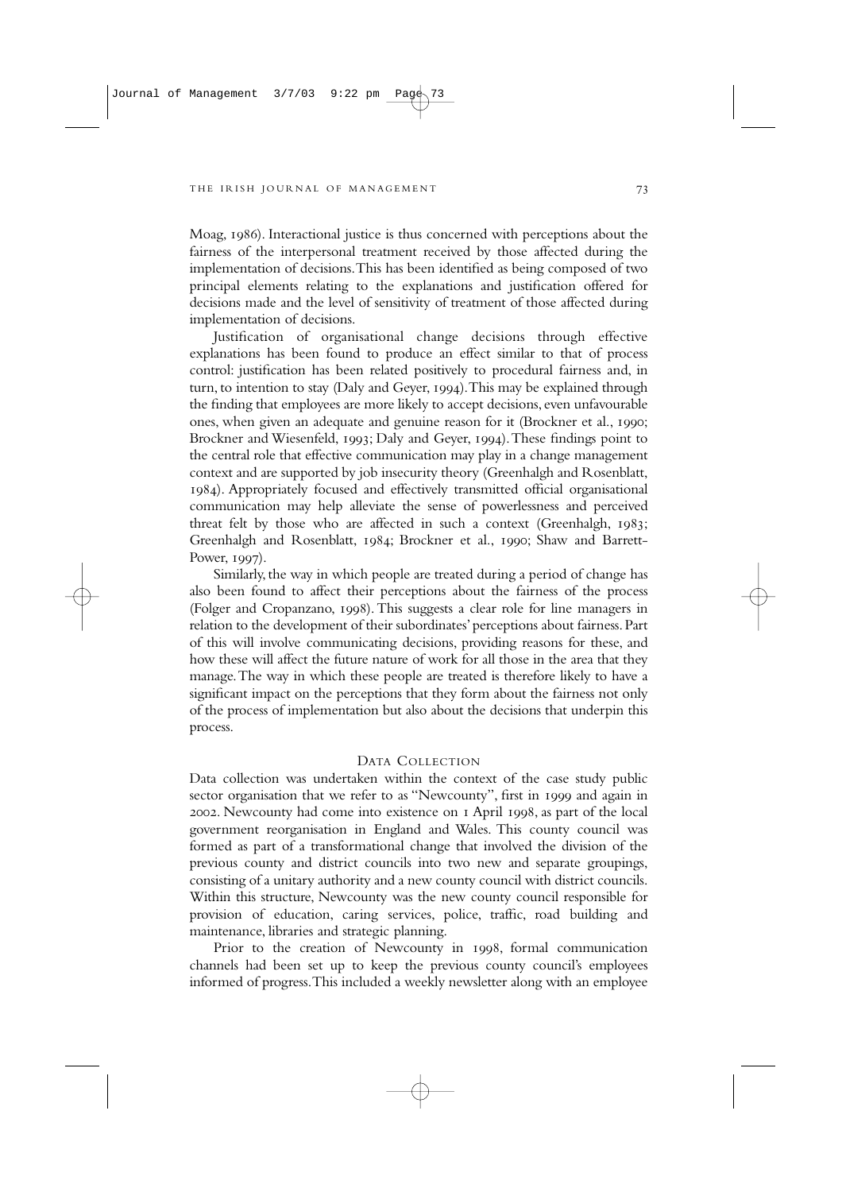Moag, 1986). Interactional justice is thus concerned with perceptions about the fairness of the interpersonal treatment received by those affected during the implementation of decisions. This has been identified as being composed of two principal elements relating to the explanations and justification offered for decisions made and the level of sensitivity of treatment of those affected during implementation of decisions.

Justification of organisational change decisions through effective explanations has been found to produce an effect similar to that of process control: justification has been related positively to procedural fairness and, in turn, to intention to stay (Daly and Geyer, 1994). This may be explained through the finding that employees are more likely to accept decisions, even unfavourable ones, when given an adequate and genuine reason for it (Brockner et al., 1990; Brockner and Wiesenfeld, 1993; Daly and Geyer, 1994). These findings point to the central role that effective communication may play in a change management context and are supported by job insecurity theory (Greenhalgh and Rosenblatt, 1984). Appropriately focused and effectively transmitted official organisational communication may help alleviate the sense of powerlessness and perceived threat felt by those who are affected in such a context (Greenhalgh, 1983; Greenhalgh and Rosenblatt, 1984; Brockner et al., 1990; Shaw and Barrett-Power, 1997).

Similarly, the way in which people are treated during a period of change has also been found to affect their perceptions about the fairness of the process (Folger and Cropanzano, 1998). This suggests a clear role for line managers in relation to the development of their subordinates' perceptions about fairness. Part of this will involve communicating decisions, providing reasons for these, and how these will affect the future nature of work for all those in the area that they manage. The way in which these people are treated is therefore likely to have a significant impact on the perceptions that they form about the fairness not only of the process of implementation but also about the decisions that underpin this process.

## Data Collection

Data collection was undertaken within the context of the case study public sector organisation that we refer to as "Newcounty", first in 1999 and again in 2002. Newcounty had come into existence on 1 April 1998, as part of the local government reorganisation in England and Wales. This county council was formed as part of a transformational change that involved the division of the previous county and district councils into two new and separate groupings, consisting of a unitary authority and a new county council with district councils. Within this structure, Newcounty was the new county council responsible for provision of education, caring services, police, traffic, road building and maintenance, libraries and strategic planning.

Prior to the creation of Newcounty in 1998, formal communication channels had been set up to keep the previous county council's employees informed of progress. This included a weekly newsletter along with an employee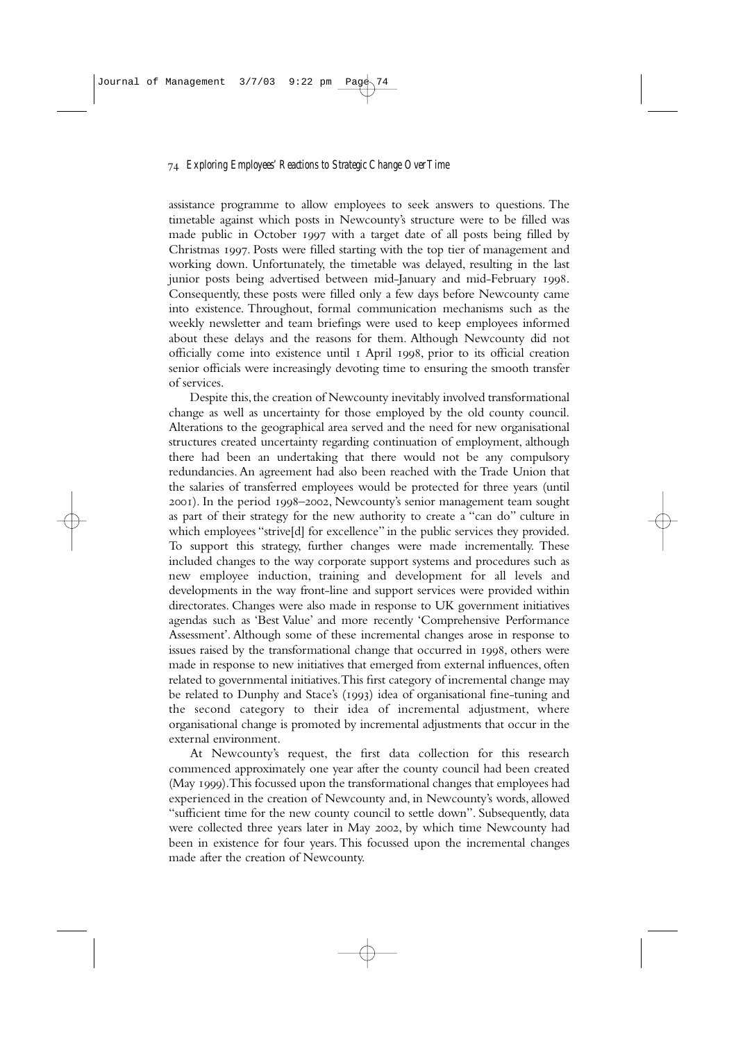assistance programme to allow employees to seek answers to questions. The timetable against which posts in Newcounty's structure were to be filled was made public in October 1997 with a target date of all posts being filled by Christmas 1997. Posts were filled starting with the top tier of management and working down. Unfortunately, the timetable was delayed, resulting in the last junior posts being advertised between mid-January and mid-February 1998. Consequently, these posts were filled only a few days before Newcounty came into existence. Throughout, formal communication mechanisms such as the weekly newsletter and team briefings were used to keep employees informed about these delays and the reasons for them. Although Newcounty did not officially come into existence until 1 April 1998, prior to its official creation senior officials were increasingly devoting time to ensuring the smooth transfer of services.

Despite this, the creation of Newcounty inevitably involved transformational change as well as uncertainty for those employed by the old county council. Alterations to the geographical area served and the need for new organisational structures created uncertainty regarding continuation of employment, although there had been an undertaking that there would not be any compulsory redundancies. An agreement had also been reached with the Trade Union that the salaries of transferred employees would be protected for three years (until 2001). In the period 1998–2002, Newcounty's senior management team sought as part of their strategy for the new authority to create a "can do" culture in which employees "strive[d] for excellence" in the public services they provided. To support this strategy, further changes were made incrementally. These included changes to the way corporate support systems and procedures such as new employee induction, training and development for all levels and developments in the way front-line and support services were provided within directorates. Changes were also made in response to UK government initiatives agendas such as 'Best Value' and more recently 'Comprehensive Performance Assessment'. Although some of these incremental changes arose in response to issues raised by the transformational change that occurred in 1998, others were made in response to new initiatives that emerged from external influences, often related to governmental initiatives. This first category of incremental change may be related to Dunphy and Stace's (1993) idea of organisational fine-tuning and the second category to their idea of incremental adjustment, where organisational change is promoted by incremental adjustments that occur in the external environment.

At Newcounty's request, the first data collection for this research commenced approximately one year after the county council had been created (May 1999). This focussed upon the transformational changes that employees had experienced in the creation of Newcounty and, in Newcounty's words, allowed "sufficient time for the new county council to settle down". Subsequently, data were collected three years later in May 2002, by which time Newcounty had been in existence for four years. This focussed upon the incremental changes made after the creation of Newcounty.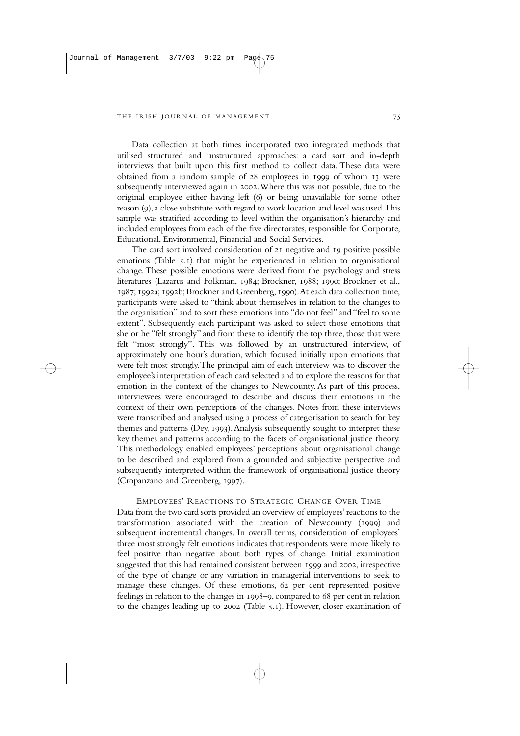Data collection at both times incorporated two integrated methods that utilised structured and unstructured approaches: a card sort and in-depth interviews that built upon this first method to collect data. These data were obtained from a random sample of 28 employees in 1999 of whom 13 were subsequently interviewed again in 2002. Where this was not possible, due to the original employee either having left (6) or being unavailable for some other reason (9), a close substitute with regard to work location and level was used. This sample was stratified according to level within the organisation's hierarchy and included employees from each of the five directorates, responsible for Corporate, Educational, Environmental, Financial and Social Services.

The card sort involved consideration of 21 negative and 19 positive possible emotions (Table 5.1) that might be experienced in relation to organisational change. These possible emotions were derived from the psychology and stress literatures (Lazarus and Folkman, 1984; Brockner, 1988; 1990; Brockner et al., 1987; 1992a; 1992b; Brockner and Greenberg, 1990). At each data collection time, participants were asked to "think about themselves in relation to the changes to the organisation" and to sort these emotions into "do not feel" and "feel to some extent". Subsequently each participant was asked to select those emotions that she or he "felt strongly" and from these to identify the top three, those that were felt "most strongly". This was followed by an unstructured interview, of approximately one hour's duration, which focused initially upon emotions that were felt most strongly. The principal aim of each interview was to discover the employee's interpretation of each card selected and to explore the reasons for that emotion in the context of the changes to Newcounty. As part of this process, interviewees were encouraged to describe and discuss their emotions in the context of their own perceptions of the changes. Notes from these interviews were transcribed and analysed using a process of categorisation to search for key themes and patterns (Dey, 1993). Analysis subsequently sought to interpret these key themes and patterns according to the facets of organisational justice theory. This methodology enabled employees' perceptions about organisational change to be described and explored from a grounded and subjective perspective and subsequently interpreted within the framework of organisational justice theory (Cropanzano and Greenberg, 1997).

## EMPLOYEES' REACTIONS TO STRATEGIC CHANGE OVER TIME

Data from the two card sorts provided an overview of employees' reactions to the transformation associated with the creation of Newcounty (1999) and subsequent incremental changes. In overall terms, consideration of employees' three most strongly felt emotions indicates that respondents were more likely to feel positive than negative about both types of change. Initial examination suggested that this had remained consistent between 1999 and 2002, irrespective of the type of change or any variation in managerial interventions to seek to manage these changes. Of these emotions, 62 per cent represented positive feelings in relation to the changes in 1998–9, compared to 68 per cent in relation to the changes leading up to 2002 (Table 5.1). However, closer examination of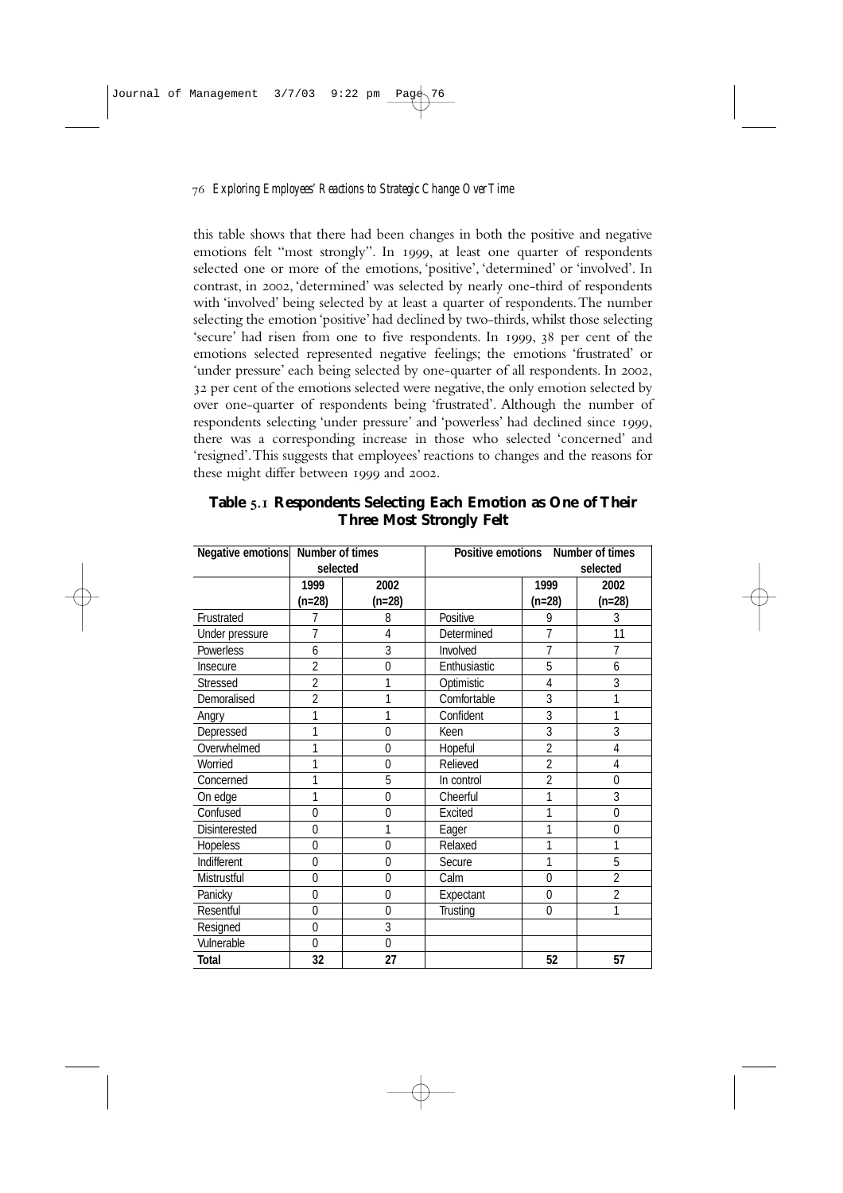this table shows that there had been changes in both the positive and negative emotions felt "most strongly". In 1999, at least one quarter of respondents selected one or more of the emotions, 'positive', 'determined' or 'involved'. In contrast, in 2002, 'determined' was selected by nearly one-third of respondents with 'involved' being selected by at least a quarter of respondents. The number selecting the emotion 'positive' had declined by two-thirds, whilst those selecting 'secure' had risen from one to five respondents. In 1999, 38 per cent of the emotions selected represented negative feelings; the emotions 'frustrated' or 'under pressure' each being selected by one-quarter of all respondents. In 2002, 32 per cent of the emotions selected were negative, the only emotion selected by over one-quarter of respondents being 'frustrated'. Although the number of respondents selecting 'under pressure' and 'powerless' had declined since 1999, there was a corresponding increase in those who selected 'concerned' and 'resigned'. This suggests that employees' reactions to changes and the reasons for these might differ between 1999 and 2002.

**Table 5.1 Respondents Selecting Each Emotion as One of Their Three Most Strongly Felt**

| Negative emotions | Number of times selected | | Positive emotions | Number of times selected | |
|---|---|---|---|---|---|
| | 1999 (n=28) | 2002 (n=28) | | 1999 (n=28) | 2002 (n=28) |
| Frustrated | 7 | 8 | Positive | 9 | 3 |
| Under pressure | 7 | 4 | Determined | 7 | 11 |
| Powerless | 6 | 3 | Involved | 7 | 7 |
| Insecure | 2 | 0 | Enthusiastic | 5 | 6 |
| Stressed | 2 | 1 | Optimistic | 4 | 3 |
| Demoralised | 2 | 1 | Comfortable | 3 | 1 |
| Angry | 1 | 1 | Confident | 3 | 1 |
| Depressed | 1 | 0 | Keen | 3 | 3 |
| Overwhelmed | 1 | 0 | Hopeful | 2 | 4 |
| Worried | 1 | 0 | Relieved | 2 | 4 |
| Concerned | 1 | 5 | In control | 2 | 0 |
| On edge | 1 | 0 | Cheerful | 1 | 3 |
| Confused | 0 | 0 | Excited | 1 | 0 |
| Disinterested | 0 | 1 | Eager | 1 | 0 |
| Hopeless | 0 | 0 | Relaxed | 1 | 1 |
| Indifferent | 0 | 0 | Secure | 1 | 5 |
| Mistrustful | 0 | 0 | Calm | 0 | 2 |
| Panicky | 0 | 0 | Expectant | 0 | 2 |
| Resentful | 0 | 0 | Trusting | 0 | 1 |
| Resigned | 0 | 3 | | | |
| Vulnerable | 0 | 0 | | | |
| **Total** | **32** | **27** | | **52** | **57** |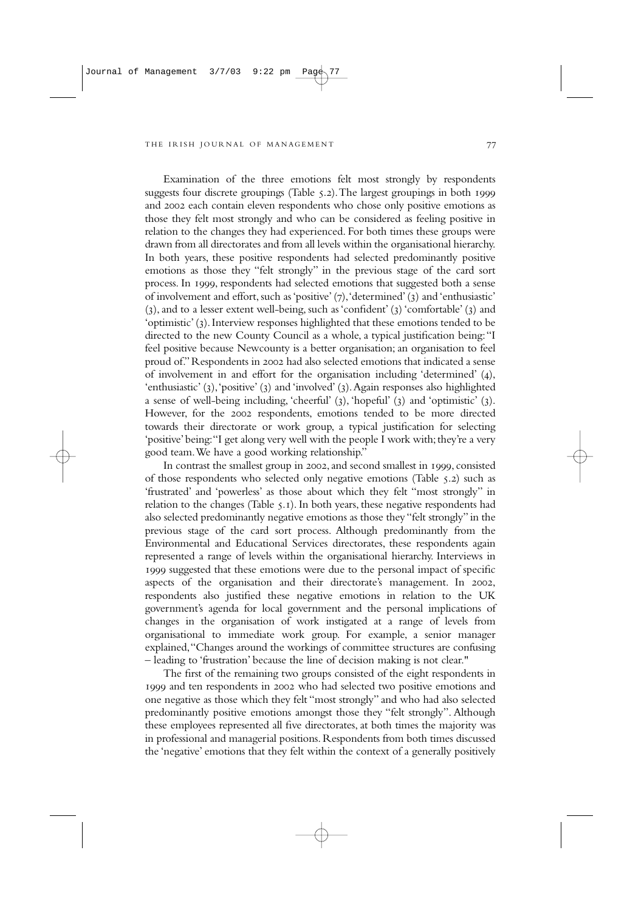Examination of the three emotions felt most strongly by respondents suggests four discrete groupings (Table 5.2). The largest groupings in both 1999 and 2002 each contain eleven respondents who chose only positive emotions as those they felt most strongly and who can be considered as feeling positive in relation to the changes they had experienced. For both times these groups were drawn from all directorates and from all levels within the organisational hierarchy. In both years, these positive respondents had selected predominantly positive emotions as those they "felt strongly" in the previous stage of the card sort process. In 1999, respondents had selected emotions that suggested both a sense of involvement and effort, such as 'positive' (7), 'determined' (3) and 'enthusiastic' (3), and to a lesser extent well-being, such as 'confident' (3) 'comfortable' (3) and 'optimistic' (3). Interview responses highlighted that these emotions tended to be directed to the new County Council as a whole, a typical justification being: "I feel positive because Newcounty is a better organisation; an organisation to feel proud of." Respondents in 2002 had also selected emotions that indicated a sense of involvement in and effort for the organisation including 'determined' (4), 'enthusiastic' (3), 'positive' (3) and 'involved' (3). Again responses also highlighted a sense of well-being including, 'cheerful' (3), 'hopeful' (3) and 'optimistic' (3). However, for the 2002 respondents, emotions tended to be more directed towards their directorate or work group, a typical justification for selecting 'positive' being: "I get along very well with the people I work with; they're a very good team. We have a good working relationship."

In contrast the smallest group in 2002, and second smallest in 1999, consisted of those respondents who selected only negative emotions (Table 5.2) such as 'frustrated' and 'powerless' as those about which they felt "most strongly" in relation to the changes (Table 5.1). In both years, these negative respondents had also selected predominantly negative emotions as those they "felt strongly" in the previous stage of the card sort process. Although predominantly from the Environmental and Educational Services directorates, these respondents again represented a range of levels within the organisational hierarchy. Interviews in 1999 suggested that these emotions were due to the personal impact of specific aspects of the organisation and their directorate's management. In 2002, respondents also justified these negative emotions in relation to the UK government's agenda for local government and the personal implications of changes in the organisation of work instigated at a range of levels from organisational to immediate work group. For example, a senior manager explained, "Changes around the workings of committee structures are confusing – leading to 'frustration' because the line of decision making is not clear."

The first of the remaining two groups consisted of the eight respondents in 1999 and ten respondents in 2002 who had selected two positive emotions and one negative as those which they felt "most strongly" and who had also selected predominantly positive emotions amongst those they "felt strongly". Although these employees represented all five directorates, at both times the majority was in professional and managerial positions. Respondents from both times discussed the 'negative' emotions that they felt within the context of a generally positively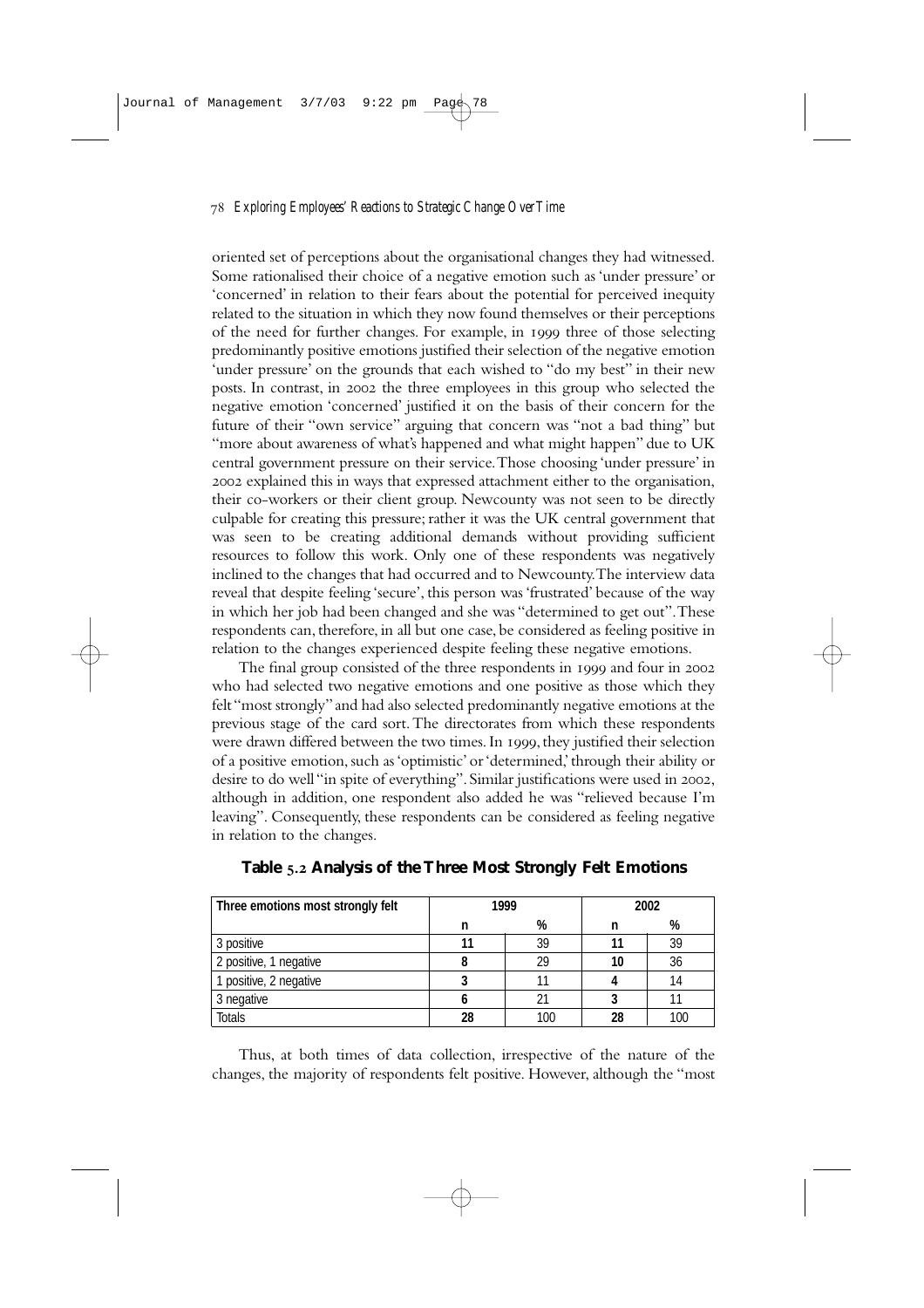oriented set of perceptions about the organisational changes they had witnessed. Some rationalised their choice of a negative emotion such as 'under pressure' or 'concerned' in relation to their fears about the potential for perceived inequity related to the situation in which they now found themselves or their perceptions of the need for further changes. For example, in 1999 three of those selecting predominantly positive emotions justified their selection of the negative emotion 'under pressure' on the grounds that each wished to "do my best" in their new posts. In contrast, in 2002 the three employees in this group who selected the negative emotion 'concerned' justified it on the basis of their concern for the future of their "own service" arguing that concern was "not a bad thing" but "more about awareness of what's happened and what might happen" due to UK central government pressure on their service. Those choosing 'under pressure' in 2002 explained this in ways that expressed attachment either to the organisation, their co-workers or their client group. Newcounty was not seen to be directly culpable for creating this pressure; rather it was the UK central government that was seen to be creating additional demands without providing sufficient resources to follow this work. Only one of these respondents was negatively inclined to the changes that had occurred and to Newcounty. The interview data reveal that despite feeling 'secure', this person was 'frustrated' because of the way in which her job had been changed and she was "determined to get out". These respondents can, therefore, in all but one case, be considered as feeling positive in relation to the changes experienced despite feeling these negative emotions.

The final group consisted of the three respondents in 1999 and four in 2002 who had selected two negative emotions and one positive as those which they felt "most strongly" and had also selected predominantly negative emotions at the previous stage of the card sort. The directorates from which these respondents were drawn differed between the two times. In 1999, they justified their selection of a positive emotion, such as 'optimistic' or 'determined,' through their ability or desire to do well "in spite of everything". Similar justifications were used in 2002, although in addition, one respondent also added he was "relieved because I'm leaving". Consequently, these respondents can be considered as feeling negative in relation to the changes.

**Table 5.2 Analysis of the Three Most Strongly Felt Emotions**

| Three emotions most strongly felt | 1999 | | 2002 | |
|---|---|---|---|---|
| | n | % | n | % |
| 3 positive | **11** | 39 | **11** | 39 |
| 2 positive, 1 negative | **8** | 29 | **10** | 36 |
| 1 positive, 2 negative | **3** | 11 | **4** | 14 |
| 3 negative | **6** | 21 | **3** | 11 |
| Totals | **28** | 100 | **28** | 100 |

Thus, at both times of data collection, irrespective of the nature of the changes, the majority of respondents felt positive. However, although the "most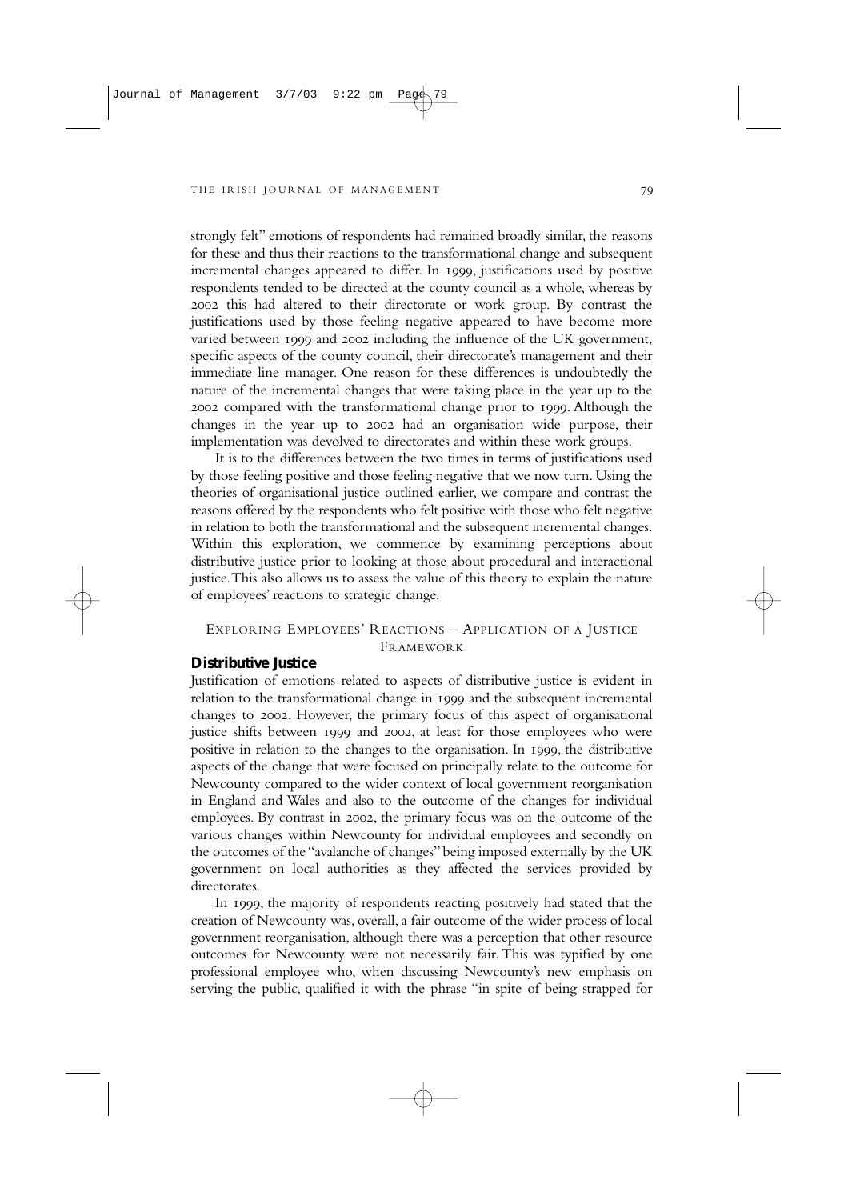strongly felt" emotions of respondents had remained broadly similar, the reasons for these and thus their reactions to the transformational change and subsequent incremental changes appeared to differ. In 1999, justifications used by positive respondents tended to be directed at the county council as a whole, whereas by 2002 this had altered to their directorate or work group. By contrast the justifications used by those feeling negative appeared to have become more varied between 1999 and 2002 including the influence of the UK government, specific aspects of the county council, their directorate's management and their immediate line manager. One reason for these differences is undoubtedly the nature of the incremental changes that were taking place in the year up to the 2002 compared with the transformational change prior to 1999. Although the changes in the year up to 2002 had an organisation wide purpose, their implementation was devolved to directorates and within these work groups.

It is to the differences between the two times in terms of justifications used by those feeling positive and those feeling negative that we now turn. Using the theories of organisational justice outlined earlier, we compare and contrast the reasons offered by the respondents who felt positive with those who felt negative in relation to both the transformational and the subsequent incremental changes. Within this exploration, we commence by examining perceptions about distributive justice prior to looking at those about procedural and interactional justice. This also allows us to assess the value of this theory to explain the nature of employees' reactions to strategic change.

## Exploring Employees' Reactions – Application of a Justice Framework

### Distributive Justice

Justification of emotions related to aspects of distributive justice is evident in relation to the transformational change in 1999 and the subsequent incremental changes to 2002. However, the primary focus of this aspect of organisational justice shifts between 1999 and 2002, at least for those employees who were positive in relation to the changes to the organisation. In 1999, the distributive aspects of the change that were focused on principally relate to the outcome for Newcounty compared to the wider context of local government reorganisation in England and Wales and also to the outcome of the changes for individual employees. By contrast in 2002, the primary focus was on the outcome of the various changes within Newcounty for individual employees and secondly on the outcomes of the "avalanche of changes" being imposed externally by the UK government on local authorities as they affected the services provided by directorates.

In 1999, the majority of respondents reacting positively had stated that the creation of Newcounty was, overall, a fair outcome of the wider process of local government reorganisation, although there was a perception that other resource outcomes for Newcounty were not necessarily fair. This was typified by one professional employee who, when discussing Newcounty's new emphasis on serving the public, qualified it with the phrase "in spite of being strapped for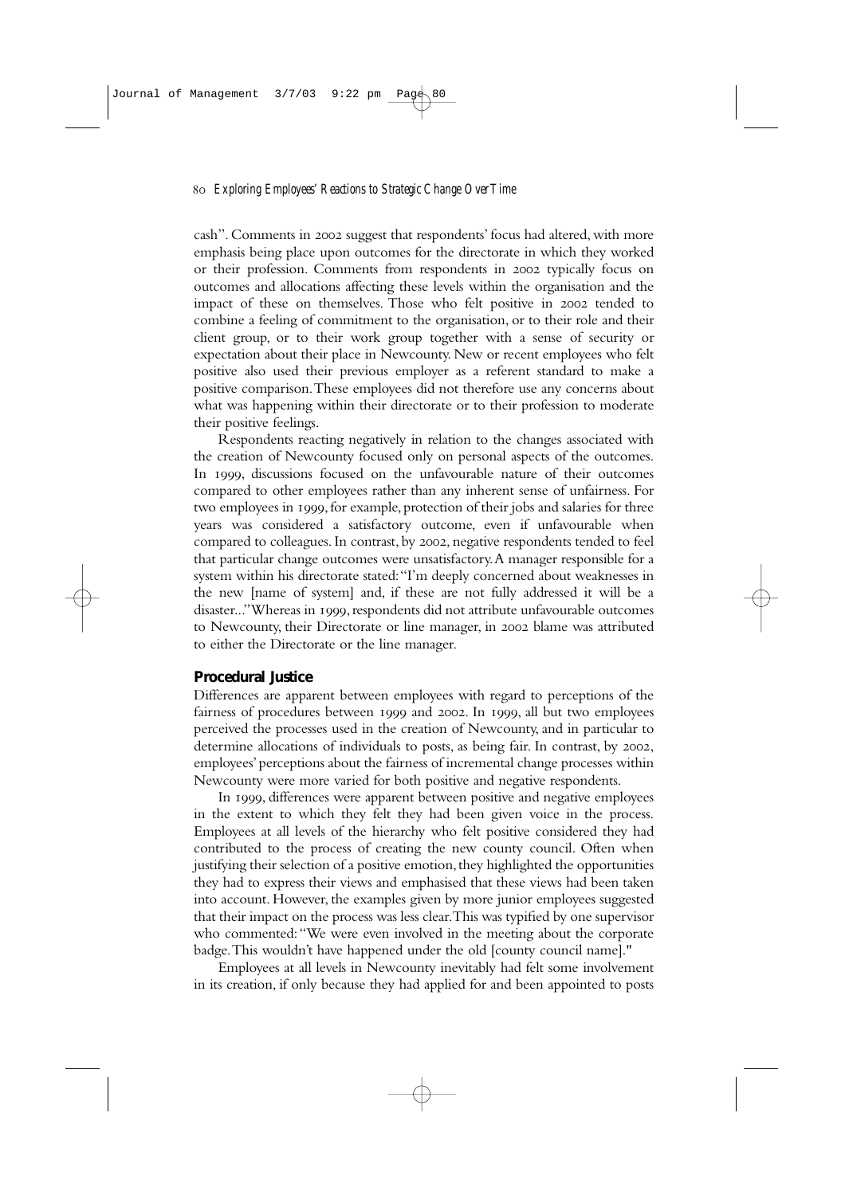cash". Comments in 2002 suggest that respondents' focus had altered, with more emphasis being place upon outcomes for the directorate in which they worked or their profession. Comments from respondents in 2002 typically focus on outcomes and allocations affecting these levels within the organisation and the impact of these on themselves. Those who felt positive in 2002 tended to combine a feeling of commitment to the organisation, or to their role and their client group, or to their work group together with a sense of security or expectation about their place in Newcounty. New or recent employees who felt positive also used their previous employer as a referent standard to make a positive comparison. These employees did not therefore use any concerns about what was happening within their directorate or to their profession to moderate their positive feelings.

Respondents reacting negatively in relation to the changes associated with the creation of Newcounty focused only on personal aspects of the outcomes. In 1999, discussions focused on the unfavourable nature of their outcomes compared to other employees rather than any inherent sense of unfairness. For two employees in 1999, for example, protection of their jobs and salaries for three years was considered a satisfactory outcome, even if unfavourable when compared to colleagues. In contrast, by 2002, negative respondents tended to feel that particular change outcomes were unsatisfactory. A manager responsible for a system within his directorate stated: "I'm deeply concerned about weaknesses in the new [name of system] and, if these are not fully addressed it will be a disaster..." Whereas in 1999, respondents did not attribute unfavourable outcomes to Newcounty, their Directorate or line manager, in 2002 blame was attributed to either the Directorate or the line manager.

### Procedural Justice

Differences are apparent between employees with regard to perceptions of the fairness of procedures between 1999 and 2002. In 1999, all but two employees perceived the processes used in the creation of Newcounty, and in particular to determine allocations of individuals to posts, as being fair. In contrast, by 2002, employees' perceptions about the fairness of incremental change processes within Newcounty were more varied for both positive and negative respondents.

In 1999, differences were apparent between positive and negative employees in the extent to which they felt they had been given voice in the process. Employees at all levels of the hierarchy who felt positive considered they had contributed to the process of creating the new county council. Often when justifying their selection of a positive emotion, they highlighted the opportunities they had to express their views and emphasised that these views had been taken into account. However, the examples given by more junior employees suggested that their impact on the process was less clear. This was typified by one supervisor who commented: "We were even involved in the meeting about the corporate badge. This wouldn't have happened under the old [county council name]."

Employees at all levels in Newcounty inevitably had felt some involvement in its creation, if only because they had applied for and been appointed to posts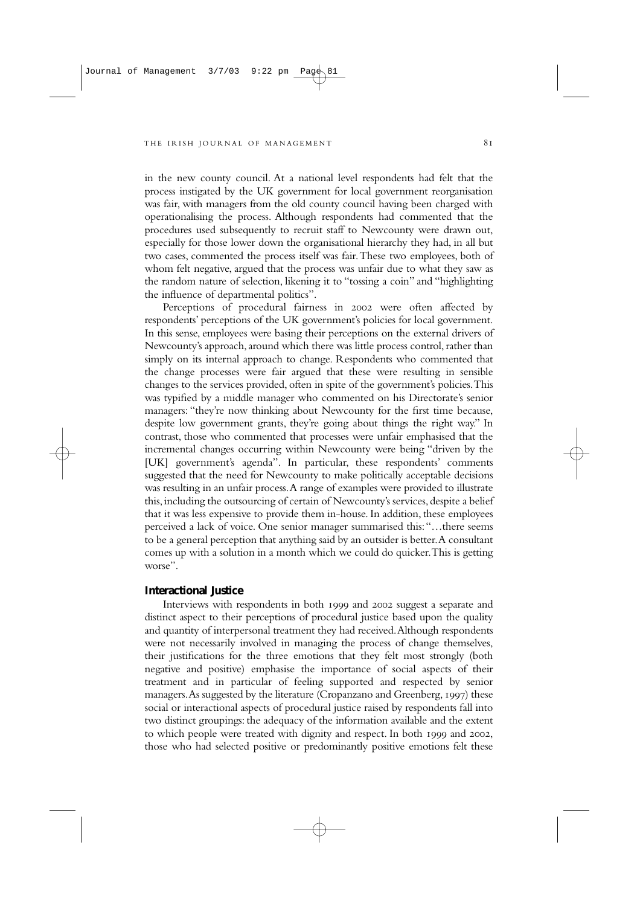in the new county council. At a national level respondents had felt that the process instigated by the UK government for local government reorganisation was fair, with managers from the old county council having been charged with operationalising the process. Although respondents had commented that the procedures used subsequently to recruit staff to Newcounty were drawn out, especially for those lower down the organisational hierarchy they had, in all but two cases, commented the process itself was fair. These two employees, both of whom felt negative, argued that the process was unfair due to what they saw as the random nature of selection, likening it to "tossing a coin" and "highlighting the influence of departmental politics".

Perceptions of procedural fairness in 2002 were often affected by respondents' perceptions of the UK government's policies for local government. In this sense, employees were basing their perceptions on the external drivers of Newcounty's approach, around which there was little process control, rather than simply on its internal approach to change. Respondents who commented that the change processes were fair argued that these were resulting in sensible changes to the services provided, often in spite of the government's policies. This was typified by a middle manager who commented on his Directorate's senior managers: "they're now thinking about Newcounty for the first time because, despite low government grants, they're going about things the right way." In contrast, those who commented that processes were unfair emphasised that the incremental changes occurring within Newcounty were being "driven by the [UK] government's agenda". In particular, these respondents' comments suggested that the need for Newcounty to make politically acceptable decisions was resulting in an unfair process. A range of examples were provided to illustrate this, including the outsourcing of certain of Newcounty's services, despite a belief that it was less expensive to provide them in-house. In addition, these employees perceived a lack of voice. One senior manager summarised this: "…there seems to be a general perception that anything said by an outsider is better. A consultant comes up with a solution in a month which we could do quicker. This is getting worse".

### Interactional Justice

Interviews with respondents in both 1999 and 2002 suggest a separate and distinct aspect to their perceptions of procedural justice based upon the quality and quantity of interpersonal treatment they had received. Although respondents were not necessarily involved in managing the process of change themselves, their justifications for the three emotions that they felt most strongly (both negative and positive) emphasise the importance of social aspects of their treatment and in particular of feeling supported and respected by senior managers. As suggested by the literature (Cropanzano and Greenberg, 1997) these social or interactional aspects of procedural justice raised by respondents fall into two distinct groupings: the adequacy of the information available and the extent to which people were treated with dignity and respect. In both 1999 and 2002, those who had selected positive or predominantly positive emotions felt these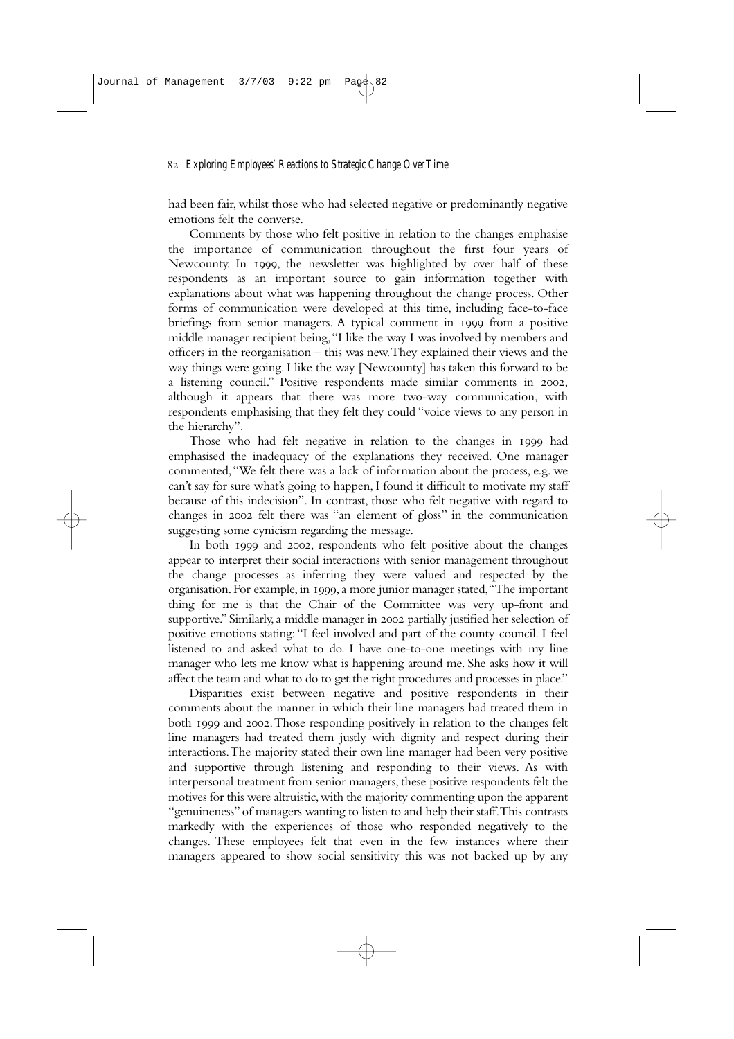had been fair, whilst those who had selected negative or predominantly negative emotions felt the converse.

Comments by those who felt positive in relation to the changes emphasise the importance of communication throughout the first four years of Newcounty. In 1999, the newsletter was highlighted by over half of these respondents as an important source to gain information together with explanations about what was happening throughout the change process. Other forms of communication were developed at this time, including face-to-face briefings from senior managers. A typical comment in 1999 from a positive middle manager recipient being, "I like the way I was involved by members and officers in the reorganisation – this was new. They explained their views and the way things were going. I like the way [Newcounty] has taken this forward to be a listening council." Positive respondents made similar comments in 2002, although it appears that there was more two-way communication, with respondents emphasising that they felt they could "voice views to any person in the hierarchy".

Those who had felt negative in relation to the changes in 1999 had emphasised the inadequacy of the explanations they received. One manager commented, "We felt there was a lack of information about the process, e.g. we can't say for sure what's going to happen, I found it difficult to motivate my staff because of this indecision". In contrast, those who felt negative with regard to changes in 2002 felt there was "an element of gloss" in the communication suggesting some cynicism regarding the message.

In both 1999 and 2002, respondents who felt positive about the changes appear to interpret their social interactions with senior management throughout the change processes as inferring they were valued and respected by the organisation. For example, in 1999, a more junior manager stated, "The important thing for me is that the Chair of the Committee was very up-front and supportive." Similarly, a middle manager in 2002 partially justified her selection of positive emotions stating: "I feel involved and part of the county council. I feel listened to and asked what to do. I have one-to-one meetings with my line manager who lets me know what is happening around me. She asks how it will affect the team and what to do to get the right procedures and processes in place."

Disparities exist between negative and positive respondents in their comments about the manner in which their line managers had treated them in both 1999 and 2002. Those responding positively in relation to the changes felt line managers had treated them justly with dignity and respect during their interactions. The majority stated their own line manager had been very positive and supportive through listening and responding to their views. As with interpersonal treatment from senior managers, these positive respondents felt the motives for this were altruistic, with the majority commenting upon the apparent "genuineness" of managers wanting to listen to and help their staff. This contrasts markedly with the experiences of those who responded negatively to the changes. These employees felt that even in the few instances where their managers appeared to show social sensitivity this was not backed up by any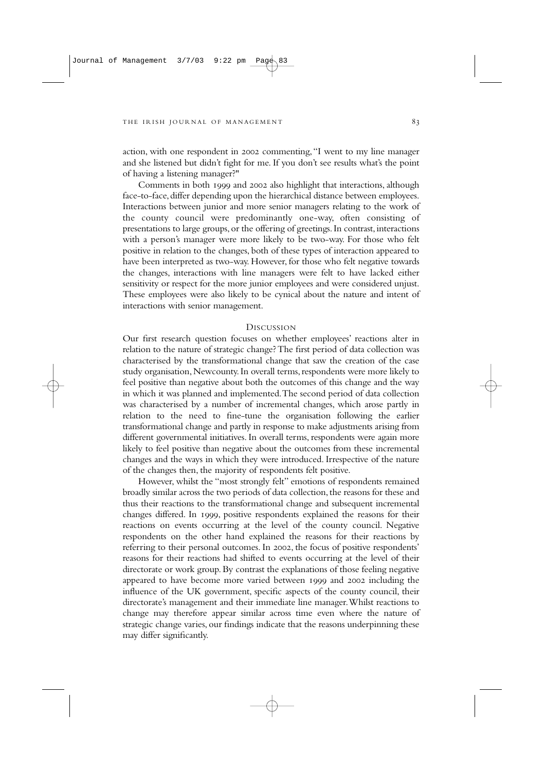action, with one respondent in 2002 commenting, "I went to my line manager and she listened but didn't fight for me. If you don't see results what's the point of having a listening manager?"

Comments in both 1999 and 2002 also highlight that interactions, although face-to-face, differ depending upon the hierarchical distance between employees. Interactions between junior and more senior managers relating to the work of the county council were predominantly one-way, often consisting of presentations to large groups, or the offering of greetings. In contrast, interactions with a person's manager were more likely to be two-way. For those who felt positive in relation to the changes, both of these types of interaction appeared to have been interpreted as two-way. However, for those who felt negative towards the changes, interactions with line managers were felt to have lacked either sensitivity or respect for the more junior employees and were considered unjust. These employees were also likely to be cynical about the nature and intent of interactions with senior management.

## Discussion

Our first research question focuses on whether employees' reactions alter in relation to the nature of strategic change? The first period of data collection was characterised by the transformational change that saw the creation of the case study organisation, Newcounty. In overall terms, respondents were more likely to feel positive than negative about both the outcomes of this change and the way in which it was planned and implemented. The second period of data collection was characterised by a number of incremental changes, which arose partly in relation to the need to fine-tune the organisation following the earlier transformational change and partly in response to make adjustments arising from different governmental initiatives. In overall terms, respondents were again more likely to feel positive than negative about the outcomes from these incremental changes and the ways in which they were introduced. Irrespective of the nature of the changes then, the majority of respondents felt positive.

However, whilst the "most strongly felt" emotions of respondents remained broadly similar across the two periods of data collection, the reasons for these and thus their reactions to the transformational change and subsequent incremental changes differed. In 1999, positive respondents explained the reasons for their reactions on events occurring at the level of the county council. Negative respondents on the other hand explained the reasons for their reactions by referring to their personal outcomes. In 2002, the focus of positive respondents' reasons for their reactions had shifted to events occurring at the level of their directorate or work group. By contrast the explanations of those feeling negative appeared to have become more varied between 1999 and 2002 including the influence of the UK government, specific aspects of the county council, their directorate's management and their immediate line manager. Whilst reactions to change may therefore appear similar across time even where the nature of strategic change varies, our findings indicate that the reasons underpinning these may differ significantly.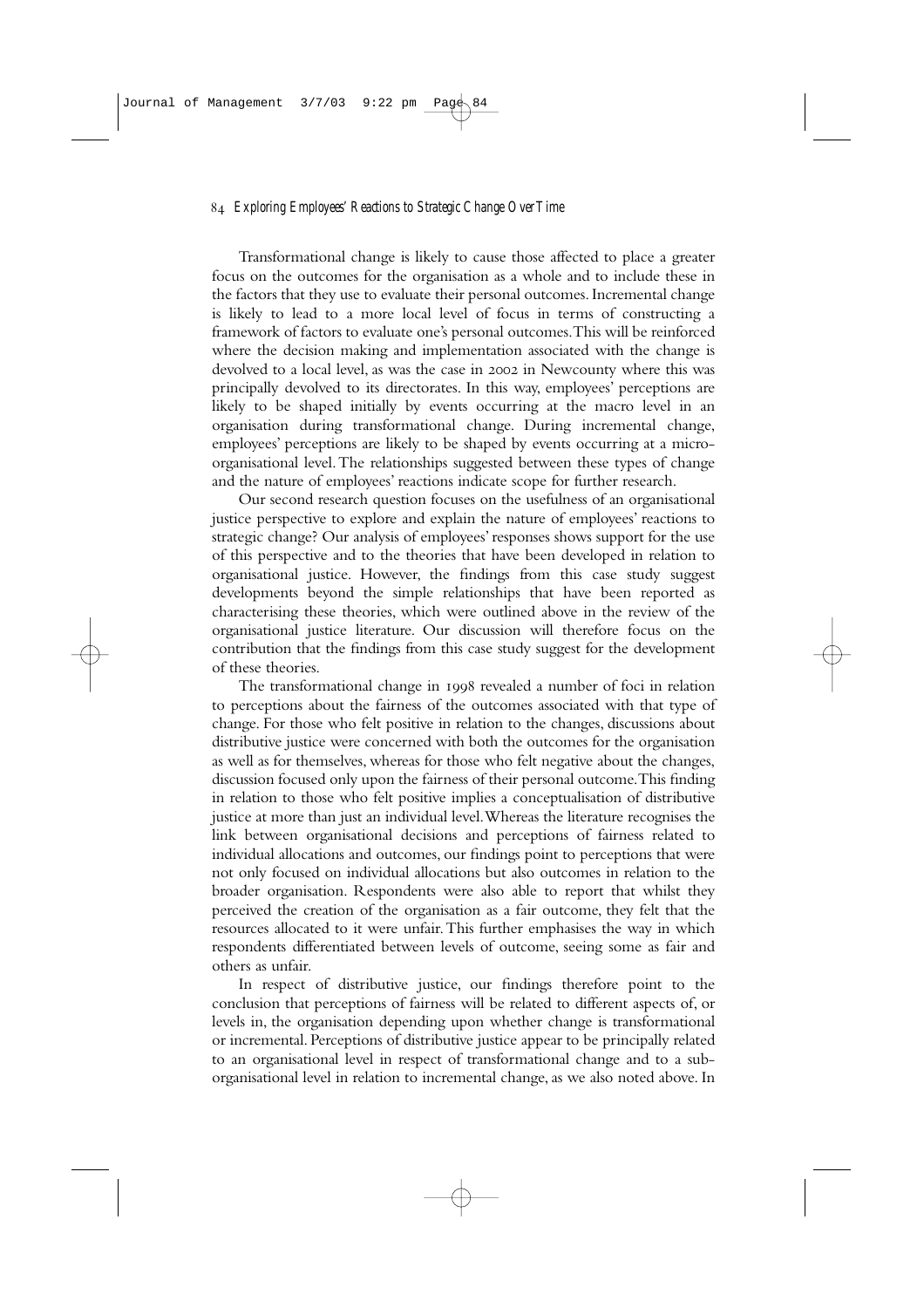Transformational change is likely to cause those affected to place a greater focus on the outcomes for the organisation as a whole and to include these in the factors that they use to evaluate their personal outcomes. Incremental change is likely to lead to a more local level of focus in terms of constructing a framework of factors to evaluate one's personal outcomes. This will be reinforced where the decision making and implementation associated with the change is devolved to a local level, as was the case in 2002 in Newcounty where this was principally devolved to its directorates. In this way, employees' perceptions are likely to be shaped initially by events occurring at the macro level in an organisation during transformational change. During incremental change, employees' perceptions are likely to be shaped by events occurring at a micro-organisational level. The relationships suggested between these types of change and the nature of employees' reactions indicate scope for further research.

Our second research question focuses on the usefulness of an organisational justice perspective to explore and explain the nature of employees' reactions to strategic change? Our analysis of employees' responses shows support for the use of this perspective and to the theories that have been developed in relation to organisational justice. However, the findings from this case study suggest developments beyond the simple relationships that have been reported as characterising these theories, which were outlined above in the review of the organisational justice literature. Our discussion will therefore focus on the contribution that the findings from this case study suggest for the development of these theories.

The transformational change in 1998 revealed a number of foci in relation to perceptions about the fairness of the outcomes associated with that type of change. For those who felt positive in relation to the changes, discussions about distributive justice were concerned with both the outcomes for the organisation as well as for themselves, whereas for those who felt negative about the changes, discussion focused only upon the fairness of their personal outcome. This finding in relation to those who felt positive implies a conceptualisation of distributive justice at more than just an individual level. Whereas the literature recognises the link between organisational decisions and perceptions of fairness related to individual allocations and outcomes, our findings point to perceptions that were not only focused on individual allocations but also outcomes in relation to the broader organisation. Respondents were also able to report that whilst they perceived the creation of the organisation as a fair outcome, they felt that the resources allocated to it were unfair. This further emphasises the way in which respondents differentiated between levels of outcome, seeing some as fair and others as unfair.

In respect of distributive justice, our findings therefore point to the conclusion that perceptions of fairness will be related to different aspects of, or levels in, the organisation depending upon whether change is transformational or incremental. Perceptions of distributive justice appear to be principally related to an organisational level in respect of transformational change and to a sub-organisational level in relation to incremental change, as we also noted above. In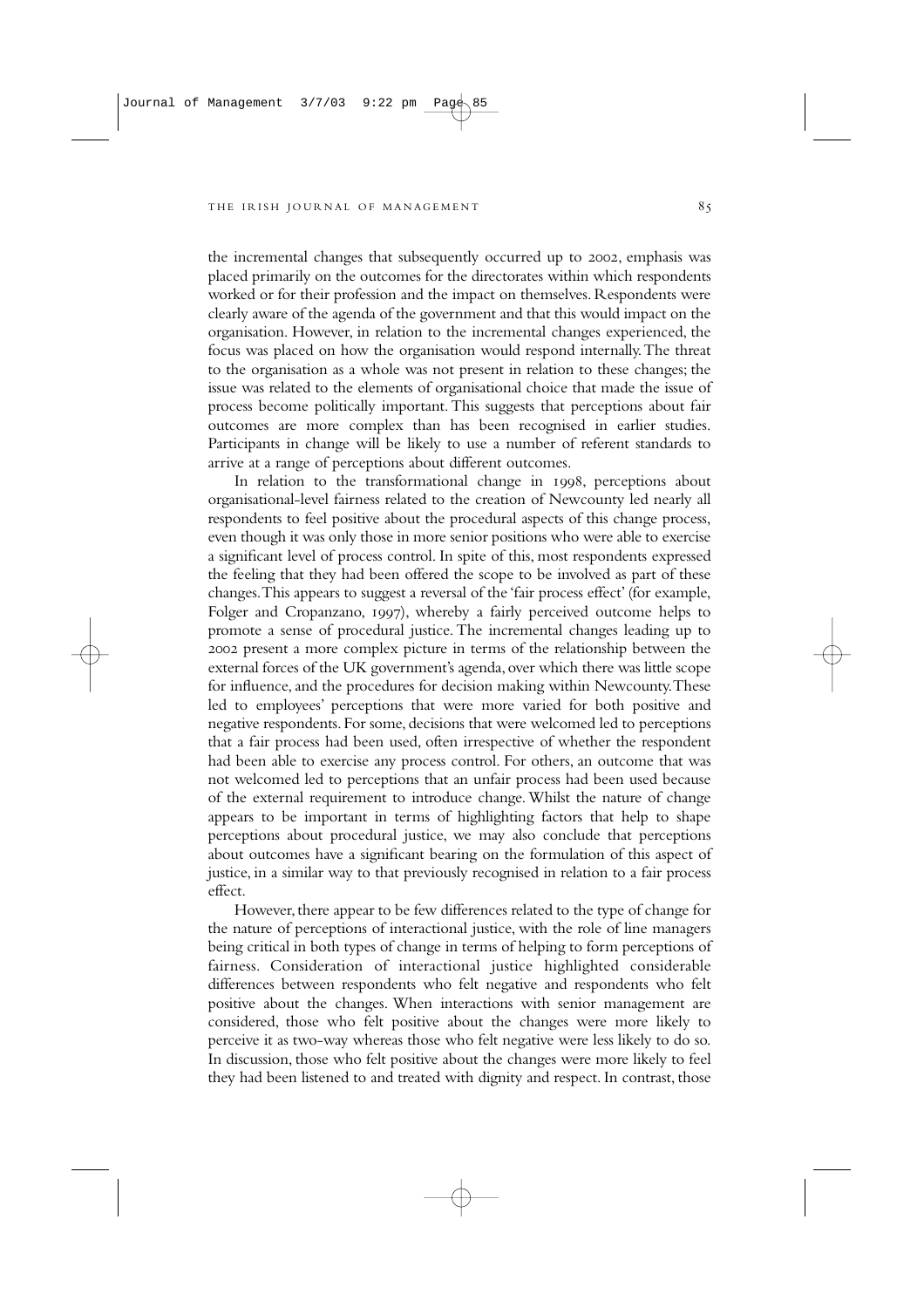the incremental changes that subsequently occurred up to 2002, emphasis was placed primarily on the outcomes for the directorates within which respondents worked or for their profession and the impact on themselves. Respondents were clearly aware of the agenda of the government and that this would impact on the organisation. However, in relation to the incremental changes experienced, the focus was placed on how the organisation would respond internally. The threat to the organisation as a whole was not present in relation to these changes; the issue was related to the elements of organisational choice that made the issue of process become politically important. This suggests that perceptions about fair outcomes are more complex than has been recognised in earlier studies. Participants in change will be likely to use a number of referent standards to arrive at a range of perceptions about different outcomes.

In relation to the transformational change in 1998, perceptions about organisational-level fairness related to the creation of Newcounty led nearly all respondents to feel positive about the procedural aspects of this change process, even though it was only those in more senior positions who were able to exercise a significant level of process control. In spite of this, most respondents expressed the feeling that they had been offered the scope to be involved as part of these changes. This appears to suggest a reversal of the 'fair process effect' (for example, Folger and Cropanzano, 1997), whereby a fairly perceived outcome helps to promote a sense of procedural justice. The incremental changes leading up to 2002 present a more complex picture in terms of the relationship between the external forces of the UK government's agenda, over which there was little scope for influence, and the procedures for decision making within Newcounty. These led to employees' perceptions that were more varied for both positive and negative respondents. For some, decisions that were welcomed led to perceptions that a fair process had been used, often irrespective of whether the respondent had been able to exercise any process control. For others, an outcome that was not welcomed led to perceptions that an unfair process had been used because of the external requirement to introduce change. Whilst the nature of change appears to be important in terms of highlighting factors that help to shape perceptions about procedural justice, we may also conclude that perceptions about outcomes have a significant bearing on the formulation of this aspect of justice, in a similar way to that previously recognised in relation to a fair process effect.

However, there appear to be few differences related to the type of change for the nature of perceptions of interactional justice, with the role of line managers being critical in both types of change in terms of helping to form perceptions of fairness. Consideration of interactional justice highlighted considerable differences between respondents who felt negative and respondents who felt positive about the changes. When interactions with senior management are considered, those who felt positive about the changes were more likely to perceive it as two-way whereas those who felt negative were less likely to do so. In discussion, those who felt positive about the changes were more likely to feel they had been listened to and treated with dignity and respect. In contrast, those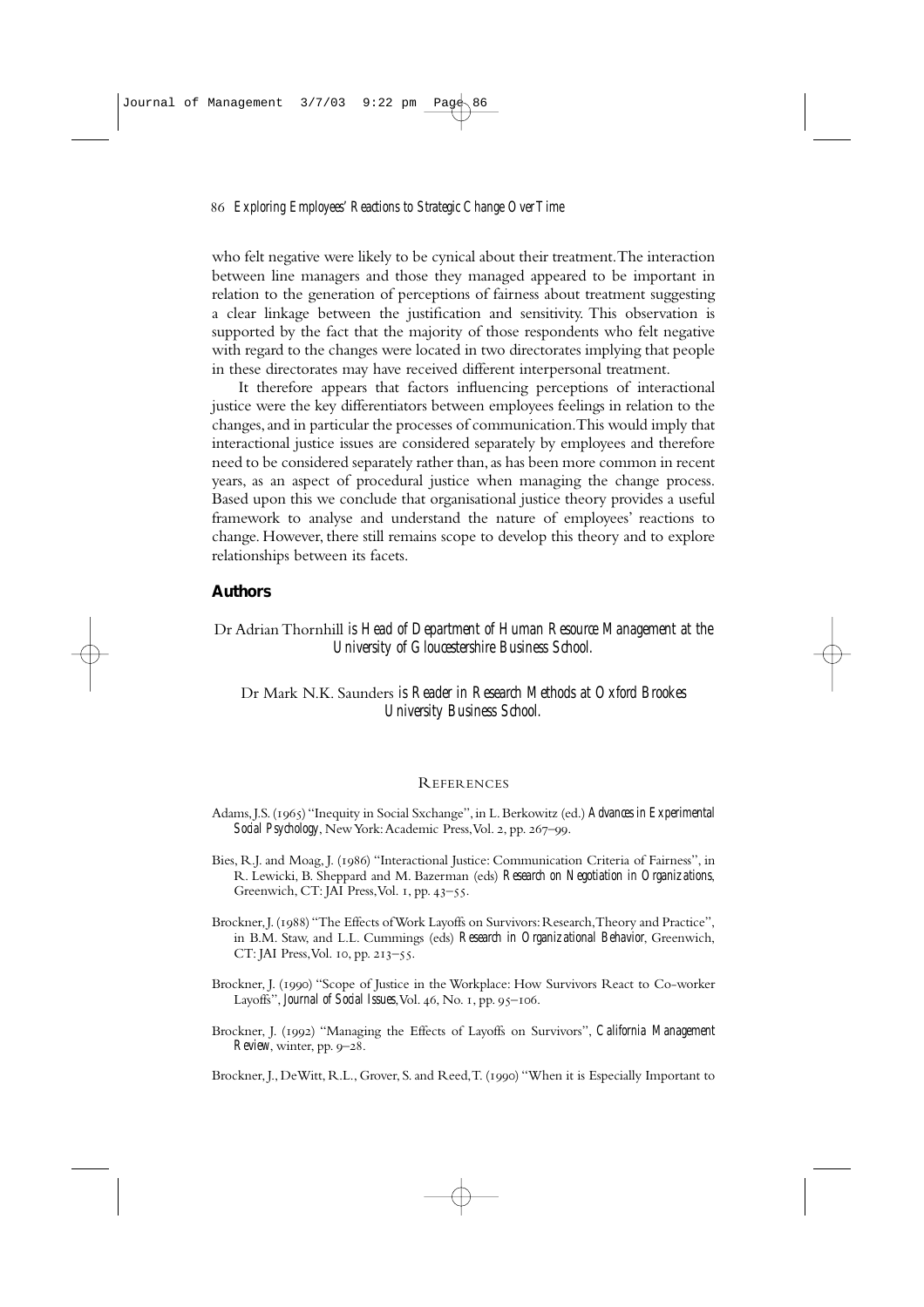who felt negative were likely to be cynical about their treatment. The interaction between line managers and those they managed appeared to be important in relation to the generation of perceptions of fairness about treatment suggesting a clear linkage between the justification and sensitivity. This observation is supported by the fact that the majority of those respondents who felt negative with regard to the changes were located in two directorates implying that people in these directorates may have received different interpersonal treatment.

It therefore appears that factors influencing perceptions of interactional justice were the key differentiators between employees feelings in relation to the changes, and in particular the processes of communication. This would imply that interactional justice issues are considered separately by employees and therefore need to be considered separately rather than, as has been more common in recent years, as an aspect of procedural justice when managing the change process. Based upon this we conclude that organisational justice theory provides a useful framework to analyse and understand the nature of employees' reactions to change. However, there still remains scope to develop this theory and to explore relationships between its facets.

## Authors

Dr Adrian Thornhill *is Head of Department of Human Resource Management at the University of Gloucestershire Business School.*

Dr Mark N.K. Saunders *is Reader in Research Methods at Oxford Brookes University Business School.*

## References

Adams, J.S. (1965) "Inequity in Social Sxchange", in L. Berkowitz (ed.) *Advances in Experimental Social Psychology*, New York: Academic Press, Vol. 2, pp. 267–99.

Bies, R.J. and Moag, J. (1986) "Interactional Justice: Communication Criteria of Fairness", in R. Lewicki, B. Sheppard and M. Bazerman (eds) *Research on Negotiation in Organizations*, Greenwich, CT: JAI Press, Vol. 1, pp. 43–55.

Brockner, J. (1988) "The Effects of Work Layoffs on Survivors: Research, Theory and Practice", in B.M. Staw, and L.L. Cummings (eds) *Research in Organizational Behavior*, Greenwich, CT: JAI Press, Vol. 10, pp. 213–55.

Brockner, J. (1990) "Scope of Justice in the Workplace: How Survivors React to Co-worker Layoffs", *Journal of Social Issues*, Vol. 46, No. 1, pp. 95–106.

Brockner, J. (1992) "Managing the Effects of Layoffs on Survivors", *California Management Review*, winter, pp. 9–28.

Brockner, J., DeWitt, R.L., Grover, S. and Reed, T. (1990) "When it is Especially Important to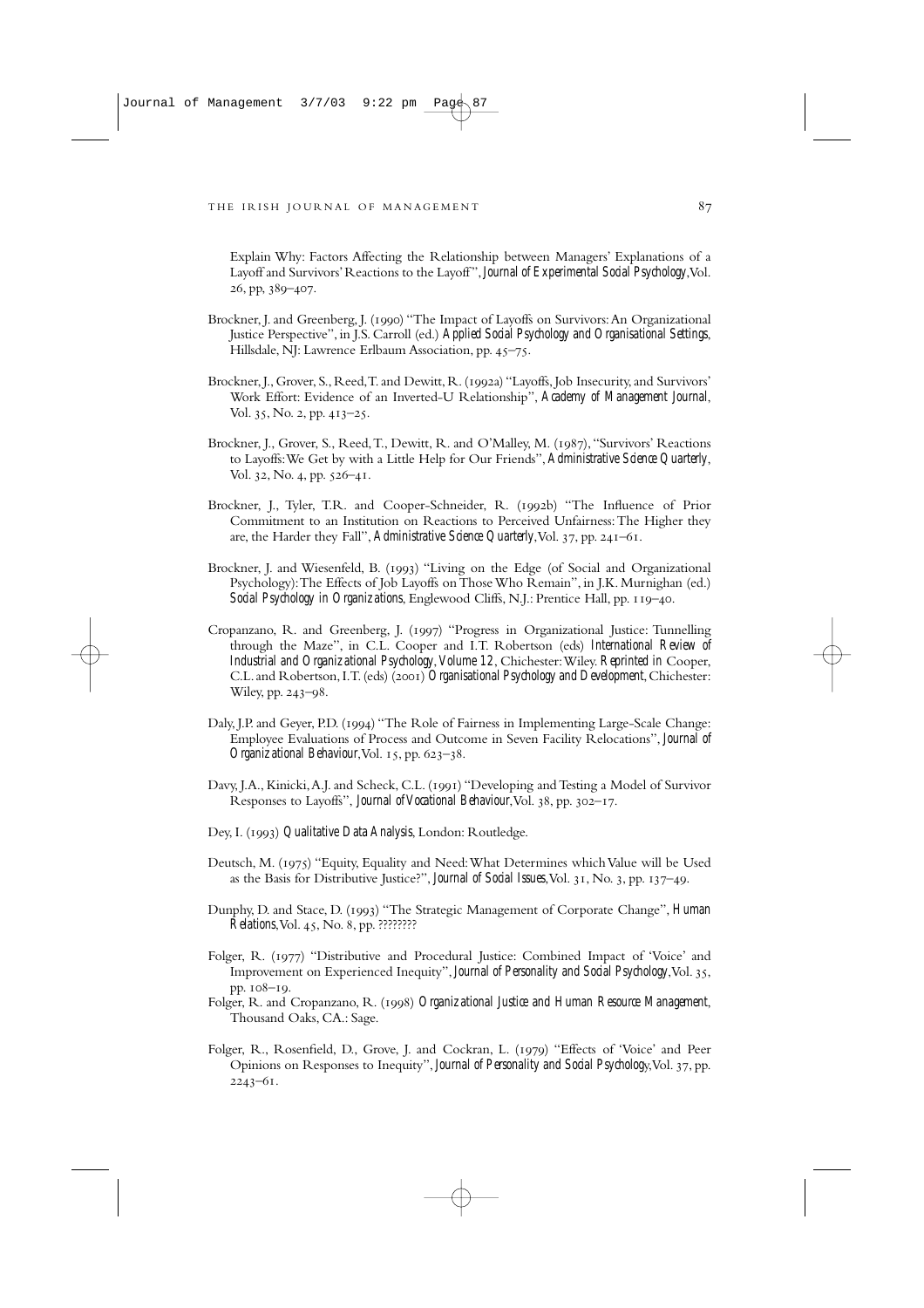Explain Why: Factors Affecting the Relationship between Managers' Explanations of a Layoff and Survivors' Reactions to the Layoff", *Journal of Experimental Social Psychology*, Vol. 26, pp, 389–407.

Brockner, J. and Greenberg, J. (1990) "The Impact of Layoffs on Survivors: An Organizational Justice Perspective", in J.S. Carroll (ed.) *Applied Social Psychology and Organisational Settings*, Hillsdale, NJ: Lawrence Erlbaum Association, pp. 45–75.

Brockner, J., Grover, S., Reed, T. and Dewitt, R. (1992a) "Layoffs, Job Insecurity, and Survivors' Work Effort: Evidence of an Inverted-U Relationship", *Academy of Management Journal*, Vol. 35, No. 2, pp. 413–25.

Brockner, J., Grover, S., Reed, T., Dewitt, R. and O'Malley, M. (1987), "Survivors' Reactions to Layoffs: We Get by with a Little Help for Our Friends", *Administrative Science Quarterly*, Vol. 32, No. 4, pp. 526–41.

Brockner, J., Tyler, T.R. and Cooper-Schneider, R. (1992b) "The Influence of Prior Commitment to an Institution on Reactions to Perceived Unfairness: The Higher they are, the Harder they Fall", *Administrative Science Quarterly*, Vol. 37, pp. 241–61.

Brockner, J. and Wiesenfeld, B. (1993) "Living on the Edge (of Social and Organizational Psychology): The Effects of Job Layoffs on Those Who Remain", in J.K. Murnighan (ed.) *Social Psychology in Organizations*, Englewood Cliffs, N.J.: Prentice Hall, pp. 119–40.

Cropanzano, R. and Greenberg, J. (1997) "Progress in Organizational Justice: Tunnelling through the Maze", in C.L. Cooper and I.T. Robertson (eds) *International Review of Industrial and Organizational Psychology, Volume 12*, Chichester: Wiley. *Reprinted in* Cooper, C.L. and Robertson, I.T. (eds) (2001) *Organisational Psychology and Development*, Chichester: Wiley, pp. 243–98.

Daly, J.P. and Geyer, P.D. (1994) "The Role of Fairness in Implementing Large-Scale Change: Employee Evaluations of Process and Outcome in Seven Facility Relocations", *Journal of Organizational Behaviour*, Vol. 15, pp. 623–38.

Davy, J.A., Kinicki, A.J. and Scheck, C.L. (1991) "Developing and Testing a Model of Survivor Responses to Layoffs", *Journal of Vocational Behaviour*, Vol. 38, pp. 302–17.

Dey, I. (1993) *Qualitative Data Analysis*, London: Routledge.

Deutsch, M. (1975) "Equity, Equality and Need: What Determines which Value will be Used as the Basis for Distributive Justice?", *Journal of Social Issues*, Vol. 31, No. 3, pp. 137–49.

Dunphy, D. and Stace, D. (1993) "The Strategic Management of Corporate Change", *Human Relations*, Vol. 45, No. 8, pp. ????????

Folger, R. (1977) "Distributive and Procedural Justice: Combined Impact of 'Voice' and Improvement on Experienced Inequity", *Journal of Personality and Social Psychology*, Vol. 35, pp. 108–19.

Folger, R. and Cropanzano, R. (1998) *Organizational Justice and Human Resource Management*, Thousand Oaks, CA.: Sage.

Folger, R., Rosenfield, D., Grove, J. and Cockran, L. (1979) "Effects of 'Voice' and Peer Opinions on Responses to Inequity", *Journal of Personality and Social Psychology*, Vol. 37, pp. 2243–61.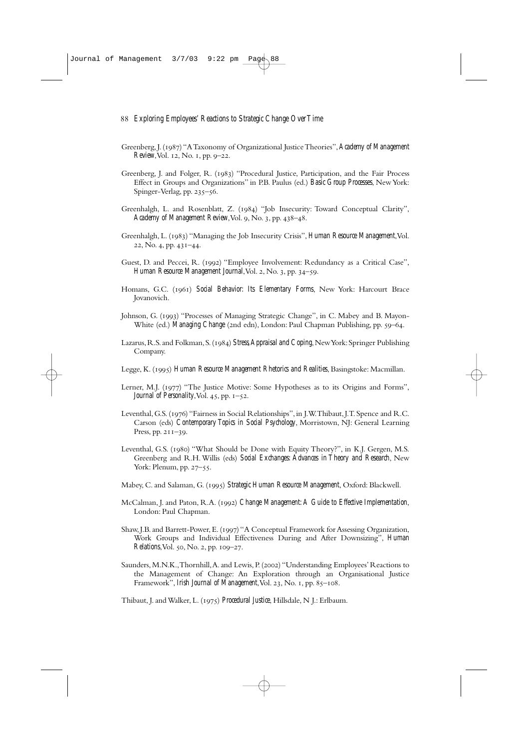Greenberg, J. (1987) "A Taxonomy of Organizational Justice Theories", *Academy of Management Review*, Vol. 12, No. 1, pp. 9–22.

Greenberg, J. and Folger, R. (1983) "Procedural Justice, Participation, and the Fair Process Effect in Groups and Organizations" in P.B. Paulus (ed.) *Basic Group Processes*, New York: Spinger-Verlag, pp. 235–56.

Greenhalgh, L. and Rosenblatt, Z. (1984) "Job Insecurity: Toward Conceptual Clarity", *Academy of Management Review*, Vol. 9, No. 3, pp. 438–48.

Greenhalgh, L. (1983) "Managing the Job Insecurity Crisis", *Human Resource Management*, Vol. 22, No. 4, pp. 431–44.

Guest, D. and Peccei, R. (1992) "Employee Involvement: Redundancy as a Critical Case", *Human Resource Management Journal*, Vol. 2, No. 3, pp. 34–59.

Homans, G.C. (1961) *Social Behavior: Its Elementary Forms*, New York: Harcourt Brace Jovanovich.

Johnson, G. (1993) "Processes of Managing Strategic Change", in C. Mabey and B. Mayon-White (ed.) *Managing Change* (2nd edn), London: Paul Chapman Publishing, pp. 59–64.

Lazarus, R.S. and Folkman, S. (1984) *Stress, Appraisal and Coping*, New York: Springer Publishing Company.

Legge, K. (1995) *Human Resource Management Rhetorics and Realities*, Basingstoke: Macmillan.

Lerner, M.J. (1977) "The Justice Motive: Some Hypotheses as to its Origins and Forms", *Journal of Personality*, Vol. 45, pp. 1–52.

Leventhal, G.S. (1976) "Fairness in Social Relationships", in J.W. Thibaut, J.T. Spence and R.C. Carson (eds) *Contemporary Topics in Social Psychology*, Morristown, NJ: General Learning Press, pp. 211–39.

Leventhal, G.S. (1980) "What Should be Done with Equity Theory?", in K.J. Gergen, M.S. Greenberg and R.H. Willis (eds) *Social Exchanges: Advances in Theory and Research*, New York: Plenum, pp. 27–55.

Mabey, C. and Salaman, G. (1995) *Strategic Human Resource Management*, Oxford: Blackwell.

McCalman, J. and Paton, R.A. (1992) *Change Management: A Guide to Effective Implementation*, London: Paul Chapman.

Shaw, J.B. and Barrett-Power, E. (1997) "A Conceptual Framework for Assessing Organization, Work Groups and Individual Effectiveness During and After Downsizing", *Human Relations*, Vol. 50, No. 2, pp. 109–27.

Saunders, M.N.K., Thornhill, A. and Lewis, P. (2002) "Understanding Employees' Reactions to the Management of Change: An Exploration through an Organisational Justice Framework", *Irish Journal of Management*, Vol. 23, No. 1, pp. 85–108.

Thibaut, J. and Walker, L. (1975) *Procedural Justice*, Hillsdale, N J.: Erlbaum.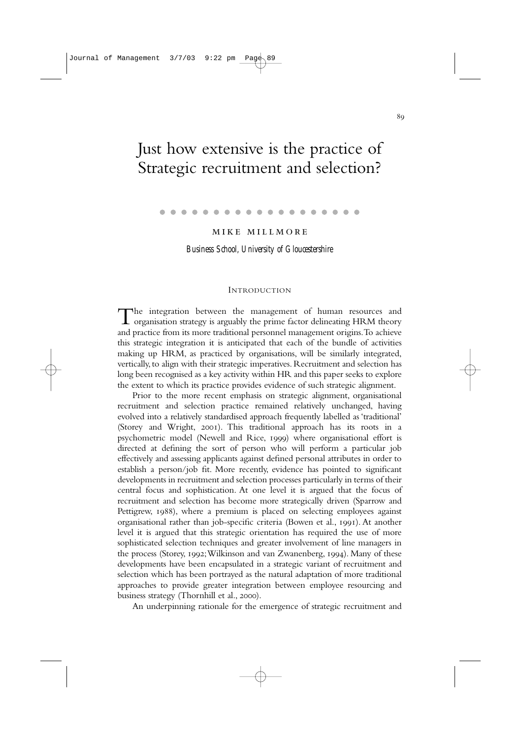# Just how extensive is the practice of Strategic recruitment and selection?

MIKE MILLMORE

*Business School, University of Gloucestershire*

## INTRODUCTION

The integration between the management of human resources and organisation strategy is arguably the prime factor delineating HRM theory and practice from its more traditional personnel management origins. To achieve this strategic integration it is anticipated that each of the bundle of activities making up HRM, as practiced by organisations, will be similarly integrated, vertically, to align with their strategic imperatives. Recruitment and selection has long been recognised as a key activity within HR and this paper seeks to explore the extent to which its practice provides evidence of such strategic alignment.

Prior to the more recent emphasis on strategic alignment, organisational recruitment and selection practice remained relatively unchanged, having evolved into a relatively standardised approach frequently labelled as 'traditional' (Storey and Wright, 2001). This traditional approach has its roots in a psychometric model (Newell and Rice, 1999) where organisational effort is directed at defining the sort of person who will perform a particular job effectively and assessing applicants against defined personal attributes in order to establish a person/job fit. More recently, evidence has pointed to significant developments in recruitment and selection processes particularly in terms of their central focus and sophistication. At one level it is argued that the focus of recruitment and selection has become more strategically driven (Sparrow and Pettigrew, 1988), where a premium is placed on selecting employees against organisational rather than job-specific criteria (Bowen et al., 1991). At another level it is argued that this strategic orientation has required the use of more sophisticated selection techniques and greater involvement of line managers in the process (Storey, 1992; Wilkinson and van Zwanenberg, 1994). Many of these developments have been encapsulated in a strategic variant of recruitment and selection which has been portrayed as the natural adaptation of more traditional approaches to provide greater integration between employee resourcing and business strategy (Thornhill et al., 2000).

An underpinning rationale for the emergence of strategic recruitment and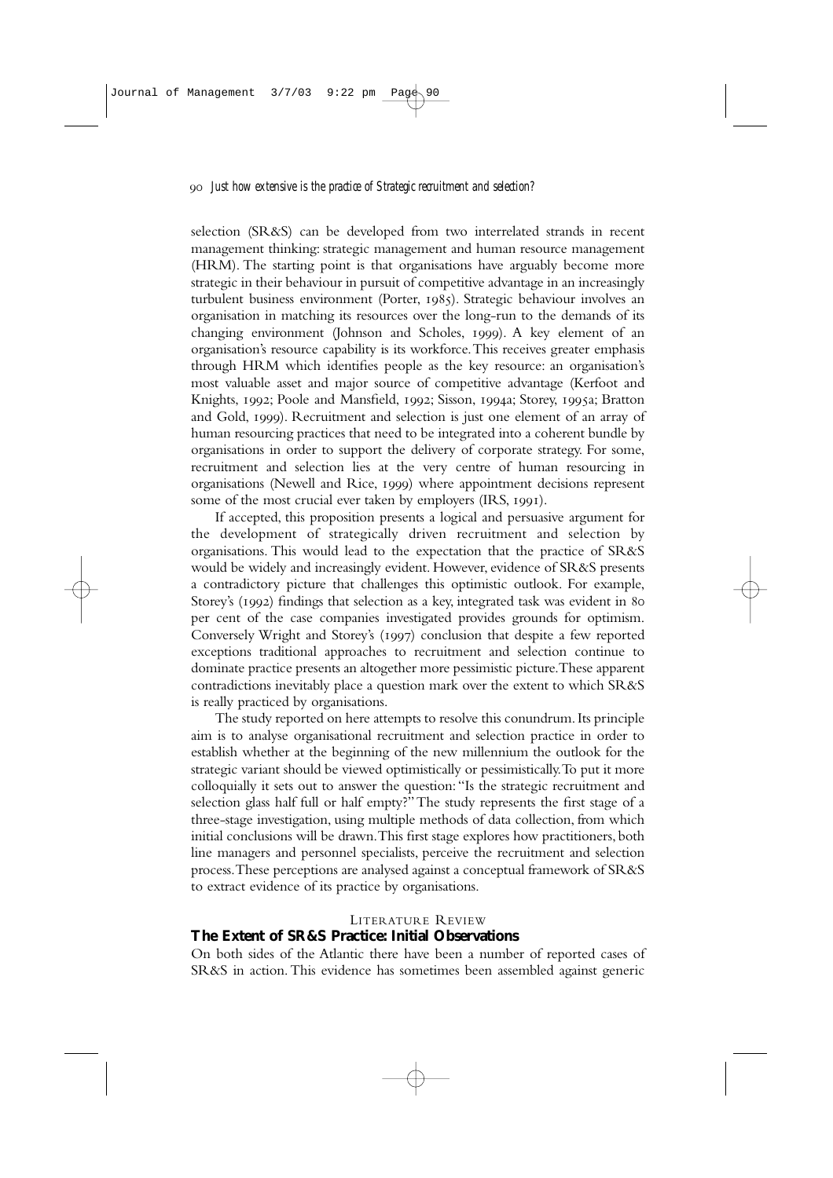selection (SR&S) can be developed from two interrelated strands in recent management thinking: strategic management and human resource management (HRM). The starting point is that organisations have arguably become more strategic in their behaviour in pursuit of competitive advantage in an increasingly turbulent business environment (Porter, 1985). Strategic behaviour involves an organisation in matching its resources over the long-run to the demands of its changing environment (Johnson and Scholes, 1999). A key element of an organisation's resource capability is its workforce. This receives greater emphasis through HRM which identifies people as the key resource: an organisation's most valuable asset and major source of competitive advantage (Kerfoot and Knights, 1992; Poole and Mansfield, 1992; Sisson, 1994a; Storey, 1995a; Bratton and Gold, 1999). Recruitment and selection is just one element of an array of human resourcing practices that need to be integrated into a coherent bundle by organisations in order to support the delivery of corporate strategy. For some, recruitment and selection lies at the very centre of human resourcing in organisations (Newell and Rice, 1999) where appointment decisions represent some of the most crucial ever taken by employers (IRS, 1991).

If accepted, this proposition presents a logical and persuasive argument for the development of strategically driven recruitment and selection by organisations. This would lead to the expectation that the practice of SR&S would be widely and increasingly evident. However, evidence of SR&S presents a contradictory picture that challenges this optimistic outlook. For example, Storey's (1992) findings that selection as a key, integrated task was evident in 80 per cent of the case companies investigated provides grounds for optimism. Conversely Wright and Storey's (1997) conclusion that despite a few reported exceptions traditional approaches to recruitment and selection continue to dominate practice presents an altogether more pessimistic picture. These apparent contradictions inevitably place a question mark over the extent to which SR&S is really practiced by organisations.

The study reported on here attempts to resolve this conundrum. Its principle aim is to analyse organisational recruitment and selection practice in order to establish whether at the beginning of the new millennium the outlook for the strategic variant should be viewed optimistically or pessimistically. To put it more colloquially it sets out to answer the question: "Is the strategic recruitment and selection glass half full or half empty?" The study represents the first stage of a three-stage investigation, using multiple methods of data collection, from which initial conclusions will be drawn. This first stage explores how practitioners, both line managers and personnel specialists, perceive the recruitment and selection process. These perceptions are analysed against a conceptual framework of SR&S to extract evidence of its practice by organisations.

## Literature Review

### The Extent of SR&S Practice: Initial Observations

On both sides of the Atlantic there have been a number of reported cases of SR&S in action. This evidence has sometimes been assembled against generic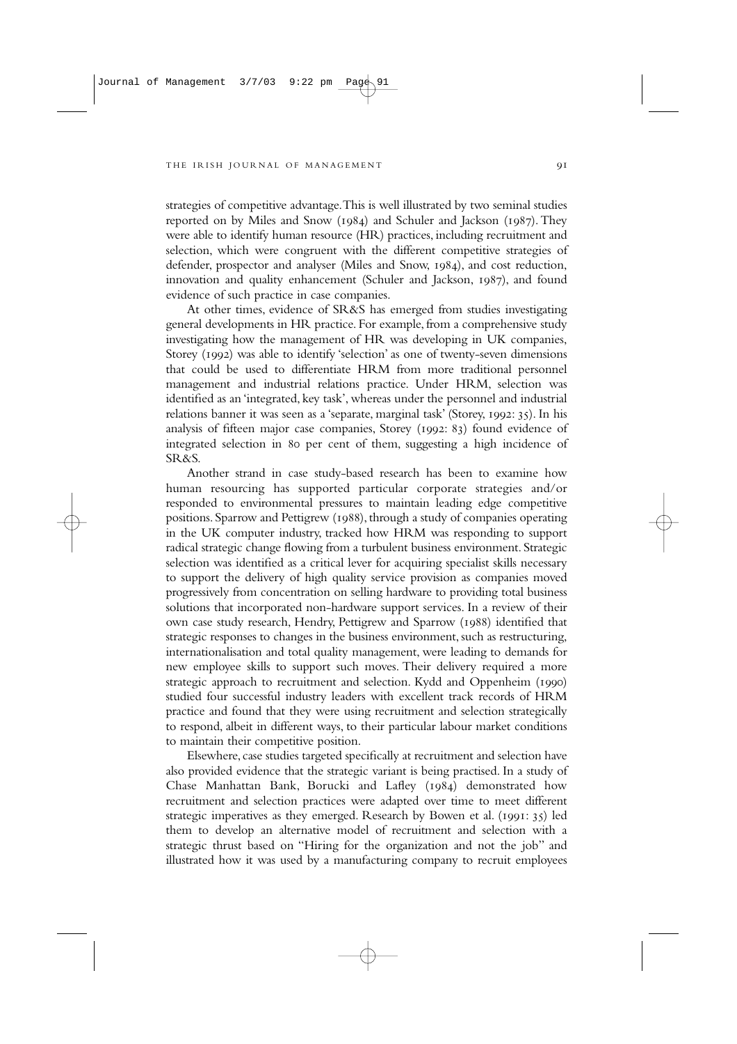strategies of competitive advantage. This is well illustrated by two seminal studies reported on by Miles and Snow (1984) and Schuler and Jackson (1987). They were able to identify human resource (HR) practices, including recruitment and selection, which were congruent with the different competitive strategies of defender, prospector and analyser (Miles and Snow, 1984), and cost reduction, innovation and quality enhancement (Schuler and Jackson, 1987), and found evidence of such practice in case companies.

At other times, evidence of SR&S has emerged from studies investigating general developments in HR practice. For example, from a comprehensive study investigating how the management of HR was developing in UK companies, Storey (1992) was able to identify 'selection' as one of twenty-seven dimensions that could be used to differentiate HRM from more traditional personnel management and industrial relations practice. Under HRM, selection was identified as an 'integrated, key task', whereas under the personnel and industrial relations banner it was seen as a 'separate, marginal task' (Storey, 1992: 35). In his analysis of fifteen major case companies, Storey (1992: 83) found evidence of integrated selection in 80 per cent of them, suggesting a high incidence of SR&S.

Another strand in case study-based research has been to examine how human resourcing has supported particular corporate strategies and/or responded to environmental pressures to maintain leading edge competitive positions. Sparrow and Pettigrew (1988), through a study of companies operating in the UK computer industry, tracked how HRM was responding to support radical strategic change flowing from a turbulent business environment. Strategic selection was identified as a critical lever for acquiring specialist skills necessary to support the delivery of high quality service provision as companies moved progressively from concentration on selling hardware to providing total business solutions that incorporated non-hardware support services. In a review of their own case study research, Hendry, Pettigrew and Sparrow (1988) identified that strategic responses to changes in the business environment, such as restructuring, internationalisation and total quality management, were leading to demands for new employee skills to support such moves. Their delivery required a more strategic approach to recruitment and selection. Kydd and Oppenheim (1990) studied four successful industry leaders with excellent track records of HRM practice and found that they were using recruitment and selection strategically to respond, albeit in different ways, to their particular labour market conditions to maintain their competitive position.

Elsewhere, case studies targeted specifically at recruitment and selection have also provided evidence that the strategic variant is being practised. In a study of Chase Manhattan Bank, Borucki and Lafley (1984) demonstrated how recruitment and selection practices were adapted over time to meet different strategic imperatives as they emerged. Research by Bowen et al. (1991: 35) led them to develop an alternative model of recruitment and selection with a strategic thrust based on "Hiring for the organization and not the job" and illustrated how it was used by a manufacturing company to recruit employees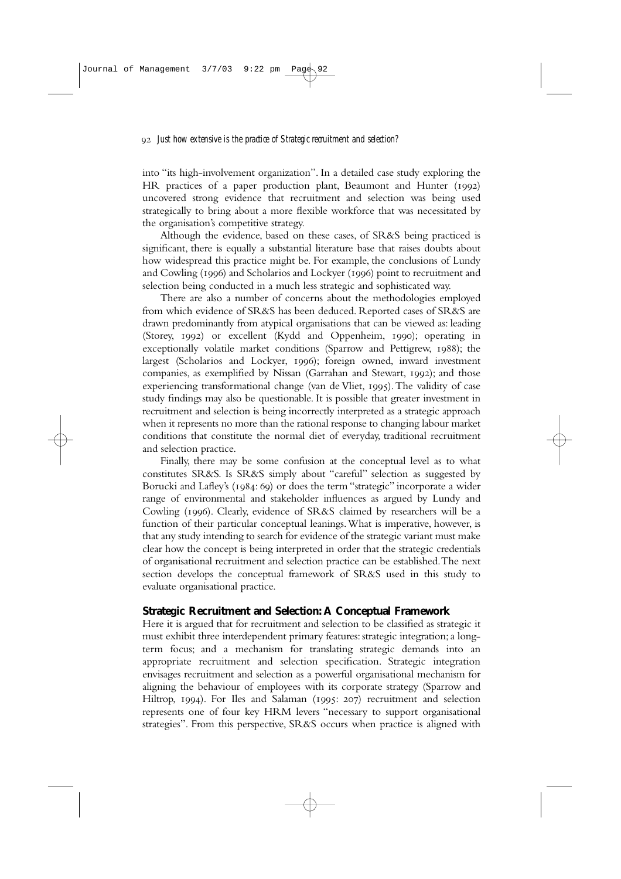into "its high-involvement organization". In a detailed case study exploring the HR practices of a paper production plant, Beaumont and Hunter (1992) uncovered strong evidence that recruitment and selection was being used strategically to bring about a more flexible workforce that was necessitated by the organisation's competitive strategy.

Although the evidence, based on these cases, of SR&S being practiced is significant, there is equally a substantial literature base that raises doubts about how widespread this practice might be. For example, the conclusions of Lundy and Cowling (1996) and Scholarios and Lockyer (1996) point to recruitment and selection being conducted in a much less strategic and sophisticated way.

There are also a number of concerns about the methodologies employed from which evidence of SR&S has been deduced. Reported cases of SR&S are drawn predominantly from atypical organisations that can be viewed as: leading (Storey, 1992) or excellent (Kydd and Oppenheim, 1990); operating in exceptionally volatile market conditions (Sparrow and Pettigrew, 1988); the largest (Scholarios and Lockyer, 1996); foreign owned, inward investment companies, as exemplified by Nissan (Garrahan and Stewart, 1992); and those experiencing transformational change (van de Vliet, 1995). The validity of case study findings may also be questionable. It is possible that greater investment in recruitment and selection is being incorrectly interpreted as a strategic approach when it represents no more than the rational response to changing labour market conditions that constitute the normal diet of everyday, traditional recruitment and selection practice.

Finally, there may be some confusion at the conceptual level as to what constitutes SR&S. Is SR&S simply about "careful" selection as suggested by Borucki and Lafley's (1984: 69) or does the term "strategic" incorporate a wider range of environmental and stakeholder influences as argued by Lundy and Cowling (1996). Clearly, evidence of SR&S claimed by researchers will be a function of their particular conceptual leanings. What is imperative, however, is that any study intending to search for evidence of the strategic variant must make clear how the concept is being interpreted in order that the strategic credentials of organisational recruitment and selection practice can be established. The next section develops the conceptual framework of SR&S used in this study to evaluate organisational practice.

## Strategic Recruitment and Selection: A Conceptual Framework

Here it is argued that for recruitment and selection to be classified as strategic it must exhibit three interdependent primary features: strategic integration; a long-term focus; and a mechanism for translating strategic demands into an appropriate recruitment and selection specification. Strategic integration envisages recruitment and selection as a powerful organisational mechanism for aligning the behaviour of employees with its corporate strategy (Sparrow and Hiltrop, 1994). For Iles and Salaman (1995: 207) recruitment and selection represents one of four key HRM levers "necessary to support organisational strategies". From this perspective, SR&S occurs when practice is aligned with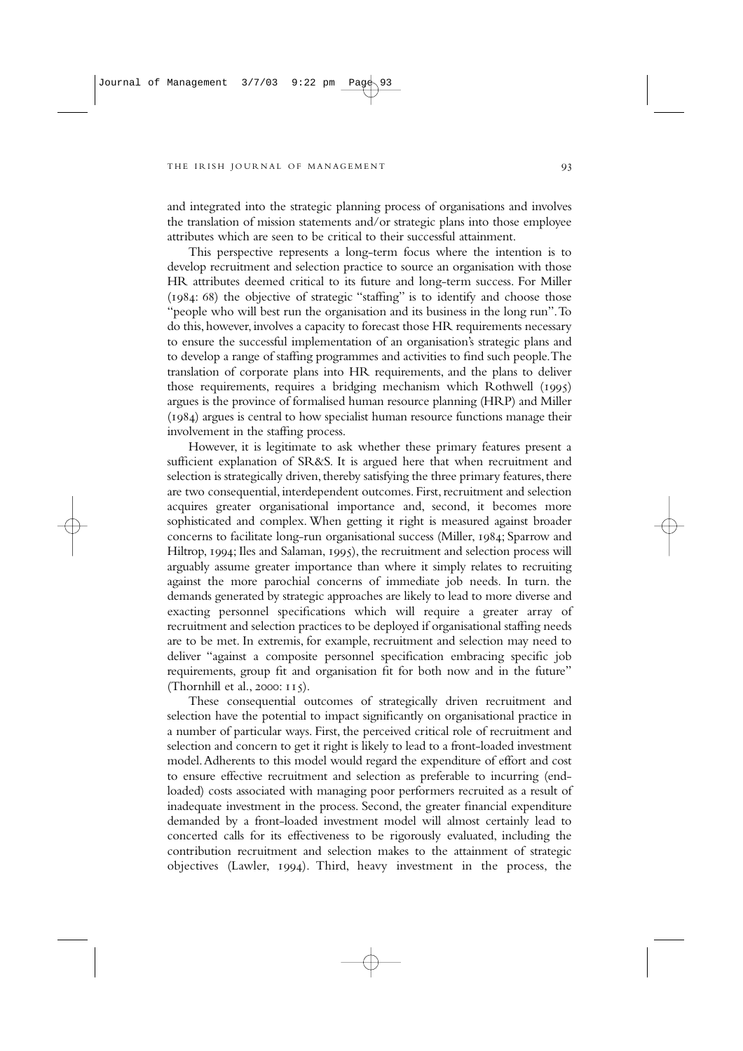and integrated into the strategic planning process of organisations and involves the translation of mission statements and/or strategic plans into those employee attributes which are seen to be critical to their successful attainment.

This perspective represents a long-term focus where the intention is to develop recruitment and selection practice to source an organisation with those HR attributes deemed critical to its future and long-term success. For Miller (1984: 68) the objective of strategic "staffing" is to identify and choose those "people who will best run the organisation and its business in the long run". To do this, however, involves a capacity to forecast those HR requirements necessary to ensure the successful implementation of an organisation's strategic plans and to develop a range of staffing programmes and activities to find such people. The translation of corporate plans into HR requirements, and the plans to deliver those requirements, requires a bridging mechanism which Rothwell (1995) argues is the province of formalised human resource planning (HRP) and Miller (1984) argues is central to how specialist human resource functions manage their involvement in the staffing process.

However, it is legitimate to ask whether these primary features present a sufficient explanation of SR&S. It is argued here that when recruitment and selection is strategically driven, thereby satisfying the three primary features, there are two consequential, interdependent outcomes. First, recruitment and selection acquires greater organisational importance and, second, it becomes more sophisticated and complex. When getting it right is measured against broader concerns to facilitate long-run organisational success (Miller, 1984; Sparrow and Hiltrop, 1994; Iles and Salaman, 1995), the recruitment and selection process will arguably assume greater importance than where it simply relates to recruiting against the more parochial concerns of immediate job needs. In turn. the demands generated by strategic approaches are likely to lead to more diverse and exacting personnel specifications which will require a greater array of recruitment and selection practices to be deployed if organisational staffing needs are to be met. In extremis, for example, recruitment and selection may need to deliver "against a composite personnel specification embracing specific job requirements, group fit and organisation fit for both now and in the future" (Thornhill et al., 2000: 115).

These consequential outcomes of strategically driven recruitment and selection have the potential to impact significantly on organisational practice in a number of particular ways. First, the perceived critical role of recruitment and selection and concern to get it right is likely to lead to a front-loaded investment model. Adherents to this model would regard the expenditure of effort and cost to ensure effective recruitment and selection as preferable to incurring (end-loaded) costs associated with managing poor performers recruited as a result of inadequate investment in the process. Second, the greater financial expenditure demanded by a front-loaded investment model will almost certainly lead to concerted calls for its effectiveness to be rigorously evaluated, including the contribution recruitment and selection makes to the attainment of strategic objectives (Lawler, 1994). Third, heavy investment in the process, the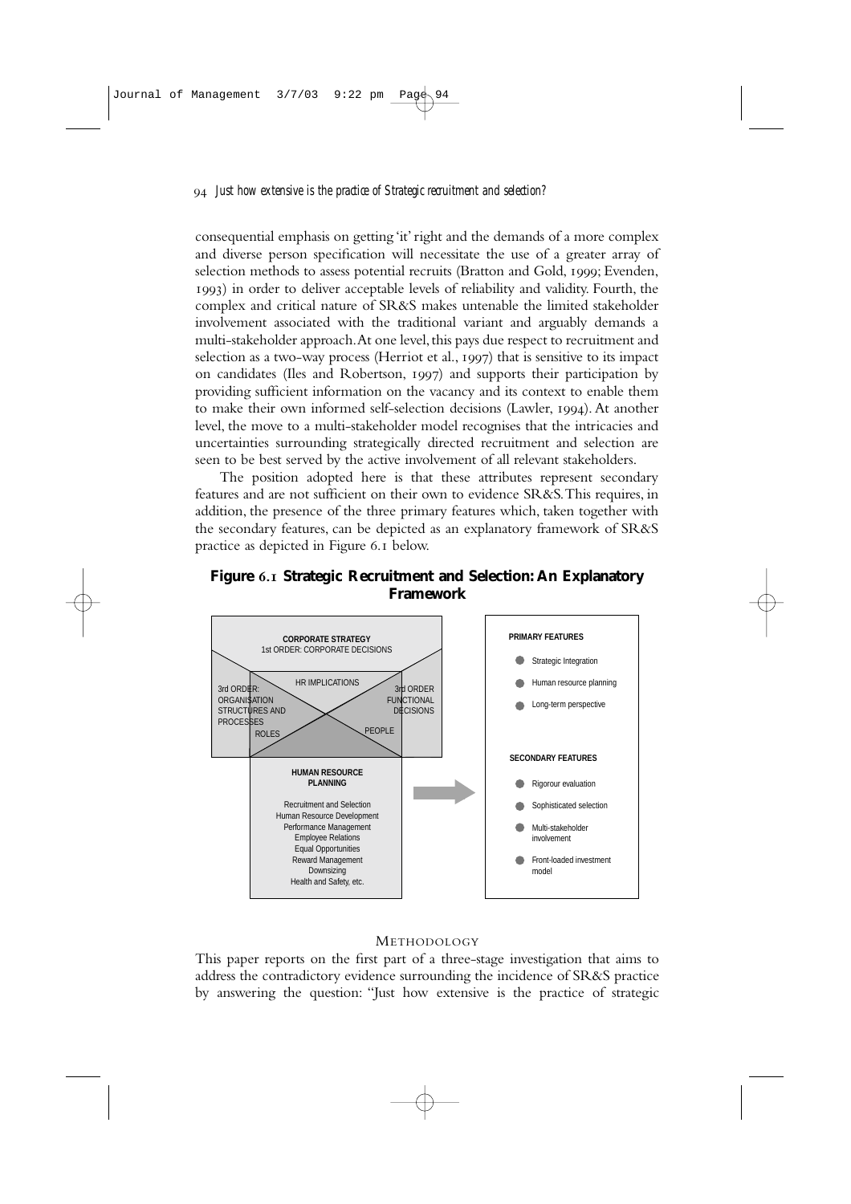consequential emphasis on getting 'it' right and the demands of a more complex and diverse person specification will necessitate the use of a greater array of selection methods to assess potential recruits (Bratton and Gold, 1999; Evenden, 1993) in order to deliver acceptable levels of reliability and validity. Fourth, the complex and critical nature of SR&S makes untenable the limited stakeholder involvement associated with the traditional variant and arguably demands a multi-stakeholder approach. At one level, this pays due respect to recruitment and selection as a two-way process (Herriot et al., 1997) that is sensitive to its impact on candidates (Iles and Robertson, 1997) and supports their participation by providing sufficient information on the vacancy and its context to enable them to make their own informed self-selection decisions (Lawler, 1994). At another level, the move to a multi-stakeholder model recognises that the intricacies and uncertainties surrounding strategically directed recruitment and selection are seen to be best served by the active involvement of all relevant stakeholders.

The position adopted here is that these attributes represent secondary features and are not sufficient on their own to evidence SR&S. This requires, in addition, the presence of the three primary features which, taken together with the secondary features, can be depicted as an explanatory framework of SR&S practice as depicted in Figure 6.1 below.

**Figure 6.1 Strategic Recruitment and Selection: An Explanatory Framework**

CORPORATE STRATEGY
1st ORDER: CORPORATE DECISIONS

HR IMPLICATIONS

3rd ORDER: ORGANISATION STRUCTURES AND PROCESSES

3rd ORDER FUNCTIONAL DECISIONS

ROLES

PEOPLE

HUMAN RESOURCE PLANNING

Recruitment and Selection
Human Resource Development
Performance Management
Employee Relations
Equal Opportunities
Reward Management
Downsizing
Health and Safety, etc.

PRIMARY FEATURES

- Strategic Integration
- Human resource planning
- Long-term perspective

SECONDARY FEATURES

- Rigorour evaluation
- Sophisticated selection
- Multi-stakeholder involvement
- Front-loaded investment model

## Methodology

This paper reports on the first part of a three-stage investigation that aims to address the contradictory evidence surrounding the incidence of SR&S practice by answering the question: "Just how extensive is the practice of strategic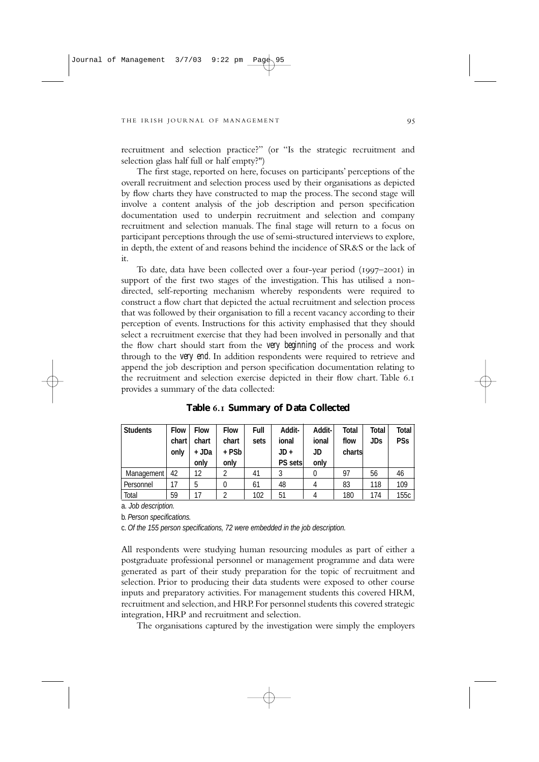recruitment and selection practice?" (or "Is the strategic recruitment and selection glass half full or half empty?")

The first stage, reported on here, focuses on participants' perceptions of the overall recruitment and selection process used by their organisations as depicted by flow charts they have constructed to map the process. The second stage will involve a content analysis of the job description and person specification documentation used to underpin recruitment and selection and company recruitment and selection manuals. The final stage will return to a focus on participant perceptions through the use of semi-structured interviews to explore, in depth, the extent of and reasons behind the incidence of SR&S or the lack of it.

To date, data have been collected over a four-year period (1997–2001) in support of the first two stages of the investigation. This has utilised a non-directed, self-reporting mechanism whereby respondents were required to construct a flow chart that depicted the actual recruitment and selection process that was followed by their organisation to fill a recent vacancy according to their perception of events. Instructions for this activity emphasised that they should select a recruitment exercise that they had been involved in personally and that the flow chart should start from the *very beginning* of the process and work through to the *very end*. In addition respondents were required to retrieve and append the job description and person specification documentation relating to the recruitment and selection exercise depicted in their flow chart. Table 6.1 provides a summary of the data collected:

**Table 6.1 Summary of Data Collected**

| Students | Flow chart only | Flow chart + JDa only | Flow chart + PSb only | Full sets | Additional JD + PS sets | Additional JD only | Total flow charts | Total JDs | Total PSs |
|---|---|---|---|---|---|---|---|---|---|
| Management | 42 | 12 | 2 | 41 | 3 | 0 | 97 | 56 | 46 |
| Personnel | 17 | 5 | 0 | 61 | 48 | 4 | 83 | 118 | 109 |
| Total | 59 | 17 | 2 | 102 | 51 | 4 | 180 | 174 | 155c |

a. *Job description.*

b. *Person specifications.*

c. *Of the 155 person specifications, 72 were embedded in the job description.*

All respondents were studying human resourcing modules as part of either a postgraduate professional personnel or management programme and data were generated as part of their study preparation for the topic of recruitment and selection. Prior to producing their data students were exposed to other course inputs and preparatory activities. For management students this covered HRM, recruitment and selection, and HRP. For personnel students this covered strategic integration, HRP and recruitment and selection.

The organisations captured by the investigation were simply the employers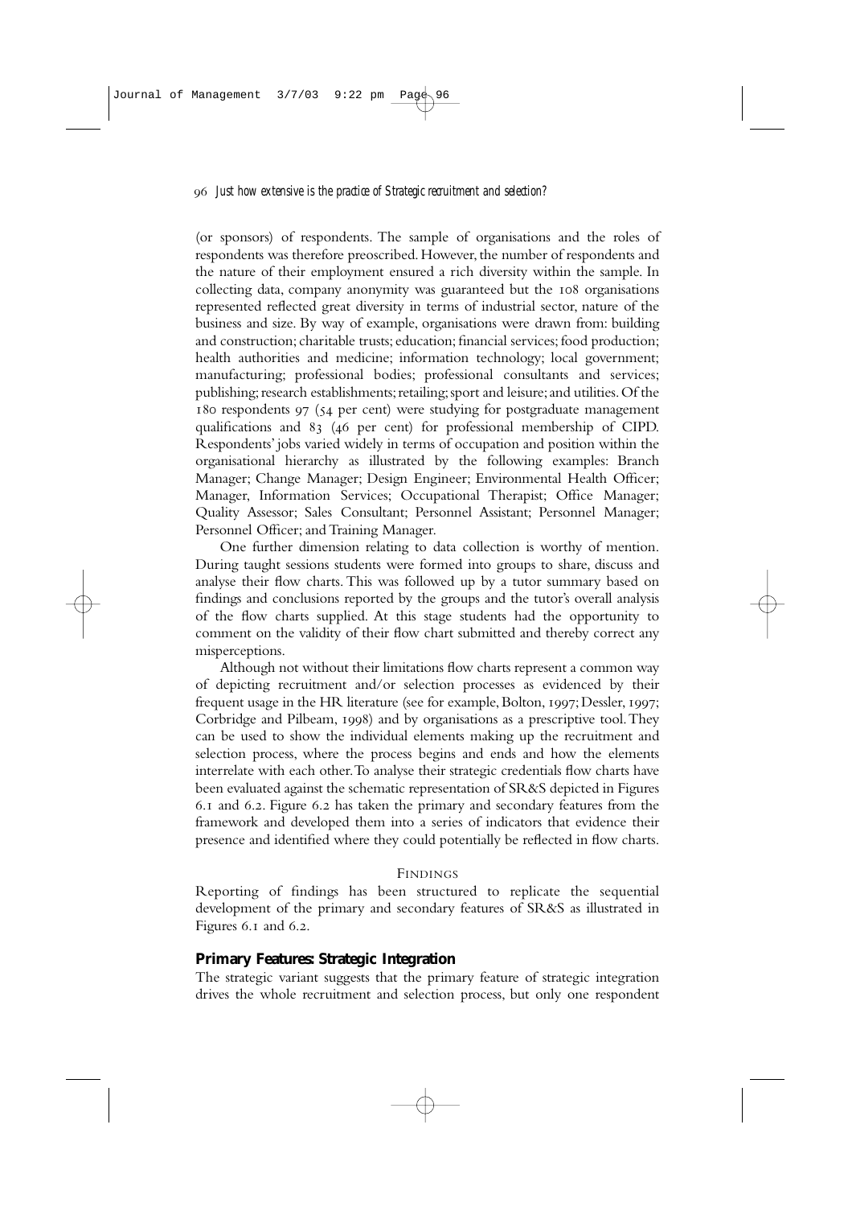(or sponsors) of respondents. The sample of organisations and the roles of respondents was therefore preoscribed. However, the number of respondents and the nature of their employment ensured a rich diversity within the sample. In collecting data, company anonymity was guaranteed but the 108 organisations represented reflected great diversity in terms of industrial sector, nature of the business and size. By way of example, organisations were drawn from: building and construction; charitable trusts; education; financial services; food production; health authorities and medicine; information technology; local government; manufacturing; professional bodies; professional consultants and services; publishing; research establishments; retailing; sport and leisure; and utilities. Of the 180 respondents 97 (54 per cent) were studying for postgraduate management qualifications and 83 (46 per cent) for professional membership of CIPD. Respondents' jobs varied widely in terms of occupation and position within the organisational hierarchy as illustrated by the following examples: Branch Manager; Change Manager; Design Engineer; Environmental Health Officer; Manager, Information Services; Occupational Therapist; Office Manager; Quality Assessor; Sales Consultant; Personnel Assistant; Personnel Manager; Personnel Officer; and Training Manager.

One further dimension relating to data collection is worthy of mention. During taught sessions students were formed into groups to share, discuss and analyse their flow charts. This was followed up by a tutor summary based on findings and conclusions reported by the groups and the tutor's overall analysis of the flow charts supplied. At this stage students had the opportunity to comment on the validity of their flow chart submitted and thereby correct any misperceptions.

Although not without their limitations flow charts represent a common way of depicting recruitment and/or selection processes as evidenced by their frequent usage in the HR literature (see for example, Bolton, 1997; Dessler, 1997; Corbridge and Pilbeam, 1998) and by organisations as a prescriptive tool. They can be used to show the individual elements making up the recruitment and selection process, where the process begins and ends and how the elements interrelate with each other. To analyse their strategic credentials flow charts have been evaluated against the schematic representation of SR&S depicted in Figures 6.1 and 6.2. Figure 6.2 has taken the primary and secondary features from the framework and developed them into a series of indicators that evidence their presence and identified where they could potentially be reflected in flow charts.

## Findings

Reporting of findings has been structured to replicate the sequential development of the primary and secondary features of SR&S as illustrated in Figures 6.1 and 6.2.

### Primary Features: Strategic Integration

The strategic variant suggests that the primary feature of strategic integration drives the whole recruitment and selection process, but only one respondent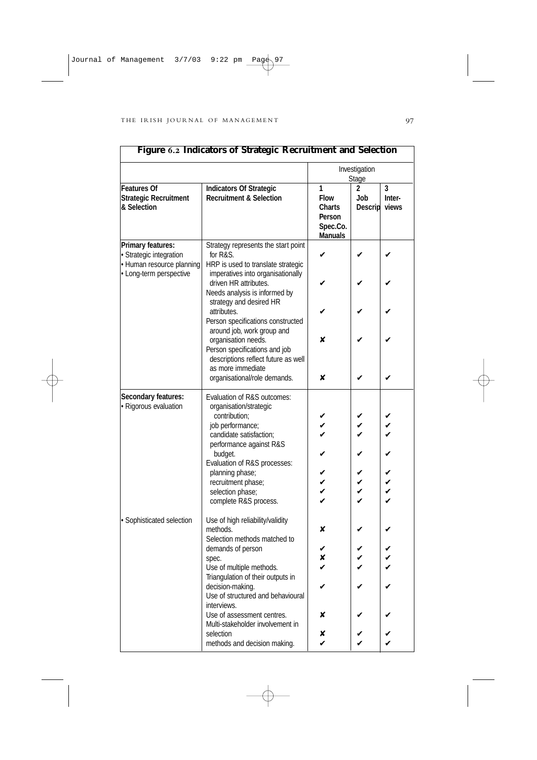**Figure 6.2 Indicators of Strategic Recruitment and Selection**

| Features Of Strategic Recruitment & Selection | Indicators Of Strategic Recruitment & Selection | Investigation Stage: 1 Flow Charts Person Spec.Co. Manuals | 2 Job Descrip | 3 Inter-views |
|---|---|---|---|---|
| **Primary features:** | Strategy represents the start point for R&S. | ✔ | ✔ | ✔ |
| • Strategic integration • Human resource planning • Long-term perspective | HRP is used to translate strategic imperatives into organisationally driven HR attributes. | ✔ | ✔ | ✔ |
| | Needs analysis is informed by strategy and desired HR attributes. | ✔ | ✔ | ✔ |
| | Person specifications constructed around job, work group and organisation needs. | ✘ | ✔ | ✔ |
| | Person specifications and job descriptions reflect future as well as more immediate organisational/role demands. | ✘ | ✔ | ✔ |
| **Secondary features:** | Evaluation of R&S outcomes: | | | |
| • Rigorous evaluation | organisation/strategic contribution; | ✔ | ✔ | ✔ |
| | job performance; | ✔ | ✔ | ✔ |
| | candidate satisfaction; | ✔ | ✔ | ✔ |
| | performance against R&S budget. | ✔ | ✔ | ✔ |
| | Evaluation of R&S processes: | | | |
| | planning phase; | ✔ | ✔ | ✔ |
| | recruitment phase; | ✔ | ✔ | ✔ |
| | selection phase; | ✔ | ✔ | ✔ |
| | complete R&S process. | ✔ | ✔ | ✔ |
| • Sophisticated selection | Use of high reliability/validity methods. | ✘ | ✔ | ✔ |
| | Selection methods matched to demands of person | ✔ | ✔ | ✔ |
| | spec. | ✘ | ✔ | ✔ |
| | Use of multiple methods. | ✔ | ✔ | ✔ |
| | Triangulation of their outputs in decision-making. | ✔ | ✔ | ✔ |
| | Use of structured and behavioural interviews. | | | |
| | Use of assessment centres. | ✘ | ✔ | ✔ |
| | Multi-stakeholder involvement in selection | ✘ | ✔ | ✔ |
| | methods and decision making. | ✔ | ✔ | ✔ |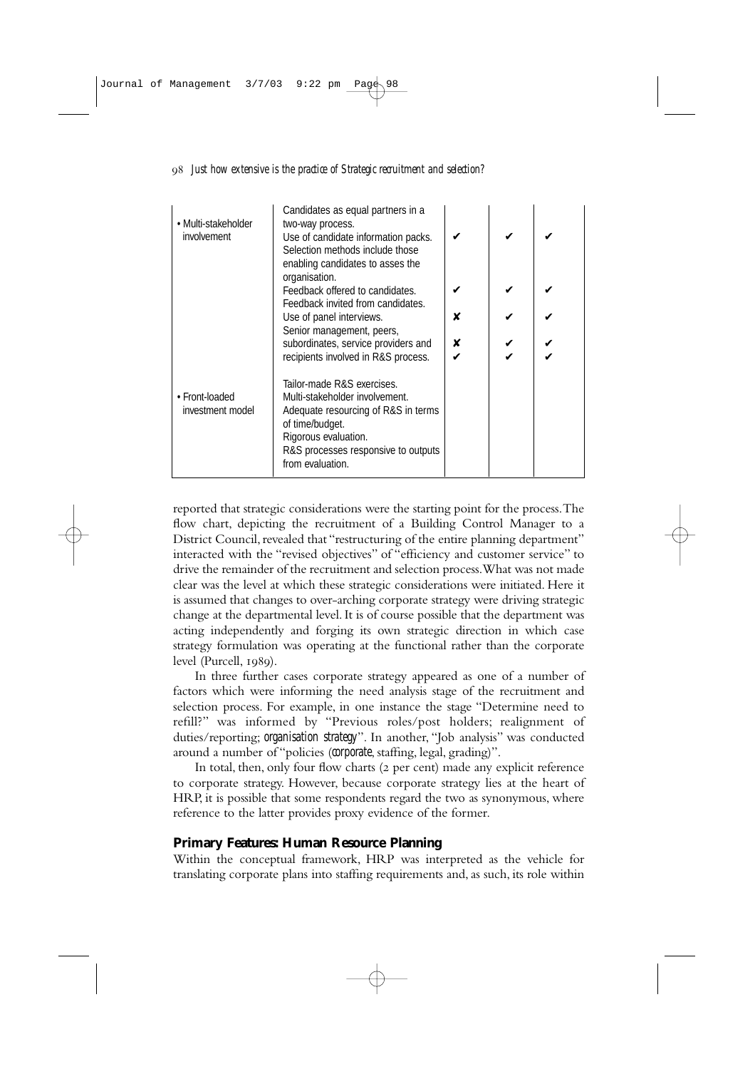| | | | | |
|---|---|---|---|---|
| • Multi-stakeholder involvement | Candidates as equal partners in a two-way process. | | | |
| | Use of candidate information packs. | ✔ | ✔ | ✔ |
| | Selection methods include those enabling candidates to asses the organisation. | | | |
| | Feedback offered to candidates. | ✔ | ✔ | ✔ |
| | Feedback invited from candidates. | | | |
| | Use of panel interviews. | ✘ | ✔ | ✔ |
| | Senior management, peers, | | | |
| | subordinates, service providers and | ✘ | ✔ | ✔ |
| | recipients involved in R&S process. | ✔ | ✔ | ✔ |
| • Front-loaded investment model | Tailor-made R&S exercises.<br>Multi-stakeholder involvement.<br>Adequate resourcing of R&S in terms of time/budget.<br>Rigorous evaluation.<br>R&S processes responsive to outputs from evaluation. | | | |

reported that strategic considerations were the starting point for the process. The flow chart, depicting the recruitment of a Building Control Manager to a District Council, revealed that "restructuring of the entire planning department" interacted with the "revised objectives" of "efficiency and customer service" to drive the remainder of the recruitment and selection process. What was not made clear was the level at which these strategic considerations were initiated. Here it is assumed that changes to over-arching corporate strategy were driving strategic change at the departmental level. It is of course possible that the department was acting independently and forging its own strategic direction in which case strategy formulation was operating at the functional rather than the corporate level (Purcell, 1989).

In three further cases corporate strategy appeared as one of a number of factors which were informing the need analysis stage of the recruitment and selection process. For example, in one instance the stage "Determine need to refill?" was informed by "Previous roles/post holders; realignment of duties/reporting; *organisation strategy*". In another, "Job analysis" was conducted around a number of "policies (*corporate*, staffing, legal, grading)".

In total, then, only four flow charts (2 per cent) made any explicit reference to corporate strategy. However, because corporate strategy lies at the heart of HRP, it is possible that some respondents regard the two as synonymous, where reference to the latter provides proxy evidence of the former.

## Primary Features: Human Resource Planning

Within the conceptual framework, HRP was interpreted as the vehicle for translating corporate plans into staffing requirements and, as such, its role within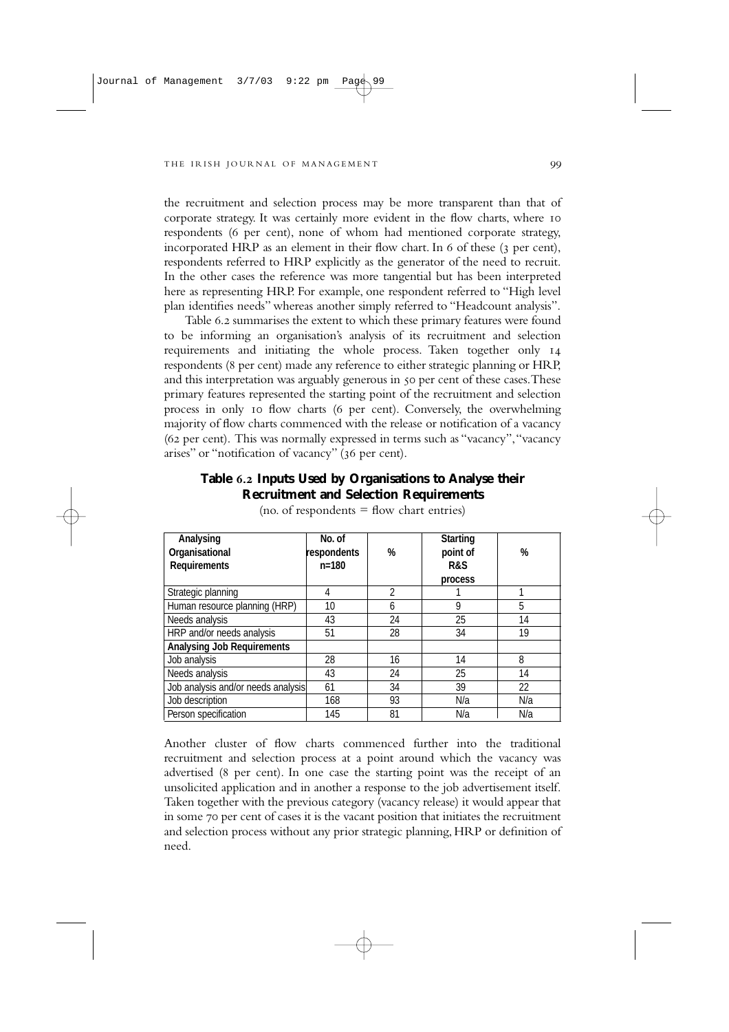the recruitment and selection process may be more transparent than that of corporate strategy. It was certainly more evident in the flow charts, where 10 respondents (6 per cent), none of whom had mentioned corporate strategy, incorporated HRP as an element in their flow chart. In 6 of these (3 per cent), respondents referred to HRP explicitly as the generator of the need to recruit. In the other cases the reference was more tangential but has been interpreted here as representing HRP. For example, one respondent referred to "High level plan identifies needs" whereas another simply referred to "Headcount analysis".

Table 6.2 summarises the extent to which these primary features were found to be informing an organisation's analysis of its recruitment and selection requirements and initiating the whole process. Taken together only 14 respondents (8 per cent) made any reference to either strategic planning or HRP, and this interpretation was arguably generous in 50 per cent of these cases. These primary features represented the starting point of the recruitment and selection process in only 10 flow charts (6 per cent). Conversely, the overwhelming majority of flow charts commenced with the release or notification of a vacancy (62 per cent). This was normally expressed in terms such as "vacancy", "vacancy arises" or "notification of vacancy" (36 per cent).

**Table 6.2 Inputs Used by Organisations to Analyse their Recruitment and Selection Requirements**

(no. of respondents = flow chart entries)

| Analysing Organisational Requirements | No. of respondents n=180 | % | Starting point of R&S process | % |
|---|---|---|---|---|
| Strategic planning | 4 | 2 | 1 | 1 |
| Human resource planning (HRP) | 10 | 6 | 9 | 5 |
| Needs analysis | 43 | 24 | 25 | 14 |
| HRP and/or needs analysis | 51 | 28 | 34 | 19 |
| **Analysing Job Requirements** | | | | |
| Job analysis | 28 | 16 | 14 | 8 |
| Needs analysis | 43 | 24 | 25 | 14 |
| Job analysis and/or needs analysis | 61 | 34 | 39 | 22 |
| Job description | 168 | 93 | N/a | N/a |
| Person specification | 145 | 81 | N/a | N/a |

Another cluster of flow charts commenced further into the traditional recruitment and selection process at a point around which the vacancy was advertised (8 per cent). In one case the starting point was the receipt of an unsolicited application and in another a response to the job advertisement itself. Taken together with the previous category (vacancy release) it would appear that in some 70 per cent of cases it is the vacant position that initiates the recruitment and selection process without any prior strategic planning, HRP or definition of need.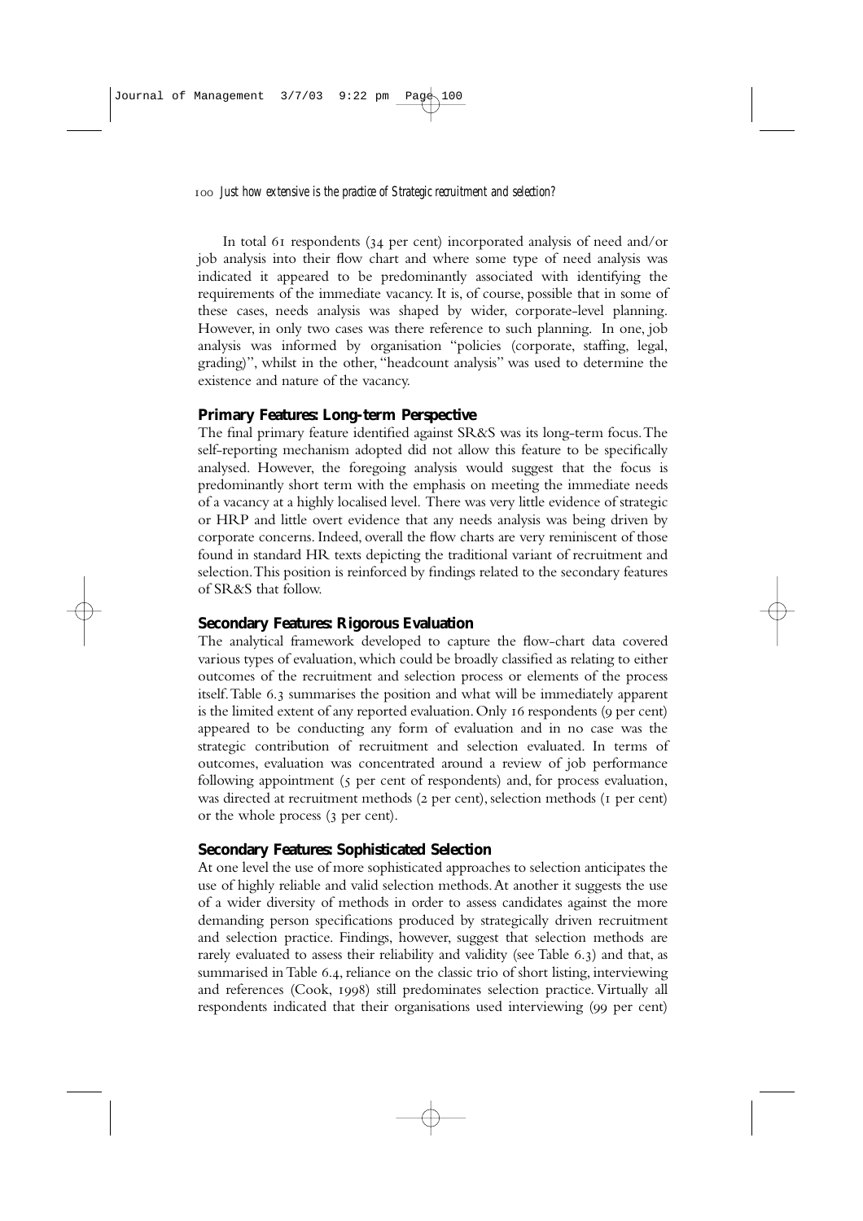In total 61 respondents (34 per cent) incorporated analysis of need and/or job analysis into their flow chart and where some type of need analysis was indicated it appeared to be predominantly associated with identifying the requirements of the immediate vacancy. It is, of course, possible that in some of these cases, needs analysis was shaped by wider, corporate-level planning. However, in only two cases was there reference to such planning. In one, job analysis was informed by organisation "policies (corporate, staffing, legal, grading)", whilst in the other, "headcount analysis" was used to determine the existence and nature of the vacancy.

### Primary Features: Long-term Perspective

The final primary feature identified against SR&S was its long-term focus. The self-reporting mechanism adopted did not allow this feature to be specifically analysed. However, the foregoing analysis would suggest that the focus is predominantly short term with the emphasis on meeting the immediate needs of a vacancy at a highly localised level. There was very little evidence of strategic or HRP and little overt evidence that any needs analysis was being driven by corporate concerns. Indeed, overall the flow charts are very reminiscent of those found in standard HR texts depicting the traditional variant of recruitment and selection. This position is reinforced by findings related to the secondary features of SR&S that follow.

### Secondary Features: Rigorous Evaluation

The analytical framework developed to capture the flow-chart data covered various types of evaluation, which could be broadly classified as relating to either outcomes of the recruitment and selection process or elements of the process itself. Table 6.3 summarises the position and what will be immediately apparent is the limited extent of any reported evaluation. Only 16 respondents (9 per cent) appeared to be conducting any form of evaluation and in no case was the strategic contribution of recruitment and selection evaluated. In terms of outcomes, evaluation was concentrated around a review of job performance following appointment (5 per cent of respondents) and, for process evaluation, was directed at recruitment methods (2 per cent), selection methods (1 per cent) or the whole process (3 per cent).

### Secondary Features: Sophisticated Selection

At one level the use of more sophisticated approaches to selection anticipates the use of highly reliable and valid selection methods. At another it suggests the use of a wider diversity of methods in order to assess candidates against the more demanding person specifications produced by strategically driven recruitment and selection practice. Findings, however, suggest that selection methods are rarely evaluated to assess their reliability and validity (see Table 6.3) and that, as summarised in Table 6.4, reliance on the classic trio of short listing, interviewing and references (Cook, 1998) still predominates selection practice. Virtually all respondents indicated that their organisations used interviewing (99 per cent)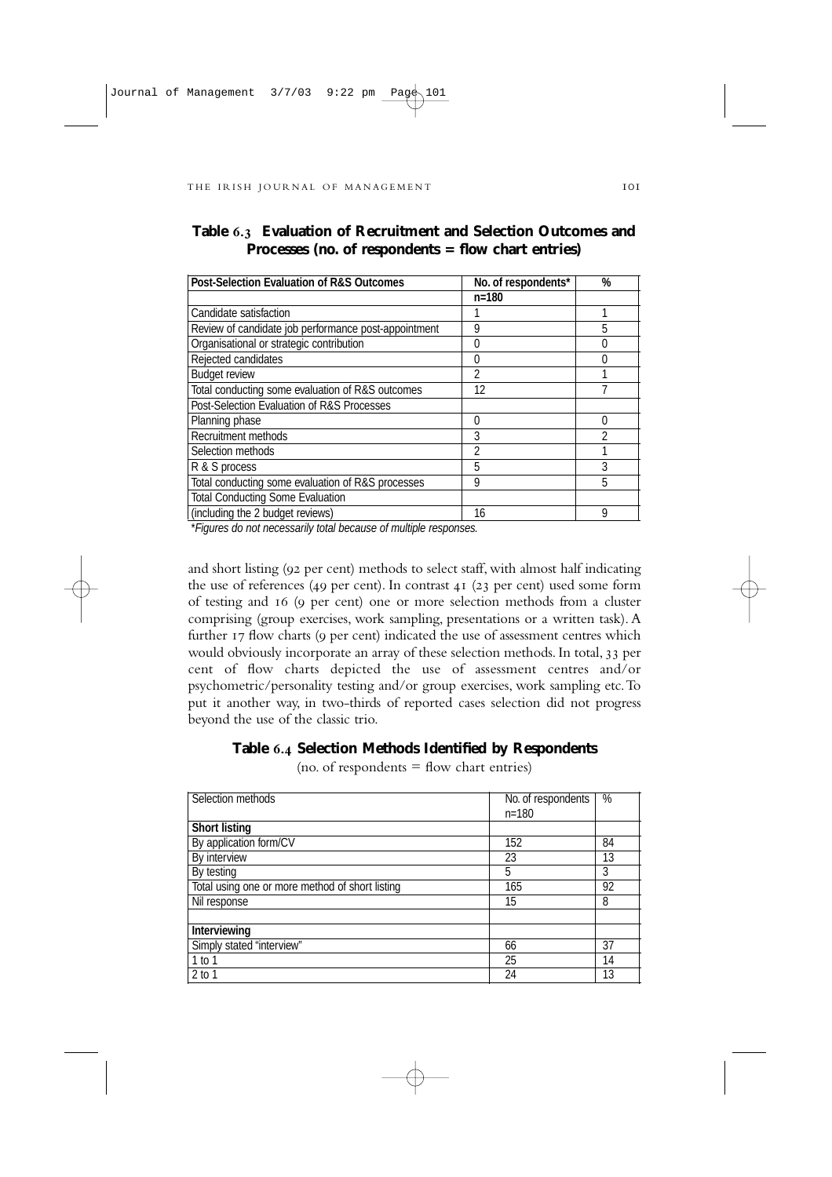**Table 6.3 Evaluation of Recruitment and Selection Outcomes and Processes (no. of respondents = flow chart entries)**

| Post-Selection Evaluation of R&S Outcomes | No. of respondents* | % |
|---|---|---|
| | n=180 | |
| Candidate satisfaction | 1 | 1 |
| Review of candidate job performance post-appointment | 9 | 5 |
| Organisational or strategic contribution | 0 | 0 |
| Rejected candidates | 0 | 0 |
| Budget review | 2 | 1 |
| Total conducting some evaluation of R&S outcomes | 12 | 7 |
| Post-Selection Evaluation of R&S Processes | | |
| Planning phase | 0 | 0 |
| Recruitment methods | 3 | 2 |
| Selection methods | 2 | 1 |
| R & S process | 5 | 3 |
| Total conducting some evaluation of R&S processes | 9 | 5 |
| Total Conducting Some Evaluation | | |
| (including the 2 budget reviews) | 16 | 9 |

*\*Figures do not necessarily total because of multiple responses.*

and short listing (92 per cent) methods to select staff, with almost half indicating the use of references (49 per cent). In contrast 41 (23 per cent) used some form of testing and 16 (9 per cent) one or more selection methods from a cluster comprising (group exercises, work sampling, presentations or a written task). A further 17 flow charts (9 per cent) indicated the use of assessment centres which would obviously incorporate an array of these selection methods. In total, 33 per cent of flow charts depicted the use of assessment centres and/or psychometric/personality testing and/or group exercises, work sampling etc. To put it another way, in two-thirds of reported cases selection did not progress beyond the use of the classic trio.

**Table 6.4 Selection Methods Identified by Respondents**

(no. of respondents = flow chart entries)

| Selection methods | No. of respondents n=180 | % |
|---|---|---|
| **Short listing** | | |
| By application form/CV | 152 | 84 |
| By interview | 23 | 13 |
| By testing | 5 | 3 |
| Total using one or more method of short listing | 165 | 92 |
| Nil response | 15 | 8 |
| | | |
| **Interviewing** | | |
| Simply stated "interview" | 66 | 37 |
| 1 to 1 | 25 | 14 |
| 2 to 1 | 24 | 13 |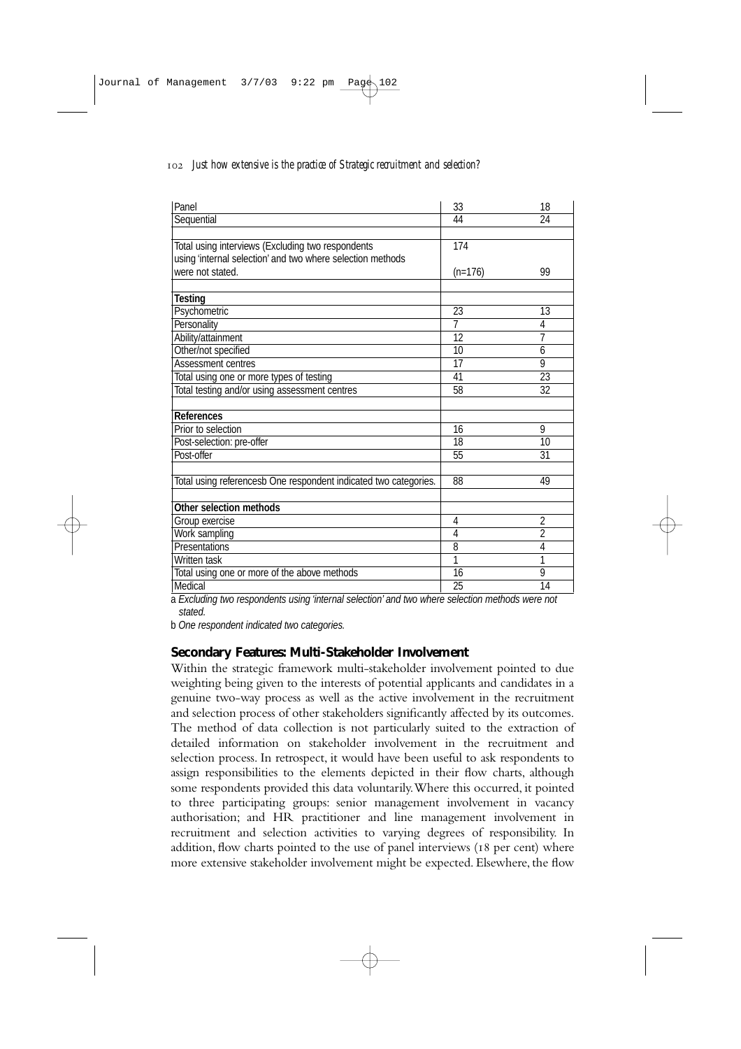| | | |
|---|---|---|
| Panel | 33 | 18 |
| Sequential | 44 | 24 |
| | | |
| Total using interviews (Excluding two respondents using 'internal selection' and two where selection methods were not stated. | 174 (n=176) | 99 |
| | | |
| **Testing** | | |
| Psychometric | 23 | 13 |
| Personality | 7 | 4 |
| Ability/attainment | 12 | 7 |
| Other/not specified | 10 | 6 |
| Assessment centres | 17 | 9 |
| Total using one or more types of testing | 41 | 23 |
| Total testing and/or using assessment centres | 58 | 32 |
| | | |
| **References** | | |
| Prior to selection | 16 | 9 |
| Post-selection: pre-offer | 18 | 10 |
| Post-offer | 55 | 31 |
| | | |
| Total using referencesb One respondent indicated two categories. | 88 | 49 |
| | | |
| **Other selection methods** | | |
| Group exercise | 4 | 2 |
| Work sampling | 4 | 2 |
| Presentations | 8 | 4 |
| Written task | 1 | 1 |
| Total using one or more of the above methods | 16 | 9 |
| Medical | 25 | 14 |

a *Excluding two respondents using 'internal selection' and two where selection methods were not stated.*

b *One respondent indicated two categories.*

## Secondary Features: Multi-Stakeholder Involvement

Within the strategic framework multi-stakeholder involvement pointed to due weighting being given to the interests of potential applicants and candidates in a genuine two-way process as well as the active involvement in the recruitment and selection process of other stakeholders significantly affected by its outcomes. The method of data collection is not particularly suited to the extraction of detailed information on stakeholder involvement in the recruitment and selection process. In retrospect, it would have been useful to ask respondents to assign responsibilities to the elements depicted in their flow charts, although some respondents provided this data voluntarily. Where this occurred, it pointed to three participating groups: senior management involvement in vacancy authorisation; and HR practitioner and line management involvement in recruitment and selection activities to varying degrees of responsibility. In addition, flow charts pointed to the use of panel interviews (18 per cent) where more extensive stakeholder involvement might be expected. Elsewhere, the flow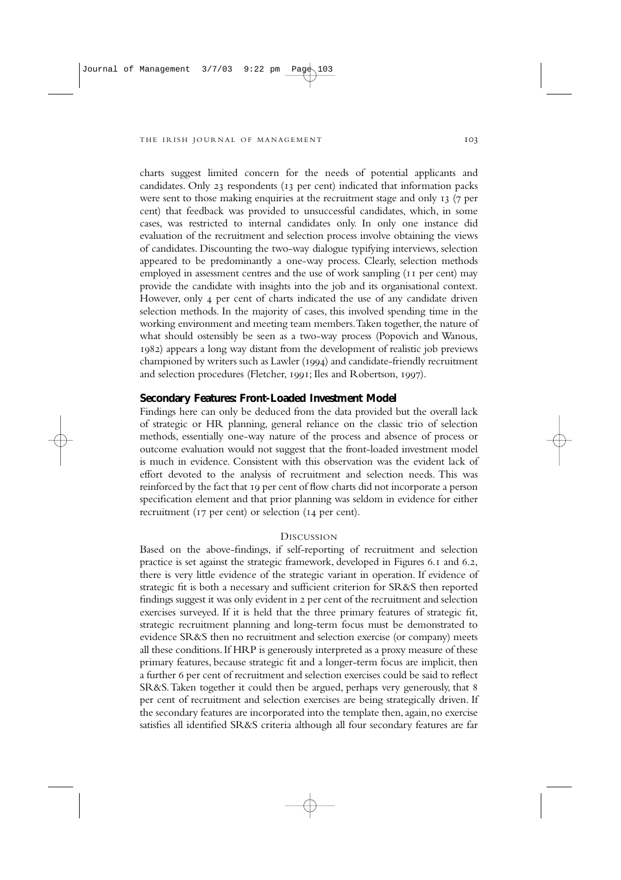charts suggest limited concern for the needs of potential applicants and candidates. Only 23 respondents (13 per cent) indicated that information packs were sent to those making enquiries at the recruitment stage and only 13 (7 per cent) that feedback was provided to unsuccessful candidates, which, in some cases, was restricted to internal candidates only. In only one instance did evaluation of the recruitment and selection process involve obtaining the views of candidates. Discounting the two-way dialogue typifying interviews, selection appeared to be predominantly a one-way process. Clearly, selection methods employed in assessment centres and the use of work sampling (11 per cent) may provide the candidate with insights into the job and its organisational context. However, only 4 per cent of charts indicated the use of any candidate driven selection methods. In the majority of cases, this involved spending time in the working environment and meeting team members. Taken together, the nature of what should ostensibly be seen as a two-way process (Popovich and Wanous, 1982) appears a long way distant from the development of realistic job previews championed by writers such as Lawler (1994) and candidate-friendly recruitment and selection procedures (Fletcher, 1991; Iles and Robertson, 1997).

### Secondary Features: Front-Loaded Investment Model

Findings here can only be deduced from the data provided but the overall lack of strategic or HR planning, general reliance on the classic trio of selection methods, essentially one-way nature of the process and absence of process or outcome evaluation would not suggest that the front-loaded investment model is much in evidence. Consistent with this observation was the evident lack of effort devoted to the analysis of recruitment and selection needs. This was reinforced by the fact that 19 per cent of flow charts did not incorporate a person specification element and that prior planning was seldom in evidence for either recruitment (17 per cent) or selection (14 per cent).

## Discussion

Based on the above-findings, if self-reporting of recruitment and selection practice is set against the strategic framework, developed in Figures 6.1 and 6.2, there is very little evidence of the strategic variant in operation. If evidence of strategic fit is both a necessary and sufficient criterion for SR&S then reported findings suggest it was only evident in 2 per cent of the recruitment and selection exercises surveyed. If it is held that the three primary features of strategic fit, strategic recruitment planning and long-term focus must be demonstrated to evidence SR&S then no recruitment and selection exercise (or company) meets all these conditions. If HRP is generously interpreted as a proxy measure of these primary features, because strategic fit and a longer-term focus are implicit, then a further 6 per cent of recruitment and selection exercises could be said to reflect SR&S. Taken together it could then be argued, perhaps very generously, that 8 per cent of recruitment and selection exercises are being strategically driven. If the secondary features are incorporated into the template then, again, no exercise satisfies all identified SR&S criteria although all four secondary features are far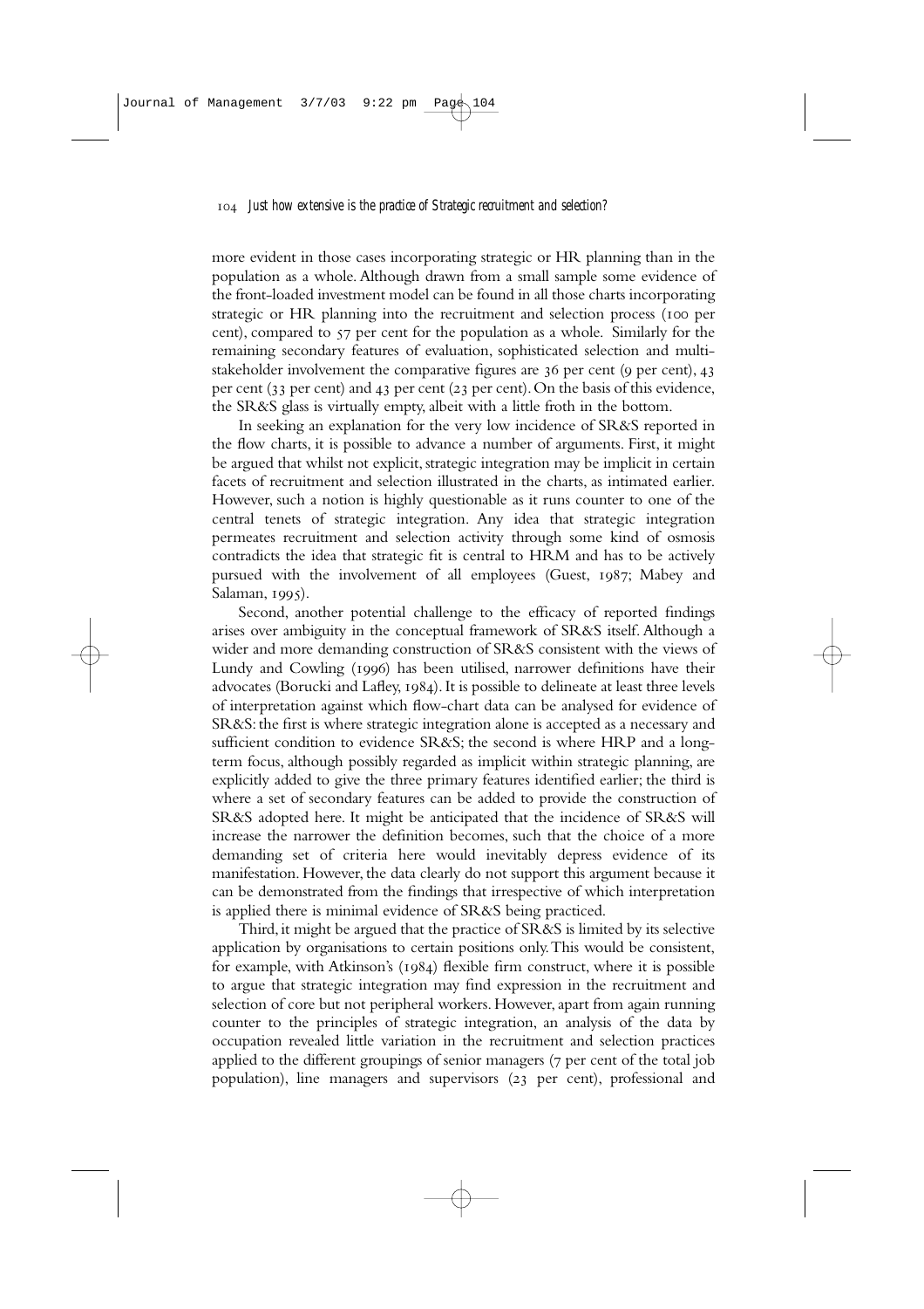more evident in those cases incorporating strategic or HR planning than in the population as a whole. Although drawn from a small sample some evidence of the front-loaded investment model can be found in all those charts incorporating strategic or HR planning into the recruitment and selection process (100 per cent), compared to 57 per cent for the population as a whole. Similarly for the remaining secondary features of evaluation, sophisticated selection and multi-stakeholder involvement the comparative figures are 36 per cent (9 per cent), 43 per cent (33 per cent) and 43 per cent (23 per cent). On the basis of this evidence, the SR&S glass is virtually empty, albeit with a little froth in the bottom.

In seeking an explanation for the very low incidence of SR&S reported in the flow charts, it is possible to advance a number of arguments. First, it might be argued that whilst not explicit, strategic integration may be implicit in certain facets of recruitment and selection illustrated in the charts, as intimated earlier. However, such a notion is highly questionable as it runs counter to one of the central tenets of strategic integration. Any idea that strategic integration permeates recruitment and selection activity through some kind of osmosis contradicts the idea that strategic fit is central to HRM and has to be actively pursued with the involvement of all employees (Guest, 1987; Mabey and Salaman, 1995).

Second, another potential challenge to the efficacy of reported findings arises over ambiguity in the conceptual framework of SR&S itself. Although a wider and more demanding construction of SR&S consistent with the views of Lundy and Cowling (1996) has been utilised, narrower definitions have their advocates (Borucki and Lafley, 1984). It is possible to delineate at least three levels of interpretation against which flow-chart data can be analysed for evidence of SR&S: the first is where strategic integration alone is accepted as a necessary and sufficient condition to evidence SR&S; the second is where HRP and a long-term focus, although possibly regarded as implicit within strategic planning, are explicitly added to give the three primary features identified earlier; the third is where a set of secondary features can be added to provide the construction of SR&S adopted here. It might be anticipated that the incidence of SR&S will increase the narrower the definition becomes, such that the choice of a more demanding set of criteria here would inevitably depress evidence of its manifestation. However, the data clearly do not support this argument because it can be demonstrated from the findings that irrespective of which interpretation is applied there is minimal evidence of SR&S being practiced.

Third, it might be argued that the practice of SR&S is limited by its selective application by organisations to certain positions only. This would be consistent, for example, with Atkinson's (1984) flexible firm construct, where it is possible to argue that strategic integration may find expression in the recruitment and selection of core but not peripheral workers. However, apart from again running counter to the principles of strategic integration, an analysis of the data by occupation revealed little variation in the recruitment and selection practices applied to the different groupings of senior managers (7 per cent of the total job population), line managers and supervisors (23 per cent), professional and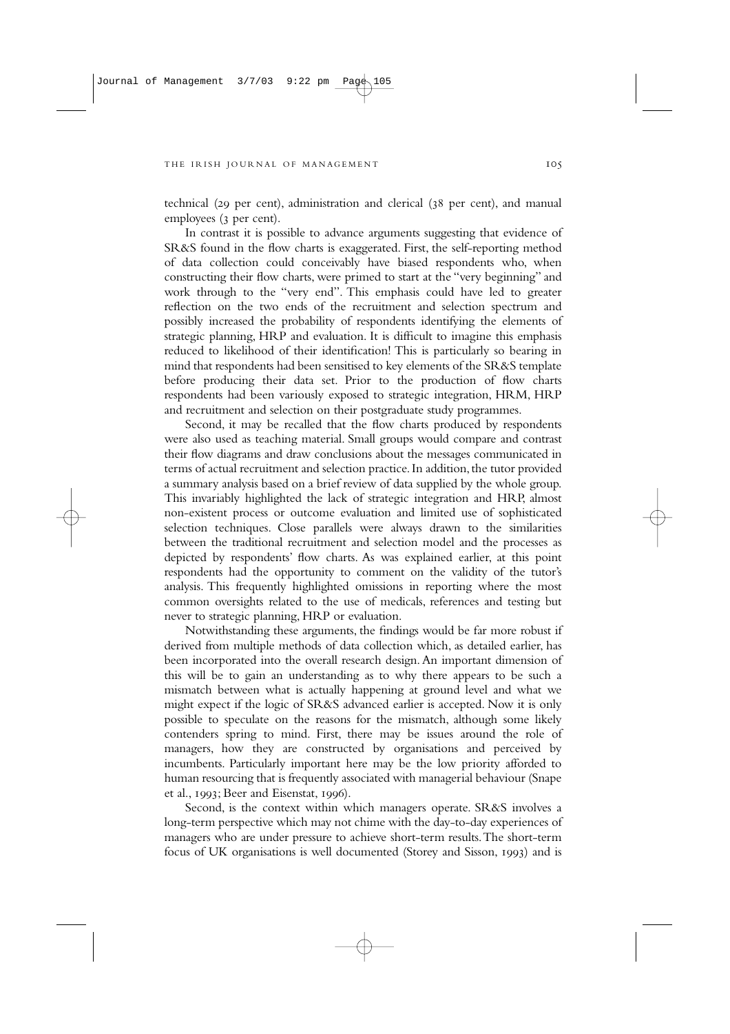technical (29 per cent), administration and clerical (38 per cent), and manual employees (3 per cent).

In contrast it is possible to advance arguments suggesting that evidence of SR&S found in the flow charts is exaggerated. First, the self-reporting method of data collection could conceivably have biased respondents who, when constructing their flow charts, were primed to start at the "very beginning" and work through to the "very end". This emphasis could have led to greater reflection on the two ends of the recruitment and selection spectrum and possibly increased the probability of respondents identifying the elements of strategic planning, HRP and evaluation. It is difficult to imagine this emphasis reduced to likelihood of their identification! This is particularly so bearing in mind that respondents had been sensitised to key elements of the SR&S template before producing their data set. Prior to the production of flow charts respondents had been variously exposed to strategic integration, HRM, HRP and recruitment and selection on their postgraduate study programmes.

Second, it may be recalled that the flow charts produced by respondents were also used as teaching material. Small groups would compare and contrast their flow diagrams and draw conclusions about the messages communicated in terms of actual recruitment and selection practice. In addition, the tutor provided a summary analysis based on a brief review of data supplied by the whole group. This invariably highlighted the lack of strategic integration and HRP, almost non-existent process or outcome evaluation and limited use of sophisticated selection techniques. Close parallels were always drawn to the similarities between the traditional recruitment and selection model and the processes as depicted by respondents' flow charts. As was explained earlier, at this point respondents had the opportunity to comment on the validity of the tutor's analysis. This frequently highlighted omissions in reporting where the most common oversights related to the use of medicals, references and testing but never to strategic planning, HRP or evaluation.

Notwithstanding these arguments, the findings would be far more robust if derived from multiple methods of data collection which, as detailed earlier, has been incorporated into the overall research design. An important dimension of this will be to gain an understanding as to why there appears to be such a mismatch between what is actually happening at ground level and what we might expect if the logic of SR&S advanced earlier is accepted. Now it is only possible to speculate on the reasons for the mismatch, although some likely contenders spring to mind. First, there may be issues around the role of managers, how they are constructed by organisations and perceived by incumbents. Particularly important here may be the low priority afforded to human resourcing that is frequently associated with managerial behaviour (Snape et al., 1993; Beer and Eisenstat, 1996).

Second, is the context within which managers operate. SR&S involves a long-term perspective which may not chime with the day-to-day experiences of managers who are under pressure to achieve short-term results. The short-term focus of UK organisations is well documented (Storey and Sisson, 1993) and is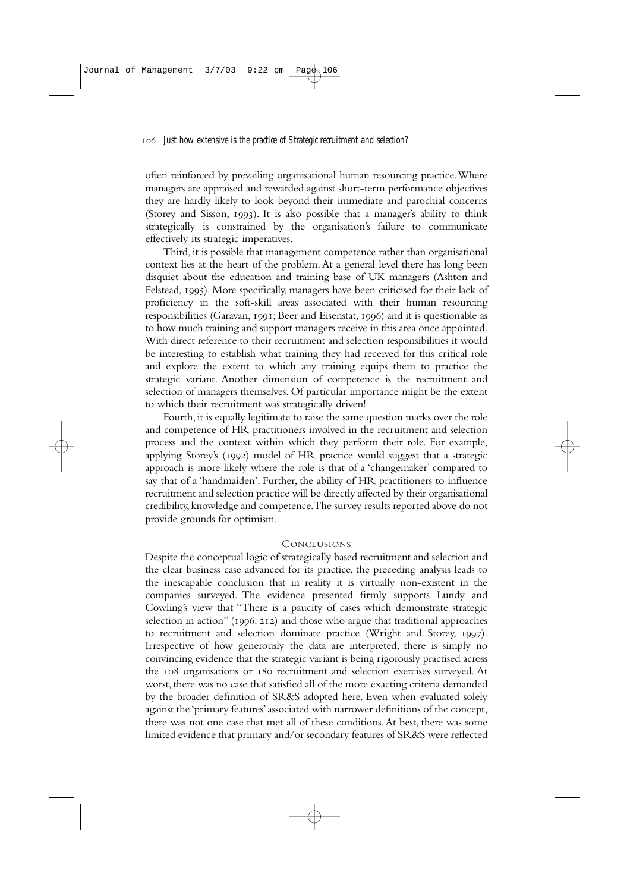often reinforced by prevailing organisational human resourcing practice. Where managers are appraised and rewarded against short-term performance objectives they are hardly likely to look beyond their immediate and parochial concerns (Storey and Sisson, 1993). It is also possible that a manager's ability to think strategically is constrained by the organisation's failure to communicate effectively its strategic imperatives.

Third, it is possible that management competence rather than organisational context lies at the heart of the problem. At a general level there has long been disquiet about the education and training base of UK managers (Ashton and Felstead, 1995). More specifically, managers have been criticised for their lack of proficiency in the soft-skill areas associated with their human resourcing responsibilities (Garavan, 1991; Beer and Eisenstat, 1996) and it is questionable as to how much training and support managers receive in this area once appointed. With direct reference to their recruitment and selection responsibilities it would be interesting to establish what training they had received for this critical role and explore the extent to which any training equips them to practice the strategic variant. Another dimension of competence is the recruitment and selection of managers themselves. Of particular importance might be the extent to which their recruitment was strategically driven!

Fourth, it is equally legitimate to raise the same question marks over the role and competence of HR practitioners involved in the recruitment and selection process and the context within which they perform their role. For example, applying Storey's (1992) model of HR practice would suggest that a strategic approach is more likely where the role is that of a 'changemaker' compared to say that of a 'handmaiden'. Further, the ability of HR practitioners to influence recruitment and selection practice will be directly affected by their organisational credibility, knowledge and competence. The survey results reported above do not provide grounds for optimism.

## Conclusions

Despite the conceptual logic of strategically based recruitment and selection and the clear business case advanced for its practice, the preceding analysis leads to the inescapable conclusion that in reality it is virtually non-existent in the companies surveyed. The evidence presented firmly supports Lundy and Cowling's view that "There is a paucity of cases which demonstrate strategic selection in action" (1996: 212) and those who argue that traditional approaches to recruitment and selection dominate practice (Wright and Storey, 1997). Irrespective of how generously the data are interpreted, there is simply no convincing evidence that the strategic variant is being rigorously practised across the 108 organisations or 180 recruitment and selection exercises surveyed. At worst, there was no case that satisfied all of the more exacting criteria demanded by the broader definition of SR&S adopted here. Even when evaluated solely against the 'primary features' associated with narrower definitions of the concept, there was not one case that met all of these conditions. At best, there was some limited evidence that primary and/or secondary features of SR&S were reflected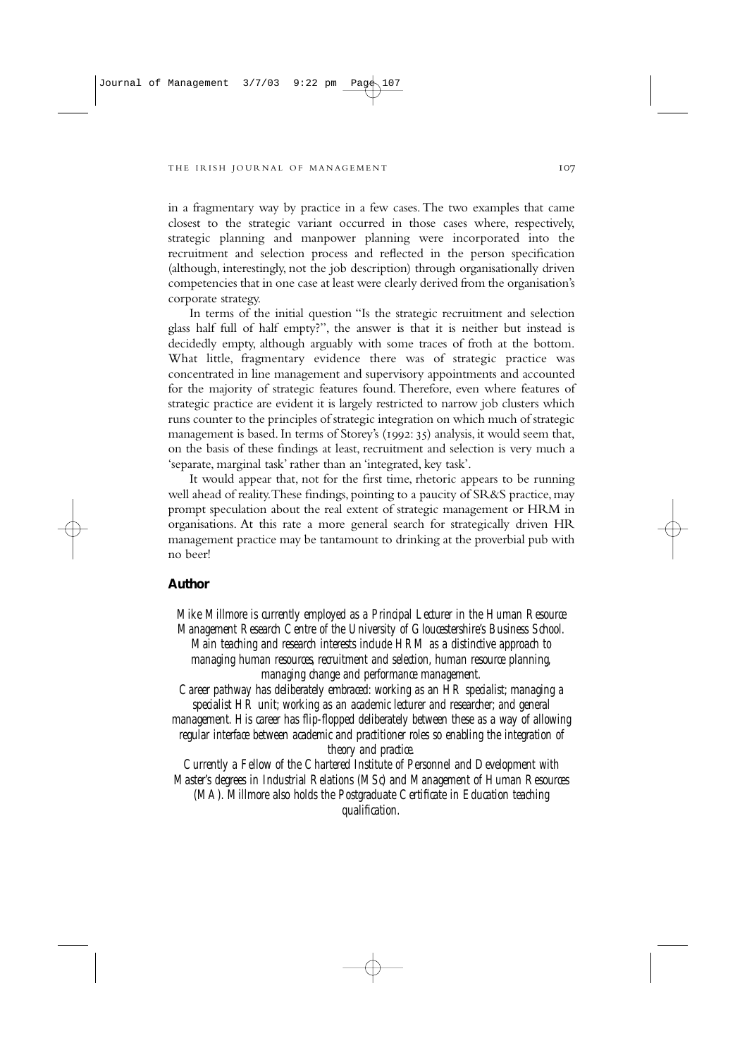in a fragmentary way by practice in a few cases. The two examples that came closest to the strategic variant occurred in those cases where, respectively, strategic planning and manpower planning were incorporated into the recruitment and selection process and reflected in the person specification (although, interestingly, not the job description) through organisationally driven competencies that in one case at least were clearly derived from the organisation's corporate strategy.

In terms of the initial question "Is the strategic recruitment and selection glass half full of half empty?", the answer is that it is neither but instead is decidedly empty, although arguably with some traces of froth at the bottom. What little, fragmentary evidence there was of strategic practice was concentrated in line management and supervisory appointments and accounted for the majority of strategic features found. Therefore, even where features of strategic practice are evident it is largely restricted to narrow job clusters which runs counter to the principles of strategic integration on which much of strategic management is based. In terms of Storey's (1992: 35) analysis, it would seem that, on the basis of these findings at least, recruitment and selection is very much a 'separate, marginal task' rather than an 'integrated, key task'.

It would appear that, not for the first time, rhetoric appears to be running well ahead of reality. These findings, pointing to a paucity of SR&S practice, may prompt speculation about the real extent of strategic management or HRM in organisations. At this rate a more general search for strategically driven HR management practice may be tantamount to drinking at the proverbial pub with no beer!

## Author

*Mike Millmore is currently employed as a Principal Lecturer in the Human Resource Management Research Centre of the University of Gloucestershire's Business School. Main teaching and research interests include HRM as a distinctive approach to managing human resources, recruitment and selection, human resource planning, managing change and performance management.*

*Career pathway has deliberately embraced: working as an HR specialist; managing a specialist HR unit; working as an academic lecturer and researcher; and general management. His career has flip-flopped deliberately between these as a way of allowing regular interface between academic and practitioner roles so enabling the integration of theory and practice.*

*Currently a Fellow of the Chartered Institute of Personnel and Development with Master's degrees in Industrial Relations (MSc) and Management of Human Resources (MA). Millmore also holds the Postgraduate Certificate in Education teaching qualification.*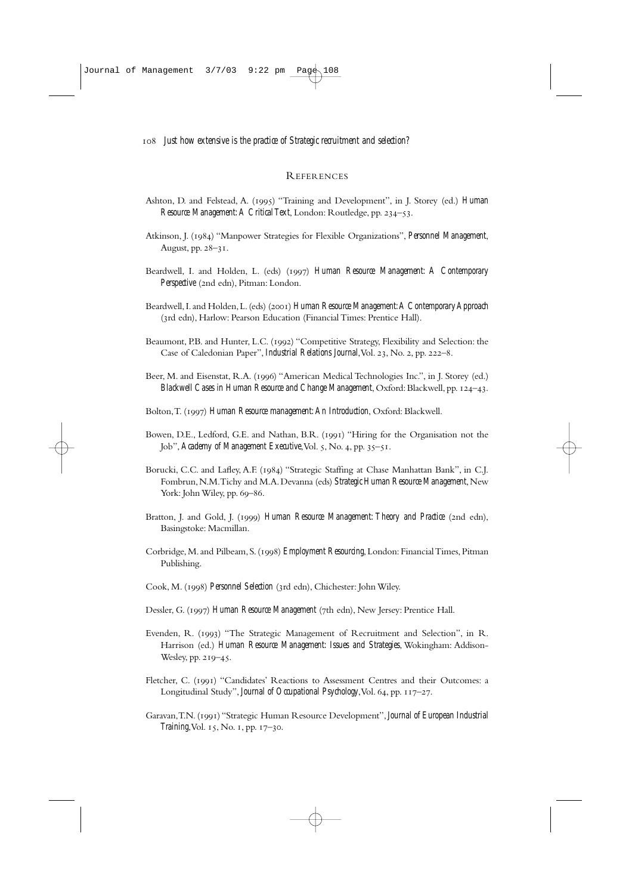## References

Ashton, D. and Felstead, A. (1995) "Training and Development", in J. Storey (ed.) *Human Resource Management: A Critical Text*, London: Routledge, pp. 234–53.

Atkinson, J. (1984) "Manpower Strategies for Flexible Organizations", *Personnel Management*, August, pp. 28–31.

Beardwell, I. and Holden, L. (eds) (1997) *Human Resource Management: A Contemporary Perspective* (2nd edn), Pitman: London.

Beardwell, I. and Holden, L. (eds) (2001) *Human Resource Management: A Contemporary Approach* (3rd edn), Harlow: Pearson Education (Financial Times: Prentice Hall).

Beaumont, P.B. and Hunter, L.C. (1992) "Competitive Strategy, Flexibility and Selection: the Case of Caledonian Paper", *Industrial Relations Journal*, Vol. 23, No. 2, pp. 222–8.

Beer, M. and Eisenstat, R.A. (1996) "American Medical Technologies Inc.", in J. Storey (ed.) *Blackwell Cases in Human Resource and Change Management*, Oxford: Blackwell, pp. 124–43.

Bolton, T. (1997) *Human Resource management: An Introduction*, Oxford: Blackwell.

Bowen, D.E., Ledford, G.E. and Nathan, B.R. (1991) "Hiring for the Organisation not the Job", *Academy of Management Executive*, Vol. 5, No. 4, pp. 35–51.

Borucki, C.C. and Lafley, A.F. (1984) "Strategic Staffing at Chase Manhattan Bank", in C.J. Fombrun, N.M. Tichy and M.A. Devanna (eds) *Strategic Human Resource Management*, New York: John Wiley, pp. 69–86.

Bratton, J. and Gold, J. (1999) *Human Resource Management: Theory and Practice* (2nd edn), Basingstoke: Macmillan.

Corbridge, M. and Pilbeam, S. (1998) *Employment Resourcing*, London: Financial Times, Pitman Publishing.

Cook, M. (1998) *Personnel Selection* (3rd edn), Chichester: John Wiley.

Dessler, G. (1997) *Human Resource Management* (7th edn), New Jersey: Prentice Hall.

Evenden, R. (1993) "The Strategic Management of Recruitment and Selection", in R. Harrison (ed.) *Human Resource Management: Issues and Strategies*, Wokingham: Addison-Wesley, pp. 219–45.

Fletcher, C. (1991) "Candidates' Reactions to Assessment Centres and their Outcomes: a Longitudinal Study", *Journal of Occupational Psychology*, Vol. 64, pp. 117–27.

Garavan, T.N. (1991) "Strategic Human Resource Development", *Journal of European Industrial Training*, Vol. 15, No. 1, pp. 17–30.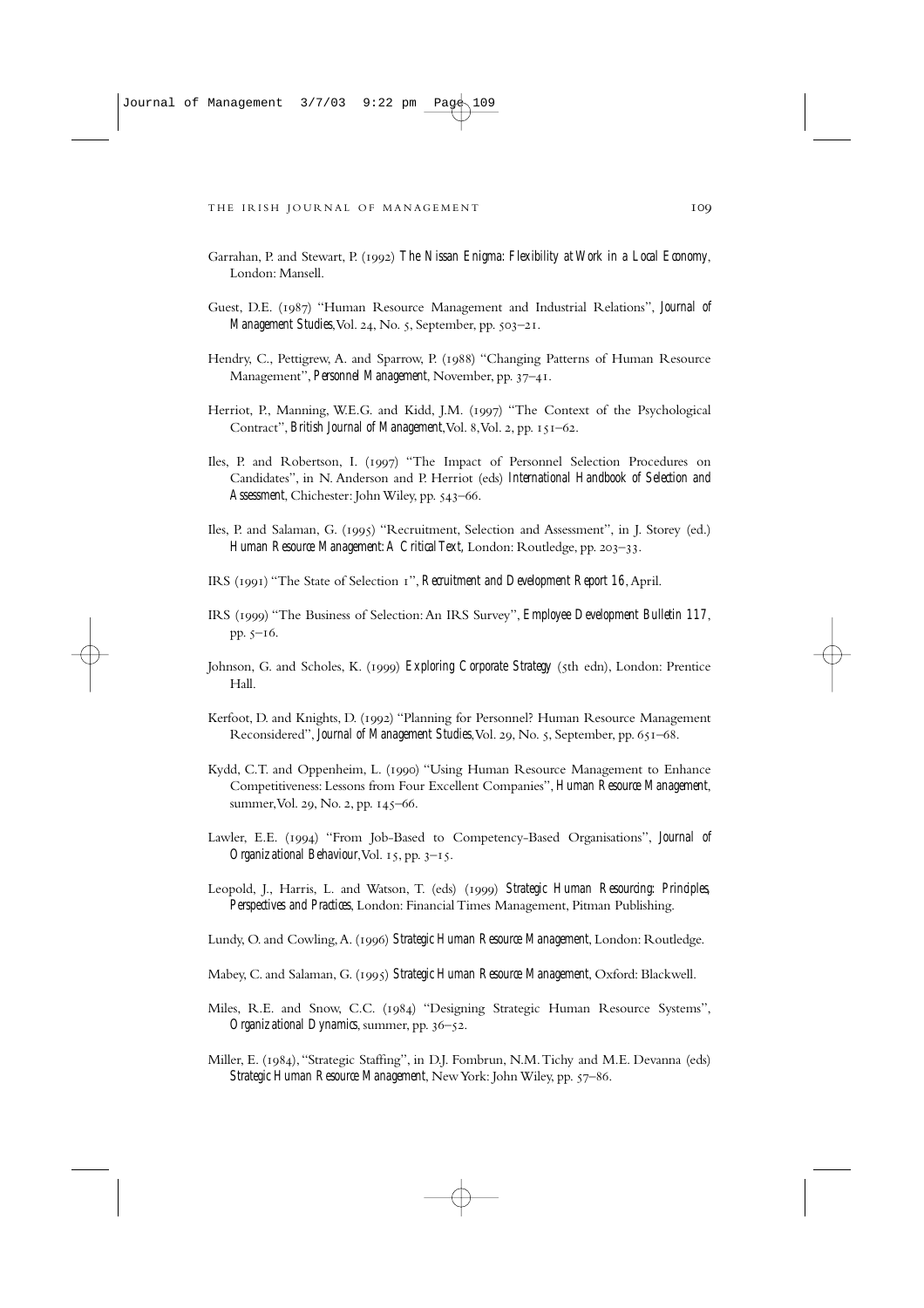Garrahan, P. and Stewart, P. (1992) *The Nissan Enigma: Flexibility at Work in a Local Economy*, London: Mansell.

Guest, D.E. (1987) "Human Resource Management and Industrial Relations", *Journal of Management Studies*, Vol. 24, No. 5, September, pp. 503–21.

Hendry, C., Pettigrew, A. and Sparrow, P. (1988) "Changing Patterns of Human Resource Management", *Personnel Management*, November, pp. 37–41.

Herriot, P., Manning, W.E.G. and Kidd, J.M. (1997) "The Context of the Psychological Contract", *British Journal of Management*, Vol. 8, Vol. 2, pp. 151–62.

Iles, P. and Robertson, I. (1997) "The Impact of Personnel Selection Procedures on Candidates", in N. Anderson and P. Herriot (eds) *International Handbook of Selection and Assessment*, Chichester: John Wiley, pp. 543–66.

Iles, P. and Salaman, G. (1995) "Recruitment, Selection and Assessment", in J. Storey (ed.) *Human Resource Management: A Critical Text*, London: Routledge, pp. 203–33.

IRS (1991) "The State of Selection 1", *Recruitment and Development Report 16*, April.

IRS (1999) "The Business of Selection: An IRS Survey", *Employee Development Bulletin 117*, pp. 5–16.

Johnson, G. and Scholes, K. (1999) *Exploring Corporate Strategy* (5th edn), London: Prentice Hall.

Kerfoot, D. and Knights, D. (1992) "Planning for Personnel? Human Resource Management Reconsidered", *Journal of Management Studies*, Vol. 29, No. 5, September, pp. 651–68.

Kydd, C.T. and Oppenheim, L. (1990) "Using Human Resource Management to Enhance Competitiveness: Lessons from Four Excellent Companies", *Human Resource Management*, summer, Vol. 29, No. 2, pp. 145–66.

Lawler, E.E. (1994) "From Job-Based to Competency-Based Organisations", *Journal of Organizational Behaviour*, Vol. 15, pp. 3–15.

Leopold, J., Harris, L. and Watson, T. (eds) (1999) *Strategic Human Resourcing: Principles, Perspectives and Practices*, London: Financial Times Management, Pitman Publishing.

Lundy, O. and Cowling, A. (1996) *Strategic Human Resource Management*, London: Routledge.

Mabey, C. and Salaman, G. (1995) *Strategic Human Resource Management*, Oxford: Blackwell.

Miles, R.E. and Snow, C.C. (1984) "Designing Strategic Human Resource Systems", *Organizational Dynamics*, summer, pp. 36–52.

Miller, E. (1984), "Strategic Staffing", in D.J. Fombrun, N.M. Tichy and M.E. Devanna (eds) *Strategic Human Resource Management*, New York: John Wiley, pp. 57–86.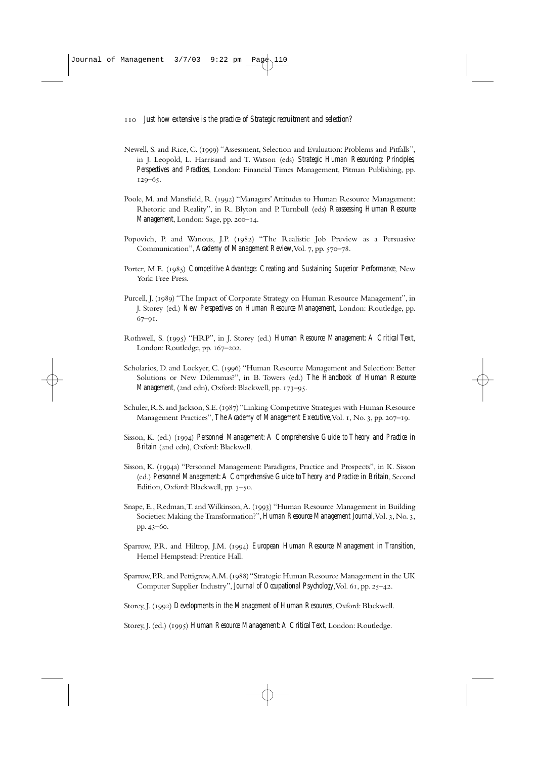Newell, S. and Rice, C. (1999) "Assessment, Selection and Evaluation: Problems and Pitfalls", in J. Leopold, L. Harrisand and T. Watson (eds) *Strategic Human Resourcing: Principles, Perspectives and Practices*, London: Financial Times Management, Pitman Publishing, pp. 129–65.

Poole, M. and Mansfield, R. (1992) "Managers' Attitudes to Human Resource Management: Rhetoric and Reality", in R. Blyton and P. Turnbull (eds) *Reassessing Human Resource Management*, London: Sage, pp. 200–14.

Popovich, P. and Wanous, J.P. (1982) "The Realistic Job Preview as a Persuasive Communication", *Academy of Management Review*, Vol. 7, pp. 570–78.

Porter, M.E. (1985) *Competitive Advantage: Creating and Sustaining Superior Performance*, New York: Free Press.

Purcell, J. (1989) "The Impact of Corporate Strategy on Human Resource Management", in J. Storey (ed.) *New Perspectives on Human Resource Management*, London: Routledge, pp. 67–91.

Rothwell, S. (1995) "HRP", in J. Storey (ed.) *Human Resource Management: A Critical Text*, London: Routledge, pp. 167–202.

Scholarios, D. and Lockyer, C. (1996) "Human Resource Management and Selection: Better Solutions or New Dilemmas?", in B. Towers (ed.) *The Handbook of Human Resource Management*, (2nd edn), Oxford: Blackwell, pp. 173–95.

Schuler, R.S. and Jackson, S.E. (1987) "Linking Competitive Strategies with Human Resource Management Practices", *The Academy of Management Executive*, Vol. 1, No. 3, pp. 207–19.

Sisson, K. (ed.) (1994) *Personnel Management: A Comprehensive Guide to Theory and Practice in Britain* (2nd edn), Oxford: Blackwell.

Sisson, K. (1994a) "Personnel Management: Paradigms, Practice and Prospects", in K. Sisson (ed.) *Personnel Management: A Comprehensive Guide to Theory and Practice in Britain*, Second Edition, Oxford: Blackwell, pp. 3–50.

Snape, E., Redman, T. and Wilkinson, A. (1993) "Human Resource Management in Building Societies: Making the Transformation?", *Human Resource Management Journal*, Vol. 3, No. 3, pp. 43–60.

Sparrow, P.R. and Hiltrop, J.M. (1994) *European Human Resource Management in Transition*, Hemel Hempstead: Prentice Hall.

Sparrow, P.R. and Pettigrew, A.M. (1988) "Strategic Human Resource Management in the UK Computer Supplier Industry", *Journal of Occupational Psychology*, Vol. 61, pp. 25–42.

Storey, J. (1992) *Developments in the Management of Human Resources*, Oxford: Blackwell.

Storey, J. (ed.) (1995) *Human Resource Management: A Critical Text*, London: Routledge.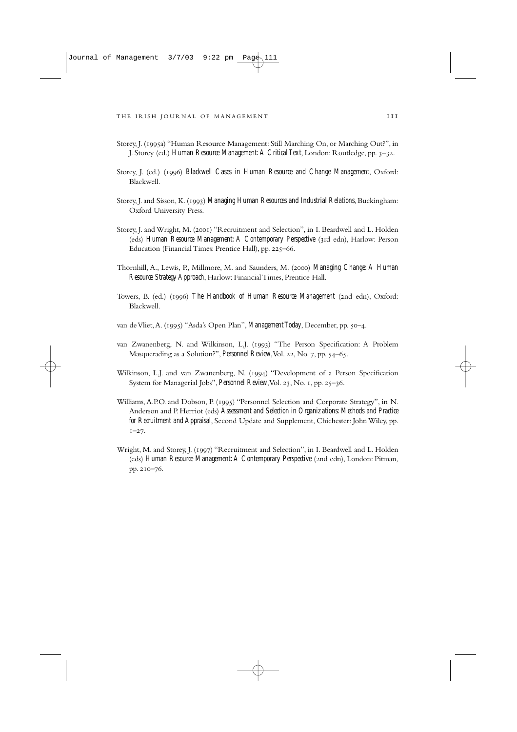Storey, J. (1995a) "Human Resource Management: Still Marching On, or Marching Out?", in J. Storey (ed.) *Human Resource Management: A Critical Text*, London: Routledge, pp. 3–32.

Storey, J. (ed.) (1996) *Blackwell Cases in Human Resource and Change Management*, Oxford: Blackwell.

Storey, J. and Sisson, K. (1993) *Managing Human Resources and Industrial Relations*, Buckingham: Oxford University Press.

Storey, J. and Wright, M. (2001) "Recruitment and Selection", in I. Beardwell and L. Holden (eds) *Human Resource Management: A Contemporary Perspective* (3rd edn), Harlow: Person Education (Financial Times: Prentice Hall), pp. 225–66.

Thornhill, A., Lewis, P., Millmore, M. and Saunders, M. (2000) *Managing Change: A Human Resource Strategy Approach*, Harlow: Financial Times, Prentice Hall.

Towers, B. (ed.) (1996) *The Handbook of Human Resource Management* (2nd edn), Oxford: Blackwell.

van de Vliet, A. (1995) "Asda's Open Plan", *Management Today*, December, pp. 50–4.

van Zwanenberg, N. and Wilkinson, L.J. (1993) "The Person Specification: A Problem Masquerading as a Solution?", *Personnel Review*, Vol. 22, No. 7, pp. 54–65.

Wilkinson, L.J. and van Zwanenberg, N. (1994) "Development of a Person Specification System for Managerial Jobs", *Personnel Review*, Vol. 23, No. 1, pp. 25–36.

Williams, A.P.O. and Dobson, P. (1995) "Personnel Selection and Corporate Strategy", in N. Anderson and P. Herriot (eds) *Assessment and Selection in Organizations: Methods and Practice for Recruitment and Appraisal*, Second Update and Supplement, Chichester: John Wiley, pp. 1–27.

Wright, M. and Storey, J. (1997) "Recruitment and Selection", in I. Beardwell and L. Holden (eds) *Human Resource Management: A Contemporary Perspective* (2nd edn), London: Pitman, pp. 210–76.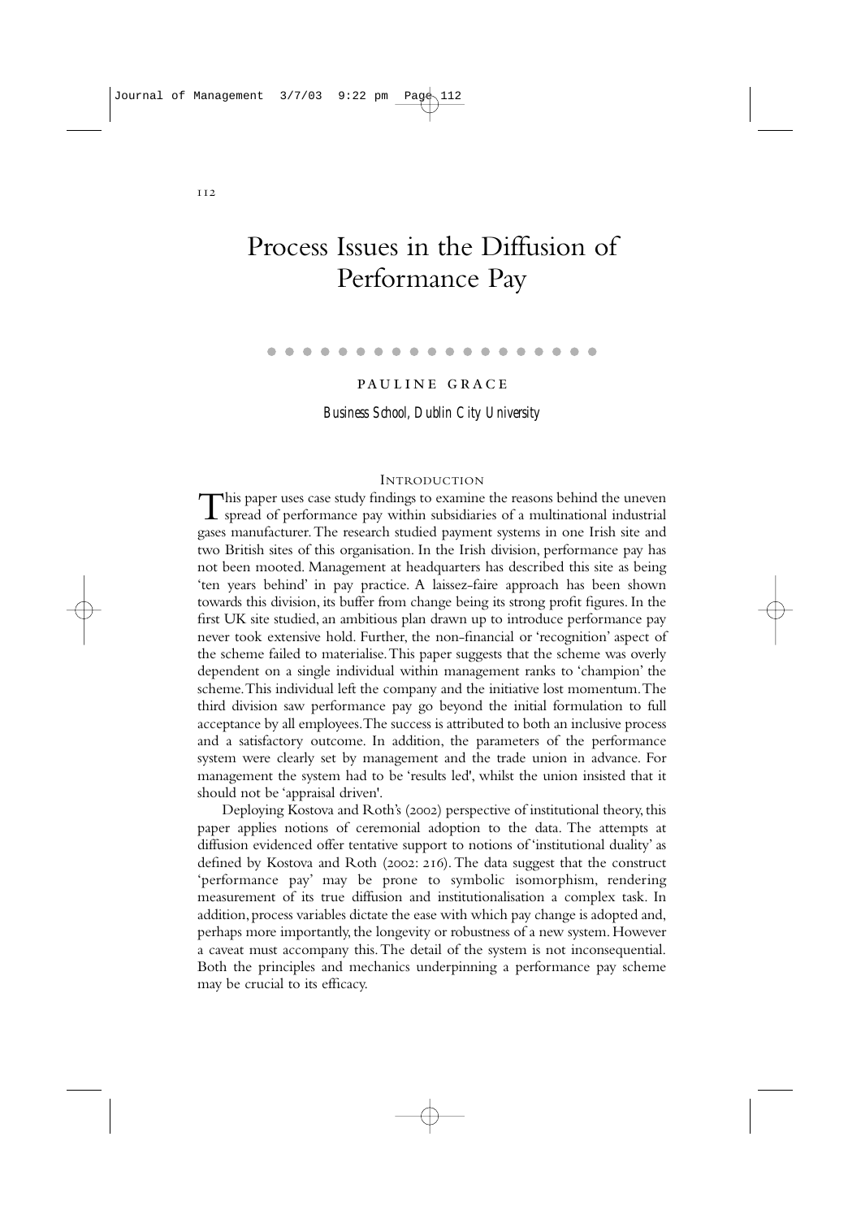# Process Issues in the Diffusion of Performance Pay

PAULINE GRACE

*Business School, Dublin City University*

## INTRODUCTION

This paper uses case study findings to examine the reasons behind the uneven spread of performance pay within subsidiaries of a multinational industrial gases manufacturer. The research studied payment systems in one Irish site and two British sites of this organisation. In the Irish division, performance pay has not been mooted. Management at headquarters has described this site as being 'ten years behind' in pay practice. A laissez-faire approach has been shown towards this division, its buffer from change being its strong profit figures. In the first UK site studied, an ambitious plan drawn up to introduce performance pay never took extensive hold. Further, the non-financial or 'recognition' aspect of the scheme failed to materialise. This paper suggests that the scheme was overly dependent on a single individual within management ranks to 'champion' the scheme. This individual left the company and the initiative lost momentum. The third division saw performance pay go beyond the initial formulation to full acceptance by all employees. The success is attributed to both an inclusive process and a satisfactory outcome. In addition, the parameters of the performance system were clearly set by management and the trade union in advance. For management the system had to be 'results led', whilst the union insisted that it should not be 'appraisal driven'.

Deploying Kostova and Roth's (2002) perspective of institutional theory, this paper applies notions of ceremonial adoption to the data. The attempts at diffusion evidenced offer tentative support to notions of 'institutional duality' as defined by Kostova and Roth (2002: 216). The data suggest that the construct 'performance pay' may be prone to symbolic isomorphism, rendering measurement of its true diffusion and institutionalisation a complex task. In addition, process variables dictate the ease with which pay change is adopted and, perhaps more importantly, the longevity or robustness of a new system. However a caveat must accompany this. The detail of the system is not inconsequential. Both the principles and mechanics underpinning a performance pay scheme may be crucial to its efficacy.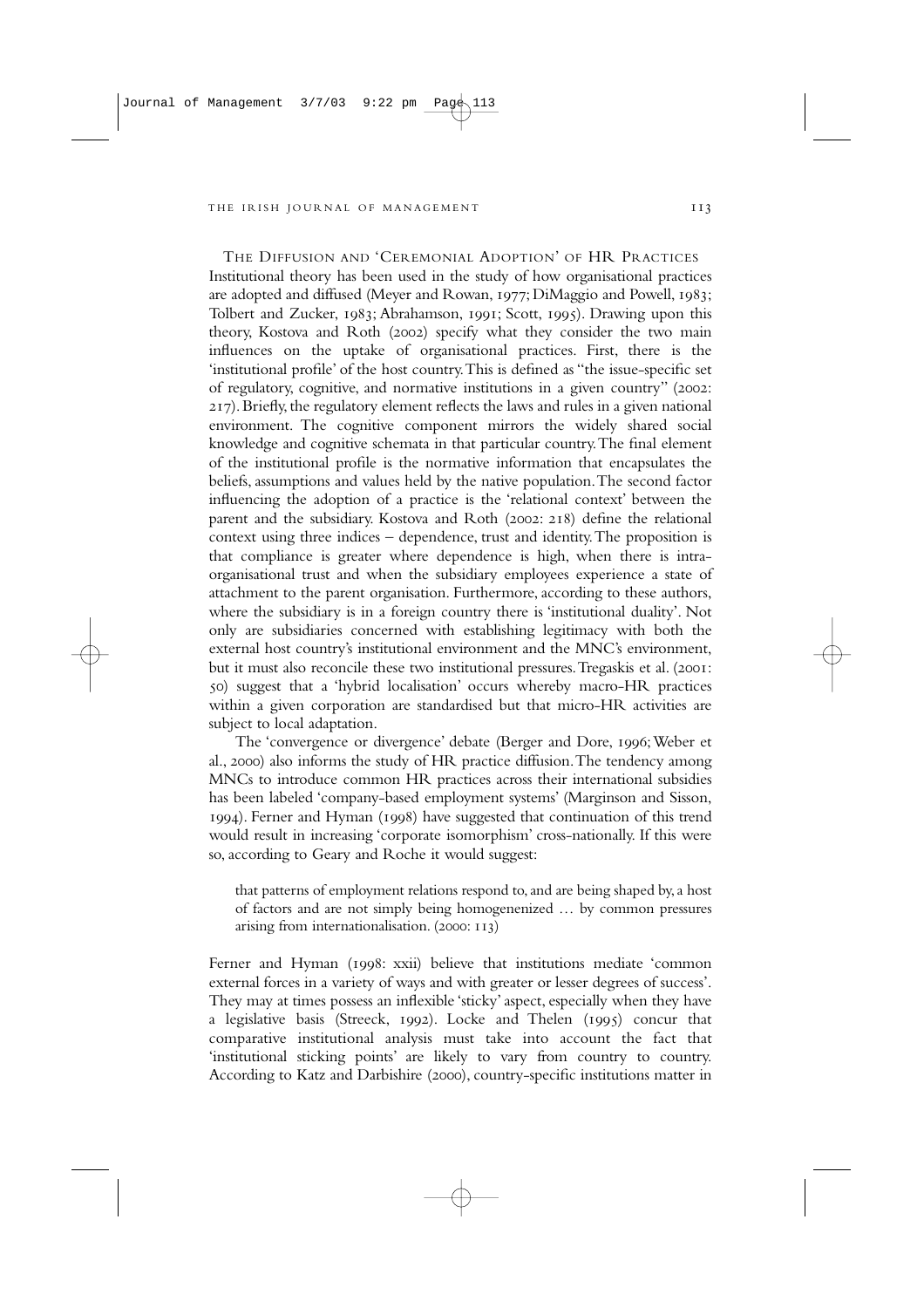## The Diffusion and 'Ceremonial Adoption' of HR Practices

Institutional theory has been used in the study of how organisational practices are adopted and diffused (Meyer and Rowan, 1977; DiMaggio and Powell, 1983; Tolbert and Zucker, 1983; Abrahamson, 1991; Scott, 1995). Drawing upon this theory, Kostova and Roth (2002) specify what they consider the two main influences on the uptake of organisational practices. First, there is the 'institutional profile' of the host country. This is defined as "the issue-specific set of regulatory, cognitive, and normative institutions in a given country" (2002: 217). Briefly, the regulatory element reflects the laws and rules in a given national environment. The cognitive component mirrors the widely shared social knowledge and cognitive schemata in that particular country. The final element of the institutional profile is the normative information that encapsulates the beliefs, assumptions and values held by the native population. The second factor influencing the adoption of a practice is the 'relational context' between the parent and the subsidiary. Kostova and Roth (2002: 218) define the relational context using three indices – dependence, trust and identity. The proposition is that compliance is greater where dependence is high, when there is intra-organisational trust and when the subsidiary employees experience a state of attachment to the parent organisation. Furthermore, according to these authors, where the subsidiary is in a foreign country there is 'institutional duality'. Not only are subsidiaries concerned with establishing legitimacy with both the external host country's institutional environment and the MNC's environment, but it must also reconcile these two institutional pressures. Tregaskis et al. (2001: 50) suggest that a 'hybrid localisation' occurs whereby macro-HR practices within a given corporation are standardised but that micro-HR activities are subject to local adaptation.

The 'convergence or divergence' debate (Berger and Dore, 1996; Weber et al., 2000) also informs the study of HR practice diffusion. The tendency among MNCs to introduce common HR practices across their international subsidies has been labeled 'company-based employment systems' (Marginson and Sisson, 1994). Ferner and Hyman (1998) have suggested that continuation of this trend would result in increasing 'corporate isomorphism' cross-nationally. If this were so, according to Geary and Roche it would suggest:

> that patterns of employment relations respond to, and are being shaped by, a host of factors and are not simply being homogenized … by common pressures arising from internationalisation. (2000: 113)

Ferner and Hyman (1998: xxii) believe that institutions mediate 'common external forces in a variety of ways and with greater or lesser degrees of success'. They may at times possess an inflexible 'sticky' aspect, especially when they have a legislative basis (Streeck, 1992). Locke and Thelen (1995) concur that comparative institutional analysis must take into account the fact that 'institutional sticking points' are likely to vary from country to country. According to Katz and Darbishire (2000), country-specific institutions matter in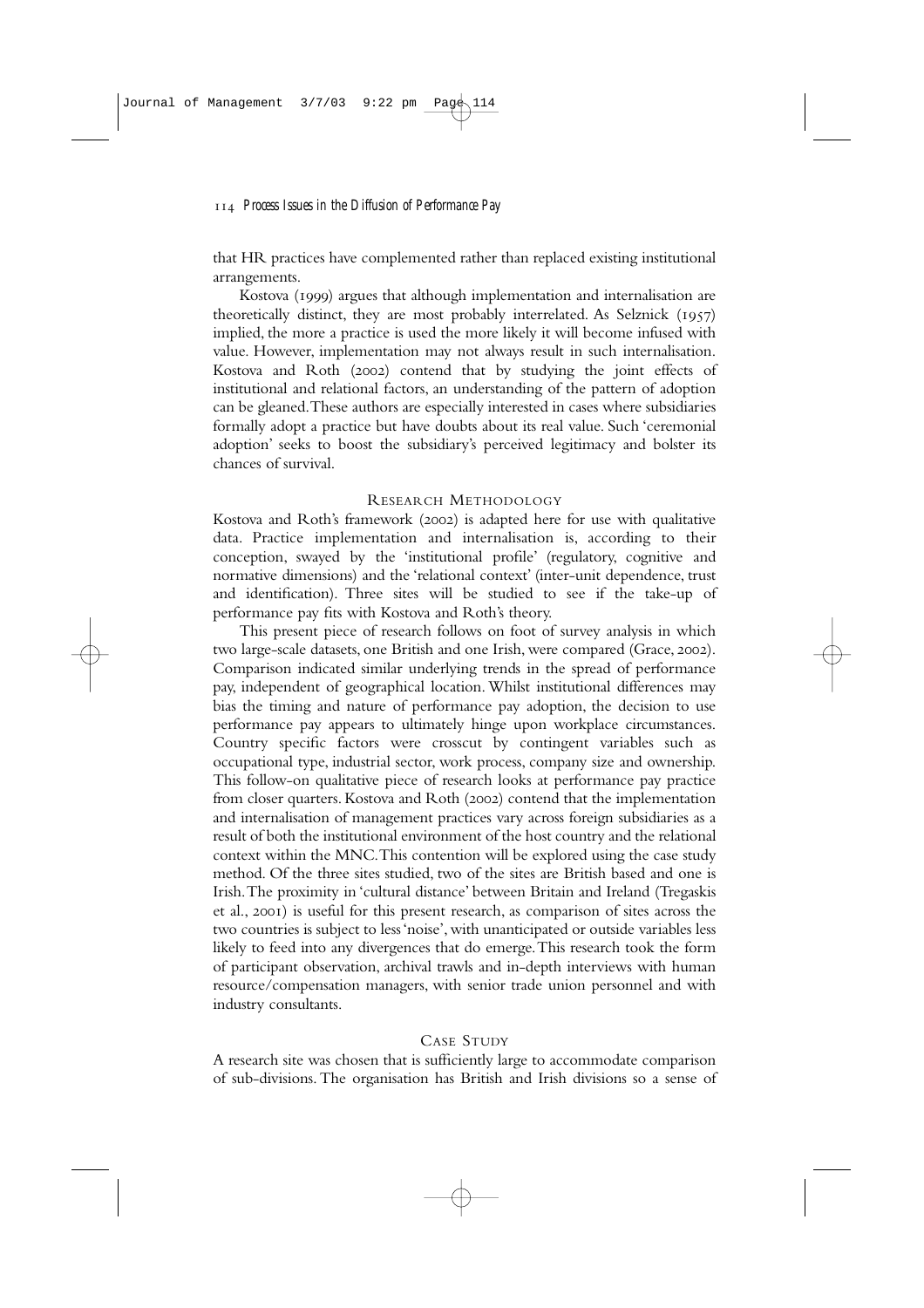that HR practices have complemented rather than replaced existing institutional arrangements.

Kostova (1999) argues that although implementation and internalisation are theoretically distinct, they are most probably interrelated. As Selznick (1957) implied, the more a practice is used the more likely it will become infused with value. However, implementation may not always result in such internalisation. Kostova and Roth (2002) contend that by studying the joint effects of institutional and relational factors, an understanding of the pattern of adoption can be gleaned. These authors are especially interested in cases where subsidiaries formally adopt a practice but have doubts about its real value. Such 'ceremonial adoption' seeks to boost the subsidiary's perceived legitimacy and bolster its chances of survival.

## RESEARCH METHODOLOGY

Kostova and Roth's framework (2002) is adapted here for use with qualitative data. Practice implementation and internalisation is, according to their conception, swayed by the 'institutional profile' (regulatory, cognitive and normative dimensions) and the 'relational context' (inter-unit dependence, trust and identification). Three sites will be studied to see if the take-up of performance pay fits with Kostova and Roth's theory.

This present piece of research follows on foot of survey analysis in which two large-scale datasets, one British and one Irish, were compared (Grace, 2002). Comparison indicated similar underlying trends in the spread of performance pay, independent of geographical location. Whilst institutional differences may bias the timing and nature of performance pay adoption, the decision to use performance pay appears to ultimately hinge upon workplace circumstances. Country specific factors were crosscut by contingent variables such as occupational type, industrial sector, work process, company size and ownership. This follow-on qualitative piece of research looks at performance pay practice from closer quarters. Kostova and Roth (2002) contend that the implementation and internalisation of management practices vary across foreign subsidiaries as a result of both the institutional environment of the host country and the relational context within the MNC. This contention will be explored using the case study method. Of the three sites studied, two of the sites are British based and one is Irish. The proximity in 'cultural distance' between Britain and Ireland (Tregaskis et al., 2001) is useful for this present research, as comparison of sites across the two countries is subject to less 'noise', with unanticipated or outside variables less likely to feed into any divergences that do emerge. This research took the form of participant observation, archival trawls and in-depth interviews with human resource/compensation managers, with senior trade union personnel and with industry consultants.

## CASE STUDY

A research site was chosen that is sufficiently large to accommodate comparison of sub-divisions. The organisation has British and Irish divisions so a sense of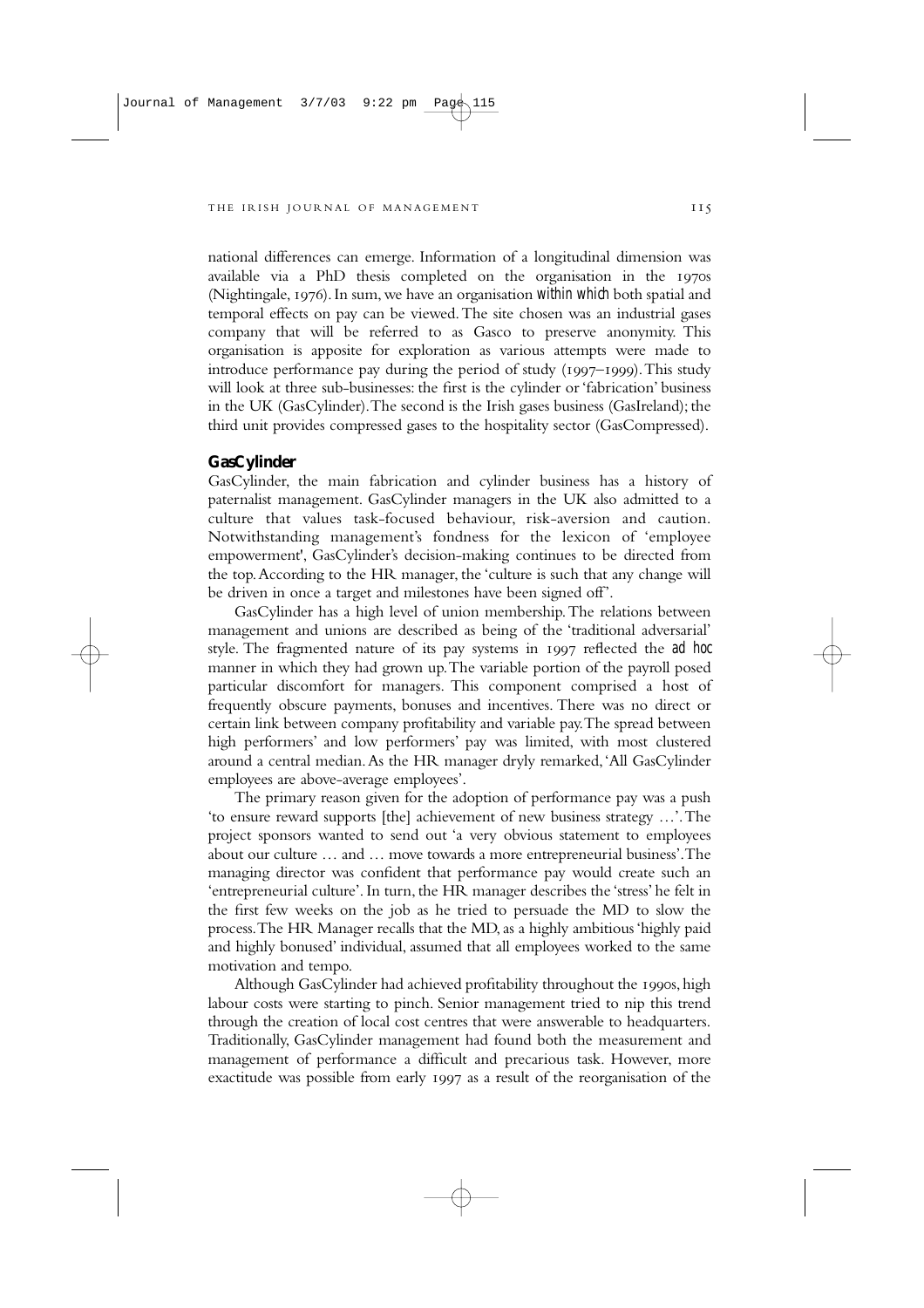national differences can emerge. Information of a longitudinal dimension was available via a PhD thesis completed on the organisation in the 1970s (Nightingale, 1976). In sum, we have an organisation *within which* both spatial and temporal effects on pay can be viewed. The site chosen was an industrial gases company that will be referred to as Gasco to preserve anonymity. This organisation is apposite for exploration as various attempts were made to introduce performance pay during the period of study (1997–1999). This study will look at three sub-businesses: the first is the cylinder or 'fabrication' business in the UK (GasCylinder). The second is the Irish gases business (GasIreland); the third unit provides compressed gases to the hospitality sector (GasCompressed).

### GasCylinder

GasCylinder, the main fabrication and cylinder business has a history of paternalist management. GasCylinder managers in the UK also admitted to a culture that values task-focused behaviour, risk-aversion and caution. Notwithstanding management's fondness for the lexicon of 'employee empowerment', GasCylinder's decision-making continues to be directed from the top. According to the HR manager, the 'culture is such that any change will be driven in once a target and milestones have been signed off'.

GasCylinder has a high level of union membership. The relations between management and unions are described as being of the 'traditional adversarial' style. The fragmented nature of its pay systems in 1997 reflected the *ad hoc* manner in which they had grown up. The variable portion of the payroll posed particular discomfort for managers. This component comprised a host of frequently obscure payments, bonuses and incentives. There was no direct or certain link between company profitability and variable pay. The spread between high performers' and low performers' pay was limited, with most clustered around a central median. As the HR manager dryly remarked, 'All GasCylinder employees are above-average employees'.

The primary reason given for the adoption of performance pay was a push 'to ensure reward supports [the] achievement of new business strategy …'. The project sponsors wanted to send out 'a very obvious statement to employees about our culture … and … move towards a more entrepreneurial business'. The managing director was confident that performance pay would create such an 'entrepreneurial culture'. In turn, the HR manager describes the 'stress' he felt in the first few weeks on the job as he tried to persuade the MD to slow the process. The HR Manager recalls that the MD, as a highly ambitious 'highly paid and highly bonused' individual, assumed that all employees worked to the same motivation and tempo.

Although GasCylinder had achieved profitability throughout the 1990s, high labour costs were starting to pinch. Senior management tried to nip this trend through the creation of local cost centres that were answerable to headquarters. Traditionally, GasCylinder management had found both the measurement and management of performance a difficult and precarious task. However, more exactitude was possible from early 1997 as a result of the reorganisation of the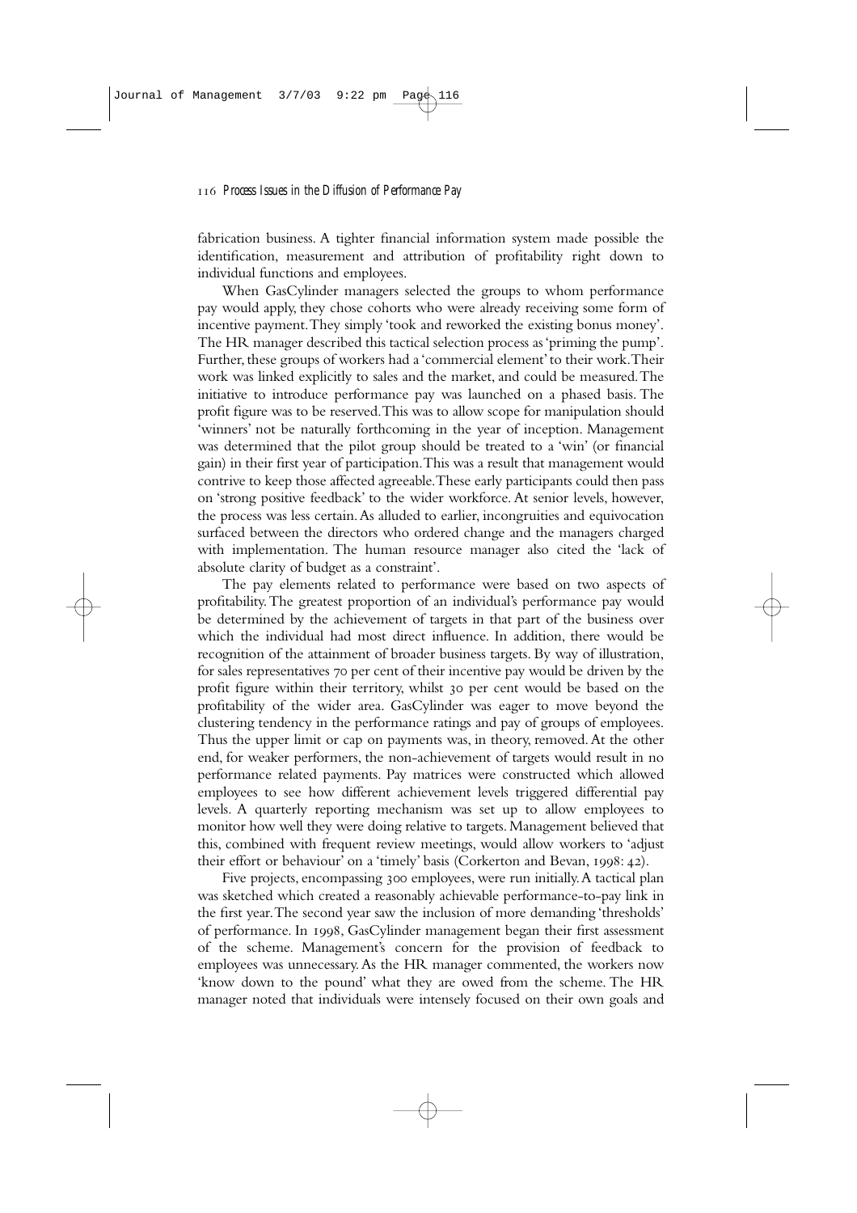fabrication business. A tighter financial information system made possible the identification, measurement and attribution of profitability right down to individual functions and employees.

When GasCylinder managers selected the groups to whom performance pay would apply, they chose cohorts who were already receiving some form of incentive payment. They simply 'took and reworked the existing bonus money'. The HR manager described this tactical selection process as 'priming the pump'. Further, these groups of workers had a 'commercial element' to their work. Their work was linked explicitly to sales and the market, and could be measured. The initiative to introduce performance pay was launched on a phased basis. The profit figure was to be reserved. This was to allow scope for manipulation should 'winners' not be naturally forthcoming in the year of inception. Management was determined that the pilot group should be treated to a 'win' (or financial gain) in their first year of participation. This was a result that management would contrive to keep those affected agreeable. These early participants could then pass on 'strong positive feedback' to the wider workforce. At senior levels, however, the process was less certain. As alluded to earlier, incongruities and equivocation surfaced between the directors who ordered change and the managers charged with implementation. The human resource manager also cited the 'lack of absolute clarity of budget as a constraint'.

The pay elements related to performance were based on two aspects of profitability. The greatest proportion of an individual's performance pay would be determined by the achievement of targets in that part of the business over which the individual had most direct influence. In addition, there would be recognition of the attainment of broader business targets. By way of illustration, for sales representatives 70 per cent of their incentive pay would be driven by the profit figure within their territory, whilst 30 per cent would be based on the profitability of the wider area. GasCylinder was eager to move beyond the clustering tendency in the performance ratings and pay of groups of employees. Thus the upper limit or cap on payments was, in theory, removed. At the other end, for weaker performers, the non-achievement of targets would result in no performance related payments. Pay matrices were constructed which allowed employees to see how different achievement levels triggered differential pay levels. A quarterly reporting mechanism was set up to allow employees to monitor how well they were doing relative to targets. Management believed that this, combined with frequent review meetings, would allow workers to 'adjust their effort or behaviour' on a 'timely' basis (Corkerton and Bevan, 1998: 42).

Five projects, encompassing 300 employees, were run initially. A tactical plan was sketched which created a reasonably achievable performance-to-pay link in the first year. The second year saw the inclusion of more demanding 'thresholds' of performance. In 1998, GasCylinder management began their first assessment of the scheme. Management's concern for the provision of feedback to employees was unnecessary. As the HR manager commented, the workers now 'know down to the pound' what they are owed from the scheme. The HR manager noted that individuals were intensely focused on their own goals and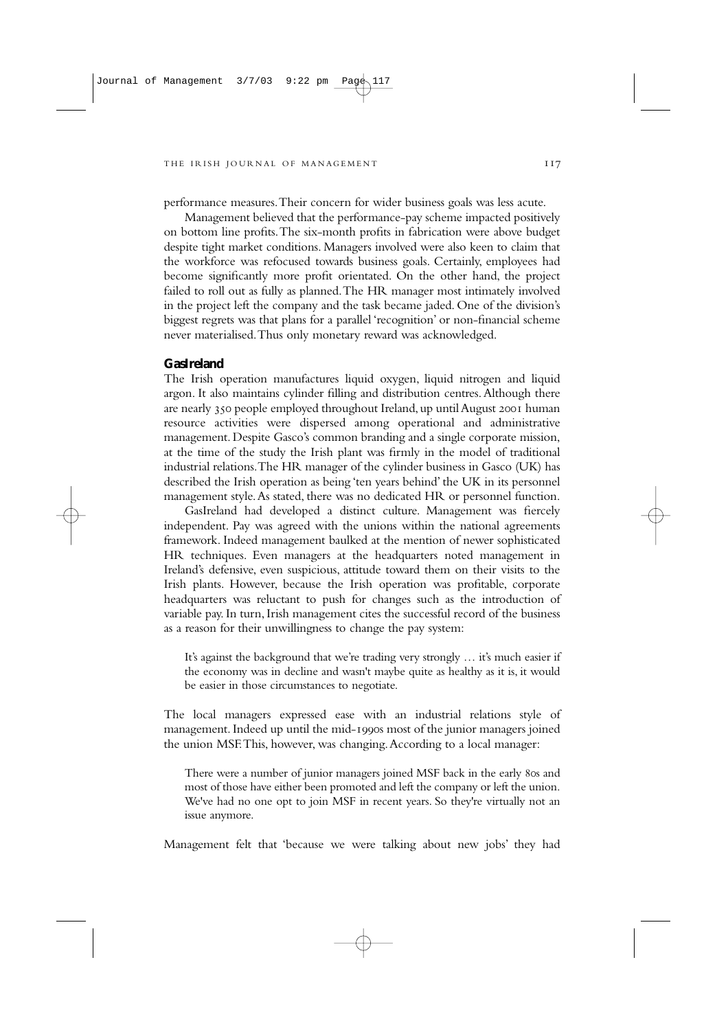performance measures. Their concern for wider business goals was less acute.

Management believed that the performance-pay scheme impacted positively on bottom line profits. The six-month profits in fabrication were above budget despite tight market conditions. Managers involved were also keen to claim that the workforce was refocused towards business goals. Certainly, employees had become significantly more profit orientated. On the other hand, the project failed to roll out as fully as planned. The HR manager most intimately involved in the project left the company and the task became jaded. One of the division's biggest regrets was that plans for a parallel 'recognition' or non-financial scheme never materialised. Thus only monetary reward was acknowledged.

### GasIreland

The Irish operation manufactures liquid oxygen, liquid nitrogen and liquid argon. It also maintains cylinder filling and distribution centres. Although there are nearly 350 people employed throughout Ireland, up until August 2001 human resource activities were dispersed among operational and administrative management. Despite Gasco's common branding and a single corporate mission, at the time of the study the Irish plant was firmly in the model of traditional industrial relations. The HR manager of the cylinder business in Gasco (UK) has described the Irish operation as being 'ten years behind' the UK in its personnel management style. As stated, there was no dedicated HR or personnel function.

GasIreland had developed a distinct culture. Management was fiercely independent. Pay was agreed with the unions within the national agreements framework. Indeed management baulked at the mention of newer sophisticated HR techniques. Even managers at the headquarters noted management in Ireland's defensive, even suspicious, attitude toward them on their visits to the Irish plants. However, because the Irish operation was profitable, corporate headquarters was reluctant to push for changes such as the introduction of variable pay. In turn, Irish management cites the successful record of the business as a reason for their unwillingness to change the pay system:

> It's against the background that we're trading very strongly … it's much easier if the economy was in decline and wasn't maybe quite as healthy as it is, it would be easier in those circumstances to negotiate.

The local managers expressed ease with an industrial relations style of management. Indeed up until the mid-1990s most of the junior managers joined the union MSF. This, however, was changing. According to a local manager:

> There were a number of junior managers joined MSF back in the early 80s and most of those have either been promoted and left the company or left the union. We've had no one opt to join MSF in recent years. So they're virtually not an issue anymore.

Management felt that 'because we were talking about new jobs' they had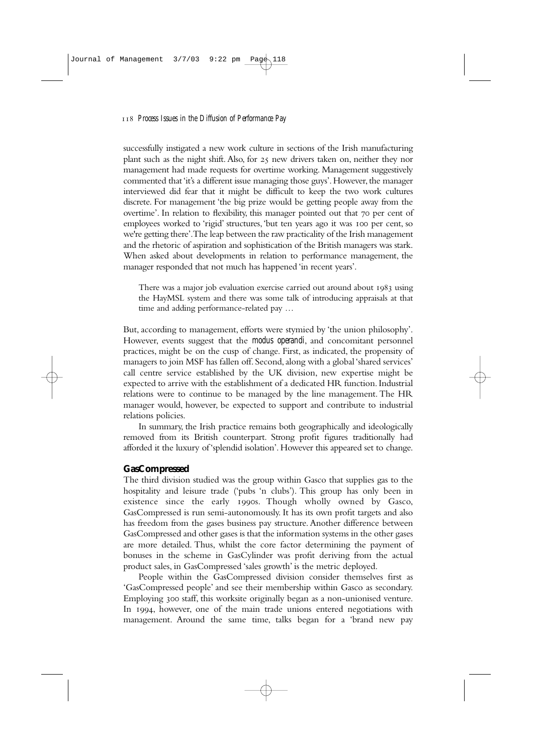successfully instigated a new work culture in sections of the Irish manufacturing plant such as the night shift. Also, for 25 new drivers taken on, neither they nor management had made requests for overtime working. Management suggestively commented that 'it's a different issue managing those guys'. However, the manager interviewed did fear that it might be difficult to keep the two work cultures discrete. For management 'the big prize would be getting people away from the overtime'. In relation to flexibility, this manager pointed out that 70 per cent of employees worked to 'rigid' structures, 'but ten years ago it was 100 per cent, so we're getting there'. The leap between the raw practicality of the Irish management and the rhetoric of aspiration and sophistication of the British managers was stark. When asked about developments in relation to performance management, the manager responded that not much has happened 'in recent years'.

> There was a major job evaluation exercise carried out around about 1983 using the HayMSL system and there was some talk of introducing appraisals at that time and adding performance-related pay …

But, according to management, efforts were stymied by 'the union philosophy'. However, events suggest that the *modus operandi*, and concomitant personnel practices, might be on the cusp of change. First, as indicated, the propensity of managers to join MSF has fallen off. Second, along with a global 'shared services' call centre service established by the UK division, new expertise might be expected to arrive with the establishment of a dedicated HR function. Industrial relations were to continue to be managed by the line management. The HR manager would, however, be expected to support and contribute to industrial relations policies.

In summary, the Irish practice remains both geographically and ideologically removed from its British counterpart. Strong profit figures traditionally had afforded it the luxury of 'splendid isolation'. However this appeared set to change.

### GasCompressed

The third division studied was the group within Gasco that supplies gas to the hospitality and leisure trade ('pubs 'n clubs'). This group has only been in existence since the early 1990s. Though wholly owned by Gasco, GasCompressed is run semi-autonomously. It has its own profit targets and also has freedom from the gases business pay structure. Another difference between GasCompressed and other gases is that the information systems in the other gases are more detailed. Thus, whilst the core factor determining the payment of bonuses in the scheme in GasCylinder was profit deriving from the actual product sales, in GasCompressed 'sales growth' is the metric deployed.

People within the GasCompressed division consider themselves first as 'GasCompressed people' and see their membership within Gasco as secondary. Employing 300 staff, this worksite originally began as a non-unionised venture. In 1994, however, one of the main trade unions entered negotiations with management. Around the same time, talks began for a 'brand new pay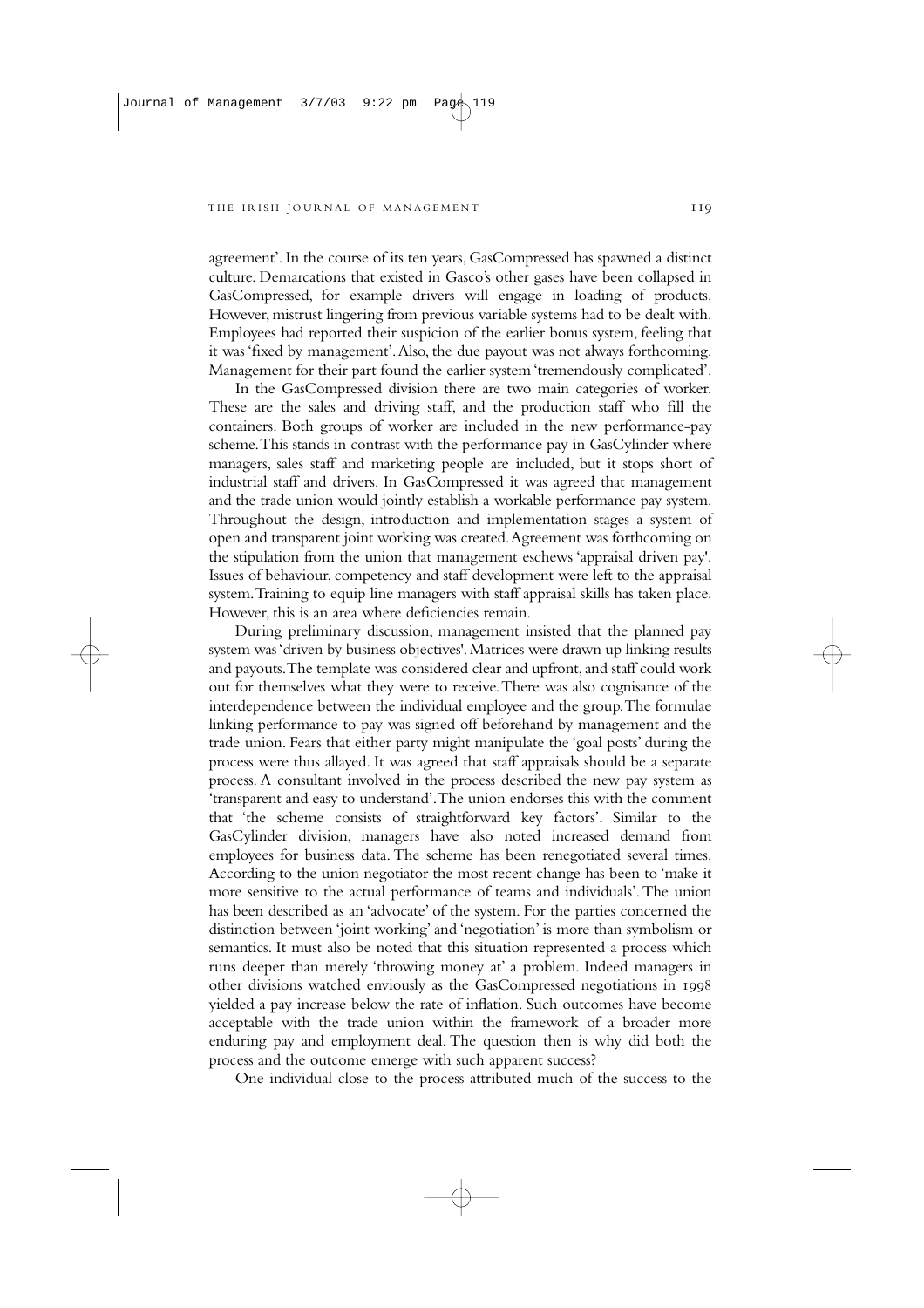agreement'. In the course of its ten years, GasCompressed has spawned a distinct culture. Demarcations that existed in Gasco's other gases have been collapsed in GasCompressed, for example drivers will engage in loading of products. However, mistrust lingering from previous variable systems had to be dealt with. Employees had reported their suspicion of the earlier bonus system, feeling that it was 'fixed by management'. Also, the due payout was not always forthcoming. Management for their part found the earlier system 'tremendously complicated'.

In the GasCompressed division there are two main categories of worker. These are the sales and driving staff, and the production staff who fill the containers. Both groups of worker are included in the new performance-pay scheme. This stands in contrast with the performance pay in GasCylinder where managers, sales staff and marketing people are included, but it stops short of industrial staff and drivers. In GasCompressed it was agreed that management and the trade union would jointly establish a workable performance pay system. Throughout the design, introduction and implementation stages a system of open and transparent joint working was created. Agreement was forthcoming on the stipulation from the union that management eschews 'appraisal driven pay'. Issues of behaviour, competency and staff development were left to the appraisal system. Training to equip line managers with staff appraisal skills has taken place. However, this is an area where deficiencies remain.

During preliminary discussion, management insisted that the planned pay system was 'driven by business objectives'. Matrices were drawn up linking results and payouts. The template was considered clear and upfront, and staff could work out for themselves what they were to receive. There was also cognisance of the interdependence between the individual employee and the group. The formulae linking performance to pay was signed off beforehand by management and the trade union. Fears that either party might manipulate the 'goal posts' during the process were thus allayed. It was agreed that staff appraisals should be a separate process. A consultant involved in the process described the new pay system as 'transparent and easy to understand'. The union endorses this with the comment that 'the scheme consists of straightforward key factors'. Similar to the GasCylinder division, managers have also noted increased demand from employees for business data. The scheme has been renegotiated several times. According to the union negotiator the most recent change has been to 'make it more sensitive to the actual performance of teams and individuals'. The union has been described as an 'advocate' of the system. For the parties concerned the distinction between 'joint working' and 'negotiation' is more than symbolism or semantics. It must also be noted that this situation represented a process which runs deeper than merely 'throwing money at' a problem. Indeed managers in other divisions watched enviously as the GasCompressed negotiations in 1998 yielded a pay increase below the rate of inflation. Such outcomes have become acceptable with the trade union within the framework of a broader more enduring pay and employment deal. The question then is why did both the process and the outcome emerge with such apparent success?

One individual close to the process attributed much of the success to the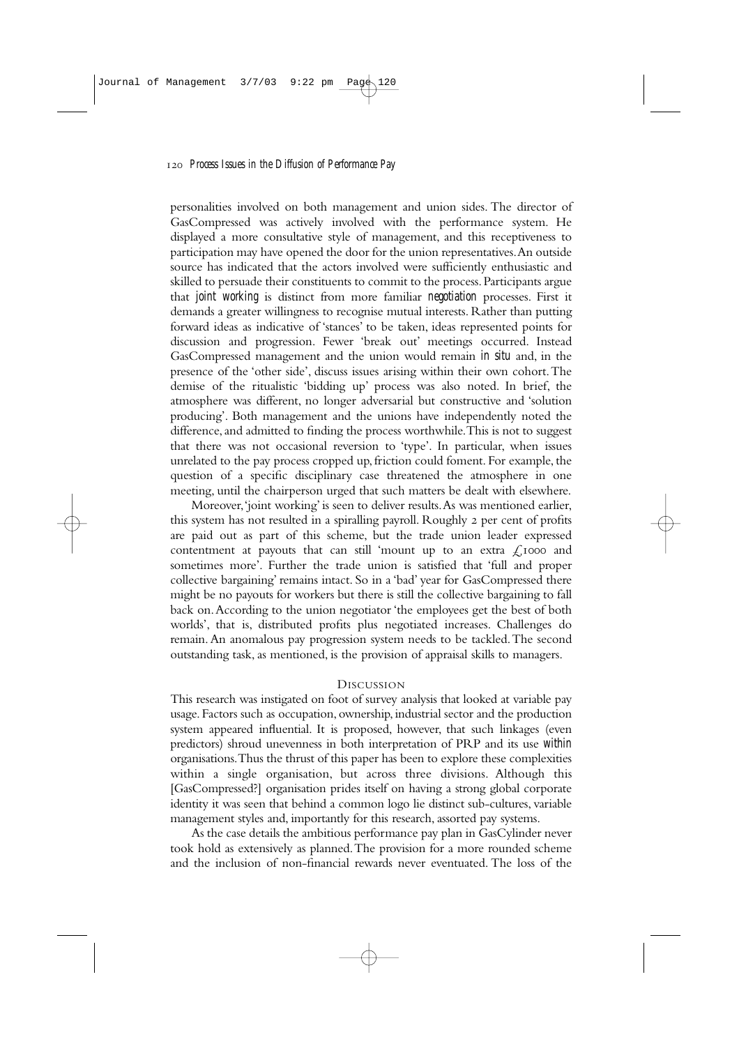personalities involved on both management and union sides. The director of GasCompressed was actively involved with the performance system. He displayed a more consultative style of management, and this receptiveness to participation may have opened the door for the union representatives. An outside source has indicated that the actors involved were sufficiently enthusiastic and skilled to persuade their constituents to commit to the process. Participants argue that *joint working* is distinct from more familiar *negotiation* processes. First it demands a greater willingness to recognise mutual interests. Rather than putting forward ideas as indicative of 'stances' to be taken, ideas represented points for discussion and progression. Fewer 'break out' meetings occurred. Instead GasCompressed management and the union would remain *in situ* and, in the presence of the 'other side', discuss issues arising within their own cohort. The demise of the ritualistic 'bidding up' process was also noted. In brief, the atmosphere was different, no longer adversarial but constructive and 'solution producing'. Both management and the unions have independently noted the difference, and admitted to finding the process worthwhile. This is not to suggest that there was not occasional reversion to 'type'. In particular, when issues unrelated to the pay process cropped up, friction could foment. For example, the question of a specific disciplinary case threatened the atmosphere in one meeting, until the chairperson urged that such matters be dealt with elsewhere.

Moreover, 'joint working' is seen to deliver results. As was mentioned earlier, this system has not resulted in a spiralling payroll. Roughly 2 per cent of profits are paid out as part of this scheme, but the trade union leader expressed contentment at payouts that can still 'mount up to an extra £1000 and sometimes more'. Further the trade union is satisfied that 'full and proper collective bargaining' remains intact. So in a 'bad' year for GasCompressed there might be no payouts for workers but there is still the collective bargaining to fall back on. According to the union negotiator 'the employees get the best of both worlds', that is, distributed profits plus negotiated increases. Challenges do remain. An anomalous pay progression system needs to be tackled. The second outstanding task, as mentioned, is the provision of appraisal skills to managers.

## Discussion

This research was instigated on foot of survey analysis that looked at variable pay usage. Factors such as occupation, ownership, industrial sector and the production system appeared influential. It is proposed, however, that such linkages (even predictors) shroud unevenness in both interpretation of PRP and its use *within* organisations. Thus the thrust of this paper has been to explore these complexities within a single organisation, but across three divisions. Although this [GasCompressed?] organisation prides itself on having a strong global corporate identity it was seen that behind a common logo lie distinct sub-cultures, variable management styles and, importantly for this research, assorted pay systems.

As the case details the ambitious performance pay plan in GasCylinder never took hold as extensively as planned. The provision for a more rounded scheme and the inclusion of non-financial rewards never eventuated. The loss of the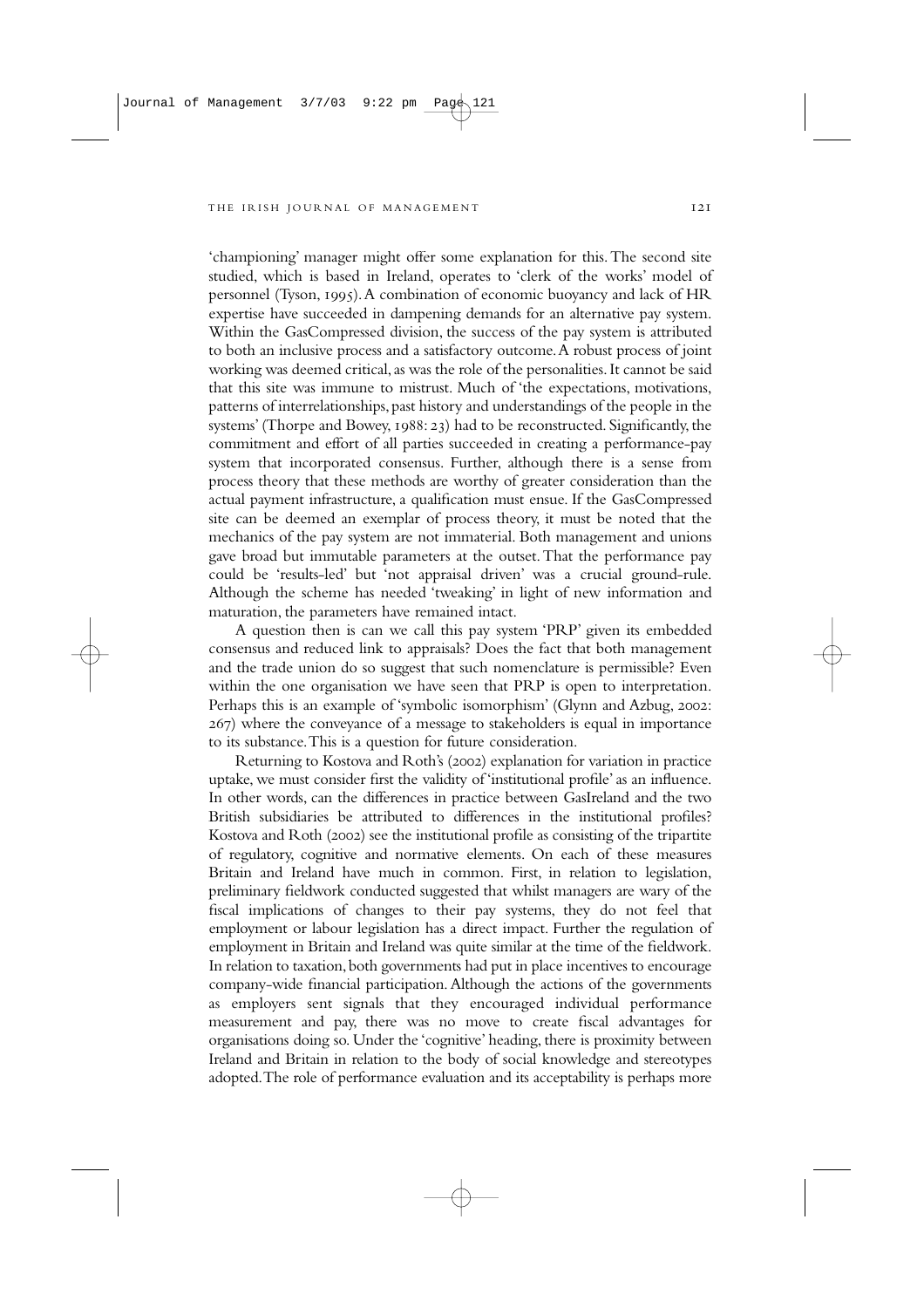'championing' manager might offer some explanation for this. The second site studied, which is based in Ireland, operates to 'clerk of the works' model of personnel (Tyson, 1995). A combination of economic buoyancy and lack of HR expertise have succeeded in dampening demands for an alternative pay system. Within the GasCompressed division, the success of the pay system is attributed to both an inclusive process and a satisfactory outcome. A robust process of joint working was deemed critical, as was the role of the personalities. It cannot be said that this site was immune to mistrust. Much of 'the expectations, motivations, patterns of interrelationships, past history and understandings of the people in the systems' (Thorpe and Bowey, 1988: 23) had to be reconstructed. Significantly, the commitment and effort of all parties succeeded in creating a performance-pay system that incorporated consensus. Further, although there is a sense from process theory that these methods are worthy of greater consideration than the actual payment infrastructure, a qualification must ensue. If the GasCompressed site can be deemed an exemplar of process theory, it must be noted that the mechanics of the pay system are not immaterial. Both management and unions gave broad but immutable parameters at the outset. That the performance pay could be 'results-led' but 'not appraisal driven' was a crucial ground-rule. Although the scheme has needed 'tweaking' in light of new information and maturation, the parameters have remained intact.

A question then is can we call this pay system 'PRP' given its embedded consensus and reduced link to appraisals? Does the fact that both management and the trade union do so suggest that such nomenclature is permissible? Even within the one organisation we have seen that PRP is open to interpretation. Perhaps this is an example of 'symbolic isomorphism' (Glynn and Azbug, 2002: 267) where the conveyance of a message to stakeholders is equal in importance to its substance. This is a question for future consideration.

Returning to Kostova and Roth's (2002) explanation for variation in practice uptake, we must consider first the validity of 'institutional profile' as an influence. In other words, can the differences in practice between GasIreland and the two British subsidiaries be attributed to differences in the institutional profiles? Kostova and Roth (2002) see the institutional profile as consisting of the tripartite of regulatory, cognitive and normative elements. On each of these measures Britain and Ireland have much in common. First, in relation to legislation, preliminary fieldwork conducted suggested that whilst managers are wary of the fiscal implications of changes to their pay systems, they do not feel that employment or labour legislation has a direct impact. Further the regulation of employment in Britain and Ireland was quite similar at the time of the fieldwork. In relation to taxation, both governments had put in place incentives to encourage company-wide financial participation. Although the actions of the governments as employers sent signals that they encouraged individual performance measurement and pay, there was no move to create fiscal advantages for organisations doing so. Under the 'cognitive' heading, there is proximity between Ireland and Britain in relation to the body of social knowledge and stereotypes adopted. The role of performance evaluation and its acceptability is perhaps more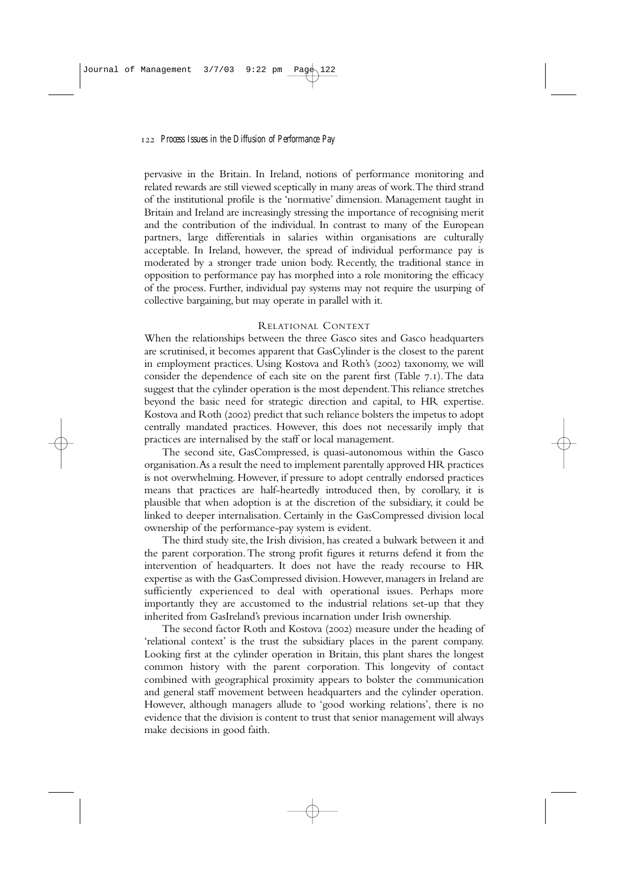pervasive in the Britain. In Ireland, notions of performance monitoring and related rewards are still viewed sceptically in many areas of work. The third strand of the institutional profile is the 'normative' dimension. Management taught in Britain and Ireland are increasingly stressing the importance of recognising merit and the contribution of the individual. In contrast to many of the European partners, large differentials in salaries within organisations are culturally acceptable. In Ireland, however, the spread of individual performance pay is moderated by a stronger trade union body. Recently, the traditional stance in opposition to performance pay has morphed into a role monitoring the efficacy of the process. Further, individual pay systems may not require the usurping of collective bargaining, but may operate in parallel with it.

## RELATIONAL CONTEXT

When the relationships between the three Gasco sites and Gasco headquarters are scrutinised, it becomes apparent that GasCylinder is the closest to the parent in employment practices. Using Kostova and Roth's (2002) taxonomy, we will consider the dependence of each site on the parent first (Table 7.1). The data suggest that the cylinder operation is the most dependent. This reliance stretches beyond the basic need for strategic direction and capital, to HR expertise. Kostova and Roth (2002) predict that such reliance bolsters the impetus to adopt centrally mandated practices. However, this does not necessarily imply that practices are internalised by the staff or local management.

The second site, GasCompressed, is quasi-autonomous within the Gasco organisation. As a result the need to implement parentally approved HR practices is not overwhelming. However, if pressure to adopt centrally endorsed practices means that practices are half-heartedly introduced then, by corollary, it is plausible that when adoption is at the discretion of the subsidiary, it could be linked to deeper internalisation. Certainly in the GasCompressed division local ownership of the performance-pay system is evident.

The third study site, the Irish division, has created a bulwark between it and the parent corporation. The strong profit figures it returns defend it from the intervention of headquarters. It does not have the ready recourse to HR expertise as with the GasCompressed division. However, managers in Ireland are sufficiently experienced to deal with operational issues. Perhaps more importantly they are accustomed to the industrial relations set-up that they inherited from GasIreland's previous incarnation under Irish ownership.

The second factor Roth and Kostova (2002) measure under the heading of 'relational context' is the trust the subsidiary places in the parent company. Looking first at the cylinder operation in Britain, this plant shares the longest common history with the parent corporation. This longevity of contact combined with geographical proximity appears to bolster the communication and general staff movement between headquarters and the cylinder operation. However, although managers allude to 'good working relations', there is no evidence that the division is content to trust that senior management will always make decisions in good faith.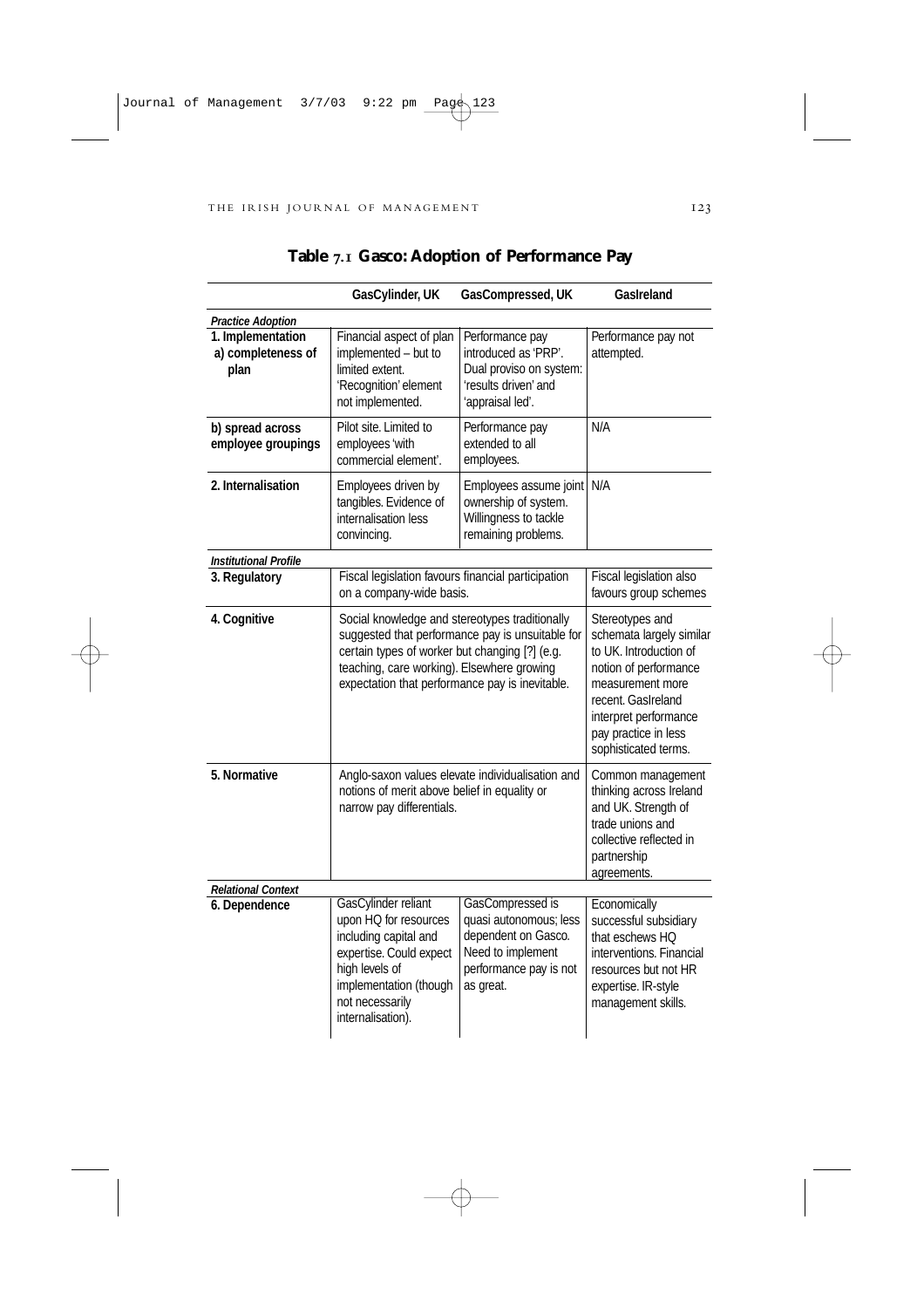**Table 7.1 Gasco: Adoption of Performance Pay**

| | GasCylinder, UK | GasCompressed, UK | GasIreland |
|---|---|---|---|
| ***Practice Adoption*** | | | |
| **1. Implementation a) completeness of plan** | Financial aspect of plan implemented – but to limited extent. 'Recognition' element not implemented. | Performance pay introduced as 'PRP'. Dual proviso on system: 'results driven' and 'appraisal led'. | Performance pay not attempted. |
| **b) spread across employee groupings** | Pilot site. Limited to employees 'with commercial element'. | Performance pay extended to all employees. | N/A |
| **2. Internalisation** | Employees driven by tangibles. Evidence of internalisation less convincing. | Employees assume joint ownership of system. Willingness to tackle remaining problems. | N/A |
| ***Institutional Profile*** | | | |
| **3. Regulatory** | Fiscal legislation favours financial participation on a company-wide basis. | | Fiscal legislation also favours group schemes |
| **4. Cognitive** | Social knowledge and stereotypes traditionally suggested that performance pay is unsuitable for certain types of worker but changing [?] (e.g. teaching, care working). Elsewhere growing expectation that performance pay is inevitable. | | Stereotypes and schemata largely similar to UK. Introduction of notion of performance measurement more recent. GasIreland interpret performance pay practice in less sophisticated terms. |
| **5. Normative** | Anglo-saxon values elevate individualisation and notions of merit above belief in equality or narrow pay differentials. | | Common management thinking across Ireland and UK. Strength of trade unions and collective reflected in partnership agreements. |
| ***Relational Context*** | | | |
| **6. Dependence** | GasCylinder reliant upon HQ for resources including capital and expertise. Could expect high levels of implementation (though not necessarily internalisation). | GasCompressed is quasi autonomous; less dependent on Gasco. Need to implement performance pay is not as great. | Economically successful subsidiary that eschews HQ interventions. Financial resources but not HR expertise. IR-style management skills. |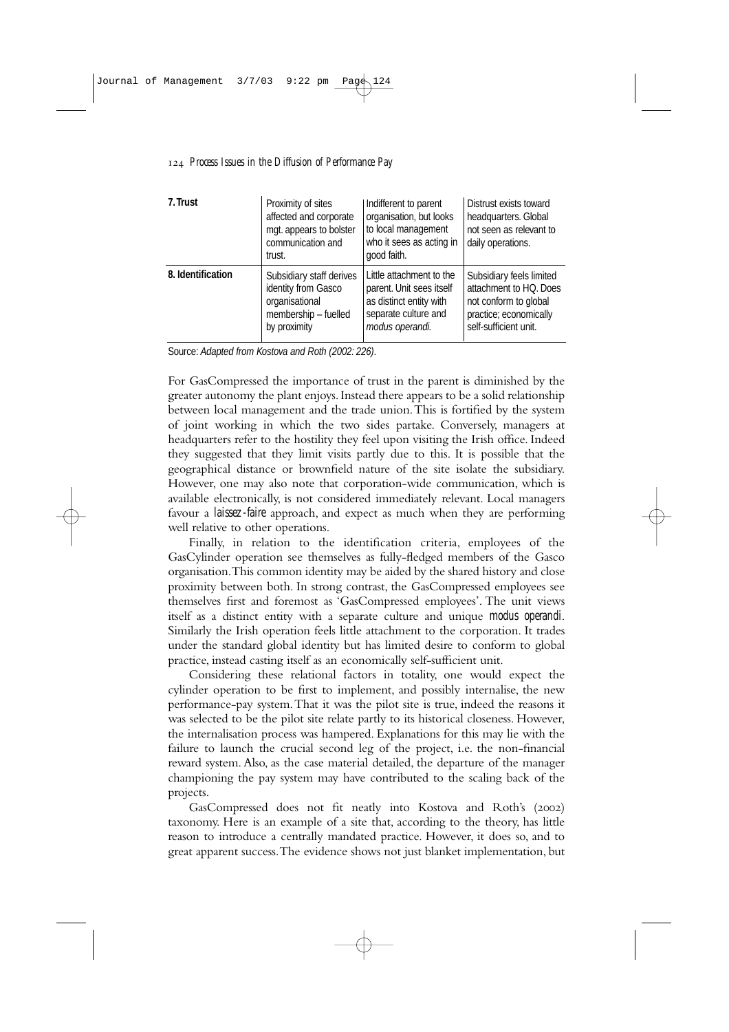| | | | |
|---|---|---|---|
| **7. Trust** | Proximity of sites affected and corporate mgt. appears to bolster communication and trust. | Indifferent to parent organisation, but looks to local management who it sees as acting in good faith. | Distrust exists toward headquarters. Global not seen as relevant to daily operations. |
| **8. Identification** | Subsidiary staff derives identity from Gasco organisational membership – fuelled by proximity | Little attachment to the parent. Unit sees itself as distinct entity with separate culture and *modus operandi*. | Subsidiary feels limited attachment to HQ. Does not conform to global practice; economically self-sufficient unit. |

Source: *Adapted from Kostova and Roth (2002: 226).*

For GasCompressed the importance of trust in the parent is diminished by the greater autonomy the plant enjoys. Instead there appears to be a solid relationship between local management and the trade union. This is fortified by the system of joint working in which the two sides partake. Conversely, managers at headquarters refer to the hostility they feel upon visiting the Irish office. Indeed they suggested that they limit visits partly due to this. It is possible that the geographical distance or brownfield nature of the site isolate the subsidiary. However, one may also note that corporation-wide communication, which is available electronically, is not considered immediately relevant. Local managers favour a *laissez-faire* approach, and expect as much when they are performing well relative to other operations.

Finally, in relation to the identification criteria, employees of the GasCylinder operation see themselves as fully-fledged members of the Gasco organisation. This common identity may be aided by the shared history and close proximity between both. In strong contrast, the GasCompressed employees see themselves first and foremost as 'GasCompressed employees'. The unit views itself as a distinct entity with a separate culture and unique *modus operandi*. Similarly the Irish operation feels little attachment to the corporation. It trades under the standard global identity but has limited desire to conform to global practice, instead casting itself as an economically self-sufficient unit.

Considering these relational factors in totality, one would expect the cylinder operation to be first to implement, and possibly internalise, the new performance-pay system. That it was the pilot site is true, indeed the reasons it was selected to be the pilot site relate partly to its historical closeness. However, the internalisation process was hampered. Explanations for this may lie with the failure to launch the crucial second leg of the project, i.e. the non-financial reward system. Also, as the case material detailed, the departure of the manager championing the pay system may have contributed to the scaling back of the projects.

GasCompressed does not fit neatly into Kostova and Roth's (2002) taxonomy. Here is an example of a site that, according to the theory, has little reason to introduce a centrally mandated practice. However, it does so, and to great apparent success. The evidence shows not just blanket implementation, but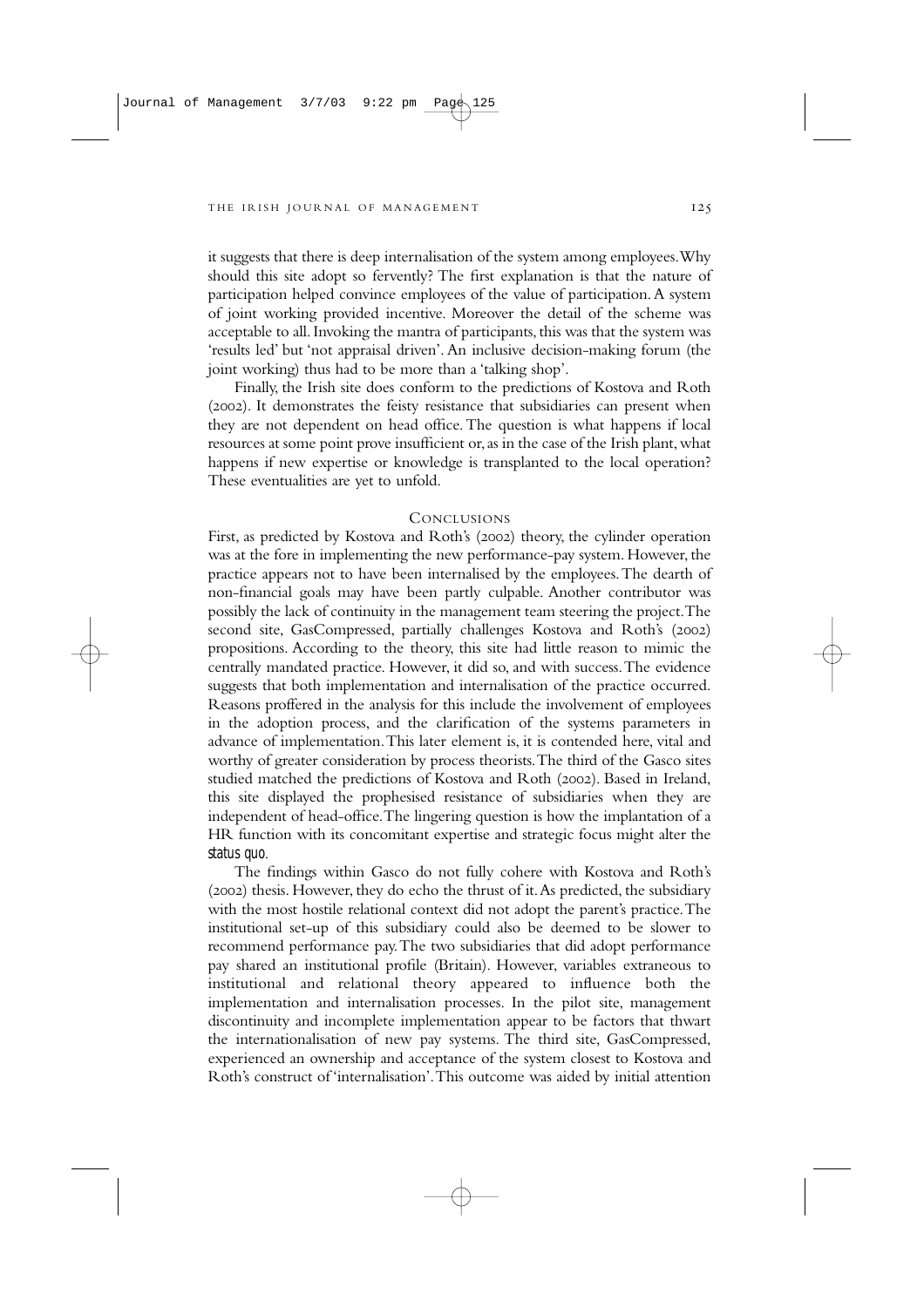it suggests that there is deep internalisation of the system among employees. Why should this site adopt so fervently? The first explanation is that the nature of participation helped convince employees of the value of participation. A system of joint working provided incentive. Moreover the detail of the scheme was acceptable to all. Invoking the mantra of participants, this was that the system was 'results led' but 'not appraisal driven'. An inclusive decision-making forum (the joint working) thus had to be more than a 'talking shop'.

Finally, the Irish site does conform to the predictions of Kostova and Roth (2002). It demonstrates the feisty resistance that subsidiaries can present when they are not dependent on head office. The question is what happens if local resources at some point prove insufficient or, as in the case of the Irish plant, what happens if new expertise or knowledge is transplanted to the local operation? These eventualities are yet to unfold.

## Conclusions

First, as predicted by Kostova and Roth's (2002) theory, the cylinder operation was at the fore in implementing the new performance-pay system. However, the practice appears not to have been internalised by the employees. The dearth of non-financial goals may have been partly culpable. Another contributor was possibly the lack of continuity in the management team steering the project. The second site, GasCompressed, partially challenges Kostova and Roth's (2002) propositions. According to the theory, this site had little reason to mimic the centrally mandated practice. However, it did so, and with success. The evidence suggests that both implementation and internalisation of the practice occurred. Reasons proffered in the analysis for this include the involvement of employees in the adoption process, and the clarification of the systems parameters in advance of implementation. This later element is, it is contended here, vital and worthy of greater consideration by process theorists. The third of the Gasco sites studied matched the predictions of Kostova and Roth (2002). Based in Ireland, this site displayed the prophesised resistance of subsidiaries when they are independent of head-office. The lingering question is how the implantation of a HR function with its concomitant expertise and strategic focus might alter the *status quo*.

The findings within Gasco do not fully cohere with Kostova and Roth's (2002) thesis. However, they do echo the thrust of it. As predicted, the subsidiary with the most hostile relational context did not adopt the parent's practice. The institutional set-up of this subsidiary could also be deemed to be slower to recommend performance pay. The two subsidiaries that did adopt performance pay shared an institutional profile (Britain). However, variables extraneous to institutional and relational theory appeared to influence both the implementation and internalisation processes. In the pilot site, management discontinuity and incomplete implementation appear to be factors that thwart the internationalisation of new pay systems. The third site, GasCompressed, experienced an ownership and acceptance of the system closest to Kostova and Roth's construct of 'internalisation'. This outcome was aided by initial attention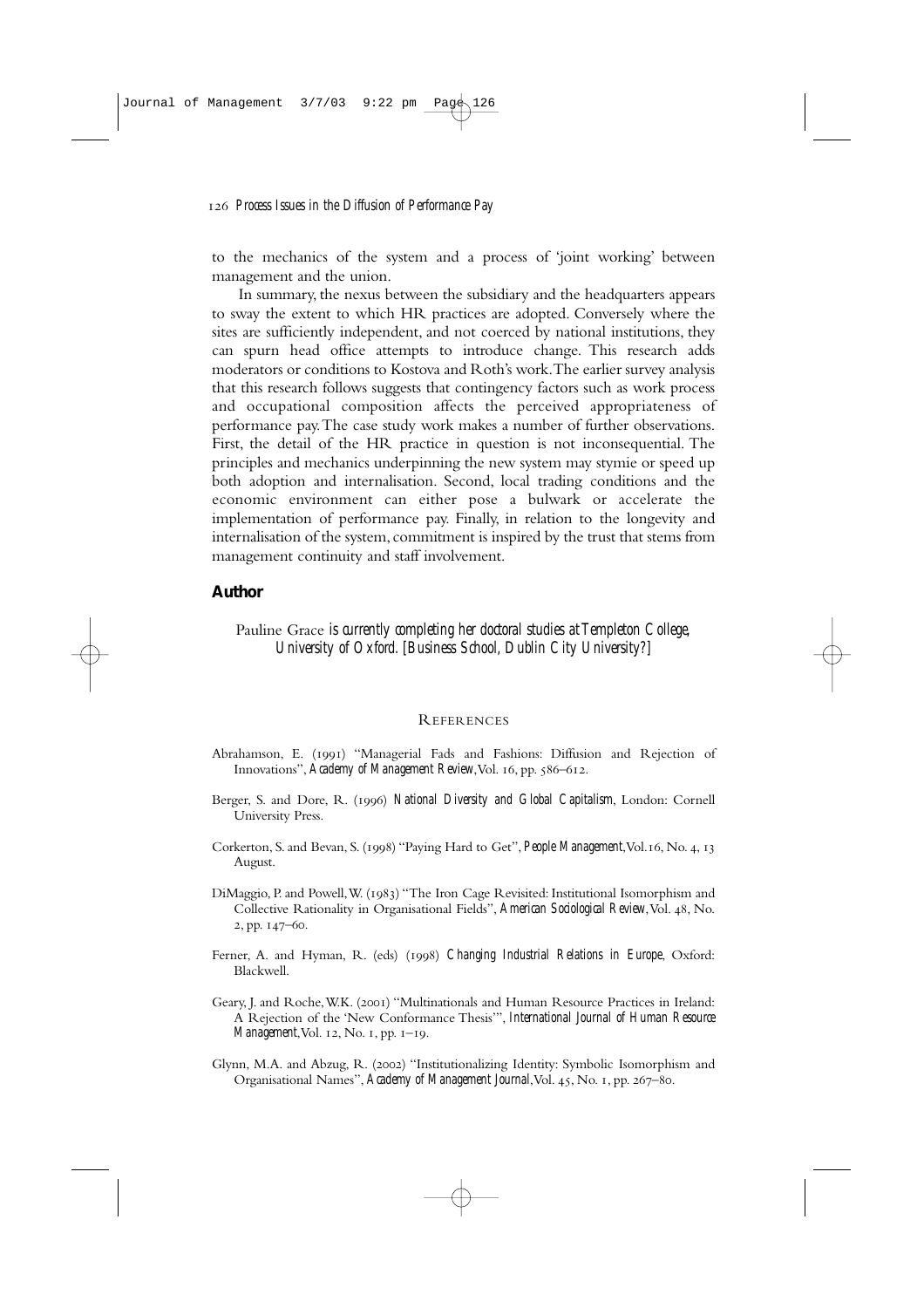to the mechanics of the system and a process of 'joint working' between management and the union.

In summary, the nexus between the subsidiary and the headquarters appears to sway the extent to which HR practices are adopted. Conversely where the sites are sufficiently independent, and not coerced by national institutions, they can spurn head office attempts to introduce change. This research adds moderators or conditions to Kostova and Roth's work. The earlier survey analysis that this research follows suggests that contingency factors such as work process and occupational composition affects the perceived appropriateness of performance pay. The case study work makes a number of further observations. First, the detail of the HR practice in question is not inconsequential. The principles and mechanics underpinning the new system may stymie or speed up both adoption and internalisation. Second, local trading conditions and the economic environment can either pose a bulwark or accelerate the implementation of performance pay. Finally, in relation to the longevity and internalisation of the system, commitment is inspired by the trust that stems from management continuity and staff involvement.

## Author

Pauline Grace *is currently completing her doctoral studies at Templeton College, University of Oxford. [Business School, Dublin City University?]*

### References

Abrahamson, E. (1991) "Managerial Fads and Fashions: Diffusion and Rejection of Innovations", *Academy of Management Review*, Vol. 16, pp. 586–612.

Berger, S. and Dore, R. (1996) *National Diversity and Global Capitalism*, London: Cornell University Press.

Corkerton, S. and Bevan, S. (1998) "Paying Hard to Get", *People Management*, Vol.16, No. 4, 13 August.

DiMaggio, P. and Powell, W. (1983) "The Iron Cage Revisited: Institutional Isomorphism and Collective Rationality in Organisational Fields", *American Sociological Review*, Vol. 48, No. 2, pp. 147–60.

Ferner, A. and Hyman, R. (eds) (1998) *Changing Industrial Relations in Europe*, Oxford: Blackwell.

Geary, J. and Roche, W.K. (2001) "Multinationals and Human Resource Practices in Ireland: A Rejection of the 'New Conformance Thesis'", *International Journal of Human Resource Management*, Vol. 12, No. 1, pp. 1–19.

Glynn, M.A. and Abzug, R. (2002) "Institutionalizing Identity: Symbolic Isomorphism and Organisational Names", *Academy of Management Journal*, Vol. 45, No. 1, pp. 267–80.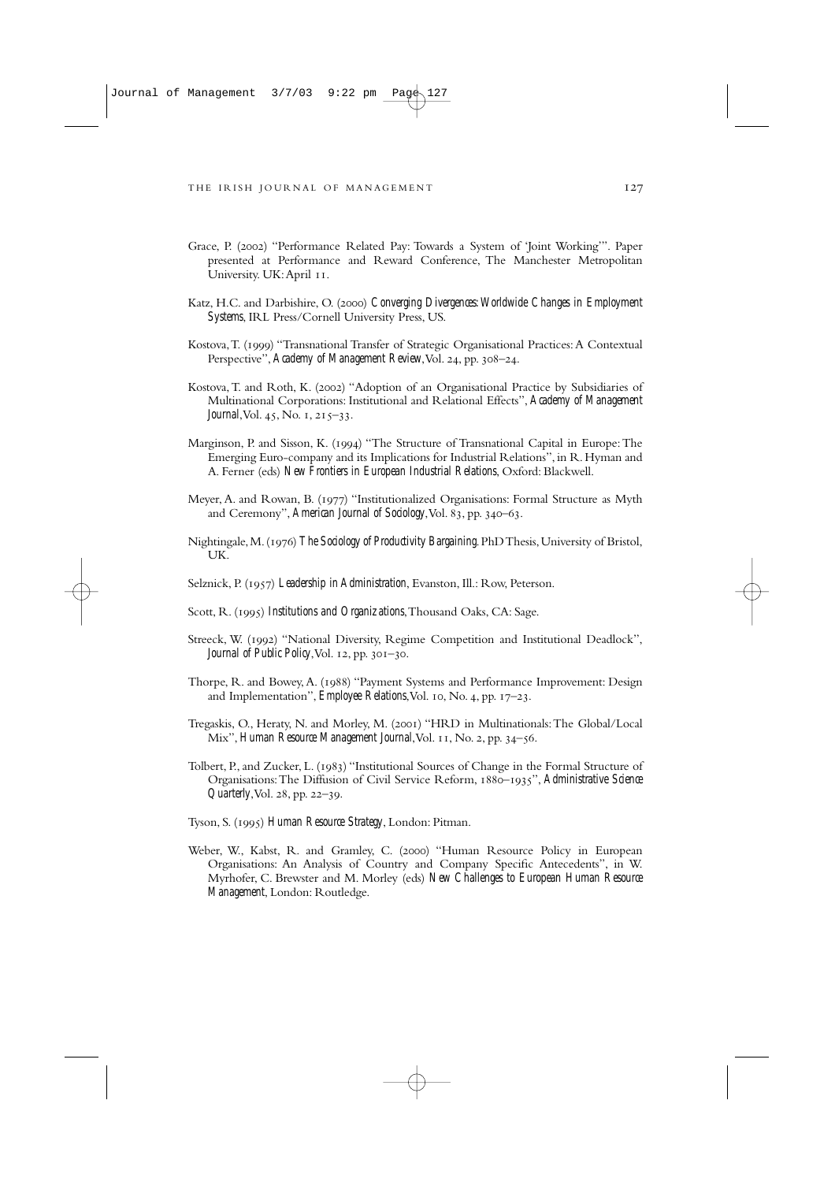Grace, P. (2002) "Performance Related Pay: Towards a System of 'Joint Working'". Paper presented at Performance and Reward Conference, The Manchester Metropolitan University. UK: April 11.

Katz, H.C. and Darbishire, O. (2000) *Converging Divergences: Worldwide Changes in Employment Systems*, IRL Press/Cornell University Press, US.

Kostova, T. (1999) "Transnational Transfer of Strategic Organisational Practices: A Contextual Perspective", *Academy of Management Review*, Vol. 24, pp. 308–24.

Kostova, T. and Roth, K. (2002) "Adoption of an Organisational Practice by Subsidiaries of Multinational Corporations: Institutional and Relational Effects", *Academy of Management Journal*, Vol. 45, No. 1, 215–33.

Marginson, P. and Sisson, K. (1994) "The Structure of Transnational Capital in Europe: The Emerging Euro-company and its Implications for Industrial Relations", in R. Hyman and A. Ferner (eds) *New Frontiers in European Industrial Relations*, Oxford: Blackwell.

Meyer, A. and Rowan, B. (1977) "Institutionalized Organisations: Formal Structure as Myth and Ceremony", *American Journal of Sociology*, Vol. 83, pp. 340–63.

Nightingale, M. (1976) *The Sociology of Productivity Bargaining*. PhD Thesis, University of Bristol, UK.

Selznick, P. (1957) *Leadership in Administration*, Evanston, Ill.: Row, Peterson.

Scott, R. (1995) *Institutions and Organizations*, Thousand Oaks, CA: Sage.

Streeck, W. (1992) "National Diversity, Regime Competition and Institutional Deadlock", *Journal of Public Policy*, Vol. 12, pp. 301–30.

Thorpe, R. and Bowey, A. (1988) "Payment Systems and Performance Improvement: Design and Implementation", *Employee Relations*, Vol. 10, No. 4, pp. 17–23.

Tregaskis, O., Heraty, N. and Morley, M. (2001) "HRD in Multinationals: The Global/Local Mix", *Human Resource Management Journal*, Vol. 11, No. 2, pp. 34–56.

Tolbert, P., and Zucker, L. (1983) "Institutional Sources of Change in the Formal Structure of Organisations: The Diffusion of Civil Service Reform, 1880–1935", *Administrative Science Quarterly*, Vol. 28, pp. 22–39.

Tyson, S. (1995) *Human Resource Strategy*, London: Pitman.

Weber, W., Kabst, R. and Gramley, C. (2000) "Human Resource Policy in European Organisations: An Analysis of Country and Company Specific Antecedents", in W. Myrhofer, C. Brewster and M. Morley (eds) *New Challenges to European Human Resource Management*, London: Routledge.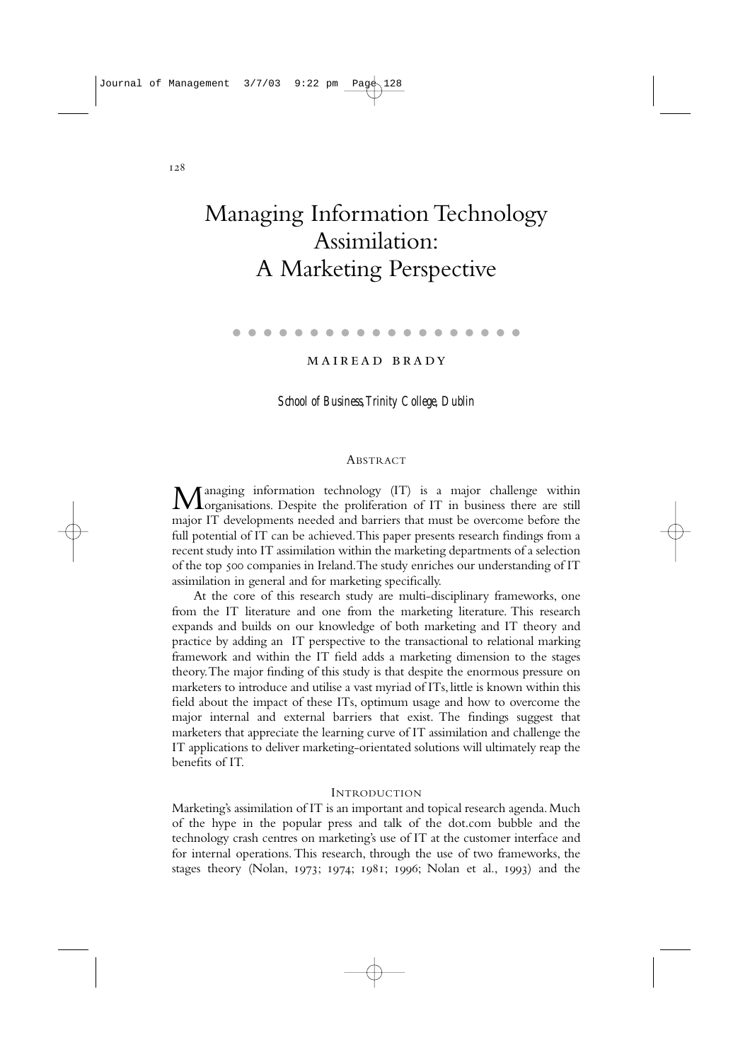# Managing Information Technology Assimilation: A Marketing Perspective

MAIREAD BRADY

*School of Business, Trinity College, Dublin*

## ABSTRACT

Managing information technology (IT) is a major challenge within organisations. Despite the proliferation of IT in business there are still major IT developments needed and barriers that must be overcome before the full potential of IT can be achieved. This paper presents research findings from a recent study into IT assimilation within the marketing departments of a selection of the top 500 companies in Ireland. The study enriches our understanding of IT assimilation in general and for marketing specifically.

At the core of this research study are multi-disciplinary frameworks, one from the IT literature and one from the marketing literature. This research expands and builds on our knowledge of both marketing and IT theory and practice by adding an IT perspective to the transactional to relational marking framework and within the IT field adds a marketing dimension to the stages theory. The major finding of this study is that despite the enormous pressure on marketers to introduce and utilise a vast myriad of ITs, little is known within this field about the impact of these ITs, optimum usage and how to overcome the major internal and external barriers that exist. The findings suggest that marketers that appreciate the learning curve of IT assimilation and challenge the IT applications to deliver marketing-orientated solutions will ultimately reap the benefits of IT.

## INTRODUCTION

Marketing's assimilation of IT is an important and topical research agenda. Much of the hype in the popular press and talk of the dot.com bubble and the technology crash centres on marketing's use of IT at the customer interface and for internal operations. This research, through the use of two frameworks, the stages theory (Nolan, 1973; 1974; 1981; 1996; Nolan et al., 1993) and the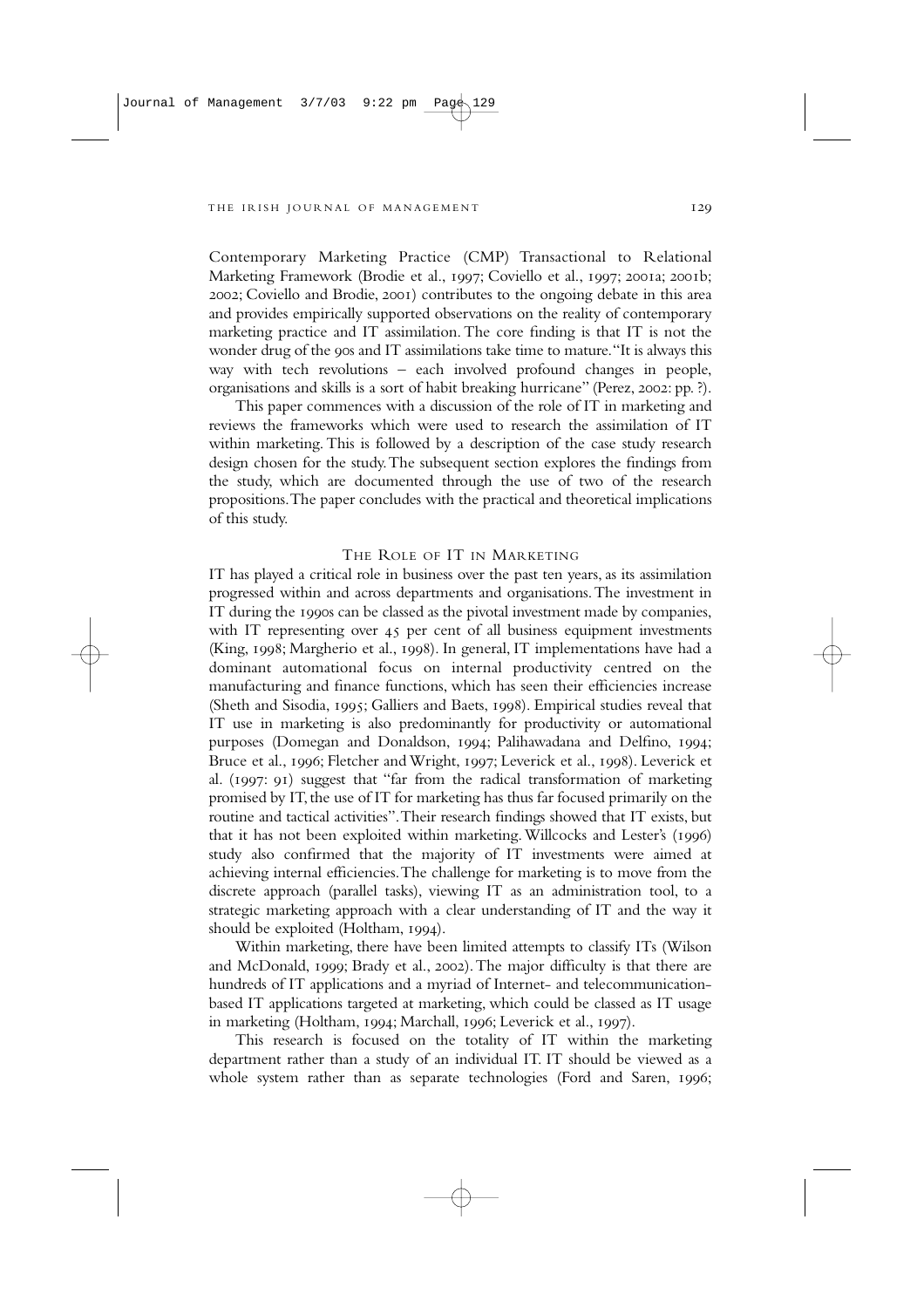Contemporary Marketing Practice (CMP) Transactional to Relational Marketing Framework (Brodie et al., 1997; Coviello et al., 1997; 2001a; 2001b; 2002; Coviello and Brodie, 2001) contributes to the ongoing debate in this area and provides empirically supported observations on the reality of contemporary marketing practice and IT assimilation. The core finding is that IT is not the wonder drug of the 90s and IT assimilations take time to mature. "It is always this way with tech revolutions – each involved profound changes in people, organisations and skills is a sort of habit breaking hurricane" (Perez, 2002: pp. ?).

This paper commences with a discussion of the role of IT in marketing and reviews the frameworks which were used to research the assimilation of IT within marketing. This is followed by a description of the case study research design chosen for the study. The subsequent section explores the findings from the study, which are documented through the use of two of the research propositions. The paper concludes with the practical and theoretical implications of this study.

## THE ROLE OF IT IN MARKETING

IT has played a critical role in business over the past ten years, as its assimilation progressed within and across departments and organisations. The investment in IT during the 1990s can be classed as the pivotal investment made by companies, with IT representing over 45 per cent of all business equipment investments (King, 1998; Margherio et al., 1998). In general, IT implementations have had a dominant automational focus on internal productivity centred on the manufacturing and finance functions, which has seen their efficiencies increase (Sheth and Sisodia, 1995; Galliers and Baets, 1998). Empirical studies reveal that IT use in marketing is also predominantly for productivity or automational purposes (Domegan and Donaldson, 1994; Palihawadana and Delfino, 1994; Bruce et al., 1996; Fletcher and Wright, 1997; Leverick et al., 1998). Leverick et al. (1997: 91) suggest that "far from the radical transformation of marketing promised by IT, the use of IT for marketing has thus far focused primarily on the routine and tactical activities". Their research findings showed that IT exists, but that it has not been exploited within marketing. Willcocks and Lester's (1996) study also confirmed that the majority of IT investments were aimed at achieving internal efficiencies. The challenge for marketing is to move from the discrete approach (parallel tasks), viewing IT as an administration tool, to a strategic marketing approach with a clear understanding of IT and the way it should be exploited (Holtham, 1994).

Within marketing, there have been limited attempts to classify ITs (Wilson and McDonald, 1999; Brady et al., 2002). The major difficulty is that there are hundreds of IT applications and a myriad of Internet- and telecommunication-based IT applications targeted at marketing, which could be classed as IT usage in marketing (Holtham, 1994; Marchall, 1996; Leverick et al., 1997).

This research is focused on the totality of IT within the marketing department rather than a study of an individual IT. IT should be viewed as a whole system rather than as separate technologies (Ford and Saren, 1996;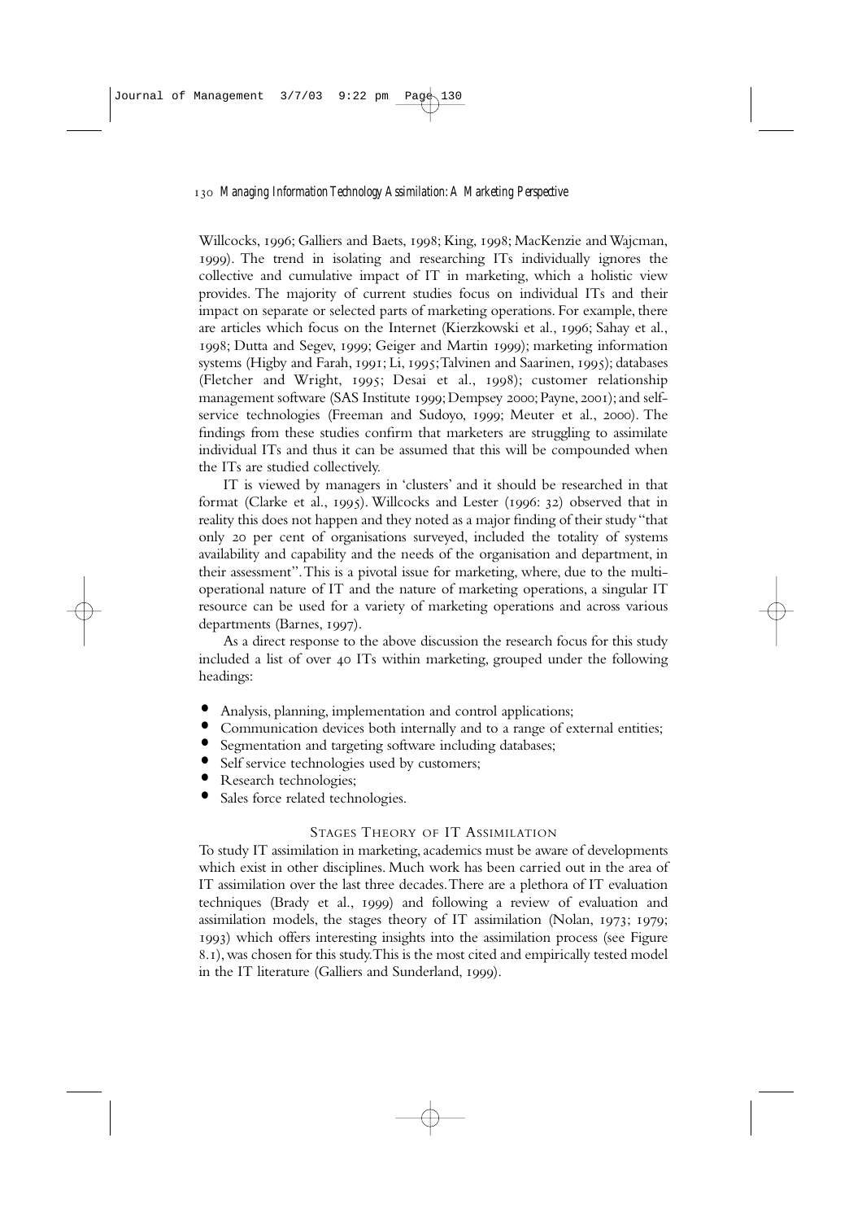Willcocks, 1996; Galliers and Baets, 1998; King, 1998; MacKenzie and Wajcman, 1999). The trend in isolating and researching ITs individually ignores the collective and cumulative impact of IT in marketing, which a holistic view provides. The majority of current studies focus on individual ITs and their impact on separate or selected parts of marketing operations. For example, there are articles which focus on the Internet (Kierzkowski et al., 1996; Sahay et al., 1998; Dutta and Segev, 1999; Geiger and Martin 1999); marketing information systems (Higby and Farah, 1991; Li, 1995; Talvinen and Saarinen, 1995); databases (Fletcher and Wright, 1995; Desai et al., 1998); customer relationship management software (SAS Institute 1999; Dempsey 2000; Payne, 2001); and self-service technologies (Freeman and Sudoyo, 1999; Meuter et al., 2000). The findings from these studies confirm that marketers are struggling to assimilate individual ITs and thus it can be assumed that this will be compounded when the ITs are studied collectively.

IT is viewed by managers in 'clusters' and it should be researched in that format (Clarke et al., 1995). Willcocks and Lester (1996: 32) observed that in reality this does not happen and they noted as a major finding of their study "that only 20 per cent of organisations surveyed, included the totality of systems availability and capability and the needs of the organisation and department, in their assessment". This is a pivotal issue for marketing, where, due to the multi-operational nature of IT and the nature of marketing operations, a singular IT resource can be used for a variety of marketing operations and across various departments (Barnes, 1997).

As a direct response to the above discussion the research focus for this study included a list of over 40 ITs within marketing, grouped under the following headings:

- Analysis, planning, implementation and control applications;
- Communication devices both internally and to a range of external entities;
- Segmentation and targeting software including databases;
- Self service technologies used by customers;
- Research technologies;
- Sales force related technologies.

## Stages Theory of IT Assimilation

To study IT assimilation in marketing, academics must be aware of developments which exist in other disciplines. Much work has been carried out in the area of IT assimilation over the last three decades. There are a plethora of IT evaluation techniques (Brady et al., 1999) and following a review of evaluation and assimilation models, the stages theory of IT assimilation (Nolan, 1973; 1979; 1993) which offers interesting insights into the assimilation process (see Figure 8.1), was chosen for this study. This is the most cited and empirically tested model in the IT literature (Galliers and Sunderland, 1999).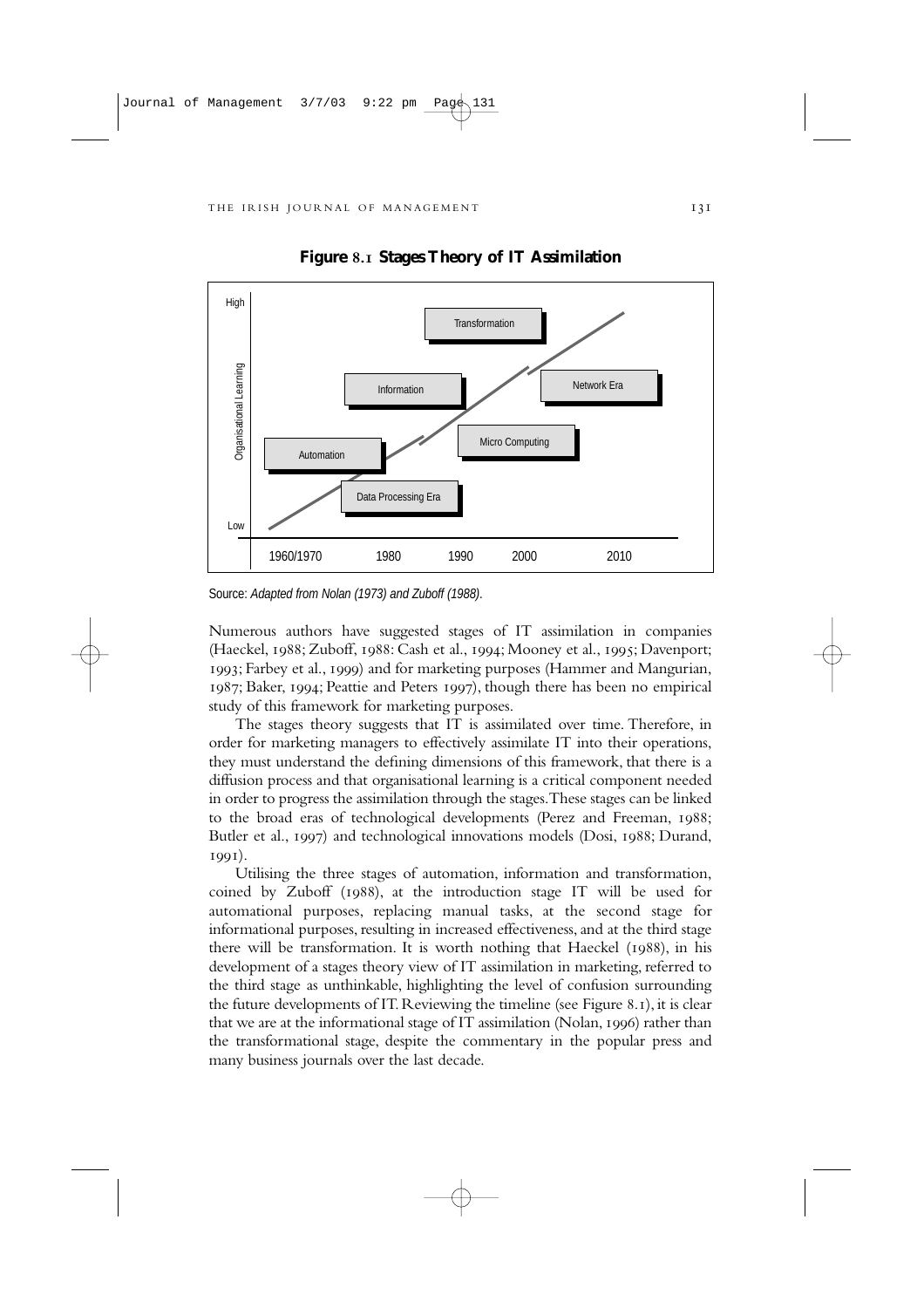**Figure 8.1 Stages Theory of IT Assimilation**

Source: *Adapted from Nolan (1973) and Zuboff (1988).*

Numerous authors have suggested stages of IT assimilation in companies (Haeckel, 1988; Zuboff, 1988: Cash et al., 1994; Mooney et al., 1995; Davenport; 1993; Farbey et al., 1999) and for marketing purposes (Hammer and Mangurian, 1987; Baker, 1994; Peattie and Peters 1997), though there has been no empirical study of this framework for marketing purposes.

The stages theory suggests that IT is assimilated over time. Therefore, in order for marketing managers to effectively assimilate IT into their operations, they must understand the defining dimensions of this framework, that there is a diffusion process and that organisational learning is a critical component needed in order to progress the assimilation through the stages. These stages can be linked to the broad eras of technological developments (Perez and Freeman, 1988; Butler et al., 1997) and technological innovations models (Dosi, 1988; Durand, 1991).

Utilising the three stages of automation, information and transformation, coined by Zuboff (1988), at the introduction stage IT will be used for automational purposes, replacing manual tasks, at the second stage for informational purposes, resulting in increased effectiveness, and at the third stage there will be transformation. It is worth nothing that Haeckel (1988), in his development of a stages theory view of IT assimilation in marketing, referred to the third stage as unthinkable, highlighting the level of confusion surrounding the future developments of IT. Reviewing the timeline (see Figure 8.1), it is clear that we are at the informational stage of IT assimilation (Nolan, 1996) rather than the transformational stage, despite the commentary in the popular press and many business journals over the last decade.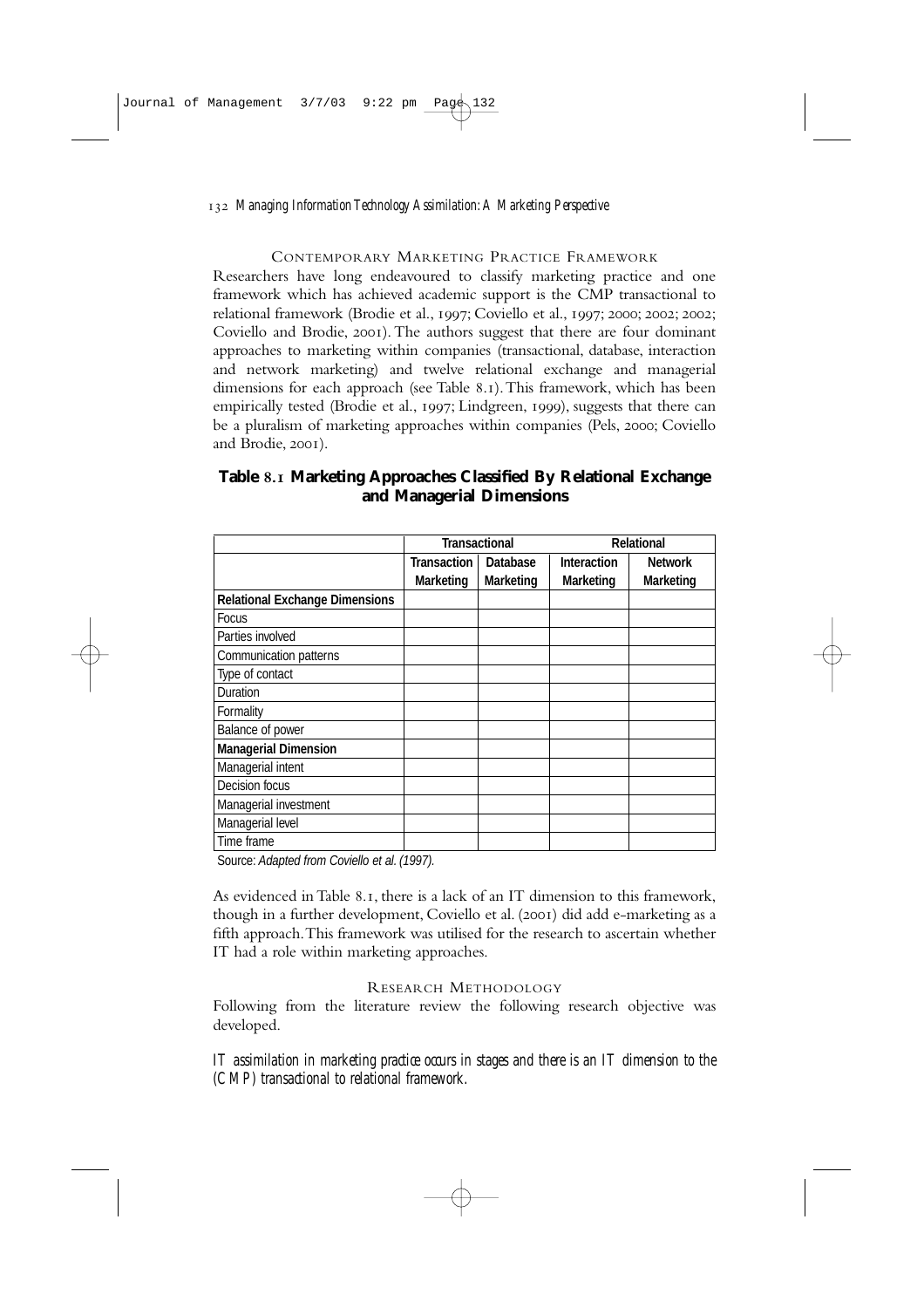## Contemporary Marketing Practice Framework

Researchers have long endeavoured to classify marketing practice and one framework which has achieved academic support is the CMP transactional to relational framework (Brodie et al., 1997; Coviello et al., 1997; 2000; 2002; 2002; Coviello and Brodie, 2001). The authors suggest that there are four dominant approaches to marketing within companies (transactional, database, interaction and network marketing) and twelve relational exchange and managerial dimensions for each approach (see Table 8.1). This framework, which has been empirically tested (Brodie et al., 1997; Lindgreen, 1999), suggests that there can be a pluralism of marketing approaches within companies (Pels, 2000; Coviello and Brodie, 2001).

**Table 8.1 Marketing Approaches Classified By Relational Exchange and Managerial Dimensions**

| | Transactional | | Relational | |
|---|---|---|---|---|
| | Transaction Marketing | Database Marketing | Interaction Marketing | Network Marketing |
| **Relational Exchange Dimensions** | | | | |
| Focus | | | | |
| Parties involved | | | | |
| Communication patterns | | | | |
| Type of contact | | | | |
| Duration | | | | |
| Formality | | | | |
| Balance of power | | | | |
| **Managerial Dimension** | | | | |
| Managerial intent | | | | |
| Decision focus | | | | |
| Managerial investment | | | | |
| Managerial level | | | | |
| Time frame | | | | |

Source: *Adapted from Coviello et al. (1997).*

As evidenced in Table 8.1, there is a lack of an IT dimension to this framework, though in a further development, Coviello et al. (2001) did add e-marketing as a fifth approach. This framework was utilised for the research to ascertain whether IT had a role within marketing approaches.

## Research Methodology

Following from the literature review the following research objective was developed.

*IT assimilation in marketing practice occurs in stages and there is an IT dimension to the (CMP) transactional to relational framework.*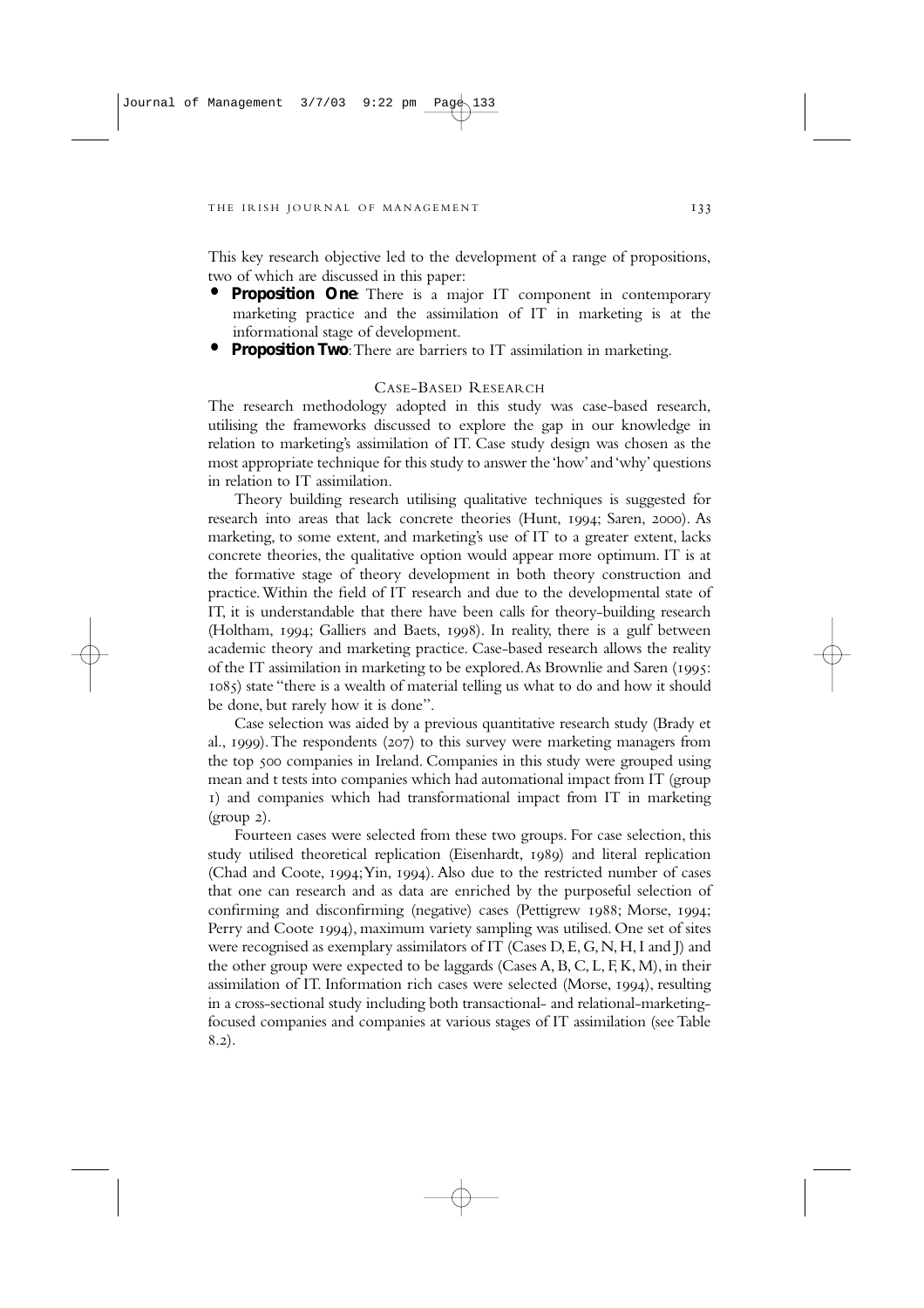This key research objective led to the development of a range of propositions, two of which are discussed in this paper:

- **Proposition One**: There is a major IT component in contemporary marketing practice and the assimilation of IT in marketing is at the informational stage of development.
- **Proposition Two**: There are barriers to IT assimilation in marketing.

## CASE-BASED RESEARCH

The research methodology adopted in this study was case-based research, utilising the frameworks discussed to explore the gap in our knowledge in relation to marketing's assimilation of IT. Case study design was chosen as the most appropriate technique for this study to answer the 'how' and 'why' questions in relation to IT assimilation.

Theory building research utilising qualitative techniques is suggested for research into areas that lack concrete theories (Hunt, 1994; Saren, 2000). As marketing, to some extent, and marketing's use of IT to a greater extent, lacks concrete theories, the qualitative option would appear more optimum. IT is at the formative stage of theory development in both theory construction and practice. Within the field of IT research and due to the developmental state of IT, it is understandable that there have been calls for theory-building research (Holtham, 1994; Galliers and Baets, 1998). In reality, there is a gulf between academic theory and marketing practice. Case-based research allows the reality of the IT assimilation in marketing to be explored. As Brownlie and Saren (1995: 1085) state "there is a wealth of material telling us what to do and how it should be done, but rarely how it is done".

Case selection was aided by a previous quantitative research study (Brady et al., 1999). The respondents (207) to this survey were marketing managers from the top 500 companies in Ireland. Companies in this study were grouped using mean and t tests into companies which had automational impact from IT (group 1) and companies which had transformational impact from IT in marketing (group 2).

Fourteen cases were selected from these two groups. For case selection, this study utilised theoretical replication (Eisenhardt, 1989) and literal replication (Chad and Coote, 1994; Yin, 1994). Also due to the restricted number of cases that one can research and as data are enriched by the purposeful selection of confirming and disconfirming (negative) cases (Pettigrew 1988; Morse, 1994; Perry and Coote 1994), maximum variety sampling was utilised. One set of sites were recognised as exemplary assimilators of IT (Cases D, E, G, N, H, I and J) and the other group were expected to be laggards (Cases A, B, C, L, F, K, M), in their assimilation of IT. Information rich cases were selected (Morse, 1994), resulting in a cross-sectional study including both transactional- and relational-marketing-focused companies and companies at various stages of IT assimilation (see Table 8.2).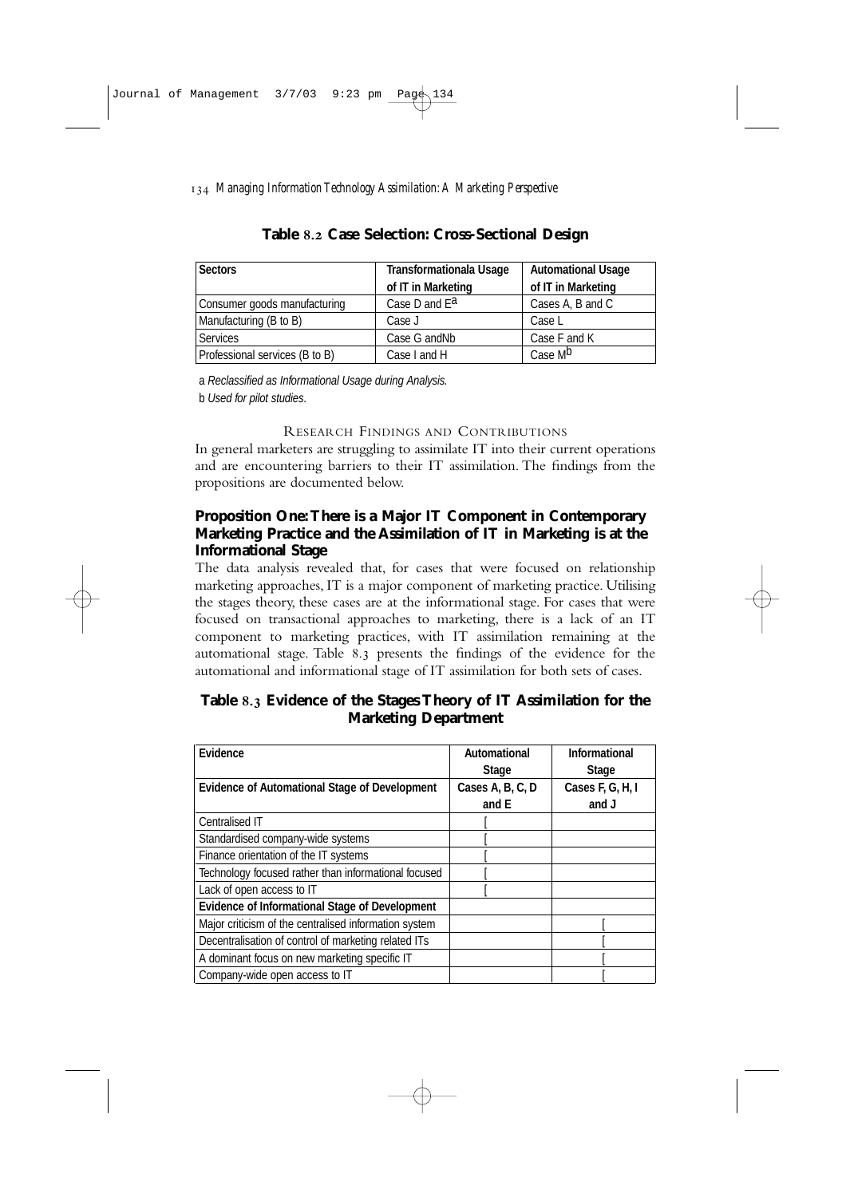**Table 8.2 Case Selection: Cross-Sectional Design**

| Sectors | Transformationala Usage of IT in Marketing | Automational Usage of IT in Marketing |
|---|---|---|
| Consumer goods manufacturing | Case D and E[a] | Cases A, B and C |
| Manufacturing (B to B) | Case J | Case L |
| Services | Case G andNb | Case F and K |
| Professional services (B to B) | Case I and H | Case M[b] |

a *Reclassified as Informational Usage during Analysis.*

b *Used for pilot studies.*

## Research Findings and Contributions

In general marketers are struggling to assimilate IT into their current operations and are encountering barriers to their IT assimilation. The findings from the propositions are documented below.

### Proposition One: There is a Major IT Component in Contemporary Marketing Practice and the Assimilation of IT in Marketing is at the Informational Stage

The data analysis revealed that, for cases that were focused on relationship marketing approaches, IT is a major component of marketing practice. Utilising the stages theory, these cases are at the informational stage. For cases that were focused on transactional approaches to marketing, there is a lack of an IT component to marketing practices, with IT assimilation remaining at the automational stage. Table 8.3 presents the findings of the evidence for the automational and informational stage of IT assimilation for both sets of cases.

**Table 8.3 Evidence of the Stages Theory of IT Assimilation for the Marketing Department**

| Evidence | Automational Stage | Informational Stage |
|---|---|---|
| **Evidence of Automational Stage of Development** | **Cases A, B, C, D and E** | **Cases F, G, H, I and J** |
| Centralised IT | [ | |
| Standardised company-wide systems | [ | |
| Finance orientation of the IT systems | [ | |
| Technology focused rather than informational focused | [ | |
| Lack of open access to IT | [ | |
| **Evidence of Informational Stage of Development** | | |
| Major criticism of the centralised information system | | [ |
| Decentralisation of control of marketing related ITs | | [ |
| A dominant focus on new marketing specific IT | | [ |
| Company-wide open access to IT | | [ |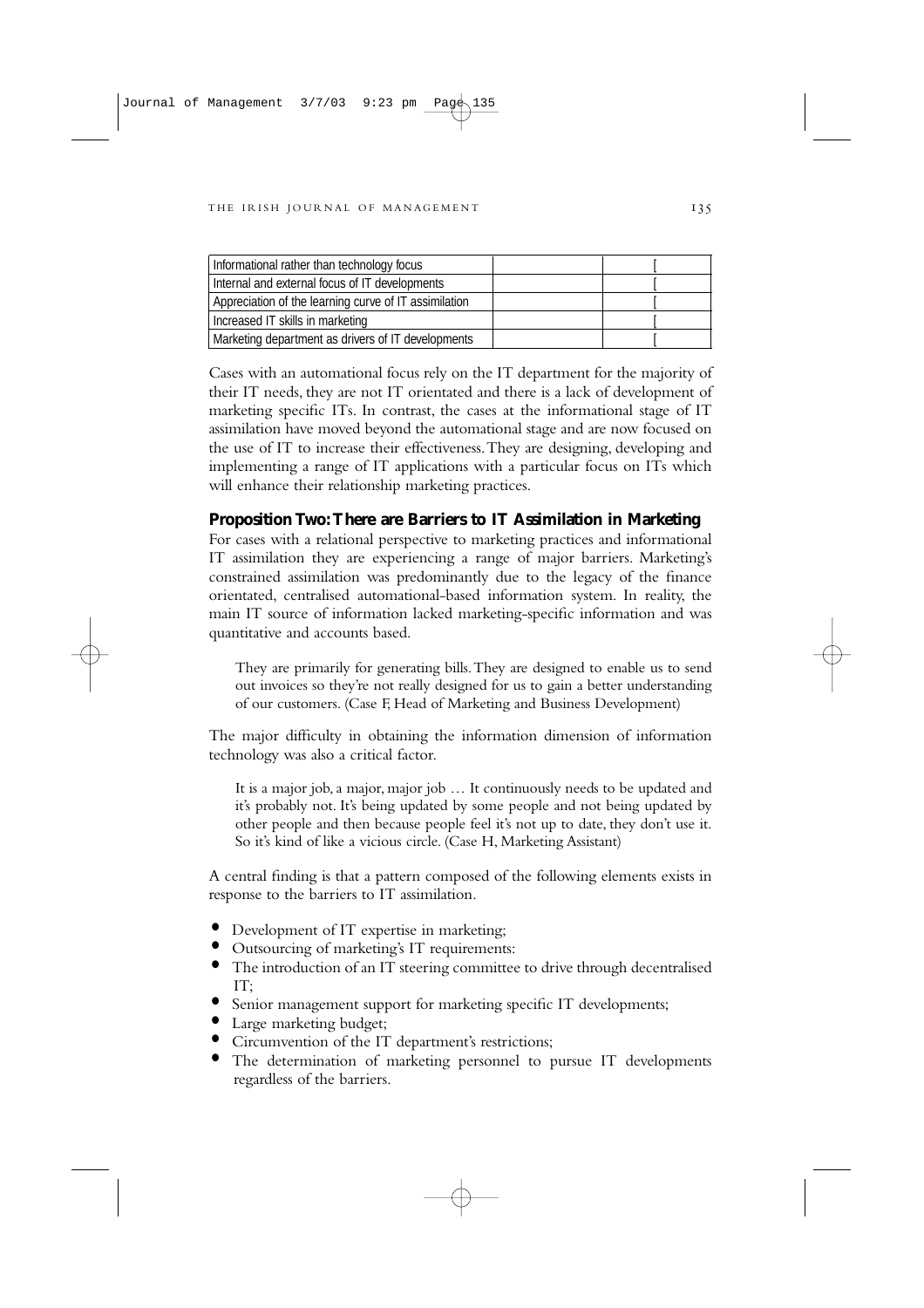| Informational rather than technology focus | | [ |
|---|---|---|
| Internal and external focus of IT developments | | [ |
| Appreciation of the learning curve of IT assimilation | | [ |
| Increased IT skills in marketing | | [ |
| Marketing department as drivers of IT developments | | [ |

Cases with an automational focus rely on the IT department for the majority of their IT needs, they are not IT orientated and there is a lack of development of marketing specific ITs. In contrast, the cases at the informational stage of IT assimilation have moved beyond the automational stage and are now focused on the use of IT to increase their effectiveness. They are designing, developing and implementing a range of IT applications with a particular focus on ITs which will enhance their relationship marketing practices.

### Proposition Two: There are Barriers to IT Assimilation in Marketing

For cases with a relational perspective to marketing practices and informational IT assimilation they are experiencing a range of major barriers. Marketing's constrained assimilation was predominantly due to the legacy of the finance orientated, centralised automational-based information system. In reality, the main IT source of information lacked marketing-specific information and was quantitative and accounts based.

> They are primarily for generating bills. They are designed to enable us to send out invoices so they're not really designed for us to gain a better understanding of our customers. (Case F, Head of Marketing and Business Development)

The major difficulty in obtaining the information dimension of information technology was also a critical factor.

> It is a major job, a major, major job … It continuously needs to be updated and it's probably not. It's being updated by some people and not being updated by other people and then because people feel it's not up to date, they don't use it. So it's kind of like a vicious circle. (Case H, Marketing Assistant)

A central finding is that a pattern composed of the following elements exists in response to the barriers to IT assimilation.

- Development of IT expertise in marketing;
- Outsourcing of marketing's IT requirements:
- The introduction of an IT steering committee to drive through decentralised IT;
- Senior management support for marketing specific IT developments;
- Large marketing budget;
- Circumvention of the IT department's restrictions;
- The determination of marketing personnel to pursue IT developments regardless of the barriers.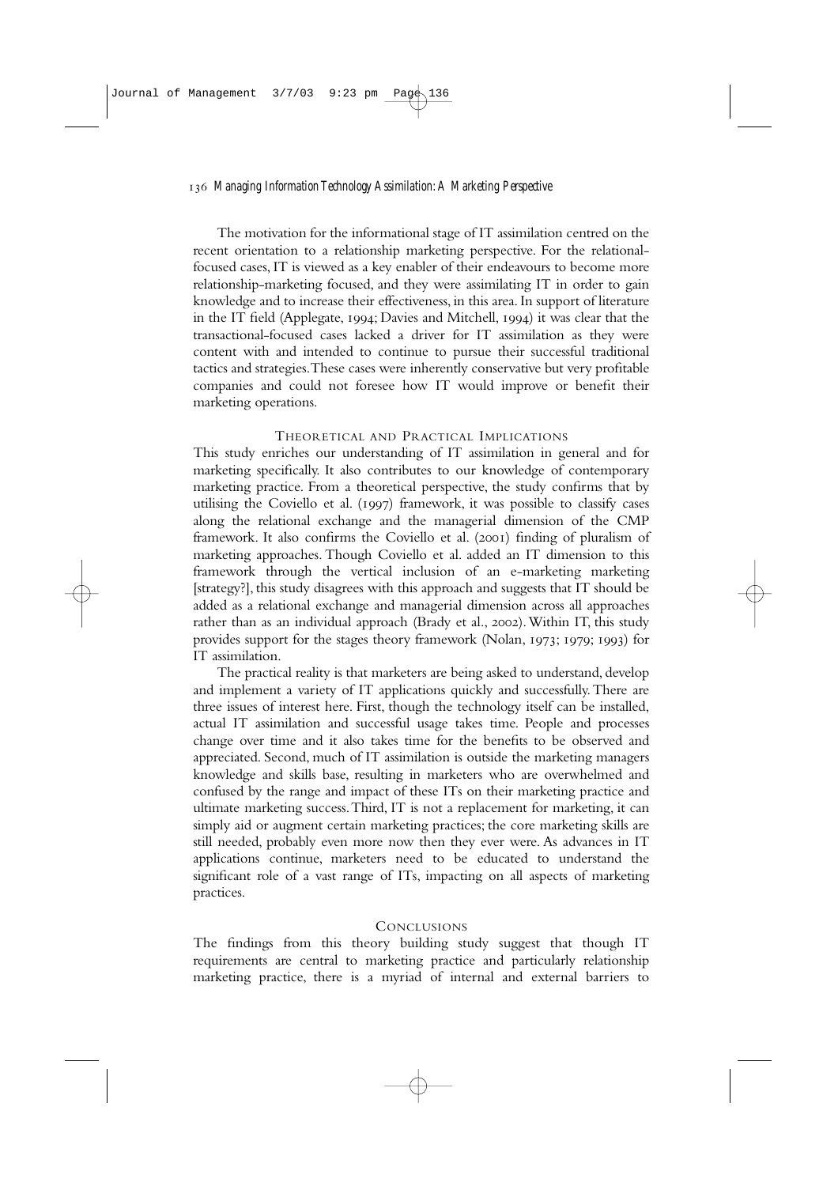The motivation for the informational stage of IT assimilation centred on the recent orientation to a relationship marketing perspective. For the relational-focused cases, IT is viewed as a key enabler of their endeavours to become more relationship-marketing focused, and they were assimilating IT in order to gain knowledge and to increase their effectiveness, in this area. In support of literature in the IT field (Applegate, 1994; Davies and Mitchell, 1994) it was clear that the transactional-focused cases lacked a driver for IT assimilation as they were content with and intended to continue to pursue their successful traditional tactics and strategies. These cases were inherently conservative but very profitable companies and could not foresee how IT would improve or benefit their marketing operations.

## Theoretical and Practical Implications

This study enriches our understanding of IT assimilation in general and for marketing specifically. It also contributes to our knowledge of contemporary marketing practice. From a theoretical perspective, the study confirms that by utilising the Coviello et al. (1997) framework, it was possible to classify cases along the relational exchange and the managerial dimension of the CMP framework. It also confirms the Coviello et al. (2001) finding of pluralism of marketing approaches. Though Coviello et al. added an IT dimension to this framework through the vertical inclusion of an e-marketing marketing [strategy?], this study disagrees with this approach and suggests that IT should be added as a relational exchange and managerial dimension across all approaches rather than as an individual approach (Brady et al., 2002). Within IT, this study provides support for the stages theory framework (Nolan, 1973; 1979; 1993) for IT assimilation.

The practical reality is that marketers are being asked to understand, develop and implement a variety of IT applications quickly and successfully. There are three issues of interest here. First, though the technology itself can be installed, actual IT assimilation and successful usage takes time. People and processes change over time and it also takes time for the benefits to be observed and appreciated. Second, much of IT assimilation is outside the marketing managers knowledge and skills base, resulting in marketers who are overwhelmed and confused by the range and impact of these ITs on their marketing practice and ultimate marketing success. Third, IT is not a replacement for marketing, it can simply aid or augment certain marketing practices; the core marketing skills are still needed, probably even more now then they ever were. As advances in IT applications continue, marketers need to be educated to understand the significant role of a vast range of ITs, impacting on all aspects of marketing practices.

## Conclusions

The findings from this theory building study suggest that though IT requirements are central to marketing practice and particularly relationship marketing practice, there is a myriad of internal and external barriers to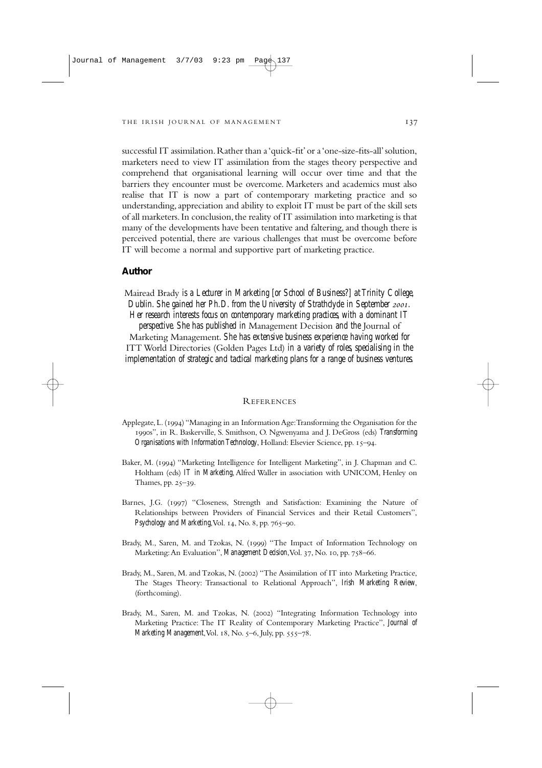successful IT assimilation. Rather than a 'quick-fit' or a 'one-size-fits-all' solution, marketers need to view IT assimilation from the stages theory perspective and comprehend that organisational learning will occur over time and that the barriers they encounter must be overcome. Marketers and academics must also realise that IT is now a part of contemporary marketing practice and so understanding, appreciation and ability to exploit IT must be part of the skill sets of all marketers. In conclusion, the reality of IT assimilation into marketing is that many of the developments have been tentative and faltering, and though there is perceived potential, there are various challenges that must be overcome before IT will become a normal and supportive part of marketing practice.

## Author

Mairead Brady *is a Lecturer in Marketing [or School of Business?] at Trinity College, Dublin. She gained her Ph.D. from the University of Strathclyde in September 2001. Her research interests focus on contemporary marketing practices, with a dominant IT perspective. She has published in* Management Decision *and the* Journal of Marketing Management. *She has extensive business experience having worked for* ITT World Directories (Golden Pages Ltd) *in a variety of roles, specialising in the implementation of strategic and tactical marketing plans for a range of business ventures.*

## References

Applegate, L. (1994) "Managing in an Information Age: Transforming the Organisation for the 1990s", in R. Baskerville, S. Smithson, O. Ngwenyama and J. DeGross (eds) *Transforming Organisations with Information Technology*, Holland: Elsevier Science, pp. 15–94.

Baker, M. (1994) "Marketing Intelligence for Intelligent Marketing", in J. Chapman and C. Holtham (eds) *IT in Marketing*, Alfred Waller in association with UNICOM, Henley on Thames, pp. 25–39.

Barnes, J.G. (1997) "Closeness, Strength and Satisfaction: Examining the Nature of Relationships between Providers of Financial Services and their Retail Customers", *Psychology and Marketing*, Vol. 14, No. 8, pp. 765–90.

Brady, M., Saren, M. and Tzokas, N. (1999) "The Impact of Information Technology on Marketing: An Evaluation", *Management Decision*, Vol. 37, No. 10, pp. 758–66.

Brady, M., Saren, M. and Tzokas, N. (2002) "The Assimilation of IT into Marketing Practice, The Stages Theory: Transactional to Relational Approach", *Irish Marketing Review*, (forthcoming).

Brady, M., Saren, M. and Tzokas, N. (2002) "Integrating Information Technology into Marketing Practice: The IT Reality of Contemporary Marketing Practice", *Journal of Marketing Management*, Vol. 18, No. 5–6, July, pp. 555–78.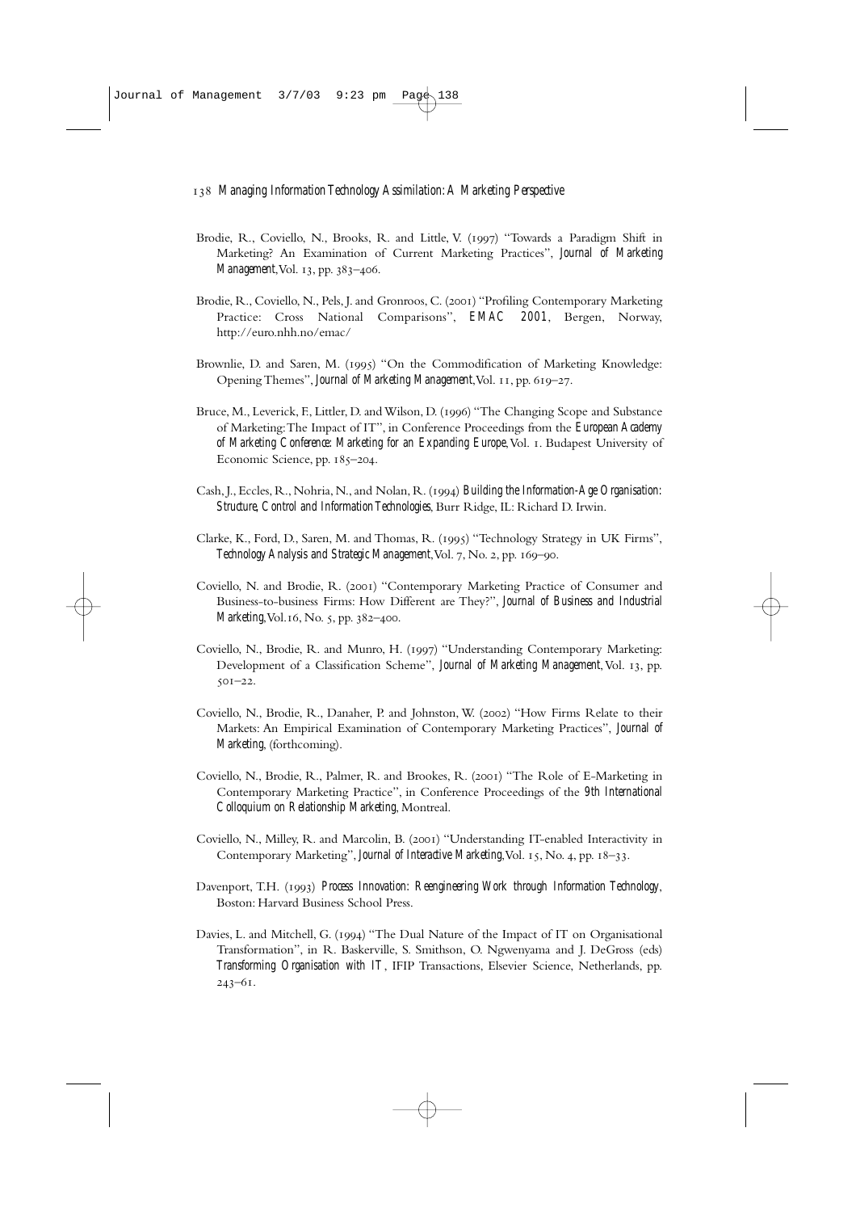Brodie, R., Coviello, N., Brooks, R. and Little, V. (1997) "Towards a Paradigm Shift in Marketing? An Examination of Current Marketing Practices", *Journal of Marketing Management*, Vol. 13, pp. 383–406.

Brodie, R., Coviello, N., Pels, J. and Gronroos, C. (2001) "Profiling Contemporary Marketing Practice: Cross National Comparisons", *EMAC 2001*, Bergen, Norway, http://euro.nhh.no/emac/

Brownlie, D. and Saren, M. (1995) "On the Commodification of Marketing Knowledge: Opening Themes", *Journal of Marketing Management*, Vol. 11, pp. 619–27.

Bruce, M., Leverick, F., Littler, D. and Wilson, D. (1996) "The Changing Scope and Substance of Marketing: The Impact of IT", in Conference Proceedings from the *European Academy of Marketing Conference: Marketing for an Expanding Europe*, Vol. 1. Budapest University of Economic Science, pp. 185–204.

Cash, J., Eccles, R., Nohria, N., and Nolan, R. (1994) *Building the Information-Age Organisation: Structure, Control and Information Technologies*, Burr Ridge, IL: Richard D. Irwin.

Clarke, K., Ford, D., Saren, M. and Thomas, R. (1995) "Technology Strategy in UK Firms", *Technology Analysis and Strategic Management*, Vol. 7, No. 2, pp. 169–90.

Coviello, N. and Brodie, R. (2001) "Contemporary Marketing Practice of Consumer and Business-to-business Firms: How Different are They?", *Journal of Business and Industrial Marketing*, Vol. 16, No. 5, pp. 382–400.

Coviello, N., Brodie, R. and Munro, H. (1997) "Understanding Contemporary Marketing: Development of a Classification Scheme", *Journal of Marketing Management*, Vol. 13, pp. 501–22.

Coviello, N., Brodie, R., Danaher, P. and Johnston, W. (2002) "How Firms Relate to their Markets: An Empirical Examination of Contemporary Marketing Practices", *Journal of Marketing*, (forthcoming).

Coviello, N., Brodie, R., Palmer, R. and Brookes, R. (2001) "The Role of E-Marketing in Contemporary Marketing Practice", in Conference Proceedings of the *9th International Colloquium on Relationship Marketing*, Montreal.

Coviello, N., Milley, R. and Marcolin, B. (2001) "Understanding IT-enabled Interactivity in Contemporary Marketing", *Journal of Interactive Marketing*, Vol. 15, No. 4, pp. 18–33.

Davenport, T.H. (1993) *Process Innovation: Reengineering Work through Information Technology*, Boston: Harvard Business School Press.

Davies, L. and Mitchell, G. (1994) "The Dual Nature of the Impact of IT on Organisational Transformation", in R. Baskerville, S. Smithson, O. Ngwenyama and J. DeGross (eds) *Transforming Organisation with IT*, IFIP Transactions, Elsevier Science, Netherlands, pp. 243–61.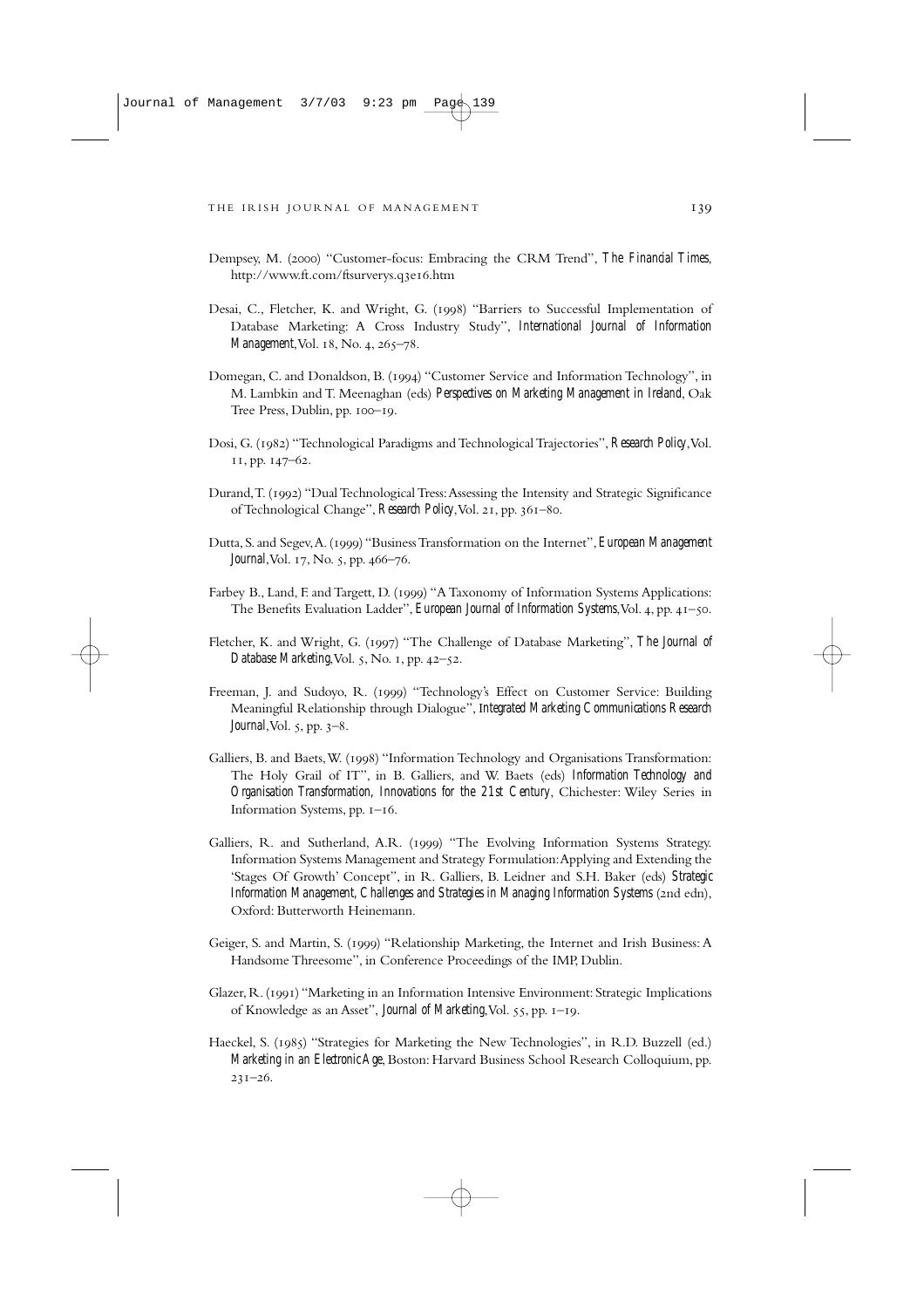Dempsey, M. (2000) "Customer-focus: Embracing the CRM Trend", *The Financial Times*, http://www.ft.com/ftsurverys.q3e16.htm

Desai, C., Fletcher, K. and Wright, G. (1998) "Barriers to Successful Implementation of Database Marketing: A Cross Industry Study", *International Journal of Information Management*, Vol. 18, No. 4, 265–78.

Domegan, C. and Donaldson, B. (1994) "Customer Service and Information Technology", in M. Lambkin and T. Meenaghan (eds) *Perspectives on Marketing Management in Ireland*, Oak Tree Press, Dublin, pp. 100–19.

Dosi, G. (1982) "Technological Paradigms and Technological Trajectories", *Research Policy*, Vol. 11, pp. 147–62.

Durand, T. (1992) "Dual Technological Tress: Assessing the Intensity and Strategic Significance of Technological Change", *Research Policy*, Vol. 21, pp. 361–80.

Dutta, S. and Segev, A. (1999) "Business Transformation on the Internet", *European Management Journal*, Vol. 17, No. 5, pp. 466–76.

Farbey B., Land, F. and Targett, D. (1999) "A Taxonomy of Information Systems Applications: The Benefits Evaluation Ladder", *European Journal of Information Systems*, Vol. 4, pp. 41–50.

Fletcher, K. and Wright, G. (1997) "The Challenge of Database Marketing", *The Journal of Database Marketing*, Vol. 5, No. 1, pp. 42–52.

Freeman, J. and Sudoyo, R. (1999) "Technology's Effect on Customer Service: Building Meaningful Relationship through Dialogue", *Integrated Marketing Communications Research Journal*, Vol. 5, pp. 3–8.

Galliers, B. and Baets, W. (1998) "Information Technology and Organisations Transformation: The Holy Grail of IT", in B. Galliers, and W. Baets (eds) *Information Technology and Organisation Transformation, Innovations for the 21st Century*, Chichester: Wiley Series in Information Systems, pp. 1–16.

Galliers, R. and Sutherland, A.R. (1999) "The Evolving Information Systems Strategy. Information Systems Management and Strategy Formulation: Applying and Extending the 'Stages Of Growth' Concept", in R. Galliers, B. Leidner and S.H. Baker (eds) *Strategic Information Management, Challenges and Strategies in Managing Information Systems* (2nd edn), Oxford: Butterworth Heinemann.

Geiger, S. and Martin, S. (1999) "Relationship Marketing, the Internet and Irish Business: A Handsome Threesome", in Conference Proceedings of the IMP, Dublin.

Glazer, R. (1991) "Marketing in an Information Intensive Environment: Strategic Implications of Knowledge as an Asset", *Journal of Marketing*, Vol. 55, pp. 1–19.

Haeckel, S. (1985) "Strategies for Marketing the New Technologies", in R.D. Buzzell (ed.) *Marketing in an Electronic Age*, Boston: Harvard Business School Research Colloquium, pp. 231–26.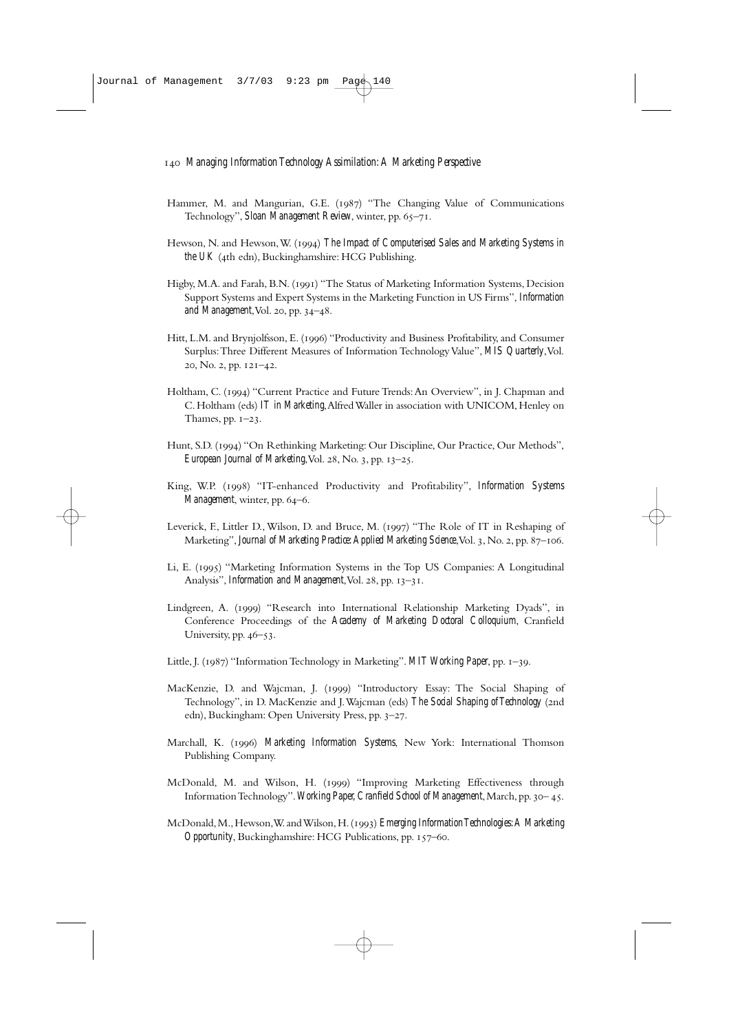Hammer, M. and Mangurian, G.E. (1987) "The Changing Value of Communications Technology", *Sloan Management Review*, winter, pp. 65–71.

Hewson, N. and Hewson, W. (1994) *The Impact of Computerised Sales and Marketing Systems in the UK* (4th edn), Buckinghamshire: HCG Publishing.

Higby, M.A. and Farah, B.N. (1991) "The Status of Marketing Information Systems, Decision Support Systems and Expert Systems in the Marketing Function in US Firms", *Information and Management*, Vol. 20, pp. 34–48.

Hitt, L.M. and Brynjolfsson, E. (1996) "Productivity and Business Profitability, and Consumer Surplus: Three Different Measures of Information Technology Value", *MIS Quarterly*, Vol. 20, No. 2, pp. 121–42.

Holtham, C. (1994) "Current Practice and Future Trends: An Overview", in J. Chapman and C. Holtham (eds) *IT in Marketing*, Alfred Waller in association with UNICOM, Henley on Thames, pp. 1–23.

Hunt, S.D. (1994) "On Rethinking Marketing: Our Discipline, Our Practice, Our Methods", *European Journal of Marketing*, Vol. 28, No. 3, pp. 13–25.

King, W.P. (1998) "IT-enhanced Productivity and Profitability", *Information Systems Management*, winter, pp. 64–6.

Leverick, F., Littler D., Wilson, D. and Bruce, M. (1997) "The Role of IT in Reshaping of Marketing", *Journal of Marketing Practice: Applied Marketing Science*, Vol. 3, No. 2, pp. 87–106.

Li, E. (1995) "Marketing Information Systems in the Top US Companies: A Longitudinal Analysis", *Information and Management*, Vol. 28, pp. 13–31.

Lindgreen, A. (1999) "Research into International Relationship Marketing Dyads", in Conference Proceedings of the *Academy of Marketing Doctoral Colloquium*, Cranfield University, pp. 46–53.

Little, J. (1987) "Information Technology in Marketing". *MIT Working Paper*, pp. 1–39.

MacKenzie, D. and Wajcman, J. (1999) "Introductory Essay: The Social Shaping of Technology", in D. MacKenzie and J. Wajcman (eds) *The Social Shaping of Technology* (2nd edn), Buckingham: Open University Press, pp. 3–27.

Marchall, K. (1996) *Marketing Information Systems*, New York: International Thomson Publishing Company.

McDonald, M. and Wilson, H. (1999) "Improving Marketing Effectiveness through Information Technology". *Working Paper, Cranfield School of Management*, March, pp. 30– 45.

McDonald, M., Hewson, W. and Wilson, H. (1993) *Emerging Information Technologies: A Marketing Opportunity*, Buckinghamshire: HCG Publications, pp. 157–60.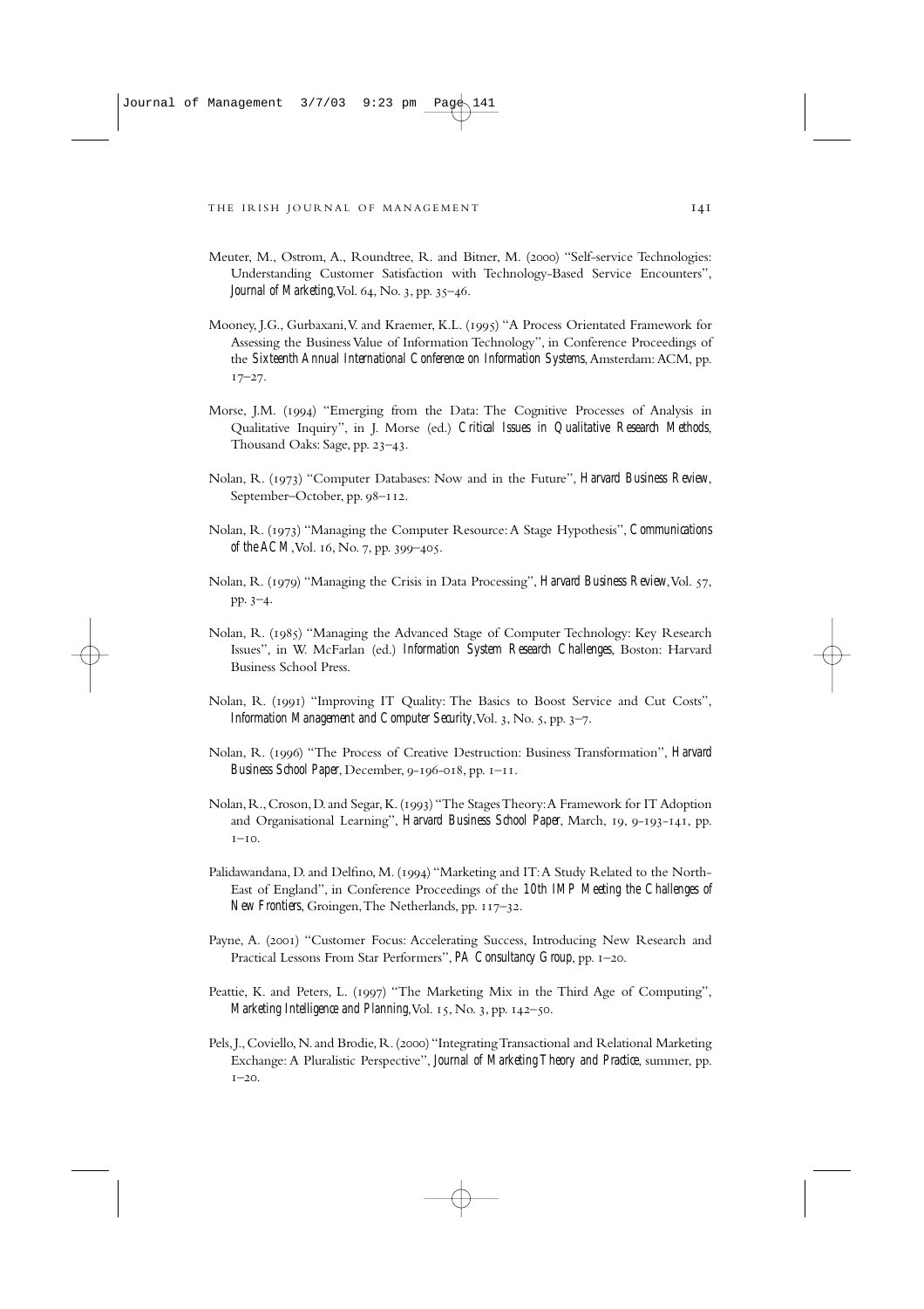Meuter, M., Ostrom, A., Roundtree, R. and Bitner, M. (2000) "Self-service Technologies: Understanding Customer Satisfaction with Technology-Based Service Encounters", *Journal of Marketing*, Vol. 64, No. 3, pp. 35–46.

Mooney, J.G., Gurbaxani, V. and Kraemer, K.L. (1995) "A Process Orientated Framework for Assessing the Business Value of Information Technology", in Conference Proceedings of the *Sixteenth Annual International Conference on Information Systems*, Amsterdam: ACM, pp. 17–27.

Morse, J.M. (1994) "Emerging from the Data: The Cognitive Processes of Analysis in Qualitative Inquiry", in J. Morse (ed.) *Critical Issues in Qualitative Research Methods*, Thousand Oaks: Sage, pp. 23–43.

Nolan, R. (1973) "Computer Databases: Now and in the Future", *Harvard Business Review*, September–October, pp. 98–112.

Nolan, R. (1973) "Managing the Computer Resource: A Stage Hypothesis", *Communications of the ACM*, Vol. 16, No. 7, pp. 399–405.

Nolan, R. (1979) "Managing the Crisis in Data Processing", *Harvard Business Review*, Vol. 57, pp. 3–4.

Nolan, R. (1985) "Managing the Advanced Stage of Computer Technology: Key Research Issues", in W. McFarlan (ed.) *Information System Research Challenges*, Boston: Harvard Business School Press.

Nolan, R. (1991) "Improving IT Quality: The Basics to Boost Service and Cut Costs", *Information Management and Computer Security*, Vol. 3, No. 5, pp. 3–7.

Nolan, R. (1996) "The Process of Creative Destruction: Business Transformation", *Harvard Business School Paper*, December, 9-196-018, pp. 1–11.

Nolan, R., Croson, D. and Segar, K. (1993) "The Stages Theory: A Framework for IT Adoption and Organisational Learning", *Harvard Business School Paper*, March, 19, 9-193-141, pp. 1–10.

Palidawandana, D. and Delfino, M. (1994) "Marketing and IT: A Study Related to the North-East of England", in Conference Proceedings of the *10th IMP Meeting the Challenges of New Frontiers*, Groingen, The Netherlands, pp. 117–32.

Payne, A. (2001) "Customer Focus: Accelerating Success, Introducing New Research and Practical Lessons From Star Performers", *PA Consultancy Group*, pp. 1–20.

Peattie, K. and Peters, L. (1997) "The Marketing Mix in the Third Age of Computing", *Marketing Intelligence and Planning*, Vol. 15, No. 3, pp. 142–50.

Pels, J., Coviello, N. and Brodie, R. (2000) "Integrating Transactional and Relational Marketing Exchange: A Pluralistic Perspective", *Journal of Marketing Theory and Practice*, summer, pp. 1–20.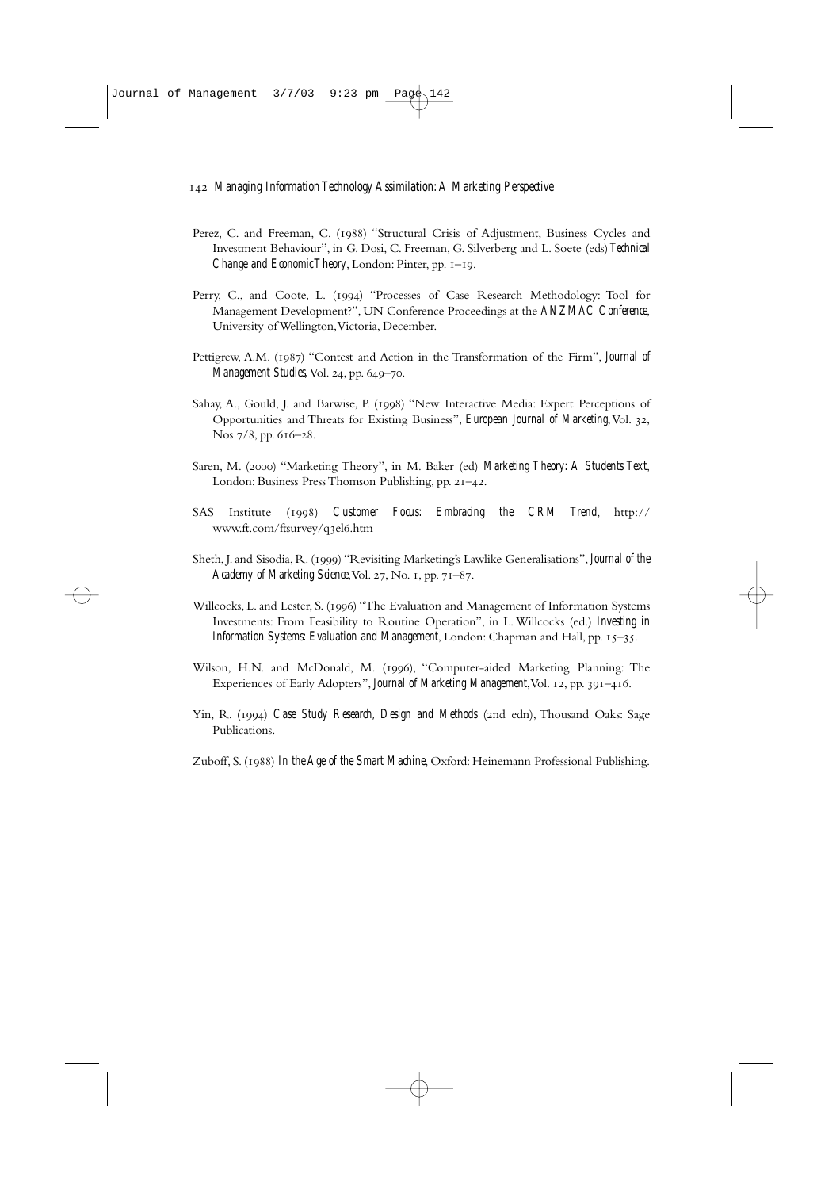Perez, C. and Freeman, C. (1988) "Structural Crisis of Adjustment, Business Cycles and Investment Behaviour", in G. Dosi, C. Freeman, G. Silverberg and L. Soete (eds) *Technical Change and Economic Theory*, London: Pinter, pp. 1–19.

Perry, C., and Coote, L. (1994) "Processes of Case Research Methodology: Tool for Management Development?", UN Conference Proceedings at the *ANZMAC Conference*, University of Wellington, Victoria, December.

Pettigrew, A.M. (1987) "Contest and Action in the Transformation of the Firm", *Journal of Management Studies*, Vol. 24, pp. 649–70.

Sahay, A., Gould, J. and Barwise, P. (1998) "New Interactive Media: Expert Perceptions of Opportunities and Threats for Existing Business", *European Journal of Marketing*, Vol. 32, Nos 7/8, pp. 616–28.

Saren, M. (2000) "Marketing Theory", in M. Baker (ed) *Marketing Theory: A Students Text*, London: Business Press Thomson Publishing, pp. 21–42.

SAS Institute (1998) *Customer Focus: Embracing the CRM Trend*, http://www.ft.com/ftsurvey/q3el6.htm

Sheth, J. and Sisodia, R. (1999) "Revisiting Marketing's Lawlike Generalisations", *Journal of the Academy of Marketing Science*, Vol. 27, No. 1, pp. 71–87.

Willcocks, L. and Lester, S. (1996) "The Evaluation and Management of Information Systems Investments: From Feasibility to Routine Operation", in L. Willcocks (ed.) *Investing in Information Systems: Evaluation and Management*, London: Chapman and Hall, pp. 15–35.

Wilson, H.N. and McDonald, M. (1996), "Computer-aided Marketing Planning: The Experiences of Early Adopters", *Journal of Marketing Management*, Vol. 12, pp. 391–416.

Yin, R. (1994) *Case Study Research, Design and Methods* (2nd edn), Thousand Oaks: Sage Publications.

Zuboff, S. (1988) *In the Age of the Smart Machine*, Oxford: Heinemann Professional Publishing.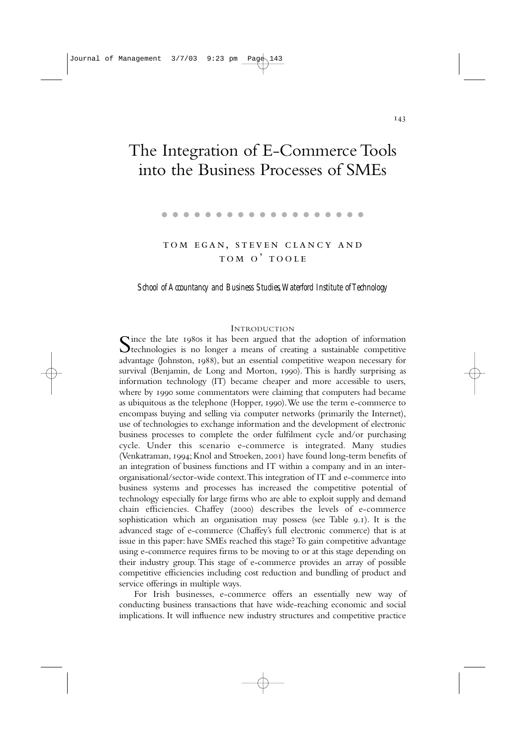# The Integration of E-Commerce Tools into the Business Processes of SMEs

TOM EGAN, STEVEN CLANCY AND TOM O'TOOLE

*School of Accountancy and Business Studies, Waterford Institute of Technology*

## INTRODUCTION

Since the late 1980s it has been argued that the adoption of information technologies is no longer a means of creating a sustainable competitive advantage (Johnston, 1988), but an essential competitive weapon necessary for survival (Benjamin, de Long and Morton, 1990). This is hardly surprising as information technology (IT) became cheaper and more accessible to users, where by 1990 some commentators were claiming that computers had became as ubiquitous as the telephone (Hopper, 1990). We use the term e-commerce to encompass buying and selling via computer networks (primarily the Internet), use of technologies to exchange information and the development of electronic business processes to complete the order fulfilment cycle and/or purchasing cycle. Under this scenario e-commerce is integrated. Many studies (Venkatraman, 1994; Knol and Stroeken, 2001) have found long-term benefits of an integration of business functions and IT within a company and in an inter-organisational/sector-wide context. This integration of IT and e-commerce into business systems and processes has increased the competitive potential of technology especially for large firms who are able to exploit supply and demand chain efficiencies. Chaffey (2000) describes the levels of e-commerce sophistication which an organisation may possess (see Table 9.1). It is the advanced stage of e-commerce (Chaffey's full electronic commerce) that is at issue in this paper: have SMEs reached this stage? To gain competitive advantage using e-commerce requires firms to be moving to or at this stage depending on their industry group. This stage of e-commerce provides an array of possible competitive efficiencies including cost reduction and bundling of product and service offerings in multiple ways.

For Irish businesses, e-commerce offers an essentially new way of conducting business transactions that have wide-reaching economic and social implications. It will influence new industry structures and competitive practice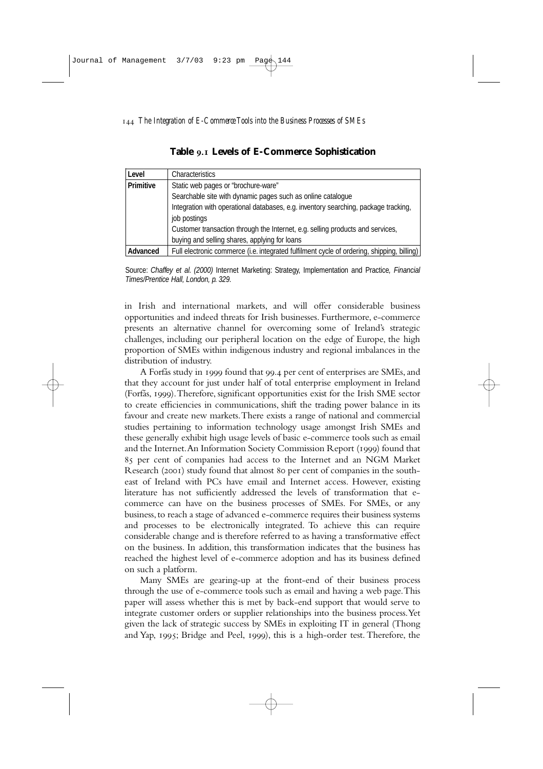**Table 9.1 Levels of E-Commerce Sophistication**

| Level | Characteristics |
|---|---|
| **Primitive** | Static web pages or "brochure-ware" |
| | Searchable site with dynamic pages such as online catalogue |
| | Integration with operational databases, e.g. inventory searching, package tracking, job postings |
| | Customer transaction through the Internet, e.g. selling products and services, buying and selling shares, applying for loans |
| **Advanced** | Full electronic commerce (i.e. integrated fulfilment cycle of ordering, shipping, billing) |

Source: *Chaffey et al. (2000)* Internet Marketing: Strategy, Implementation and Practice*, Financial Times/Prentice Hall, London, p. 329.*

in Irish and international markets, and will offer considerable business opportunities and indeed threats for Irish businesses. Furthermore, e-commerce presents an alternative channel for overcoming some of Ireland's strategic challenges, including our peripheral location on the edge of Europe, the high proportion of SMEs within indigenous industry and regional imbalances in the distribution of industry.

A Forfás study in 1999 found that 99.4 per cent of enterprises are SMEs, and that they account for just under half of total enterprise employment in Ireland (Forfás, 1999). Therefore, significant opportunities exist for the Irish SME sector to create efficiencies in communications, shift the trading power balance in its favour and create new markets. There exists a range of national and commercial studies pertaining to information technology usage amongst Irish SMEs and these generally exhibit high usage levels of basic e-commerce tools such as email and the Internet. An Information Society Commission Report (1999) found that 85 per cent of companies had access to the Internet and an NGM Market Research (2001) study found that almost 80 per cent of companies in the south-east of Ireland with PCs have email and Internet access. However, existing literature has not sufficiently addressed the levels of transformation that e-commerce can have on the business processes of SMEs. For SMEs, or any business, to reach a stage of advanced e-commerce requires their business systems and processes to be electronically integrated. To achieve this can require considerable change and is therefore referred to as having a transformative effect on the business. In addition, this transformation indicates that the business has reached the highest level of e-commerce adoption and has its business defined on such a platform.

Many SMEs are gearing-up at the front-end of their business process through the use of e-commerce tools such as email and having a web page. This paper will assess whether this is met by back-end support that would serve to integrate customer orders or supplier relationships into the business process. Yet given the lack of strategic success by SMEs in exploiting IT in general (Thong and Yap, 1995; Bridge and Peel, 1999), this is a high-order test. Therefore, the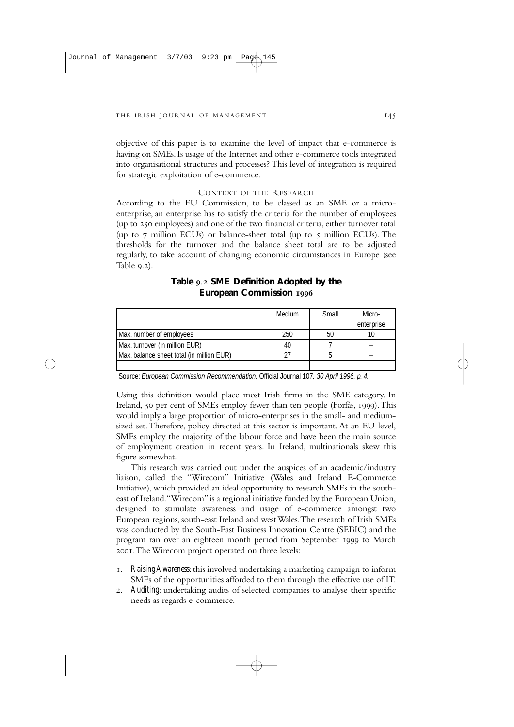objective of this paper is to examine the level of impact that e-commerce is having on SMEs. Is usage of the Internet and other e-commerce tools integrated into organisational structures and processes? This level of integration is required for strategic exploitation of e-commerce.

## Context of the Research

According to the EU Commission, to be classed as an SME or a micro-enterprise, an enterprise has to satisfy the criteria for the number of employees (up to 250 employees) and one of the two financial criteria, either turnover total (up to 7 million ECUs) or balance-sheet total (up to 5 million ECUs). The thresholds for the turnover and the balance sheet total are to be adjusted regularly, to take account of changing economic circumstances in Europe (see Table 9.2).

**Table 9.2 SME Definition Adopted by the European Commission 1996**

| | Medium | Small | Micro-enterprise |
|---|---|---|---|
| Max. number of employees | 250 | 50 | 10 |
| Max. turnover (in million EUR) | 40 | 7 | – |
| Max. balance sheet total (in million EUR) | 27 | 5 | – |
| | | | |

Source: *European Commission Recommendation,* Official Journal 107*, 30 April 1996, p. 4.*

Using this definition would place most Irish firms in the SME category. In Ireland, 50 per cent of SMEs employ fewer than ten people (Forfás, 1999). This would imply a large proportion of micro-enterprises in the small- and medium-sized set. Therefore, policy directed at this sector is important. At an EU level, SMEs employ the majority of the labour force and have been the main source of employment creation in recent years. In Ireland, multinationals skew this figure somewhat.

This research was carried out under the auspices of an academic/industry liaison, called the "Wirecom" Initiative (Wales and Ireland E-Commerce Initiative), which provided an ideal opportunity to research SMEs in the south-east of Ireland. "Wirecom" is a regional initiative funded by the European Union, designed to stimulate awareness and usage of e-commerce amongst two European regions, south-east Ireland and west Wales. The research of Irish SMEs was conducted by the South-East Business Innovation Centre (SEBIC) and the program ran over an eighteen month period from September 1999 to March 2001. The Wirecom project operated on three levels:

1. *Raising Awareness*: this involved undertaking a marketing campaign to inform SMEs of the opportunities afforded to them through the effective use of IT.
2. *Auditing*: undertaking audits of selected companies to analyse their specific needs as regards e-commerce.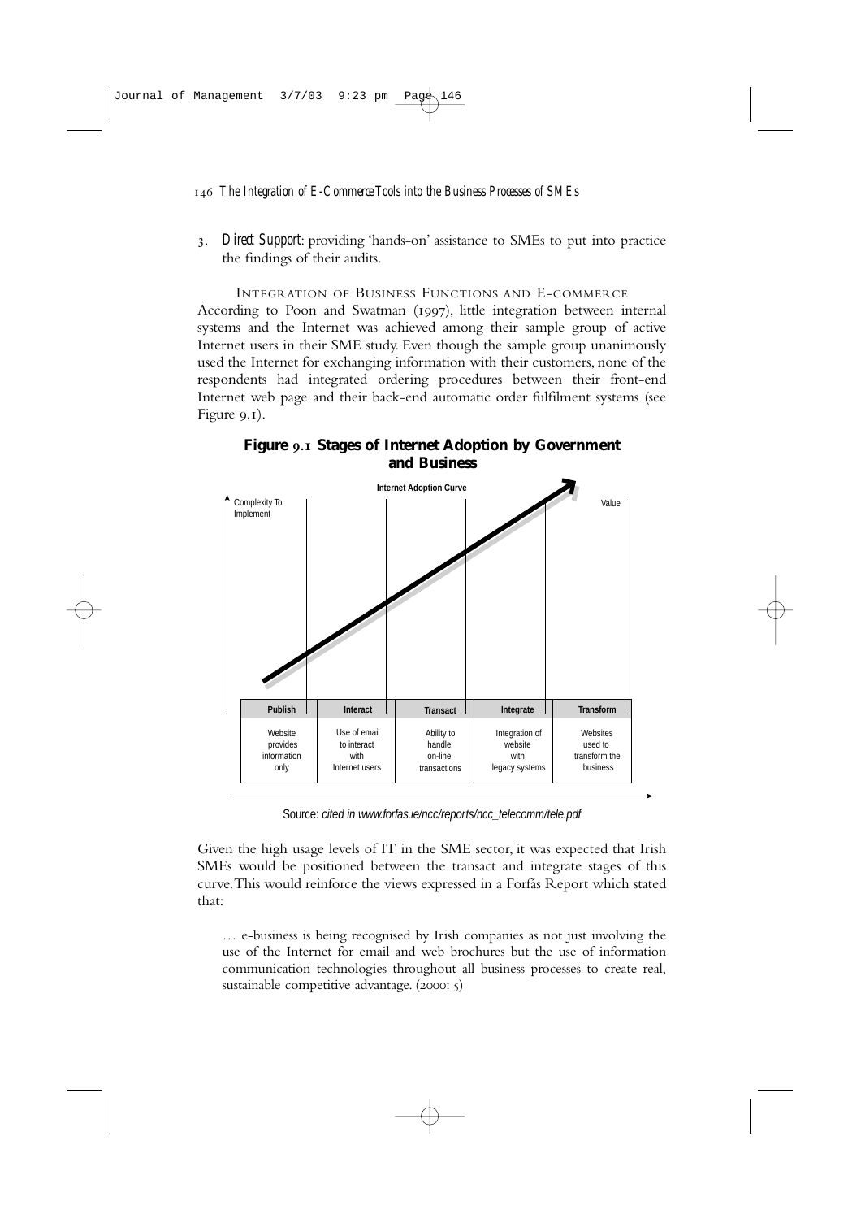3. *Direct Support*: providing 'hands-on' assistance to SMEs to put into practice the findings of their audits.

### INTEGRATION OF BUSINESS FUNCTIONS AND E-COMMERCE

According to Poon and Swatman (1997), little integration between internal systems and the Internet was achieved among their sample group of active Internet users in their SME study. Even though the sample group unanimously used the Internet for exchanging information with their customers, none of the respondents had integrated ordering procedures between their front-end Internet web page and their back-end automatic order fulfilment systems (see Figure 9.1).

**Figure 9.1 Stages of Internet Adoption by Government and Business**

Internet Adoption Curve

Complexity To Implement

Value

| Publish | Interact | Transact | Integrate | Transform |
|---|---|---|---|---|
| Website provides information only | Use of email to interact with Internet users | Ability to handle on-line transactions | Integration of website with legacy systems | Websites used to transform the business |

Source: *cited in www.forfas.ie/ncc/reports/ncc_telecomm/tele.pdf*

Given the high usage levels of IT in the SME sector, it was expected that Irish SMEs would be positioned between the transact and integrate stages of this curve. This would reinforce the views expressed in a Forfás Report which stated that:

> … e-business is being recognised by Irish companies as not just involving the use of the Internet for email and web brochures but the use of information communication technologies throughout all business processes to create real, sustainable competitive advantage. (2000: 5)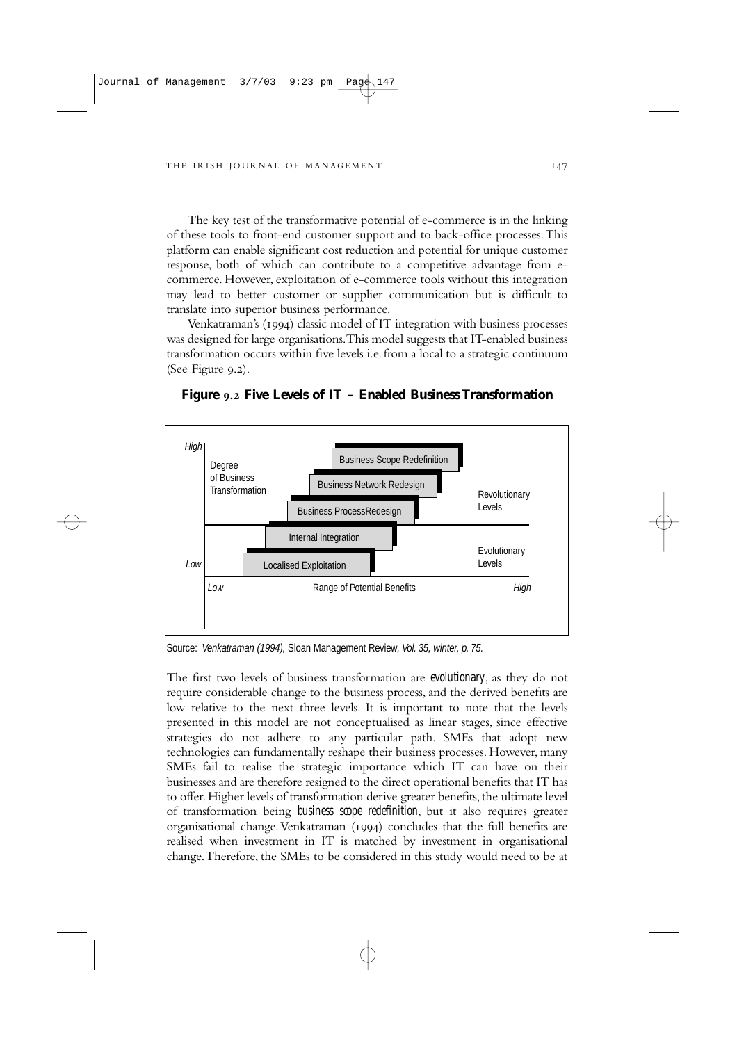The key test of the transformative potential of e-commerce is in the linking of these tools to front-end customer support and to back-office processes. This platform can enable significant cost reduction and potential for unique customer response, both of which can contribute to a competitive advantage from e-commerce. However, exploitation of e-commerce tools without this integration may lead to better customer or supplier communication but is difficult to translate into superior business performance.

Venkatraman's (1994) classic model of IT integration with business processes was designed for large organisations. This model suggests that IT-enabled business transformation occurs within five levels i.e. from a local to a strategic continuum (See Figure 9.2).

**Figure 9.2 Five Levels of IT – Enabled Business Transformation**

| Degree of Business Transformation | Level | Category |
|---|---|---|
| High | Business Scope Redefinition | Revolutionary Levels |
| | Business Network Redesign | Revolutionary Levels |
| | Business ProcessRedesign | Revolutionary Levels |
| | Internal Integration | Evolutionary Levels |
| Low | Localised Exploitation | Evolutionary Levels |

Range of Potential Benefits: Low → High

Source: *Venkatraman (1994),* Sloan Management Review*, Vol. 35, winter, p. 75.*

The first two levels of business transformation are *evolutionary*, as they do not require considerable change to the business process, and the derived benefits are low relative to the next three levels. It is important to note that the levels presented in this model are not conceptualised as linear stages, since effective strategies do not adhere to any particular path. SMEs that adopt new technologies can fundamentally reshape their business processes. However, many SMEs fail to realise the strategic importance which IT can have on their businesses and are therefore resigned to the direct operational benefits that IT has to offer. Higher levels of transformation derive greater benefits, the ultimate level of transformation being *business scope redefinition*, but it also requires greater organisational change. Venkatraman (1994) concludes that the full benefits are realised when investment in IT is matched by investment in organisational change. Therefore, the SMEs to be considered in this study would need to be at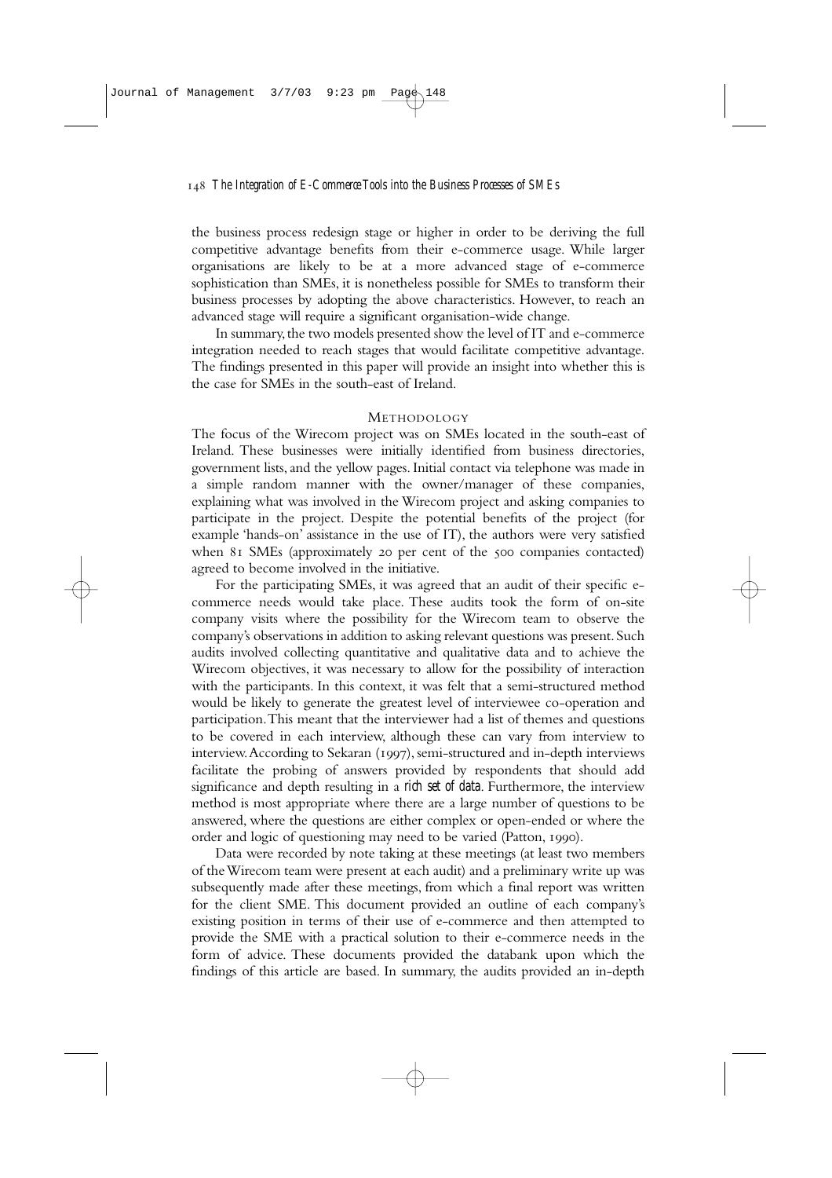the business process redesign stage or higher in order to be deriving the full competitive advantage benefits from their e-commerce usage. While larger organisations are likely to be at a more advanced stage of e-commerce sophistication than SMEs, it is nonetheless possible for SMEs to transform their business processes by adopting the above characteristics. However, to reach an advanced stage will require a significant organisation-wide change.

In summary, the two models presented show the level of IT and e-commerce integration needed to reach stages that would facilitate competitive advantage. The findings presented in this paper will provide an insight into whether this is the case for SMEs in the south-east of Ireland.

## Methodology

The focus of the Wirecom project was on SMEs located in the south-east of Ireland. These businesses were initially identified from business directories, government lists, and the yellow pages. Initial contact via telephone was made in a simple random manner with the owner/manager of these companies, explaining what was involved in the Wirecom project and asking companies to participate in the project. Despite the potential benefits of the project (for example 'hands-on' assistance in the use of IT), the authors were very satisfied when 81 SMEs (approximately 20 per cent of the 500 companies contacted) agreed to become involved in the initiative.

For the participating SMEs, it was agreed that an audit of their specific e-commerce needs would take place. These audits took the form of on-site company visits where the possibility for the Wirecom team to observe the company's observations in addition to asking relevant questions was present. Such audits involved collecting quantitative and qualitative data and to achieve the Wirecom objectives, it was necessary to allow for the possibility of interaction with the participants. In this context, it was felt that a semi-structured method would be likely to generate the greatest level of interviewee co-operation and participation. This meant that the interviewer had a list of themes and questions to be covered in each interview, although these can vary from interview to interview. According to Sekaran (1997), semi-structured and in-depth interviews facilitate the probing of answers provided by respondents that should add significance and depth resulting in a *rich set of data*. Furthermore, the interview method is most appropriate where there are a large number of questions to be answered, where the questions are either complex or open-ended or where the order and logic of questioning may need to be varied (Patton, 1990).

Data were recorded by note taking at these meetings (at least two members of the Wirecom team were present at each audit) and a preliminary write up was subsequently made after these meetings, from which a final report was written for the client SME. This document provided an outline of each company's existing position in terms of their use of e-commerce and then attempted to provide the SME with a practical solution to their e-commerce needs in the form of advice. These documents provided the databank upon which the findings of this article are based. In summary, the audits provided an in-depth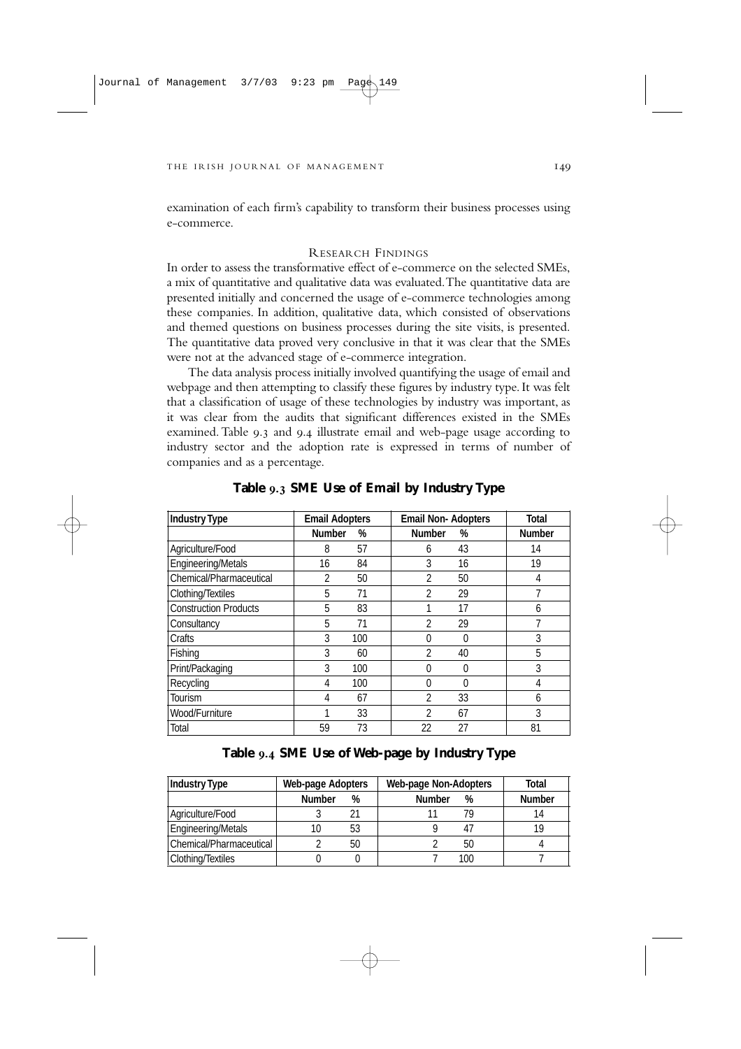examination of each firm's capability to transform their business processes using e-commerce.

## Research Findings

In order to assess the transformative effect of e-commerce on the selected SMEs, a mix of quantitative and qualitative data was evaluated. The quantitative data are presented initially and concerned the usage of e-commerce technologies among these companies. In addition, qualitative data, which consisted of observations and themed questions on business processes during the site visits, is presented. The quantitative data proved very conclusive in that it was clear that the SMEs were not at the advanced stage of e-commerce integration.

The data analysis process initially involved quantifying the usage of email and webpage and then attempting to classify these figures by industry type. It was felt that a classification of usage of these technologies by industry was important, as it was clear from the audits that significant differences existed in the SMEs examined. Table 9.3 and 9.4 illustrate email and web-page usage according to industry sector and the adoption rate is expressed in terms of number of companies and as a percentage.

**Table 9.3 SME Use of Email by Industry Type**

| Industry Type | Email Adopters | | Email Non- Adopters | | Total |
|---|---|---|---|---|---|
| | Number | % | Number | % | Number |
| Agriculture/Food | 8 | 57 | 6 | 43 | 14 |
| Engineering/Metals | 16 | 84 | 3 | 16 | 19 |
| Chemical/Pharmaceutical | 2 | 50 | 2 | 50 | 4 |
| Clothing/Textiles | 5 | 71 | 2 | 29 | 7 |
| Construction Products | 5 | 83 | 1 | 17 | 6 |
| Consultancy | 5 | 71 | 2 | 29 | 7 |
| Crafts | 3 | 100 | 0 | 0 | 3 |
| Fishing | 3 | 60 | 2 | 40 | 5 |
| Print/Packaging | 3 | 100 | 0 | 0 | 3 |
| Recycling | 4 | 100 | 0 | 0 | 4 |
| Tourism | 4 | 67 | 2 | 33 | 6 |
| Wood/Furniture | 1 | 33 | 2 | 67 | 3 |
| Total | 59 | 73 | 22 | 27 | 81 |

**Table 9.4 SME Use of Web-page by Industry Type**

| Industry Type | Web-page Adopters | | Web-page Non-Adopters | | Total |
|---|---|---|---|---|---|
| | Number | % | Number | % | Number |
| Agriculture/Food | 3 | 21 | 11 | 79 | 14 |
| Engineering/Metals | 10 | 53 | 9 | 47 | 19 |
| Chemical/Pharmaceutical | 2 | 50 | 2 | 50 | 4 |
| Clothing/Textiles | 0 | 0 | 7 | 100 | 7 |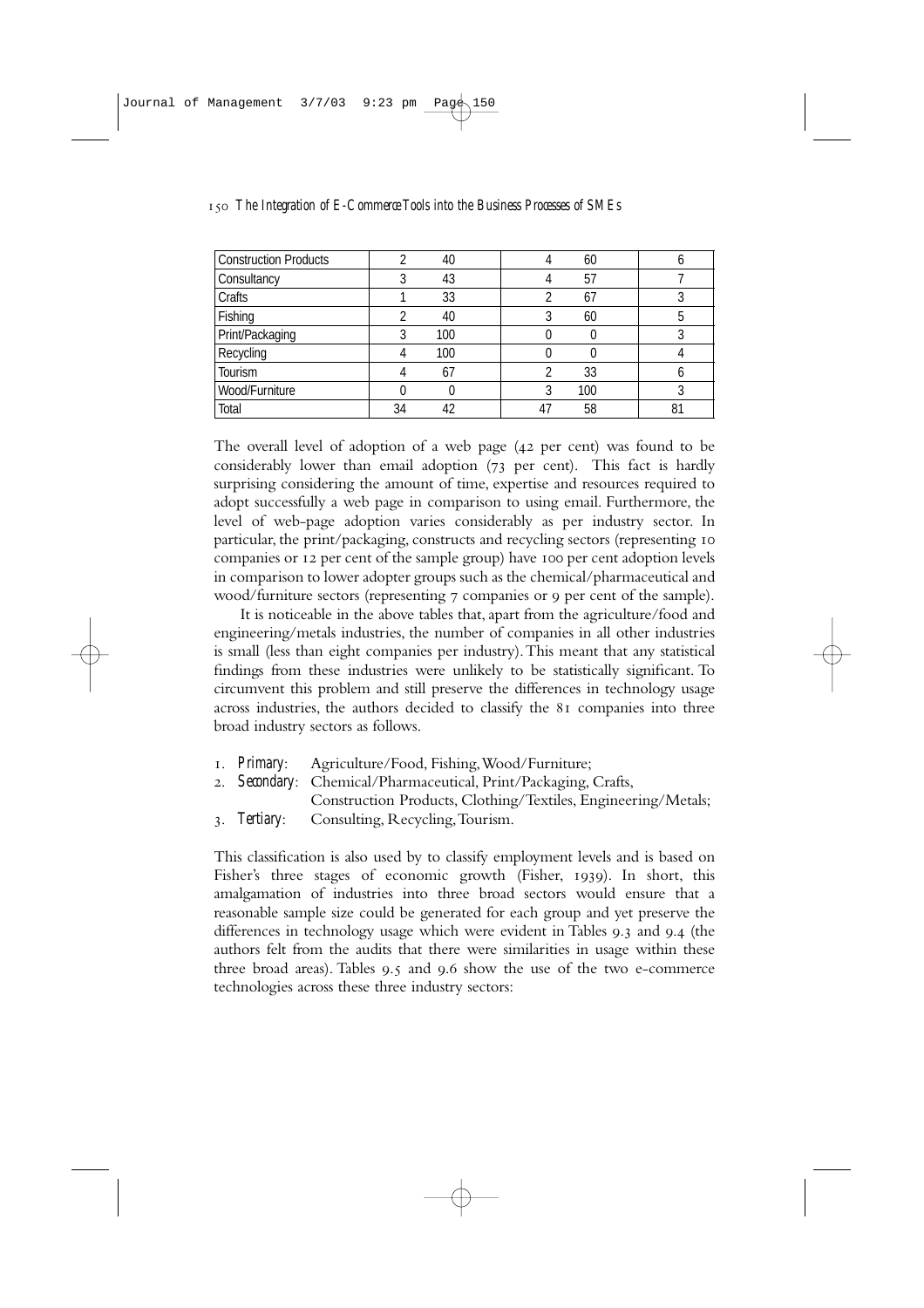| Construction Products | 2 | 40 | 4 | 60 | 6 |
|---|---|---|---|---|---|
| Consultancy | 3 | 43 | 4 | 57 | 7 |
| Crafts | 1 | 33 | 2 | 67 | 3 |
| Fishing | 2 | 40 | 3 | 60 | 5 |
| Print/Packaging | 3 | 100 | 0 | 0 | 3 |
| Recycling | 4 | 100 | 0 | 0 | 4 |
| Tourism | 4 | 67 | 2 | 33 | 6 |
| Wood/Furniture | 0 | 0 | 3 | 100 | 3 |
| Total | 34 | 42 | 47 | 58 | 81 |

The overall level of adoption of a web page (42 per cent) was found to be considerably lower than email adoption (73 per cent). This fact is hardly surprising considering the amount of time, expertise and resources required to adopt successfully a web page in comparison to using email. Furthermore, the level of web-page adoption varies considerably as per industry sector. In particular, the print/packaging, constructs and recycling sectors (representing 10 companies or 12 per cent of the sample group) have 100 per cent adoption levels in comparison to lower adopter groups such as the chemical/pharmaceutical and wood/furniture sectors (representing 7 companies or 9 per cent of the sample).

It is noticeable in the above tables that, apart from the agriculture/food and engineering/metals industries, the number of companies in all other industries is small (less than eight companies per industry). This meant that any statistical findings from these industries were unlikely to be statistically significant. To circumvent this problem and still preserve the differences in technology usage across industries, the authors decided to classify the 81 companies into three broad industry sectors as follows.

1. *Primary*: Agriculture/Food, Fishing, Wood/Furniture;
2. *Secondary*: Chemical/Pharmaceutical, Print/Packaging, Crafts, Construction Products, Clothing/Textiles, Engineering/Metals;
3. *Tertiary*: Consulting, Recycling, Tourism.

This classification is also used by to classify employment levels and is based on Fisher's three stages of economic growth (Fisher, 1939). In short, this amalgamation of industries into three broad sectors would ensure that a reasonable sample size could be generated for each group and yet preserve the differences in technology usage which were evident in Tables 9.3 and 9.4 (the authors felt from the audits that there were similarities in usage within these three broad areas). Tables 9.5 and 9.6 show the use of the two e-commerce technologies across these three industry sectors: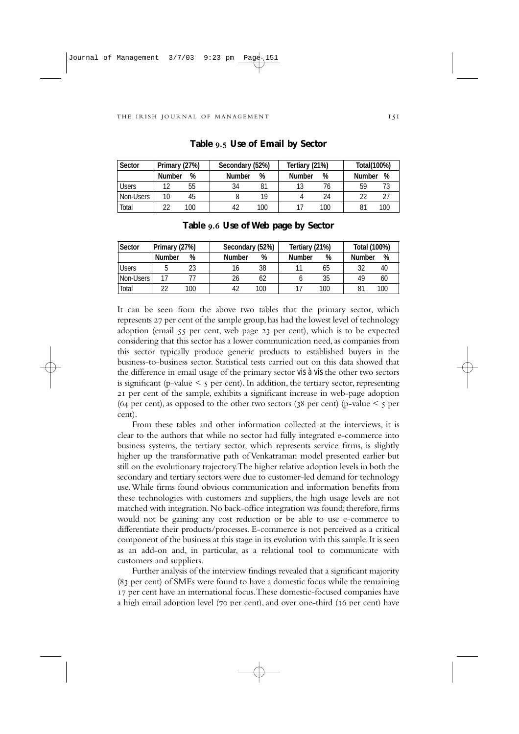**Table 9.5 Use of Email by Sector**

| Sector | Primary (27%) | | Secondary (52%) | | Tertiary (21%) | | Total(100%) | |
|---|---|---|---|---|---|---|---|---|
| | Number | % | Number | % | Number | % | Number | % |
| Users | 12 | 55 | 34 | 81 | 13 | 76 | 59 | 73 |
| Non-Users | 10 | 45 | 8 | 19 | 4 | 24 | 22 | 27 |
| Total | 22 | 100 | 42 | 100 | 17 | 100 | 81 | 100 |

**Table 9.6 Use of Web page by Sector**

| Sector | Primary (27%) | | Secondary (52%) | | Tertiary (21%) | | Total (100%) | |
|---|---|---|---|---|---|---|---|---|
| | Number | % | Number | % | Number | % | Number | % |
| Users | 5 | 23 | 16 | 38 | 11 | 65 | 32 | 40 |
| Non-Users | 17 | 77 | 26 | 62 | 6 | 35 | 49 | 60 |
| Total | 22 | 100 | 42 | 100 | 17 | 100 | 81 | 100 |

It can be seen from the above two tables that the primary sector, which represents 27 per cent of the sample group, has had the lowest level of technology adoption (email 55 per cent, web page 23 per cent), which is to be expected considering that this sector has a lower communication need, as companies from this sector typically produce generic products to established buyers in the business-to-business sector. Statistical tests carried out on this data showed that the difference in email usage of the primary sector *vis à vis* the other two sectors is significant (p-value < 5 per cent). In addition, the tertiary sector, representing 21 per cent of the sample, exhibits a significant increase in web-page adoption (64 per cent), as opposed to the other two sectors (38 per cent) (p-value < 5 per cent).

From these tables and other information collected at the interviews, it is clear to the authors that while no sector had fully integrated e-commerce into business systems, the tertiary sector, which represents service firms, is slightly higher up the transformative path of Venkatraman model presented earlier but still on the evolutionary trajectory. The higher relative adoption levels in both the secondary and tertiary sectors were due to customer-led demand for technology use. While firms found obvious communication and information benefits from these technologies with customers and suppliers, the high usage levels are not matched with integration. No back-office integration was found; therefore, firms would not be gaining any cost reduction or be able to use e-commerce to differentiate their products/processes. E-commerce is not perceived as a critical component of the business at this stage in its evolution with this sample. It is seen as an add-on and, in particular, as a relational tool to communicate with customers and suppliers.

Further analysis of the interview findings revealed that a significant majority (83 per cent) of SMEs were found to have a domestic focus while the remaining 17 per cent have an international focus. These domestic-focused companies have a high email adoption level (70 per cent), and over one-third (36 per cent) have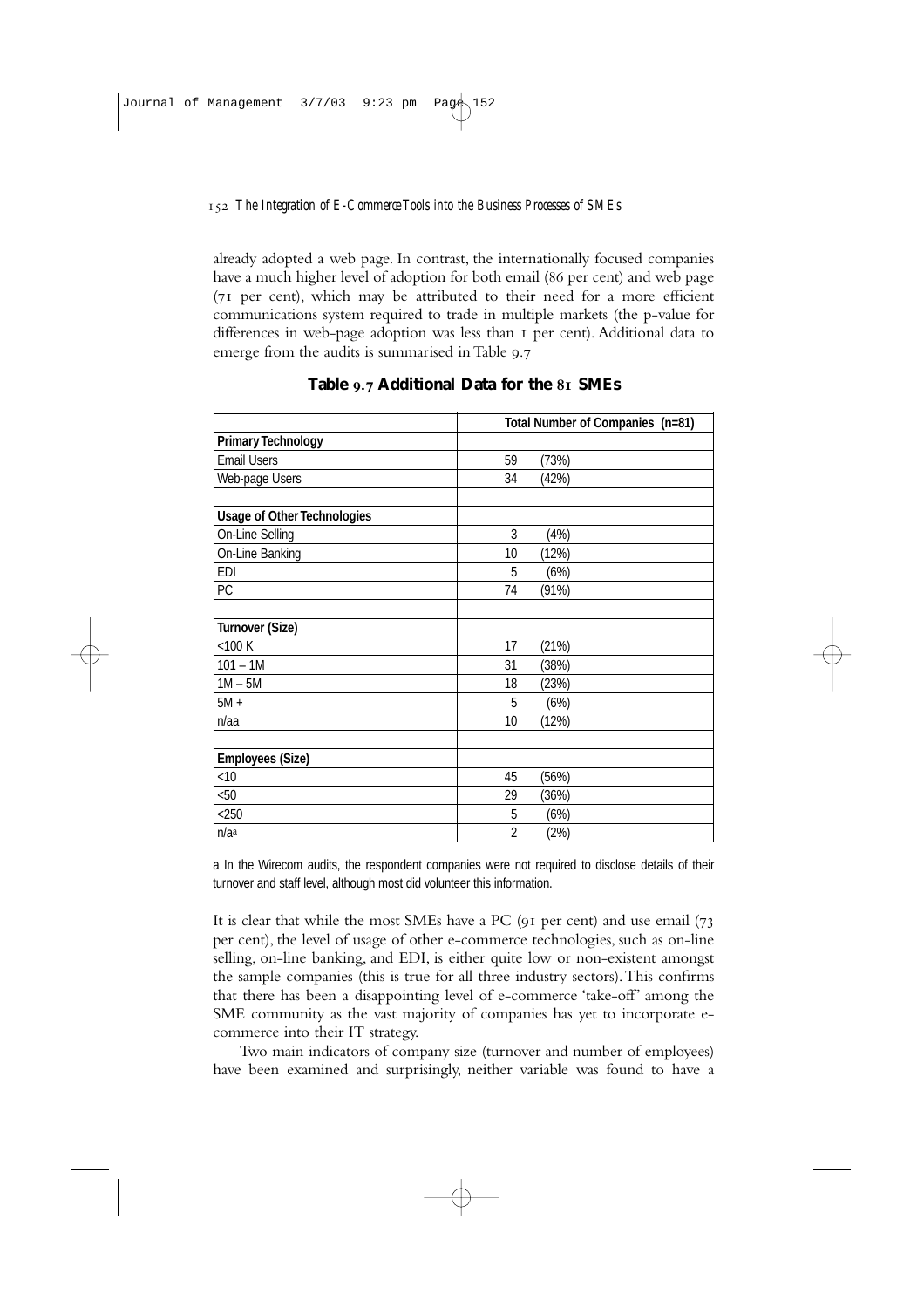already adopted a web page. In contrast, the internationally focused companies have a much higher level of adoption for both email (86 per cent) and web page (71 per cent), which may be attributed to their need for a more efficient communications system required to trade in multiple markets (the p-value for differences in web-page adoption was less than 1 per cent). Additional data to emerge from the audits is summarised in Table 9.7

**Table 9.7 Additional Data for the 81 SMEs**

| | Total Number of Companies (n=81) |
|---|---|
| **Primary Technology** | |
| Email Users | 59 (73%) |
| Web-page Users | 34 (42%) |
| | |
| **Usage of Other Technologies** | |
| On-Line Selling | 3 (4%) |
| On-Line Banking | 10 (12%) |
| EDI | 5 (6%) |
| PC | 74 (91%) |
| | |
| **Turnover (Size)** | |
| <100 K | 17 (21%) |
| 101 – 1M | 31 (38%) |
| 1M – 5M | 18 (23%) |
| 5M + | 5 (6%) |
| n/aa | 10 (12%) |
| | |
| **Employees (Size)** | |
| <10 | 45 (56%) |
| <50 | 29 (36%) |
| <250 | 5 (6%) |
| n/a[a] | 2 (2%) |

a In the Wirecom audits, the respondent companies were not required to disclose details of their turnover and staff level, although most did volunteer this information.

It is clear that while the most SMEs have a PC (91 per cent) and use email (73 per cent), the level of usage of other e-commerce technologies, such as on-line selling, on-line banking, and EDI, is either quite low or non-existent amongst the sample companies (this is true for all three industry sectors). This confirms that there has been a disappointing level of e-commerce 'take-off' among the SME community as the vast majority of companies has yet to incorporate e-commerce into their IT strategy.

Two main indicators of company size (turnover and number of employees) have been examined and surprisingly, neither variable was found to have a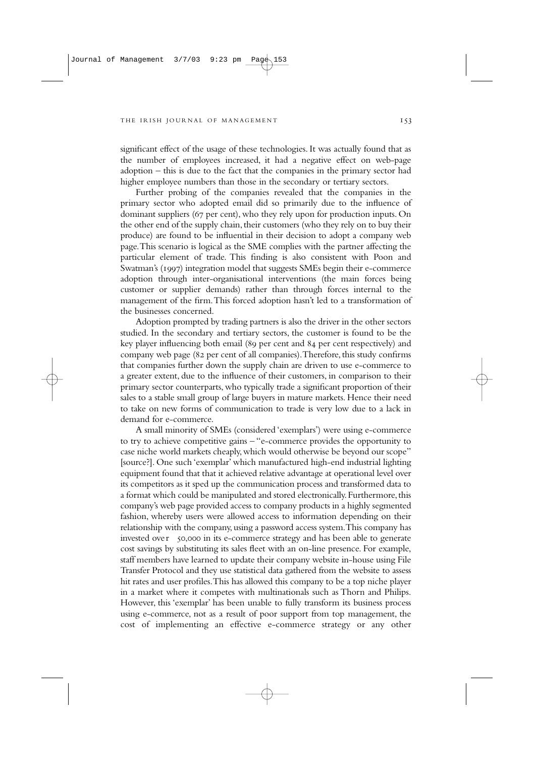significant effect of the usage of these technologies. It was actually found that as the number of employees increased, it had a negative effect on web-page adoption – this is due to the fact that the companies in the primary sector had higher employee numbers than those in the secondary or tertiary sectors.

Further probing of the companies revealed that the companies in the primary sector who adopted email did so primarily due to the influence of dominant suppliers (67 per cent), who they rely upon for production inputs. On the other end of the supply chain, their customers (who they rely on to buy their produce) are found to be influential in their decision to adopt a company web page. This scenario is logical as the SME complies with the partner affecting the particular element of trade. This finding is also consistent with Poon and Swatman's (1997) integration model that suggests SMEs begin their e-commerce adoption through inter-organisational interventions (the main forces being customer or supplier demands) rather than through forces internal to the management of the firm. This forced adoption hasn't led to a transformation of the businesses concerned.

Adoption prompted by trading partners is also the driver in the other sectors studied. In the secondary and tertiary sectors, the customer is found to be the key player influencing both email (89 per cent and 84 per cent respectively) and company web page (82 per cent of all companies). Therefore, this study confirms that companies further down the supply chain are driven to use e-commerce to a greater extent, due to the influence of their customers, in comparison to their primary sector counterparts, who typically trade a significant proportion of their sales to a stable small group of large buyers in mature markets. Hence their need to take on new forms of communication to trade is very low due to a lack in demand for e-commerce.

A small minority of SMEs (considered 'exemplars') were using e-commerce to try to achieve competitive gains – "e-commerce provides the opportunity to case niche world markets cheaply, which would otherwise be beyond our scope" [source?]. One such 'exemplar' which manufactured high-end industrial lighting equipment found that that it achieved relative advantage at operational level over its competitors as it sped up the communication process and transformed data to a format which could be manipulated and stored electronically. Furthermore, this company's web page provided access to company products in a highly segmented fashion, whereby users were allowed access to information depending on their relationship with the company, using a password access system. This company has invested over 50,000 in its e-commerce strategy and has been able to generate cost savings by substituting its sales fleet with an on-line presence. For example, staff members have learned to update their company website in-house using File Transfer Protocol and they use statistical data gathered from the website to assess hit rates and user profiles. This has allowed this company to be a top niche player in a market where it competes with multinationals such as Thorn and Philips. However, this 'exemplar' has been unable to fully transform its business process using e-commerce, not as a result of poor support from top management, the cost of implementing an effective e-commerce strategy or any other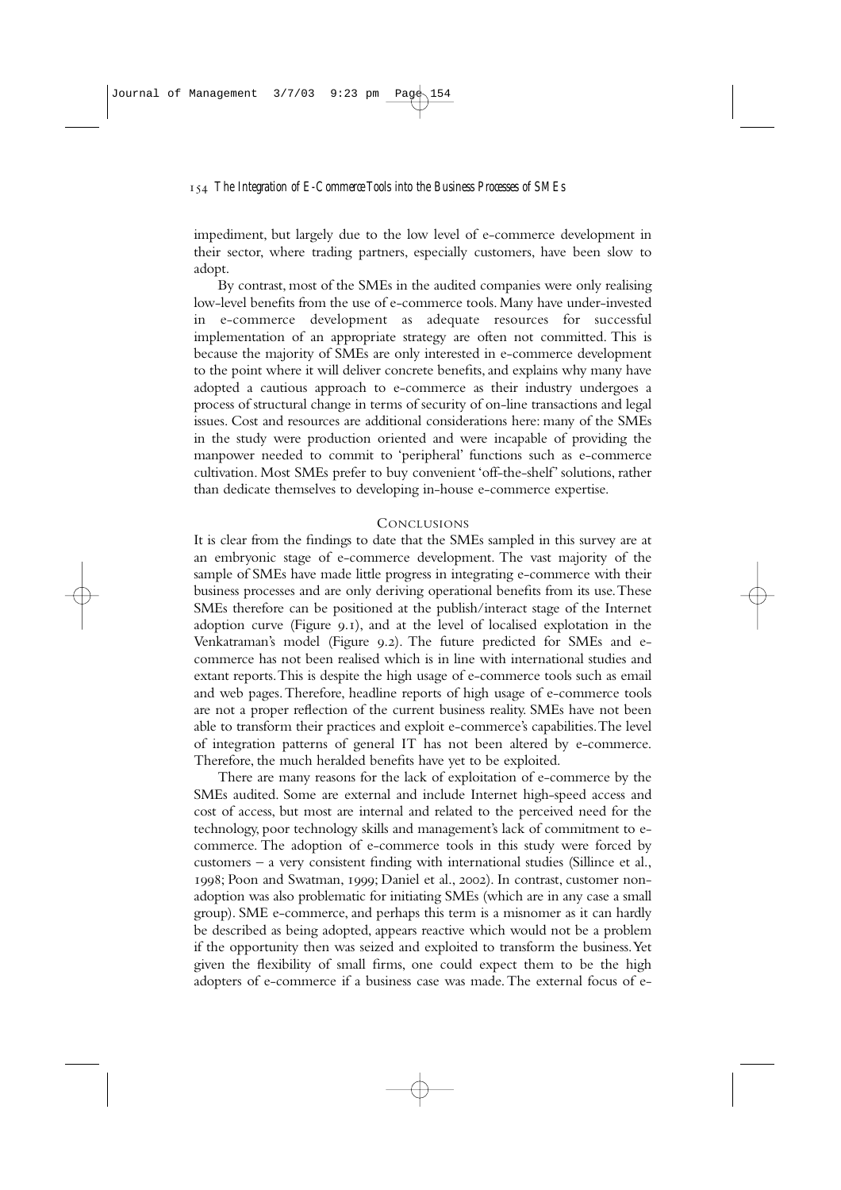impediment, but largely due to the low level of e-commerce development in their sector, where trading partners, especially customers, have been slow to adopt.

By contrast, most of the SMEs in the audited companies were only realising low-level benefits from the use of e-commerce tools. Many have under-invested in e-commerce development as adequate resources for successful implementation of an appropriate strategy are often not committed. This is because the majority of SMEs are only interested in e-commerce development to the point where it will deliver concrete benefits, and explains why many have adopted a cautious approach to e-commerce as their industry undergoes a process of structural change in terms of security of on-line transactions and legal issues. Cost and resources are additional considerations here: many of the SMEs in the study were production oriented and were incapable of providing the manpower needed to commit to 'peripheral' functions such as e-commerce cultivation. Most SMEs prefer to buy convenient 'off-the-shelf' solutions, rather than dedicate themselves to developing in-house e-commerce expertise.

## Conclusions

It is clear from the findings to date that the SMEs sampled in this survey are at an embryonic stage of e-commerce development. The vast majority of the sample of SMEs have made little progress in integrating e-commerce with their business processes and are only deriving operational benefits from its use. These SMEs therefore can be positioned at the publish/interact stage of the Internet adoption curve (Figure 9.1), and at the level of localised explotation in the Venkatraman's model (Figure 9.2). The future predicted for SMEs and e-commerce has not been realised which is in line with international studies and extant reports. This is despite the high usage of e-commerce tools such as email and web pages. Therefore, headline reports of high usage of e-commerce tools are not a proper reflection of the current business reality. SMEs have not been able to transform their practices and exploit e-commerce's capabilities. The level of integration patterns of general IT has not been altered by e-commerce. Therefore, the much heralded benefits have yet to be exploited.

There are many reasons for the lack of exploitation of e-commerce by the SMEs audited. Some are external and include Internet high-speed access and cost of access, but most are internal and related to the perceived need for the technology, poor technology skills and management's lack of commitment to e-commerce. The adoption of e-commerce tools in this study were forced by customers – a very consistent finding with international studies (Sillince et al., 1998; Poon and Swatman, 1999; Daniel et al., 2002). In contrast, customer non-adoption was also problematic for initiating SMEs (which are in any case a small group). SME e-commerce, and perhaps this term is a misnomer as it can hardly be described as being adopted, appears reactive which would not be a problem if the opportunity then was seized and exploited to transform the business. Yet given the flexibility of small firms, one could expect them to be the high adopters of e-commerce if a business case was made. The external focus of e-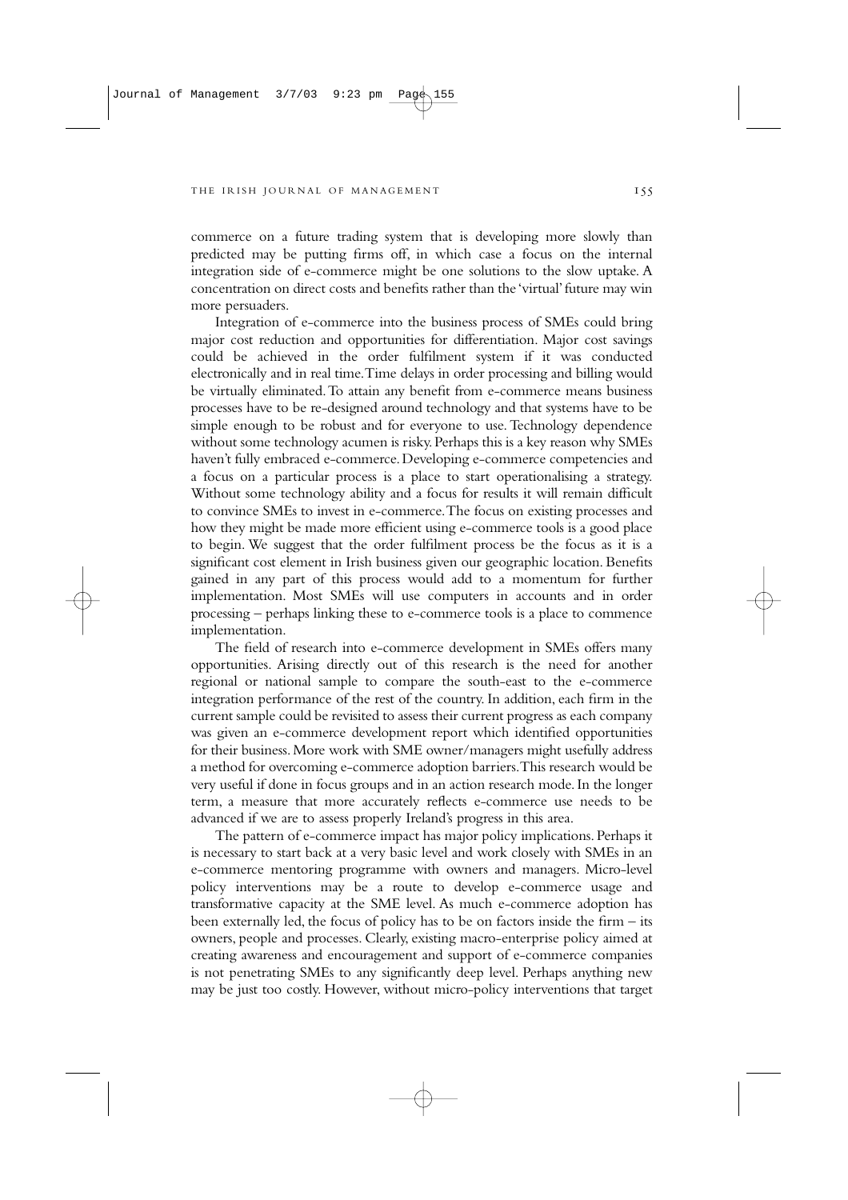commerce on a future trading system that is developing more slowly than predicted may be putting firms off, in which case a focus on the internal integration side of e-commerce might be one solutions to the slow uptake. A concentration on direct costs and benefits rather than the 'virtual' future may win more persuaders.

Integration of e-commerce into the business process of SMEs could bring major cost reduction and opportunities for differentiation. Major cost savings could be achieved in the order fulfilment system if it was conducted electronically and in real time. Time delays in order processing and billing would be virtually eliminated. To attain any benefit from e-commerce means business processes have to be re-designed around technology and that systems have to be simple enough to be robust and for everyone to use. Technology dependence without some technology acumen is risky. Perhaps this is a key reason why SMEs haven't fully embraced e-commerce. Developing e-commerce competencies and a focus on a particular process is a place to start operationalising a strategy. Without some technology ability and a focus for results it will remain difficult to convince SMEs to invest in e-commerce. The focus on existing processes and how they might be made more efficient using e-commerce tools is a good place to begin. We suggest that the order fulfilment process be the focus as it is a significant cost element in Irish business given our geographic location. Benefits gained in any part of this process would add to a momentum for further implementation. Most SMEs will use computers in accounts and in order processing – perhaps linking these to e-commerce tools is a place to commence implementation.

The field of research into e-commerce development in SMEs offers many opportunities. Arising directly out of this research is the need for another regional or national sample to compare the south-east to the e-commerce integration performance of the rest of the country. In addition, each firm in the current sample could be revisited to assess their current progress as each company was given an e-commerce development report which identified opportunities for their business. More work with SME owner/managers might usefully address a method for overcoming e-commerce adoption barriers. This research would be very useful if done in focus groups and in an action research mode. In the longer term, a measure that more accurately reflects e-commerce use needs to be advanced if we are to assess properly Ireland's progress in this area.

The pattern of e-commerce impact has major policy implications. Perhaps it is necessary to start back at a very basic level and work closely with SMEs in an e-commerce mentoring programme with owners and managers. Micro-level policy interventions may be a route to develop e-commerce usage and transformative capacity at the SME level. As much e-commerce adoption has been externally led, the focus of policy has to be on factors inside the firm – its owners, people and processes. Clearly, existing macro-enterprise policy aimed at creating awareness and encouragement and support of e-commerce companies is not penetrating SMEs to any significantly deep level. Perhaps anything new may be just too costly. However, without micro-policy interventions that target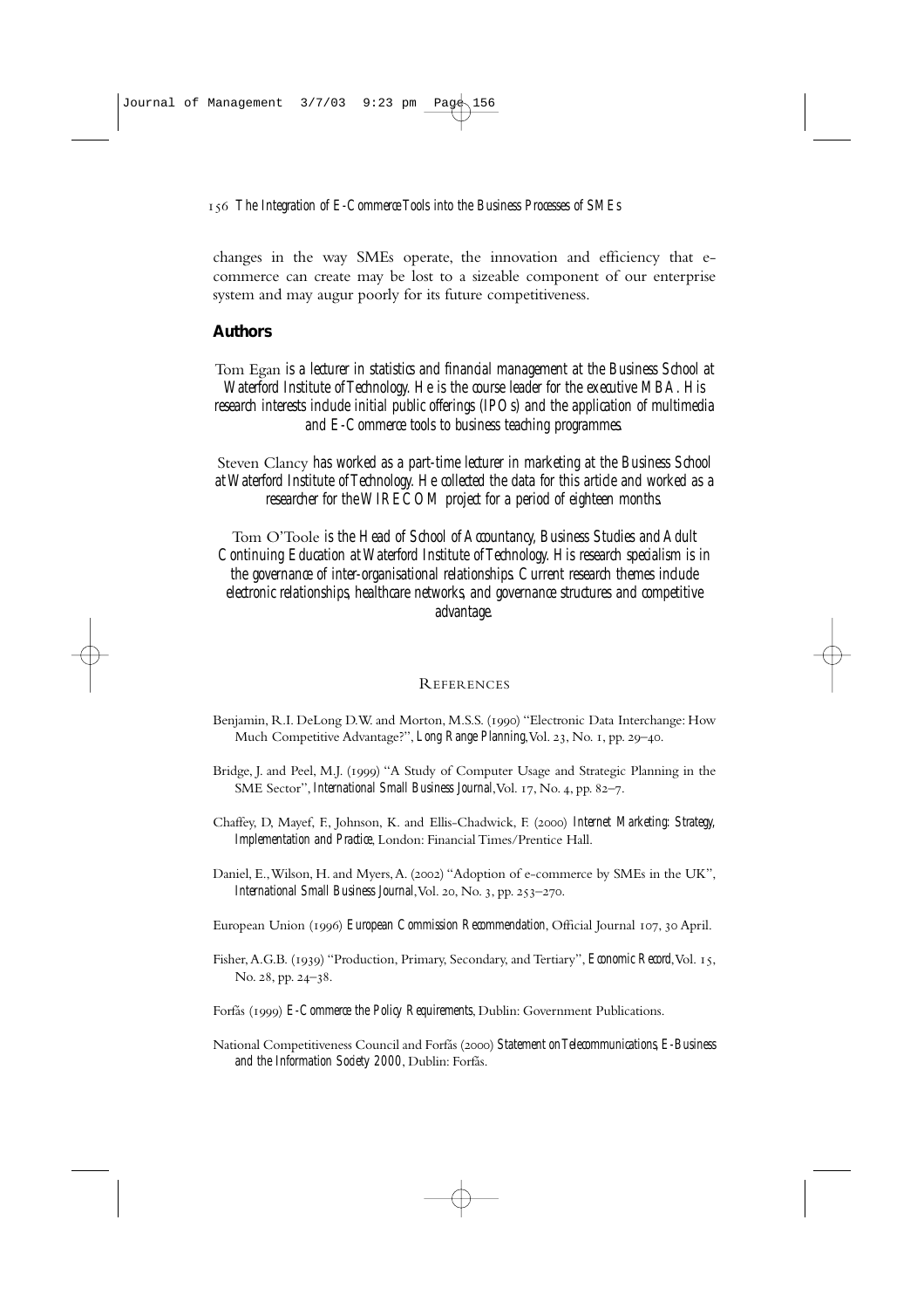changes in the way SMEs operate, the innovation and efficiency that e-commerce can create may be lost to a sizeable component of our enterprise system and may augur poorly for its future competitiveness.

## Authors

Tom Egan *is a lecturer in statistics and financial management at the Business School at Waterford Institute of Technology. He is the course leader for the executive MBA. His research interests include initial public offerings (IPOs) and the application of multimedia and E-Commerce tools to business teaching programmes.*

Steven Clancy *has worked as a part-time lecturer in marketing at the Business School at Waterford Institute of Technology. He collected the data for this article and worked as a researcher for the WIRECOM project for a period of eighteen months.*

Tom O'Toole *is the Head of School of Accountancy, Business Studies and Adult Continuing Education at Waterford Institute of Technology. His research specialism is in the governance of inter-organisational relationships. Current research themes include electronic relationships, healthcare networks, and governance structures and competitive advantage.*

## References

Benjamin, R.I. DeLong D.W. and Morton, M.S.S. (1990) "Electronic Data Interchange: How Much Competitive Advantage?", *Long Range Planning*, Vol. 23, No. 1, pp. 29–40.

Bridge, J. and Peel, M.J. (1999) "A Study of Computer Usage and Strategic Planning in the SME Sector", *International Small Business Journal*, Vol. 17, No. 4, pp. 82–7.

Chaffey, D, Mayef, F., Johnson, K. and Ellis-Chadwick, F. (2000) *Internet Marketing: Strategy, Implementation and Practice*, London: Financial Times/Prentice Hall.

Daniel, E., Wilson, H. and Myers, A. (2002) "Adoption of e-commerce by SMEs in the UK", *International Small Business Journal*, Vol. 20, No. 3, pp. 253–270.

European Union (1996) *European Commission Recommendation*, Official Journal 107, 30 April.

Fisher, A.G.B. (1939) "Production, Primary, Secondary, and Tertiary", *Economic Record*, Vol. 15, No. 28, pp. 24–38.

Forfás (1999) *E-Commerce the Policy Requirements*, Dublin: Government Publications.

National Competitiveness Council and Forfás (2000) *Statement on Telecommunications, E-Business and the Information Society 2000*, Dublin: Forfás.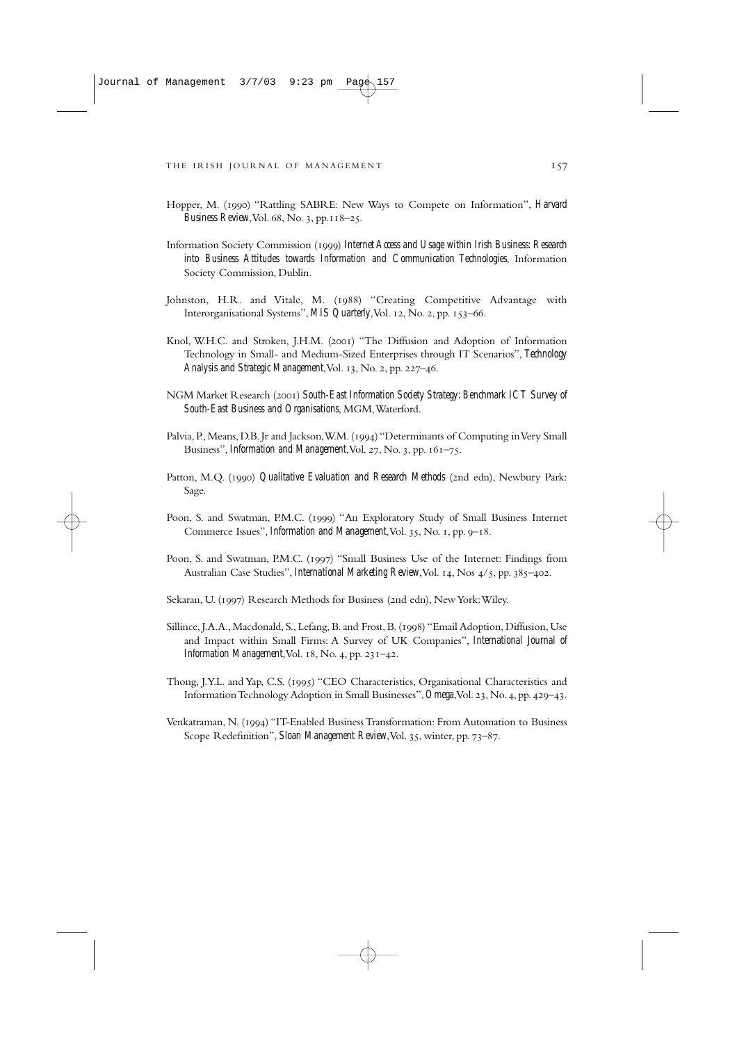Hopper, M. (1990) "Rattling SABRE: New Ways to Compete on Information", *Harvard Business Review*, Vol. 68, No. 3, pp.118–25.

Information Society Commission (1999) *Internet Access and Usage within Irish Business: Research into Business Attitudes towards Information and Communication Technologies*, Information Society Commission, Dublin.

Johnston, H.R. and Vitale, M. (1988) "Creating Competitive Advantage with Interorganisational Systems", *MIS Quarterly*, Vol. 12, No. 2, pp. 153–66.

Knol, W.H.C. and Stroken, J.H.M. (2001) "The Diffusion and Adoption of Information Technology in Small- and Medium-Sized Enterprises through IT Scenarios", *Technology Analysis and Strategic Management*, Vol. 13, No. 2, pp. 227–46.

NGM Market Research (2001) *South-East Information Society Strategy: Benchmark ICT Survey of South-East Business and Organisations*, MGM, Waterford.

Palvia, P., Means, D.B. Jr and Jackson, W.M. (1994) "Determinants of Computing in Very Small Business", *Information and Management*, Vol. 27, No. 3, pp. 161–75.

Patton, M.Q. (1990) *Qualitative Evaluation and Research Methods* (2nd edn), Newbury Park: Sage.

Poon, S. and Swatman, P.M.C. (1999) "An Exploratory Study of Small Business Internet Commerce Issues", *Information and Management*, Vol. 35, No. 1, pp. 9–18.

Poon, S. and Swatman, P.M.C. (1997) "Small Business Use of the Internet: Findings from Australian Case Studies", *International Marketing Review*, Vol. 14, Nos 4/5, pp. 385–402.

Sekaran, U. (1997) Research Methods for Business (2nd edn), New York: Wiley.

Sillince, J.A.A., Macdonald, S., Lefang, B. and Frost, B. (1998) "Email Adoption, Diffusion, Use and Impact within Small Firms: A Survey of UK Companies", *International Journal of Information Management*, Vol. 18, No. 4, pp. 231–42.

Thong, J.Y.L. and Yap, C.S. (1995) "CEO Characteristics, Organisational Characteristics and Information Technology Adoption in Small Businesses", *Omega*, Vol. 23, No. 4, pp. 429–43.

Venkatraman, N. (1994) "IT-Enabled Business Transformation: From Automation to Business Scope Redefinition", *Sloan Management Review*, Vol. 35, winter, pp. 73–87.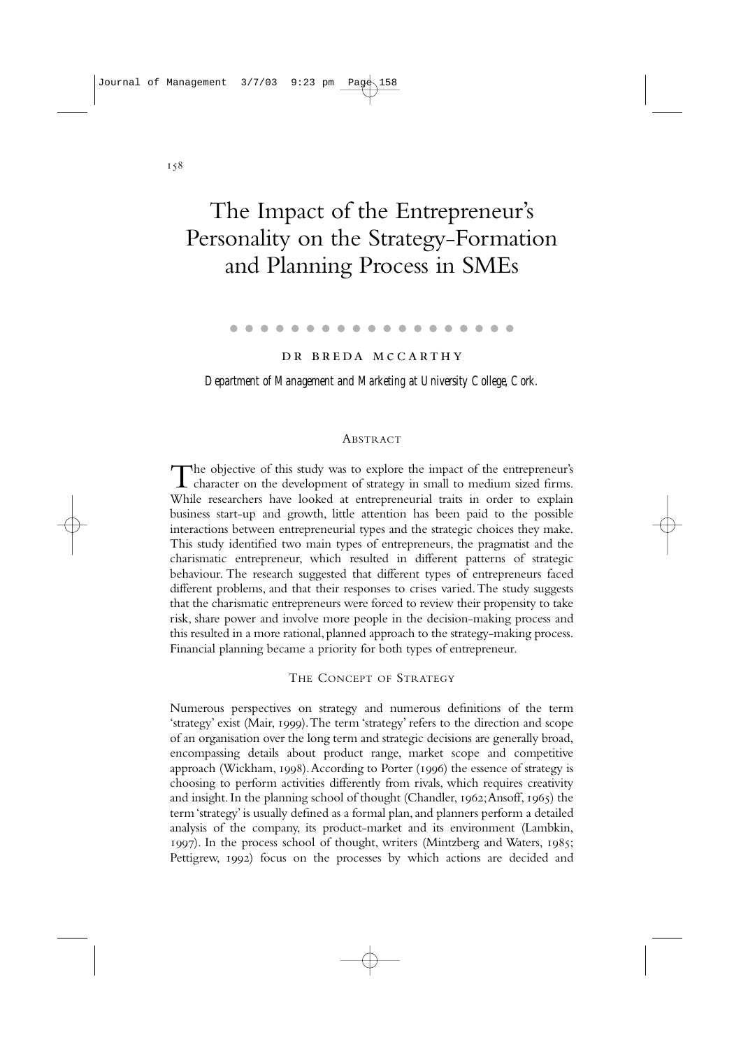# The Impact of the Entrepreneur's Personality on the Strategy-Formation and Planning Process in SMEs

DR BREDA MCCARTHY

*Department of Management and Marketing at University College, Cork.*

## Abstract

The objective of this study was to explore the impact of the entrepreneur's character on the development of strategy in small to medium sized firms. While researchers have looked at entrepreneurial traits in order to explain business start-up and growth, little attention has been paid to the possible interactions between entrepreneurial types and the strategic choices they make. This study identified two main types of entrepreneurs, the pragmatist and the charismatic entrepreneur, which resulted in different patterns of strategic behaviour. The research suggested that different types of entrepreneurs faced different problems, and that their responses to crises varied. The study suggests that the charismatic entrepreneurs were forced to review their propensity to take risk, share power and involve more people in the decision-making process and this resulted in a more rational, planned approach to the strategy-making process. Financial planning became a priority for both types of entrepreneur.

## The Concept of Strategy

Numerous perspectives on strategy and numerous definitions of the term 'strategy' exist (Mair, 1999). The term 'strategy' refers to the direction and scope of an organisation over the long term and strategic decisions are generally broad, encompassing details about product range, market scope and competitive approach (Wickham, 1998). According to Porter (1996) the essence of strategy is choosing to perform activities differently from rivals, which requires creativity and insight. In the planning school of thought (Chandler, 1962; Ansoff, 1965) the term 'strategy' is usually defined as a formal plan, and planners perform a detailed analysis of the company, its product-market and its environment (Lambkin, 1997). In the process school of thought, writers (Mintzberg and Waters, 1985; Pettigrew, 1992) focus on the processes by which actions are decided and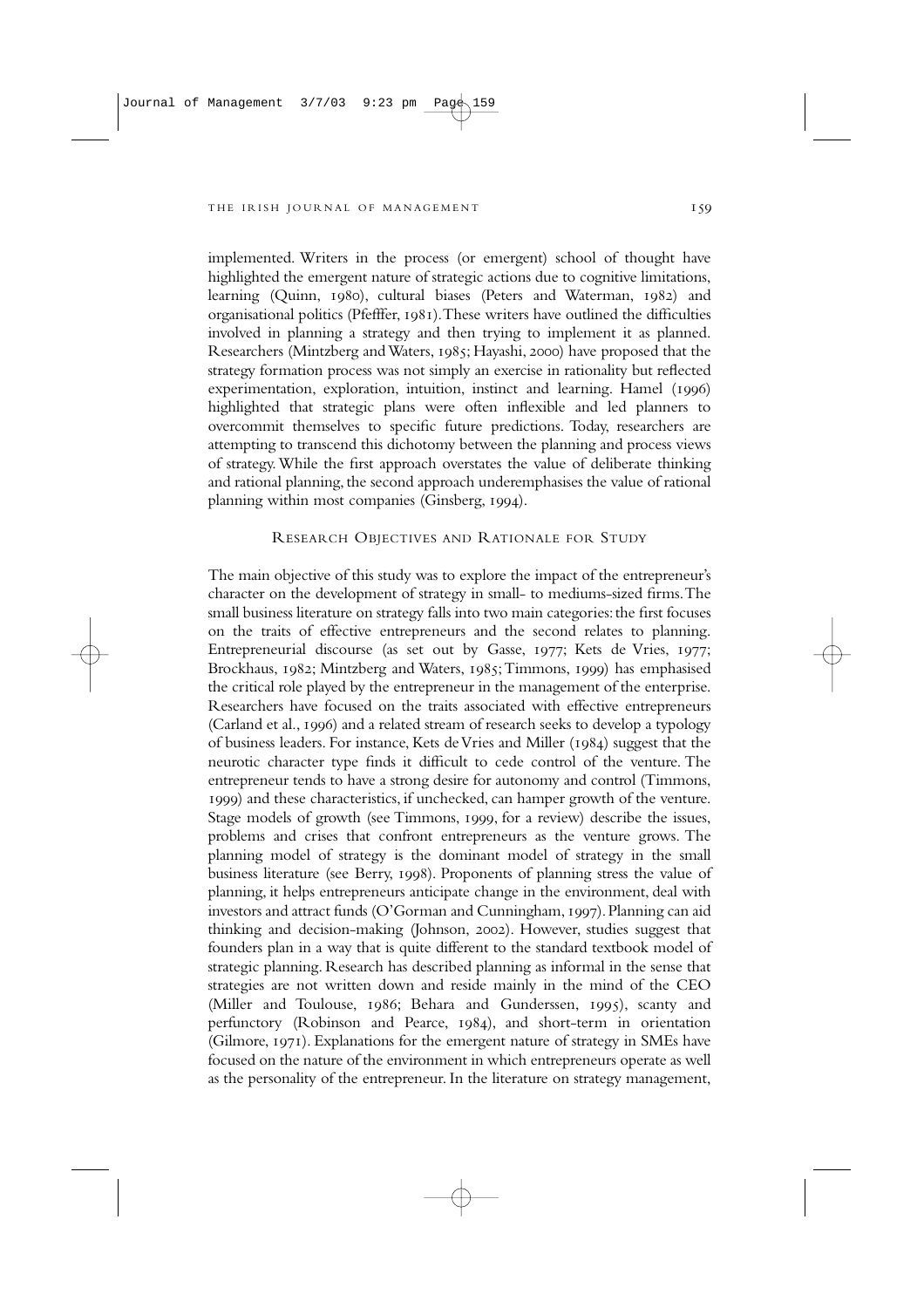implemented. Writers in the process (or emergent) school of thought have highlighted the emergent nature of strategic actions due to cognitive limitations, learning (Quinn, 1980), cultural biases (Peters and Waterman, 1982) and organisational politics (Pfefffer, 1981). These writers have outlined the difficulties involved in planning a strategy and then trying to implement it as planned. Researchers (Mintzberg and Waters, 1985; Hayashi, 2000) have proposed that the strategy formation process was not simply an exercise in rationality but reflected experimentation, exploration, intuition, instinct and learning. Hamel (1996) highlighted that strategic plans were often inflexible and led planners to overcommit themselves to specific future predictions. Today, researchers are attempting to transcend this dichotomy between the planning and process views of strategy. While the first approach overstates the value of deliberate thinking and rational planning, the second approach underemphasises the value of rational planning within most companies (Ginsberg, 1994).

## Research Objectives and Rationale for Study

The main objective of this study was to explore the impact of the entrepreneur's character on the development of strategy in small- to mediums-sized firms. The small business literature on strategy falls into two main categories: the first focuses on the traits of effective entrepreneurs and the second relates to planning. Entrepreneurial discourse (as set out by Gasse, 1977; Kets de Vries, 1977; Brockhaus, 1982; Mintzberg and Waters, 1985; Timmons, 1999) has emphasised the critical role played by the entrepreneur in the management of the enterprise. Researchers have focused on the traits associated with effective entrepreneurs (Carland et al., 1996) and a related stream of research seeks to develop a typology of business leaders. For instance, Kets de Vries and Miller (1984) suggest that the neurotic character type finds it difficult to cede control of the venture. The entrepreneur tends to have a strong desire for autonomy and control (Timmons, 1999) and these characteristics, if unchecked, can hamper growth of the venture. Stage models of growth (see Timmons, 1999, for a review) describe the issues, problems and crises that confront entrepreneurs as the venture grows. The planning model of strategy is the dominant model of strategy in the small business literature (see Berry, 1998). Proponents of planning stress the value of planning, it helps entrepreneurs anticipate change in the environment, deal with investors and attract funds (O'Gorman and Cunningham, 1997). Planning can aid thinking and decision-making (Johnson, 2002). However, studies suggest that founders plan in a way that is quite different to the standard textbook model of strategic planning. Research has described planning as informal in the sense that strategies are not written down and reside mainly in the mind of the CEO (Miller and Toulouse, 1986; Behara and Gunderssen, 1995), scanty and perfunctory (Robinson and Pearce, 1984), and short-term in orientation (Gilmore, 1971). Explanations for the emergent nature of strategy in SMEs have focused on the nature of the environment in which entrepreneurs operate as well as the personality of the entrepreneur. In the literature on strategy management,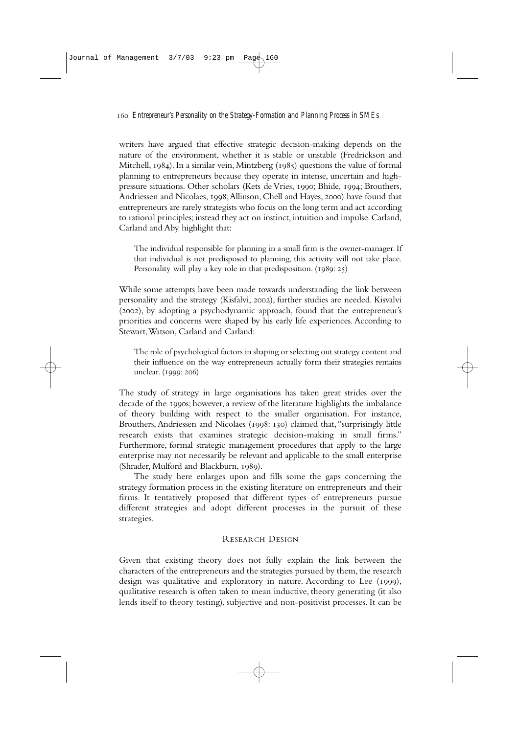writers have argued that effective strategic decision-making depends on the nature of the environment, whether it is stable or unstable (Fredrickson and Mitchell, 1984). In a similar vein, Mintzberg (1985) questions the value of formal planning to entrepreneurs because they operate in intense, uncertain and high-pressure situations. Other scholars (Kets de Vries, 1990; Bhide, 1994; Brouthers, Andriessen and Nicolaes, 1998; Allinson, Chell and Hayes, 2000) have found that entrepreneurs are rarely strategists who focus on the long term and act according to rational principles; instead they act on instinct, intuition and impulse. Carland, Carland and Aby highlight that:

> The individual responsible for planning in a small firm is the owner-manager. If that individual is not predisposed to planning, this activity will not take place. Personality will play a key role in that predisposition. (1989: 25)

While some attempts have been made towards understanding the link between personality and the strategy (Kisfalvi, 2002), further studies are needed. Kisvalvi (2002), by adopting a psychodynamic approach, found that the entrepreneur's priorities and concerns were shaped by his early life experiences. According to Stewart, Watson, Carland and Carland:

> The role of psychological factors in shaping or selecting out strategy content and their influence on the way entrepreneurs actually form their strategies remains unclear. (1999: 206)

The study of strategy in large organisations has taken great strides over the decade of the 1990s; however, a review of the literature highlights the imbalance of theory building with respect to the smaller organisation. For instance, Brouthers, Andriessen and Nicolaes (1998: 130) claimed that, "surprisingly little research exists that examines strategic decision-making in small firms." Furthermore, formal strategic management procedures that apply to the large enterprise may not necessarily be relevant and applicable to the small enterprise (Shrader, Mulford and Blackburn, 1989).

The study here enlarges upon and fills some the gaps concerning the strategy formation process in the existing literature on entrepreneurs and their firms. It tentatively proposed that different types of entrepreneurs pursue different strategies and adopt different processes in the pursuit of these strategies.

## Research Design

Given that existing theory does not fully explain the link between the characters of the entrepreneurs and the strategies pursued by them, the research design was qualitative and exploratory in nature. According to Lee (1999), qualitative research is often taken to mean inductive, theory generating (it also lends itself to theory testing), subjective and non-positivist processes. It can be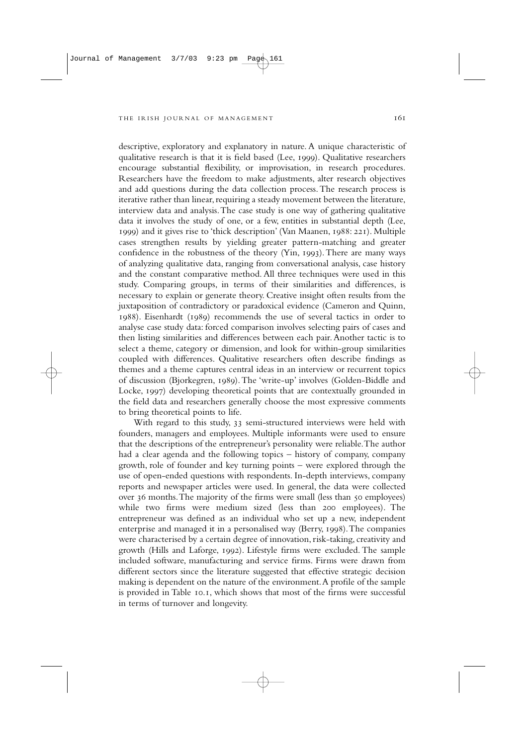descriptive, exploratory and explanatory in nature. A unique characteristic of qualitative research is that it is field based (Lee, 1999). Qualitative researchers encourage substantial flexibility, or improvisation, in research procedures. Researchers have the freedom to make adjustments, alter research objectives and add questions during the data collection process. The research process is iterative rather than linear, requiring a steady movement between the literature, interview data and analysis. The case study is one way of gathering qualitative data it involves the study of one, or a few, entities in substantial depth (Lee, 1999) and it gives rise to 'thick description' (Van Maanen, 1988: 221). Multiple cases strengthen results by yielding greater pattern-matching and greater confidence in the robustness of the theory (Yin, 1993). There are many ways of analyzing qualitative data, ranging from conversational analysis, case history and the constant comparative method. All three techniques were used in this study. Comparing groups, in terms of their similarities and differences, is necessary to explain or generate theory. Creative insight often results from the juxtaposition of contradictory or paradoxical evidence (Cameron and Quinn, 1988). Eisenhardt (1989) recommends the use of several tactics in order to analyse case study data: forced comparison involves selecting pairs of cases and then listing similarities and differences between each pair. Another tactic is to select a theme, category or dimension, and look for within-group similarities coupled with differences. Qualitative researchers often describe findings as themes and a theme captures central ideas in an interview or recurrent topics of discussion (Bjorkegren, 1989). The 'write-up' involves (Golden-Biddle and Locke, 1997) developing theoretical points that are contextually grounded in the field data and researchers generally choose the most expressive comments to bring theoretical points to life.

With regard to this study, 33 semi-structured interviews were held with founders, managers and employees. Multiple informants were used to ensure that the descriptions of the entrepreneur's personality were reliable. The author had a clear agenda and the following topics – history of company, company growth, role of founder and key turning points – were explored through the use of open-ended questions with respondents. In-depth interviews, company reports and newspaper articles were used. In general, the data were collected over 36 months. The majority of the firms were small (less than 50 employees) while two firms were medium sized (less than 200 employees). The entrepreneur was defined as an individual who set up a new, independent enterprise and managed it in a personalised way (Berry, 1998). The companies were characterised by a certain degree of innovation, risk-taking, creativity and growth (Hills and Laforge, 1992). Lifestyle firms were excluded. The sample included software, manufacturing and service firms. Firms were drawn from different sectors since the literature suggested that effective strategic decision making is dependent on the nature of the environment. A profile of the sample is provided in Table 10.1, which shows that most of the firms were successful in terms of turnover and longevity.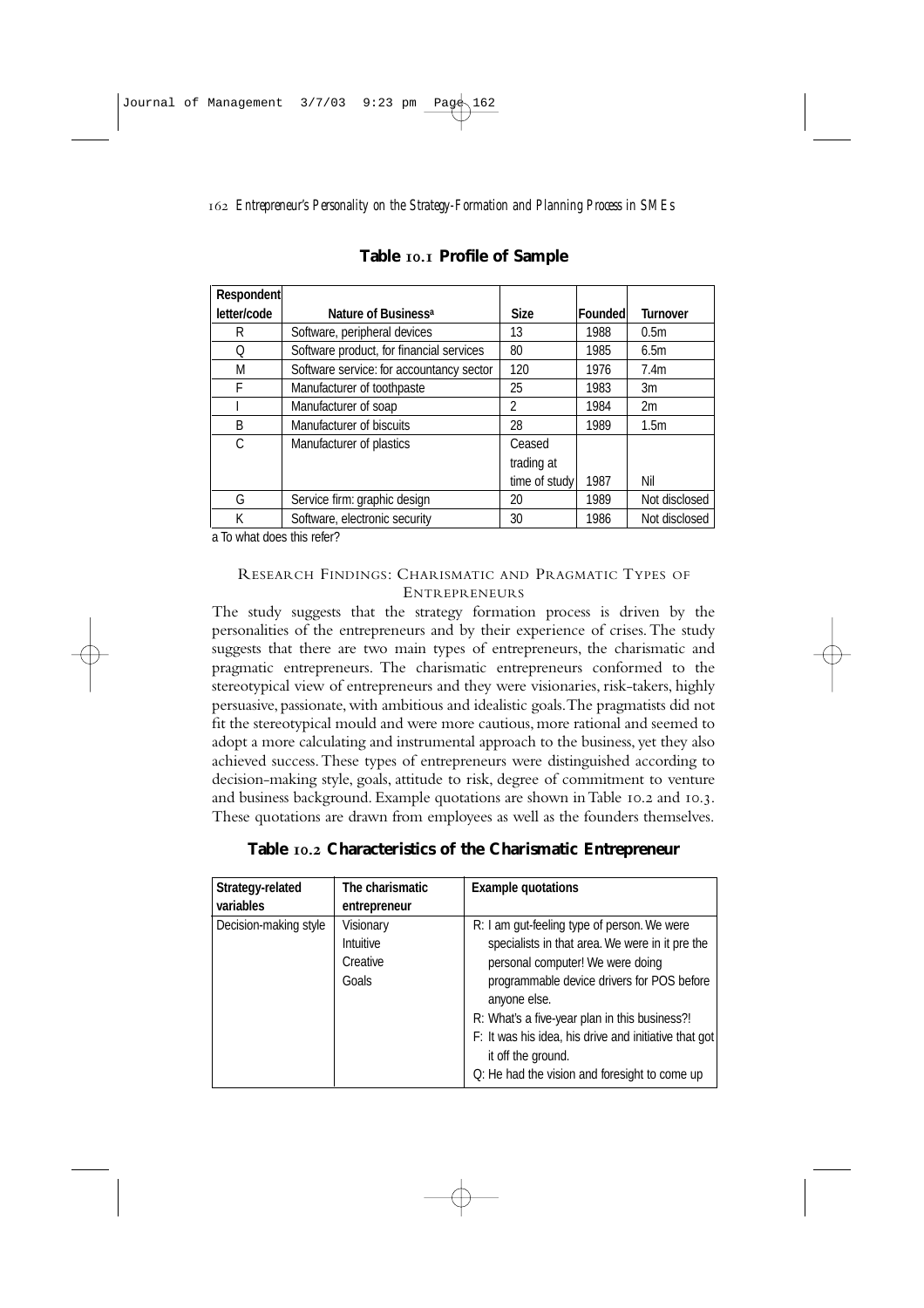**Table 10.1 Profile of Sample**

| Respondent letter/code | Nature of Business[a] | Size | Founded | Turnover |
|---|---|---|---|---|
| R | Software, peripheral devices | 13 | 1988 | 0.5m |
| Q | Software product, for financial services | 80 | 1985 | 6.5m |
| M | Software service: for accountancy sector | 120 | 1976 | 7.4m |
| F | Manufacturer of toothpaste | 25 | 1983 | 3m |
| I | Manufacturer of soap | 2 | 1984 | 2m |
| B | Manufacturer of biscuits | 28 | 1989 | 1.5m |
| C | Manufacturer of plastics | Ceased trading at time of study | 1987 | Nil |
| G | Service firm: graphic design | 20 | 1989 | Not disclosed |
| K | Software, electronic security | 30 | 1986 | Not disclosed |

a To what does this refer?

## Research Findings: Charismatic and Pragmatic Types of Entrepreneurs

The study suggests that the strategy formation process is driven by the personalities of the entrepreneurs and by their experience of crises. The study suggests that there are two main types of entrepreneurs, the charismatic and pragmatic entrepreneurs. The charismatic entrepreneurs conformed to the stereotypical view of entrepreneurs and they were visionaries, risk-takers, highly persuasive, passionate, with ambitious and idealistic goals. The pragmatists did not fit the stereotypical mould and were more cautious, more rational and seemed to adopt a more calculating and instrumental approach to the business, yet they also achieved success. These types of entrepreneurs were distinguished according to decision-making style, goals, attitude to risk, degree of commitment to venture and business background. Example quotations are shown in Table 10.2 and 10.3. These quotations are drawn from employees as well as the founders themselves.

**Table 10.2 Characteristics of the Charismatic Entrepreneur**

| Strategy-related variables | The charismatic entrepreneur | Example quotations |
|---|---|---|
| Decision-making style | Visionary<br>Intuitive<br>Creative<br>Goals | R: I am gut-feeling type of person. We were specialists in that area. We were in it pre the personal computer! We were doing programmable device drivers for POS before anyone else.<br>R: What's a five-year plan in this business?!<br>F: It was his idea, his drive and initiative that got it off the ground.<br>Q: He had the vision and foresight to come up |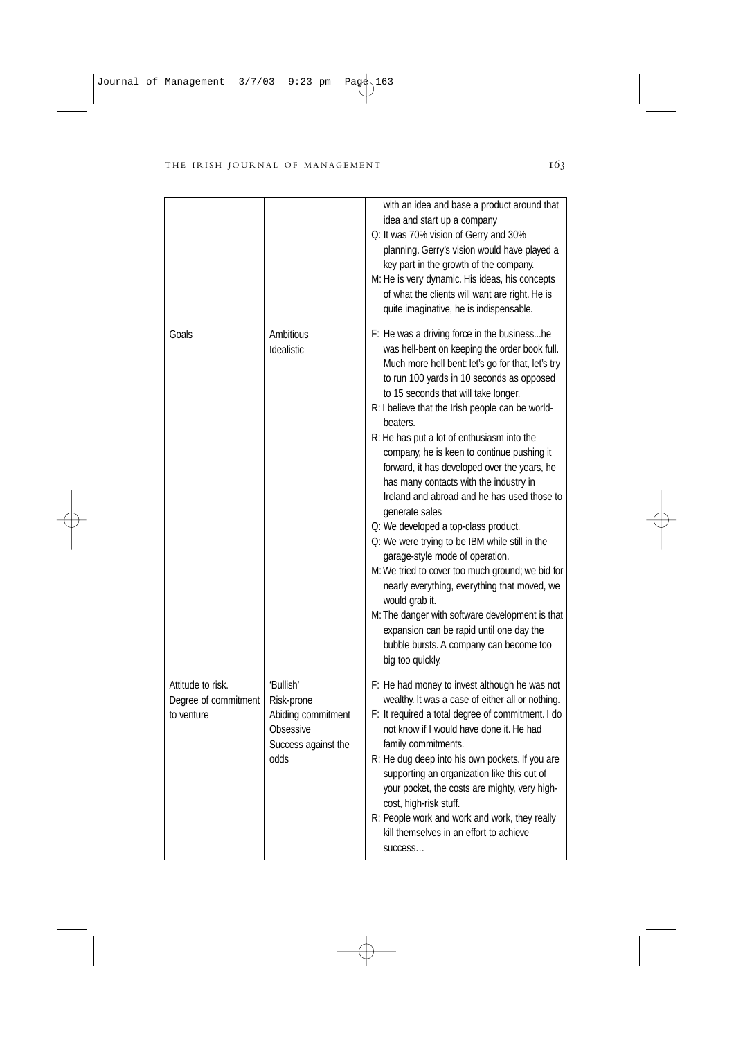| | | |
|---|---|---|
| | | with an idea and base a product around that idea and start up a company<br>Q: It was 70% vision of Gerry and 30% planning. Gerry's vision would have played a key part in the growth of the company.<br>M: He is very dynamic. His ideas, his concepts of what the clients will want are right. He is quite imaginative, he is indispensable. |
| Goals | Ambitious<br>Idealistic | F: He was a driving force in the business...he was hell-bent on keeping the order book full. Much more hell bent: let's go for that, let's try to run 100 yards in 10 seconds as opposed to 15 seconds that will take longer.<br>R: I believe that the Irish people can be world-beaters.<br>R: He has put a lot of enthusiasm into the company, he is keen to continue pushing it forward, it has developed over the years, he has many contacts with the industry in Ireland and abroad and he has used those to generate sales<br>Q: We developed a top-class product.<br>Q: We were trying to be IBM while still in the garage-style mode of operation.<br>M: We tried to cover too much ground; we bid for nearly everything, everything that moved, we would grab it.<br>M: The danger with software development is that expansion can be rapid until one day the bubble bursts. A company can become too big too quickly. |
| Attitude to risk. Degree of commitment to venture | 'Bullish'<br>Risk-prone<br>Abiding commitment<br>Obsessive<br>Success against the odds | F: He had money to invest although he was not wealthy. It was a case of either all or nothing.<br>F: It required a total degree of commitment. I do not know if I would have done it. He had family commitments.<br>R: He dug deep into his own pockets. If you are supporting an organization like this out of your pocket, the costs are mighty, very high-cost, high-risk stuff.<br>R: People work and work and work, they really kill themselves in an effort to achieve success… |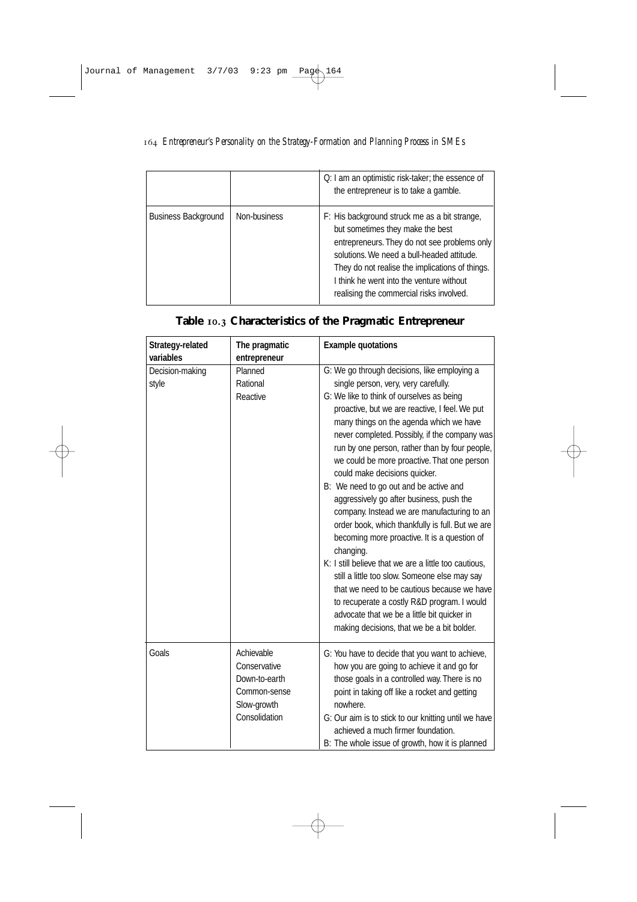| | | Q: I am an optimistic risk-taker; the essence of the entrepreneur is to take a gamble. |
|---|---|---|
| Business Background | Non-business | F: His background struck me as a bit strange, but sometimes they make the best entrepreneurs. They do not see problems only solutions. We need a bull-headed attitude. They do not realise the implications of things. I think he went into the venture without realising the commercial risks involved. |

**Table 10.3 Characteristics of the Pragmatic Entrepreneur**

| Strategy-related variables | The pragmatic entrepreneur | Example quotations |
|---|---|---|
| Decision-making style | Planned<br>Rational<br>Reactive | G: We go through decisions, like employing a single person, very, very carefully.<br>G: We like to think of ourselves as being proactive, but we are reactive, I feel. We put many things on the agenda which we have never completed. Possibly, if the company was run by one person, rather than by four people, we could be more proactive. That one person could make decisions quicker.<br>B: We need to go out and be active and aggressively go after business, push the company. Instead we are manufacturing to an order book, which thankfully is full. But we are becoming more proactive. It is a question of changing.<br>K: I still believe that we are a little too cautious, still a little too slow. Someone else may say that we need to be cautious because we have to recuperate a costly R&D program. I would advocate that we be a little bit quicker in making decisions, that we be a bit bolder. |
| Goals | Achievable<br>Conservative<br>Down-to-earth<br>Common-sense<br>Slow-growth<br>Consolidation | G: You have to decide that you want to achieve, how you are going to achieve it and go for those goals in a controlled way. There is no point in taking off like a rocket and getting nowhere.<br>G: Our aim is to stick to our knitting until we have achieved a much firmer foundation.<br>B: The whole issue of growth, how it is planned |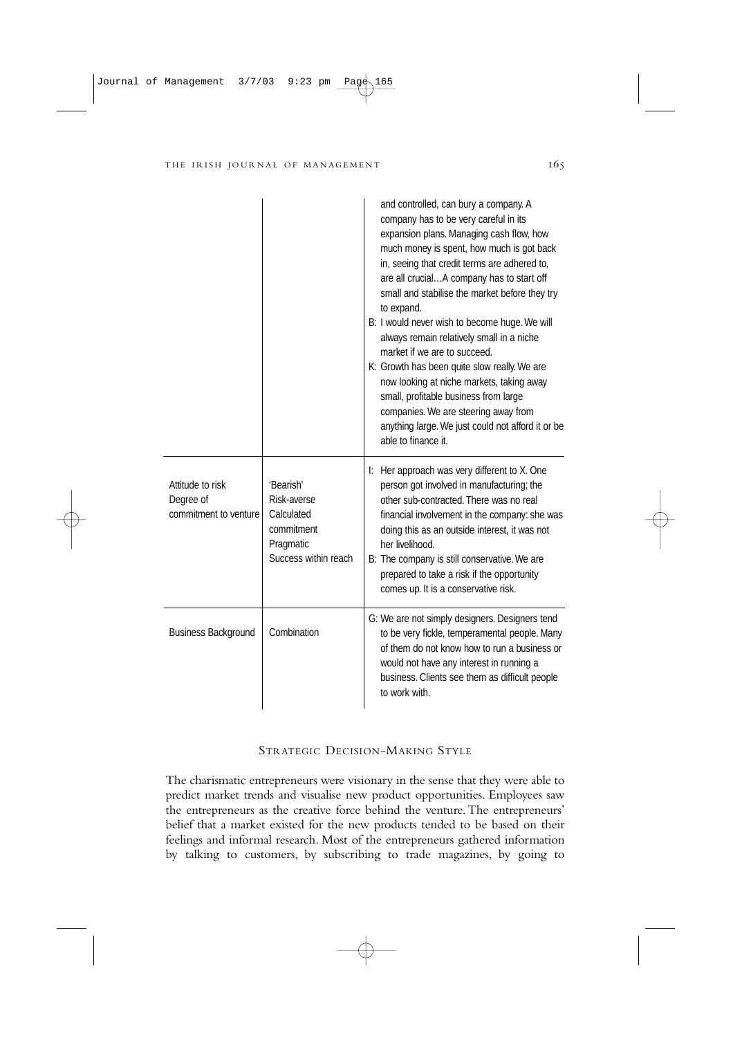| | | |
|---|---|---|
| | | and controlled, can bury a company. A company has to be very careful in its expansion plans. Managing cash flow, how much money is spent, how much is got back in, seeing that credit terms are adhered to, are all crucial…A company has to start off small and stabilise the market before they try to expand.<br>B: I would never wish to become huge. We will always remain relatively small in a niche market if we are to succeed.<br>K: Growth has been quite slow really. We are now looking at niche markets, taking away small, profitable business from large companies. We are steering away from anything large. We just could not afford it or be able to finance it. |
| Attitude to risk<br>Degree of commitment to venture | 'Bearish'<br>Risk-averse<br>Calculated commitment<br>Pragmatic<br>Success within reach | I: Her approach was very different to X. One person got involved in manufacturing; the other sub-contracted. There was no real financial involvement in the company: she was doing this as an outside interest, it was not her livelihood.<br>B: The company is still conservative. We are prepared to take a risk if the opportunity comes up. It is a conservative risk. |
| Business Background | Combination | G: We are not simply designers. Designers tend to be very fickle, temperamental people. Many of them do not know how to run a business or would not have any interest in running a business. Clients see them as difficult people to work with. |

## Strategic Decision-Making Style

The charismatic entrepreneurs were visionary in the sense that they were able to predict market trends and visualise new product opportunities. Employees saw the entrepreneurs as the creative force behind the venture. The entrepreneurs' belief that a market existed for the new products tended to be based on their feelings and informal research. Most of the entrepreneurs gathered information by talking to customers, by subscribing to trade magazines, by going to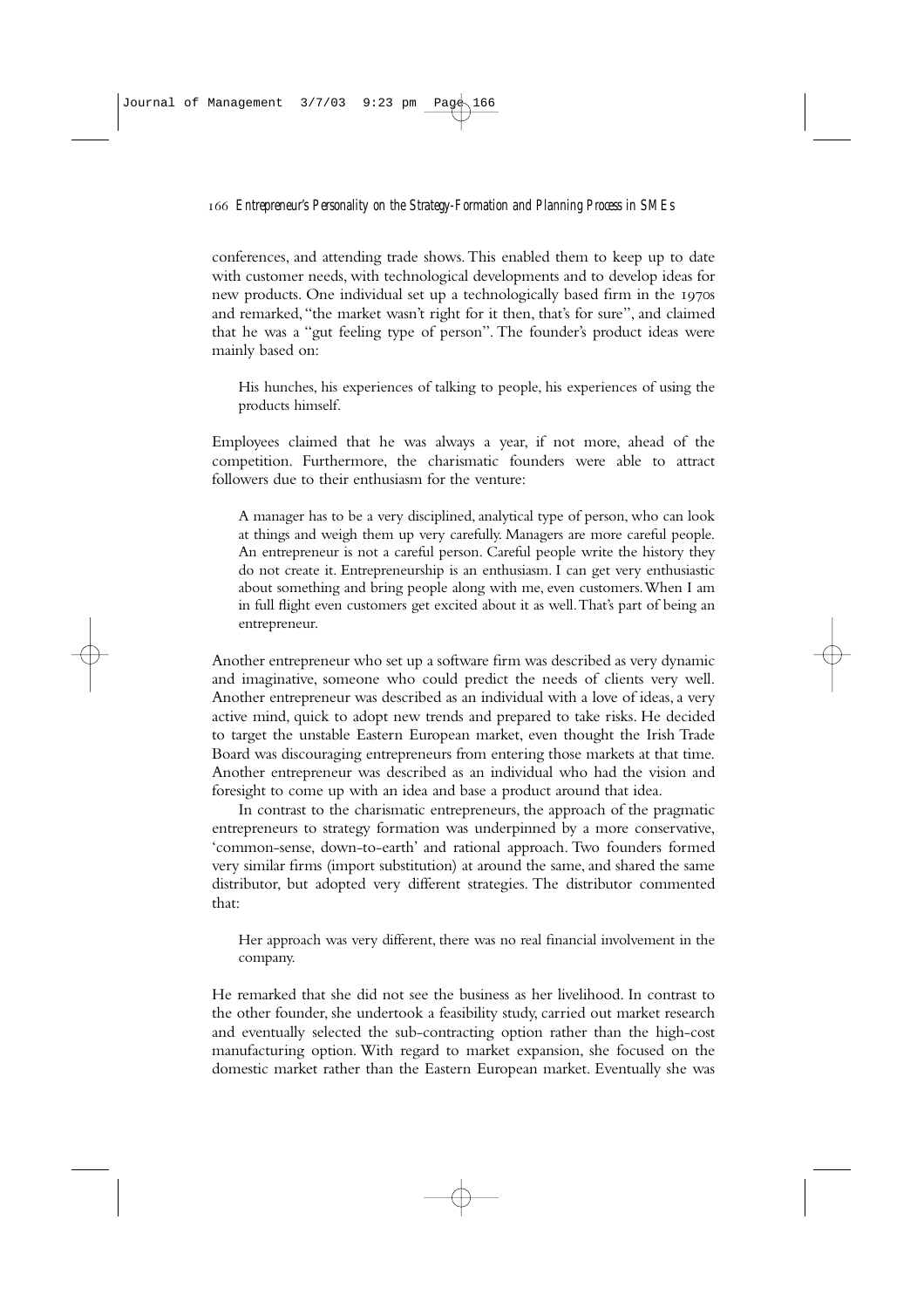conferences, and attending trade shows. This enabled them to keep up to date with customer needs, with technological developments and to develop ideas for new products. One individual set up a technologically based firm in the 1970s and remarked, "the market wasn't right for it then, that's for sure", and claimed that he was a "gut feeling type of person". The founder's product ideas were mainly based on:

> His hunches, his experiences of talking to people, his experiences of using the products himself.

Employees claimed that he was always a year, if not more, ahead of the competition. Furthermore, the charismatic founders were able to attract followers due to their enthusiasm for the venture:

> A manager has to be a very disciplined, analytical type of person, who can look at things and weigh them up very carefully. Managers are more careful people. An entrepreneur is not a careful person. Careful people write the history they do not create it. Entrepreneurship is an enthusiasm. I can get very enthusiastic about something and bring people along with me, even customers. When I am in full flight even customers get excited about it as well. That's part of being an entrepreneur.

Another entrepreneur who set up a software firm was described as very dynamic and imaginative, someone who could predict the needs of clients very well. Another entrepreneur was described as an individual with a love of ideas, a very active mind, quick to adopt new trends and prepared to take risks. He decided to target the unstable Eastern European market, even thought the Irish Trade Board was discouraging entrepreneurs from entering those markets at that time. Another entrepreneur was described as an individual who had the vision and foresight to come up with an idea and base a product around that idea.

In contrast to the charismatic entrepreneurs, the approach of the pragmatic entrepreneurs to strategy formation was underpinned by a more conservative, 'common-sense, down-to-earth' and rational approach. Two founders formed very similar firms (import substitution) at around the same, and shared the same distributor, but adopted very different strategies. The distributor commented that:

> Her approach was very different, there was no real financial involvement in the company.

He remarked that she did not see the business as her livelihood. In contrast to the other founder, she undertook a feasibility study, carried out market research and eventually selected the sub-contracting option rather than the high-cost manufacturing option. With regard to market expansion, she focused on the domestic market rather than the Eastern European market. Eventually she was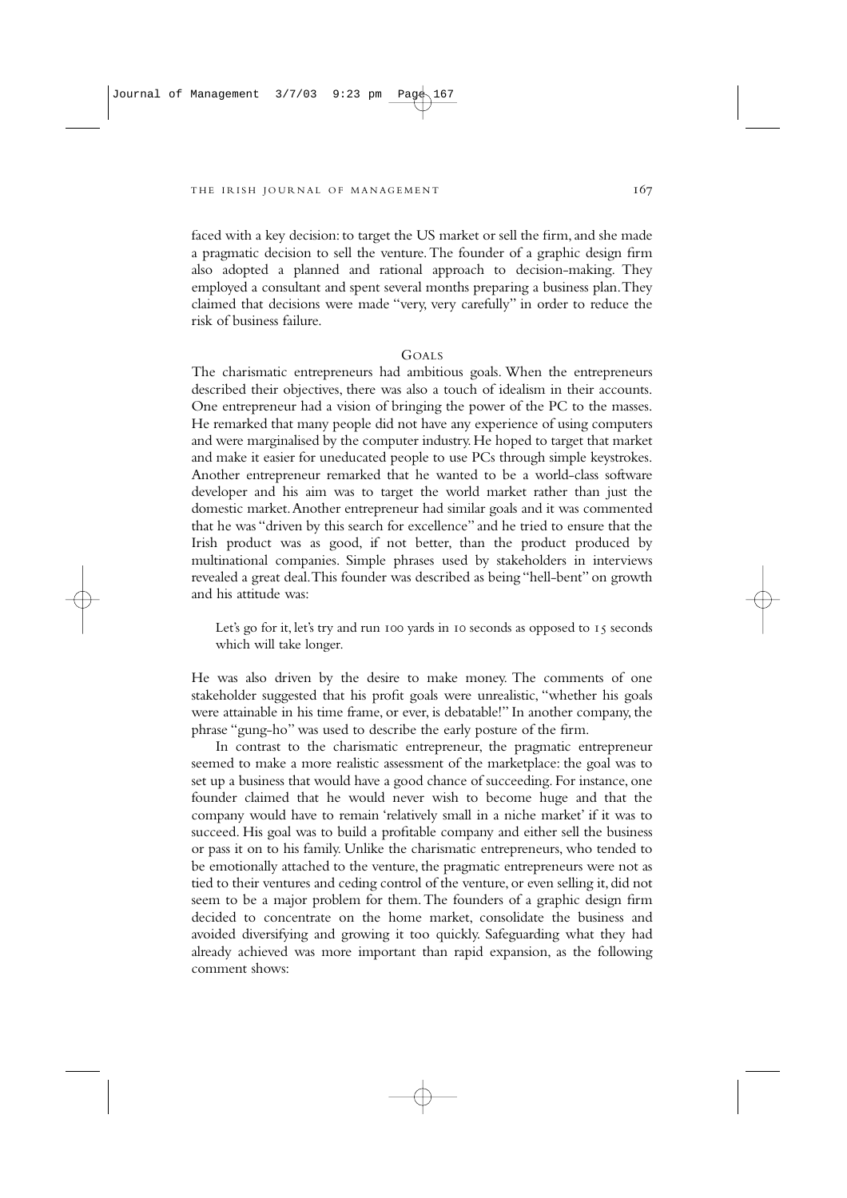faced with a key decision: to target the US market or sell the firm, and she made a pragmatic decision to sell the venture. The founder of a graphic design firm also adopted a planned and rational approach to decision-making. They employed a consultant and spent several months preparing a business plan. They claimed that decisions were made "very, very carefully" in order to reduce the risk of business failure.

## Goals

The charismatic entrepreneurs had ambitious goals. When the entrepreneurs described their objectives, there was also a touch of idealism in their accounts. One entrepreneur had a vision of bringing the power of the PC to the masses. He remarked that many people did not have any experience of using computers and were marginalised by the computer industry. He hoped to target that market and make it easier for uneducated people to use PCs through simple keystrokes. Another entrepreneur remarked that he wanted to be a world-class software developer and his aim was to target the world market rather than just the domestic market. Another entrepreneur had similar goals and it was commented that he was "driven by this search for excellence" and he tried to ensure that the Irish product was as good, if not better, than the product produced by multinational companies. Simple phrases used by stakeholders in interviews revealed a great deal. This founder was described as being "hell-bent" on growth and his attitude was:

> Let's go for it, let's try and run 100 yards in 10 seconds as opposed to 15 seconds which will take longer.

He was also driven by the desire to make money. The comments of one stakeholder suggested that his profit goals were unrealistic, "whether his goals were attainable in his time frame, or ever, is debatable!" In another company, the phrase "gung-ho" was used to describe the early posture of the firm.

In contrast to the charismatic entrepreneur, the pragmatic entrepreneur seemed to make a more realistic assessment of the marketplace: the goal was to set up a business that would have a good chance of succeeding. For instance, one founder claimed that he would never wish to become huge and that the company would have to remain 'relatively small in a niche market' if it was to succeed. His goal was to build a profitable company and either sell the business or pass it on to his family. Unlike the charismatic entrepreneurs, who tended to be emotionally attached to the venture, the pragmatic entrepreneurs were not as tied to their ventures and ceding control of the venture, or even selling it, did not seem to be a major problem for them. The founders of a graphic design firm decided to concentrate on the home market, consolidate the business and avoided diversifying and growing it too quickly. Safeguarding what they had already achieved was more important than rapid expansion, as the following comment shows: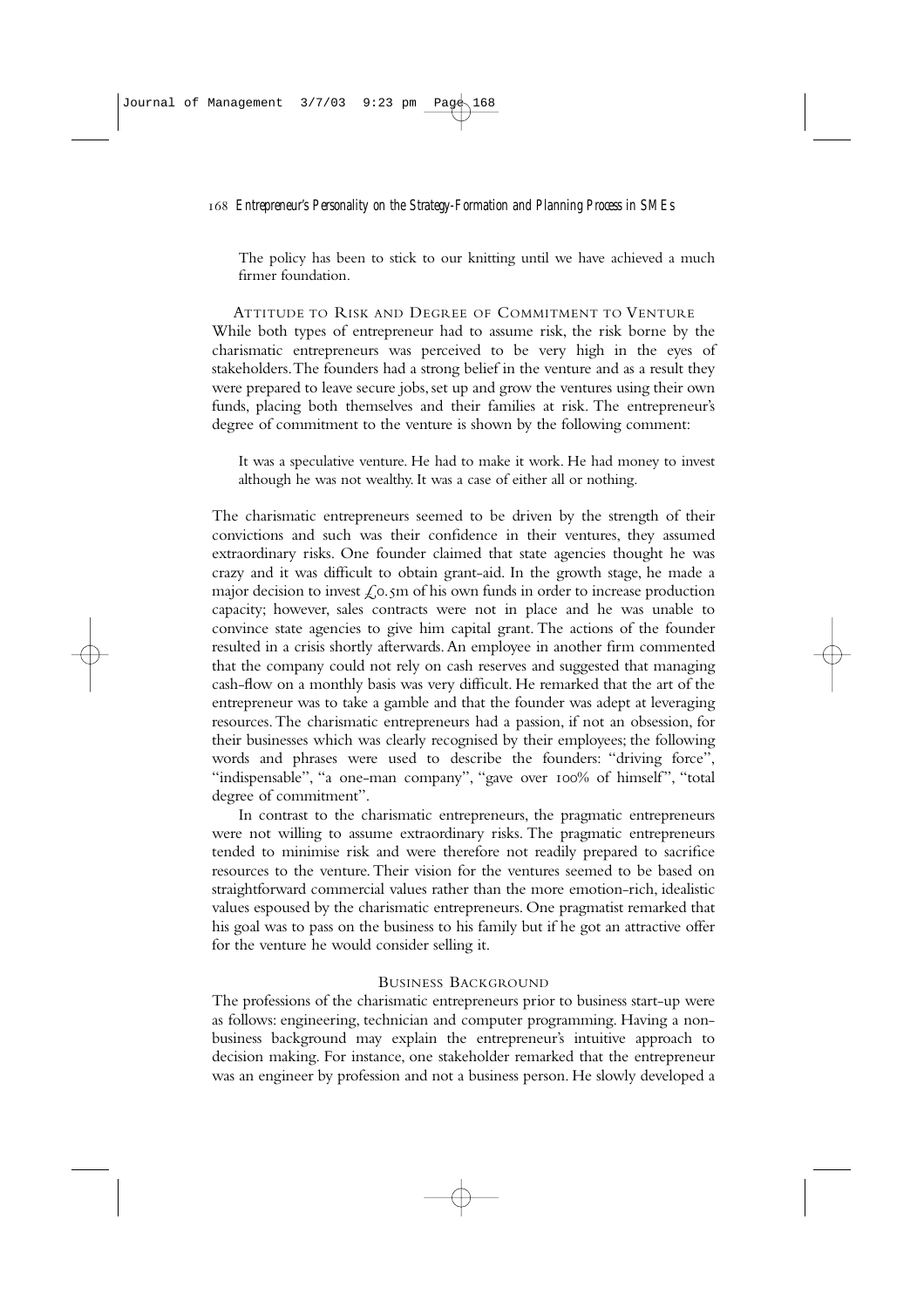The policy has been to stick to our knitting until we have achieved a much firmer foundation.

### Attitude to Risk and Degree of Commitment to Venture

While both types of entrepreneur had to assume risk, the risk borne by the charismatic entrepreneurs was perceived to be very high in the eyes of stakeholders. The founders had a strong belief in the venture and as a result they were prepared to leave secure jobs, set up and grow the ventures using their own funds, placing both themselves and their families at risk. The entrepreneur's degree of commitment to the venture is shown by the following comment:

> It was a speculative venture. He had to make it work. He had money to invest although he was not wealthy. It was a case of either all or nothing.

The charismatic entrepreneurs seemed to be driven by the strength of their convictions and such was their confidence in their ventures, they assumed extraordinary risks. One founder claimed that state agencies thought he was crazy and it was difficult to obtain grant-aid. In the growth stage, he made a major decision to invest £0.5m of his own funds in order to increase production capacity; however, sales contracts were not in place and he was unable to convince state agencies to give him capital grant. The actions of the founder resulted in a crisis shortly afterwards. An employee in another firm commented that the company could not rely on cash reserves and suggested that managing cash-flow on a monthly basis was very difficult. He remarked that the art of the entrepreneur was to take a gamble and that the founder was adept at leveraging resources. The charismatic entrepreneurs had a passion, if not an obsession, for their businesses which was clearly recognised by their employees; the following words and phrases were used to describe the founders: "driving force", "indispensable", "a one-man company", "gave over 100% of himself", "total degree of commitment".

In contrast to the charismatic entrepreneurs, the pragmatic entrepreneurs were not willing to assume extraordinary risks. The pragmatic entrepreneurs tended to minimise risk and were therefore not readily prepared to sacrifice resources to the venture. Their vision for the ventures seemed to be based on straightforward commercial values rather than the more emotion-rich, idealistic values espoused by the charismatic entrepreneurs. One pragmatist remarked that his goal was to pass on the business to his family but if he got an attractive offer for the venture he would consider selling it.

### Business Background

The professions of the charismatic entrepreneurs prior to business start-up were as follows: engineering, technician and computer programming. Having a non-business background may explain the entrepreneur's intuitive approach to decision making. For instance, one stakeholder remarked that the entrepreneur was an engineer by profession and not a business person. He slowly developed a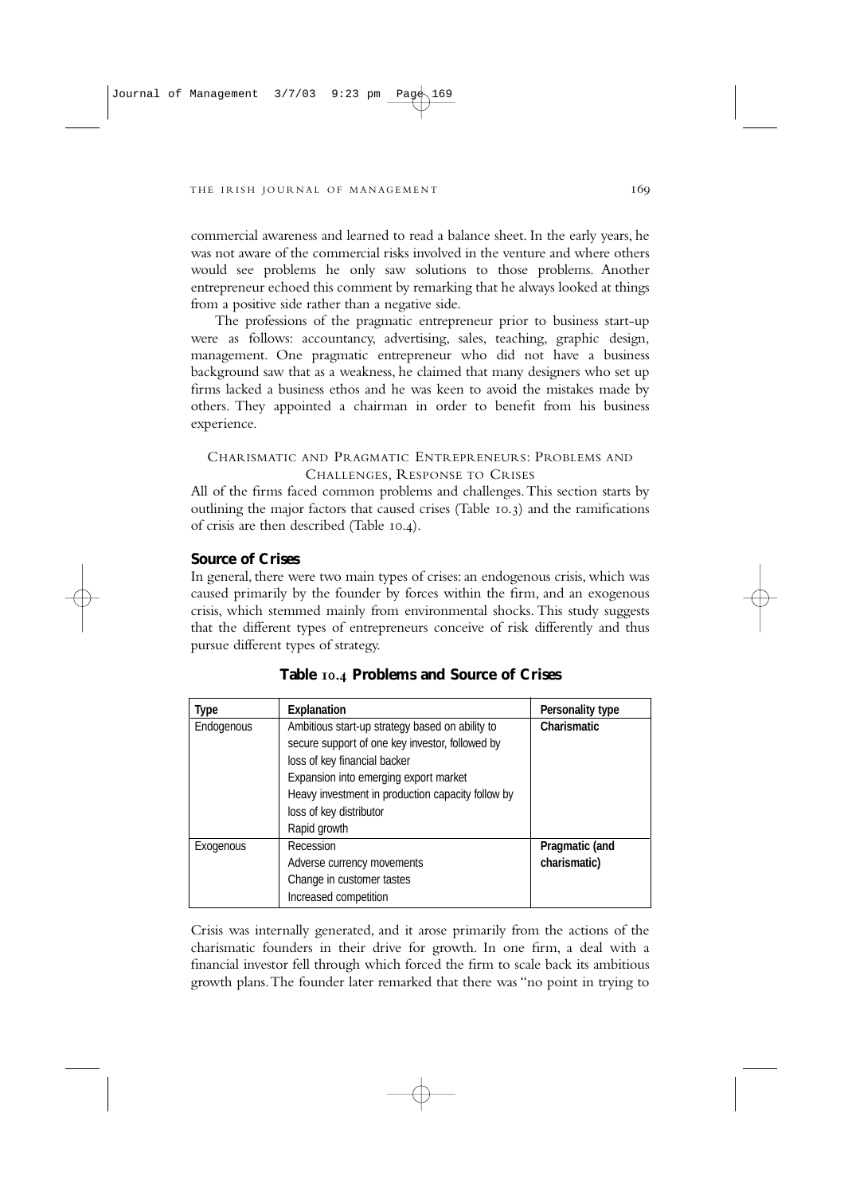commercial awareness and learned to read a balance sheet. In the early years, he was not aware of the commercial risks involved in the venture and where others would see problems he only saw solutions to those problems. Another entrepreneur echoed this comment by remarking that he always looked at things from a positive side rather than a negative side.

The professions of the pragmatic entrepreneur prior to business start-up were as follows: accountancy, advertising, sales, teaching, graphic design, management. One pragmatic entrepreneur who did not have a business background saw that as a weakness, he claimed that many designers who set up firms lacked a business ethos and he was keen to avoid the mistakes made by others. They appointed a chairman in order to benefit from his business experience.

## Charismatic and Pragmatic Entrepreneurs: Problems and Challenges, Response to Crises

All of the firms faced common problems and challenges. This section starts by outlining the major factors that caused crises (Table 10.3) and the ramifications of crisis are then described (Table 10.4).

### Source of Crises

In general, there were two main types of crises: an endogenous crisis, which was caused primarily by the founder by forces within the firm, and an exogenous crisis, which stemmed mainly from environmental shocks. This study suggests that the different types of entrepreneurs conceive of risk differently and thus pursue different types of strategy.

**Table 10.4 Problems and Source of Crises**

| Type | Explanation | Personality type |
|---|---|---|
| Endogenous | Ambitious start-up strategy based on ability to secure support of one key investor, followed by loss of key financial backer<br>Expansion into emerging export market<br>Heavy investment in production capacity follow by loss of key distributor<br>Rapid growth | **Charismatic** |
| Exogenous | Recession<br>Adverse currency movements<br>Change in customer tastes<br>Increased competition | **Pragmatic (and charismatic)** |

Crisis was internally generated, and it arose primarily from the actions of the charismatic founders in their drive for growth. In one firm, a deal with a financial investor fell through which forced the firm to scale back its ambitious growth plans. The founder later remarked that there was "no point in trying to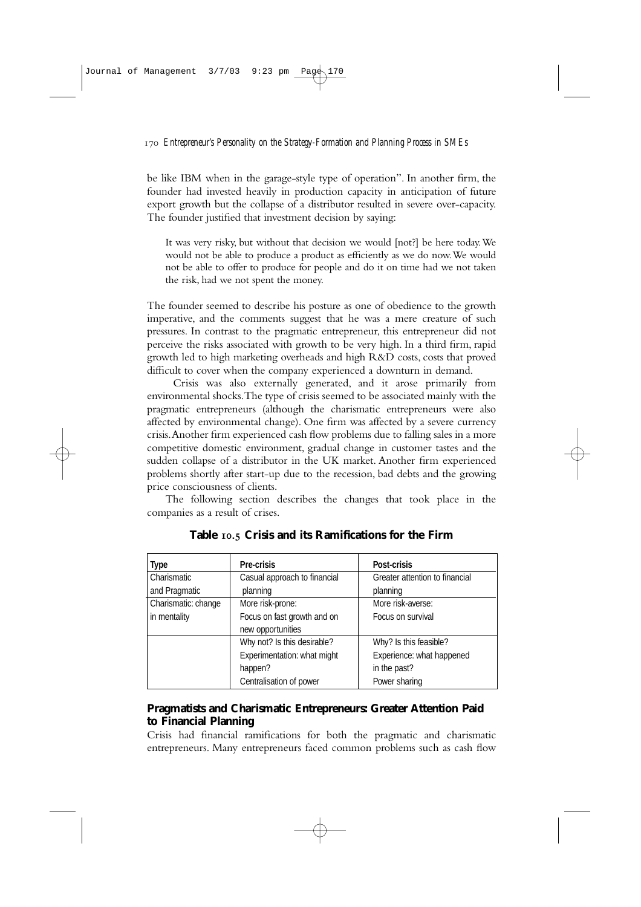be like IBM when in the garage-style type of operation". In another firm, the founder had invested heavily in production capacity in anticipation of future export growth but the collapse of a distributor resulted in severe over-capacity. The founder justified that investment decision by saying:

> It was very risky, but without that decision we would [not?] be here today. We would not be able to produce a product as efficiently as we do now. We would not be able to offer to produce for people and do it on time had we not taken the risk, had we not spent the money.

The founder seemed to describe his posture as one of obedience to the growth imperative, and the comments suggest that he was a mere creature of such pressures. In contrast to the pragmatic entrepreneur, this entrepreneur did not perceive the risks associated with growth to be very high. In a third firm, rapid growth led to high marketing overheads and high R&D costs, costs that proved difficult to cover when the company experienced a downturn in demand.

Crisis was also externally generated, and it arose primarily from environmental shocks. The type of crisis seemed to be associated mainly with the pragmatic entrepreneurs (although the charismatic entrepreneurs were also affected by environmental change). One firm was affected by a severe currency crisis. Another firm experienced cash flow problems due to falling sales in a more competitive domestic environment, gradual change in customer tastes and the sudden collapse of a distributor in the UK market. Another firm experienced problems shortly after start-up due to the recession, bad debts and the growing price consciousness of clients.

The following section describes the changes that took place in the companies as a result of crises.

**Table 10.5 Crisis and its Ramifications for the Firm**

| Type | Pre-crisis | Post-crisis |
|---|---|---|
| Charismatic and Pragmatic | Casual approach to financial planning | Greater attention to financial planning |
| Charismatic: change in mentality | More risk-prone: Focus on fast growth and on new opportunities | More risk-averse: Focus on survival |
| | Why not? Is this desirable? | Why? Is this feasible? |
| | Experimentation: what might happen? | Experience: what happened in the past? |
| | Centralisation of power | Power sharing |

### Pragmatists and Charismatic Entrepreneurs: Greater Attention Paid to Financial Planning

Crisis had financial ramifications for both the pragmatic and charismatic entrepreneurs. Many entrepreneurs faced common problems such as cash flow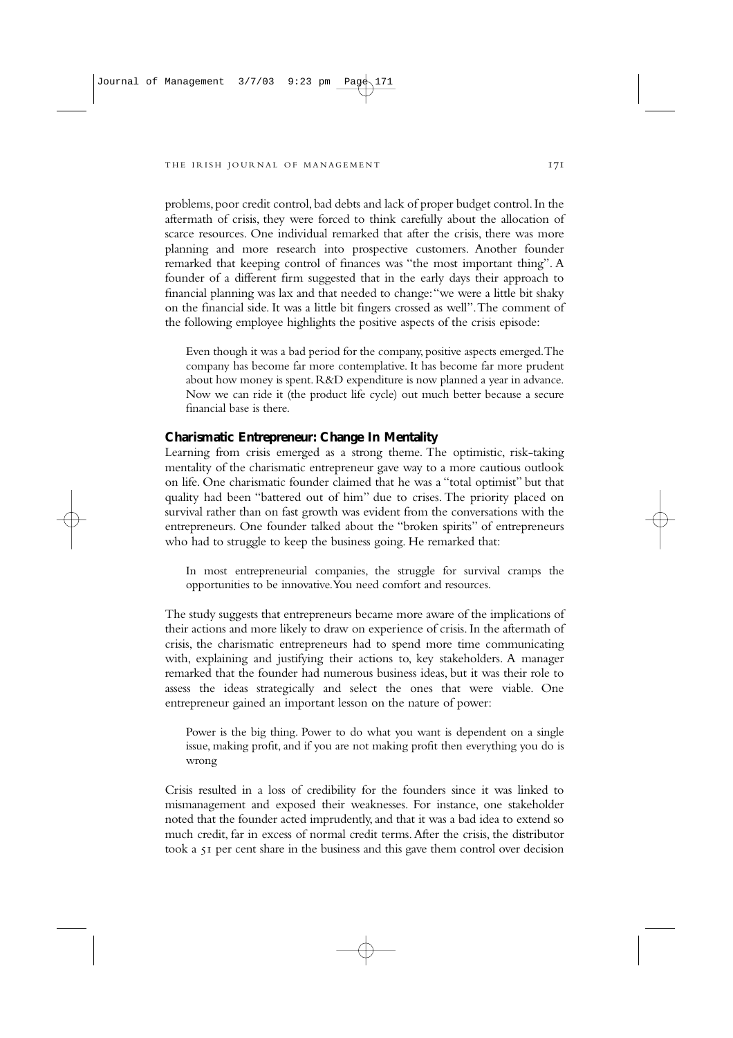problems, poor credit control, bad debts and lack of proper budget control. In the aftermath of crisis, they were forced to think carefully about the allocation of scarce resources. One individual remarked that after the crisis, there was more planning and more research into prospective customers. Another founder remarked that keeping control of finances was "the most important thing". A founder of a different firm suggested that in the early days their approach to financial planning was lax and that needed to change: "we were a little bit shaky on the financial side. It was a little bit fingers crossed as well". The comment of the following employee highlights the positive aspects of the crisis episode:

> Even though it was a bad period for the company, positive aspects emerged. The company has become far more contemplative. It has become far more prudent about how money is spent. R&D expenditure is now planned a year in advance. Now we can ride it (the product life cycle) out much better because a secure financial base is there.

### Charismatic Entrepreneur: Change In Mentality

Learning from crisis emerged as a strong theme. The optimistic, risk-taking mentality of the charismatic entrepreneur gave way to a more cautious outlook on life. One charismatic founder claimed that he was a "total optimist" but that quality had been "battered out of him" due to crises. The priority placed on survival rather than on fast growth was evident from the conversations with the entrepreneurs. One founder talked about the "broken spirits" of entrepreneurs who had to struggle to keep the business going. He remarked that:

> In most entrepreneurial companies, the struggle for survival cramps the opportunities to be innovative. You need comfort and resources.

The study suggests that entrepreneurs became more aware of the implications of their actions and more likely to draw on experience of crisis. In the aftermath of crisis, the charismatic entrepreneurs had to spend more time communicating with, explaining and justifying their actions to, key stakeholders. A manager remarked that the founder had numerous business ideas, but it was their role to assess the ideas strategically and select the ones that were viable. One entrepreneur gained an important lesson on the nature of power:

> Power is the big thing. Power to do what you want is dependent on a single issue, making profit, and if you are not making profit then everything you do is wrong

Crisis resulted in a loss of credibility for the founders since it was linked to mismanagement and exposed their weaknesses. For instance, one stakeholder noted that the founder acted imprudently, and that it was a bad idea to extend so much credit, far in excess of normal credit terms. After the crisis, the distributor took a 51 per cent share in the business and this gave them control over decision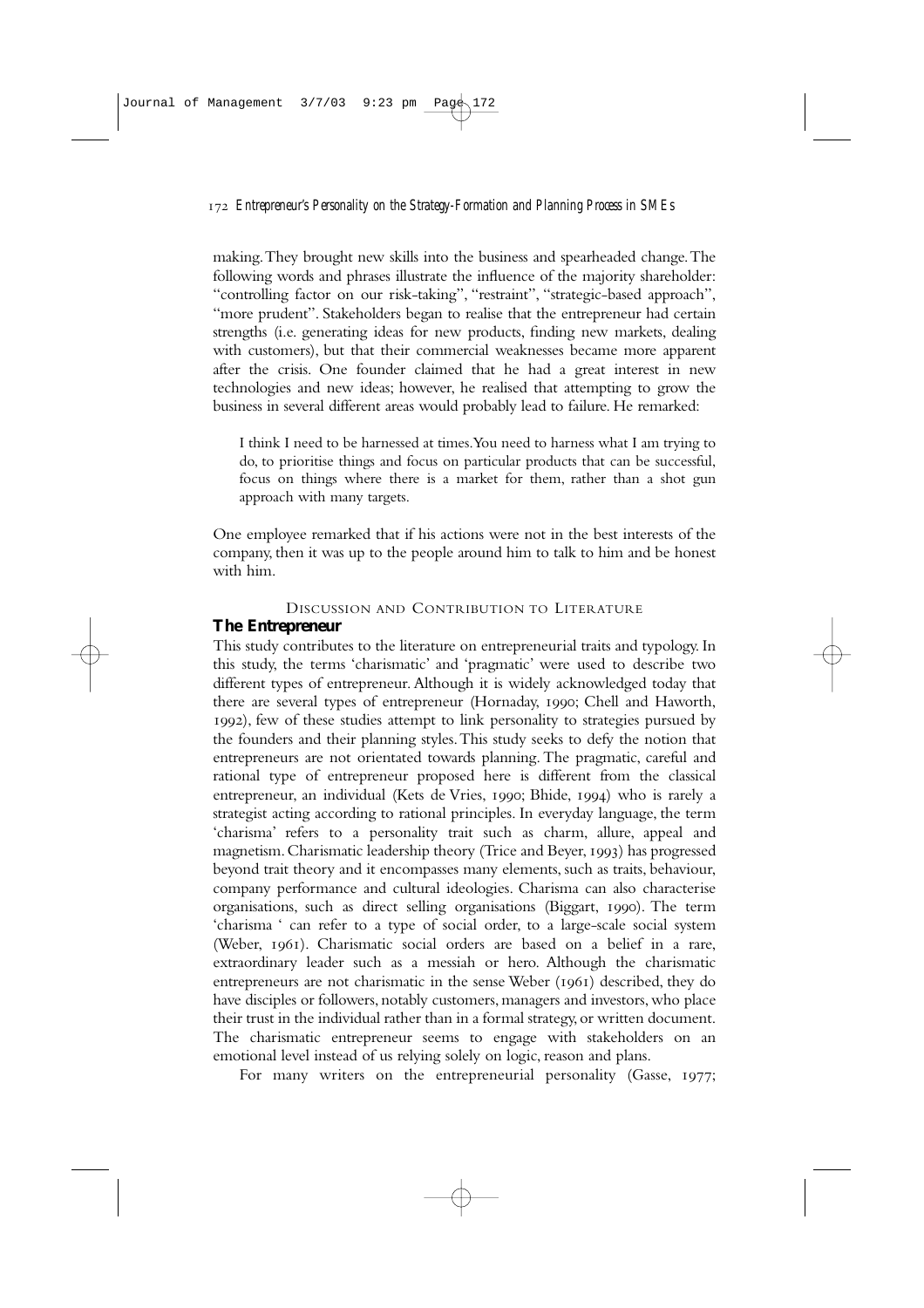making. They brought new skills into the business and spearheaded change. The following words and phrases illustrate the influence of the majority shareholder: "controlling factor on our risk-taking", "restraint", "strategic-based approach", "more prudent". Stakeholders began to realise that the entrepreneur had certain strengths (i.e. generating ideas for new products, finding new markets, dealing with customers), but that their commercial weaknesses became more apparent after the crisis. One founder claimed that he had a great interest in new technologies and new ideas; however, he realised that attempting to grow the business in several different areas would probably lead to failure. He remarked:

> I think I need to be harnessed at times. You need to harness what I am trying to do, to prioritise things and focus on particular products that can be successful, focus on things where there is a market for them, rather than a shot gun approach with many targets.

One employee remarked that if his actions were not in the best interests of the company, then it was up to the people around him to talk to him and be honest with him.

## Discussion and Contribution to Literature

### The Entrepreneur

This study contributes to the literature on entrepreneurial traits and typology. In this study, the terms 'charismatic' and 'pragmatic' were used to describe two different types of entrepreneur. Although it is widely acknowledged today that there are several types of entrepreneur (Hornaday, 1990; Chell and Haworth, 1992), few of these studies attempt to link personality to strategies pursued by the founders and their planning styles. This study seeks to defy the notion that entrepreneurs are not orientated towards planning. The pragmatic, careful and rational type of entrepreneur proposed here is different from the classical entrepreneur, an individual (Kets de Vries, 1990; Bhide, 1994) who is rarely a strategist acting according to rational principles. In everyday language, the term 'charisma' refers to a personality trait such as charm, allure, appeal and magnetism. Charismatic leadership theory (Trice and Beyer, 1993) has progressed beyond trait theory and it encompasses many elements, such as traits, behaviour, company performance and cultural ideologies. Charisma can also characterise organisations, such as direct selling organisations (Biggart, 1990). The term 'charisma ' can refer to a type of social order, to a large-scale social system (Weber, 1961). Charismatic social orders are based on a belief in a rare, extraordinary leader such as a messiah or hero. Although the charismatic entrepreneurs are not charismatic in the sense Weber (1961) described, they do have disciples or followers, notably customers, managers and investors, who place their trust in the individual rather than in a formal strategy, or written document. The charismatic entrepreneur seems to engage with stakeholders on an emotional level instead of us relying solely on logic, reason and plans.

For many writers on the entrepreneurial personality (Gasse, 1977;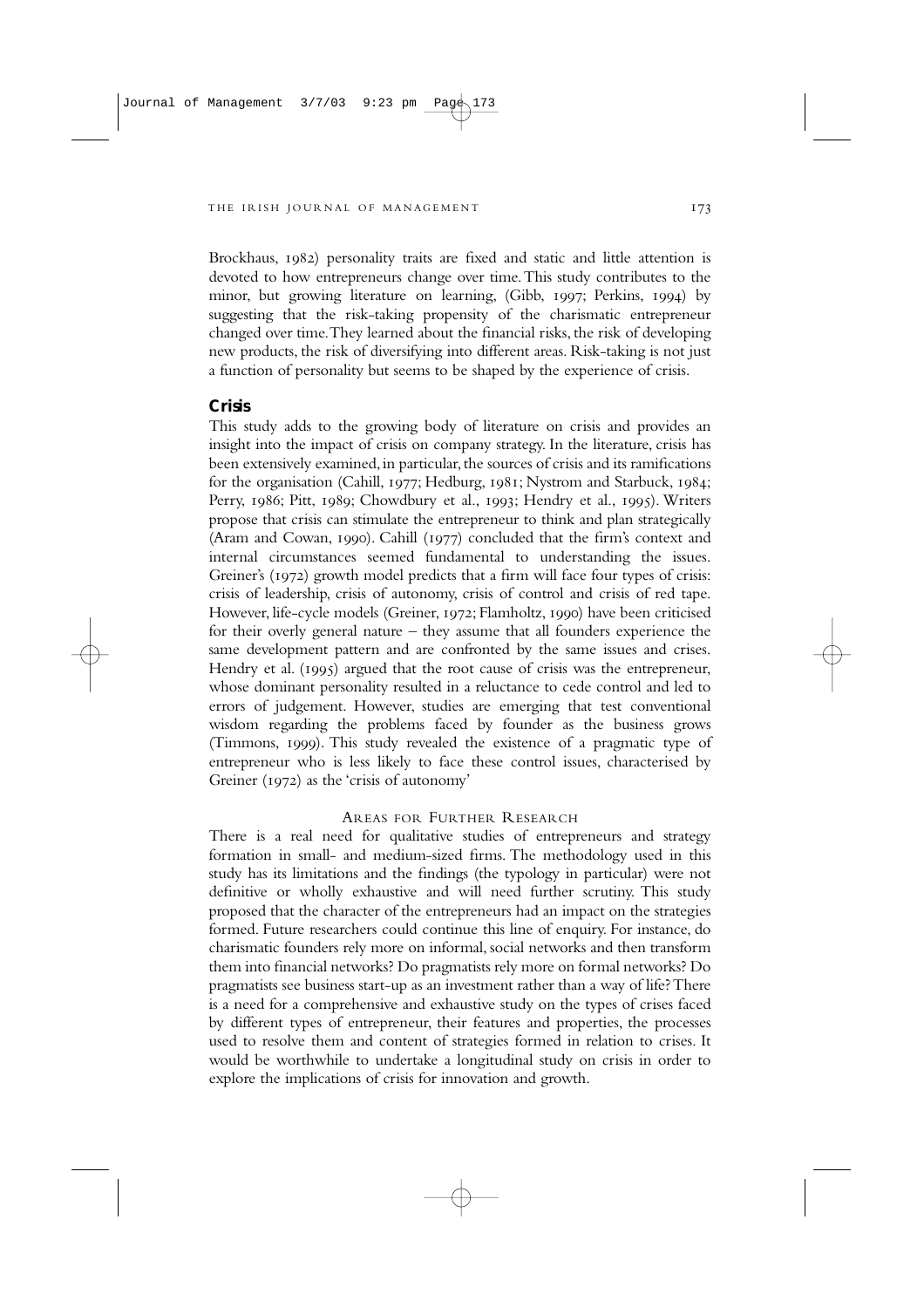Brockhaus, 1982) personality traits are fixed and static and little attention is devoted to how entrepreneurs change over time. This study contributes to the minor, but growing literature on learning, (Gibb, 1997; Perkins, 1994) by suggesting that the risk-taking propensity of the charismatic entrepreneur changed over time. They learned about the financial risks, the risk of developing new products, the risk of diversifying into different areas. Risk-taking is not just a function of personality but seems to be shaped by the experience of crisis.

### Crisis

This study adds to the growing body of literature on crisis and provides an insight into the impact of crisis on company strategy. In the literature, crisis has been extensively examined, in particular, the sources of crisis and its ramifications for the organisation (Cahill, 1977; Hedburg, 1981; Nystrom and Starbuck, 1984; Perry, 1986; Pitt, 1989; Chowdbury et al., 1993; Hendry et al., 1995). Writers propose that crisis can stimulate the entrepreneur to think and plan strategically (Aram and Cowan, 1990). Cahill (1977) concluded that the firm's context and internal circumstances seemed fundamental to understanding the issues. Greiner's (1972) growth model predicts that a firm will face four types of crisis: crisis of leadership, crisis of autonomy, crisis of control and crisis of red tape. However, life-cycle models (Greiner, 1972; Flamholtz, 1990) have been criticised for their overly general nature – they assume that all founders experience the same development pattern and are confronted by the same issues and crises. Hendry et al. (1995) argued that the root cause of crisis was the entrepreneur, whose dominant personality resulted in a reluctance to cede control and led to errors of judgement. However, studies are emerging that test conventional wisdom regarding the problems faced by founder as the business grows (Timmons, 1999). This study revealed the existence of a pragmatic type of entrepreneur who is less likely to face these control issues, characterised by Greiner (1972) as the 'crisis of autonomy'

## Areas for Further Research

There is a real need for qualitative studies of entrepreneurs and strategy formation in small- and medium-sized firms. The methodology used in this study has its limitations and the findings (the typology in particular) were not definitive or wholly exhaustive and will need further scrutiny. This study proposed that the character of the entrepreneurs had an impact on the strategies formed. Future researchers could continue this line of enquiry. For instance, do charismatic founders rely more on informal, social networks and then transform them into financial networks? Do pragmatists rely more on formal networks? Do pragmatists see business start-up as an investment rather than a way of life? There is a need for a comprehensive and exhaustive study on the types of crises faced by different types of entrepreneur, their features and properties, the processes used to resolve them and content of strategies formed in relation to crises. It would be worthwhile to undertake a longitudinal study on crisis in order to explore the implications of crisis for innovation and growth.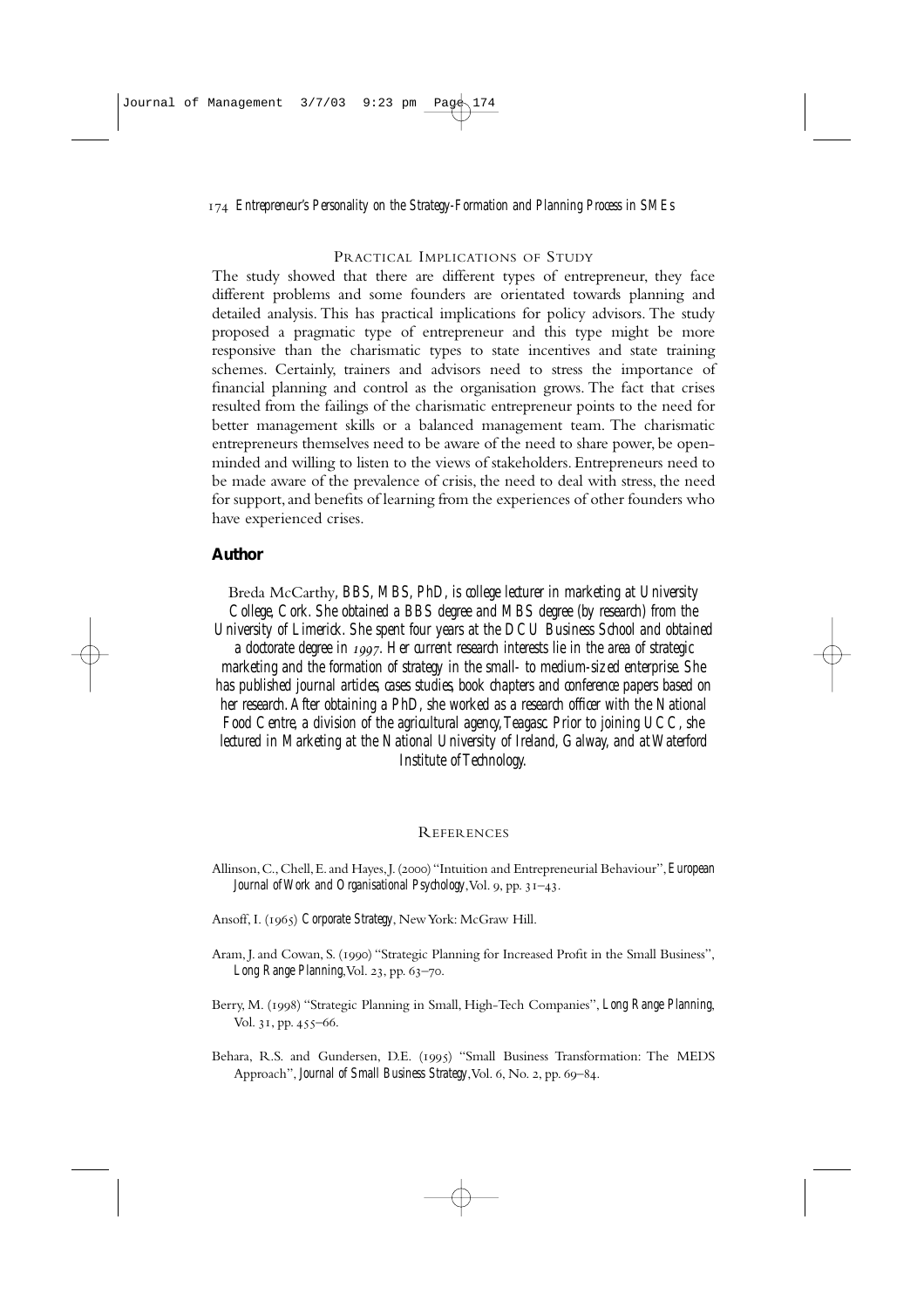## Practical Implications of Study

The study showed that there are different types of entrepreneur, they face different problems and some founders are orientated towards planning and detailed analysis. This has practical implications for policy advisors. The study proposed a pragmatic type of entrepreneur and this type might be more responsive than the charismatic types to state incentives and state training schemes. Certainly, trainers and advisors need to stress the importance of financial planning and control as the organisation grows. The fact that crises resulted from the failings of the charismatic entrepreneur points to the need for better management skills or a balanced management team. The charismatic entrepreneurs themselves need to be aware of the need to share power, be open-minded and willing to listen to the views of stakeholders. Entrepreneurs need to be made aware of the prevalence of crisis, the need to deal with stress, the need for support, and benefits of learning from the experiences of other founders who have experienced crises.

## Author

Breda McCarthy, *BBS, MBS, PhD, is college lecturer in marketing at University College, Cork. She obtained a BBS degree and MBS degree (by research) from the University of Limerick. She spent four years at the DCU Business School and obtained a doctorate degree in 1997. Her current research interests lie in the area of strategic marketing and the formation of strategy in the small- to medium-sized enterprise. She has published journal articles, cases studies, book chapters and conference papers based on her research. After obtaining a PhD, she worked as a research officer with the National Food Centre, a division of the agricultural agency, Teagasc. Prior to joining UCC, she lectured in Marketing at the National University of Ireland, Galway, and at Waterford Institute of Technology.*

## References

Allinson, C., Chell, E. and Hayes, J. (2000) "Intuition and Entrepreneurial Behaviour", *European Journal of Work and Organisational Psychology*, Vol. 9, pp. 31–43.

Ansoff, I. (1965) *Corporate Strategy*, New York: McGraw Hill.

Aram, J. and Cowan, S. (1990) "Strategic Planning for Increased Profit in the Small Business", *Long Range Planning*, Vol. 23, pp. 63–70.

Berry, M. (1998) "Strategic Planning in Small, High-Tech Companies", *Long Range Planning*, Vol. 31, pp. 455–66.

Behara, R.S. and Gundersen, D.E. (1995) "Small Business Transformation: The MEDS Approach", *Journal of Small Business Strategy*, Vol. 6, No. 2, pp. 69–84.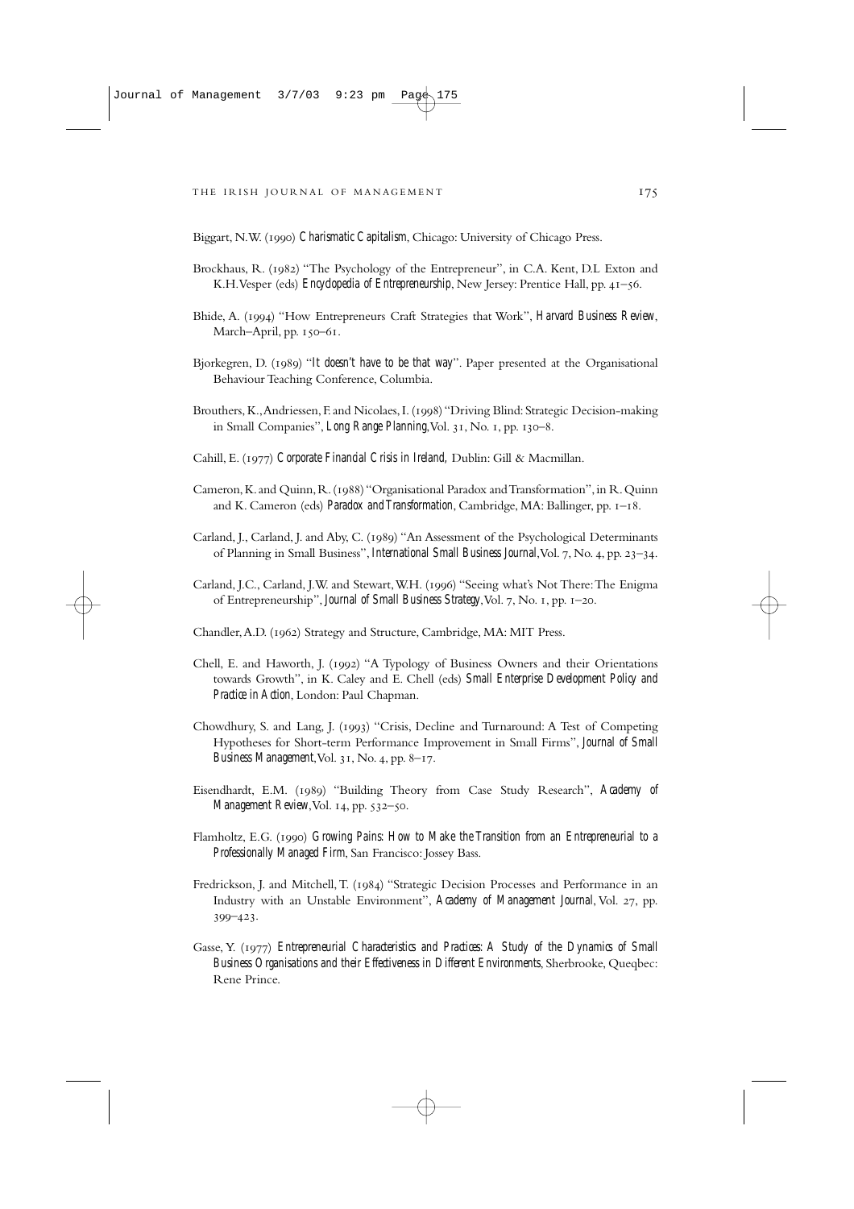Biggart, N.W. (1990) *Charismatic Capitalism*, Chicago: University of Chicago Press.

Brockhaus, R. (1982) "The Psychology of the Entrepreneur", in C.A. Kent, D.L Exton and K.H.Vesper (eds) *Encyclopedia of Entrepreneurship*, New Jersey: Prentice Hall, pp. 41–56.

Bhide, A. (1994) "How Entrepreneurs Craft Strategies that Work", *Harvard Business Review*, March–April, pp. 150–61.

Bjorkegren, D. (1989) "*It doesn't have to be that way*". Paper presented at the Organisational Behaviour Teaching Conference, Columbia.

Brouthers, K., Andriessen, F. and Nicolaes, I. (1998) "Driving Blind: Strategic Decision-making in Small Companies", *Long Range Planning*, Vol. 31, No. 1, pp. 130–8.

Cahill, E. (1977) *Corporate Financial Crisis in Ireland*, Dublin: Gill & Macmillan.

Cameron, K. and Quinn, R. (1988) "Organisational Paradox and Transformation", in R. Quinn and K. Cameron (eds) *Paradox and Transformation*, Cambridge, MA: Ballinger, pp. 1–18.

Carland, J., Carland, J. and Aby, C. (1989) "An Assessment of the Psychological Determinants of Planning in Small Business", *International Small Business Journal*, Vol. 7, No. 4, pp. 23–34.

Carland, J.C., Carland, J.W. and Stewart, W.H. (1996) "Seeing what's Not There: The Enigma of Entrepreneurship", *Journal of Small Business Strategy*, Vol. 7, No. 1, pp. 1–20.

Chandler, A.D. (1962) Strategy and Structure, Cambridge, MA: MIT Press.

Chell, E. and Haworth, J. (1992) "A Typology of Business Owners and their Orientations towards Growth", in K. Caley and E. Chell (eds) *Small Enterprise Development Policy and Practice in Action*, London: Paul Chapman.

Chowdhury, S. and Lang, J. (1993) "Crisis, Decline and Turnaround: A Test of Competing Hypotheses for Short-term Performance Improvement in Small Firms", *Journal of Small Business Management*, Vol. 31, No. 4, pp. 8–17.

Eisendhardt, E.M. (1989) "Building Theory from Case Study Research", *Academy of Management Review*, Vol. 14, pp. 532–50.

Flamholtz, E.G. (1990) *Growing Pains: How to Make the Transition from an Entrepreneurial to a Professionally Managed Firm*, San Francisco: Jossey Bass.

Fredrickson, J. and Mitchell, T. (1984) "Strategic Decision Processes and Performance in an Industry with an Unstable Environment", *Academy of Management Journal*, Vol. 27, pp. 399–423.

Gasse, Y. (1977) *Entrepreneurial Characteristics and Practices: A Study of the Dynamics of Small Business Organisations and their Effectiveness in Different Environments*, Sherbrooke, Queqbec: Rene Prince.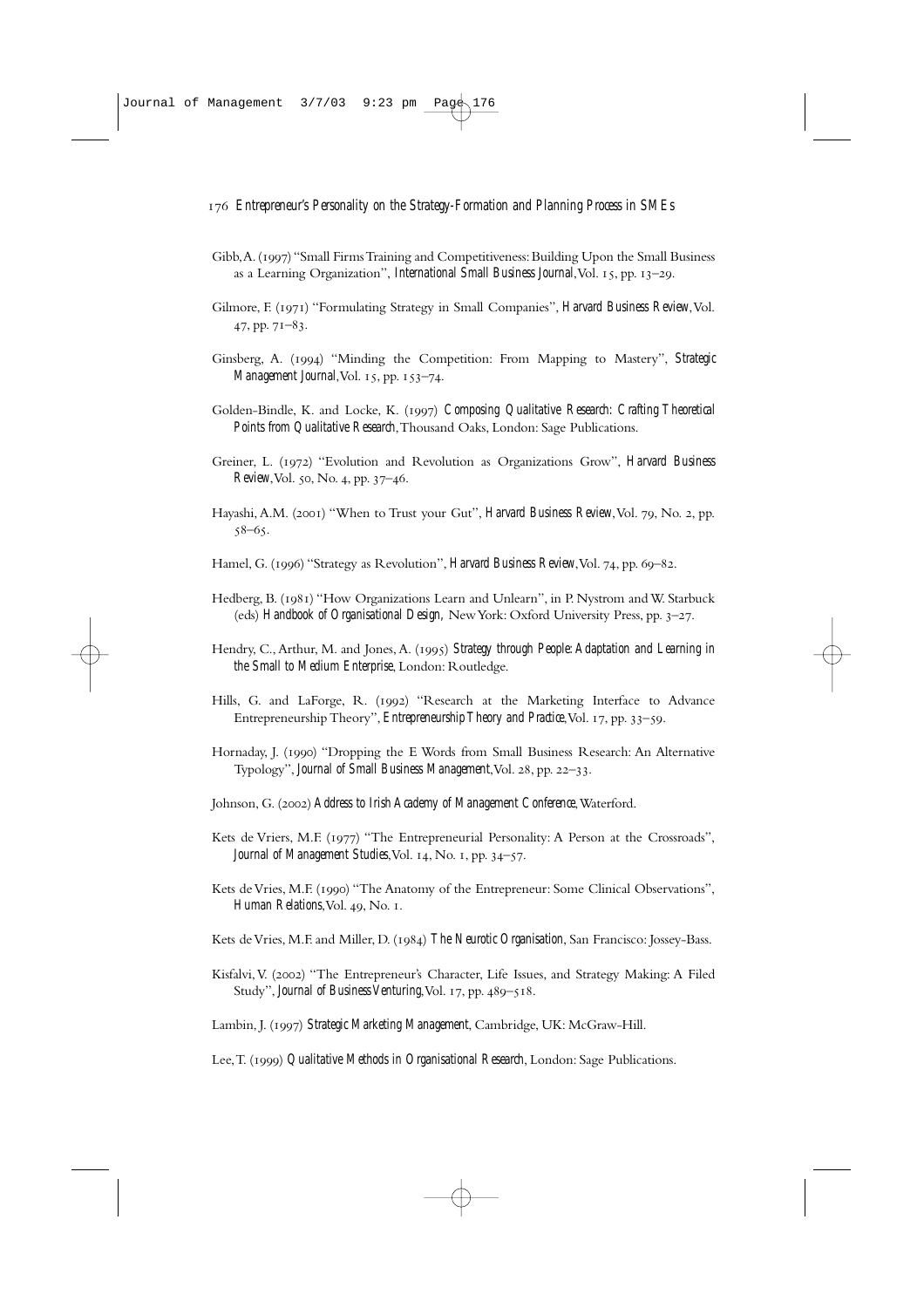Gibb, A. (1997) "Small Firms Training and Competitiveness: Building Upon the Small Business as a Learning Organization", *International Small Business Journal*, Vol. 15, pp. 13–29.

Gilmore, F. (1971) "Formulating Strategy in Small Companies", *Harvard Business Review*, Vol. 47, pp. 71–83.

Ginsberg, A. (1994) "Minding the Competition: From Mapping to Mastery", *Strategic Management Journal*, Vol. 15, pp. 153–74.

Golden-Bindle, K. and Locke, K. (1997) *Composing Qualitative Research: Crafting Theoretical Points from Qualitative Research*, Thousand Oaks, London: Sage Publications.

Greiner, L. (1972) "Evolution and Revolution as Organizations Grow", *Harvard Business Review*, Vol. 50, No. 4, pp. 37–46.

Hayashi, A.M. (2001) "When to Trust your Gut", *Harvard Business Review*, Vol. 79, No. 2, pp. 58–65.

Hamel, G. (1996) "Strategy as Revolution", *Harvard Business Review*, Vol. 74, pp. 69–82.

Hedberg, B. (1981) "How Organizations Learn and Unlearn", in P. Nystrom and W. Starbuck (eds) *Handbook of Organisational Design,* New York: Oxford University Press, pp. 3–27.

Hendry, C., Arthur, M. and Jones, A. (1995) *Strategy through People: Adaptation and Learning in the Small to Medium Enterprise*, London: Routledge.

Hills, G. and LaForge, R. (1992) "Research at the Marketing Interface to Advance Entrepreneurship Theory", *Entrepreneurship Theory and Practice*, Vol. 17, pp. 33–59.

Hornaday, J. (1990) "Dropping the E Words from Small Business Research: An Alternative Typology", *Journal of Small Business Management*, Vol. 28, pp. 22–33.

Johnson, G. (2002) *Address to Irish Academy of Management Conference*, Waterford.

Kets de Vriers, M.F. (1977) "The Entrepreneurial Personality: A Person at the Crossroads", *Journal of Management Studies*, Vol. 14, No. 1, pp. 34–57.

Kets de Vries, M.F. (1990) "The Anatomy of the Entrepreneur: Some Clinical Observations", *Human Relations*, Vol. 49, No. 1.

Kets de Vries, M.F. and Miller, D. (1984) *The Neurotic Organisation*, San Francisco: Jossey-Bass.

Kisfalvi, V. (2002) "The Entrepreneur's Character, Life Issues, and Strategy Making: A Filed Study", *Journal of Business Venturing*, Vol. 17, pp. 489–518.

Lambin, J. (1997) *Strategic Marketing Management*, Cambridge, UK: McGraw-Hill.

Lee, T. (1999) *Qualitative Methods in Organisational Research*, London: Sage Publications.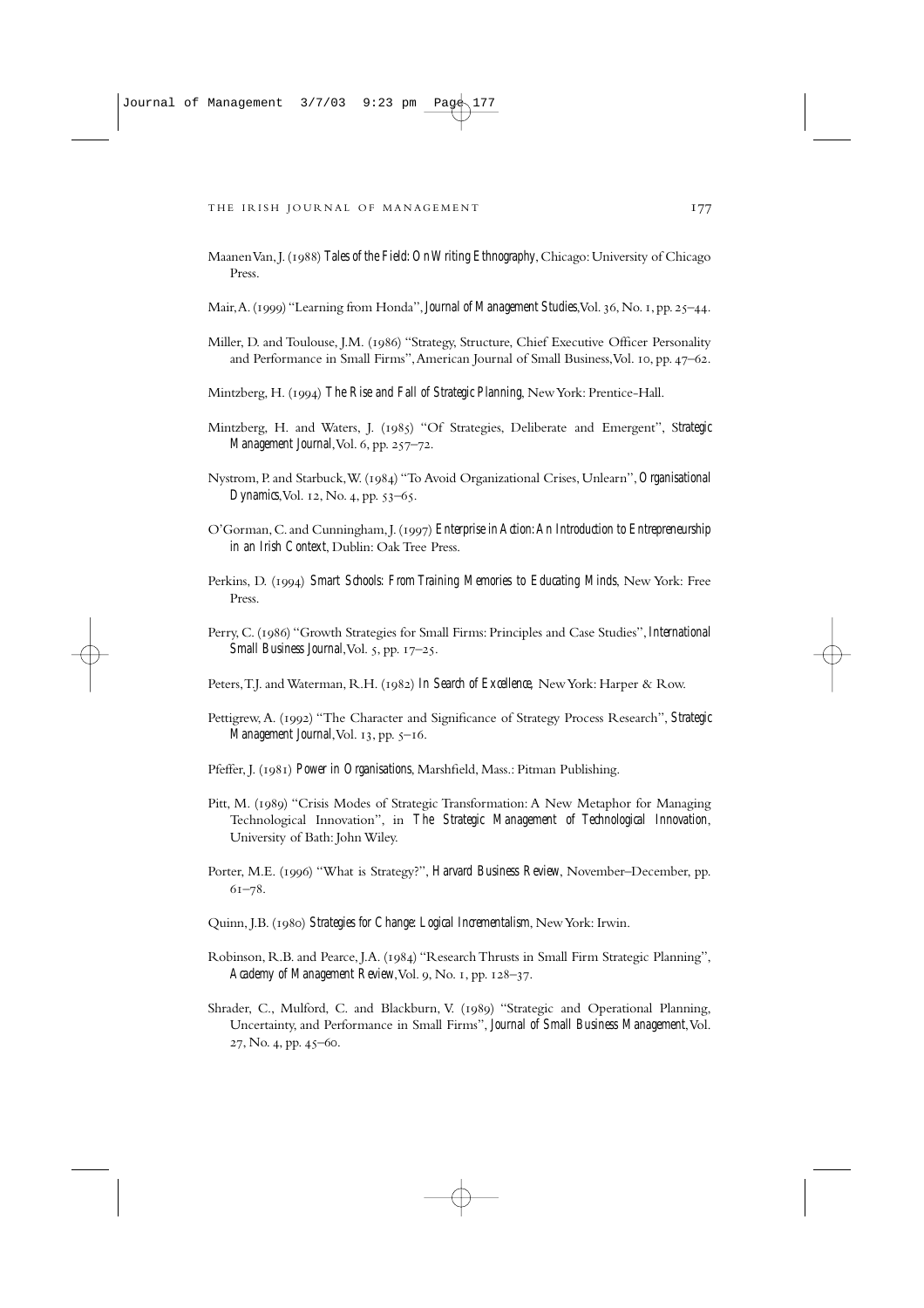Maanen Van, J. (1988) *Tales of the Field: On Writing Ethnography*, Chicago: University of Chicago Press.

Mair, A. (1999) "Learning from Honda", *Journal of Management Studies*, Vol. 36, No. 1, pp. 25–44.

Miller, D. and Toulouse, J.M. (1986) "Strategy, Structure, Chief Executive Officer Personality and Performance in Small Firms", American Journal of Small Business, Vol. 10, pp. 47–62.

Mintzberg, H. (1994) *The Rise and Fall of Strategic Planning*, New York: Prentice-Hall.

Mintzberg, H. and Waters, J. (1985) "Of Strategies, Deliberate and Emergent", *Strategic Management Journal*, Vol. 6, pp. 257–72.

Nystrom, P. and Starbuck, W. (1984) "To Avoid Organizational Crises, Unlearn", *Organisational Dynamics*, Vol. 12, No. 4, pp. 53–65.

O'Gorman, C. and Cunningham, J. (1997) *Enterprise in Action: An Introduction to Entrepreneurship in an Irish Context*, Dublin: Oak Tree Press.

Perkins, D. (1994) *Smart Schools: From Training Memories to Educating Minds*, New York: Free Press.

Perry, C. (1986) "Growth Strategies for Small Firms: Principles and Case Studies", *International Small Business Journal*, Vol. 5, pp. 17–25.

Peters, T.J. and Waterman, R.H. (1982) *In Search of Excellence*, New York: Harper & Row.

Pettigrew, A. (1992) "The Character and Significance of Strategy Process Research", *Strategic Management Journal*, Vol. 13, pp. 5–16.

Pfeffer, J. (1981) *Power in Organisations*, Marshfield, Mass.: Pitman Publishing.

Pitt, M. (1989) "Crisis Modes of Strategic Transformation: A New Metaphor for Managing Technological Innovation", in *The Strategic Management of Technological Innovation*, University of Bath: John Wiley.

Porter, M.E. (1996) "What is Strategy?", *Harvard Business Review*, November–December, pp. 61–78.

Quinn, J.B. (1980) *Strategies for Change: Logical Incrementalism*, New York: Irwin.

Robinson, R.B. and Pearce, J.A. (1984) "Research Thrusts in Small Firm Strategic Planning", *Academy of Management Review*, Vol. 9, No. 1, pp. 128–37.

Shrader, C., Mulford, C. and Blackburn, V. (1989) "Strategic and Operational Planning, Uncertainty, and Performance in Small Firms", *Journal of Small Business Management*, Vol. 27, No. 4, pp. 45–60.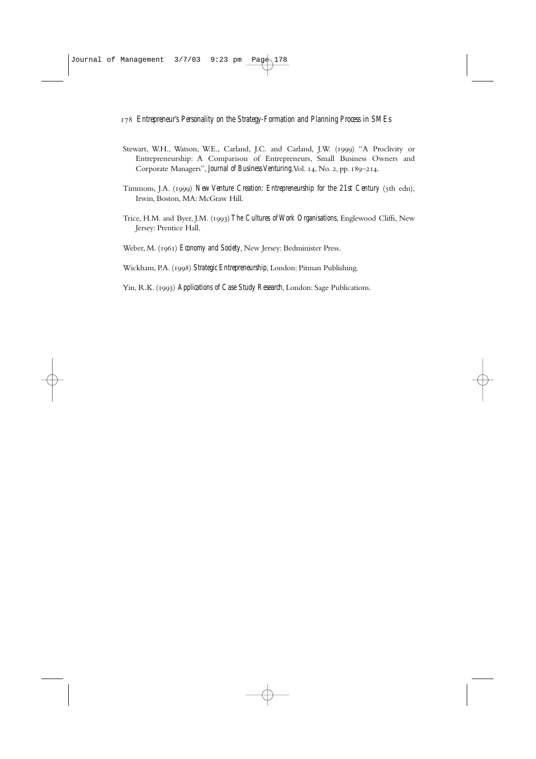Stewart, W.H., Watson, W.E., Carland, J.C. and Carland, J.W. (1999) "A Proclivity or Entrepreneurship: A Comparison of Entrepreneurs, Small Business Owners and Corporate Managers", *Journal of Business Venturing*, Vol. 14, No. 2, pp. 189–214.

Timmons, J.A. (1999) *New Venture Creation: Entrepreneurship for the 21st Century* (5th edn), Irwin, Boston, MA: McGraw Hill.

Trice, H.M. and Byer, J.M. (1993) *The Cultures of Work Organisations*, Englewood Cliffs, New Jersey: Prentice Hall.

Weber, M. (1961) *Economy and Society*, New Jersey: Bedminister Press.

Wickham, P.A. (1998) *Strategic Entrepreneurship*, London: Pitman Publishing.

Yin, R.K. (1993) *Applications of Case Study Research*, London: Sage Publications.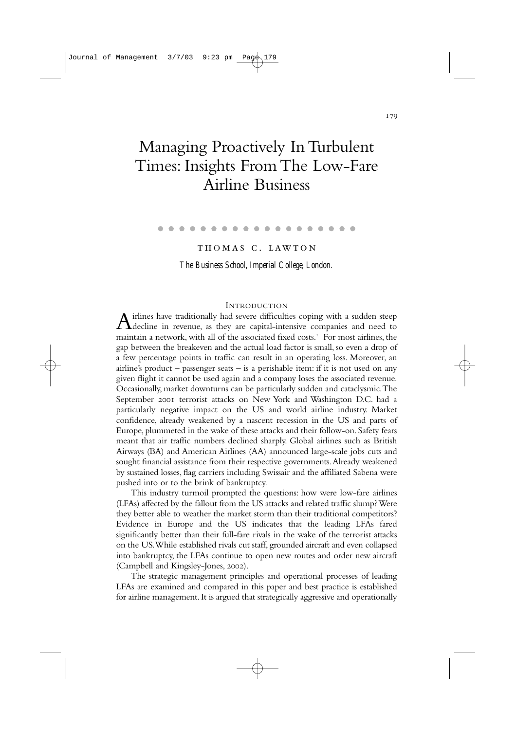# Managing Proactively In Turbulent Times: Insights From The Low-Fare Airline Business

THOMAS C. LAWTON

*The Business School, Imperial College, London.*

## INTRODUCTION

Airlines have traditionally had severe difficulties coping with a sudden steep decline in revenue, as they are capital-intensive companies and need to maintain a network, with all of the associated fixed costs.[1] For most airlines, the gap between the breakeven and the actual load factor is small, so even a drop of a few percentage points in traffic can result in an operating loss. Moreover, an airline's product – passenger seats – is a perishable item: if it is not used on any given flight it cannot be used again and a company loses the associated revenue. Occasionally, market downturns can be particularly sudden and cataclysmic. The September 2001 terrorist attacks on New York and Washington D.C. had a particularly negative impact on the US and world airline industry. Market confidence, already weakened by a nascent recession in the US and parts of Europe, plummeted in the wake of these attacks and their follow-on. Safety fears meant that air traffic numbers declined sharply. Global airlines such as British Airways (BA) and American Airlines (AA) announced large-scale jobs cuts and sought financial assistance from their respective governments. Already weakened by sustained losses, flag carriers including Swissair and the affiliated Sabena were pushed into or to the brink of bankruptcy.

This industry turmoil prompted the questions: how were low-fare airlines (LFAs) affected by the fallout from the US attacks and related traffic slump? Were they better able to weather the market storm than their traditional competitors? Evidence in Europe and the US indicates that the leading LFAs fared significantly better than their full-fare rivals in the wake of the terrorist attacks on the US. While established rivals cut staff, grounded aircraft and even collapsed into bankruptcy, the LFAs continue to open new routes and order new aircraft (Campbell and Kingsley-Jones, 2002).

The strategic management principles and operational processes of leading LFAs are examined and compared in this paper and best practice is established for airline management. It is argued that strategically aggressive and operationally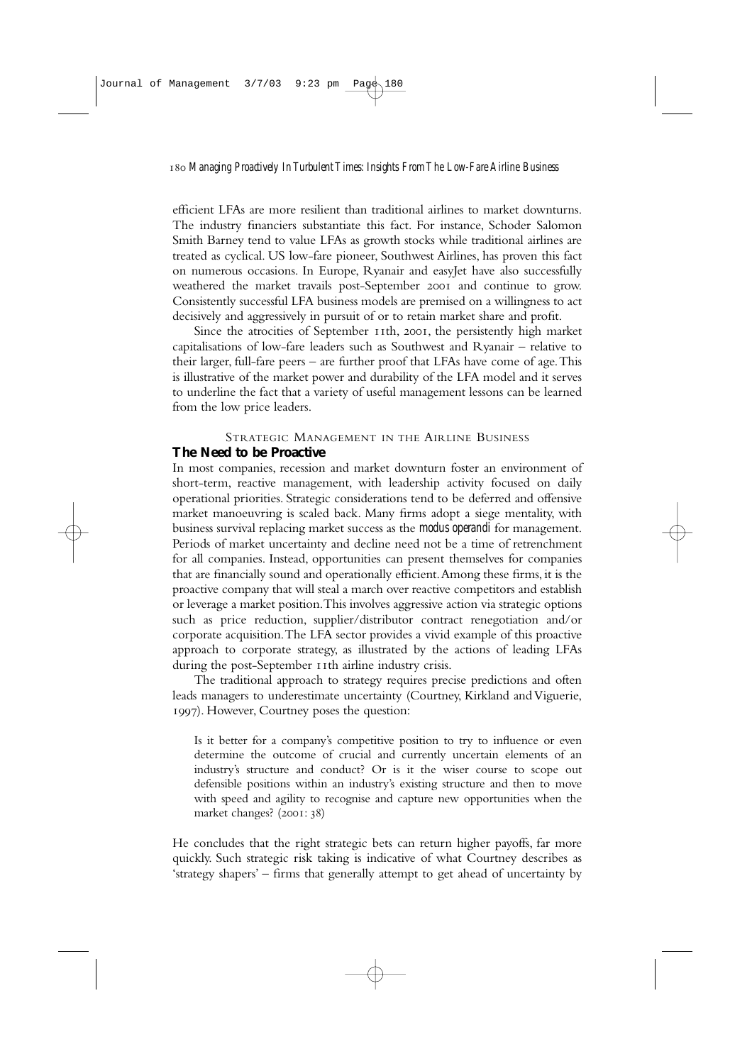efficient LFAs are more resilient than traditional airlines to market downturns. The industry financiers substantiate this fact. For instance, Schoder Salomon Smith Barney tend to value LFAs as growth stocks while traditional airlines are treated as cyclical. US low-fare pioneer, Southwest Airlines, has proven this fact on numerous occasions. In Europe, Ryanair and easyJet have also successfully weathered the market travails post-September 2001 and continue to grow. Consistently successful LFA business models are premised on a willingness to act decisively and aggressively in pursuit of or to retain market share and profit.

Since the atrocities of September 11th, 2001, the persistently high market capitalisations of low-fare leaders such as Southwest and Ryanair – relative to their larger, full-fare peers – are further proof that LFAs have come of age. This is illustrative of the market power and durability of the LFA model and it serves to underline the fact that a variety of useful management lessons can be learned from the low price leaders.

## Strategic Management in the Airline Business

### The Need to be Proactive

In most companies, recession and market downturn foster an environment of short-term, reactive management, with leadership activity focused on daily operational priorities. Strategic considerations tend to be deferred and offensive market manoeuvring is scaled back. Many firms adopt a siege mentality, with business survival replacing market success as the *modus operandi* for management. Periods of market uncertainty and decline need not be a time of retrenchment for all companies. Instead, opportunities can present themselves for companies that are financially sound and operationally efficient. Among these firms, it is the proactive company that will steal a march over reactive competitors and establish or leverage a market position. This involves aggressive action via strategic options such as price reduction, supplier/distributor contract renegotiation and/or corporate acquisition. The LFA sector provides a vivid example of this proactive approach to corporate strategy, as illustrated by the actions of leading LFAs during the post-September 11th airline industry crisis.

The traditional approach to strategy requires precise predictions and often leads managers to underestimate uncertainty (Courtney, Kirkland and Viguerie, 1997). However, Courtney poses the question:

> Is it better for a company's competitive position to try to influence or even determine the outcome of crucial and currently uncertain elements of an industry's structure and conduct? Or is it the wiser course to scope out defensible positions within an industry's existing structure and then to move with speed and agility to recognise and capture new opportunities when the market changes? (2001: 38)

He concludes that the right strategic bets can return higher payoffs, far more quickly. Such strategic risk taking is indicative of what Courtney describes as 'strategy shapers' – firms that generally attempt to get ahead of uncertainty by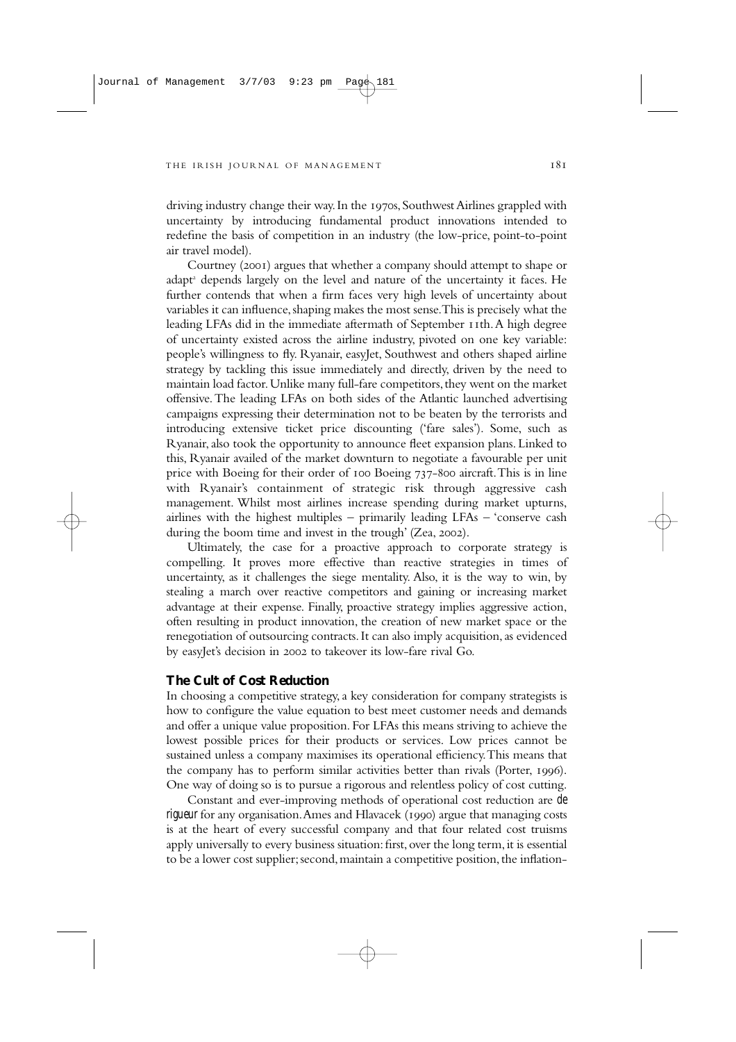driving industry change their way. In the 1970s, Southwest Airlines grappled with uncertainty by introducing fundamental product innovations intended to redefine the basis of competition in an industry (the low-price, point-to-point air travel model).

Courtney (2001) argues that whether a company should attempt to shape or adapt[2] depends largely on the level and nature of the uncertainty it faces. He further contends that when a firm faces very high levels of uncertainty about variables it can influence, shaping makes the most sense. This is precisely what the leading LFAs did in the immediate aftermath of September 11th. A high degree of uncertainty existed across the airline industry, pivoted on one key variable: people's willingness to fly. Ryanair, easyJet, Southwest and others shaped airline strategy by tackling this issue immediately and directly, driven by the need to maintain load factor. Unlike many full-fare competitors, they went on the market offensive. The leading LFAs on both sides of the Atlantic launched advertising campaigns expressing their determination not to be beaten by the terrorists and introducing extensive ticket price discounting ('fare sales'). Some, such as Ryanair, also took the opportunity to announce fleet expansion plans. Linked to this, Ryanair availed of the market downturn to negotiate a favourable per unit price with Boeing for their order of 100 Boeing 737-800 aircraft. This is in line with Ryanair's containment of strategic risk through aggressive cash management. Whilst most airlines increase spending during market upturns, airlines with the highest multiples – primarily leading LFAs – 'conserve cash during the boom time and invest in the trough' (Zea, 2002).

Ultimately, the case for a proactive approach to corporate strategy is compelling. It proves more effective than reactive strategies in times of uncertainty, as it challenges the siege mentality. Also, it is the way to win, by stealing a march over reactive competitors and gaining or increasing market advantage at their expense. Finally, proactive strategy implies aggressive action, often resulting in product innovation, the creation of new market space or the renegotiation of outsourcing contracts. It can also imply acquisition, as evidenced by easyJet's decision in 2002 to takeover its low-fare rival Go.

## The Cult of Cost Reduction

In choosing a competitive strategy, a key consideration for company strategists is how to configure the value equation to best meet customer needs and demands and offer a unique value proposition. For LFAs this means striving to achieve the lowest possible prices for their products or services. Low prices cannot be sustained unless a company maximises its operational efficiency. This means that the company has to perform similar activities better than rivals (Porter, 1996). One way of doing so is to pursue a rigorous and relentless policy of cost cutting.

Constant and ever-improving methods of operational cost reduction are *de rigueur* for any organisation. Ames and Hlavacek (1990) argue that managing costs is at the heart of every successful company and that four related cost truisms apply universally to every business situation: first, over the long term, it is essential to be a lower cost supplier; second, maintain a competitive position, the inflation-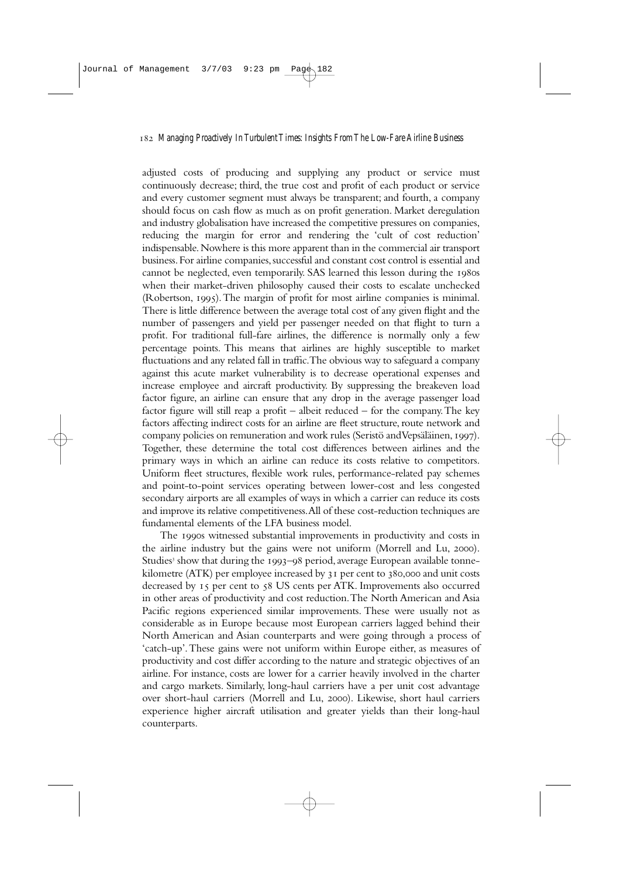adjusted costs of producing and supplying any product or service must continuously decrease; third, the true cost and profit of each product or service and every customer segment must always be transparent; and fourth, a company should focus on cash flow as much as on profit generation. Market deregulation and industry globalisation have increased the competitive pressures on companies, reducing the margin for error and rendering the 'cult of cost reduction' indispensable. Nowhere is this more apparent than in the commercial air transport business. For airline companies, successful and constant cost control is essential and cannot be neglected, even temporarily. SAS learned this lesson during the 1980s when their market-driven philosophy caused their costs to escalate unchecked (Robertson, 1995). The margin of profit for most airline companies is minimal. There is little difference between the average total cost of any given flight and the number of passengers and yield per passenger needed on that flight to turn a profit. For traditional full-fare airlines, the difference is normally only a few percentage points. This means that airlines are highly susceptible to market fluctuations and any related fall in traffic. The obvious way to safeguard a company against this acute market vulnerability is to decrease operational expenses and increase employee and aircraft productivity. By suppressing the breakeven load factor figure, an airline can ensure that any drop in the average passenger load factor figure will still reap a profit – albeit reduced – for the company. The key factors affecting indirect costs for an airline are fleet structure, route network and company policies on remuneration and work rules (Seristö and Vepsäläinen, 1997). Together, these determine the total cost differences between airlines and the primary ways in which an airline can reduce its costs relative to competitors. Uniform fleet structures, flexible work rules, performance-related pay schemes and point-to-point services operating between lower-cost and less congested secondary airports are all examples of ways in which a carrier can reduce its costs and improve its relative competitiveness. All of these cost-reduction techniques are fundamental elements of the LFA business model.

The 1990s witnessed substantial improvements in productivity and costs in the airline industry but the gains were not uniform (Morrell and Lu, 2000). Studies[3] show that during the 1993–98 period, average European available tonne-kilometre (ATK) per employee increased by 31 per cent to 380,000 and unit costs decreased by 15 per cent to 58 US cents per ATK. Improvements also occurred in other areas of productivity and cost reduction. The North American and Asia Pacific regions experienced similar improvements. These were usually not as considerable as in Europe because most European carriers lagged behind their North American and Asian counterparts and were going through a process of 'catch-up'. These gains were not uniform within Europe either, as measures of productivity and cost differ according to the nature and strategic objectives of an airline. For instance, costs are lower for a carrier heavily involved in the charter and cargo markets. Similarly, long-haul carriers have a per unit cost advantage over short-haul carriers (Morrell and Lu, 2000). Likewise, short haul carriers experience higher aircraft utilisation and greater yields than their long-haul counterparts.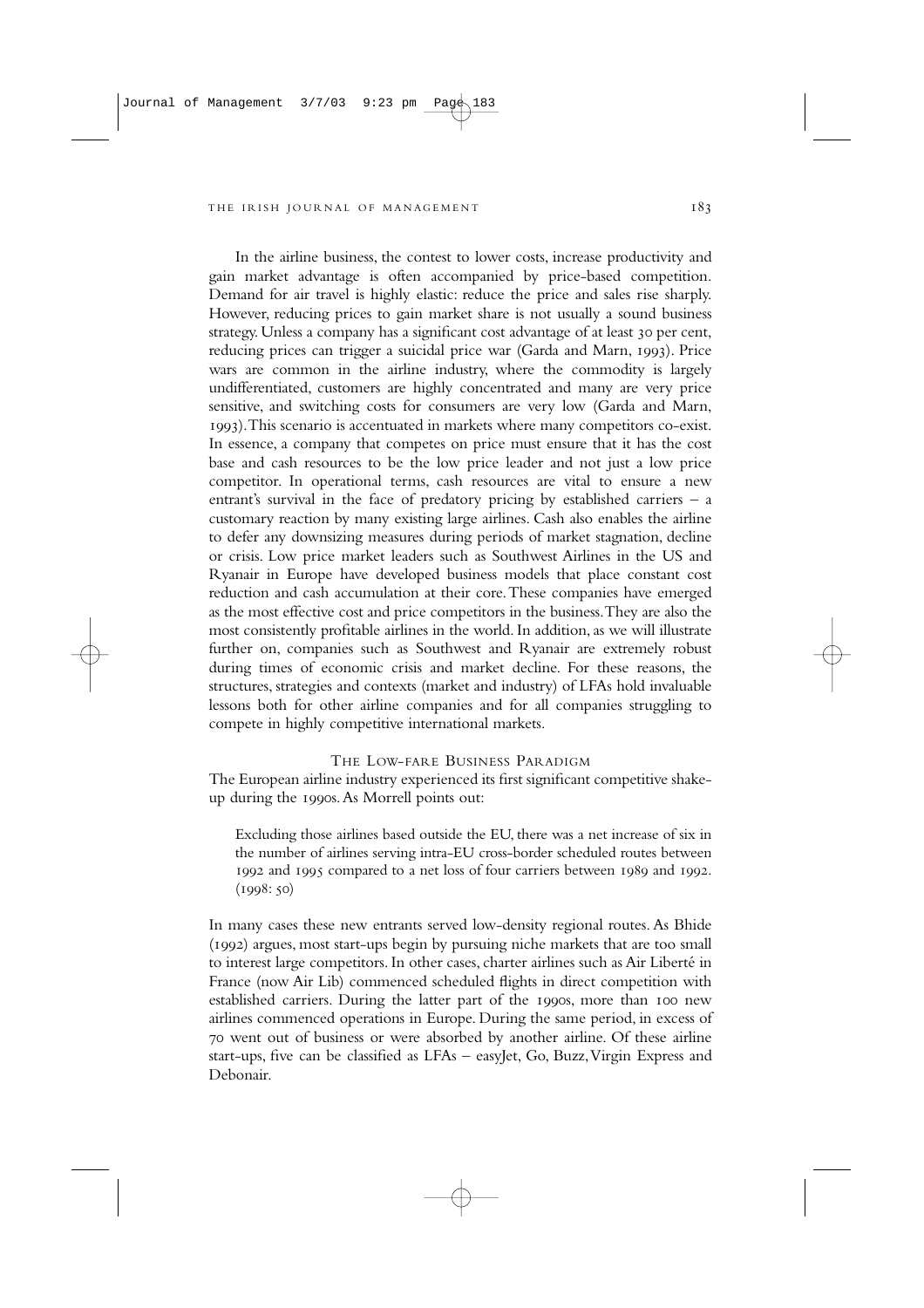In the airline business, the contest to lower costs, increase productivity and gain market advantage is often accompanied by price-based competition. Demand for air travel is highly elastic: reduce the price and sales rise sharply. However, reducing prices to gain market share is not usually a sound business strategy. Unless a company has a significant cost advantage of at least 30 per cent, reducing prices can trigger a suicidal price war (Garda and Marn, 1993). Price wars are common in the airline industry, where the commodity is largely undifferentiated, customers are highly concentrated and many are very price sensitive, and switching costs for consumers are very low (Garda and Marn, 1993). This scenario is accentuated in markets where many competitors co-exist. In essence, a company that competes on price must ensure that it has the cost base and cash resources to be the low price leader and not just a low price competitor. In operational terms, cash resources are vital to ensure a new entrant's survival in the face of predatory pricing by established carriers – a customary reaction by many existing large airlines. Cash also enables the airline to defer any downsizing measures during periods of market stagnation, decline or crisis. Low price market leaders such as Southwest Airlines in the US and Ryanair in Europe have developed business models that place constant cost reduction and cash accumulation at their core. These companies have emerged as the most effective cost and price competitors in the business. They are also the most consistently profitable airlines in the world. In addition, as we will illustrate further on, companies such as Southwest and Ryanair are extremely robust during times of economic crisis and market decline. For these reasons, the structures, strategies and contexts (market and industry) of LFAs hold invaluable lessons both for other airline companies and for all companies struggling to compete in highly competitive international markets.

## The Low-fare Business Paradigm

The European airline industry experienced its first significant competitive shake-up during the 1990s. As Morrell points out:

> Excluding those airlines based outside the EU, there was a net increase of six in the number of airlines serving intra-EU cross-border scheduled routes between 1992 and 1995 compared to a net loss of four carriers between 1989 and 1992. (1998: 50)

In many cases these new entrants served low-density regional routes. As Bhide (1992) argues, most start-ups begin by pursuing niche markets that are too small to interest large competitors. In other cases, charter airlines such as Air Liberté in France (now Air Lib) commenced scheduled flights in direct competition with established carriers. During the latter part of the 1990s, more than 100 new airlines commenced operations in Europe. During the same period, in excess of 70 went out of business or were absorbed by another airline. Of these airline start-ups, five can be classified as LFAs – easyJet, Go, Buzz, Virgin Express and Debonair.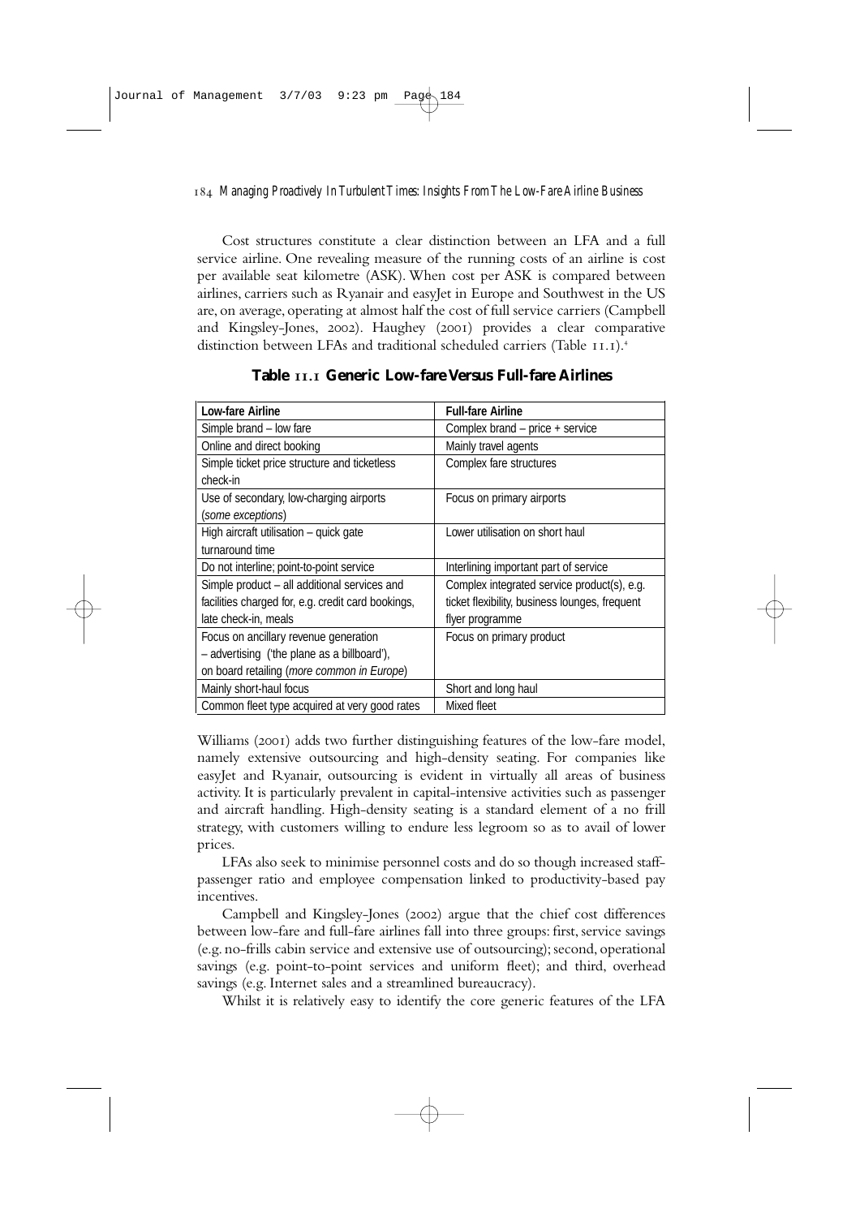Cost structures constitute a clear distinction between an LFA and a full service airline. One revealing measure of the running costs of an airline is cost per available seat kilometre (ASK). When cost per ASK is compared between airlines, carriers such as Ryanair and easyJet in Europe and Southwest in the US are, on average, operating at almost half the cost of full service carriers (Campbell and Kingsley-Jones, 2002). Haughey (2001) provides a clear comparative distinction between LFAs and traditional scheduled carriers (Table 11.1).[4]

**Table 11.1 Generic Low-fare Versus Full-fare Airlines**

| Low-fare Airline | Full-fare Airline |
|---|---|
| Simple brand – low fare | Complex brand – price + service |
| Online and direct booking | Mainly travel agents |
| Simple ticket price structure and ticketless check-in | Complex fare structures |
| Use of secondary, low-charging airports (*some exceptions*) | Focus on primary airports |
| High aircraft utilisation – quick gate turnaround time | Lower utilisation on short haul |
| Do not interline; point-to-point service | Interlining important part of service |
| Simple product – all additional services and facilities charged for, e.g. credit card bookings, late check-in, meals | Complex integrated service product(s), e.g. ticket flexibility, business lounges, frequent flyer programme |
| Focus on ancillary revenue generation – advertising ('the plane as a billboard'), on board retailing (*more common in Europe*) | Focus on primary product |
| Mainly short-haul focus | Short and long haul |
| Common fleet type acquired at very good rates | Mixed fleet |

Williams (2001) adds two further distinguishing features of the low-fare model, namely extensive outsourcing and high-density seating. For companies like easyJet and Ryanair, outsourcing is evident in virtually all areas of business activity. It is particularly prevalent in capital-intensive activities such as passenger and aircraft handling. High-density seating is a standard element of a no frill strategy, with customers willing to endure less legroom so as to avail of lower prices.

LFAs also seek to minimise personnel costs and do so though increased staff-passenger ratio and employee compensation linked to productivity-based pay incentives.

Campbell and Kingsley-Jones (2002) argue that the chief cost differences between low-fare and full-fare airlines fall into three groups: first, service savings (e.g. no-frills cabin service and extensive use of outsourcing); second, operational savings (e.g. point-to-point services and uniform fleet); and third, overhead savings (e.g. Internet sales and a streamlined bureaucracy).

Whilst it is relatively easy to identify the core generic features of the LFA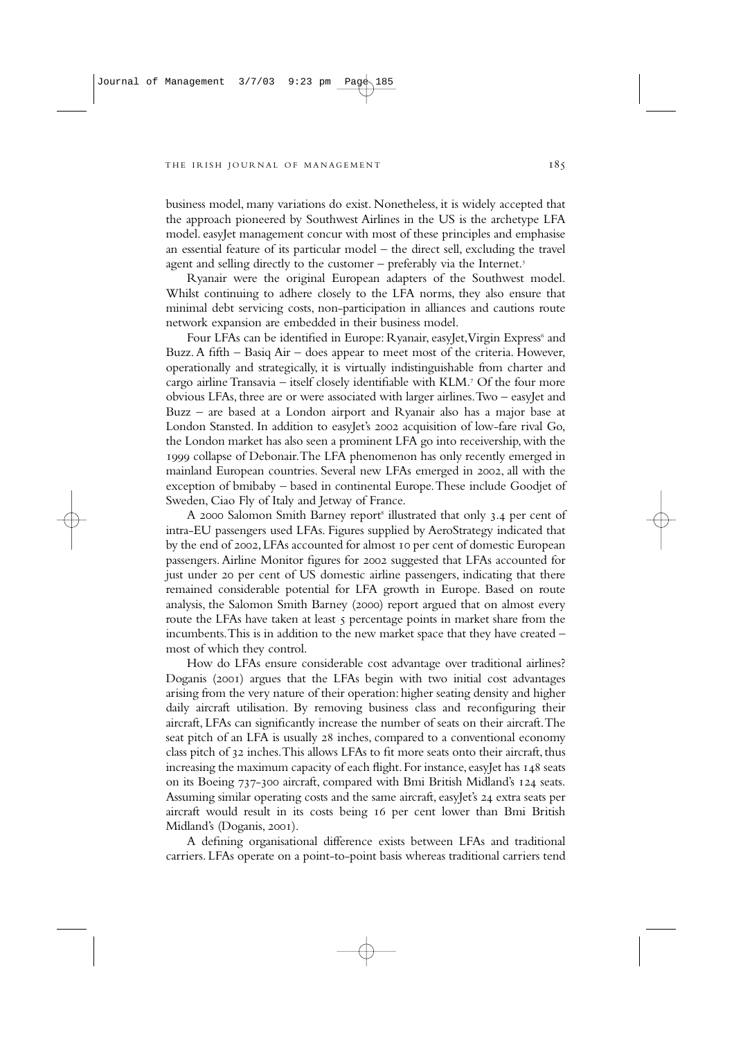business model, many variations do exist. Nonetheless, it is widely accepted that the approach pioneered by Southwest Airlines in the US is the archetype LFA model. easyJet management concur with most of these principles and emphasise an essential feature of its particular model – the direct sell, excluding the travel agent and selling directly to the customer – preferably via the Internet.[5]

Ryanair were the original European adapters of the Southwest model. Whilst continuing to adhere closely to the LFA norms, they also ensure that minimal debt servicing costs, non-participation in alliances and cautions route network expansion are embedded in their business model.

Four LFAs can be identified in Europe: Ryanair, easyJet, Virgin Express[6] and Buzz. A fifth – Basiq Air – does appear to meet most of the criteria. However, operationally and strategically, it is virtually indistinguishable from charter and cargo airline Transavia – itself closely identifiable with KLM.[7] Of the four more obvious LFAs, three are or were associated with larger airlines. Two – easyJet and Buzz – are based at a London airport and Ryanair also has a major base at London Stansted. In addition to easyJet's 2002 acquisition of low-fare rival Go, the London market has also seen a prominent LFA go into receivership, with the 1999 collapse of Debonair. The LFA phenomenon has only recently emerged in mainland European countries. Several new LFAs emerged in 2002, all with the exception of bmibaby – based in continental Europe. These include Goodjet of Sweden, Ciao Fly of Italy and Jetway of France.

A 2000 Salomon Smith Barney report[8] illustrated that only 3.4 per cent of intra-EU passengers used LFAs. Figures supplied by AeroStrategy indicated that by the end of 2002, LFAs accounted for almost 10 per cent of domestic European passengers. Airline Monitor figures for 2002 suggested that LFAs accounted for just under 20 per cent of US domestic airline passengers, indicating that there remained considerable potential for LFA growth in Europe. Based on route analysis, the Salomon Smith Barney (2000) report argued that on almost every route the LFAs have taken at least 5 percentage points in market share from the incumbents. This is in addition to the new market space that they have created – most of which they control.

How do LFAs ensure considerable cost advantage over traditional airlines? Doganis (2001) argues that the LFAs begin with two initial cost advantages arising from the very nature of their operation: higher seating density and higher daily aircraft utilisation. By removing business class and reconfiguring their aircraft, LFAs can significantly increase the number of seats on their aircraft. The seat pitch of an LFA is usually 28 inches, compared to a conventional economy class pitch of 32 inches. This allows LFAs to fit more seats onto their aircraft, thus increasing the maximum capacity of each flight. For instance, easyJet has 148 seats on its Boeing 737-300 aircraft, compared with Bmi British Midland's 124 seats. Assuming similar operating costs and the same aircraft, easyJet's 24 extra seats per aircraft would result in its costs being 16 per cent lower than Bmi British Midland's (Doganis, 2001).

A defining organisational difference exists between LFAs and traditional carriers. LFAs operate on a point-to-point basis whereas traditional carriers tend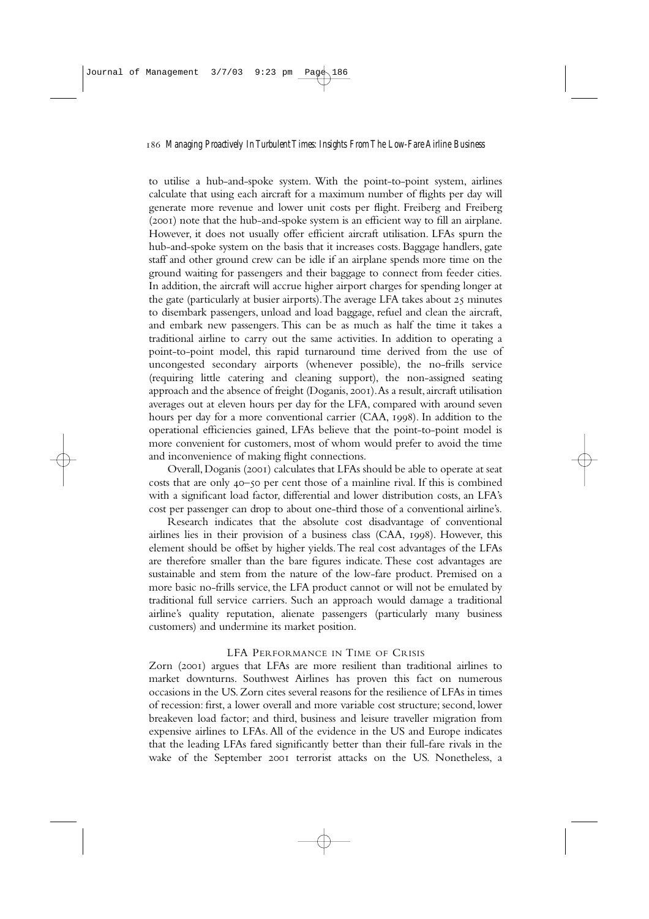to utilise a hub-and-spoke system. With the point-to-point system, airlines calculate that using each aircraft for a maximum number of flights per day will generate more revenue and lower unit costs per flight. Freiberg and Freiberg (2001) note that the hub-and-spoke system is an efficient way to fill an airplane. However, it does not usually offer efficient aircraft utilisation. LFAs spurn the hub-and-spoke system on the basis that it increases costs. Baggage handlers, gate staff and other ground crew can be idle if an airplane spends more time on the ground waiting for passengers and their baggage to connect from feeder cities. In addition, the aircraft will accrue higher airport charges for spending longer at the gate (particularly at busier airports). The average LFA takes about 25 minutes to disembark passengers, unload and load baggage, refuel and clean the aircraft, and embark new passengers. This can be as much as half the time it takes a traditional airline to carry out the same activities. In addition to operating a point-to-point model, this rapid turnaround time derived from the use of uncongested secondary airports (whenever possible), the no-frills service (requiring little catering and cleaning support), the non-assigned seating approach and the absence of freight (Doganis, 2001). As a result, aircraft utilisation averages out at eleven hours per day for the LFA, compared with around seven hours per day for a more conventional carrier (CAA, 1998). In addition to the operational efficiencies gained, LFAs believe that the point-to-point model is more convenient for customers, most of whom would prefer to avoid the time and inconvenience of making flight connections.

Overall, Doganis (2001) calculates that LFAs should be able to operate at seat costs that are only 40–50 per cent those of a mainline rival. If this is combined with a significant load factor, differential and lower distribution costs, an LFA's cost per passenger can drop to about one-third those of a conventional airline's.

Research indicates that the absolute cost disadvantage of conventional airlines lies in their provision of a business class (CAA, 1998). However, this element should be offset by higher yields. The real cost advantages of the LFAs are therefore smaller than the bare figures indicate. These cost advantages are sustainable and stem from the nature of the low-fare product. Premised on a more basic no-frills service, the LFA product cannot or will not be emulated by traditional full service carriers. Such an approach would damage a traditional airline's quality reputation, alienate passengers (particularly many business customers) and undermine its market position.

## LFA Performance in Time of Crisis

Zorn (2001) argues that LFAs are more resilient than traditional airlines to market downturns. Southwest Airlines has proven this fact on numerous occasions in the US. Zorn cites several reasons for the resilience of LFAs in times of recession: first, a lower overall and more variable cost structure; second, lower breakeven load factor; and third, business and leisure traveller migration from expensive airlines to LFAs. All of the evidence in the US and Europe indicates that the leading LFAs fared significantly better than their full-fare rivals in the wake of the September 2001 terrorist attacks on the US. Nonetheless, a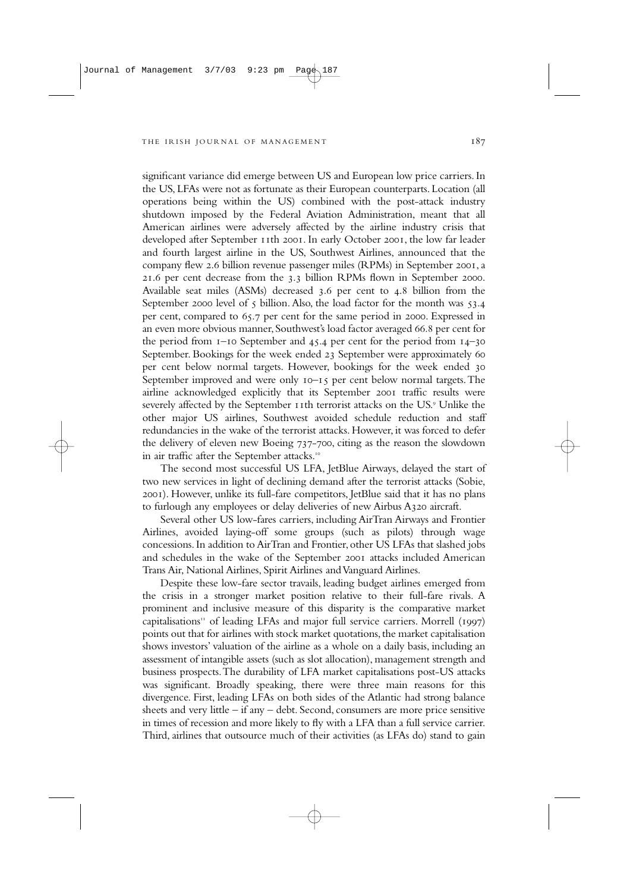significant variance did emerge between US and European low price carriers. In the US, LFAs were not as fortunate as their European counterparts. Location (all operations being within the US) combined with the post-attack industry shutdown imposed by the Federal Aviation Administration, meant that all American airlines were adversely affected by the airline industry crisis that developed after September 11th 2001. In early October 2001, the low far leader and fourth largest airline in the US, Southwest Airlines, announced that the company flew 2.6 billion revenue passenger miles (RPMs) in September 2001, a 21.6 per cent decrease from the 3.3 billion RPMs flown in September 2000. Available seat miles (ASMs) decreased 3.6 per cent to 4.8 billion from the September 2000 level of 5 billion. Also, the load factor for the month was 53.4 per cent, compared to 65.7 per cent for the same period in 2000. Expressed in an even more obvious manner, Southwest's load factor averaged 66.8 per cent for the period from 1–10 September and 45.4 per cent for the period from 14–30 September. Bookings for the week ended 23 September were approximately 60 per cent below normal targets. However, bookings for the week ended 30 September improved and were only 10–15 per cent below normal targets. The airline acknowledged explicitly that its September 2001 traffic results were severely affected by the September 11th terrorist attacks on the US.[9] Unlike the other major US airlines, Southwest avoided schedule reduction and staff redundancies in the wake of the terrorist attacks. However, it was forced to defer the delivery of eleven new Boeing 737-700, citing as the reason the slowdown in air traffic after the September attacks.[10]

The second most successful US LFA, JetBlue Airways, delayed the start of two new services in light of declining demand after the terrorist attacks (Sobie, 2001). However, unlike its full-fare competitors, JetBlue said that it has no plans to furlough any employees or delay deliveries of new Airbus A320 aircraft.

Several other US low-fares carriers, including AirTran Airways and Frontier Airlines, avoided laying-off some groups (such as pilots) through wage concessions. In addition to AirTran and Frontier, other US LFAs that slashed jobs and schedules in the wake of the September 2001 attacks included American Trans Air, National Airlines, Spirit Airlines and Vanguard Airlines.

Despite these low-fare sector travails, leading budget airlines emerged from the crisis in a stronger market position relative to their full-fare rivals. A prominent and inclusive measure of this disparity is the comparative market capitalisations[11] of leading LFAs and major full service carriers. Morrell (1997) points out that for airlines with stock market quotations, the market capitalisation shows investors' valuation of the airline as a whole on a daily basis, including an assessment of intangible assets (such as slot allocation), management strength and business prospects. The durability of LFA market capitalisations post-US attacks was significant. Broadly speaking, there were three main reasons for this divergence. First, leading LFAs on both sides of the Atlantic had strong balance sheets and very little – if any – debt. Second, consumers are more price sensitive in times of recession and more likely to fly with a LFA than a full service carrier. Third, airlines that outsource much of their activities (as LFAs do) stand to gain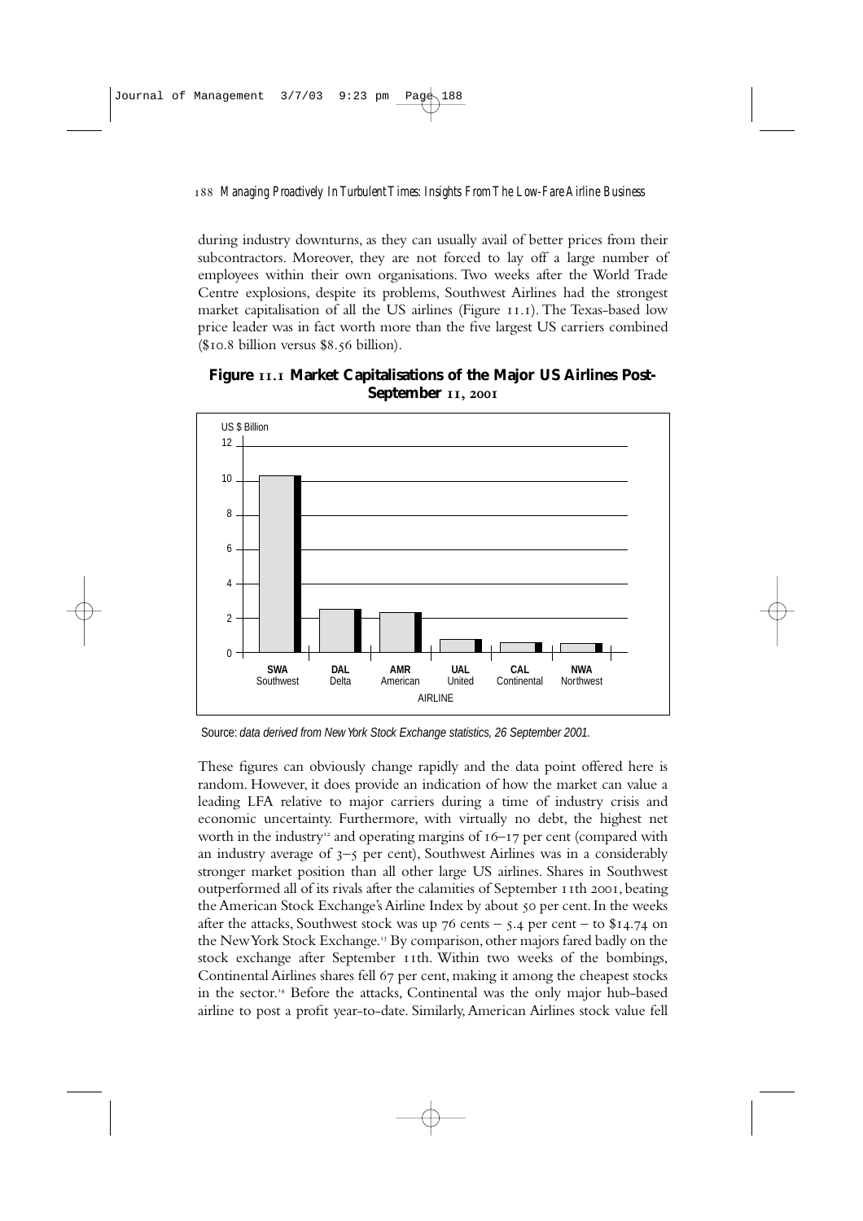during industry downturns, as they can usually avail of better prices from their subcontractors. Moreover, they are not forced to lay off a large number of employees within their own organisations. Two weeks after the World Trade Centre explosions, despite its problems, Southwest Airlines had the strongest market capitalisation of all the US airlines (Figure 11.1). The Texas-based low price leader was in fact worth more than the five largest US carriers combined ($10.8 billion versus $8.56 billion).

**Figure 11.1 Market Capitalisations of the Major US Airlines Post-September 11, 2001**

Source: *data derived from New York Stock Exchange statistics, 26 September 2001.*

These figures can obviously change rapidly and the data point offered here is random. However, it does provide an indication of how the market can value a leading LFA relative to major carriers during a time of industry crisis and economic uncertainty. Furthermore, with virtually no debt, the highest net worth in the industry[12] and operating margins of 16–17 per cent (compared with an industry average of 3–5 per cent), Southwest Airlines was in a considerably stronger market position than all other large US airlines. Shares in Southwest outperformed all of its rivals after the calamities of September 11th 2001, beating the American Stock Exchange's Airline Index by about 50 per cent. In the weeks after the attacks, Southwest stock was up 76 cents – 5.4 per cent – to $14.74 on the New York Stock Exchange.[13] By comparison, other majors fared badly on the stock exchange after September 11th. Within two weeks of the bombings, Continental Airlines shares fell 67 per cent, making it among the cheapest stocks in the sector.[14] Before the attacks, Continental was the only major hub-based airline to post a profit year-to-date. Similarly, American Airlines stock value fell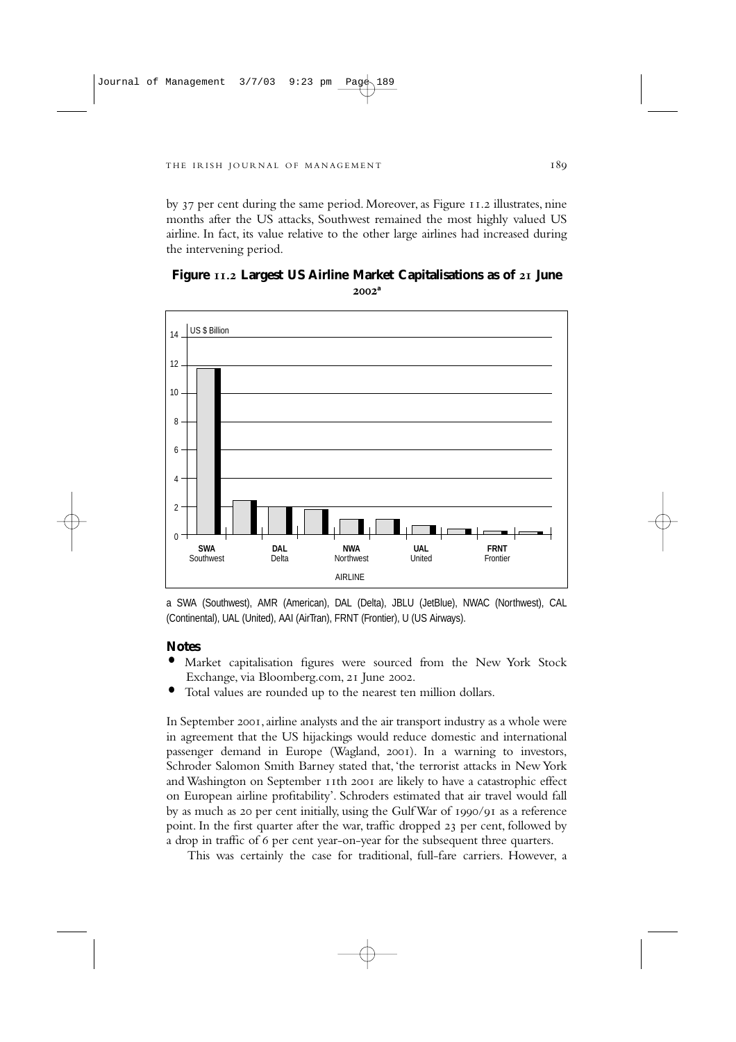by 37 per cent during the same period. Moreover, as Figure 11.2 illustrates, nine months after the US attacks, Southwest remained the most highly valued US airline. In fact, its value relative to the other large airlines had increased during the intervening period.

**Figure 11.2 Largest US Airline Market Capitalisations as of 21 June 2002[a]**

a SWA (Southwest), AMR (American), DAL (Delta), JBLU (JetBlue), NWAC (Northwest), CAL (Continental), UAL (United), AAI (AirTran), FRNT (Frontier), U (US Airways).

**Notes**

- Market capitalisation figures were sourced from the New York Stock Exchange, via Bloomberg.com, 21 June 2002.
- Total values are rounded up to the nearest ten million dollars.

In September 2001, airline analysts and the air transport industry as a whole were in agreement that the US hijackings would reduce domestic and international passenger demand in Europe (Wagland, 2001). In a warning to investors, Schroder Salomon Smith Barney stated that, 'the terrorist attacks in New York and Washington on September 11th 2001 are likely to have a catastrophic effect on European airline profitability'. Schroders estimated that air travel would fall by as much as 20 per cent initially, using the Gulf War of 1990/91 as a reference point. In the first quarter after the war, traffic dropped 23 per cent, followed by a drop in traffic of 6 per cent year-on-year for the subsequent three quarters.

This was certainly the case for traditional, full-fare carriers. However, a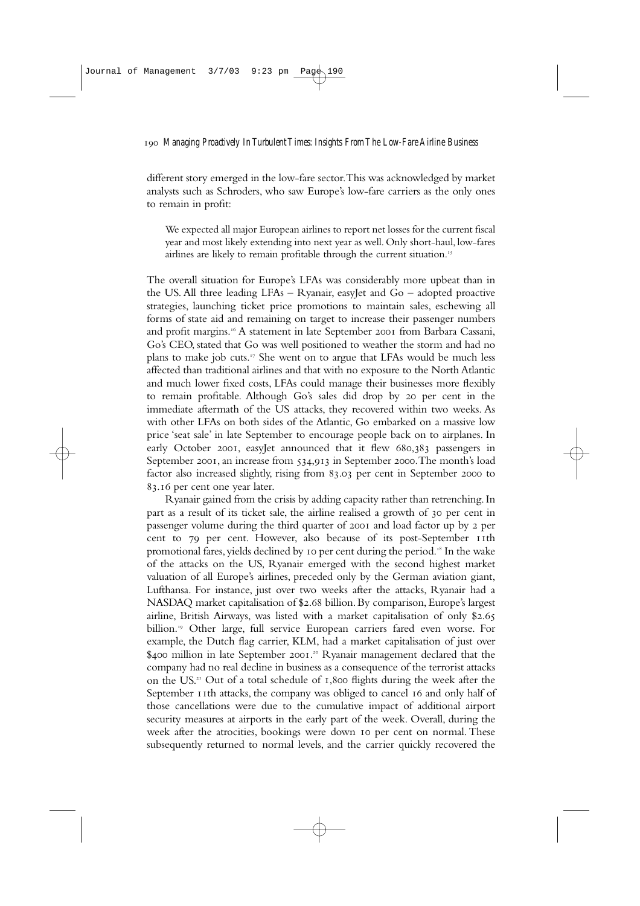different story emerged in the low-fare sector. This was acknowledged by market analysts such as Schroders, who saw Europe's low-fare carriers as the only ones to remain in profit:

> We expected all major European airlines to report net losses for the current fiscal year and most likely extending into next year as well. Only short-haul, low-fares airlines are likely to remain profitable through the current situation.[15]

The overall situation for Europe's LFAs was considerably more upbeat than in the US. All three leading LFAs – Ryanair, easyJet and Go – adopted proactive strategies, launching ticket price promotions to maintain sales, eschewing all forms of state aid and remaining on target to increase their passenger numbers and profit margins.[16] A statement in late September 2001 from Barbara Cassani, Go's CEO, stated that Go was well positioned to weather the storm and had no plans to make job cuts.[17] She went on to argue that LFAs would be much less affected than traditional airlines and that with no exposure to the North Atlantic and much lower fixed costs, LFAs could manage their businesses more flexibly to remain profitable. Although Go's sales did drop by 20 per cent in the immediate aftermath of the US attacks, they recovered within two weeks. As with other LFAs on both sides of the Atlantic, Go embarked on a massive low price 'seat sale' in late September to encourage people back on to airplanes. In early October 2001, easyJet announced that it flew 680,383 passengers in September 2001, an increase from 534,913 in September 2000. The month's load factor also increased slightly, rising from 83.03 per cent in September 2000 to 83.16 per cent one year later.

Ryanair gained from the crisis by adding capacity rather than retrenching. In part as a result of its ticket sale, the airline realised a growth of 30 per cent in passenger volume during the third quarter of 2001 and load factor up by 2 per cent to 79 per cent. However, also because of its post-September 11th promotional fares, yields declined by 10 per cent during the period.[18] In the wake of the attacks on the US, Ryanair emerged with the second highest market valuation of all Europe's airlines, preceded only by the German aviation giant, Lufthansa. For instance, just over two weeks after the attacks, Ryanair had a NASDAQ market capitalisation of $2.68 billion. By comparison, Europe's largest airline, British Airways, was listed with a market capitalisation of only $2.65 billion.[19] Other large, full service European carriers fared even worse. For example, the Dutch flag carrier, KLM, had a market capitalisation of just over $400 million in late September 2001.[20] Ryanair management declared that the company had no real decline in business as a consequence of the terrorist attacks on the US.[21] Out of a total schedule of 1,800 flights during the week after the September 11th attacks, the company was obliged to cancel 16 and only half of those cancellations were due to the cumulative impact of additional airport security measures at airports in the early part of the week. Overall, during the week after the atrocities, bookings were down 10 per cent on normal. These subsequently returned to normal levels, and the carrier quickly recovered the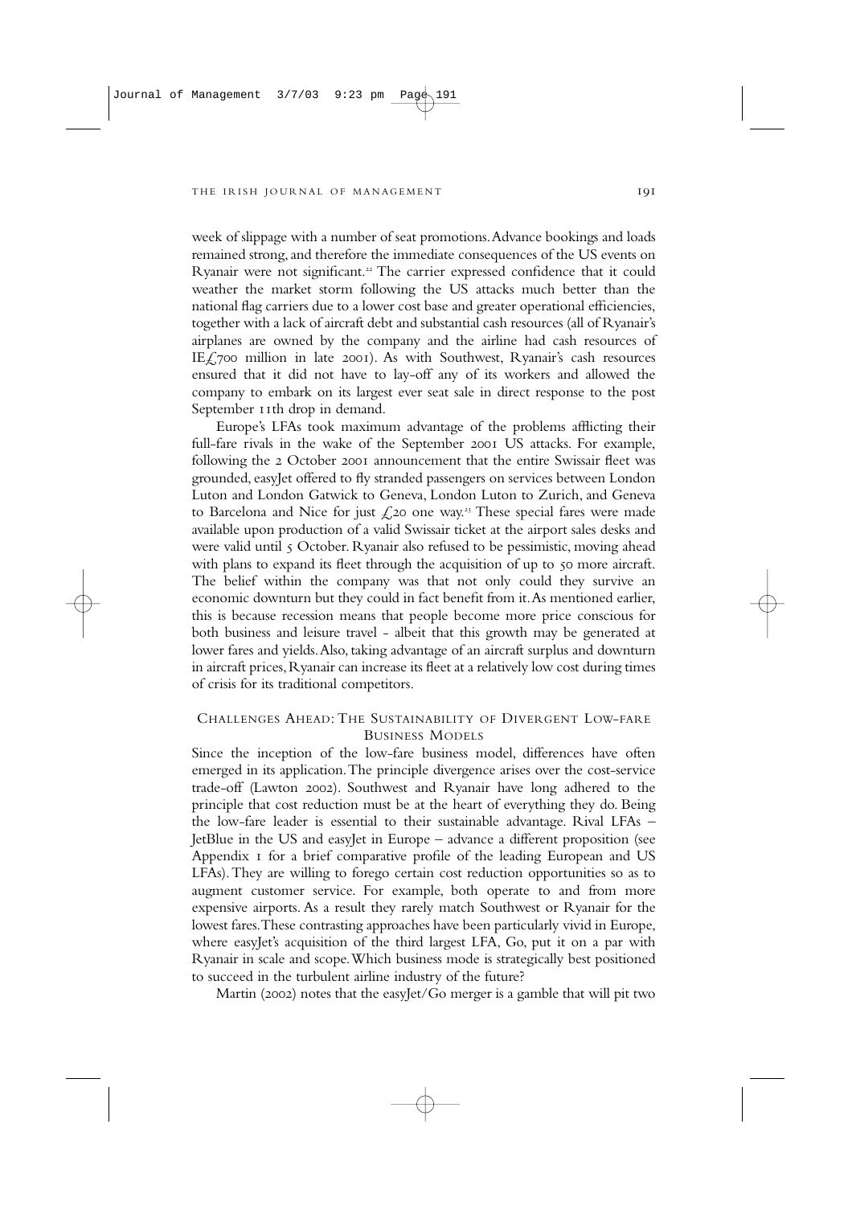week of slippage with a number of seat promotions. Advance bookings and loads remained strong, and therefore the immediate consequences of the US events on Ryanair were not significant.[22] The carrier expressed confidence that it could weather the market storm following the US attacks much better than the national flag carriers due to a lower cost base and greater operational efficiencies, together with a lack of aircraft debt and substantial cash resources (all of Ryanair's airplanes are owned by the company and the airline had cash resources of IE£700 million in late 2001). As with Southwest, Ryanair's cash resources ensured that it did not have to lay-off any of its workers and allowed the company to embark on its largest ever seat sale in direct response to the post September 11th drop in demand.

Europe's LFAs took maximum advantage of the problems afflicting their full-fare rivals in the wake of the September 2001 US attacks. For example, following the 2 October 2001 announcement that the entire Swissair fleet was grounded, easyJet offered to fly stranded passengers on services between London Luton and London Gatwick to Geneva, London Luton to Zurich, and Geneva to Barcelona and Nice for just £20 one way.[23] These special fares were made available upon production of a valid Swissair ticket at the airport sales desks and were valid until 5 October. Ryanair also refused to be pessimistic, moving ahead with plans to expand its fleet through the acquisition of up to 50 more aircraft. The belief within the company was that not only could they survive an economic downturn but they could in fact benefit from it. As mentioned earlier, this is because recession means that people become more price conscious for both business and leisure travel - albeit that this growth may be generated at lower fares and yields. Also, taking advantage of an aircraft surplus and downturn in aircraft prices, Ryanair can increase its fleet at a relatively low cost during times of crisis for its traditional competitors.

## Challenges Ahead: The Sustainability of Divergent Low-fare Business Models

Since the inception of the low-fare business model, differences have often emerged in its application. The principle divergence arises over the cost-service trade-off (Lawton 2002). Southwest and Ryanair have long adhered to the principle that cost reduction must be at the heart of everything they do. Being the low-fare leader is essential to their sustainable advantage. Rival LFAs – JetBlue in the US and easyJet in Europe – advance a different proposition (see Appendix 1 for a brief comparative profile of the leading European and US LFAs). They are willing to forego certain cost reduction opportunities so as to augment customer service. For example, both operate to and from more expensive airports. As a result they rarely match Southwest or Ryanair for the lowest fares. These contrasting approaches have been particularly vivid in Europe, where easyJet's acquisition of the third largest LFA, Go, put it on a par with Ryanair in scale and scope. Which business mode is strategically best positioned to succeed in the turbulent airline industry of the future?

Martin (2002) notes that the easyJet/Go merger is a gamble that will pit two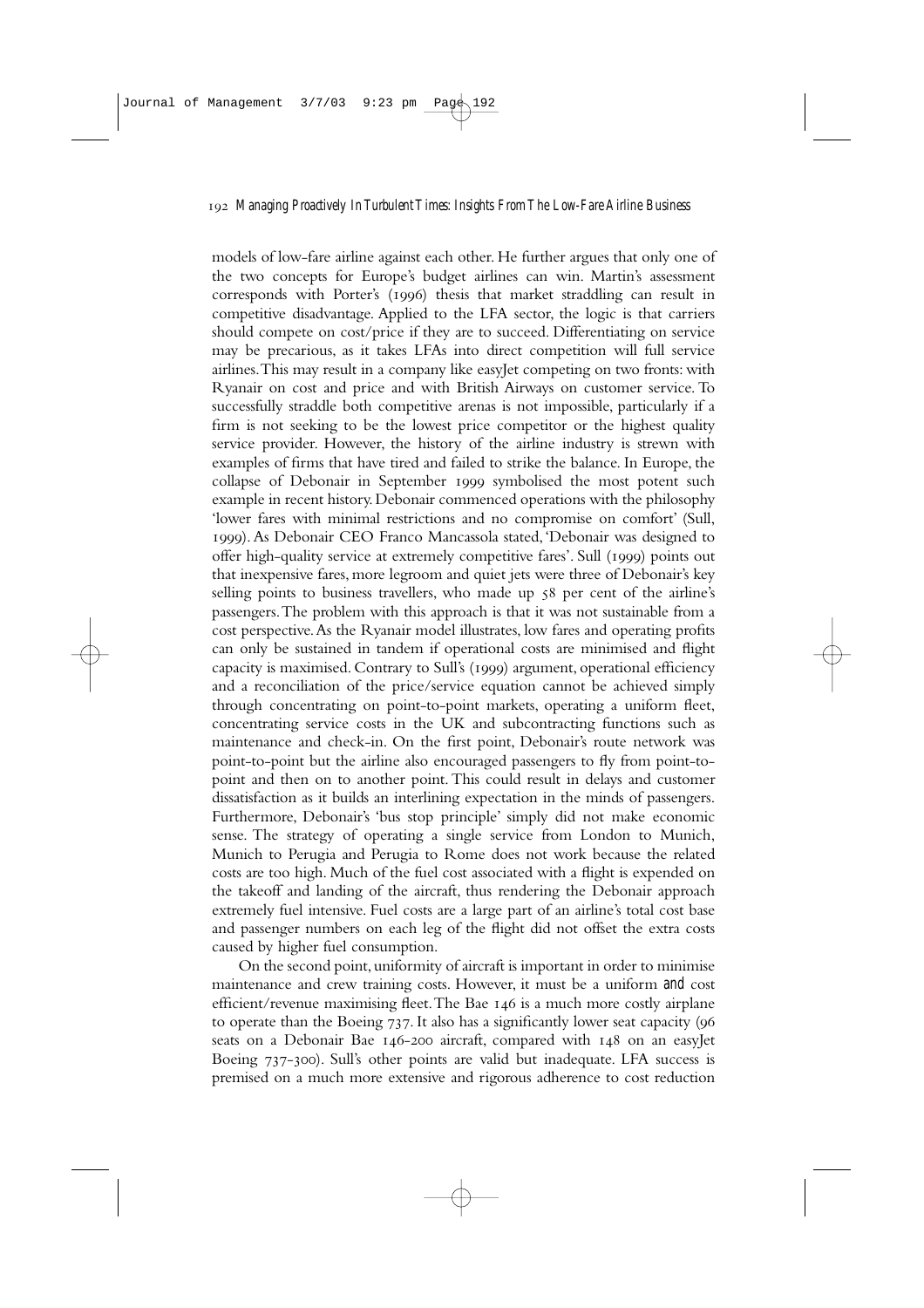models of low-fare airline against each other. He further argues that only one of the two concepts for Europe's budget airlines can win. Martin's assessment corresponds with Porter's (1996) thesis that market straddling can result in competitive disadvantage. Applied to the LFA sector, the logic is that carriers should compete on cost/price if they are to succeed. Differentiating on service may be precarious, as it takes LFAs into direct competition will full service airlines. This may result in a company like easyJet competing on two fronts: with Ryanair on cost and price and with British Airways on customer service. To successfully straddle both competitive arenas is not impossible, particularly if a firm is not seeking to be the lowest price competitor or the highest quality service provider. However, the history of the airline industry is strewn with examples of firms that have tired and failed to strike the balance. In Europe, the collapse of Debonair in September 1999 symbolised the most potent such example in recent history. Debonair commenced operations with the philosophy 'lower fares with minimal restrictions and no compromise on comfort' (Sull, 1999). As Debonair CEO Franco Mancassola stated, 'Debonair was designed to offer high-quality service at extremely competitive fares'. Sull (1999) points out that inexpensive fares, more legroom and quiet jets were three of Debonair's key selling points to business travellers, who made up 58 per cent of the airline's passengers. The problem with this approach is that it was not sustainable from a cost perspective. As the Ryanair model illustrates, low fares and operating profits can only be sustained in tandem if operational costs are minimised and flight capacity is maximised. Contrary to Sull's (1999) argument, operational efficiency and a reconciliation of the price/service equation cannot be achieved simply through concentrating on point-to-point markets, operating a uniform fleet, concentrating service costs in the UK and subcontracting functions such as maintenance and check-in. On the first point, Debonair's route network was point-to-point but the airline also encouraged passengers to fly from point-to-point and then on to another point. This could result in delays and customer dissatisfaction as it builds an interlining expectation in the minds of passengers. Furthermore, Debonair's 'bus stop principle' simply did not make economic sense. The strategy of operating a single service from London to Munich, Munich to Perugia and Perugia to Rome does not work because the related costs are too high. Much of the fuel cost associated with a flight is expended on the takeoff and landing of the aircraft, thus rendering the Debonair approach extremely fuel intensive. Fuel costs are a large part of an airline's total cost base and passenger numbers on each leg of the flight did not offset the extra costs caused by higher fuel consumption.

On the second point, uniformity of aircraft is important in order to minimise maintenance and crew training costs. However, it must be a uniform *and* cost efficient/revenue maximising fleet. The Bae 146 is a much more costly airplane to operate than the Boeing 737. It also has a significantly lower seat capacity (96 seats on a Debonair Bae 146-200 aircraft, compared with 148 on an easyJet Boeing 737-300). Sull's other points are valid but inadequate. LFA success is premised on a much more extensive and rigorous adherence to cost reduction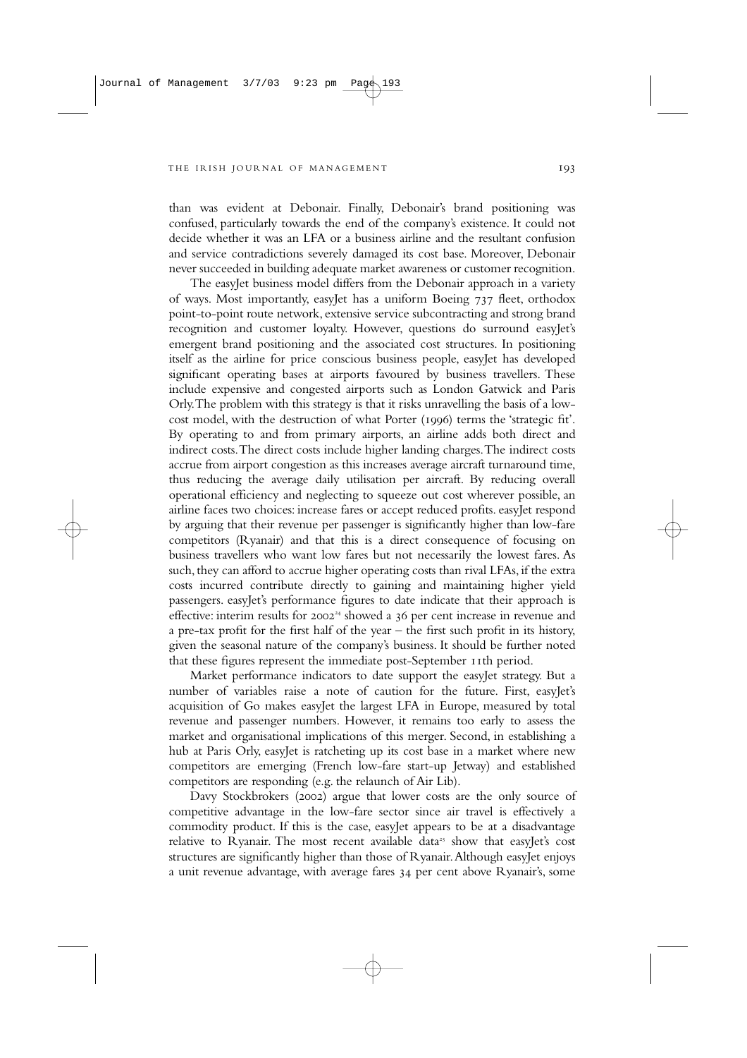than was evident at Debonair. Finally, Debonair's brand positioning was confused, particularly towards the end of the company's existence. It could not decide whether it was an LFA or a business airline and the resultant confusion and service contradictions severely damaged its cost base. Moreover, Debonair never succeeded in building adequate market awareness or customer recognition.

The easyJet business model differs from the Debonair approach in a variety of ways. Most importantly, easyJet has a uniform Boeing 737 fleet, orthodox point-to-point route network, extensive service subcontracting and strong brand recognition and customer loyalty. However, questions do surround easyJet's emergent brand positioning and the associated cost structures. In positioning itself as the airline for price conscious business people, easyJet has developed significant operating bases at airports favoured by business travellers. These include expensive and congested airports such as London Gatwick and Paris Orly. The problem with this strategy is that it risks unravelling the basis of a low-cost model, with the destruction of what Porter (1996) terms the 'strategic fit'. By operating to and from primary airports, an airline adds both direct and indirect costs. The direct costs include higher landing charges. The indirect costs accrue from airport congestion as this increases average aircraft turnaround time, thus reducing the average daily utilisation per aircraft. By reducing overall operational efficiency and neglecting to squeeze out cost wherever possible, an airline faces two choices: increase fares or accept reduced profits. easyJet respond by arguing that their revenue per passenger is significantly higher than low-fare competitors (Ryanair) and that this is a direct consequence of focusing on business travellers who want low fares but not necessarily the lowest fares. As such, they can afford to accrue higher operating costs than rival LFAs, if the extra costs incurred contribute directly to gaining and maintaining higher yield passengers. easyJet's performance figures to date indicate that their approach is effective: interim results for 2002[24] showed a 36 per cent increase in revenue and a pre-tax profit for the first half of the year – the first such profit in its history, given the seasonal nature of the company's business. It should be further noted that these figures represent the immediate post-September 11th period.

Market performance indicators to date support the easyJet strategy. But a number of variables raise a note of caution for the future. First, easyJet's acquisition of Go makes easyJet the largest LFA in Europe, measured by total revenue and passenger numbers. However, it remains too early to assess the market and organisational implications of this merger. Second, in establishing a hub at Paris Orly, easyJet is ratcheting up its cost base in a market where new competitors are emerging (French low-fare start-up Jetway) and established competitors are responding (e.g. the relaunch of Air Lib).

Davy Stockbrokers (2002) argue that lower costs are the only source of competitive advantage in the low-fare sector since air travel is effectively a commodity product. If this is the case, easyJet appears to be at a disadvantage relative to Ryanair. The most recent available data[25] show that easyJet's cost structures are significantly higher than those of Ryanair. Although easyJet enjoys a unit revenue advantage, with average fares 34 per cent above Ryanair's, some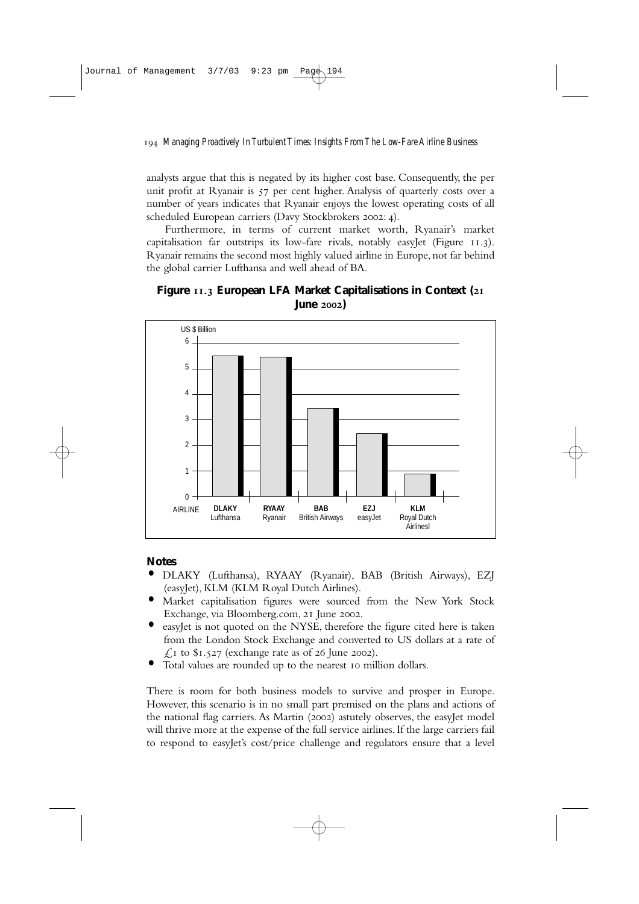analysts argue that this is negated by its higher cost base. Consequently, the per unit profit at Ryanair is 57 per cent higher. Analysis of quarterly costs over a number of years indicates that Ryanair enjoys the lowest operating costs of all scheduled European carriers (Davy Stockbrokers 2002: 4).

Furthermore, in terms of current market worth, Ryanair's market capitalisation far outstrips its low-fare rivals, notably easyJet (Figure 11.3). Ryanair remains the second most highly valued airline in Europe, not far behind the global carrier Lufthansa and well ahead of BA.

**Figure 11.3 European LFA Market Capitalisations in Context (21 June 2002)**

US $ Billion

| AIRLINE | DLAKY Lufthansa | RYAAY Ryanair | BAB British Airways | EZJ easyJet | KLM Royal Dutch Airlinesl |
|---|---|---|---|---|---|

### Notes

- DLAKY (Lufthansa), RYAAY (Ryanair), BAB (British Airways), EZJ (easyJet), KLM (KLM Royal Dutch Airlines).
- Market capitalisation figures were sourced from the New York Stock Exchange, via Bloomberg.com, 21 June 2002.
- easyJet is not quoted on the NYSE, therefore the figure cited here is taken from the London Stock Exchange and converted to US dollars at a rate of £1 to $1.527 (exchange rate as of 26 June 2002).
- Total values are rounded up to the nearest 10 million dollars.

There is room for both business models to survive and prosper in Europe. However, this scenario is in no small part premised on the plans and actions of the national flag carriers. As Martin (2002) astutely observes, the easyJet model will thrive more at the expense of the full service airlines. If the large carriers fail to respond to easyJet's cost/price challenge and regulators ensure that a level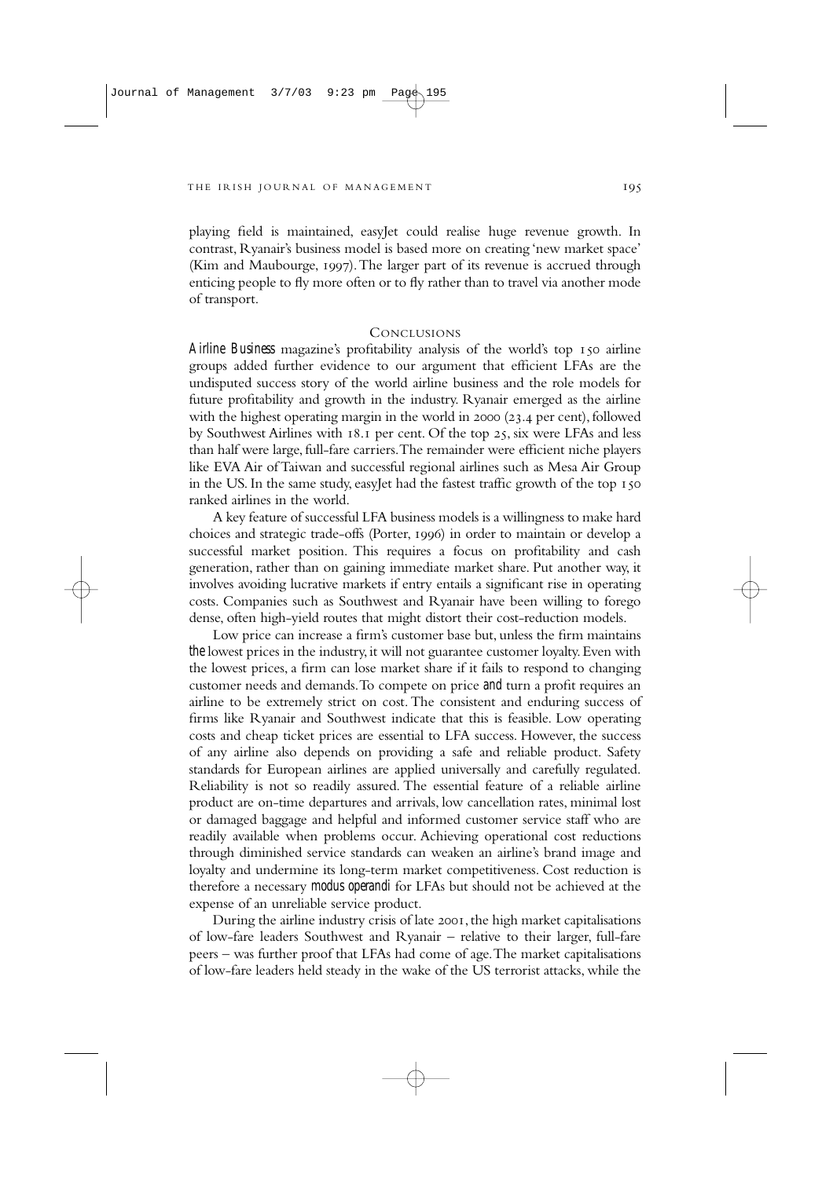playing field is maintained, easyJet could realise huge revenue growth. In contrast, Ryanair's business model is based more on creating 'new market space' (Kim and Maubourge, 1997). The larger part of its revenue is accrued through enticing people to fly more often or to fly rather than to travel via another mode of transport.

## CONCLUSIONS

*Airline Business* magazine's profitability analysis of the world's top 150 airline groups added further evidence to our argument that efficient LFAs are the undisputed success story of the world airline business and the role models for future profitability and growth in the industry. Ryanair emerged as the airline with the highest operating margin in the world in 2000 (23.4 per cent), followed by Southwest Airlines with 18.1 per cent. Of the top 25, six were LFAs and less than half were large, full-fare carriers. The remainder were efficient niche players like EVA Air of Taiwan and successful regional airlines such as Mesa Air Group in the US. In the same study, easyJet had the fastest traffic growth of the top 150 ranked airlines in the world.

A key feature of successful LFA business models is a willingness to make hard choices and strategic trade-offs (Porter, 1996) in order to maintain or develop a successful market position. This requires a focus on profitability and cash generation, rather than on gaining immediate market share. Put another way, it involves avoiding lucrative markets if entry entails a significant rise in operating costs. Companies such as Southwest and Ryanair have been willing to forego dense, often high-yield routes that might distort their cost-reduction models.

Low price can increase a firm's customer base but, unless the firm maintains *the* lowest prices in the industry, it will not guarantee customer loyalty. Even with the lowest prices, a firm can lose market share if it fails to respond to changing customer needs and demands. To compete on price *and* turn a profit requires an airline to be extremely strict on cost. The consistent and enduring success of firms like Ryanair and Southwest indicate that this is feasible. Low operating costs and cheap ticket prices are essential to LFA success. However, the success of any airline also depends on providing a safe and reliable product. Safety standards for European airlines are applied universally and carefully regulated. Reliability is not so readily assured. The essential feature of a reliable airline product are on-time departures and arrivals, low cancellation rates, minimal lost or damaged baggage and helpful and informed customer service staff who are readily available when problems occur. Achieving operational cost reductions through diminished service standards can weaken an airline's brand image and loyalty and undermine its long-term market competitiveness. Cost reduction is therefore a necessary *modus operandi* for LFAs but should not be achieved at the expense of an unreliable service product.

During the airline industry crisis of late 2001, the high market capitalisations of low-fare leaders Southwest and Ryanair – relative to their larger, full-fare peers – was further proof that LFAs had come of age. The market capitalisations of low-fare leaders held steady in the wake of the US terrorist attacks, while the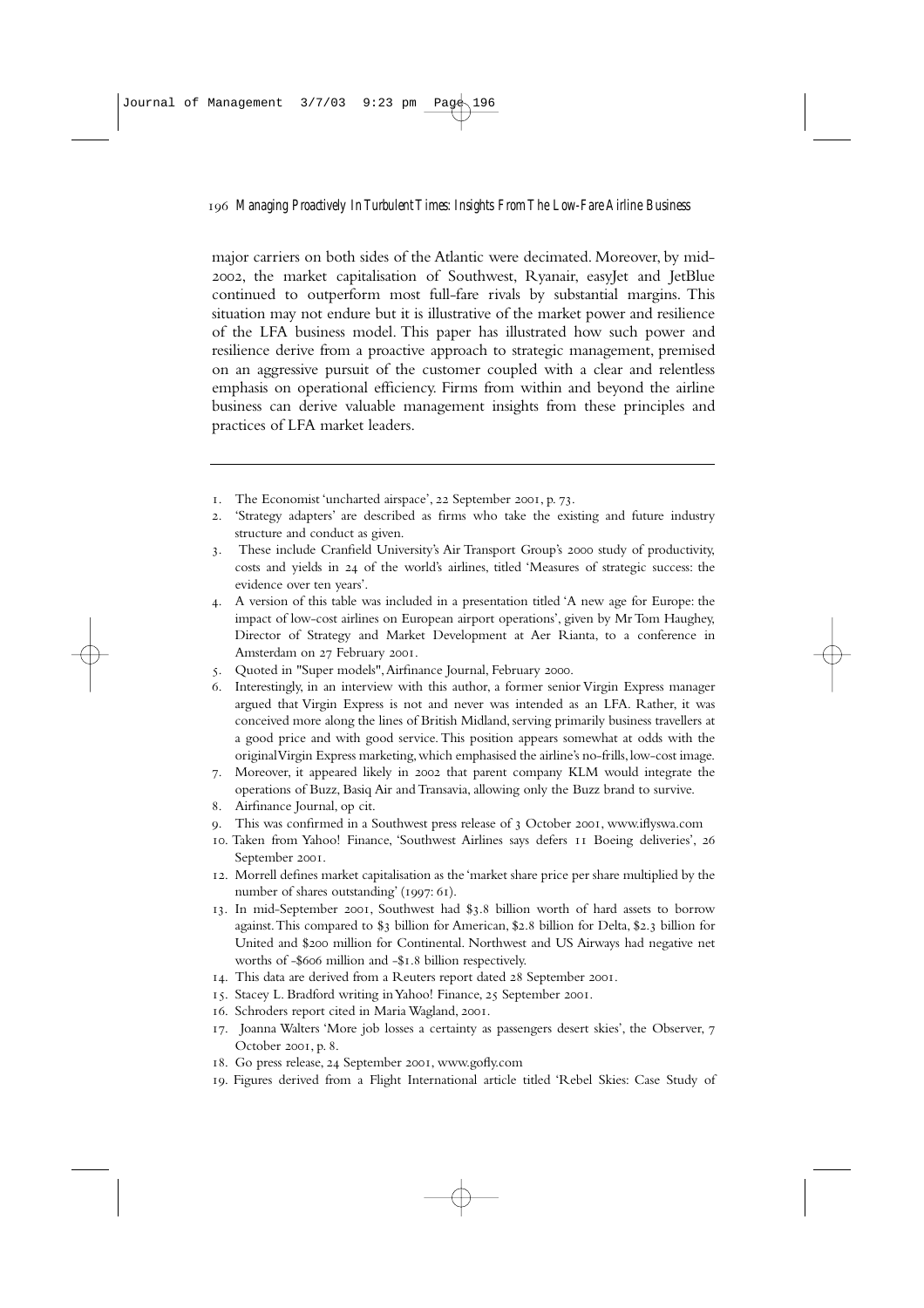major carriers on both sides of the Atlantic were decimated. Moreover, by mid-2002, the market capitalisation of Southwest, Ryanair, easyJet and JetBlue continued to outperform most full-fare rivals by substantial margins. This situation may not endure but it is illustrative of the market power and resilience of the LFA business model. This paper has illustrated how such power and resilience derive from a proactive approach to strategic management, premised on an aggressive pursuit of the customer coupled with a clear and relentless emphasis on operational efficiency. Firms from within and beyond the airline business can derive valuable management insights from these principles and practices of LFA market leaders.

---

1. The Economist 'uncharted airspace', 22 September 2001, p. 73.
2. 'Strategy adapters' are described as firms who take the existing and future industry structure and conduct as given.
3. These include Cranfield University's Air Transport Group's 2000 study of productivity, costs and yields in 24 of the world's airlines, titled 'Measures of strategic success: the evidence over ten years'.
4. A version of this table was included in a presentation titled 'A new age for Europe: the impact of low-cost airlines on European airport operations', given by Mr Tom Haughey, Director of Strategy and Market Development at Aer Rianta, to a conference in Amsterdam on 27 February 2001.
5. Quoted in "Super models", Airfinance Journal, February 2000.
6. Interestingly, in an interview with this author, a former senior Virgin Express manager argued that Virgin Express is not and never was intended as an LFA. Rather, it was conceived more along the lines of British Midland, serving primarily business travellers at a good price and with good service. This position appears somewhat at odds with the original Virgin Express marketing, which emphasised the airline's no-frills, low-cost image.
7. Moreover, it appeared likely in 2002 that parent company KLM would integrate the operations of Buzz, Basiq Air and Transavia, allowing only the Buzz brand to survive.
8. Airfinance Journal, op cit.
9. This was confirmed in a Southwest press release of 3 October 2001, www.iflyswa.com
10. Taken from Yahoo! Finance, 'Southwest Airlines says defers 11 Boeing deliveries', 26 September 2001.
12. Morrell defines market capitalisation as the 'market share price per share multiplied by the number of shares outstanding' (1997: 61).
13. In mid-September 2001, Southwest had $3.8 billion worth of hard assets to borrow against. This compared to $3 billion for American, $2.8 billion for Delta, $2.3 billion for United and $200 million for Continental. Northwest and US Airways had negative net worths of -$606 million and -$1.8 billion respectively.
14. This data are derived from a Reuters report dated 28 September 2001.
15. Stacey L. Bradford writing in Yahoo! Finance, 25 September 2001.
16. Schroders report cited in Maria Wagland, 2001.
17. Joanna Walters 'More job losses a certainty as passengers desert skies', the Observer, 7 October 2001, p. 8.
18. Go press release, 24 September 2001, www.gofly.com
19. Figures derived from a Flight International article titled 'Rebel Skies: Case Study of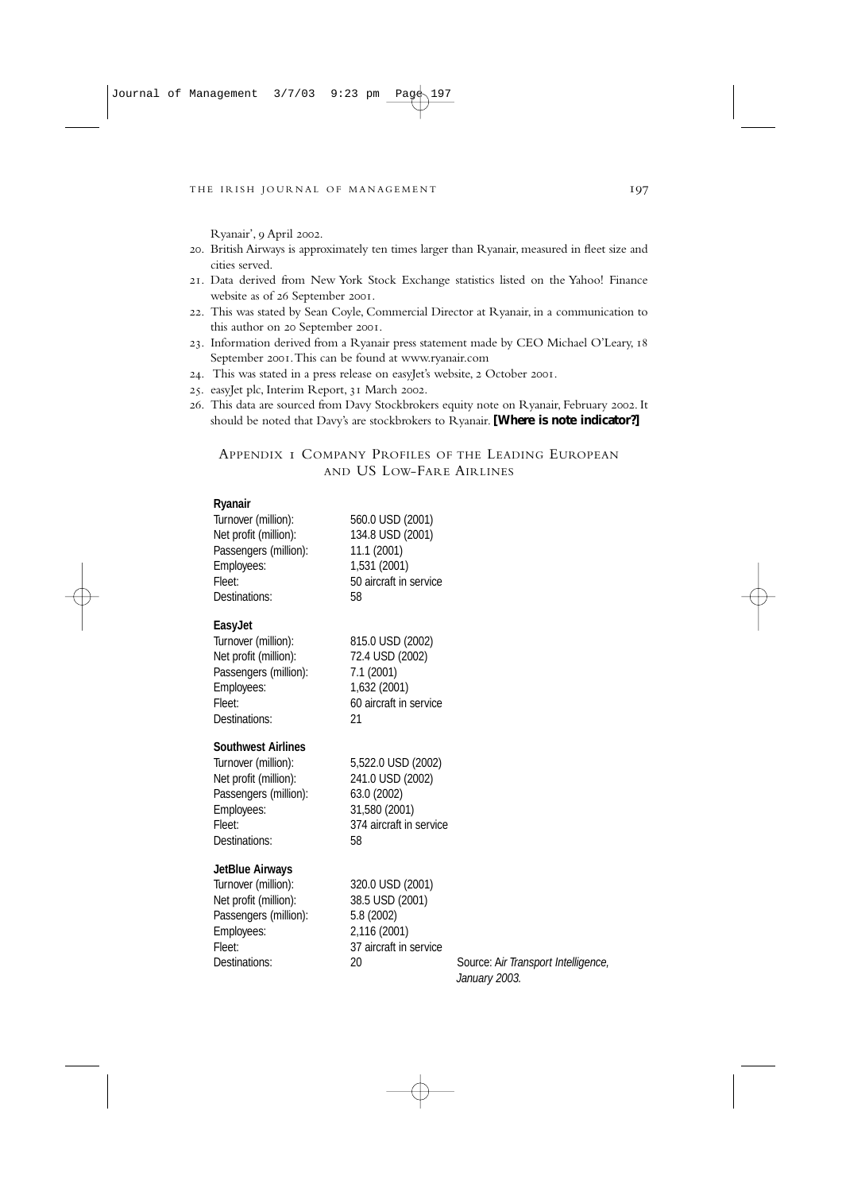Ryanair', 9 April 2002.

20. British Airways is approximately ten times larger than Ryanair, measured in fleet size and cities served.
21. Data derived from New York Stock Exchange statistics listed on the Yahoo! Finance website as of 26 September 2001.
22. This was stated by Sean Coyle, Commercial Director at Ryanair, in a communication to this author on 20 September 2001.
23. Information derived from a Ryanair press statement made by CEO Michael O'Leary, 18 September 2001. This can be found at www.ryanair.com
24. This was stated in a press release on easyJet's website, 2 October 2001.
25. easyJet plc, Interim Report, 31 March 2002.
26. This data are sourced from Davy Stockbrokers equity note on Ryanair, February 2002. It should be noted that Davy's are stockbrokers to Ryanair. **[Where is note indicator?]**

## Appendix 1 Company Profiles of the Leading European and US Low-Fare Airlines

**Ryanair**

| | |
|---|---|
| Turnover (million): | 560.0 USD (2001) |
| Net profit (million): | 134.8 USD (2001) |
| Passengers (million): | 11.1 (2001) |
| Employees: | 1,531 (2001) |
| Fleet: | 50 aircraft in service |
| Destinations: | 58 |

**EasyJet**

| | |
|---|---|
| Turnover (million): | 815.0 USD (2002) |
| Net profit (million): | 72.4 USD (2002) |
| Passengers (million): | 7.1 (2001) |
| Employees: | 1,632 (2001) |
| Fleet: | 60 aircraft in service |
| Destinations: | 21 |

**Southwest Airlines**

| | |
|---|---|
| Turnover (million): | 5,522.0 USD (2002) |
| Net profit (million): | 241.0 USD (2002) |
| Passengers (million): | 63.0 (2002) |
| Employees: | 31,580 (2001) |
| Fleet: | 374 aircraft in service |
| Destinations: | 58 |

**JetBlue Airways**

| | |
|---|---|
| Turnover (million): | 320.0 USD (2001) |
| Net profit (million): | 38.5 USD (2001) |
| Passengers (million): | 5.8 (2002) |
| Employees: | 2,116 (2001) |
| Fleet: | 37 aircraft in service |
| Destinations: | 20 |

Source: *Air Transport Intelligence, January 2003.*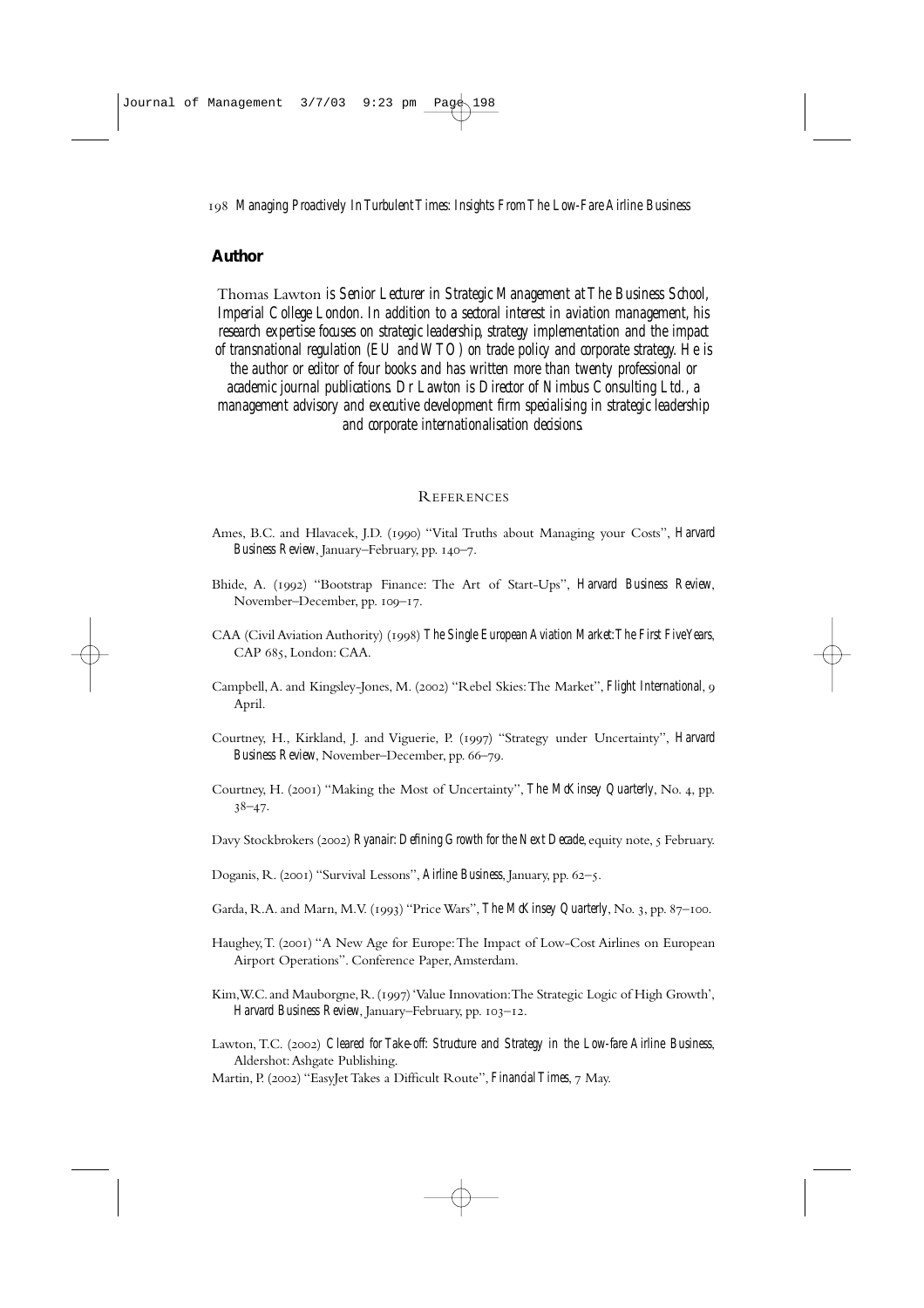## Author

Thomas Lawton *is Senior Lecturer in Strategic Management at The Business School, Imperial College London. In addition to a sectoral interest in aviation management, his research expertise focuses on strategic leadership, strategy implementation and the impact of transnational regulation (EU and WTO) on trade policy and corporate strategy. He is the author or editor of four books and has written more than twenty professional or academic journal publications. Dr Lawton is Director of Nimbus Consulting Ltd., a management advisory and executive development firm specialising in strategic leadership and corporate internationalisation decisions.*

## References

Ames, B.C. and Hlavacek, J.D. (1990) "Vital Truths about Managing your Costs", *Harvard Business Review*, January–February, pp. 140–7.

Bhide, A. (1992) "Bootstrap Finance: The Art of Start-Ups", *Harvard Business Review*, November–December, pp. 109–17.

CAA (Civil Aviation Authority) (1998) *The Single European Aviation Market: The First Five Years*, CAP 685, London: CAA.

Campbell, A. and Kingsley-Jones, M. (2002) "Rebel Skies: The Market", *Flight International*, 9 April.

Courtney, H., Kirkland, J. and Viguerie, P. (1997) "Strategy under Uncertainty", *Harvard Business Review*, November–December, pp. 66–79.

Courtney, H. (2001) "Making the Most of Uncertainty", *The McKinsey Quarterly*, No. 4, pp. 38–47.

Davy Stockbrokers (2002) *Ryanair: Defining Growth for the Next Decade*, equity note, 5 February.

Doganis, R. (2001) "Survival Lessons", *Airline Business*, January, pp. 62–5.

Garda, R.A. and Marn, M.V. (1993) "Price Wars", *The McKinsey Quarterly*, No. 3, pp. 87–100.

Haughey, T. (2001) "A New Age for Europe: The Impact of Low-Cost Airlines on European Airport Operations". Conference Paper, Amsterdam.

Kim, W.C. and Mauborgne, R. (1997) 'Value Innovation: The Strategic Logic of High Growth', *Harvard Business Review*, January–February, pp. 103–12.

Lawton, T.C. (2002) *Cleared for Take-off: Structure and Strategy in the Low-fare Airline Business*, Aldershot: Ashgate Publishing.

Martin, P. (2002) "EasyJet Takes a Difficult Route", *Financial Times*, 7 May.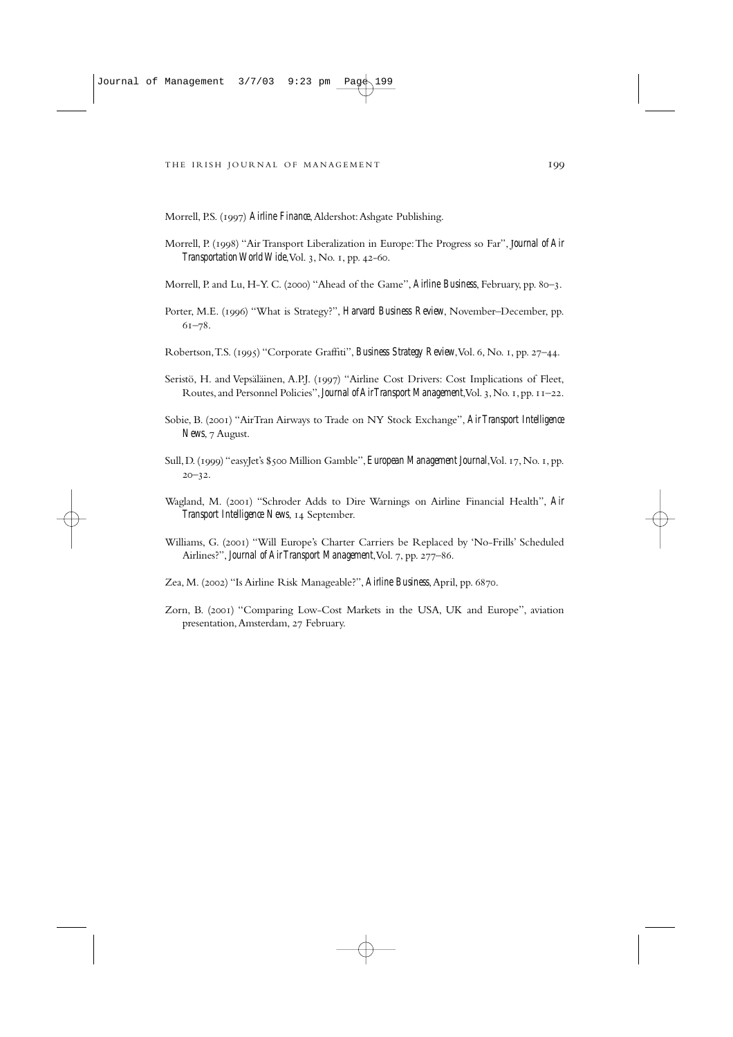Morrell, P.S. (1997) *Airline Finance*, Aldershot: Ashgate Publishing.

Morrell, P. (1998) "Air Transport Liberalization in Europe: The Progress so Far", *Journal of Air Transportation World Wide*, Vol. 3, No. 1, pp. 42-60.

Morrell, P. and Lu, H-Y. C. (2000) "Ahead of the Game", *Airline Business*, February, pp. 80–3.

Porter, M.E. (1996) "What is Strategy?", *Harvard Business Review*, November–December, pp. 61–78.

Robertson, T.S. (1995) "Corporate Graffiti", *Business Strategy Review*, Vol. 6, No. 1, pp. 27–44.

Seristö, H. and Vepsäläinen, A.P.J. (1997) "Airline Cost Drivers: Cost Implications of Fleet, Routes, and Personnel Policies", *Journal of Air Transport Management*, Vol. 3, No. 1, pp. 11–22.

Sobie, B. (2001) "AirTran Airways to Trade on NY Stock Exchange", *Air Transport Intelligence News*, 7 August.

Sull, D. (1999) "easyJet's $500 Million Gamble", *European Management Journal*, Vol. 17, No. 1, pp. 20–32.

Wagland, M. (2001) "Schroder Adds to Dire Warnings on Airline Financial Health", *Air Transport Intelligence News*, 14 September.

Williams, G. (2001) "Will Europe's Charter Carriers be Replaced by 'No-Frills' Scheduled Airlines?", *Journal of Air Transport Management*, Vol. 7, pp. 277–86.

Zea, M. (2002) "Is Airline Risk Manageable?", *Airline Business*, April, pp. 6870.

Zorn, B. (2001) "Comparing Low-Cost Markets in the USA, UK and Europe", aviation presentation, Amsterdam, 27 February.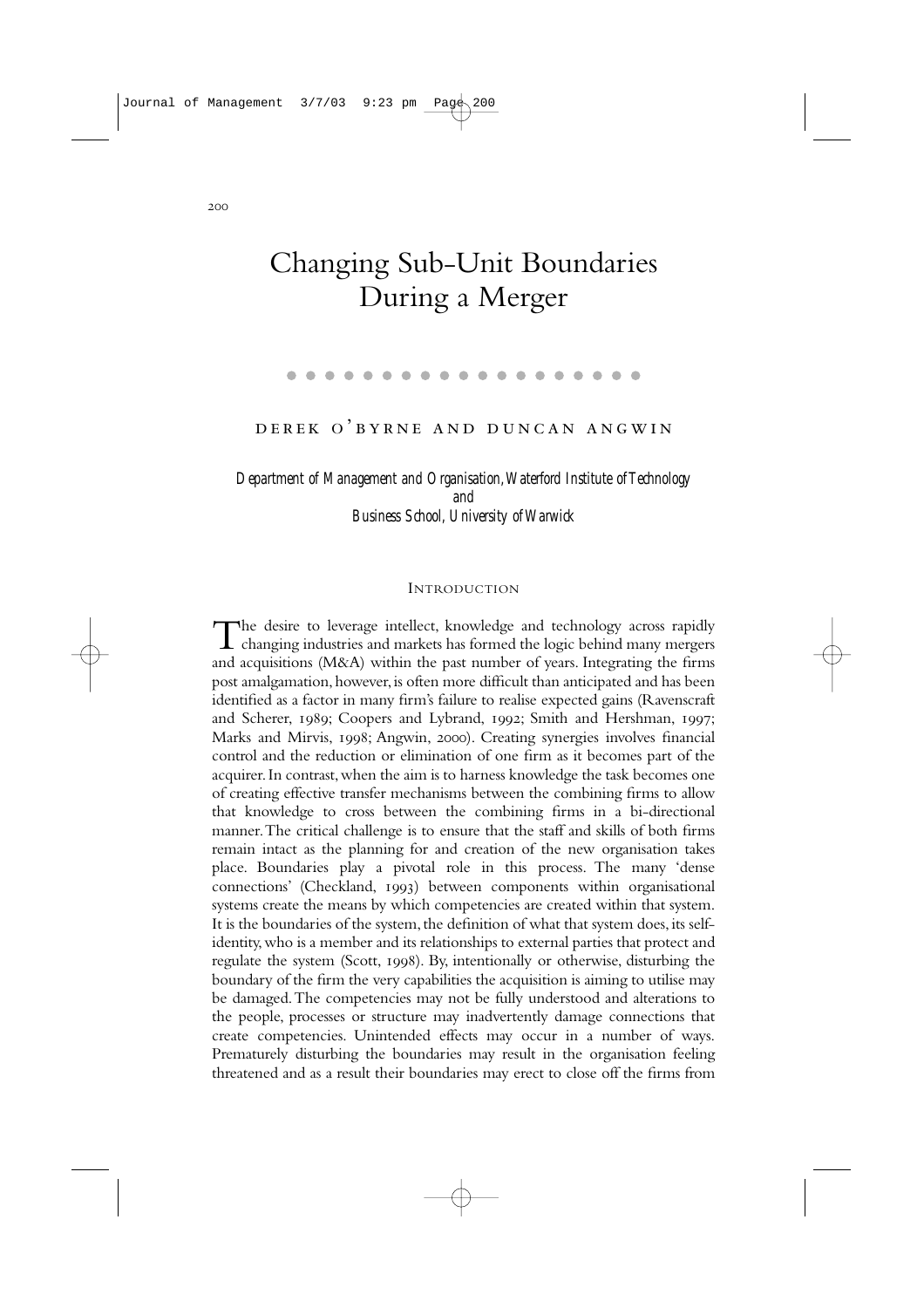# Changing Sub-Unit Boundaries During a Merger

DEREK O'BYRNE AND DUNCAN ANGWIN

*Department of Management and Organisation, Waterford Institute of Technology*
*and*
*Business School, University of Warwick*

## INTRODUCTION

The desire to leverage intellect, knowledge and technology across rapidly changing industries and markets has formed the logic behind many mergers and acquisitions (M&A) within the past number of years. Integrating the firms post amalgamation, however, is often more difficult than anticipated and has been identified as a factor in many firm's failure to realise expected gains (Ravenscraft and Scherer, 1989; Coopers and Lybrand, 1992; Smith and Hershman, 1997; Marks and Mirvis, 1998; Angwin, 2000). Creating synergies involves financial control and the reduction or elimination of one firm as it becomes part of the acquirer. In contrast, when the aim is to harness knowledge the task becomes one of creating effective transfer mechanisms between the combining firms to allow that knowledge to cross between the combining firms in a bi-directional manner. The critical challenge is to ensure that the staff and skills of both firms remain intact as the planning for and creation of the new organisation takes place. Boundaries play a pivotal role in this process. The many 'dense connections' (Checkland, 1993) between components within organisational systems create the means by which competencies are created within that system. It is the boundaries of the system, the definition of what that system does, its self-identity, who is a member and its relationships to external parties that protect and regulate the system (Scott, 1998). By, intentionally or otherwise, disturbing the boundary of the firm the very capabilities the acquisition is aiming to utilise may be damaged. The competencies may not be fully understood and alterations to the people, processes or structure may inadvertently damage connections that create competencies. Unintended effects may occur in a number of ways. Prematurely disturbing the boundaries may result in the organisation feeling threatened and as a result their boundaries may erect to close off the firms from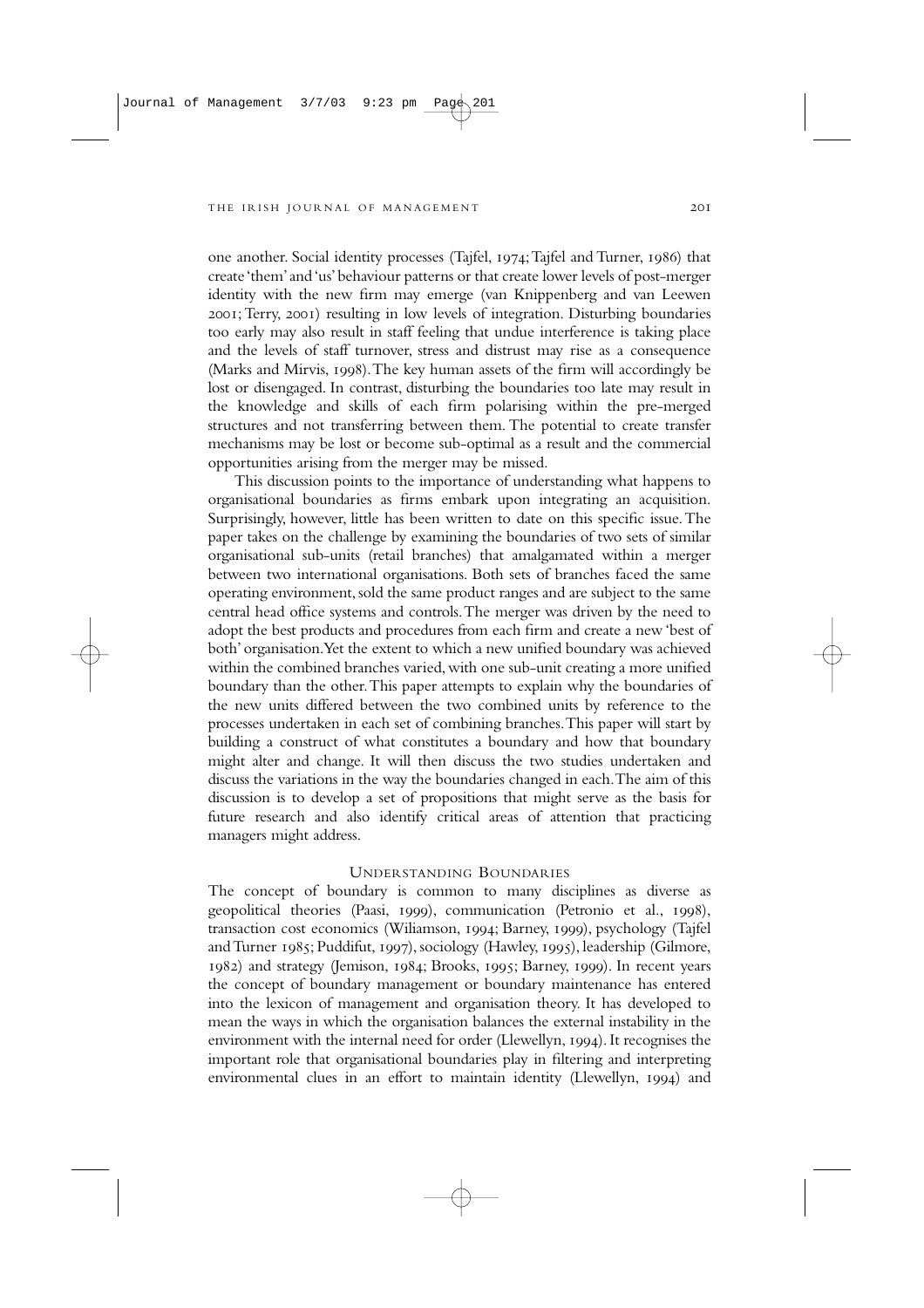one another. Social identity processes (Tajfel, 1974; Tajfel and Turner, 1986) that create 'them' and 'us' behaviour patterns or that create lower levels of post-merger identity with the new firm may emerge (van Knippenberg and van Leewen 2001; Terry, 2001) resulting in low levels of integration. Disturbing boundaries too early may also result in staff feeling that undue interference is taking place and the levels of staff turnover, stress and distrust may rise as a consequence (Marks and Mirvis, 1998). The key human assets of the firm will accordingly be lost or disengaged. In contrast, disturbing the boundaries too late may result in the knowledge and skills of each firm polarising within the pre-merged structures and not transferring between them. The potential to create transfer mechanisms may be lost or become sub-optimal as a result and the commercial opportunities arising from the merger may be missed.

This discussion points to the importance of understanding what happens to organisational boundaries as firms embark upon integrating an acquisition. Surprisingly, however, little has been written to date on this specific issue. The paper takes on the challenge by examining the boundaries of two sets of similar organisational sub-units (retail branches) that amalgamated within a merger between two international organisations. Both sets of branches faced the same operating environment, sold the same product ranges and are subject to the same central head office systems and controls. The merger was driven by the need to adopt the best products and procedures from each firm and create a new 'best of both' organisation. Yet the extent to which a new unified boundary was achieved within the combined branches varied, with one sub-unit creating a more unified boundary than the other. This paper attempts to explain why the boundaries of the new units differed between the two combined units by reference to the processes undertaken in each set of combining branches. This paper will start by building a construct of what constitutes a boundary and how that boundary might alter and change. It will then discuss the two studies undertaken and discuss the variations in the way the boundaries changed in each. The aim of this discussion is to develop a set of propositions that might serve as the basis for future research and also identify critical areas of attention that practicing managers might address.

## Understanding Boundaries

The concept of boundary is common to many disciplines as diverse as geopolitical theories (Paasi, 1999), communication (Petronio et al., 1998), transaction cost economics (Wiliamson, 1994; Barney, 1999), psychology (Tajfel and Turner 1985; Puddifut, 1997), sociology (Hawley, 1995), leadership (Gilmore, 1982) and strategy (Jemison, 1984; Brooks, 1995; Barney, 1999). In recent years the concept of boundary management or boundary maintenance has entered into the lexicon of management and organisation theory. It has developed to mean the ways in which the organisation balances the external instability in the environment with the internal need for order (Llewellyn, 1994). It recognises the important role that organisational boundaries play in filtering and interpreting environmental clues in an effort to maintain identity (Llewellyn, 1994) and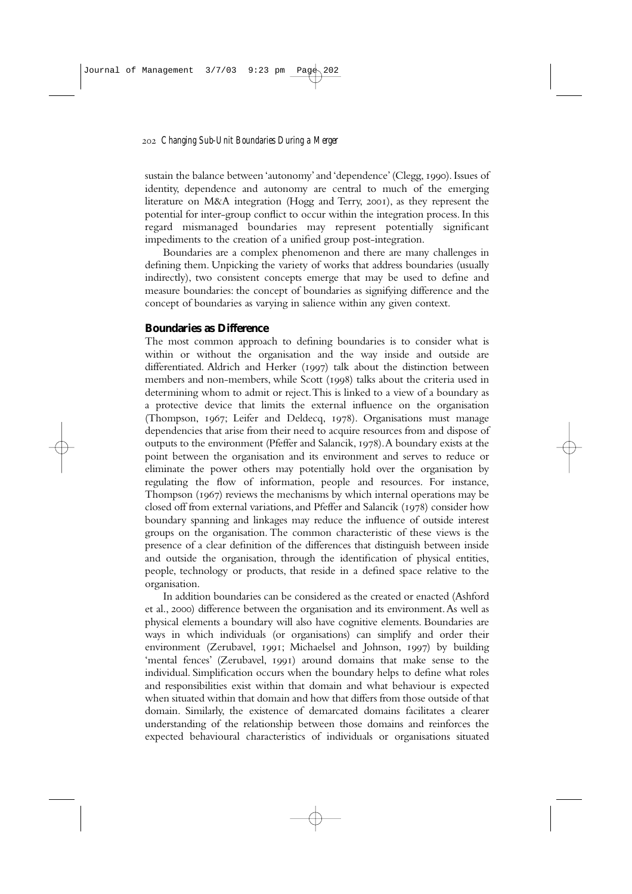sustain the balance between 'autonomy' and 'dependence' (Clegg, 1990). Issues of identity, dependence and autonomy are central to much of the emerging literature on M&A integration (Hogg and Terry, 2001), as they represent the potential for inter-group conflict to occur within the integration process. In this regard mismanaged boundaries may represent potentially significant impediments to the creation of a unified group post-integration.

Boundaries are a complex phenomenon and there are many challenges in defining them. Unpicking the variety of works that address boundaries (usually indirectly), two consistent concepts emerge that may be used to define and measure boundaries: the concept of boundaries as signifying difference and the concept of boundaries as varying in salience within any given context.

### Boundaries as Difference

The most common approach to defining boundaries is to consider what is within or without the organisation and the way inside and outside are differentiated. Aldrich and Herker (1997) talk about the distinction between members and non-members, while Scott (1998) talks about the criteria used in determining whom to admit or reject. This is linked to a view of a boundary as a protective device that limits the external influence on the organisation (Thompson, 1967; Leifer and Deldecq, 1978). Organisations must manage dependencies that arise from their need to acquire resources from and dispose of outputs to the environment (Pfeffer and Salancik, 1978). A boundary exists at the point between the organisation and its environment and serves to reduce or eliminate the power others may potentially hold over the organisation by regulating the flow of information, people and resources. For instance, Thompson (1967) reviews the mechanisms by which internal operations may be closed off from external variations, and Pfeffer and Salancik (1978) consider how boundary spanning and linkages may reduce the influence of outside interest groups on the organisation. The common characteristic of these views is the presence of a clear definition of the differences that distinguish between inside and outside the organisation, through the identification of physical entities, people, technology or products, that reside in a defined space relative to the organisation.

In addition boundaries can be considered as the created or enacted (Ashford et al., 2000) difference between the organisation and its environment. As well as physical elements a boundary will also have cognitive elements. Boundaries are ways in which individuals (or organisations) can simplify and order their environment (Zerubavel, 1991; Michaelsel and Johnson, 1997) by building 'mental fences' (Zerubavel, 1991) around domains that make sense to the individual. Simplification occurs when the boundary helps to define what roles and responsibilities exist within that domain and what behaviour is expected when situated within that domain and how that differs from those outside of that domain. Similarly, the existence of demarcated domains facilitates a clearer understanding of the relationship between those domains and reinforces the expected behavioural characteristics of individuals or organisations situated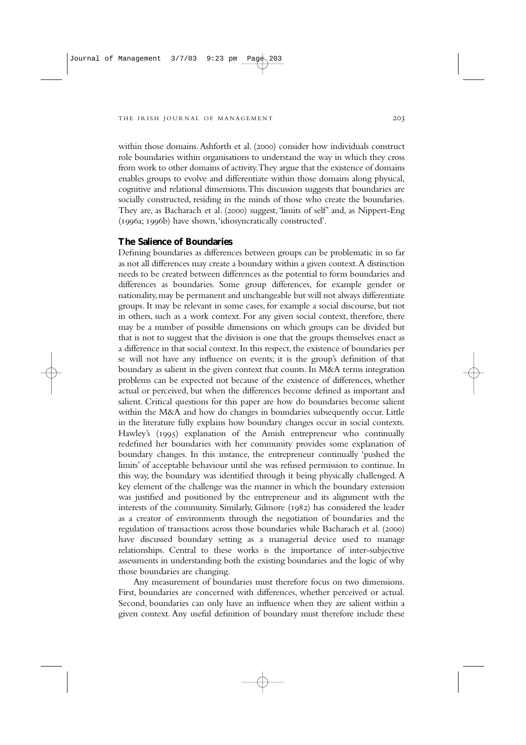within those domains. Ashforth et al. (2000) consider how individuals construct role boundaries within organisations to understand the way in which they cross from work to other domains of activity. They argue that the existence of domains enables groups to evolve and differentiate within those domains along physical, cognitive and relational dimensions. This discussion suggests that boundaries are socially constructed, residing in the minds of those who create the boundaries. They are, as Bacharach et al. (2000) suggest, 'limits of self' and, as Nippert-Eng (1996a; 1996b) have shown, 'idiosyncratically constructed'.

## The Salience of Boundaries

Defining boundaries as differences between groups can be problematic in so far as not all differences may create a boundary within a given context. A distinction needs to be created between differences as the potential to form boundaries and differences as boundaries. Some group differences, for example gender or nationality, may be permanent and unchangeable but will not always differentiate groups. It may be relevant in some cases, for example a social discourse, but not in others, such as a work context. For any given social context, therefore, there may be a number of possible dimensions on which groups can be divided but that is not to suggest that the division is one that the groups themselves enact as a difference in that social context. In this respect, the existence of boundaries per se will not have any influence on events; it is the group's definition of that boundary as salient in the given context that counts. In M&A terms integration problems can be expected not because of the existence of differences, whether actual or perceived, but when the differences become defined as important and salient. Critical questions for this paper are how do boundaries become salient within the M&A and how do changes in boundaries subsequently occur. Little in the literature fully explains how boundary changes occur in social contexts. Hawley's (1995) explanation of the Amish entrepreneur who continually redefined her boundaries with her community provides some explanation of boundary changes. In this instance, the entrepreneur continually 'pushed the limits' of acceptable behaviour until she was refused permission to continue. In this way, the boundary was identified through it being physically challenged. A key element of the challenge was the manner in which the boundary extension was justified and positioned by the entrepreneur and its alignment with the interests of the community. Similarly, Gilmore (1982) has considered the leader as a creator of environments through the negotiation of boundaries and the regulation of transactions across those boundaries while Bacharach et al. (2000) have discussed boundary setting as a managerial device used to manage relationships. Central to these works is the importance of inter-subjective assessments in understanding both the existing boundaries and the logic of why those boundaries are changing.

Any measurement of boundaries must therefore focus on two dimensions. First, boundaries are concerned with differences, whether perceived or actual. Second, boundaries can only have an influence when they are salient within a given context. Any useful definition of boundary must therefore include these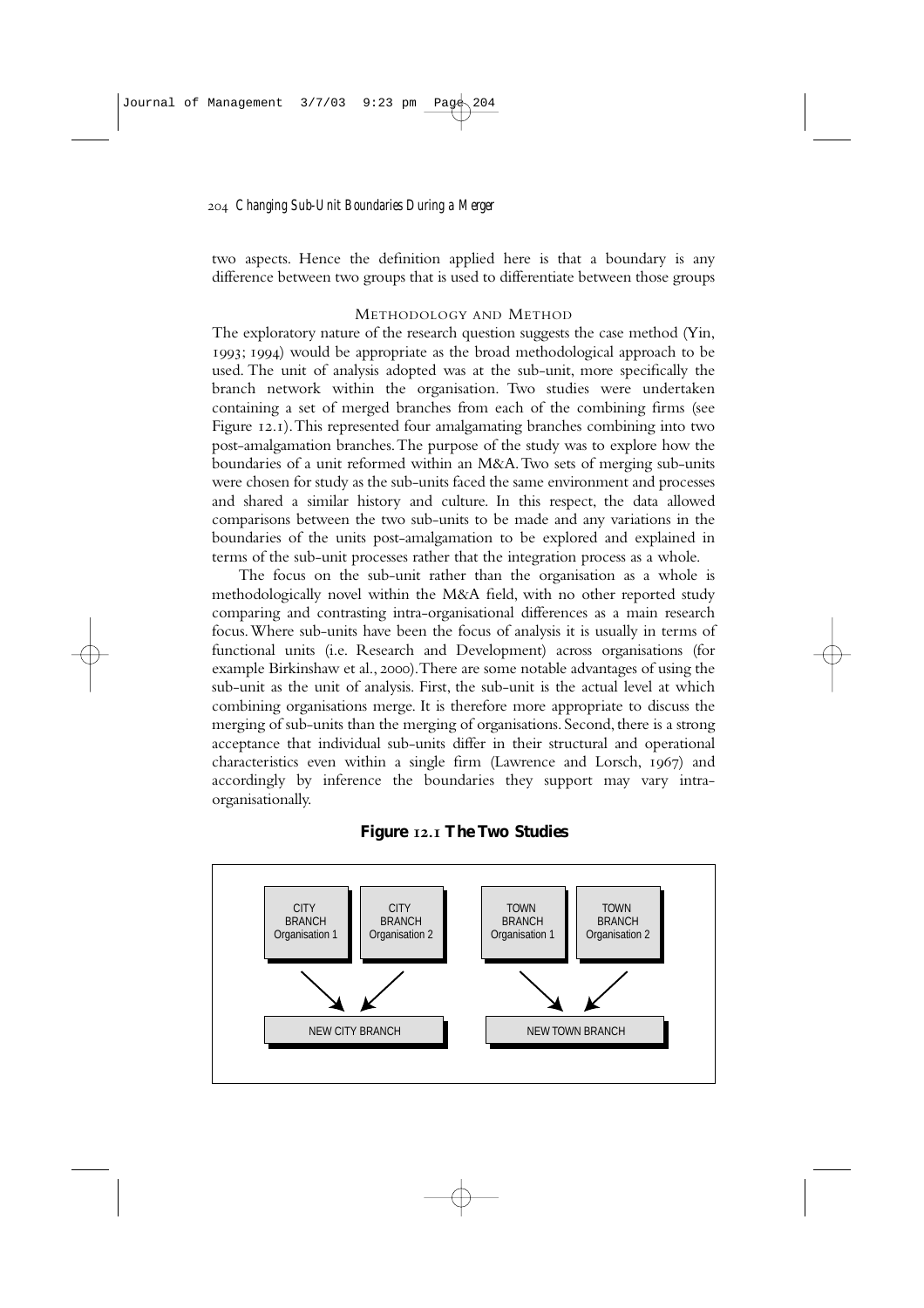two aspects. Hence the definition applied here is that a boundary is any difference between two groups that is used to differentiate between those groups

## Methodology and Method

The exploratory nature of the research question suggests the case method (Yin, 1993; 1994) would be appropriate as the broad methodological approach to be used. The unit of analysis adopted was at the sub-unit, more specifically the branch network within the organisation. Two studies were undertaken containing a set of merged branches from each of the combining firms (see Figure 12.1). This represented four amalgamating branches combining into two post-amalgamation branches. The purpose of the study was to explore how the boundaries of a unit reformed within an M&A. Two sets of merging sub-units were chosen for study as the sub-units faced the same environment and processes and shared a similar history and culture. In this respect, the data allowed comparisons between the two sub-units to be made and any variations in the boundaries of the units post-amalgamation to be explored and explained in terms of the sub-unit processes rather that the integration process as a whole.

The focus on the sub-unit rather than the organisation as a whole is methodologically novel within the M&A field, with no other reported study comparing and contrasting intra-organisational differences as a main research focus. Where sub-units have been the focus of analysis it is usually in terms of functional units (i.e. Research and Development) across organisations (for example Birkinshaw et al., 2000). There are some notable advantages of using the sub-unit as the unit of analysis. First, the sub-unit is the actual level at which combining organisations merge. It is therefore more appropriate to discuss the merging of sub-units than the merging of organisations. Second, there is a strong acceptance that individual sub-units differ in their structural and operational characteristics even within a single firm (Lawrence and Lorsch, 1967) and accordingly by inference the boundaries they support may vary intra-organisationally.

**Figure 12.1 The Two Studies**

CITY BRANCH Organisation 1 → NEW CITY BRANCH ← CITY BRANCH Organisation 2

TOWN BRANCH Organisation 1 → NEW TOWN BRANCH ← TOWN BRANCH Organisation 2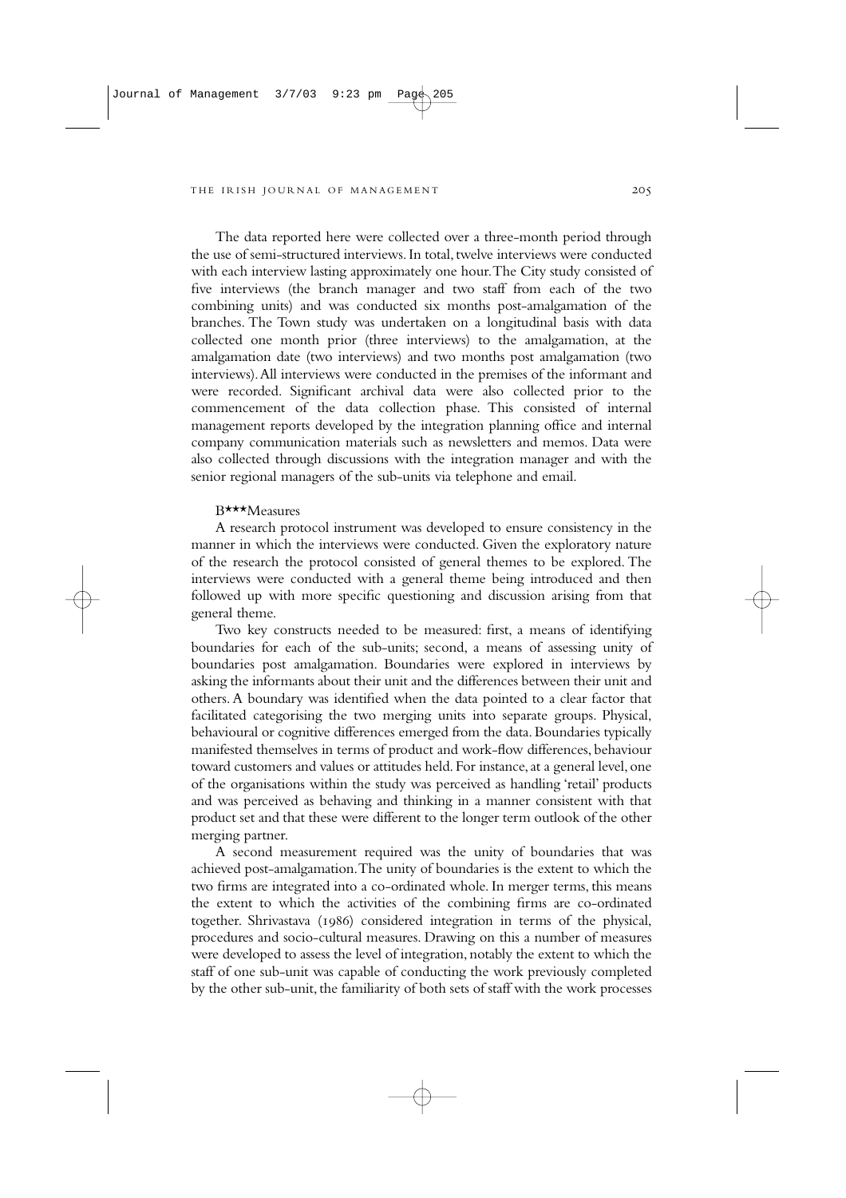The data reported here were collected over a three-month period through the use of semi-structured interviews. In total, twelve interviews were conducted with each interview lasting approximately one hour. The City study consisted of five interviews (the branch manager and two staff from each of the two combining units) and was conducted six months post-amalgamation of the branches. The Town study was undertaken on a longitudinal basis with data collected one month prior (three interviews) to the amalgamation, at the amalgamation date (two interviews) and two months post amalgamation (two interviews). All interviews were conducted in the premises of the informant and were recorded. Significant archival data were also collected prior to the commencement of the data collection phase. This consisted of internal management reports developed by the integration planning office and internal company communication materials such as newsletters and memos. Data were also collected through discussions with the integration manager and with the senior regional managers of the sub-units via telephone and email.

B***Measures

A research protocol instrument was developed to ensure consistency in the manner in which the interviews were conducted. Given the exploratory nature of the research the protocol consisted of general themes to be explored. The interviews were conducted with a general theme being introduced and then followed up with more specific questioning and discussion arising from that general theme.

Two key constructs needed to be measured: first, a means of identifying boundaries for each of the sub-units; second, a means of assessing unity of boundaries post amalgamation. Boundaries were explored in interviews by asking the informants about their unit and the differences between their unit and others. A boundary was identified when the data pointed to a clear factor that facilitated categorising the two merging units into separate groups. Physical, behavioural or cognitive differences emerged from the data. Boundaries typically manifested themselves in terms of product and work-flow differences, behaviour toward customers and values or attitudes held. For instance, at a general level, one of the organisations within the study was perceived as handling 'retail' products and was perceived as behaving and thinking in a manner consistent with that product set and that these were different to the longer term outlook of the other merging partner.

A second measurement required was the unity of boundaries that was achieved post-amalgamation. The unity of boundaries is the extent to which the two firms are integrated into a co-ordinated whole. In merger terms, this means the extent to which the activities of the combining firms are co-ordinated together. Shrivastava (1986) considered integration in terms of the physical, procedures and socio-cultural measures. Drawing on this a number of measures were developed to assess the level of integration, notably the extent to which the staff of one sub-unit was capable of conducting the work previously completed by the other sub-unit, the familiarity of both sets of staff with the work processes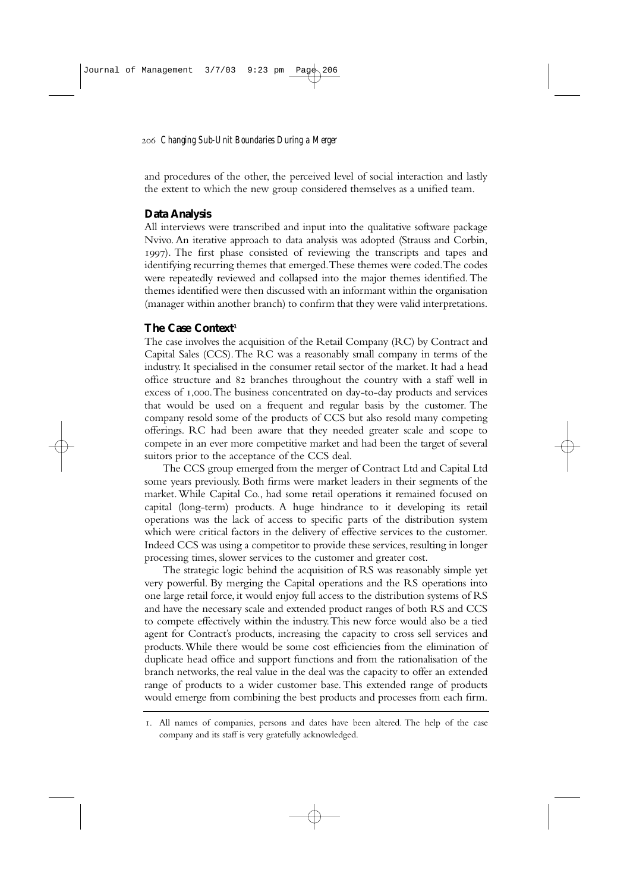and procedures of the other, the perceived level of social interaction and lastly the extent to which the new group considered themselves as a unified team.

## Data Analysis

All interviews were transcribed and input into the qualitative software package Nvivo. An iterative approach to data analysis was adopted (Strauss and Corbin, 1997). The first phase consisted of reviewing the transcripts and tapes and identifying recurring themes that emerged. These themes were coded. The codes were repeatedly reviewed and collapsed into the major themes identified. The themes identified were then discussed with an informant within the organisation (manager within another branch) to confirm that they were valid interpretations.

## The Case Context[1]

The case involves the acquisition of the Retail Company (RC) by Contract and Capital Sales (CCS). The RC was a reasonably small company in terms of the industry. It specialised in the consumer retail sector of the market. It had a head office structure and 82 branches throughout the country with a staff well in excess of 1,000. The business concentrated on day-to-day products and services that would be used on a frequent and regular basis by the customer. The company resold some of the products of CCS but also resold many competing offerings. RC had been aware that they needed greater scale and scope to compete in an ever more competitive market and had been the target of several suitors prior to the acceptance of the CCS deal.

The CCS group emerged from the merger of Contract Ltd and Capital Ltd some years previously. Both firms were market leaders in their segments of the market. While Capital Co., had some retail operations it remained focused on capital (long-term) products. A huge hindrance to it developing its retail operations was the lack of access to specific parts of the distribution system which were critical factors in the delivery of effective services to the customer. Indeed CCS was using a competitor to provide these services, resulting in longer processing times, slower services to the customer and greater cost.

The strategic logic behind the acquisition of RS was reasonably simple yet very powerful. By merging the Capital operations and the RS operations into one large retail force, it would enjoy full access to the distribution systems of RS and have the necessary scale and extended product ranges of both RS and CCS to compete effectively within the industry. This new force would also be a tied agent for Contract's products, increasing the capacity to cross sell services and products. While there would be some cost efficiencies from the elimination of duplicate head office and support functions and from the rationalisation of the branch networks, the real value in the deal was the capacity to offer an extended range of products to a wider customer base. This extended range of products would emerge from combining the best products and processes from each firm.

---

1. All names of companies, persons and dates have been altered. The help of the case company and its staff is very gratefully acknowledged.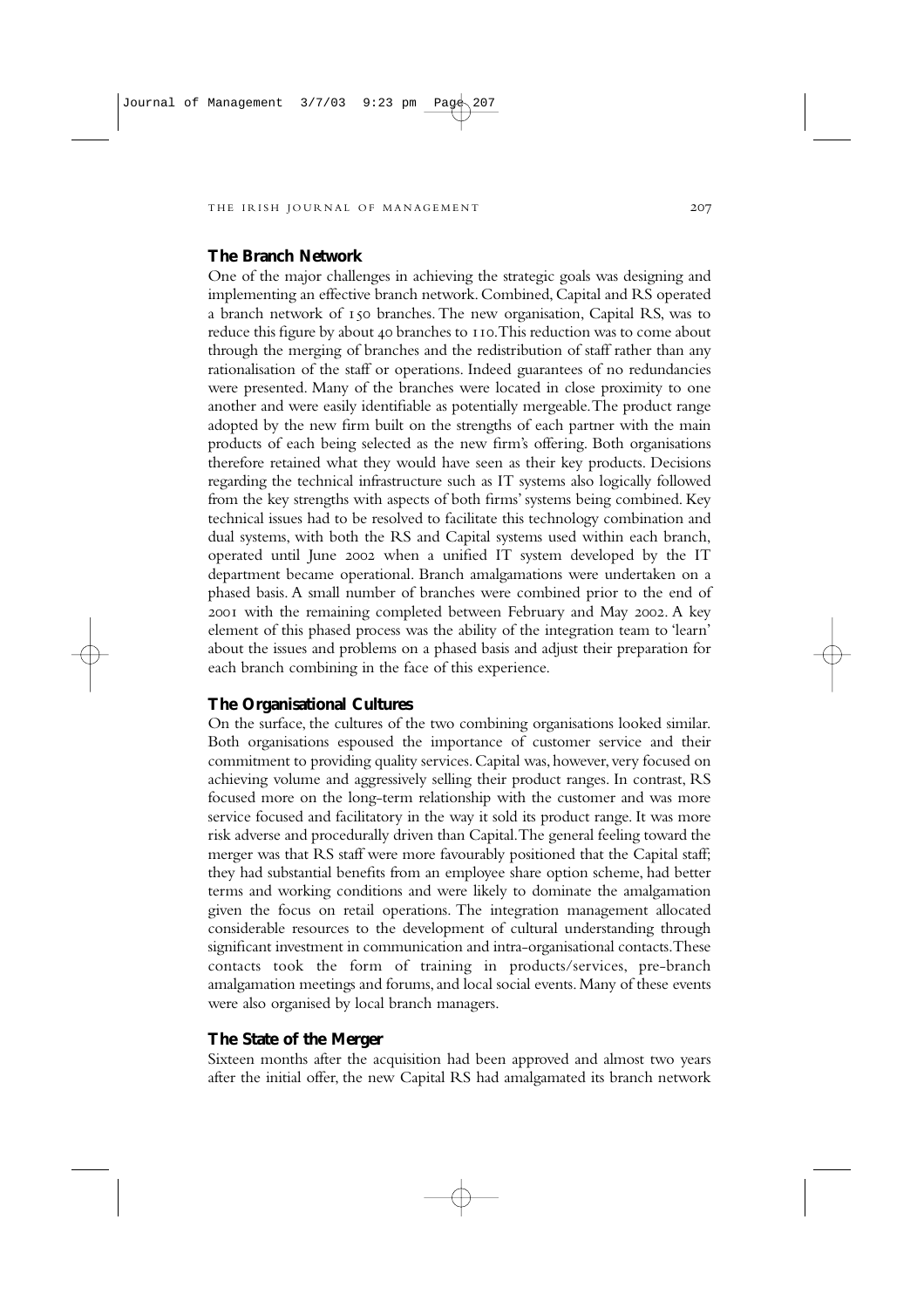## The Branch Network

One of the major challenges in achieving the strategic goals was designing and implementing an effective branch network. Combined, Capital and RS operated a branch network of 150 branches. The new organisation, Capital RS, was to reduce this figure by about 40 branches to 110. This reduction was to come about through the merging of branches and the redistribution of staff rather than any rationalisation of the staff or operations. Indeed guarantees of no redundancies were presented. Many of the branches were located in close proximity to one another and were easily identifiable as potentially mergeable. The product range adopted by the new firm built on the strengths of each partner with the main products of each being selected as the new firm's offering. Both organisations therefore retained what they would have seen as their key products. Decisions regarding the technical infrastructure such as IT systems also logically followed from the key strengths with aspects of both firms' systems being combined. Key technical issues had to be resolved to facilitate this technology combination and dual systems, with both the RS and Capital systems used within each branch, operated until June 2002 when a unified IT system developed by the IT department became operational. Branch amalgamations were undertaken on a phased basis. A small number of branches were combined prior to the end of 2001 with the remaining completed between February and May 2002. A key element of this phased process was the ability of the integration team to 'learn' about the issues and problems on a phased basis and adjust their preparation for each branch combining in the face of this experience.

## The Organisational Cultures

On the surface, the cultures of the two combining organisations looked similar. Both organisations espoused the importance of customer service and their commitment to providing quality services. Capital was, however, very focused on achieving volume and aggressively selling their product ranges. In contrast, RS focused more on the long-term relationship with the customer and was more service focused and facilitatory in the way it sold its product range. It was more risk adverse and procedurally driven than Capital. The general feeling toward the merger was that RS staff were more favourably positioned that the Capital staff; they had substantial benefits from an employee share option scheme, had better terms and working conditions and were likely to dominate the amalgamation given the focus on retail operations. The integration management allocated considerable resources to the development of cultural understanding through significant investment in communication and intra-organisational contacts. These contacts took the form of training in products/services, pre-branch amalgamation meetings and forums, and local social events. Many of these events were also organised by local branch managers.

## The State of the Merger

Sixteen months after the acquisition had been approved and almost two years after the initial offer, the new Capital RS had amalgamated its branch network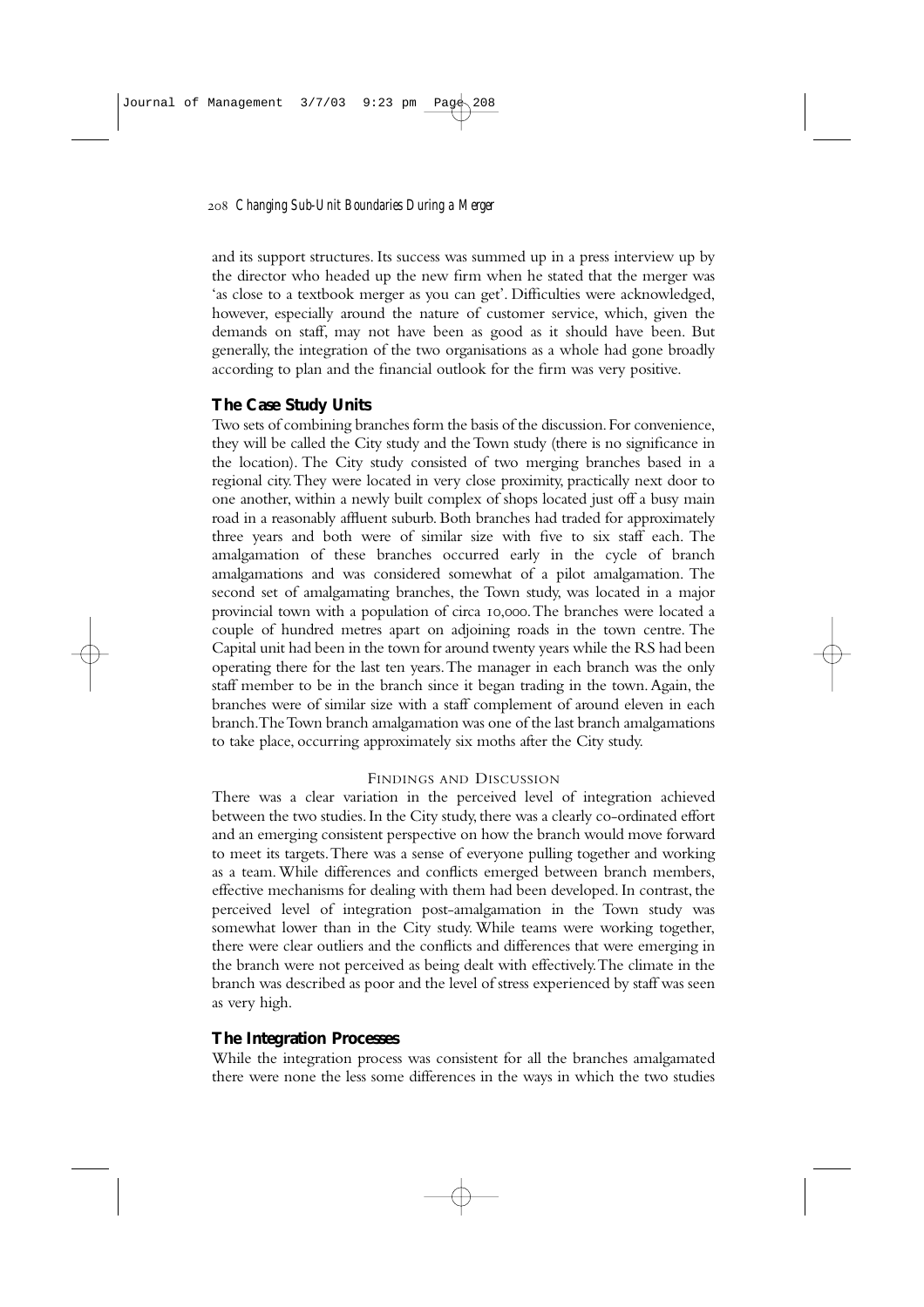and its support structures. Its success was summed up in a press interview up by the director who headed up the new firm when he stated that the merger was 'as close to a textbook merger as you can get'. Difficulties were acknowledged, however, especially around the nature of customer service, which, given the demands on staff, may not have been as good as it should have been. But generally, the integration of the two organisations as a whole had gone broadly according to plan and the financial outlook for the firm was very positive.

## The Case Study Units

Two sets of combining branches form the basis of the discussion. For convenience, they will be called the City study and the Town study (there is no significance in the location). The City study consisted of two merging branches based in a regional city. They were located in very close proximity, practically next door to one another, within a newly built complex of shops located just off a busy main road in a reasonably affluent suburb. Both branches had traded for approximately three years and both were of similar size with five to six staff each. The amalgamation of these branches occurred early in the cycle of branch amalgamations and was considered somewhat of a pilot amalgamation. The second set of amalgamating branches, the Town study, was located in a major provincial town with a population of circa 10,000. The branches were located a couple of hundred metres apart on adjoining roads in the town centre. The Capital unit had been in the town for around twenty years while the RS had been operating there for the last ten years. The manager in each branch was the only staff member to be in the branch since it began trading in the town. Again, the branches were of similar size with a staff complement of around eleven in each branch. The Town branch amalgamation was one of the last branch amalgamations to take place, occurring approximately six moths after the City study.

# Findings and Discussion

There was a clear variation in the perceived level of integration achieved between the two studies. In the City study, there was a clearly co-ordinated effort and an emerging consistent perspective on how the branch would move forward to meet its targets. There was a sense of everyone pulling together and working as a team. While differences and conflicts emerged between branch members, effective mechanisms for dealing with them had been developed. In contrast, the perceived level of integration post-amalgamation in the Town study was somewhat lower than in the City study. While teams were working together, there were clear outliers and the conflicts and differences that were emerging in the branch were not perceived as being dealt with effectively. The climate in the branch was described as poor and the level of stress experienced by staff was seen as very high.

## The Integration Processes

While the integration process was consistent for all the branches amalgamated there were none the less some differences in the ways in which the two studies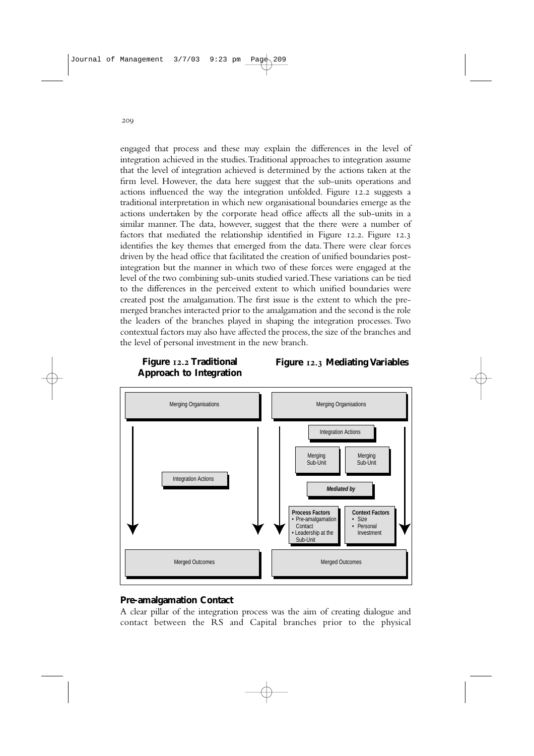engaged that process and these may explain the differences in the level of integration achieved in the studies. Traditional approaches to integration assume that the level of integration achieved is determined by the actions taken at the firm level. However, the data here suggest that the sub-units operations and actions influenced the way the integration unfolded. Figure 12.2 suggests a traditional interpretation in which new organisational boundaries emerge as the actions undertaken by the corporate head office affects all the sub-units in a similar manner. The data, however, suggest that the there were a number of factors that mediated the relationship identified in Figure 12.2. Figure 12.3 identifies the key themes that emerged from the data. There were clear forces driven by the head office that facilitated the creation of unified boundaries post-integration but the manner in which two of these forces were engaged at the level of the two combining sub-units studied varied. These variations can be tied to the differences in the perceived extent to which unified boundaries were created post the amalgamation. The first issue is the extent to which the pre-merged branches interacted prior to the amalgamation and the second is the role the leaders of the branches played in shaping the integration processes. Two contextual factors may also have affected the process, the size of the branches and the level of personal investment in the new branch.

**Figure 12.2 Traditional Approach to Integration**

Merging Organisations → Integration Actions → Merged Outcomes

**Figure 12.3 Mediating Variables**

Merging Organisations → Integration Actions → Merging Sub-Unit / Merging Sub-Unit → *Mediated by* → Process Factors (• Pre-amalgamation Contact • Leadership at the Sub-Unit) / Context Factors (• Size • Personal Investment) → Merged Outcomes

## Pre-amalgamation Contact

A clear pillar of the integration process was the aim of creating dialogue and contact between the RS and Capital branches prior to the physical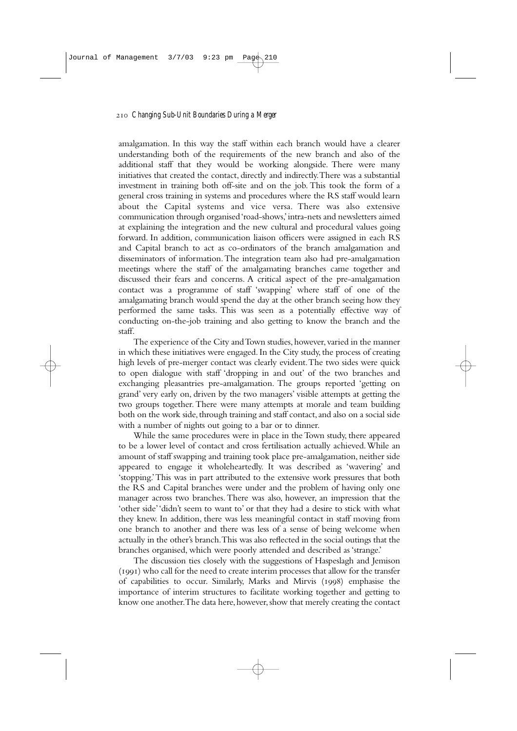amalgamation. In this way the staff within each branch would have a clearer understanding both of the requirements of the new branch and also of the additional staff that they would be working alongside. There were many initiatives that created the contact, directly and indirectly. There was a substantial investment in training both off-site and on the job. This took the form of a general cross training in systems and procedures where the RS staff would learn about the Capital systems and vice versa. There was also extensive communication through organised 'road-shows,' intra-nets and newsletters aimed at explaining the integration and the new cultural and procedural values going forward. In addition, communication liaison officers were assigned in each RS and Capital branch to act as co-ordinators of the branch amalgamation and disseminators of information. The integration team also had pre-amalgamation meetings where the staff of the amalgamating branches came together and discussed their fears and concerns. A critical aspect of the pre-amalgamation contact was a programme of staff 'swapping' where staff of one of the amalgamating branch would spend the day at the other branch seeing how they performed the same tasks. This was seen as a potentially effective way of conducting on-the-job training and also getting to know the branch and the staff.

The experience of the City and Town studies, however, varied in the manner in which these initiatives were engaged. In the City study, the process of creating high levels of pre-merger contact was clearly evident. The two sides were quick to open dialogue with staff 'dropping in and out' of the two branches and exchanging pleasantries pre-amalgamation. The groups reported 'getting on grand' very early on, driven by the two managers' visible attempts at getting the two groups together. There were many attempts at morale and team building both on the work side, through training and staff contact, and also on a social side with a number of nights out going to a bar or to dinner.

While the same procedures were in place in the Town study, there appeared to be a lower level of contact and cross fertilisation actually achieved. While an amount of staff swapping and training took place pre-amalgamation, neither side appeared to engage it wholeheartedly. It was described as 'wavering' and 'stopping.' This was in part attributed to the extensive work pressures that both the RS and Capital branches were under and the problem of having only one manager across two branches. There was also, however, an impression that the 'other side' 'didn't seem to want to' or that they had a desire to stick with what they knew. In addition, there was less meaningful contact in staff moving from one branch to another and there was less of a sense of being welcome when actually in the other's branch. This was also reflected in the social outings that the branches organised, which were poorly attended and described as 'strange.'

The discussion ties closely with the suggestions of Haspeslagh and Jemison (1991) who call for the need to create interim processes that allow for the transfer of capabilities to occur. Similarly, Marks and Mirvis (1998) emphasise the importance of interim structures to facilitate working together and getting to know one another. The data here, however, show that merely creating the contact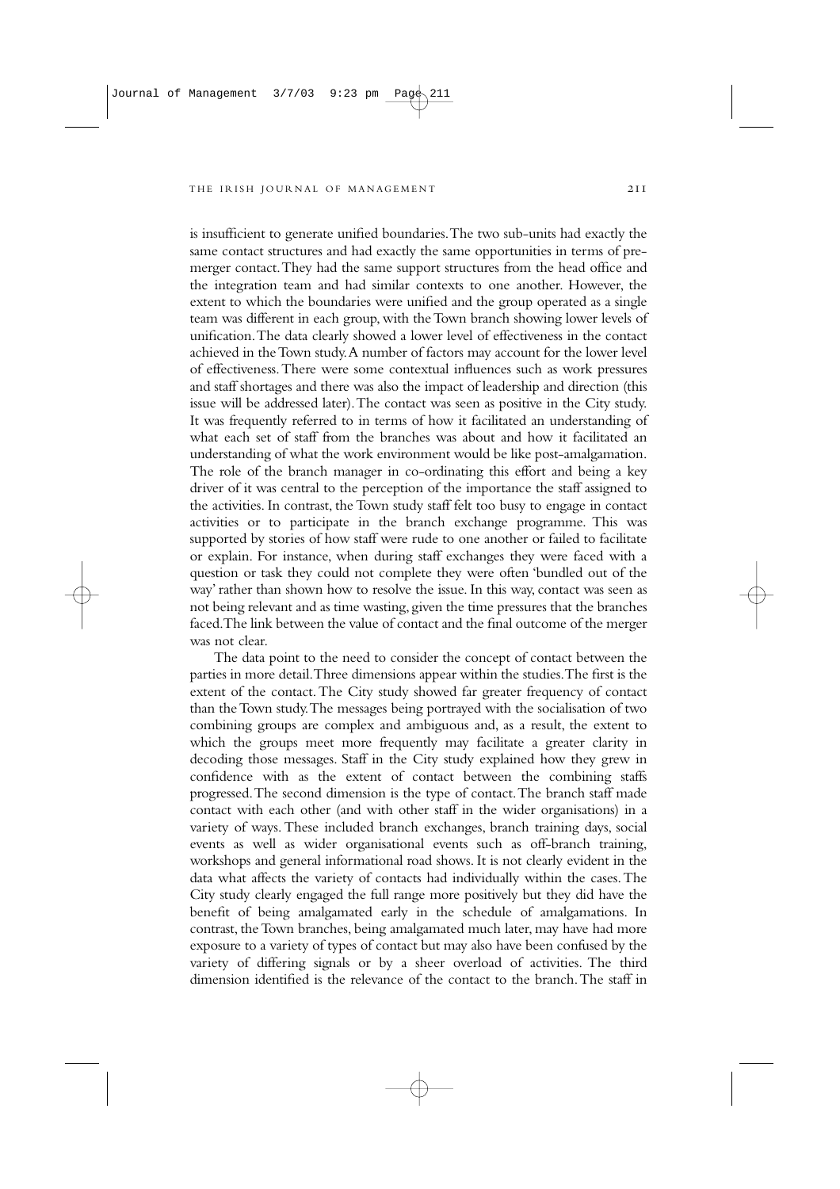is insufficient to generate unified boundaries. The two sub-units had exactly the same contact structures and had exactly the same opportunities in terms of pre-merger contact. They had the same support structures from the head office and the integration team and had similar contexts to one another. However, the extent to which the boundaries were unified and the group operated as a single team was different in each group, with the Town branch showing lower levels of unification. The data clearly showed a lower level of effectiveness in the contact achieved in the Town study. A number of factors may account for the lower level of effectiveness. There were some contextual influences such as work pressures and staff shortages and there was also the impact of leadership and direction (this issue will be addressed later). The contact was seen as positive in the City study. It was frequently referred to in terms of how it facilitated an understanding of what each set of staff from the branches was about and how it facilitated an understanding of what the work environment would be like post-amalgamation. The role of the branch manager in co-ordinating this effort and being a key driver of it was central to the perception of the importance the staff assigned to the activities. In contrast, the Town study staff felt too busy to engage in contact activities or to participate in the branch exchange programme. This was supported by stories of how staff were rude to one another or failed to facilitate or explain. For instance, when during staff exchanges they were faced with a question or task they could not complete they were often 'bundled out of the way' rather than shown how to resolve the issue. In this way, contact was seen as not being relevant and as time wasting, given the time pressures that the branches faced. The link between the value of contact and the final outcome of the merger was not clear.

The data point to the need to consider the concept of contact between the parties in more detail. Three dimensions appear within the studies. The first is the extent of the contact. The City study showed far greater frequency of contact than the Town study. The messages being portrayed with the socialisation of two combining groups are complex and ambiguous and, as a result, the extent to which the groups meet more frequently may facilitate a greater clarity in decoding those messages. Staff in the City study explained how they grew in confidence with as the extent of contact between the combining staffs progressed. The second dimension is the type of contact. The branch staff made contact with each other (and with other staff in the wider organisations) in a variety of ways. These included branch exchanges, branch training days, social events as well as wider organisational events such as off-branch training, workshops and general informational road shows. It is not clearly evident in the data what affects the variety of contacts had individually within the cases. The City study clearly engaged the full range more positively but they did have the benefit of being amalgamated early in the schedule of amalgamations. In contrast, the Town branches, being amalgamated much later, may have had more exposure to a variety of types of contact but may also have been confused by the variety of differing signals or by a sheer overload of activities. The third dimension identified is the relevance of the contact to the branch. The staff in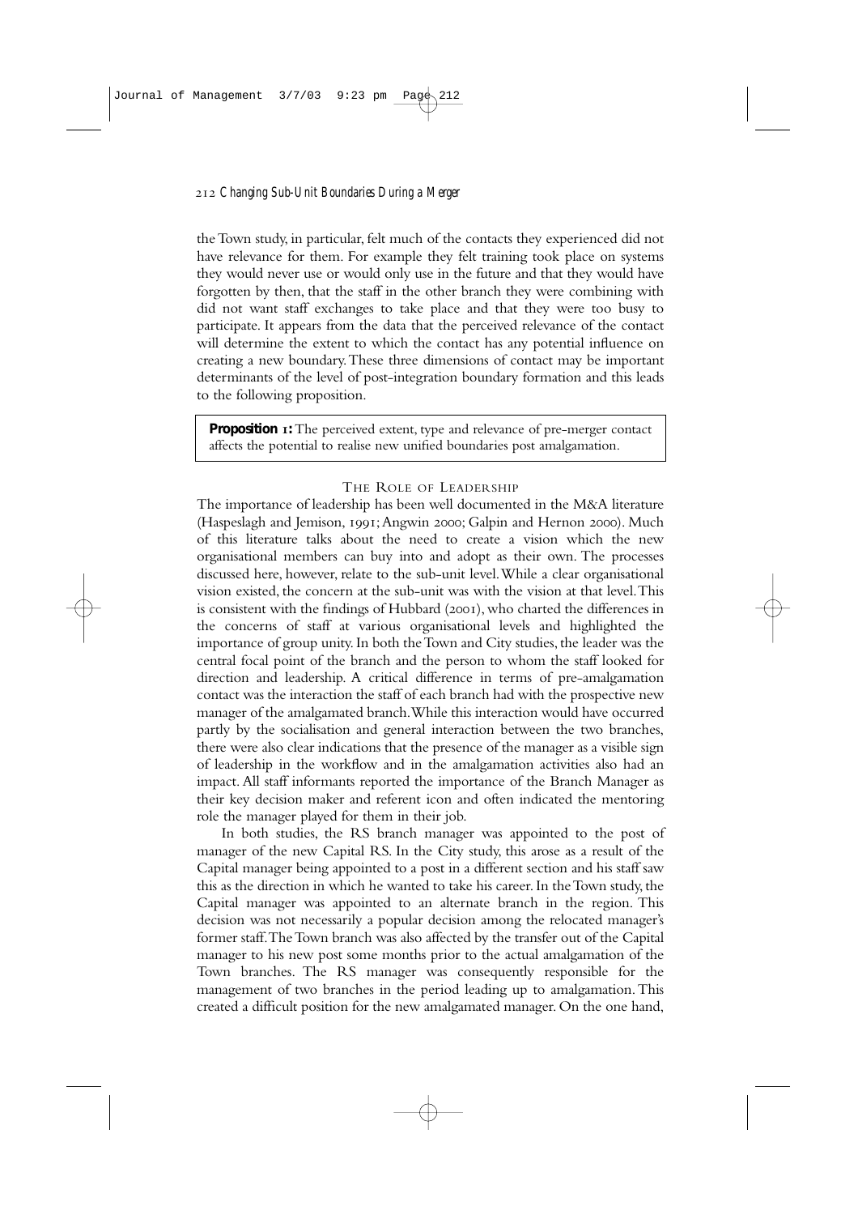the Town study, in particular, felt much of the contacts they experienced did not have relevance for them. For example they felt training took place on systems they would never use or would only use in the future and that they would have forgotten by then, that the staff in the other branch they were combining with did not want staff exchanges to take place and that they were too busy to participate. It appears from the data that the perceived relevance of the contact will determine the extent to which the contact has any potential influence on creating a new boundary. These three dimensions of contact may be important determinants of the level of post-integration boundary formation and this leads to the following proposition.

> **Proposition 1:** The perceived extent, type and relevance of pre-merger contact affects the potential to realise new unified boundaries post amalgamation.

### The Role of Leadership

The importance of leadership has been well documented in the M&A literature (Haspeslagh and Jemison, 1991; Angwin 2000; Galpin and Hernon 2000). Much of this literature talks about the need to create a vision which the new organisational members can buy into and adopt as their own. The processes discussed here, however, relate to the sub-unit level. While a clear organisational vision existed, the concern at the sub-unit was with the vision at that level. This is consistent with the findings of Hubbard (2001), who charted the differences in the concerns of staff at various organisational levels and highlighted the importance of group unity. In both the Town and City studies, the leader was the central focal point of the branch and the person to whom the staff looked for direction and leadership. A critical difference in terms of pre-amalgamation contact was the interaction the staff of each branch had with the prospective new manager of the amalgamated branch. While this interaction would have occurred partly by the socialisation and general interaction between the two branches, there were also clear indications that the presence of the manager as a visible sign of leadership in the workflow and in the amalgamation activities also had an impact. All staff informants reported the importance of the Branch Manager as their key decision maker and referent icon and often indicated the mentoring role the manager played for them in their job.

In both studies, the RS branch manager was appointed to the post of manager of the new Capital RS. In the City study, this arose as a result of the Capital manager being appointed to a post in a different section and his staff saw this as the direction in which he wanted to take his career. In the Town study, the Capital manager was appointed to an alternate branch in the region. This decision was not necessarily a popular decision among the relocated manager's former staff. The Town branch was also affected by the transfer out of the Capital manager to his new post some months prior to the actual amalgamation of the Town branches. The RS manager was consequently responsible for the management of two branches in the period leading up to amalgamation. This created a difficult position for the new amalgamated manager. On the one hand,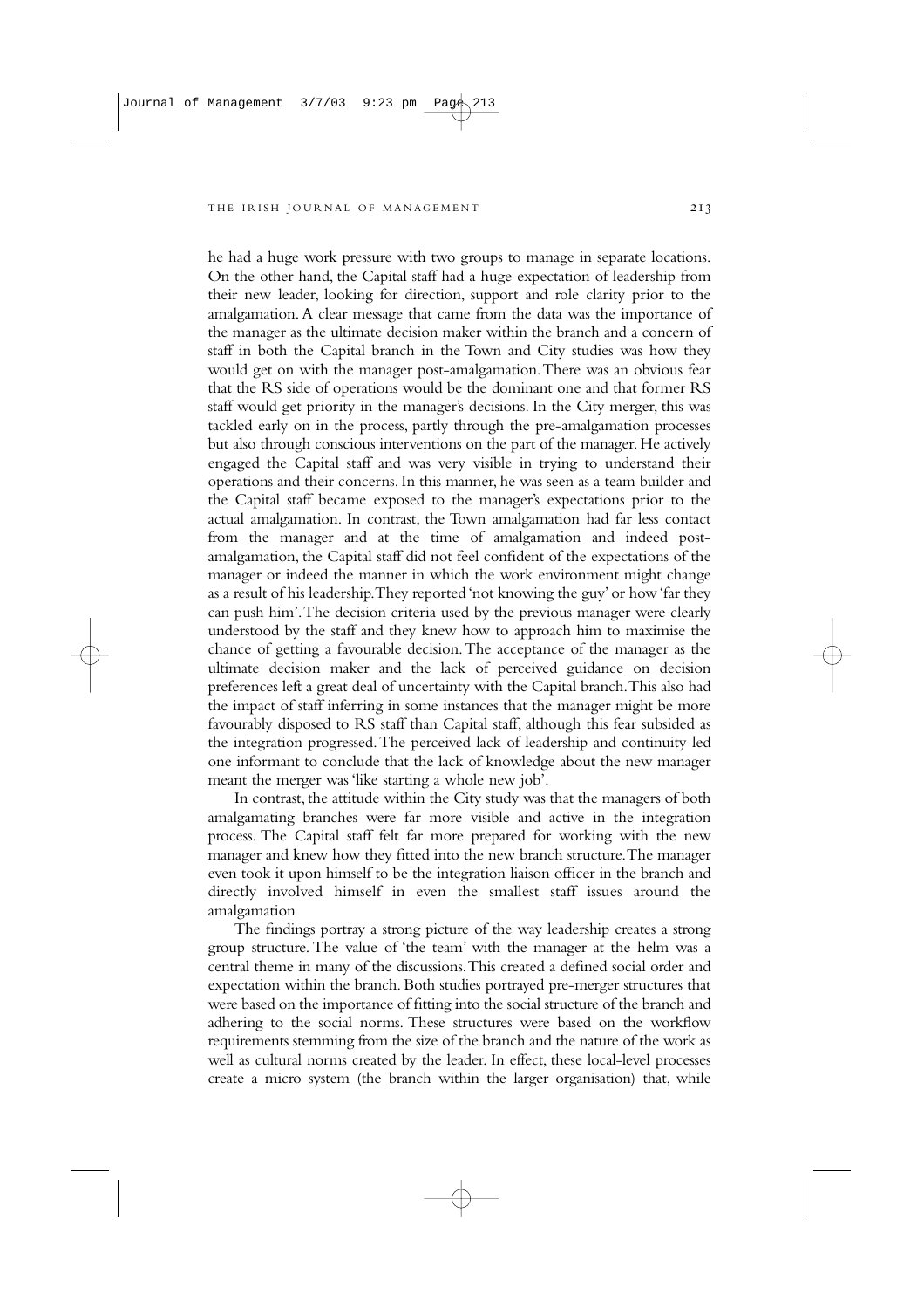he had a huge work pressure with two groups to manage in separate locations. On the other hand, the Capital staff had a huge expectation of leadership from their new leader, looking for direction, support and role clarity prior to the amalgamation. A clear message that came from the data was the importance of the manager as the ultimate decision maker within the branch and a concern of staff in both the Capital branch in the Town and City studies was how they would get on with the manager post-amalgamation. There was an obvious fear that the RS side of operations would be the dominant one and that former RS staff would get priority in the manager's decisions. In the City merger, this was tackled early on in the process, partly through the pre-amalgamation processes but also through conscious interventions on the part of the manager. He actively engaged the Capital staff and was very visible in trying to understand their operations and their concerns. In this manner, he was seen as a team builder and the Capital staff became exposed to the manager's expectations prior to the actual amalgamation. In contrast, the Town amalgamation had far less contact from the manager and at the time of amalgamation and indeed post-amalgamation, the Capital staff did not feel confident of the expectations of the manager or indeed the manner in which the work environment might change as a result of his leadership. They reported 'not knowing the guy' or how 'far they can push him'. The decision criteria used by the previous manager were clearly understood by the staff and they knew how to approach him to maximise the chance of getting a favourable decision. The acceptance of the manager as the ultimate decision maker and the lack of perceived guidance on decision preferences left a great deal of uncertainty with the Capital branch. This also had the impact of staff inferring in some instances that the manager might be more favourably disposed to RS staff than Capital staff, although this fear subsided as the integration progressed. The perceived lack of leadership and continuity led one informant to conclude that the lack of knowledge about the new manager meant the merger was 'like starting a whole new job'.

In contrast, the attitude within the City study was that the managers of both amalgamating branches were far more visible and active in the integration process. The Capital staff felt far more prepared for working with the new manager and knew how they fitted into the new branch structure. The manager even took it upon himself to be the integration liaison officer in the branch and directly involved himself in even the smallest staff issues around the amalgamation

The findings portray a strong picture of the way leadership creates a strong group structure. The value of 'the team' with the manager at the helm was a central theme in many of the discussions. This created a defined social order and expectation within the branch. Both studies portrayed pre-merger structures that were based on the importance of fitting into the social structure of the branch and adhering to the social norms. These structures were based on the workflow requirements stemming from the size of the branch and the nature of the work as well as cultural norms created by the leader. In effect, these local-level processes create a micro system (the branch within the larger organisation) that, while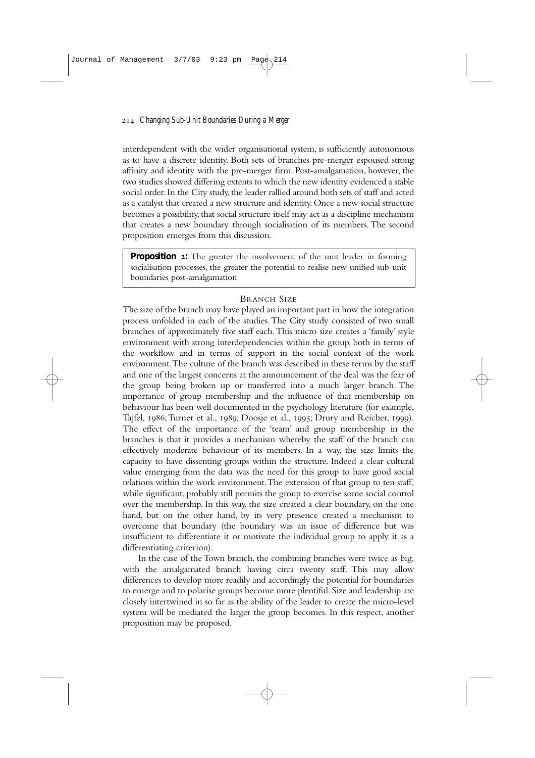interdependent with the wider organisational system, is sufficiently autonomous as to have a discrete identity. Both sets of branches pre-merger espoused strong affinity and identity with the pre-merger firm. Post-amalgamation, however, the two studies showed differing extents to which the new identity evidenced a stable social order. In the City study, the leader rallied around both sets of staff and acted as a catalyst that created a new structure and identity. Once a new social structure becomes a possibility, that social structure itself may act as a discipline mechanism that creates a new boundary through socialisation of its members. The second proposition emerges from this discussion.

> **Proposition 2:** The greater the involvement of the unit leader in forming socialisation processes, the greater the potential to realise new unified sub-unit boundaries post-amalgamation

### Branch Size

The size of the branch may have played an important part in how the integration process unfolded in each of the studies. The City study consisted of two small branches of approximately five staff each. This micro size creates a 'family' style environment with strong interdependencies within the group, both in terms of the workflow and in terms of support in the social context of the work environment. The culture of the branch was described in these terms by the staff and one of the largest concerns at the announcement of the deal was the fear of the group being broken up or transferred into a much larger branch. The importance of group membership and the influence of that membership on behaviour has been well documented in the psychology literature (for example, Tajfel, 1986; Turner et al., 1989; Doosje et al., 1995; Drury and Reicher, 1999). The effect of the importance of the 'team' and group membership in the branches is that it provides a mechanism whereby the staff of the branch can effectively moderate behaviour of its members. In a way, the size limits the capacity to have dissenting groups within the structure. Indeed a clear cultural value emerging from the data was the need for this group to have good social relations within the work environment. The extension of that group to ten staff, while significant, probably still permits the group to exercise some social control over the membership. In this way, the size created a clear boundary, on the one hand, but on the other hand, by its very presence created a mechanism to overcome that boundary (the boundary was an issue of difference but was insufficient to differentiate it or motivate the individual group to apply it as a differentiating criterion).

In the case of the Town branch, the combining branches were twice as big, with the amalgamated branch having circa twenty staff. This may allow differences to develop more readily and accordingly the potential for boundaries to emerge and to polarise groups become more plentiful. Size and leadership are closely intertwined in so far as the ability of the leader to create the micro-level system will be mediated the larger the group becomes. In this respect, another proposition may be proposed.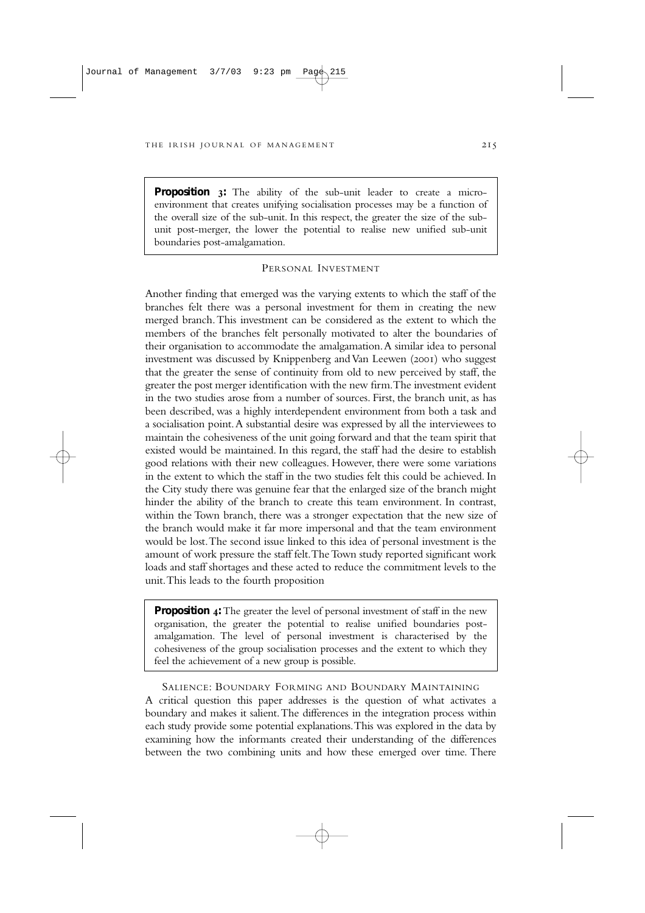> **Proposition 3:** The ability of the sub-unit leader to create a micro-environment that creates unifying socialisation processes may be a function of the overall size of the sub-unit. In this respect, the greater the size of the sub-unit post-merger, the lower the potential to realise new unified sub-unit boundaries post-amalgamation.

## Personal Investment

Another finding that emerged was the varying extents to which the staff of the branches felt there was a personal investment for them in creating the new merged branch. This investment can be considered as the extent to which the members of the branches felt personally motivated to alter the boundaries of their organisation to accommodate the amalgamation. A similar idea to personal investment was discussed by Knippenberg and Van Leewen (2001) who suggest that the greater the sense of continuity from old to new perceived by staff, the greater the post merger identification with the new firm. The investment evident in the two studies arose from a number of sources. First, the branch unit, as has been described, was a highly interdependent environment from both a task and a socialisation point. A substantial desire was expressed by all the interviewees to maintain the cohesiveness of the unit going forward and that the team spirit that existed would be maintained. In this regard, the staff had the desire to establish good relations with their new colleagues. However, there were some variations in the extent to which the staff in the two studies felt this could be achieved. In the City study there was genuine fear that the enlarged size of the branch might hinder the ability of the branch to create this team environment. In contrast, within the Town branch, there was a stronger expectation that the new size of the branch would make it far more impersonal and that the team environment would be lost. The second issue linked to this idea of personal investment is the amount of work pressure the staff felt. The Town study reported significant work loads and staff shortages and these acted to reduce the commitment levels to the unit. This leads to the fourth proposition

> **Proposition 4:** The greater the level of personal investment of staff in the new organisation, the greater the potential to realise unified boundaries post-amalgamation. The level of personal investment is characterised by the cohesiveness of the group socialisation processes and the extent to which they feel the achievement of a new group is possible.

## Salience: Boundary Forming and Boundary Maintaining

A critical question this paper addresses is the question of what activates a boundary and makes it salient. The differences in the integration process within each study provide some potential explanations. This was explored in the data by examining how the informants created their understanding of the differences between the two combining units and how these emerged over time. There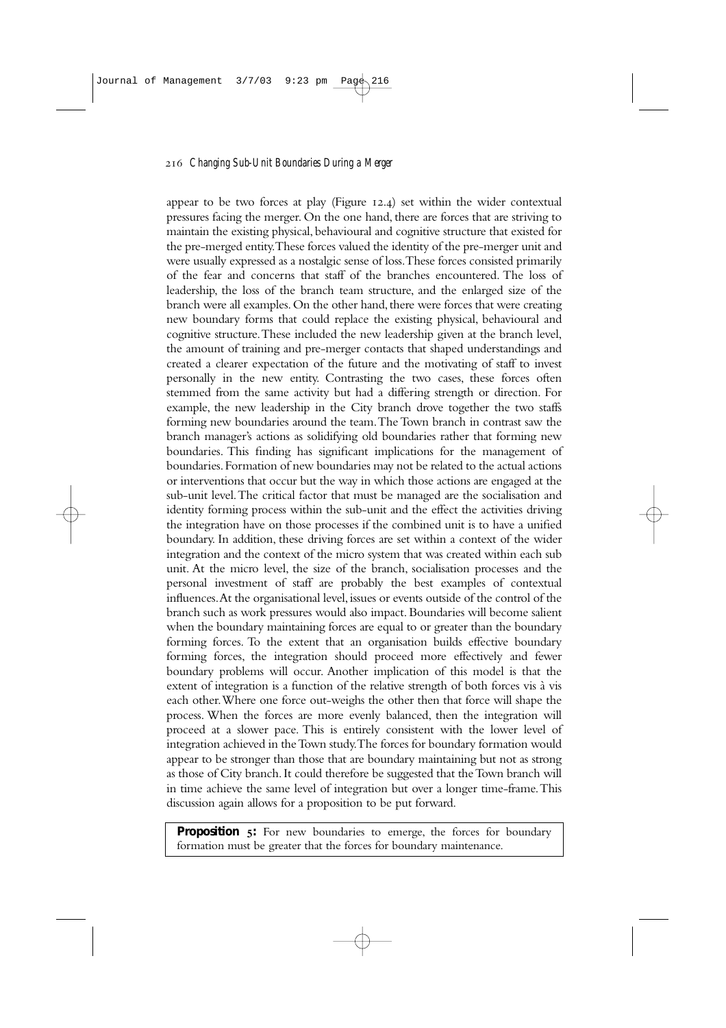appear to be two forces at play (Figure 12.4) set within the wider contextual pressures facing the merger. On the one hand, there are forces that are striving to maintain the existing physical, behavioural and cognitive structure that existed for the pre-merged entity. These forces valued the identity of the pre-merger unit and were usually expressed as a nostalgic sense of loss. These forces consisted primarily of the fear and concerns that staff of the branches encountered. The loss of leadership, the loss of the branch team structure, and the enlarged size of the branch were all examples. On the other hand, there were forces that were creating new boundary forms that could replace the existing physical, behavioural and cognitive structure. These included the new leadership given at the branch level, the amount of training and pre-merger contacts that shaped understandings and created a clearer expectation of the future and the motivating of staff to invest personally in the new entity. Contrasting the two cases, these forces often stemmed from the same activity but had a differing strength or direction. For example, the new leadership in the City branch drove together the two staffs forming new boundaries around the team. The Town branch in contrast saw the branch manager's actions as solidifying old boundaries rather that forming new boundaries. This finding has significant implications for the management of boundaries. Formation of new boundaries may not be related to the actual actions or interventions that occur but the way in which those actions are engaged at the sub-unit level. The critical factor that must be managed are the socialisation and identity forming process within the sub-unit and the effect the activities driving the integration have on those processes if the combined unit is to have a unified boundary. In addition, these driving forces are set within a context of the wider integration and the context of the micro system that was created within each sub unit. At the micro level, the size of the branch, socialisation processes and the personal investment of staff are probably the best examples of contextual influences. At the organisational level, issues or events outside of the control of the branch such as work pressures would also impact. Boundaries will become salient when the boundary maintaining forces are equal to or greater than the boundary forming forces. To the extent that an organisation builds effective boundary forming forces, the integration should proceed more effectively and fewer boundary problems will occur. Another implication of this model is that the extent of integration is a function of the relative strength of both forces vis à vis each other. Where one force out-weighs the other then that force will shape the process. When the forces are more evenly balanced, then the integration will proceed at a slower pace. This is entirely consistent with the lower level of integration achieved in the Town study. The forces for boundary formation would appear to be stronger than those that are boundary maintaining but not as strong as those of City branch. It could therefore be suggested that the Town branch will in time achieve the same level of integration but over a longer time-frame. This discussion again allows for a proposition to be put forward.

**Proposition 5:** For new boundaries to emerge, the forces for boundary formation must be greater that the forces for boundary maintenance.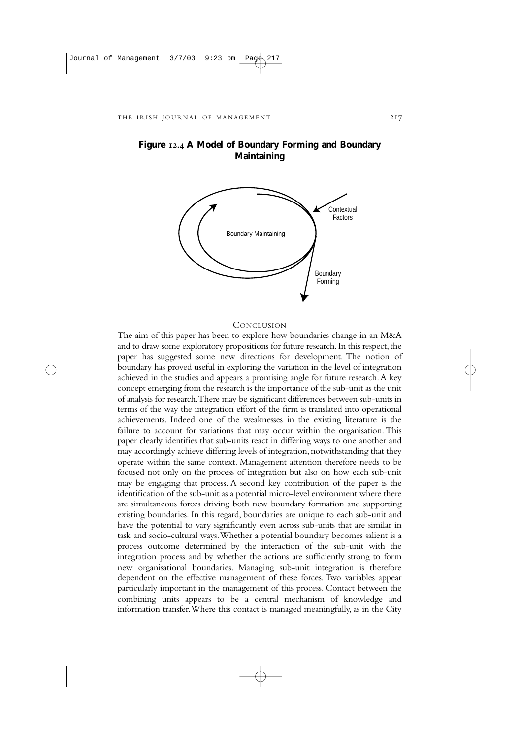**Figure 12.4 A Model of Boundary Forming and Boundary Maintaining**

Boundary Maintaining

Contextual Factors

Boundary Forming

## Conclusion

The aim of this paper has been to explore how boundaries change in an M&A and to draw some exploratory propositions for future research. In this respect, the paper has suggested some new directions for development. The notion of boundary has proved useful in exploring the variation in the level of integration achieved in the studies and appears a promising angle for future research. A key concept emerging from the research is the importance of the sub-unit as the unit of analysis for research. There may be significant differences between sub-units in terms of the way the integration effort of the firm is translated into operational achievements. Indeed one of the weaknesses in the existing literature is the failure to account for variations that may occur within the organisation. This paper clearly identifies that sub-units react in differing ways to one another and may accordingly achieve differing levels of integration, notwithstanding that they operate within the same context. Management attention therefore needs to be focused not only on the process of integration but also on how each sub-unit may be engaging that process. A second key contribution of the paper is the identification of the sub-unit as a potential micro-level environment where there are simultaneous forces driving both new boundary formation and supporting existing boundaries. In this regard, boundaries are unique to each sub-unit and have the potential to vary significantly even across sub-units that are similar in task and socio-cultural ways. Whether a potential boundary becomes salient is a process outcome determined by the interaction of the sub-unit with the integration process and by whether the actions are sufficiently strong to form new organisational boundaries. Managing sub-unit integration is therefore dependent on the effective management of these forces. Two variables appear particularly important in the management of this process. Contact between the combining units appears to be a central mechanism of knowledge and information transfer. Where this contact is managed meaningfully, as in the City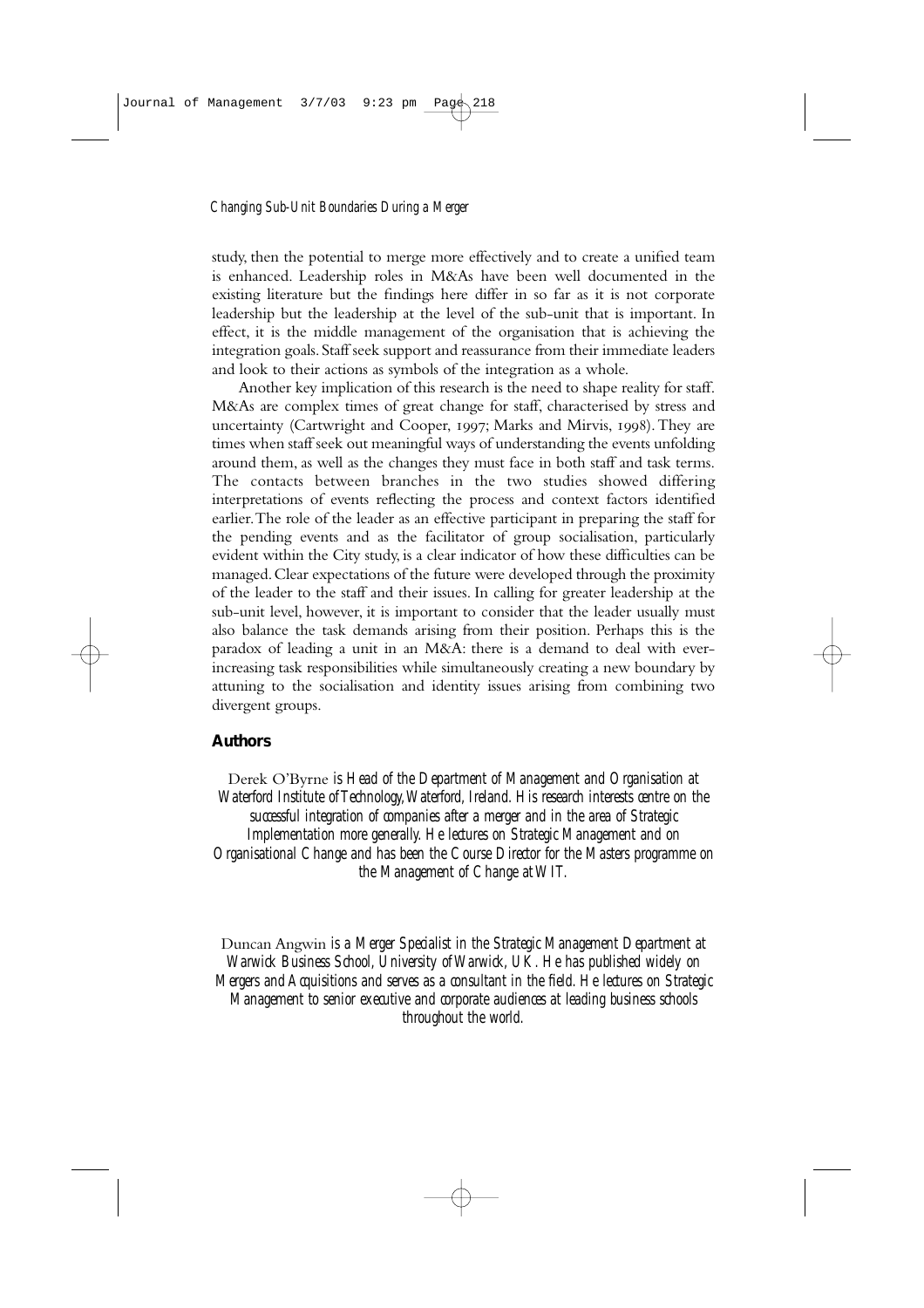study, then the potential to merge more effectively and to create a unified team is enhanced. Leadership roles in M&As have been well documented in the existing literature but the findings here differ in so far as it is not corporate leadership but the leadership at the level of the sub-unit that is important. In effect, it is the middle management of the organisation that is achieving the integration goals. Staff seek support and reassurance from their immediate leaders and look to their actions as symbols of the integration as a whole.

Another key implication of this research is the need to shape reality for staff. M&As are complex times of great change for staff, characterised by stress and uncertainty (Cartwright and Cooper, 1997; Marks and Mirvis, 1998). They are times when staff seek out meaningful ways of understanding the events unfolding around them, as well as the changes they must face in both staff and task terms. The contacts between branches in the two studies showed differing interpretations of events reflecting the process and context factors identified earlier. The role of the leader as an effective participant in preparing the staff for the pending events and as the facilitator of group socialisation, particularly evident within the City study, is a clear indicator of how these difficulties can be managed. Clear expectations of the future were developed through the proximity of the leader to the staff and their issues. In calling for greater leadership at the sub-unit level, however, it is important to consider that the leader usually must also balance the task demands arising from their position. Perhaps this is the paradox of leading a unit in an M&A: there is a demand to deal with ever-increasing task responsibilities while simultaneously creating a new boundary by attuning to the socialisation and identity issues arising from combining two divergent groups.

## Authors

Derek O'Byrne *is Head of the Department of Management and Organisation at Waterford Institute of Technology, Waterford, Ireland. His research interests centre on the successful integration of companies after a merger and in the area of Strategic Implementation more generally. He lectures on Strategic Management and on Organisational Change and has been the Course Director for the Masters programme on the Management of Change at WIT.*

Duncan Angwin *is a Merger Specialist in the Strategic Management Department at Warwick Business School, University of Warwick, UK. He has published widely on Mergers and Acquisitions and serves as a consultant in the field. He lectures on Strategic Management to senior executive and corporate audiences at leading business schools throughout the world.*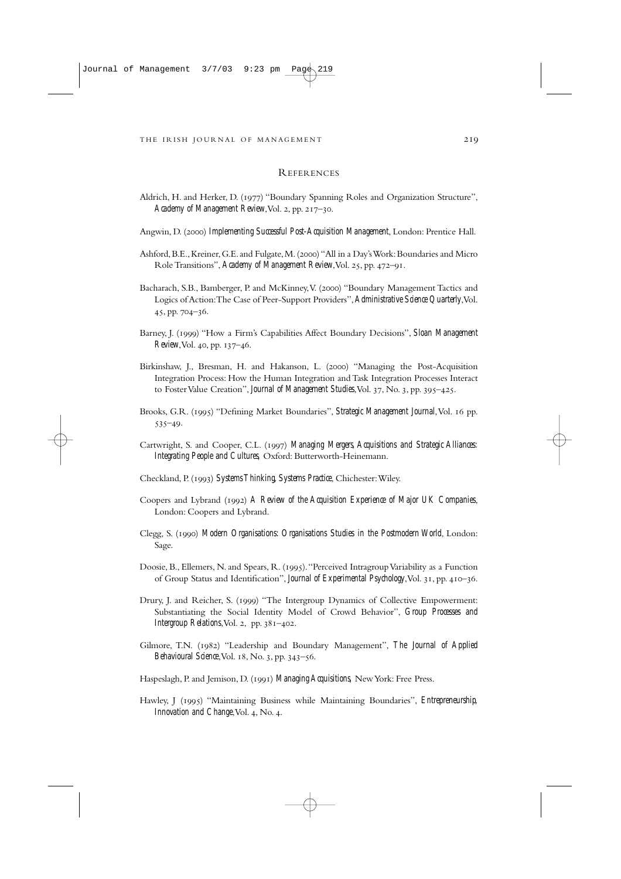## References

Aldrich, H. and Herker, D. (1977) "Boundary Spanning Roles and Organization Structure", *Academy of Management Review*, Vol. 2, pp. 217–30.

Angwin, D. (2000) *Implementing Successful Post-Acquisition Management*, London: Prentice Hall.

Ashford, B.E., Kreiner, G.E. and Fulgate, M. (2000) "All in a Day's Work: Boundaries and Micro Role Transitions", *Academy of Management Review*, Vol. 25, pp. 472–91.

Bacharach, S.B., Bamberger, P. and McKinney, V. (2000) "Boundary Management Tactics and Logics of Action: The Case of Peer-Support Providers", *Administrative Science Quarterly*, Vol. 45, pp. 704–36.

Barney, J. (1999) "How a Firm's Capabilities Affect Boundary Decisions", *Sloan Management Review*, Vol. 40, pp. 137–46.

Birkinshaw, J., Bresman, H. and Hakanson, L. (2000) "Managing the Post-Acquisition Integration Process: How the Human Integration and Task Integration Processes Interact to Foster Value Creation", *Journal of Management Studies*, Vol. 37, No. 3, pp. 395–425.

Brooks, G.R. (1995) "Defining Market Boundaries", *Strategic Management Journal*, Vol. 16 pp. 535–49.

Cartwright, S. and Cooper, C.L. (1997) *Managing Mergers, Acquisitions and Strategic Alliances: Integrating People and Cultures*, Oxford: Butterworth-Heinemann.

Checkland, P. (1993) *Systems Thinking, Systems Practice*, Chichester: Wiley.

Coopers and Lybrand (1992) *A Review of the Acquisition Experience of Major UK Companies*, London: Coopers and Lybrand.

Clegg, S. (1990) *Modern Organisations: Organisations Studies in the Postmodern World*, London: Sage.

Doosie, B., Ellemers, N. and Spears, R. (1995). "Perceived Intragroup Variability as a Function of Group Status and Identification", *Journal of Experimental Psychology*, Vol. 31, pp. 410–36.

Drury, J. and Reicher, S. (1999) "The Intergroup Dynamics of Collective Empowerment: Substantiating the Social Identity Model of Crowd Behavior", *Group Processes and Intergroup Relations*, Vol. 2, pp. 381–402.

Gilmore, T.N. (1982) "Leadership and Boundary Management", *The Journal of Applied Behavioural Science*, Vol. 18, No. 3, pp. 343–56.

Haspeslagh, P. and Jemison, D. (1991) *Managing Acquisitions*, New York: Free Press.

Hawley, J (1995) "Maintaining Business while Maintaining Boundaries", *Entrepreneurship, Innovation and Change*, Vol. 4, No. 4.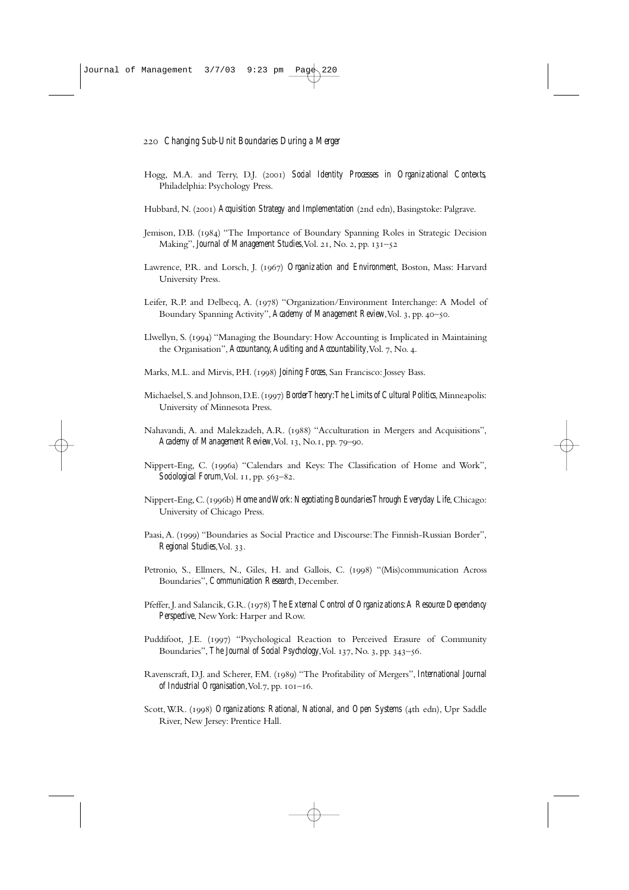Hogg, M.A. and Terry, D.J. (2001) *Social Identity Processes in Organizational Contexts*, Philadelphia: Psychology Press.

Hubbard, N. (2001) *Acquisition Strategy and Implementation* (2nd edn), Basingstoke: Palgrave.

Jemison, D.B. (1984) "The Importance of Boundary Spanning Roles in Strategic Decision Making", *Journal of Management Studies*, Vol. 21, No. 2, pp. 131–52

Lawrence, P.R. and Lorsch, J. (1967) *Organization and Environment*, Boston, Mass: Harvard University Press.

Leifer, R.P. and Delbecq, A. (1978) "Organization/Environment Interchange: A Model of Boundary Spanning Activity", *Academy of Management Review*, Vol. 3, pp. 40–50.

Llwellyn, S. (1994) "Managing the Boundary: How Accounting is Implicated in Maintaining the Organisation", *Accountancy, Auditing and Accountability*, Vol. 7, No. 4.

Marks, M.L. and Mirvis, P.H. (1998) *Joining Forces*, San Francisco: Jossey Bass.

Michaelsel, S. and Johnson, D.E. (1997) *Border Theory: The Limits of Cultural Politics*, Minneapolis: University of Minnesota Press.

Nahavandi, A. and Malekzadeh, A.R. (1988) "Acculturation in Mergers and Acquisitions", *Academy of Management Review*, Vol. 13, No.1, pp. 79–90.

Nippert-Eng, C. (1996a) "Calendars and Keys: The Classification of Home and Work", *Sociological Forum*, Vol. 11, pp. 563–82.

Nippert-Eng, C. (1996b) *Home and Work: Negotiating Boundaries Through Everyday Life*, Chicago: University of Chicago Press.

Paasi, A. (1999) "Boundaries as Social Practice and Discourse: The Finnish-Russian Border", *Regional Studies*, Vol. 33.

Petronio, S., Ellmers, N., Giles, H. and Gallois, C. (1998) "(Mis)communication Across Boundaries", *Communication Research*, December.

Pfeffer, J. and Salancik, G.R. (1978) *The External Control of Organizations: A Resource Dependency Perspective*, New York: Harper and Row.

Puddifoot, J.E. (1997) "Psychological Reaction to Perceived Erasure of Community Boundaries", *The Journal of Social Psychology*, Vol. 137, No. 3, pp. 343–56.

Ravenscraft, D.J. and Scherer, F.M. (1989) "The Profitability of Mergers", *International Journal of Industrial Organisation*, Vol.7, pp. 101–16.

Scott, W.R. (1998) *Organizations: Rational, National, and Open Systems* (4th edn), Upr Saddle River, New Jersey: Prentice Hall.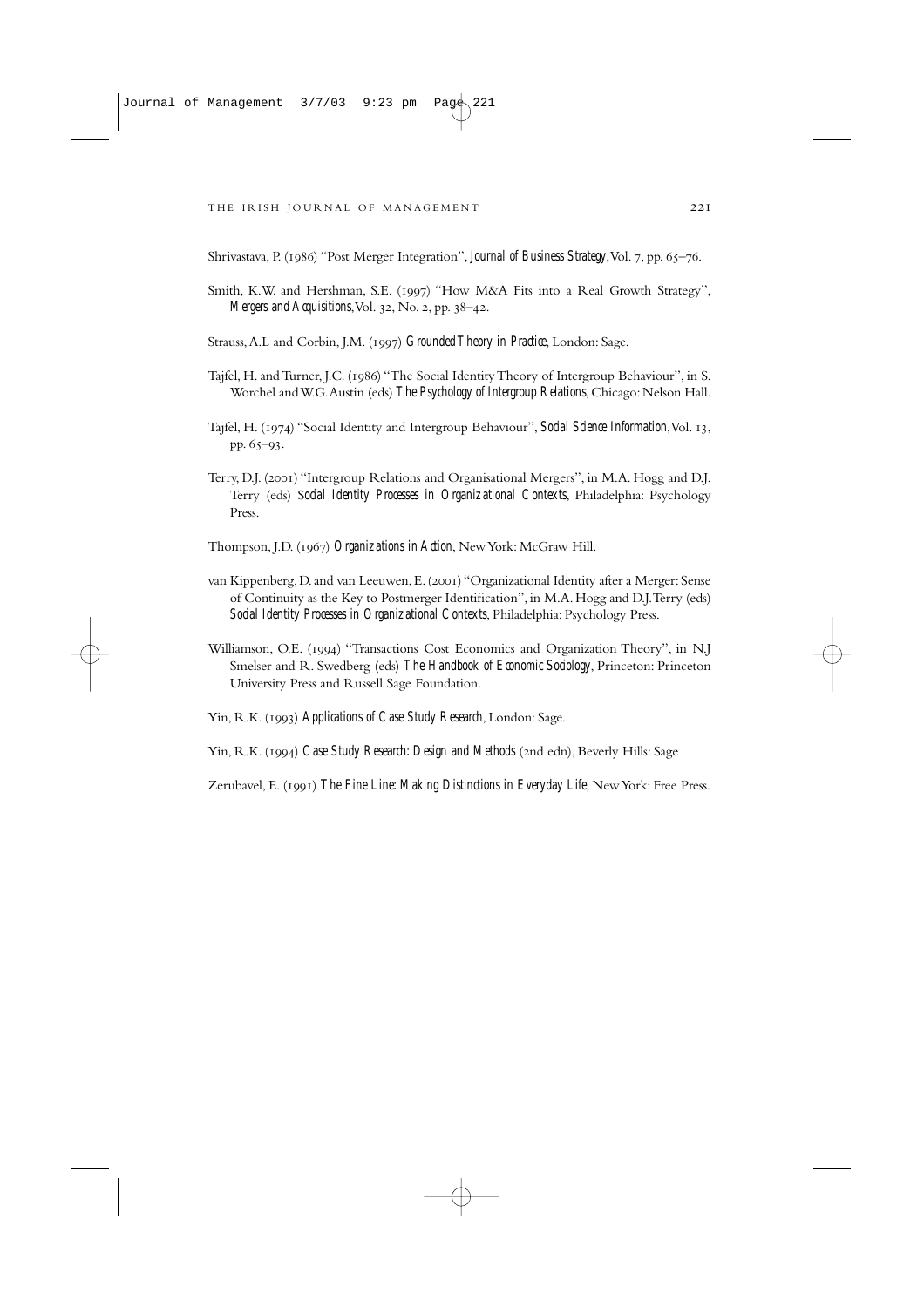Shrivastava, P. (1986) "Post Merger Integration", *Journal of Business Strategy*, Vol. 7, pp. 65–76.

Smith, K.W. and Hershman, S.E. (1997) "How M&A Fits into a Real Growth Strategy", *Mergers and Acquisitions*, Vol. 32, No. 2, pp. 38–42.

Strauss, A.L and Corbin, J.M. (1997) *Grounded Theory in Practice*, London: Sage.

Tajfel, H. and Turner, J.C. (1986) "The Social Identity Theory of Intergroup Behaviour", in S. Worchel and W.G. Austin (eds) *The Psychology of Intergroup Relations*, Chicago: Nelson Hall.

Tajfel, H. (1974) "Social Identity and Intergroup Behaviour", *Social Science Information*, Vol. 13, pp. 65–93.

Terry, D.J. (2001) "Intergroup Relations and Organisational Mergers", in M.A. Hogg and D.J. Terry (eds) *Social Identity Processes in Organizational Contexts*, Philadelphia: Psychology Press.

Thompson, J.D. (1967) *Organizations in Action*, New York: McGraw Hill.

van Kippenberg, D. and van Leeuwen, E. (2001) "Organizational Identity after a Merger: Sense of Continuity as the Key to Postmerger Identification", in M.A. Hogg and D.J. Terry (eds) *Social Identity Processes in Organizational Contexts*, Philadelphia: Psychology Press.

Williamson, O.E. (1994) "Transactions Cost Economics and Organization Theory", in N.J Smelser and R. Swedberg (eds) *The Handbook of Economic Sociology*, Princeton: Princeton University Press and Russell Sage Foundation.

Yin, R.K. (1993) *Applications of Case Study Research*, London: Sage.

Yin, R.K. (1994) *Case Study Research: Design and Methods* (2nd edn), Beverly Hills: Sage

Zerubavel, E. (1991) *The Fine Line: Making Distinctions in Everyday Life*, New York: Free Press.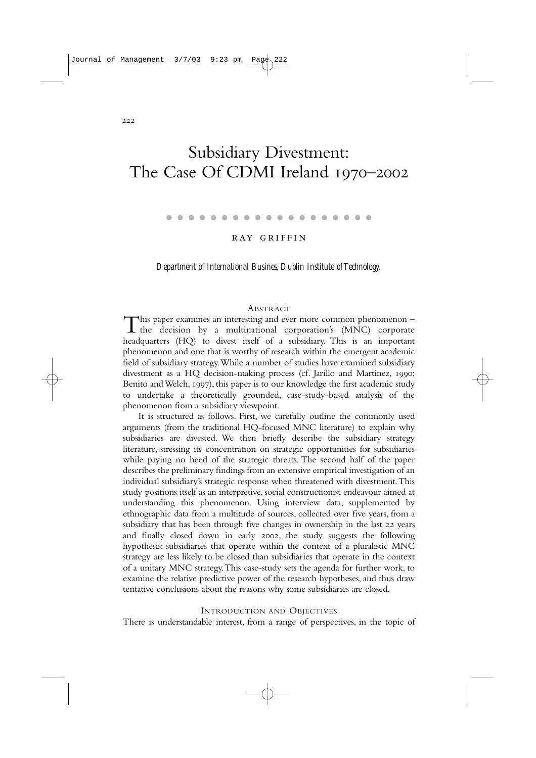# Subsidiary Divestment: The Case Of CDMI Ireland 1970–2002

RAY GRIFFIN

*Department of International Busines, Dublin Institute of Technology.*

## ABSTRACT

This paper examines an interesting and ever more common phenomenon – the decision by a multinational corporation's (MNC) corporate headquarters (HQ) to divest itself of a subsidiary. This is an important phenomenon and one that is worthy of research within the emergent academic field of subsidiary strategy. While a number of studies have examined subsidiary divestment as a HQ decision-making process (cf. Jarillo and Martinez, 1990; Benito and Welch, 1997), this paper is to our knowledge the first academic study to undertake a theoretically grounded, case-study-based analysis of the phenomenon from a subsidiary viewpoint.

It is structured as follows. First, we carefully outline the commonly used arguments (from the traditional HQ-focused MNC literature) to explain why subsidiaries are divested. We then briefly describe the subsidiary strategy literature, stressing its concentration on strategic opportunities for subsidiaries while paying no heed of the strategic threats. The second half of the paper describes the preliminary findings from an extensive empirical investigation of an individual subsidiary's strategic response when threatened with divestment. This study positions itself as an interpretive, social constructionist endeavour aimed at understanding this phenomenon. Using interview data, supplemented by ethnographic data from a multitude of sources, collected over five years, from a subsidiary that has been through five changes in ownership in the last 22 years and finally closed down in early 2002, the study suggests the following hypothesis: subsidiaries that operate within the context of a pluralistic MNC strategy are less likely to be closed than subsidiaries that operate in the context of a unitary MNC strategy. This case-study sets the agenda for further work, to examine the relative predictive power of the research hypotheses, and thus draw tentative conclusions about the reasons why some subsidiaries are closed.

## INTRODUCTION AND OBJECTIVES

There is understandable interest, from a range of perspectives, in the topic of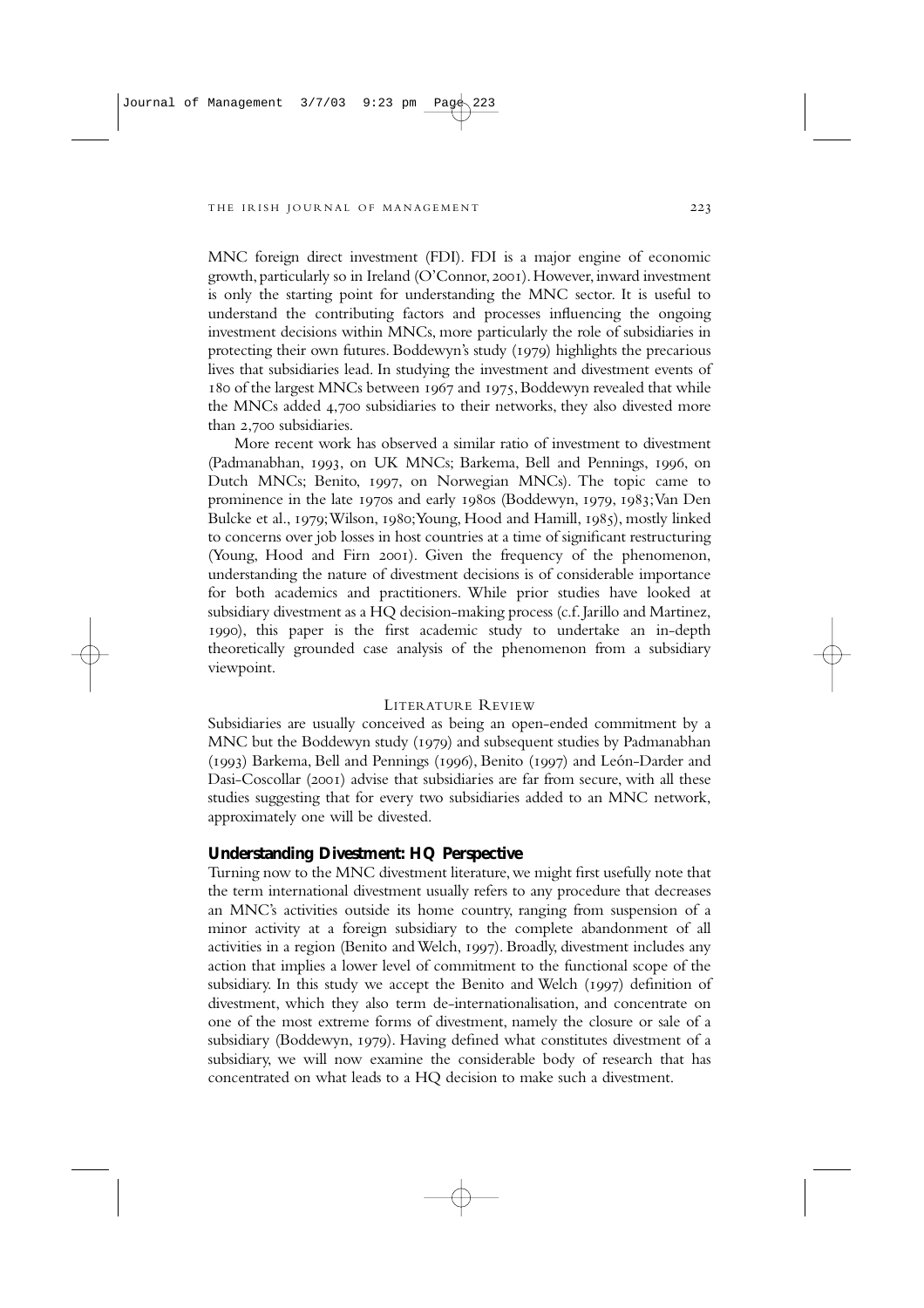MNC foreign direct investment (FDI). FDI is a major engine of economic growth, particularly so in Ireland (O'Connor, 2001). However, inward investment is only the starting point for understanding the MNC sector. It is useful to understand the contributing factors and processes influencing the ongoing investment decisions within MNCs, more particularly the role of subsidiaries in protecting their own futures. Boddewyn's study (1979) highlights the precarious lives that subsidiaries lead. In studying the investment and divestment events of 180 of the largest MNCs between 1967 and 1975, Boddewyn revealed that while the MNCs added 4,700 subsidiaries to their networks, they also divested more than 2,700 subsidiaries.

More recent work has observed a similar ratio of investment to divestment (Padmanabhan, 1993, on UK MNCs; Barkema, Bell and Pennings, 1996, on Dutch MNCs; Benito, 1997, on Norwegian MNCs). The topic came to prominence in the late 1970s and early 1980s (Boddewyn, 1979, 1983; Van Den Bulcke et al., 1979; Wilson, 1980; Young, Hood and Hamill, 1985), mostly linked to concerns over job losses in host countries at a time of significant restructuring (Young, Hood and Firn 2001). Given the frequency of the phenomenon, understanding the nature of divestment decisions is of considerable importance for both academics and practitioners. While prior studies have looked at subsidiary divestment as a HQ decision-making process (c.f. Jarillo and Martinez, 1990), this paper is the first academic study to undertake an in-depth theoretically grounded case analysis of the phenomenon from a subsidiary viewpoint.

## Literature Review

Subsidiaries are usually conceived as being an open-ended commitment by a MNC but the Boddewyn study (1979) and subsequent studies by Padmanabhan (1993) Barkema, Bell and Pennings (1996), Benito (1997) and León-Darder and Dasi-Coscollar (2001) advise that subsidiaries are far from secure, with all these studies suggesting that for every two subsidiaries added to an MNC network, approximately one will be divested.

### Understanding Divestment: HQ Perspective

Turning now to the MNC divestment literature, we might first usefully note that the term international divestment usually refers to any procedure that decreases an MNC's activities outside its home country, ranging from suspension of a minor activity at a foreign subsidiary to the complete abandonment of all activities in a region (Benito and Welch, 1997). Broadly, divestment includes any action that implies a lower level of commitment to the functional scope of the subsidiary. In this study we accept the Benito and Welch (1997) definition of divestment, which they also term de-internationalisation, and concentrate on one of the most extreme forms of divestment, namely the closure or sale of a subsidiary (Boddewyn, 1979). Having defined what constitutes divestment of a subsidiary, we will now examine the considerable body of research that has concentrated on what leads to a HQ decision to make such a divestment.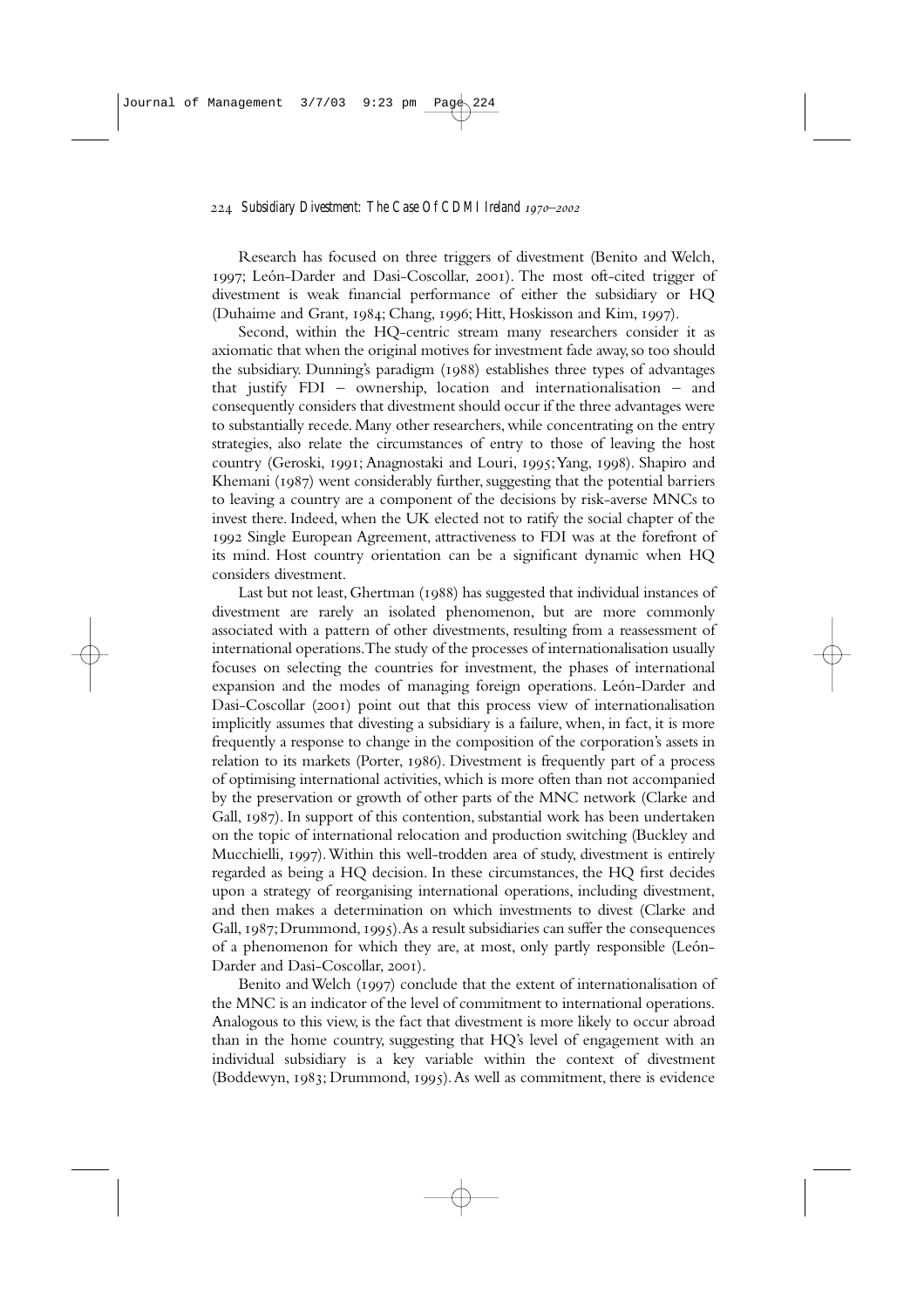Research has focused on three triggers of divestment (Benito and Welch, 1997; León-Darder and Dasi-Coscollar, 2001). The most oft-cited trigger of divestment is weak financial performance of either the subsidiary or HQ (Duhaime and Grant, 1984; Chang, 1996; Hitt, Hoskisson and Kim, 1997).

Second, within the HQ-centric stream many researchers consider it as axiomatic that when the original motives for investment fade away, so too should the subsidiary. Dunning's paradigm (1988) establishes three types of advantages that justify FDI – ownership, location and internationalisation – and consequently considers that divestment should occur if the three advantages were to substantially recede. Many other researchers, while concentrating on the entry strategies, also relate the circumstances of entry to those of leaving the host country (Geroski, 1991; Anagnostaki and Louri, 1995; Yang, 1998). Shapiro and Khemani (1987) went considerably further, suggesting that the potential barriers to leaving a country are a component of the decisions by risk-averse MNCs to invest there. Indeed, when the UK elected not to ratify the social chapter of the 1992 Single European Agreement, attractiveness to FDI was at the forefront of its mind. Host country orientation can be a significant dynamic when HQ considers divestment.

Last but not least, Ghertman (1988) has suggested that individual instances of divestment are rarely an isolated phenomenon, but are more commonly associated with a pattern of other divestments, resulting from a reassessment of international operations. The study of the processes of internationalisation usually focuses on selecting the countries for investment, the phases of international expansion and the modes of managing foreign operations. León-Darder and Dasi-Coscollar (2001) point out that this process view of internationalisation implicitly assumes that divesting a subsidiary is a failure, when, in fact, it is more frequently a response to change in the composition of the corporation's assets in relation to its markets (Porter, 1986). Divestment is frequently part of a process of optimising international activities, which is more often than not accompanied by the preservation or growth of other parts of the MNC network (Clarke and Gall, 1987). In support of this contention, substantial work has been undertaken on the topic of international relocation and production switching (Buckley and Mucchielli, 1997). Within this well-trodden area of study, divestment is entirely regarded as being a HQ decision. In these circumstances, the HQ first decides upon a strategy of reorganising international operations, including divestment, and then makes a determination on which investments to divest (Clarke and Gall, 1987; Drummond, 1995). As a result subsidiaries can suffer the consequences of a phenomenon for which they are, at most, only partly responsible (León-Darder and Dasi-Coscollar, 2001).

Benito and Welch (1997) conclude that the extent of internationalisation of the MNC is an indicator of the level of commitment to international operations. Analogous to this view, is the fact that divestment is more likely to occur abroad than in the home country, suggesting that HQ's level of engagement with an individual subsidiary is a key variable within the context of divestment (Boddewyn, 1983; Drummond, 1995). As well as commitment, there is evidence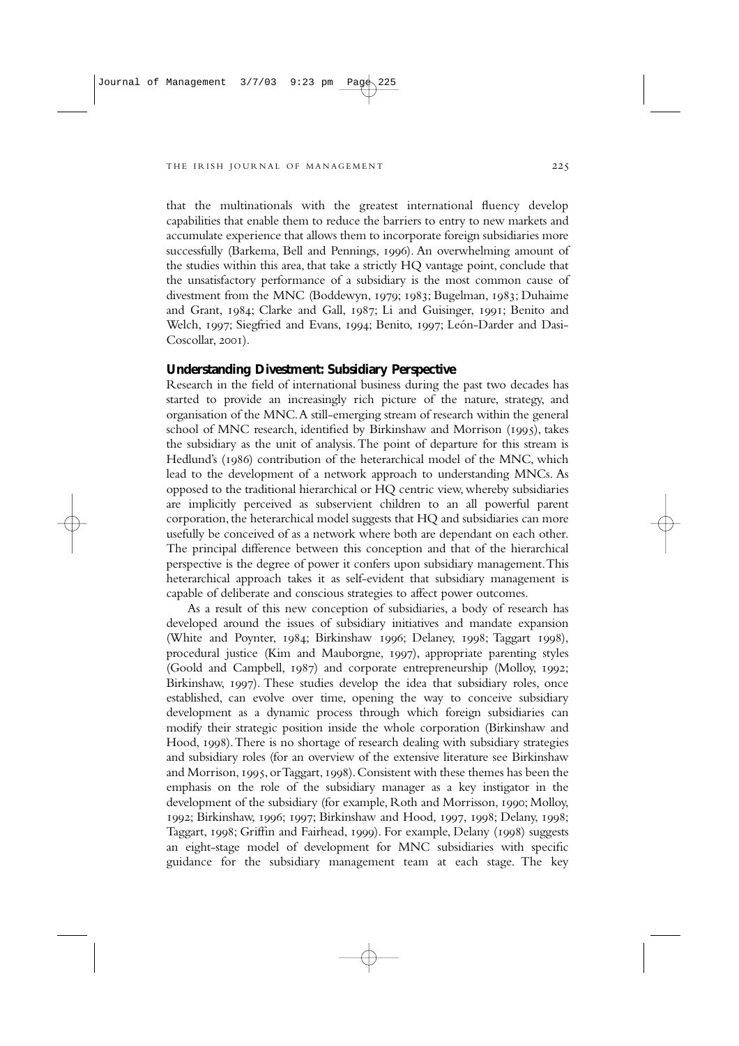that the multinationals with the greatest international fluency develop capabilities that enable them to reduce the barriers to entry to new markets and accumulate experience that allows them to incorporate foreign subsidiaries more successfully (Barkema, Bell and Pennings, 1996). An overwhelming amount of the studies within this area, that take a strictly HQ vantage point, conclude that the unsatisfactory performance of a subsidiary is the most common cause of divestment from the MNC (Boddewyn, 1979; 1983; Bugelman, 1983; Duhaime and Grant, 1984; Clarke and Gall, 1987; Li and Guisinger, 1991; Benito and Welch, 1997; Siegfried and Evans, 1994; Benito, 1997; León-Darder and Dasi-Coscollar, 2001).

### Understanding Divestment: Subsidiary Perspective

Research in the field of international business during the past two decades has started to provide an increasingly rich picture of the nature, strategy, and organisation of the MNC. A still-emerging stream of research within the general school of MNC research, identified by Birkinshaw and Morrison (1995), takes the subsidiary as the unit of analysis. The point of departure for this stream is Hedlund's (1986) contribution of the heterarchical model of the MNC, which lead to the development of a network approach to understanding MNCs. As opposed to the traditional hierarchical or HQ centric view, whereby subsidiaries are implicitly perceived as subservient children to an all powerful parent corporation, the heterarchical model suggests that HQ and subsidiaries can more usefully be conceived of as a network where both are dependant on each other. The principal difference between this conception and that of the hierarchical perspective is the degree of power it confers upon subsidiary management. This heterarchical approach takes it as self-evident that subsidiary management is capable of deliberate and conscious strategies to affect power outcomes.

As a result of this new conception of subsidiaries, a body of research has developed around the issues of subsidiary initiatives and mandate expansion (White and Poynter, 1984; Birkinshaw 1996; Delaney, 1998; Taggart 1998), procedural justice (Kim and Mauborgne, 1997), appropriate parenting styles (Goold and Campbell, 1987) and corporate entrepreneurship (Molloy, 1992; Birkinshaw, 1997). These studies develop the idea that subsidiary roles, once established, can evolve over time, opening the way to conceive subsidiary development as a dynamic process through which foreign subsidiaries can modify their strategic position inside the whole corporation (Birkinshaw and Hood, 1998). There is no shortage of research dealing with subsidiary strategies and subsidiary roles (for an overview of the extensive literature see Birkinshaw and Morrison, 1995, or Taggart, 1998). Consistent with these themes has been the emphasis on the role of the subsidiary manager as a key instigator in the development of the subsidiary (for example, Roth and Morrisson, 1990; Molloy, 1992; Birkinshaw, 1996; 1997; Birkinshaw and Hood, 1997, 1998; Delany, 1998; Taggart, 1998; Griffin and Fairhead, 1999). For example, Delany (1998) suggests an eight-stage model of development for MNC subsidiaries with specific guidance for the subsidiary management team at each stage. The key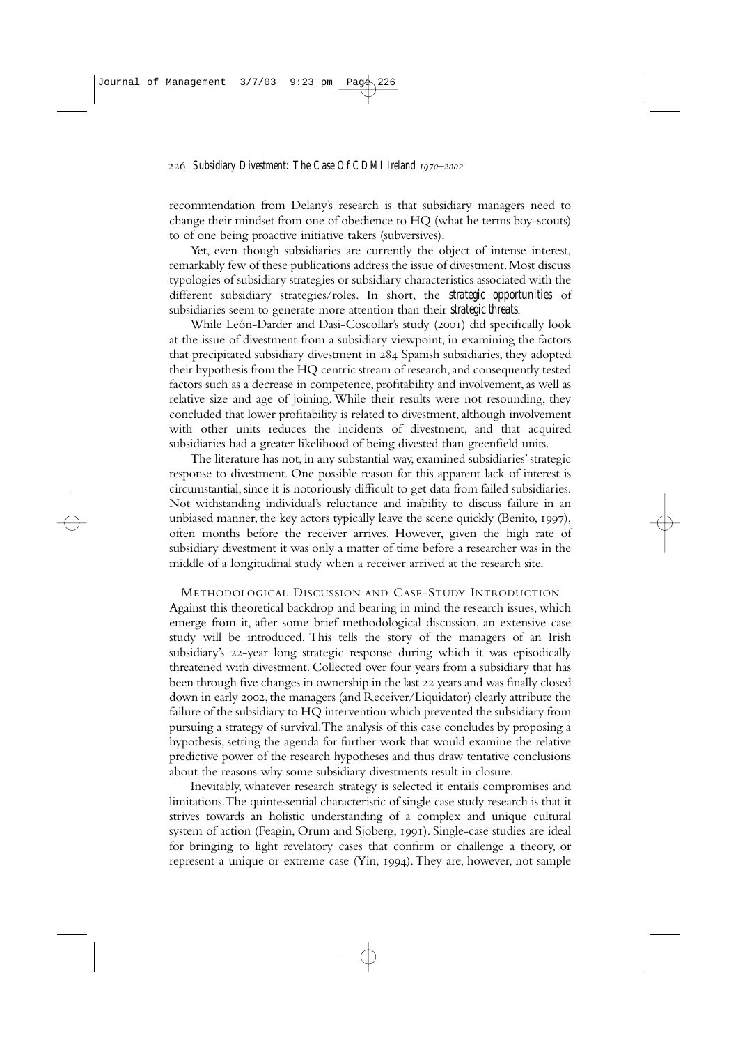recommendation from Delany's research is that subsidiary managers need to change their mindset from one of obedience to HQ (what he terms boy-scouts) to of one being proactive initiative takers (subversives).

Yet, even though subsidiaries are currently the object of intense interest, remarkably few of these publications address the issue of divestment. Most discuss typologies of subsidiary strategies or subsidiary characteristics associated with the different subsidiary strategies/roles. In short, the *strategic opportunities* of subsidiaries seem to generate more attention than their *strategic threats*.

While León-Darder and Dasi-Coscollar's study (2001) did specifically look at the issue of divestment from a subsidiary viewpoint, in examining the factors that precipitated subsidiary divestment in 284 Spanish subsidiaries, they adopted their hypothesis from the HQ centric stream of research, and consequently tested factors such as a decrease in competence, profitability and involvement, as well as relative size and age of joining. While their results were not resounding, they concluded that lower profitability is related to divestment, although involvement with other units reduces the incidents of divestment, and that acquired subsidiaries had a greater likelihood of being divested than greenfield units.

The literature has not, in any substantial way, examined subsidiaries' strategic response to divestment. One possible reason for this apparent lack of interest is circumstantial, since it is notoriously difficult to get data from failed subsidiaries. Not withstanding individual's reluctance and inability to discuss failure in an unbiased manner, the key actors typically leave the scene quickly (Benito, 1997), often months before the receiver arrives. However, given the high rate of subsidiary divestment it was only a matter of time before a researcher was in the middle of a longitudinal study when a receiver arrived at the research site.

## Methodological Discussion and Case-Study Introduction

Against this theoretical backdrop and bearing in mind the research issues, which emerge from it, after some brief methodological discussion, an extensive case study will be introduced. This tells the story of the managers of an Irish subsidiary's 22-year long strategic response during which it was episodically threatened with divestment. Collected over four years from a subsidiary that has been through five changes in ownership in the last 22 years and was finally closed down in early 2002, the managers (and Receiver/Liquidator) clearly attribute the failure of the subsidiary to HQ intervention which prevented the subsidiary from pursuing a strategy of survival. The analysis of this case concludes by proposing a hypothesis, setting the agenda for further work that would examine the relative predictive power of the research hypotheses and thus draw tentative conclusions about the reasons why some subsidiary divestments result in closure.

Inevitably, whatever research strategy is selected it entails compromises and limitations. The quintessential characteristic of single case study research is that it strives towards an holistic understanding of a complex and unique cultural system of action (Feagin, Orum and Sjoberg, 1991). Single-case studies are ideal for bringing to light revelatory cases that confirm or challenge a theory, or represent a unique or extreme case (Yin, 1994). They are, however, not sample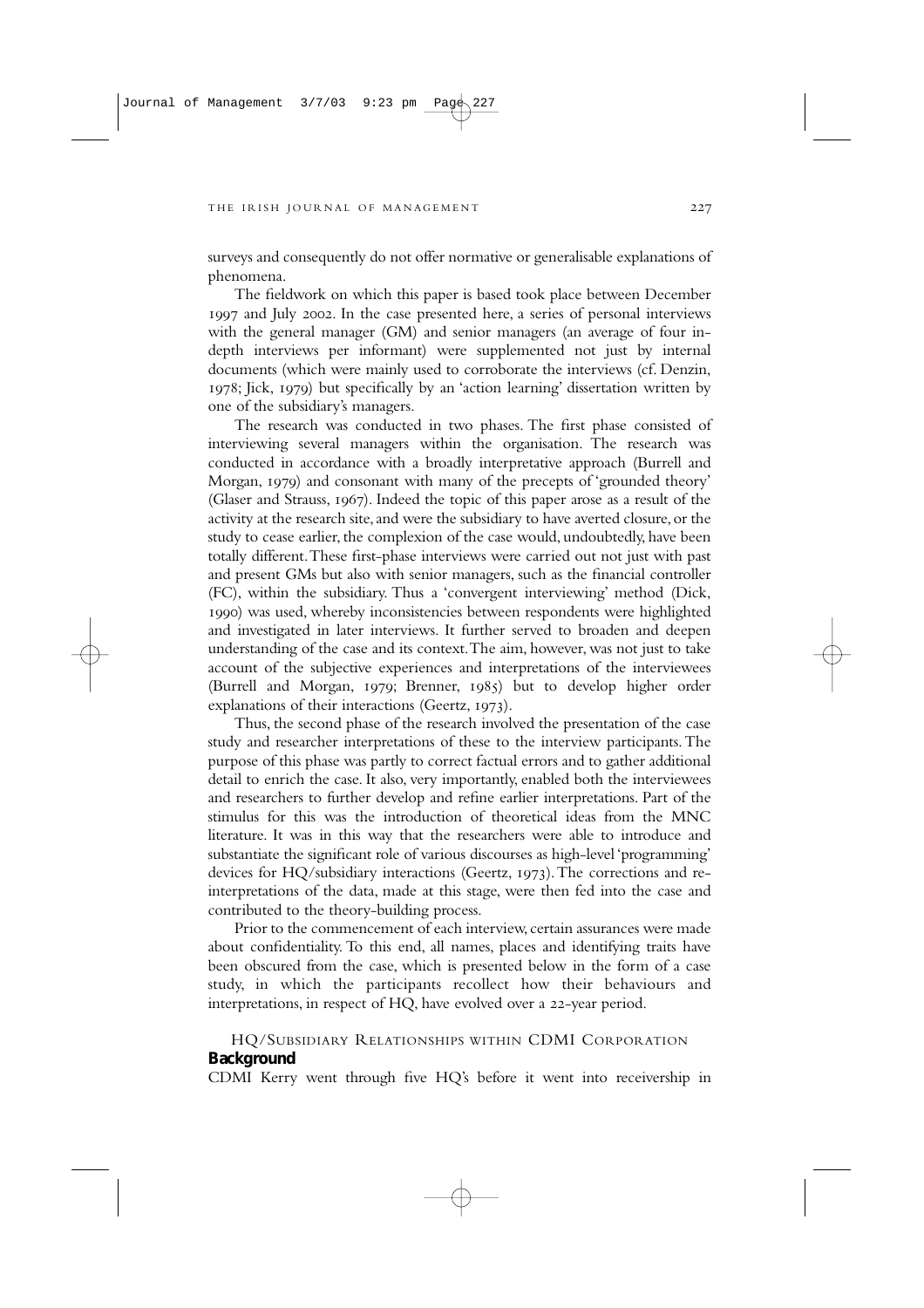surveys and consequently do not offer normative or generalisable explanations of phenomena.

The fieldwork on which this paper is based took place between December 1997 and July 2002. In the case presented here, a series of personal interviews with the general manager (GM) and senior managers (an average of four in-depth interviews per informant) were supplemented not just by internal documents (which were mainly used to corroborate the interviews (cf. Denzin, 1978; Jick, 1979) but specifically by an 'action learning' dissertation written by one of the subsidiary's managers.

The research was conducted in two phases. The first phase consisted of interviewing several managers within the organisation. The research was conducted in accordance with a broadly interpretative approach (Burrell and Morgan, 1979) and consonant with many of the precepts of 'grounded theory' (Glaser and Strauss, 1967). Indeed the topic of this paper arose as a result of the activity at the research site, and were the subsidiary to have averted closure, or the study to cease earlier, the complexion of the case would, undoubtedly, have been totally different. These first-phase interviews were carried out not just with past and present GMs but also with senior managers, such as the financial controller (FC), within the subsidiary. Thus a 'convergent interviewing' method (Dick, 1990) was used, whereby inconsistencies between respondents were highlighted and investigated in later interviews. It further served to broaden and deepen understanding of the case and its context. The aim, however, was not just to take account of the subjective experiences and interpretations of the interviewees (Burrell and Morgan, 1979; Brenner, 1985) but to develop higher order explanations of their interactions (Geertz, 1973).

Thus, the second phase of the research involved the presentation of the case study and researcher interpretations of these to the interview participants. The purpose of this phase was partly to correct factual errors and to gather additional detail to enrich the case. It also, very importantly, enabled both the interviewees and researchers to further develop and refine earlier interpretations. Part of the stimulus for this was the introduction of theoretical ideas from the MNC literature. It was in this way that the researchers were able to introduce and substantiate the significant role of various discourses as high-level 'programming' devices for HQ/subsidiary interactions (Geertz, 1973). The corrections and re-interpretations of the data, made at this stage, were then fed into the case and contributed to the theory-building process.

Prior to the commencement of each interview, certain assurances were made about confidentiality. To this end, all names, places and identifying traits have been obscured from the case, which is presented below in the form of a case study, in which the participants recollect how their behaviours and interpretations, in respect of HQ, have evolved over a 22-year period.

## HQ/Subsidiary Relationships within CDMI Corporation

### Background

CDMI Kerry went through five HQ's before it went into receivership in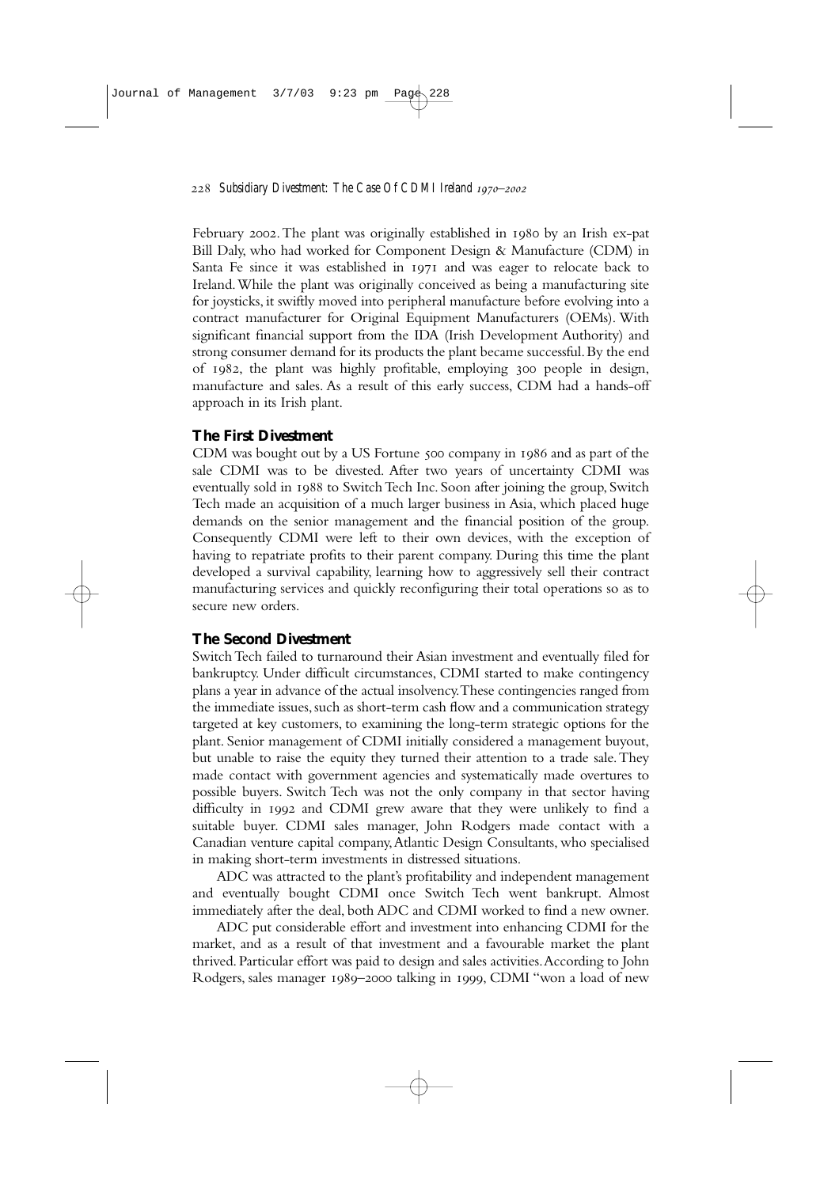February 2002. The plant was originally established in 1980 by an Irish ex-pat Bill Daly, who had worked for Component Design & Manufacture (CDM) in Santa Fe since it was established in 1971 and was eager to relocate back to Ireland. While the plant was originally conceived as being a manufacturing site for joysticks, it swiftly moved into peripheral manufacture before evolving into a contract manufacturer for Original Equipment Manufacturers (OEMs). With significant financial support from the IDA (Irish Development Authority) and strong consumer demand for its products the plant became successful. By the end of 1982, the plant was highly profitable, employing 300 people in design, manufacture and sales. As a result of this early success, CDM had a hands-off approach in its Irish plant.

## The First Divestment

CDM was bought out by a US Fortune 500 company in 1986 and as part of the sale CDMI was to be divested. After two years of uncertainty CDMI was eventually sold in 1988 to Switch Tech Inc. Soon after joining the group, Switch Tech made an acquisition of a much larger business in Asia, which placed huge demands on the senior management and the financial position of the group. Consequently CDMI were left to their own devices, with the exception of having to repatriate profits to their parent company. During this time the plant developed a survival capability, learning how to aggressively sell their contract manufacturing services and quickly reconfiguring their total operations so as to secure new orders.

## The Second Divestment

Switch Tech failed to turnaround their Asian investment and eventually filed for bankruptcy. Under difficult circumstances, CDMI started to make contingency plans a year in advance of the actual insolvency. These contingencies ranged from the immediate issues, such as short-term cash flow and a communication strategy targeted at key customers, to examining the long-term strategic options for the plant. Senior management of CDMI initially considered a management buyout, but unable to raise the equity they turned their attention to a trade sale. They made contact with government agencies and systematically made overtures to possible buyers. Switch Tech was not the only company in that sector having difficulty in 1992 and CDMI grew aware that they were unlikely to find a suitable buyer. CDMI sales manager, John Rodgers made contact with a Canadian venture capital company, Atlantic Design Consultants, who specialised in making short-term investments in distressed situations.

ADC was attracted to the plant's profitability and independent management and eventually bought CDMI once Switch Tech went bankrupt. Almost immediately after the deal, both ADC and CDMI worked to find a new owner.

ADC put considerable effort and investment into enhancing CDMI for the market, and as a result of that investment and a favourable market the plant thrived. Particular effort was paid to design and sales activities. According to John Rodgers, sales manager 1989–2000 talking in 1999, CDMI "won a load of new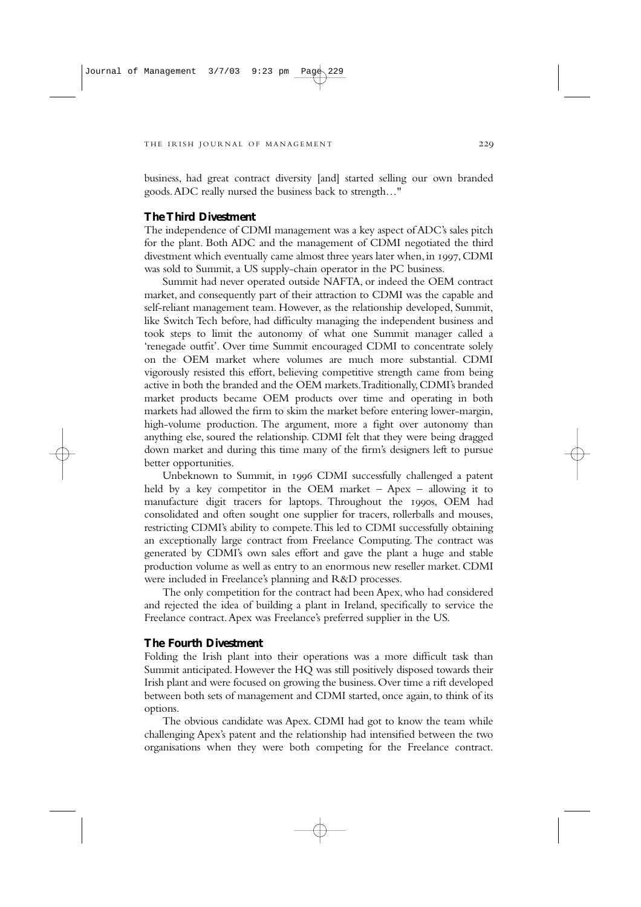business, had great contract diversity [and] started selling our own branded goods. ADC really nursed the business back to strength…"

## The Third Divestment

The independence of CDMI management was a key aspect of ADC's sales pitch for the plant. Both ADC and the management of CDMI negotiated the third divestment which eventually came almost three years later when, in 1997, CDMI was sold to Summit, a US supply-chain operator in the PC business.

Summit had never operated outside NAFTA, or indeed the OEM contract market, and consequently part of their attraction to CDMI was the capable and self-reliant management team. However, as the relationship developed, Summit, like Switch Tech before, had difficulty managing the independent business and took steps to limit the autonomy of what one Summit manager called a 'renegade outfit'. Over time Summit encouraged CDMI to concentrate solely on the OEM market where volumes are much more substantial. CDMI vigorously resisted this effort, believing competitive strength came from being active in both the branded and the OEM markets. Traditionally, CDMI's branded market products became OEM products over time and operating in both markets had allowed the firm to skim the market before entering lower-margin, high-volume production. The argument, more a fight over autonomy than anything else, soured the relationship. CDMI felt that they were being dragged down market and during this time many of the firm's designers left to pursue better opportunities.

Unbeknown to Summit, in 1996 CDMI successfully challenged a patent held by a key competitor in the OEM market – Apex – allowing it to manufacture digit tracers for laptops. Throughout the 1990s, OEM had consolidated and often sought one supplier for tracers, rollerballs and mouses, restricting CDMI's ability to compete. This led to CDMI successfully obtaining an exceptionally large contract from Freelance Computing. The contract was generated by CDMI's own sales effort and gave the plant a huge and stable production volume as well as entry to an enormous new reseller market. CDMI were included in Freelance's planning and R&D processes.

The only competition for the contract had been Apex, who had considered and rejected the idea of building a plant in Ireland, specifically to service the Freelance contract. Apex was Freelance's preferred supplier in the US.

## The Fourth Divestment

Folding the Irish plant into their operations was a more difficult task than Summit anticipated. However the HQ was still positively disposed towards their Irish plant and were focused on growing the business. Over time a rift developed between both sets of management and CDMI started, once again, to think of its options.

The obvious candidate was Apex. CDMI had got to know the team while challenging Apex's patent and the relationship had intensified between the two organisations when they were both competing for the Freelance contract.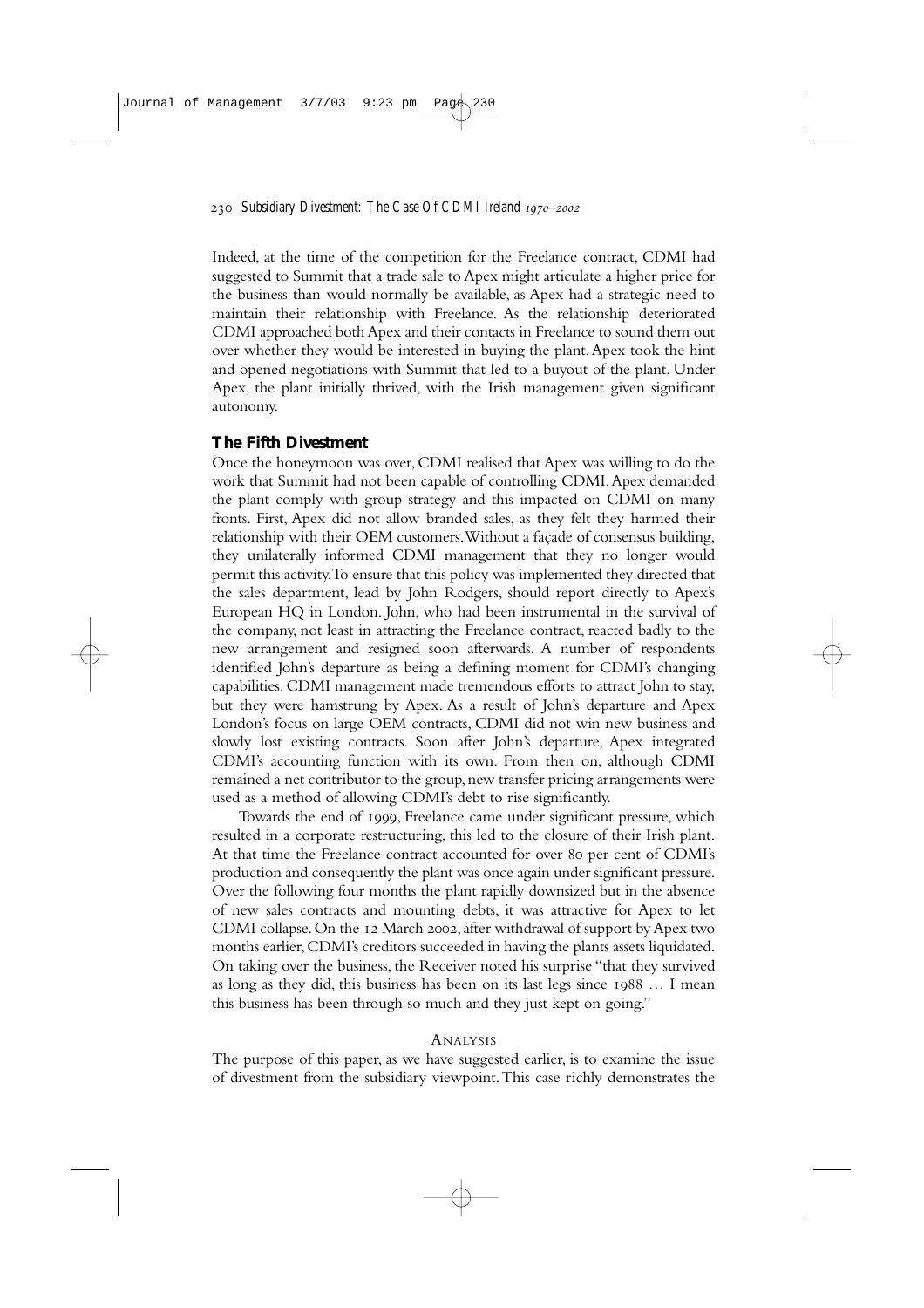Indeed, at the time of the competition for the Freelance contract, CDMI had suggested to Summit that a trade sale to Apex might articulate a higher price for the business than would normally be available, as Apex had a strategic need to maintain their relationship with Freelance. As the relationship deteriorated CDMI approached both Apex and their contacts in Freelance to sound them out over whether they would be interested in buying the plant. Apex took the hint and opened negotiations with Summit that led to a buyout of the plant. Under Apex, the plant initially thrived, with the Irish management given significant autonomy.

### The Fifth Divestment

Once the honeymoon was over, CDMI realised that Apex was willing to do the work that Summit had not been capable of controlling CDMI. Apex demanded the plant comply with group strategy and this impacted on CDMI on many fronts. First, Apex did not allow branded sales, as they felt they harmed their relationship with their OEM customers. Without a façade of consensus building, they unilaterally informed CDMI management that they no longer would permit this activity. To ensure that this policy was implemented they directed that the sales department, lead by John Rodgers, should report directly to Apex's European HQ in London. John, who had been instrumental in the survival of the company, not least in attracting the Freelance contract, reacted badly to the new arrangement and resigned soon afterwards. A number of respondents identified John's departure as being a defining moment for CDMI's changing capabilities. CDMI management made tremendous efforts to attract John to stay, but they were hamstrung by Apex. As a result of John's departure and Apex London's focus on large OEM contracts, CDMI did not win new business and slowly lost existing contracts. Soon after John's departure, Apex integrated CDMI's accounting function with its own. From then on, although CDMI remained a net contributor to the group, new transfer pricing arrangements were used as a method of allowing CDMI's debt to rise significantly.

Towards the end of 1999, Freelance came under significant pressure, which resulted in a corporate restructuring, this led to the closure of their Irish plant. At that time the Freelance contract accounted for over 80 per cent of CDMI's production and consequently the plant was once again under significant pressure. Over the following four months the plant rapidly downsized but in the absence of new sales contracts and mounting debts, it was attractive for Apex to let CDMI collapse. On the 12 March 2002, after withdrawal of support by Apex two months earlier, CDMI's creditors succeeded in having the plants assets liquidated. On taking over the business, the Receiver noted his surprise "that they survived as long as they did, this business has been on its last legs since 1988 … I mean this business has been through so much and they just kept on going."

## Analysis

The purpose of this paper, as we have suggested earlier, is to examine the issue of divestment from the subsidiary viewpoint. This case richly demonstrates the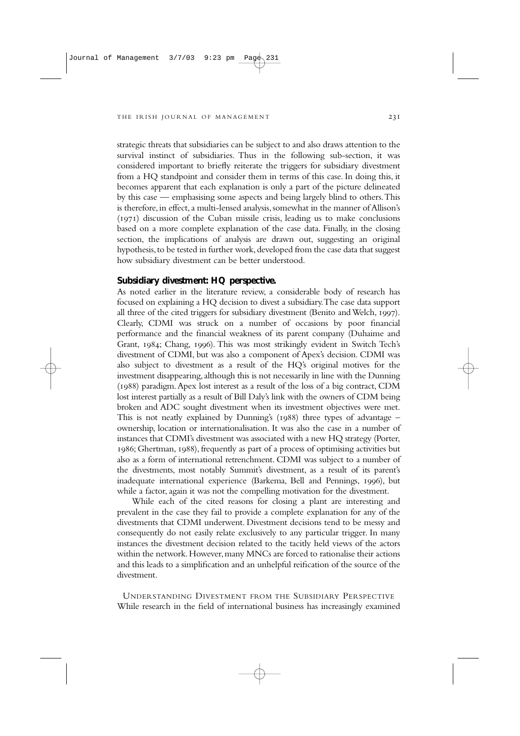strategic threats that subsidiaries can be subject to and also draws attention to the survival instinct of subsidiaries. Thus in the following sub-section, it was considered important to briefly reiterate the triggers for subsidiary divestment from a HQ standpoint and consider them in terms of this case. In doing this, it becomes apparent that each explanation is only a part of the picture delineated by this case — emphasising some aspects and being largely blind to others. This is therefore, in effect, a multi-lensed analysis, somewhat in the manner of Allison's (1971) discussion of the Cuban missile crisis, leading us to make conclusions based on a more complete explanation of the case data. Finally, in the closing section, the implications of analysis are drawn out, suggesting an original hypothesis, to be tested in further work, developed from the case data that suggest how subsidiary divestment can be better understood.

### Subsidiary divestment: HQ perspective.

As noted earlier in the literature review, a considerable body of research has focused on explaining a HQ decision to divest a subsidiary. The case data support all three of the cited triggers for subsidiary divestment (Benito and Welch, 1997). Clearly, CDMI was struck on a number of occasions by poor financial performance and the financial weakness of its parent company (Duhaime and Grant, 1984; Chang, 1996). This was most strikingly evident in Switch Tech's divestment of CDMI, but was also a component of Apex's decision. CDMI was also subject to divestment as a result of the HQ's original motives for the investment disappearing, although this is not necessarily in line with the Dunning (1988) paradigm. Apex lost interest as a result of the loss of a big contract, CDM lost interest partially as a result of Bill Daly's link with the owners of CDM being broken and ADC sought divestment when its investment objectives were met. This is not neatly explained by Dunning's (1988) three types of advantage – ownership, location or internationalisation. It was also the case in a number of instances that CDMI's divestment was associated with a new HQ strategy (Porter, 1986; Ghertman, 1988), frequently as part of a process of optimising activities but also as a form of international retrenchment. CDMI was subject to a number of the divestments, most notably Summit's divestment, as a result of its parent's inadequate international experience (Barkema, Bell and Pennings, 1996), but while a factor, again it was not the compelling motivation for the divestment.

While each of the cited reasons for closing a plant are interesting and prevalent in the case they fail to provide a complete explanation for any of the divestments that CDMI underwent. Divestment decisions tend to be messy and consequently do not easily relate exclusively to any particular trigger. In many instances the divestment decision related to the tacitly held views of the actors within the network. However, many MNCs are forced to rationalise their actions and this leads to a simplification and an unhelpful reification of the source of the divestment.

## Understanding Divestment from the Subsidiary Perspective

While research in the field of international business has increasingly examined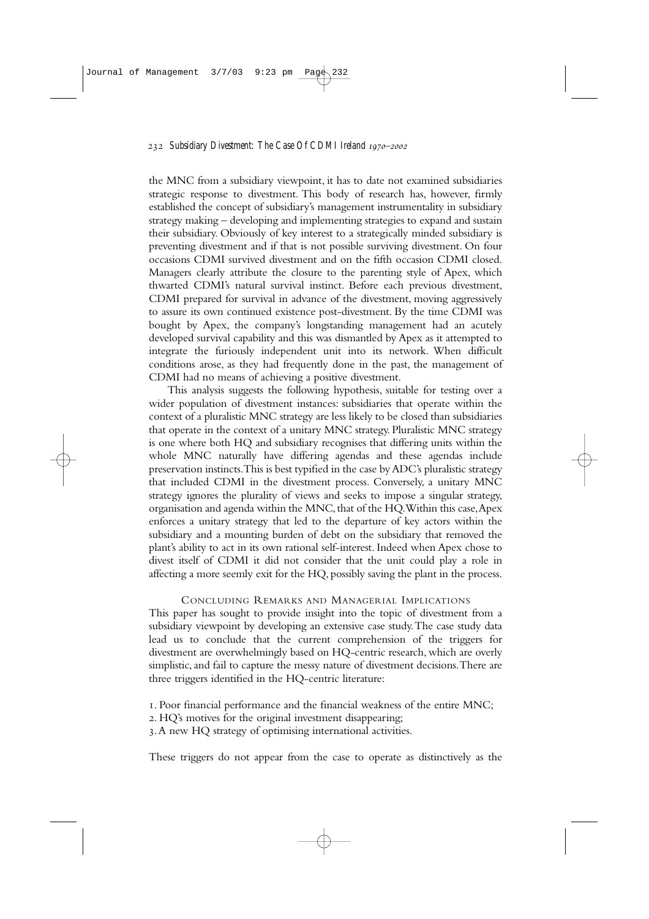the MNC from a subsidiary viewpoint, it has to date not examined subsidiaries strategic response to divestment. This body of research has, however, firmly established the concept of subsidiary's management instrumentality in subsidiary strategy making – developing and implementing strategies to expand and sustain their subsidiary. Obviously of key interest to a strategically minded subsidiary is preventing divestment and if that is not possible surviving divestment. On four occasions CDMI survived divestment and on the fifth occasion CDMI closed. Managers clearly attribute the closure to the parenting style of Apex, which thwarted CDMI's natural survival instinct. Before each previous divestment, CDMI prepared for survival in advance of the divestment, moving aggressively to assure its own continued existence post-divestment. By the time CDMI was bought by Apex, the company's longstanding management had an acutely developed survival capability and this was dismantled by Apex as it attempted to integrate the furiously independent unit into its network. When difficult conditions arose, as they had frequently done in the past, the management of CDMI had no means of achieving a positive divestment.

This analysis suggests the following hypothesis, suitable for testing over a wider population of divestment instances: subsidiaries that operate within the context of a pluralistic MNC strategy are less likely to be closed than subsidiaries that operate in the context of a unitary MNC strategy. Pluralistic MNC strategy is one where both HQ and subsidiary recognises that differing units within the whole MNC naturally have differing agendas and these agendas include preservation instincts. This is best typified in the case by ADC's pluralistic strategy that included CDMI in the divestment process. Conversely, a unitary MNC strategy ignores the plurality of views and seeks to impose a singular strategy, organisation and agenda within the MNC, that of the HQ. Within this case, Apex enforces a unitary strategy that led to the departure of key actors within the subsidiary and a mounting burden of debt on the subsidiary that removed the plant's ability to act in its own rational self-interest. Indeed when Apex chose to divest itself of CDMI it did not consider that the unit could play a role in affecting a more seemly exit for the HQ, possibly saving the plant in the process.

## Concluding Remarks and Managerial Implications

This paper has sought to provide insight into the topic of divestment from a subsidiary viewpoint by developing an extensive case study. The case study data lead us to conclude that the current comprehension of the triggers for divestment are overwhelmingly based on HQ-centric research, which are overly simplistic, and fail to capture the messy nature of divestment decisions. There are three triggers identified in the HQ-centric literature:

1. Poor financial performance and the financial weakness of the entire MNC;
2. HQ's motives for the original investment disappearing;
3. A new HQ strategy of optimising international activities.

These triggers do not appear from the case to operate as distinctively as the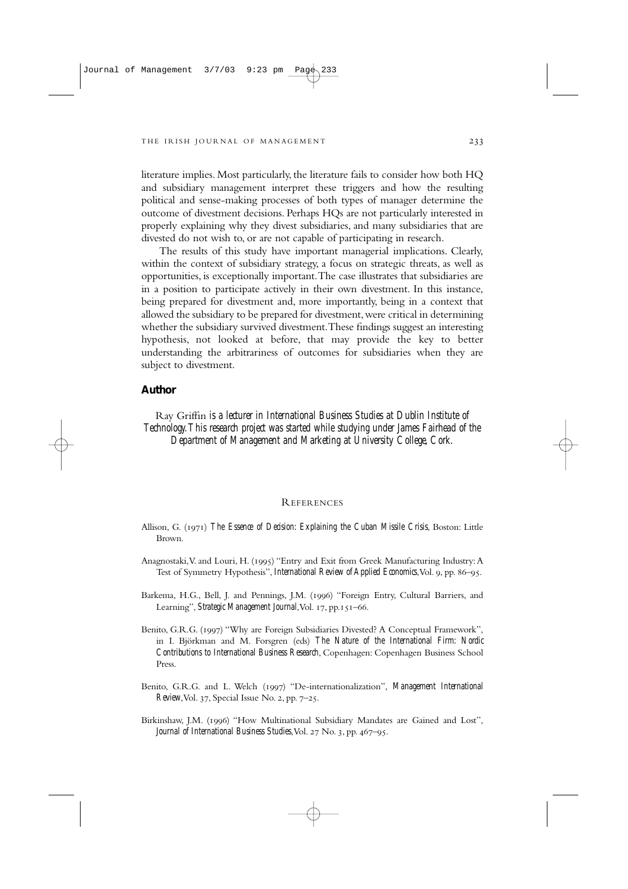literature implies. Most particularly, the literature fails to consider how both HQ and subsidiary management interpret these triggers and how the resulting political and sense-making processes of both types of manager determine the outcome of divestment decisions. Perhaps HQs are not particularly interested in properly explaining why they divest subsidiaries, and many subsidiaries that are divested do not wish to, or are not capable of participating in research.

The results of this study have important managerial implications. Clearly, within the context of subsidiary strategy, a focus on strategic threats, as well as opportunities, is exceptionally important. The case illustrates that subsidiaries are in a position to participate actively in their own divestment. In this instance, being prepared for divestment and, more importantly, being in a context that allowed the subsidiary to be prepared for divestment, were critical in determining whether the subsidiary survived divestment. These findings suggest an interesting hypothesis, not looked at before, that may provide the key to better understanding the arbitrariness of outcomes for subsidiaries when they are subject to divestment.

## Author

Ray Griffin *is a lecturer in International Business Studies at Dublin Institute of Technology. This research project was started while studying under James Fairhead of the Department of Management and Marketing at University College, Cork.*

## References

Allison, G. (1971) *The Essence of Decision: Explaining the Cuban Missile Crisis*, Boston: Little Brown.

Anagnostaki, V. and Louri, H. (1995) "Entry and Exit from Greek Manufacturing Industry: A Test of Symmetry Hypothesis", *International Review of Applied Economics*, Vol. 9, pp. 86–95.

Barkema, H.G., Bell, J. and Pennings, J.M. (1996) "Foreign Entry, Cultural Barriers, and Learning", *Strategic Management Journal*, Vol. 17, pp.151–66.

Benito, G.R.G. (1997) "Why are Foreign Subsidiaries Divested? A Conceptual Framework", in I. Björkman and M. Forsgren (eds) *The Nature of the International Firm: Nordic Contributions to International Business Research*, Copenhagen: Copenhagen Business School Press.

Benito, G.R.G. and L. Welch (1997) "De-internationalization", *Management International Review*, Vol. 37, Special Issue No. 2, pp. 7–25.

Birkinshaw, J.M. (1996) "How Multinational Subsidiary Mandates are Gained and Lost", *Journal of International Business Studies*, Vol. 27 No. 3, pp. 467–95.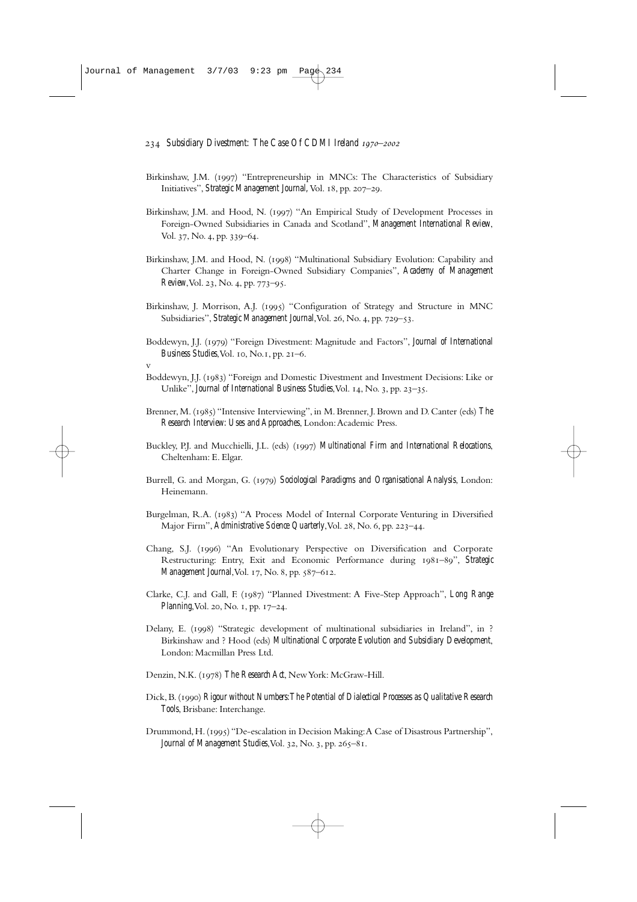Birkinshaw, J.M. (1997) "Entrepreneurship in MNCs: The Characteristics of Subsidiary Initiatives", *Strategic Management Journal*, Vol. 18, pp. 207–29.

Birkinshaw, J.M. and Hood, N. (1997) "An Empirical Study of Development Processes in Foreign-Owned Subsidiaries in Canada and Scotland", *Management International Review*, Vol. 37, No. 4, pp. 339–64.

Birkinshaw, J.M. and Hood, N. (1998) "Multinational Subsidiary Evolution: Capability and Charter Change in Foreign-Owned Subsidiary Companies", *Academy of Management Review*, Vol. 23, No. 4, pp. 773–95.

Birkinshaw, J. Morrison, A.J. (1995) "Configuration of Strategy and Structure in MNC Subsidiaries", *Strategic Management Journal*, Vol. 26, No. 4, pp. 729–53.

Boddewyn, J.J. (1979) "Foreign Divestment: Magnitude and Factors", *Journal of International Business Studies*, Vol. 10, No. 1, pp. 21–6.

v

Boddewyn, J.J. (1983) "Foreign and Domestic Divestment and Investment Decisions: Like or Unlike", *Journal of International Business Studies*, Vol. 14, No. 3, pp. 23–35.

Brenner, M. (1985) "Intensive Interviewing", in M. Brenner, J. Brown and D. Canter (eds) *The Research Interview: Uses and Approaches*, London: Academic Press.

Buckley, P.J. and Mucchielli, J.L. (eds) (1997) *Multinational Firm and International Relocations*, Cheltenham: E. Elgar.

Burrell, G. and Morgan, G. (1979) *Sociological Paradigms and Organisational Analysis*, London: Heinemann.

Burgelman, R.A. (1983) "A Process Model of Internal Corporate Venturing in Diversified Major Firm", *Administrative Science Quarterly*, Vol. 28, No. 6, pp. 223–44.

Chang, S.J. (1996) "An Evolutionary Perspective on Diversification and Corporate Restructuring: Entry, Exit and Economic Performance during 1981–89", *Strategic Management Journal*, Vol. 17, No. 8, pp. 587–612.

Clarke, C.J. and Gall, F. (1987) "Planned Divestment: A Five-Step Approach", *Long Range Planning*, Vol. 20, No. 1, pp. 17–24.

Delany, E. (1998) "Strategic development of multinational subsidiaries in Ireland", in ? Birkinshaw and ? Hood (eds) *Multinational Corporate Evolution and Subsidiary Development*, London: Macmillan Press Ltd.

Denzin, N.K. (1978) *The Research Act*, New York: McGraw-Hill.

Dick, B. (1990) *Rigour without Numbers: The Potential of Dialectical Processes as Qualitative Research Tools*, Brisbane: Interchange.

Drummond, H. (1995) "De-escalation in Decision Making: A Case of Disastrous Partnership", *Journal of Management Studies*, Vol. 32, No. 3, pp. 265–81.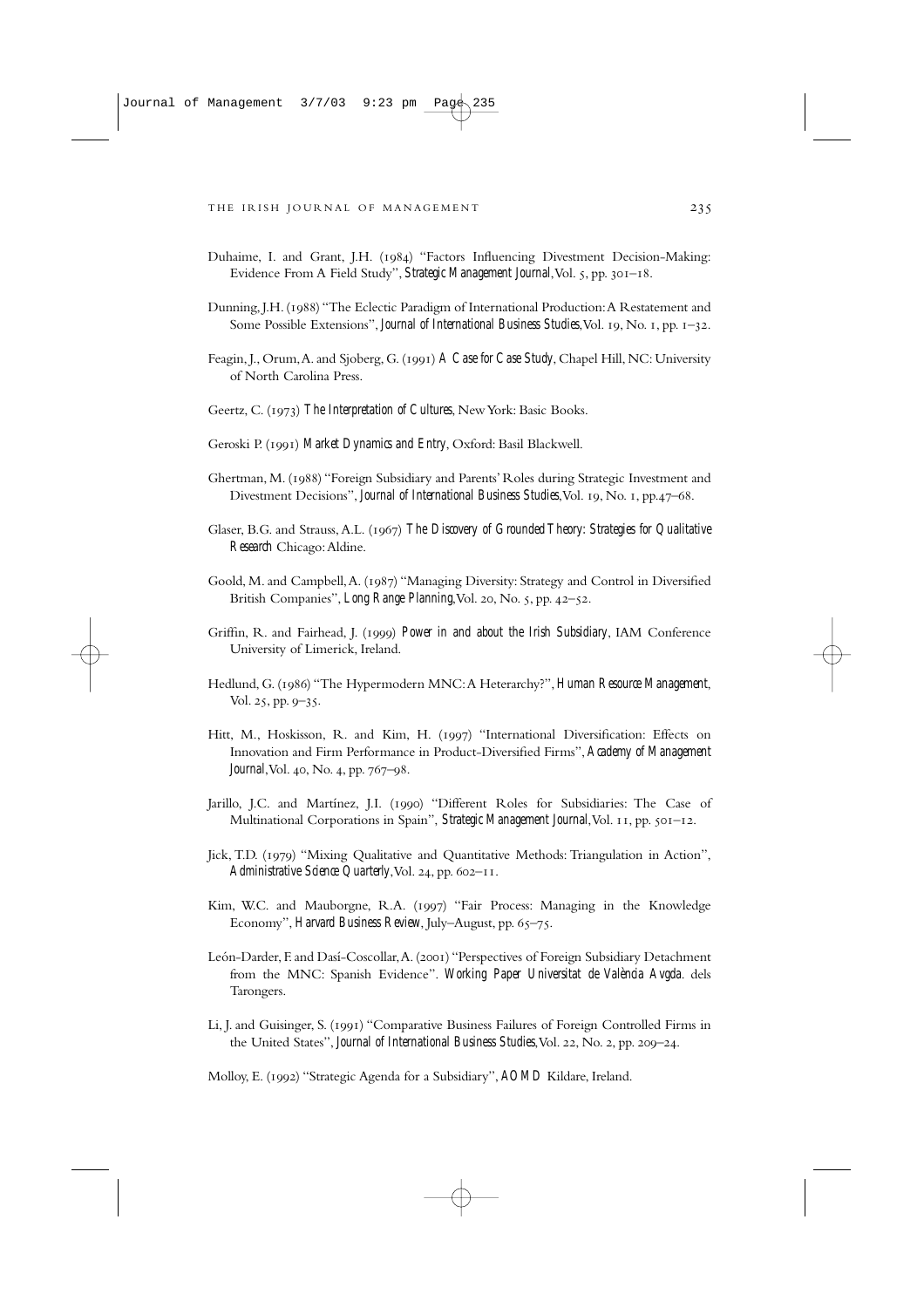Duhaime, I. and Grant, J.H. (1984) "Factors Influencing Divestment Decision-Making: Evidence From A Field Study", *Strategic Management Journal*, Vol. 5, pp. 301–18.

Dunning, J.H. (1988) "The Eclectic Paradigm of International Production: A Restatement and Some Possible Extensions", *Journal of International Business Studies*, Vol. 19, No. 1, pp. 1–32.

Feagin, J., Orum, A. and Sjoberg, G. (1991) *A Case for Case Study*, Chapel Hill, NC: University of North Carolina Press.

Geertz, C. (1973) *The Interpretation of Cultures*, New York: Basic Books.

Geroski P. (1991) *Market Dynamics and Entry*, Oxford: Basil Blackwell.

Ghertman, M. (1988) "Foreign Subsidiary and Parents' Roles during Strategic Investment and Divestment Decisions", *Journal of International Business Studies*, Vol. 19, No. 1, pp.47–68.

Glaser, B.G. and Strauss, A.L. (1967) *The Discovery of Grounded Theory: Strategies for Qualitative Research* Chicago: Aldine.

Goold, M. and Campbell, A. (1987) "Managing Diversity: Strategy and Control in Diversified British Companies", *Long Range Planning*, Vol. 20, No. 5, pp. 42–52.

Griffin, R. and Fairhead, J. (1999) *Power in and about the Irish Subsidiary*, IAM Conference University of Limerick, Ireland.

Hedlund, G. (1986) "The Hypermodern MNC: A Heterarchy?", *Human Resource Management*, Vol. 25, pp. 9–35.

Hitt, M., Hoskisson, R. and Kim, H. (1997) "International Diversification: Effects on Innovation and Firm Performance in Product-Diversified Firms", *Academy of Management Journal*, Vol. 40, No. 4, pp. 767–98.

Jarillo, J.C. and Martínez, J.I. (1990) "Different Roles for Subsidiaries: The Case of Multinational Corporations in Spain", *Strategic Management Journal*, Vol. 11, pp. 501–12.

Jick, T.D. (1979) "Mixing Qualitative and Quantitative Methods: Triangulation in Action", *Administrative Science Quarterly*, Vol. 24, pp. 602–11.

Kim, W.C. and Mauborgne, R.A. (1997) "Fair Process: Managing in the Knowledge Economy", *Harvard Business Review*, July–August, pp. 65–75.

León-Darder, F. and Dasí-Coscollar, A. (2001) "Perspectives of Foreign Subsidiary Detachment from the MNC: Spanish Evidence". *Working Paper Universitat de València Avgda.* dels Tarongers.

Li, J. and Guisinger, S. (1991) "Comparative Business Failures of Foreign Controlled Firms in the United States", *Journal of International Business Studies*, Vol. 22, No. 2, pp. 209–24.

Molloy, E. (1992) "Strategic Agenda for a Subsidiary", *AOMD* Kildare, Ireland.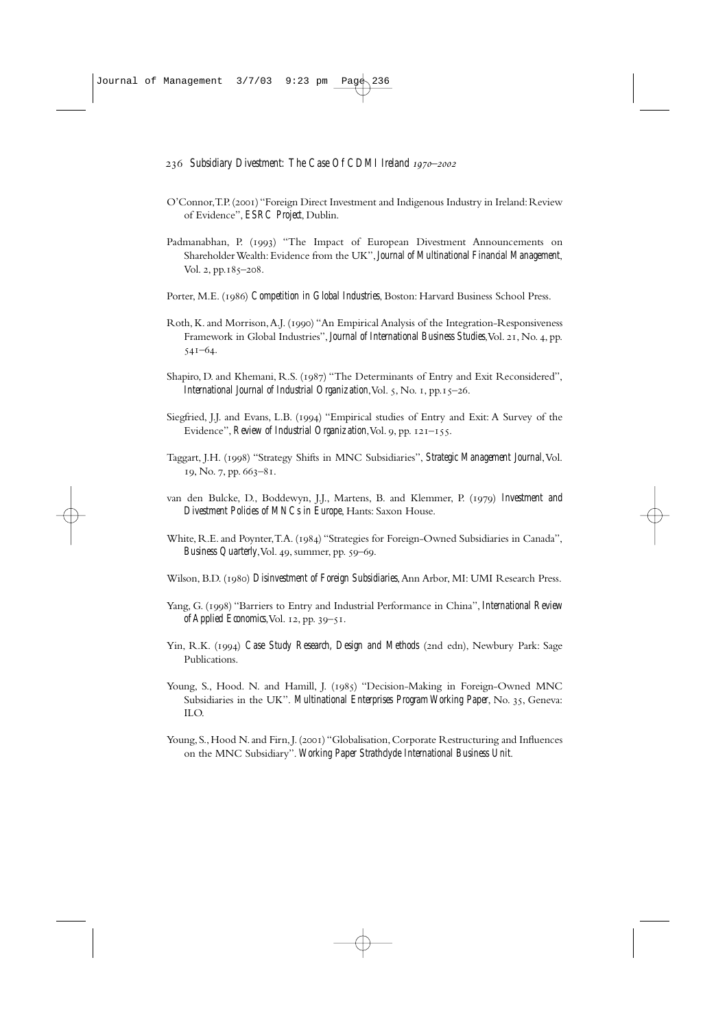O'Connor, T.P. (2001) "Foreign Direct Investment and Indigenous Industry in Ireland: Review of Evidence", *ESRC Project*, Dublin.

Padmanabhan, P. (1993) "The Impact of European Divestment Announcements on Shareholder Wealth: Evidence from the UK", *Journal of Multinational Financial Management*, Vol. 2, pp.185–208.

Porter, M.E. (1986) *Competition in Global Industries*, Boston: Harvard Business School Press.

Roth, K. and Morrison, A.J. (1990) "An Empirical Analysis of the Integration-Responsiveness Framework in Global Industries", *Journal of International Business Studies*, Vol. 21, No. 4, pp. 541–64.

Shapiro, D. and Khemani, R.S. (1987) "The Determinants of Entry and Exit Reconsidered", *International Journal of Industrial Organization*, Vol. 5, No. 1, pp.15–26.

Siegfried, J.J. and Evans, L.B. (1994) "Empirical studies of Entry and Exit: A Survey of the Evidence", *Review of Industrial Organization*, Vol. 9, pp. 121–155.

Taggart, J.H. (1998) "Strategy Shifts in MNC Subsidiaries", *Strategic Management Journal*, Vol. 19, No. 7, pp. 663–81.

van den Bulcke, D., Boddewyn, J.J., Martens, B. and Klemmer, P. (1979) *Investment and Divestment Policies of MNCs in Europe*, Hants: Saxon House.

White, R.E. and Poynter, T.A. (1984) "Strategies for Foreign-Owned Subsidiaries in Canada", *Business Quarterly*, Vol. 49, summer, pp. 59–69.

Wilson, B.D. (1980) *Disinvestment of Foreign Subsidiaries*, Ann Arbor, MI: UMI Research Press.

Yang, G. (1998) "Barriers to Entry and Industrial Performance in China", *International Review of Applied Economics*, Vol. 12, pp. 39–51.

Yin, R.K. (1994) *Case Study Research, Design and Methods* (2nd edn), Newbury Park: Sage Publications.

Young, S., Hood. N. and Hamill, J. (1985) "Decision-Making in Foreign-Owned MNC Subsidiaries in the UK". *Multinational Enterprises Program Working Paper*, No. 35, Geneva: ILO.

Young, S., Hood N. and Firn, J. (2001) "Globalisation, Corporate Restructuring and Influences on the MNC Subsidiary". *Working Paper Strathclyde International Business Unit*.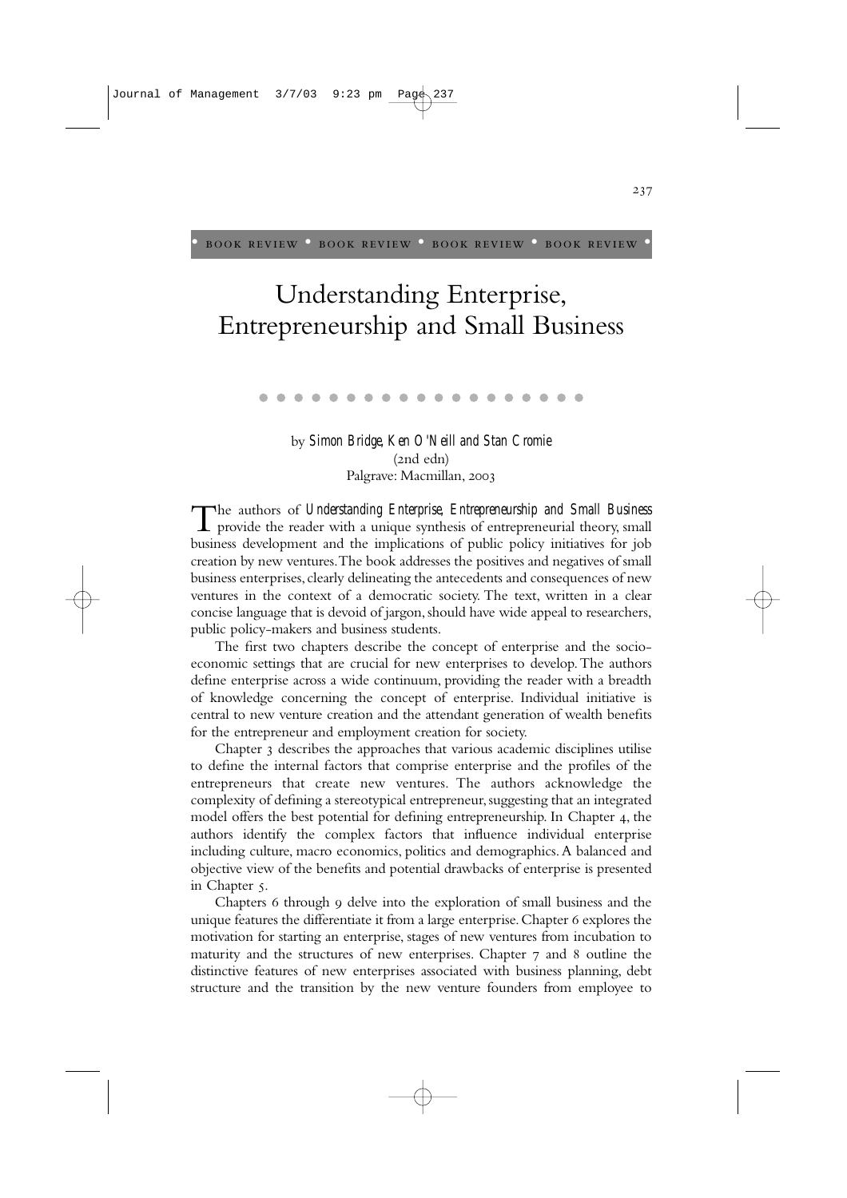BOOK REVIEW • BOOK REVIEW • BOOK REVIEW • BOOK REVIEW

# Understanding Enterprise, Entrepreneurship and Small Business

by *Simon Bridge, Ken O'Neill and Stan Cromie*
(2nd edn)
Palgrave: Macmillan, 2003

The authors of *Understanding Enterprise, Entrepreneurship and Small Business* provide the reader with a unique synthesis of entrepreneurial theory, small business development and the implications of public policy initiatives for job creation by new ventures. The book addresses the positives and negatives of small business enterprises, clearly delineating the antecedents and consequences of new ventures in the context of a democratic society. The text, written in a clear concise language that is devoid of jargon, should have wide appeal to researchers, public policy-makers and business students.

The first two chapters describe the concept of enterprise and the socio-economic settings that are crucial for new enterprises to develop. The authors define enterprise across a wide continuum, providing the reader with a breadth of knowledge concerning the concept of enterprise. Individual initiative is central to new venture creation and the attendant generation of wealth benefits for the entrepreneur and employment creation for society.

Chapter 3 describes the approaches that various academic disciplines utilise to define the internal factors that comprise enterprise and the profiles of the entrepreneurs that create new ventures. The authors acknowledge the complexity of defining a stereotypical entrepreneur, suggesting that an integrated model offers the best potential for defining entrepreneurship. In Chapter 4, the authors identify the complex factors that influence individual enterprise including culture, macro economics, politics and demographics. A balanced and objective view of the benefits and potential drawbacks of enterprise is presented in Chapter 5.

Chapters 6 through 9 delve into the exploration of small business and the unique features the differentiate it from a large enterprise. Chapter 6 explores the motivation for starting an enterprise, stages of new ventures from incubation to maturity and the structures of new enterprises. Chapter 7 and 8 outline the distinctive features of new enterprises associated with business planning, debt structure and the transition by the new venture founders from employee to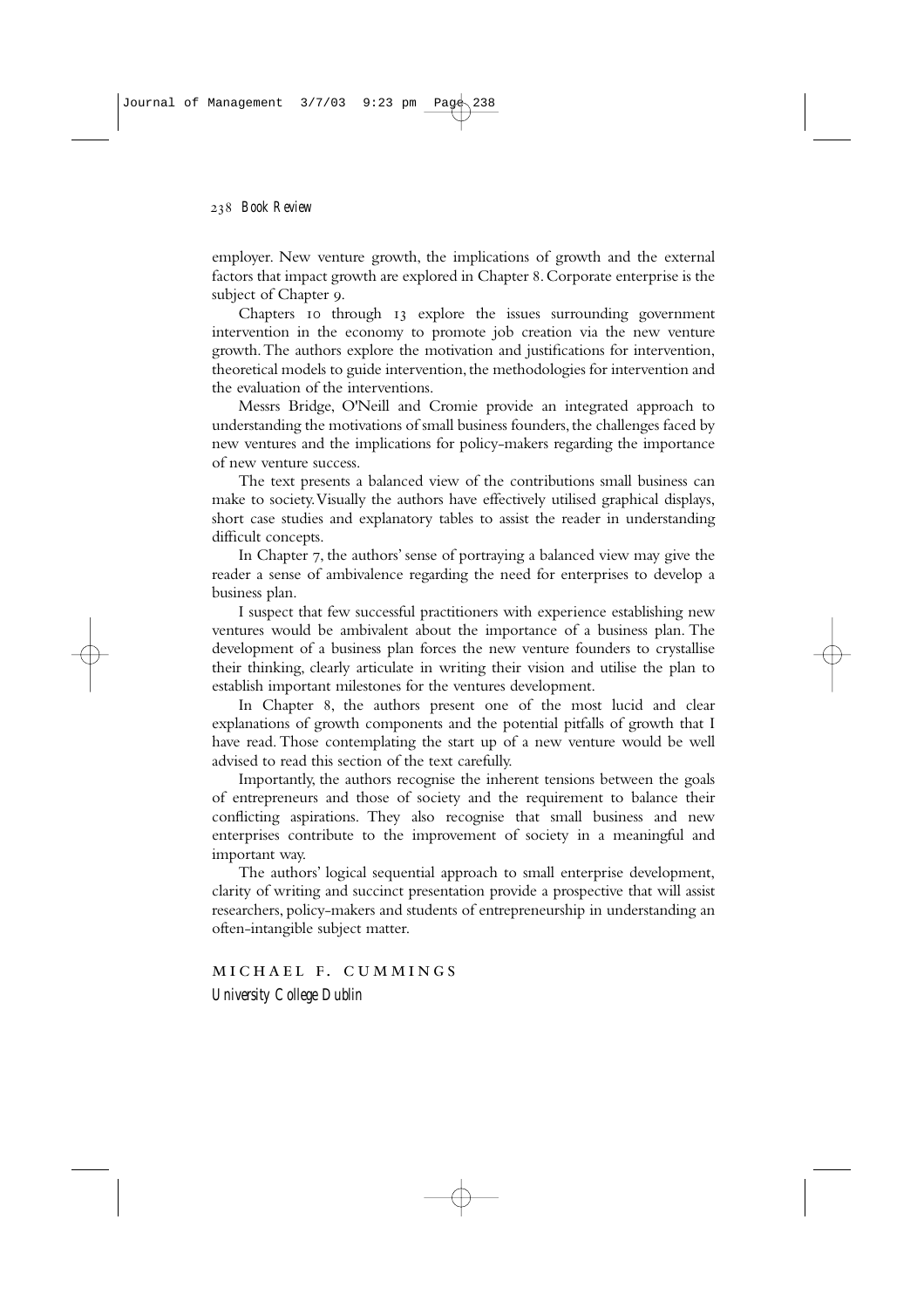employer. New venture growth, the implications of growth and the external factors that impact growth are explored in Chapter 8. Corporate enterprise is the subject of Chapter 9.

Chapters 10 through 13 explore the issues surrounding government intervention in the economy to promote job creation via the new venture growth. The authors explore the motivation and justifications for intervention, theoretical models to guide intervention, the methodologies for intervention and the evaluation of the interventions.

Messrs Bridge, O'Neill and Cromie provide an integrated approach to understanding the motivations of small business founders, the challenges faced by new ventures and the implications for policy-makers regarding the importance of new venture success.

The text presents a balanced view of the contributions small business can make to society. Visually the authors have effectively utilised graphical displays, short case studies and explanatory tables to assist the reader in understanding difficult concepts.

In Chapter 7, the authors' sense of portraying a balanced view may give the reader a sense of ambivalence regarding the need for enterprises to develop a business plan.

I suspect that few successful practitioners with experience establishing new ventures would be ambivalent about the importance of a business plan. The development of a business plan forces the new venture founders to crystallise their thinking, clearly articulate in writing their vision and utilise the plan to establish important milestones for the ventures development.

In Chapter 8, the authors present one of the most lucid and clear explanations of growth components and the potential pitfalls of growth that I have read. Those contemplating the start up of a new venture would be well advised to read this section of the text carefully.

Importantly, the authors recognise the inherent tensions between the goals of entrepreneurs and those of society and the requirement to balance their conflicting aspirations. They also recognise that small business and new enterprises contribute to the improvement of society in a meaningful and important way.

The authors' logical sequential approach to small enterprise development, clarity of writing and succinct presentation provide a prospective that will assist researchers, policy-makers and students of entrepreneurship in understanding an often-intangible subject matter.

MICHAEL F. CUMMINGS

*University College Dublin*